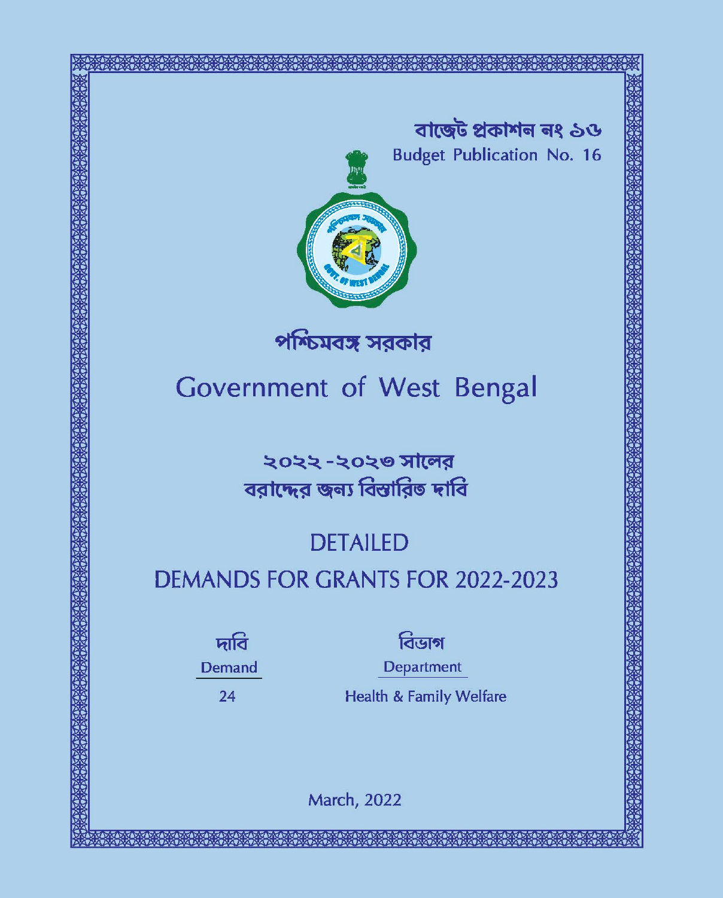বাজেট প্রকাশন নং ১৬

Budget Publication No. 16

# পশ্চিমবঙ্গ সরকার

# Government of West Bengal

## ২০২২-২০২৩ সালের বরাদ্দের জন্য বিস্তারিত দাবি

## DETAILED DEMANDS FOR GRANTS FOR 2022-2023

| দাবি<br>Demand | বিভাগ<br>Department |
| --- | --- |
| 24 | Health & Family Welfare |

March, 2022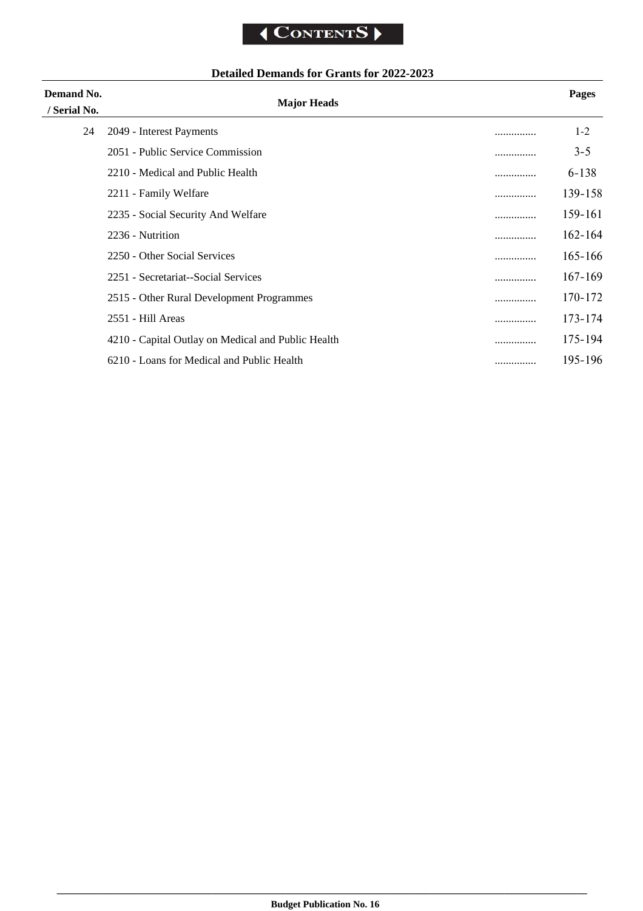# CONTENTS

## Detailed Demands for Grants for 2022-2023

| Demand No. / Serial No. | Major Heads | | Pages |
|---|---|---|---|
| 24 | 2049 - Interest Payments | ............... | 1-2 |
| | 2051 - Public Service Commission | ............... | 3-5 |
| | 2210 - Medical and Public Health | ............... | 6-138 |
| | 2211 - Family Welfare | ............... | 139-158 |
| | 2235 - Social Security And Welfare | ............... | 159-161 |
| | 2236 - Nutrition | ............... | 162-164 |
| | 2250 - Other Social Services | ............... | 165-166 |
| | 2251 - Secretariat--Social Services | ............... | 167-169 |
| | 2515 - Other Rural Development Programmes | ............... | 170-172 |
| | 2551 - Hill Areas | ............... | 173-174 |
| | 4210 - Capital Outlay on Medical and Public Health | ............... | 175-194 |
| | 6210 - Loans for Medical and Public Health | ............... | 195-196 |

**Budget Publication No. 16**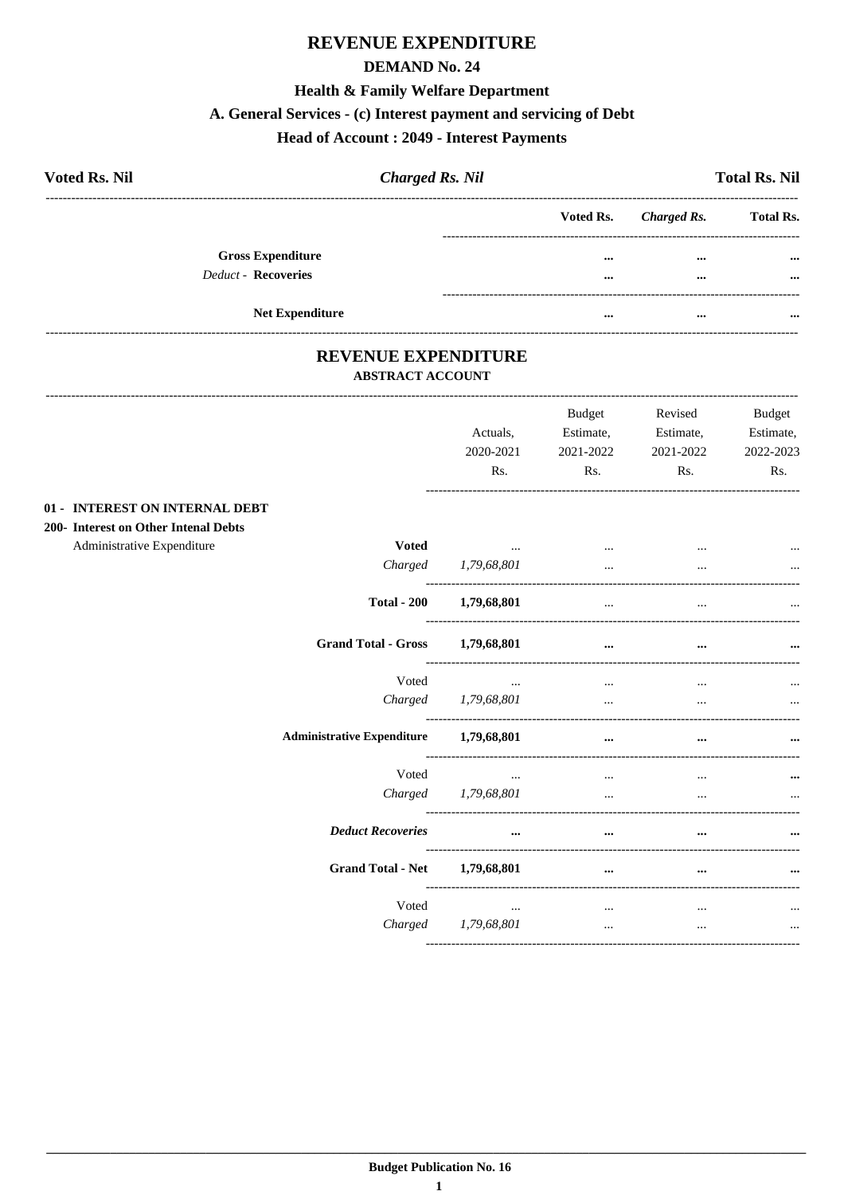# REVENUE EXPENDITURE

## DEMAND No. 24

### Health & Family Welfare Department

### A. General Services - (c) Interest payment and servicing of Debt

### Head of Account : 2049 - Interest Payments

**Voted Rs. Nil** *Charged Rs. Nil* **Total Rs. Nil**

| | Voted Rs. | *Charged Rs.* | Total Rs. |
|---|---|---|---|
| **Gross Expenditure** | ... | ... | ... |
| *Deduct* - **Recoveries** | ... | ... | ... |
| **Net Expenditure** | ... | ... | ... |

## REVENUE EXPENDITURE

### ABSTRACT ACCOUNT

| | | Actuals, 2020-2021 Rs. | Budget Estimate, 2021-2022 Rs. | Revised Estimate, 2021-2022 Rs. | Budget Estimate, 2022-2023 Rs. |
|---|---|---|---|---|---|
| **01 - INTEREST ON INTERNAL DEBT** | | | | | |
| **200- Interest on Other Intenal Debts** | | | | | |
| Administrative Expenditure | **Voted** | ... | ... | ... | ... |
| | *Charged* | *1,79,68,801* | ... | ... | ... |
| | **Total - 200** | **1,79,68,801** | ... | ... | ... |
| | **Grand Total - Gross** | **1,79,68,801** | **...** | **...** | **...** |
| | Voted | ... | ... | ... | ... |
| | *Charged* | *1,79,68,801* | ... | ... | ... |
| | **Administrative Expenditure** | **1,79,68,801** | **...** | **...** | **...** |
| | Voted | ... | ... | ... | **...** |
| | *Charged* | *1,79,68,801* | ... | ... | ... |
| | ***Deduct Recoveries*** | **...** | **...** | **...** | **...** |
| | **Grand Total - Net** | **1,79,68,801** | **...** | **...** | **...** |
| | Voted | ... | ... | ... | ... |
| | *Charged* | *1,79,68,801* | ... | ... | ... |

**Budget Publication No. 16**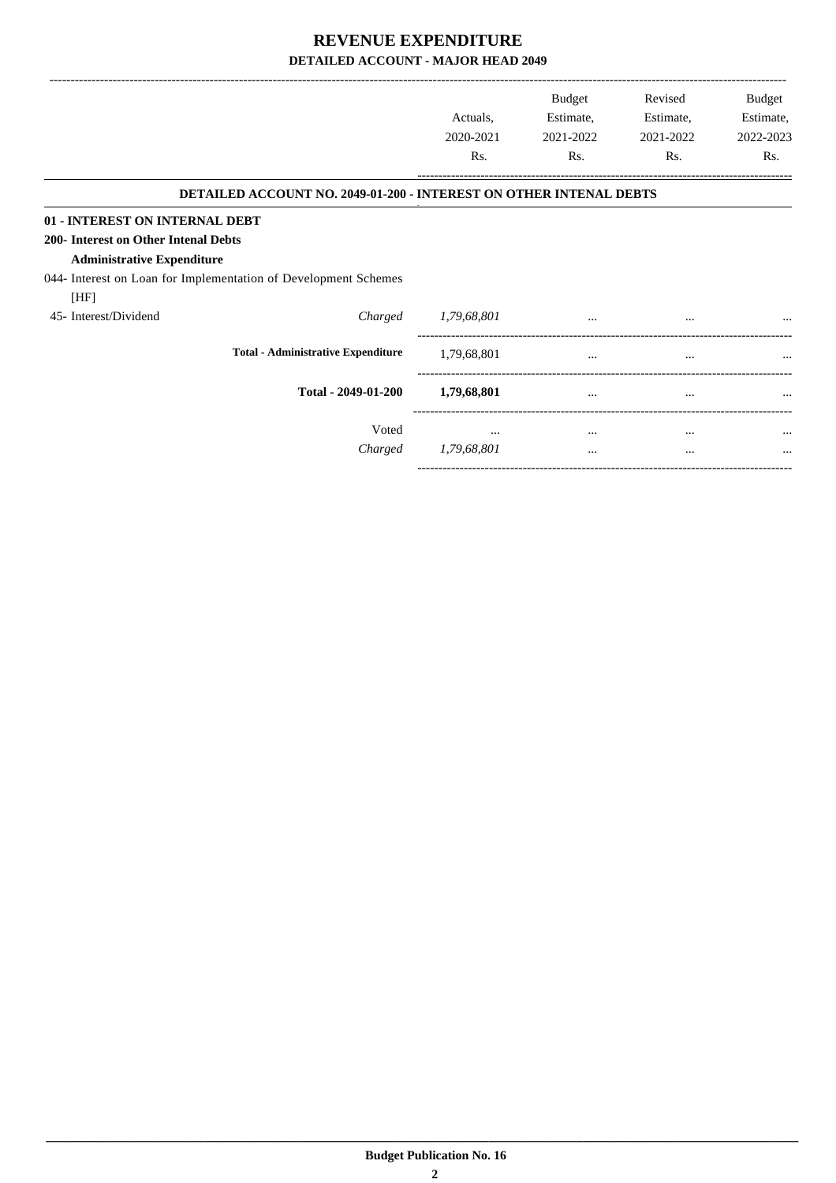# REVENUE EXPENDITURE

## DETAILED ACCOUNT - MAJOR HEAD 2049

| | | Actuals, 2020-2021 Rs. | Budget Estimate, 2021-2022 Rs. | Revised Estimate, 2021-2022 Rs. | Budget Estimate, 2022-2023 Rs. |
|---|---|---|---|---|---|
| **DETAILED ACCOUNT NO. 2049-01-200 - INTEREST ON OTHER INTENAL DEBTS** | | | | | |
| **01 - INTEREST ON INTERNAL DEBT** | | | | | |
| **200- Interest on Other Intenal Debts** | | | | | |
| **Administrative Expenditure** | | | | | |
| 044- Interest on Loan for Implementation of Development Schemes [HF] | | | | | |
| 45- Interest/Dividend | *Charged* | *1,79,68,801* | ... | ... | ... |
| | **Total - Administrative Expenditure** | 1,79,68,801 | ... | ... | ... |
| | **Total - 2049-01-200** | **1,79,68,801** | ... | ... | ... |
| | Voted | ... | ... | ... | ... |
| | *Charged* | *1,79,68,801* | ... | ... | ... |

**Budget Publication No. 16**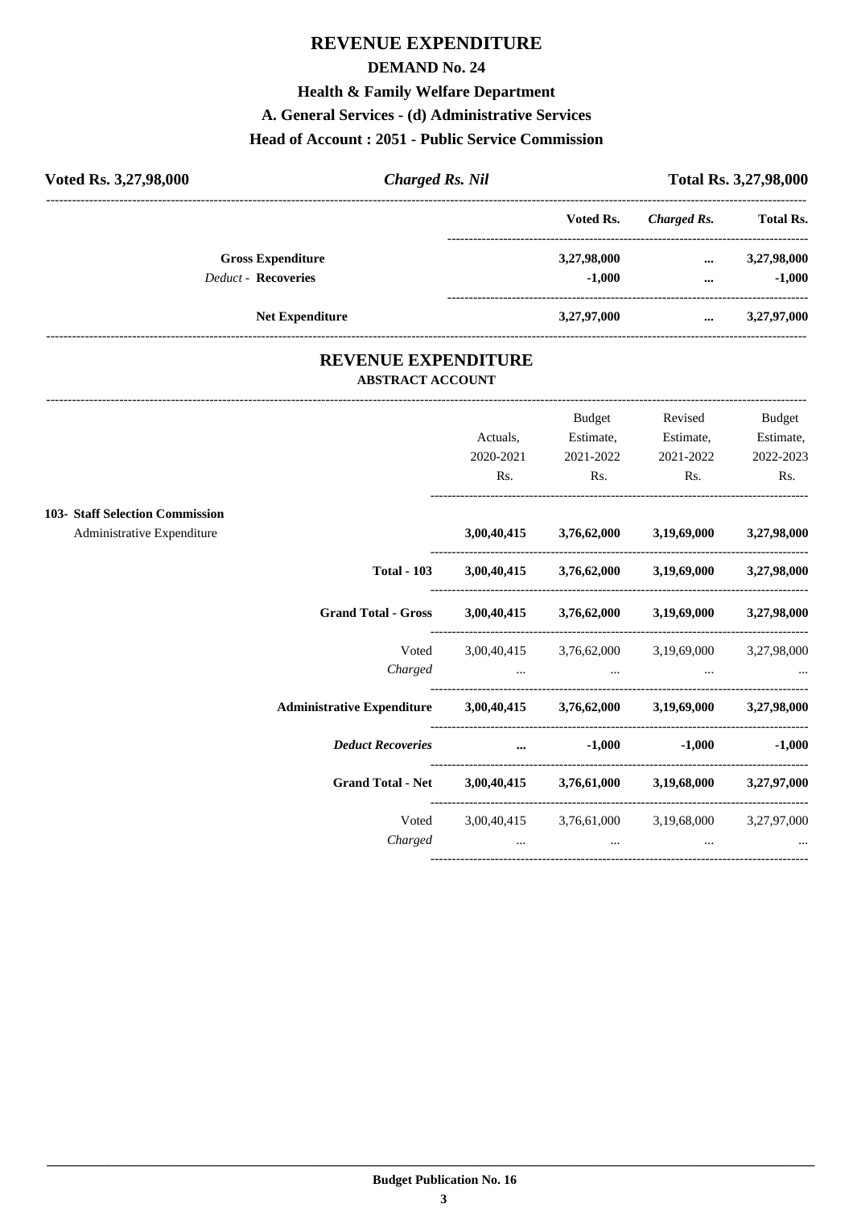# REVENUE EXPENDITURE

## DEMAND No. 24

### Health & Family Welfare Department

### A. General Services - (d) Administrative Services

### Head of Account : 2051 - Public Service Commission

| **Voted Rs. 3,27,98,000** | ***Charged Rs. Nil*** | **Total Rs. 3,27,98,000** |
|---|---|---|

| | Voted Rs. | *Charged Rs.* | Total Rs. |
|---|---|---|---|
| **Gross Expenditure** | 3,27,98,000 | ... | 3,27,98,000 |
| *Deduct* - **Recoveries** | -1,000 | ... | -1,000 |
| **Net Expenditure** | 3,27,97,000 | ... | 3,27,97,000 |

# REVENUE EXPENDITURE

**ABSTRACT ACCOUNT**

| | Actuals, 2020-2021 Rs. | Budget Estimate, 2021-2022 Rs. | Revised Estimate, 2021-2022 Rs. | Budget Estimate, 2022-2023 Rs. |
|---|---|---|---|---|
| **103- Staff Selection Commission** | | | | |
| Administrative Expenditure | **3,00,40,415** | **3,76,62,000** | **3,19,69,000** | **3,27,98,000** |
| **Total - 103** | **3,00,40,415** | **3,76,62,000** | **3,19,69,000** | **3,27,98,000** |
| **Grand Total - Gross** | **3,00,40,415** | **3,76,62,000** | **3,19,69,000** | **3,27,98,000** |
| Voted | 3,00,40,415 | 3,76,62,000 | 3,19,69,000 | 3,27,98,000 |
| *Charged* | ... | ... | ... | ... |
| **Administrative Expenditure** | **3,00,40,415** | **3,76,62,000** | **3,19,69,000** | **3,27,98,000** |
| ***Deduct Recoveries*** | **...** | **-1,000** | **-1,000** | **-1,000** |
| **Grand Total - Net** | **3,00,40,415** | **3,76,61,000** | **3,19,68,000** | **3,27,97,000** |
| Voted | 3,00,40,415 | 3,76,61,000 | 3,19,68,000 | 3,27,97,000 |
| *Charged* | ... | ... | ... | ... |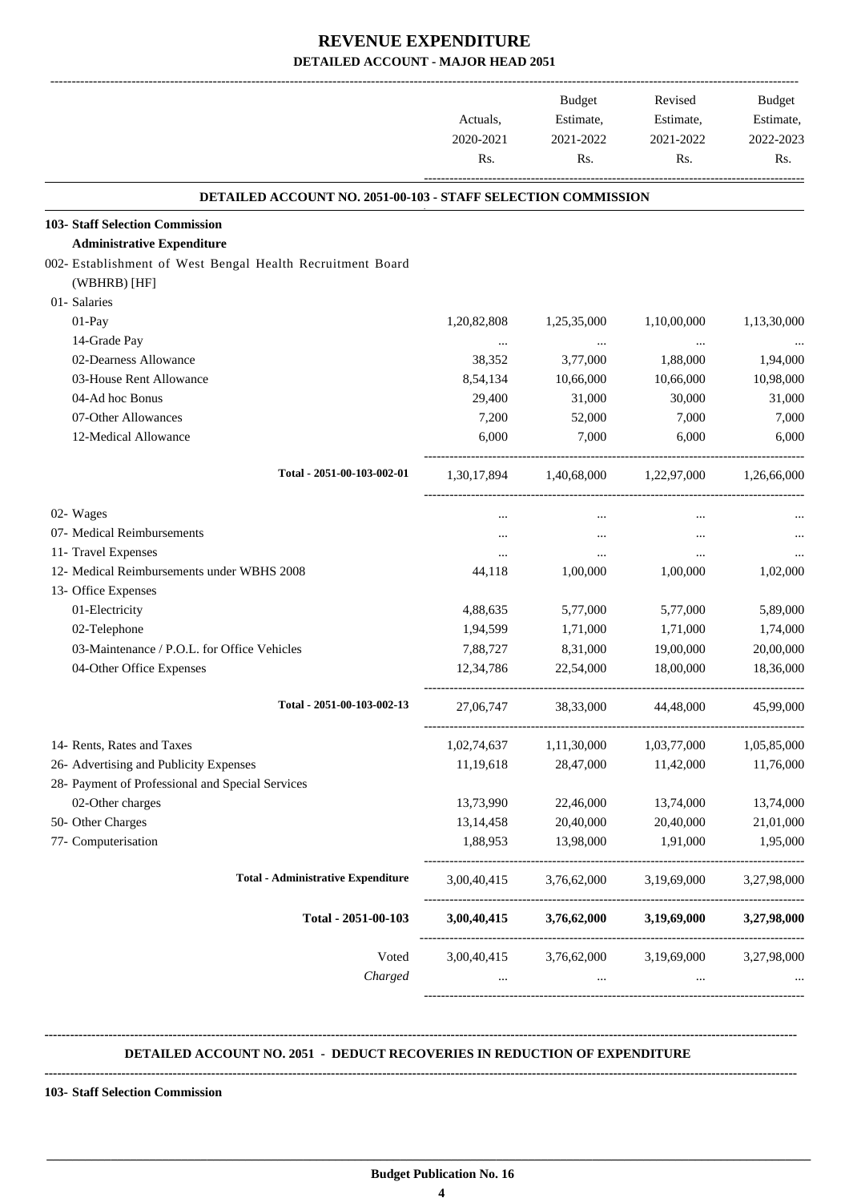# REVENUE EXPENDITURE

## DETAILED ACCOUNT - MAJOR HEAD 2051

| | Actuals, 2020-2021 Rs. | Budget Estimate, 2021-2022 Rs. | Revised Estimate, 2021-2022 Rs. | Budget Estimate, 2022-2023 Rs. |
|---|---|---|---|---|
| **DETAILED ACCOUNT NO. 2051-00-103 - STAFF SELECTION COMMISSION** | | | | |
| **103- Staff Selection Commission** | | | | |
| **Administrative Expenditure** | | | | |
| 002- Establishment of West Bengal Health Recruitment Board (WBHRB) [HF] | | | | |
| 01- Salaries | | | | |
| 01-Pay | 1,20,82,808 | 1,25,35,000 | 1,10,00,000 | 1,13,30,000 |
| 14-Grade Pay | ... | ... | ... | ... |
| 02-Dearness Allowance | 38,352 | 3,77,000 | 1,88,000 | 1,94,000 |
| 03-House Rent Allowance | 8,54,134 | 10,66,000 | 10,66,000 | 10,98,000 |
| 04-Ad hoc Bonus | 29,400 | 31,000 | 30,000 | 31,000 |
| 07-Other Allowances | 7,200 | 52,000 | 7,000 | 7,000 |
| 12-Medical Allowance | 6,000 | 7,000 | 6,000 | 6,000 |
| Total - 2051-00-103-002-01 | 1,30,17,894 | 1,40,68,000 | 1,22,97,000 | 1,26,66,000 |
| 02- Wages | ... | ... | ... | ... |
| 07- Medical Reimbursements | ... | ... | ... | ... |
| 11- Travel Expenses | ... | ... | ... | ... |
| 12- Medical Reimbursements under WBHS 2008 | 44,118 | 1,00,000 | 1,00,000 | 1,02,000 |
| 13- Office Expenses | | | | |
| 01-Electricity | 4,88,635 | 5,77,000 | 5,77,000 | 5,89,000 |
| 02-Telephone | 1,94,599 | 1,71,000 | 1,71,000 | 1,74,000 |
| 03-Maintenance / P.O.L. for Office Vehicles | 7,88,727 | 8,31,000 | 19,00,000 | 20,00,000 |
| 04-Other Office Expenses | 12,34,786 | 22,54,000 | 18,00,000 | 18,36,000 |
| Total - 2051-00-103-002-13 | 27,06,747 | 38,33,000 | 44,48,000 | 45,99,000 |
| 14- Rents, Rates and Taxes | 1,02,74,637 | 1,11,30,000 | 1,03,77,000 | 1,05,85,000 |
| 26- Advertising and Publicity Expenses | 11,19,618 | 28,47,000 | 11,42,000 | 11,76,000 |
| 28- Payment of Professional and Special Services | | | | |
| 02-Other charges | 13,73,990 | 22,46,000 | 13,74,000 | 13,74,000 |
| 50- Other Charges | 13,14,458 | 20,40,000 | 20,40,000 | 21,01,000 |
| 77- Computerisation | 1,88,953 | 13,98,000 | 1,91,000 | 1,95,000 |
| **Total - Administrative Expenditure** | 3,00,40,415 | 3,76,62,000 | 3,19,69,000 | 3,27,98,000 |
| **Total - 2051-00-103** | **3,00,40,415** | **3,76,62,000** | **3,19,69,000** | **3,27,98,000** |
| Voted | 3,00,40,415 | 3,76,62,000 | 3,19,69,000 | 3,27,98,000 |
| *Charged* | ... | ... | ... | ... |

**DETAILED ACCOUNT NO. 2051 - DEDUCT RECOVERIES IN REDUCTION OF EXPENDITURE**

**103- Staff Selection Commission**

**Budget Publication No. 16**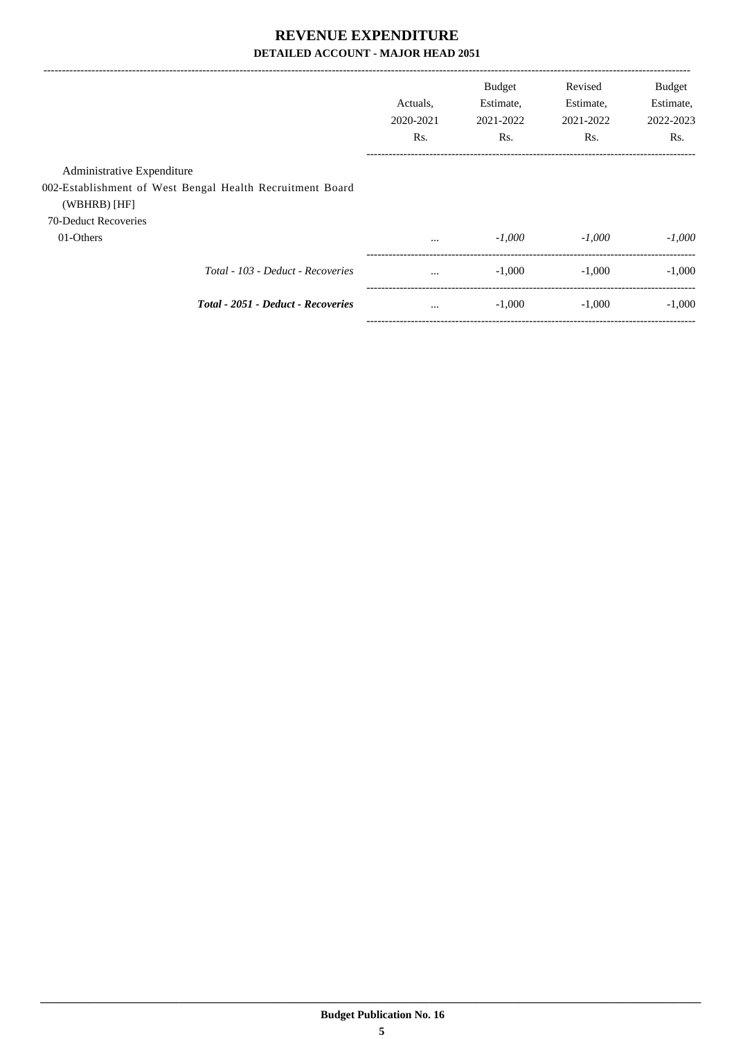# REVENUE EXPENDITURE

## DETAILED ACCOUNT - MAJOR HEAD 2051

| | Actuals, 2020-2021 Rs. | Budget Estimate, 2021-2022 Rs. | Revised Estimate, 2021-2022 Rs. | Budget Estimate, 2022-2023 Rs. |
|---|---|---|---|---|
| Administrative Expenditure | | | | |
| 002-Establishment of West Bengal Health Recruitment Board (WBHRB) [HF] | | | | |
| 70-Deduct Recoveries | | | | |
| 01-Others | ... | *-1,000* | *-1,000* | *-1,000* |
| *Total - 103 - Deduct - Recoveries* | ... | -1,000 | -1,000 | -1,000 |
| ***Total - 2051 - Deduct - Recoveries*** | ... | -1,000 | -1,000 | -1,000 |

**Budget Publication No. 16**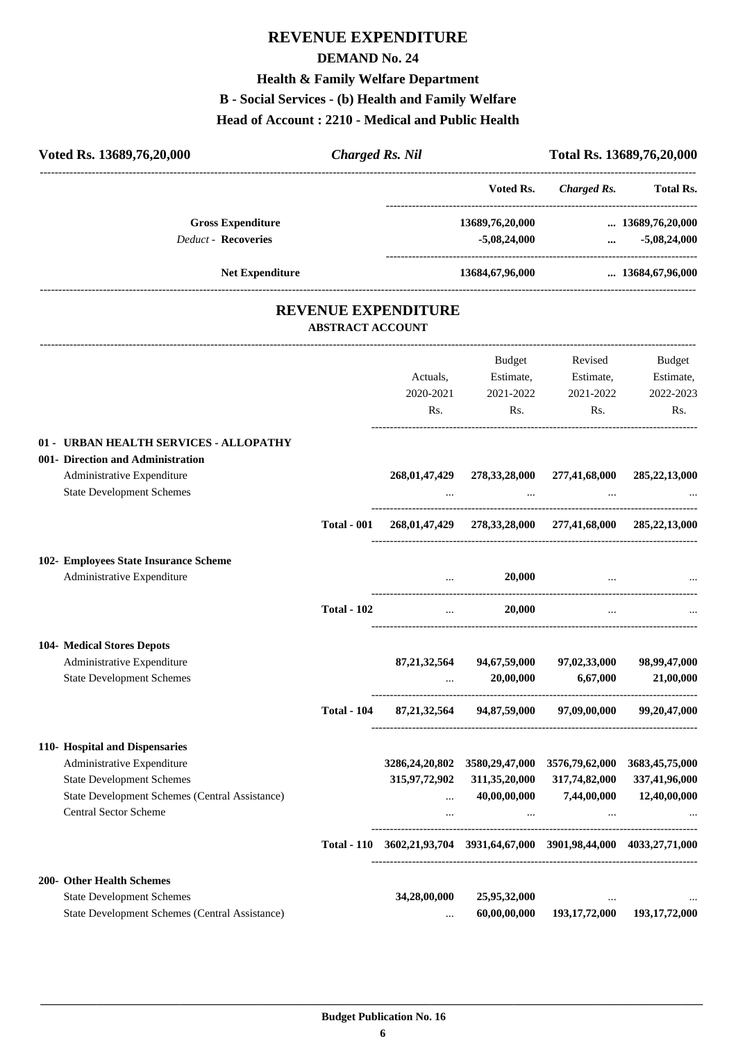# REVENUE EXPENDITURE

## DEMAND No. 24

### Health & Family Welfare Department

### B - Social Services - (b) Health and Family Welfare

### Head of Account : 2210 - Medical and Public Health

**Voted Rs. 13689,76,20,000** | ***Charged Rs. Nil*** | **Total Rs. 13689,76,20,000**

| | Voted Rs. | *Charged Rs.* | Total Rs. |
|---|---|---|---|
| **Gross Expenditure** | **13689,76,20,000** | **...** | **13689,76,20,000** |
| *Deduct* - **Recoveries** | **-5,08,24,000** | **...** | **-5,08,24,000** |
| **Net Expenditure** | **13684,67,96,000** | **...** | **13684,67,96,000** |

## REVENUE EXPENDITURE

### ABSTRACT ACCOUNT

| | | Actuals, 2020-2021 Rs. | Budget Estimate, 2021-2022 Rs. | Revised Estimate, 2021-2022 Rs. | Budget Estimate, 2022-2023 Rs. |
|---|---|---|---|---|---|
| **01 - URBAN HEALTH SERVICES - ALLOPATHY** | | | | | |
| **001- Direction and Administration** | | | | | |
| Administrative Expenditure | | **268,01,47,429** | **278,33,28,000** | **277,41,68,000** | **285,22,13,000** |
| State Development Schemes | | ... | ... | ... | ... |
| | **Total - 001** | **268,01,47,429** | **278,33,28,000** | **277,41,68,000** | **285,22,13,000** |
| **102- Employees State Insurance Scheme** | | | | | |
| Administrative Expenditure | | ... | **20,000** | ... | ... |
| | **Total - 102** | ... | **20,000** | ... | ... |
| **104- Medical Stores Depots** | | | | | |
| Administrative Expenditure | | **87,21,32,564** | **94,67,59,000** | **97,02,33,000** | **98,99,47,000** |
| State Development Schemes | | ... | **20,00,000** | **6,67,000** | **21,00,000** |
| | **Total - 104** | **87,21,32,564** | **94,87,59,000** | **97,09,00,000** | **99,20,47,000** |
| **110- Hospital and Dispensaries** | | | | | |
| Administrative Expenditure | | **3286,24,20,802** | **3580,29,47,000** | **3576,79,62,000** | **3683,45,75,000** |
| State Development Schemes | | **315,97,72,902** | **311,35,20,000** | **317,74,82,000** | **337,41,96,000** |
| State Development Schemes (Central Assistance) | | ... | **40,00,00,000** | **7,44,00,000** | **12,40,00,000** |
| Central Sector Scheme | | ... | ... | ... | ... |
| | **Total - 110** | **3602,21,93,704** | **3931,64,67,000** | **3901,98,44,000** | **4033,27,71,000** |
| **200- Other Health Schemes** | | | | | |
| State Development Schemes | | **34,28,00,000** | **25,95,32,000** | ... | ... |
| State Development Schemes (Central Assistance) | | ... | **60,00,00,000** | **193,17,72,000** | **193,17,72,000** |

**Budget Publication No. 16**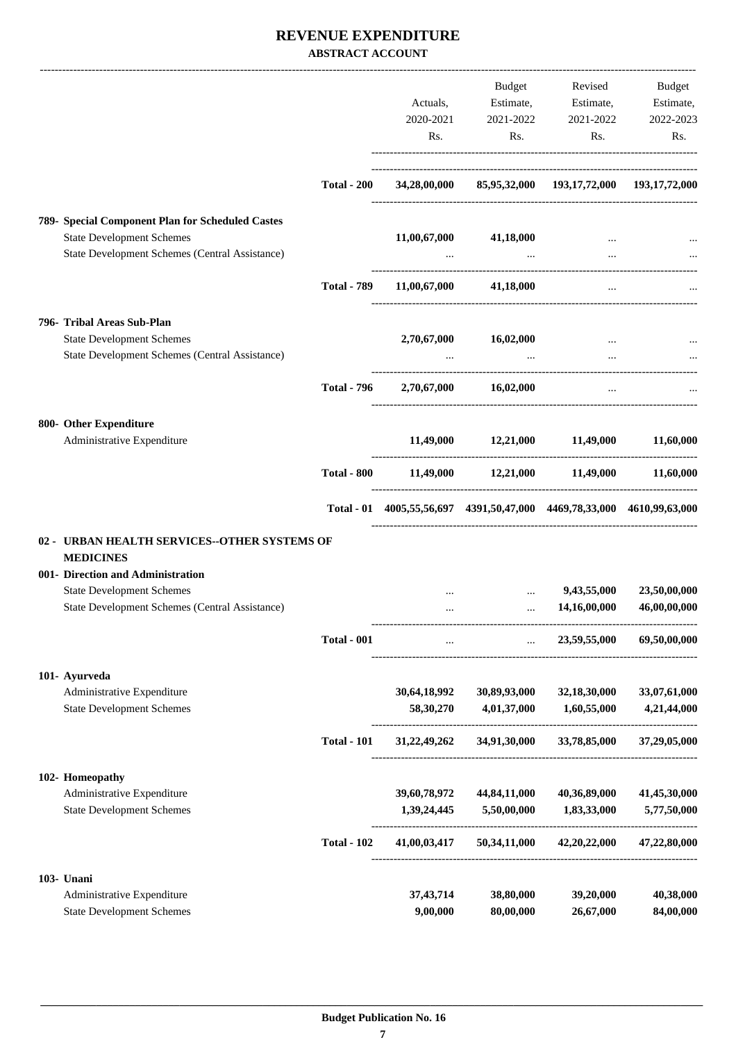# REVENUE EXPENDITURE

**ABSTRACT ACCOUNT**

| | | Actuals, 2020-2021 Rs. | Budget Estimate, 2021-2022 Rs. | Revised Estimate, 2021-2022 Rs. | Budget Estimate, 2022-2023 Rs. |
|---|---|---|---|---|---|
| | **Total - 200** | **34,28,00,000** | **85,95,32,000** | **193,17,72,000** | **193,17,72,000** |
| **789- Special Component Plan for Scheduled Castes** | | | | | |
| State Development Schemes | | **11,00,67,000** | **41,18,000** | ... | ... |
| State Development Schemes (Central Assistance) | | ... | ... | ... | ... |
| | **Total - 789** | **11,00,67,000** | **41,18,000** | ... | ... |
| **796- Tribal Areas Sub-Plan** | | | | | |
| State Development Schemes | | **2,70,67,000** | **16,02,000** | ... | ... |
| State Development Schemes (Central Assistance) | | ... | ... | ... | ... |
| | **Total - 796** | **2,70,67,000** | **16,02,000** | ... | ... |
| **800- Other Expenditure** | | | | | |
| Administrative Expenditure | | **11,49,000** | **12,21,000** | **11,49,000** | **11,60,000** |
| | **Total - 800** | **11,49,000** | **12,21,000** | **11,49,000** | **11,60,000** |
| | **Total - 01** | **4005,55,56,697** | **4391,50,47,000** | **4469,78,33,000** | **4610,99,63,000** |
| **02 - URBAN HEALTH SERVICES--OTHER SYSTEMS OF MEDICINES** | | | | | |
| **001- Direction and Administration** | | | | | |
| State Development Schemes | | ... | ... | **9,43,55,000** | **23,50,00,000** |
| State Development Schemes (Central Assistance) | | ... | ... | **14,16,00,000** | **46,00,00,000** |
| | **Total - 001** | ... | ... | **23,59,55,000** | **69,50,00,000** |
| **101- Ayurveda** | | | | | |
| Administrative Expenditure | | **30,64,18,992** | **30,89,93,000** | **32,18,30,000** | **33,07,61,000** |
| State Development Schemes | | **58,30,270** | **4,01,37,000** | **1,60,55,000** | **4,21,44,000** |
| | **Total - 101** | **31,22,49,262** | **34,91,30,000** | **33,78,85,000** | **37,29,05,000** |
| **102- Homeopathy** | | | | | |
| Administrative Expenditure | | **39,60,78,972** | **44,84,11,000** | **40,36,89,000** | **41,45,30,000** |
| State Development Schemes | | **1,39,24,445** | **5,50,00,000** | **1,83,33,000** | **5,77,50,000** |
| | **Total - 102** | **41,00,03,417** | **50,34,11,000** | **42,20,22,000** | **47,22,80,000** |
| **103- Unani** | | | | | |
| Administrative Expenditure | | **37,43,714** | **38,80,000** | **39,20,000** | **40,38,000** |
| State Development Schemes | | **9,00,000** | **80,00,000** | **26,67,000** | **84,00,000** |

**Budget Publication No. 16**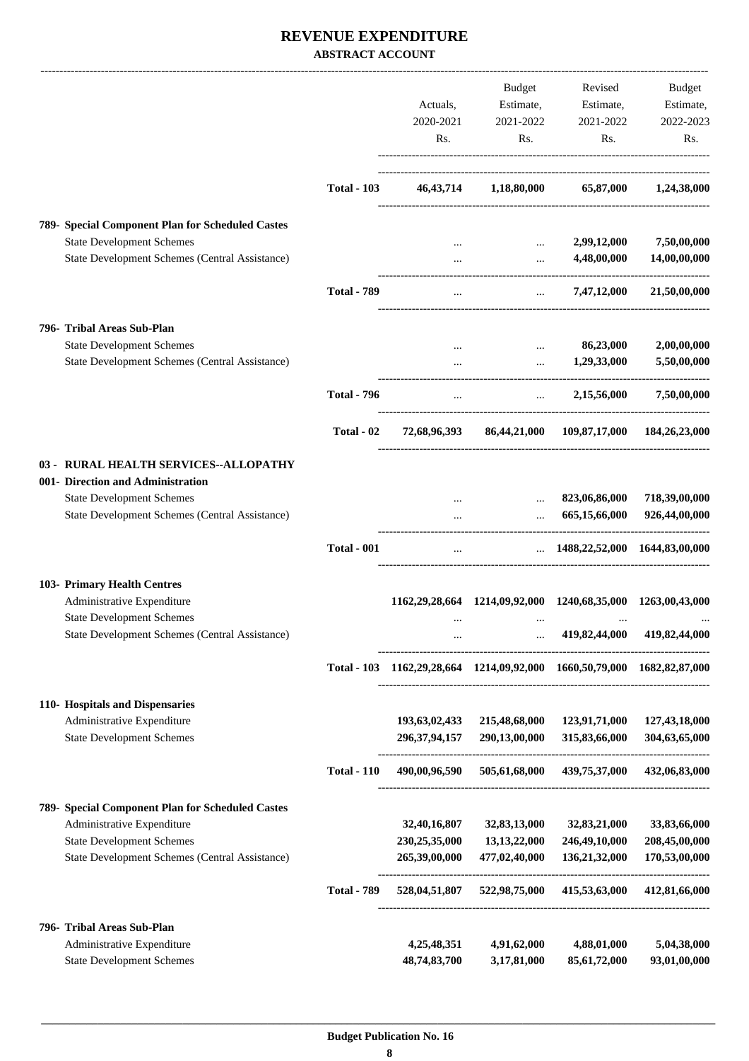# REVENUE EXPENDITURE

**ABSTRACT ACCOUNT**

| | | Actuals, 2020-2021 Rs. | Budget Estimate, 2021-2022 Rs. | Revised Estimate, 2021-2022 Rs. | Budget Estimate, 2022-2023 Rs. |
|---|---|---|---|---|---|
| | **Total - 103** | **46,43,714** | **1,18,80,000** | **65,87,000** | **1,24,38,000** |
| **789- Special Component Plan for Scheduled Castes** | | | | | |
| State Development Schemes | | ... | ... | **2,99,12,000** | **7,50,00,000** |
| State Development Schemes (Central Assistance) | | ... | ... | **4,48,00,000** | **14,00,00,000** |
| | **Total - 789** | ... | ... | **7,47,12,000** | **21,50,00,000** |
| **796- Tribal Areas Sub-Plan** | | | | | |
| State Development Schemes | | ... | ... | **86,23,000** | **2,00,00,000** |
| State Development Schemes (Central Assistance) | | ... | ... | **1,29,33,000** | **5,50,00,000** |
| | **Total - 796** | ... | ... | **2,15,56,000** | **7,50,00,000** |
| | **Total - 02** | **72,68,96,393** | **86,44,21,000** | **109,87,17,000** | **184,26,23,000** |
| **03 - RURAL HEALTH SERVICES--ALLOPATHY** | | | | | |
| **001- Direction and Administration** | | | | | |
| State Development Schemes | | ... | ... | **823,06,86,000** | **718,39,00,000** |
| State Development Schemes (Central Assistance) | | ... | ... | **665,15,66,000** | **926,44,00,000** |
| | **Total - 001** | ... | ... | **1488,22,52,000** | **1644,83,00,000** |
| **103- Primary Health Centres** | | | | | |
| Administrative Expenditure | | **1162,29,28,664** | **1214,09,92,000** | **1240,68,35,000** | **1263,00,43,000** |
| State Development Schemes | | ... | ... | ... | ... |
| State Development Schemes (Central Assistance) | | ... | ... | **419,82,44,000** | **419,82,44,000** |
| | **Total - 103** | **1162,29,28,664** | **1214,09,92,000** | **1660,50,79,000** | **1682,82,87,000** |
| **110- Hospitals and Dispensaries** | | | | | |
| Administrative Expenditure | | **193,63,02,433** | **215,48,68,000** | **123,91,71,000** | **127,43,18,000** |
| State Development Schemes | | **296,37,94,157** | **290,13,00,000** | **315,83,66,000** | **304,63,65,000** |
| | **Total - 110** | **490,00,96,590** | **505,61,68,000** | **439,75,37,000** | **432,06,83,000** |
| **789- Special Component Plan for Scheduled Castes** | | | | | |
| Administrative Expenditure | | **32,40,16,807** | **32,83,13,000** | **32,83,21,000** | **33,83,66,000** |
| State Development Schemes | | **230,25,35,000** | **13,13,22,000** | **246,49,10,000** | **208,45,00,000** |
| State Development Schemes (Central Assistance) | | **265,39,00,000** | **477,02,40,000** | **136,21,32,000** | **170,53,00,000** |
| | **Total - 789** | **528,04,51,807** | **522,98,75,000** | **415,53,63,000** | **412,81,66,000** |
| **796- Tribal Areas Sub-Plan** | | | | | |
| Administrative Expenditure | | **4,25,48,351** | **4,91,62,000** | **4,88,01,000** | **5,04,38,000** |
| State Development Schemes | | **48,74,83,700** | **3,17,81,000** | **85,61,72,000** | **93,01,00,000** |

**Budget Publication No. 16**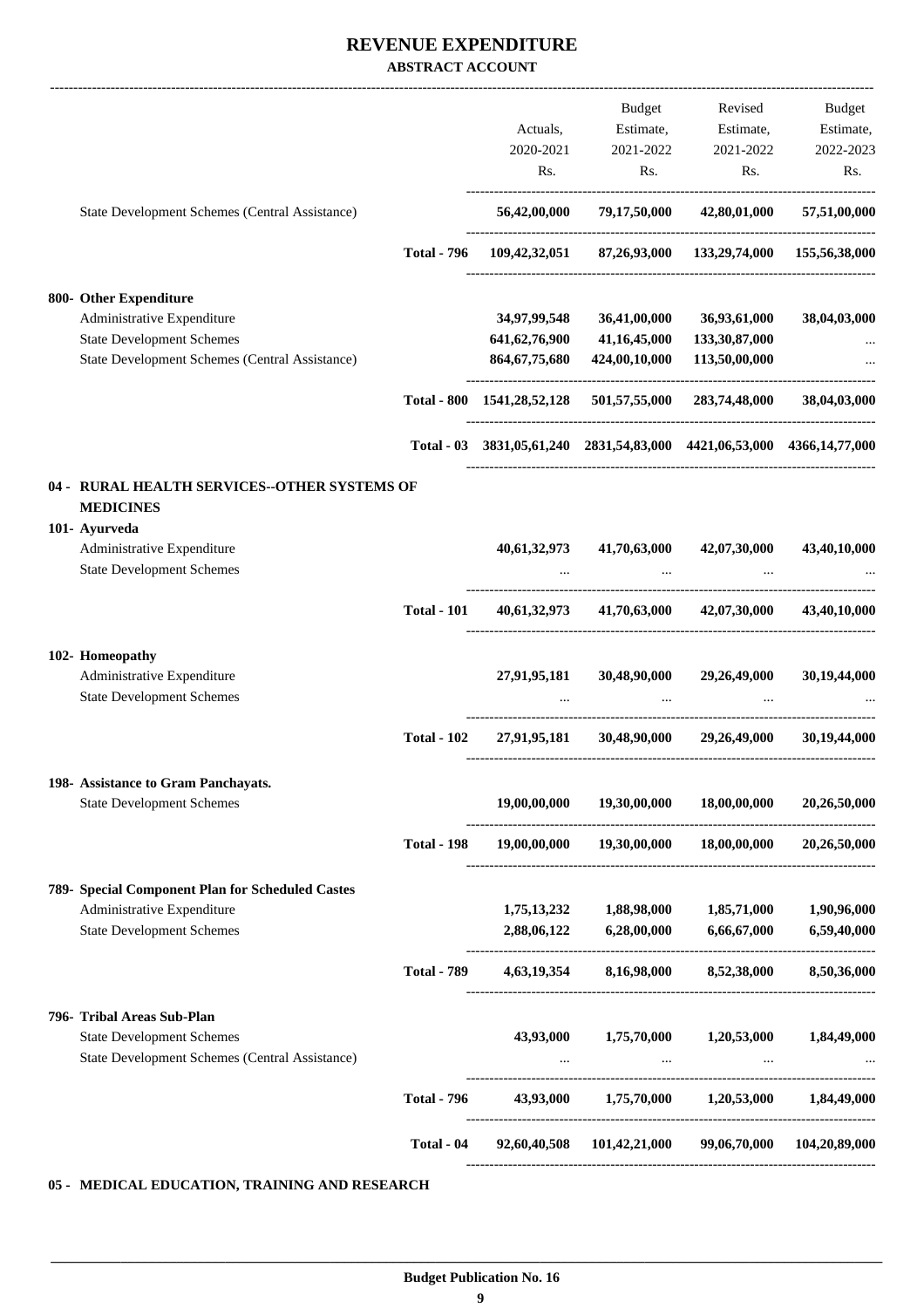# REVENUE EXPENDITURE

## ABSTRACT ACCOUNT

| | | Actuals, 2020-2021 Rs. | Budget Estimate, 2021-2022 Rs. | Revised Estimate, 2021-2022 Rs. | Budget Estimate, 2022-2023 Rs. |
|---|---|---|---|---|---|
| State Development Schemes (Central Assistance) | | 56,42,00,000 | 79,17,50,000 | 42,80,01,000 | 57,51,00,000 |
| | Total - 796 | 109,42,32,051 | 87,26,93,000 | 133,29,74,000 | 155,56,38,000 |
| **800- Other Expenditure** | | | | | |
| Administrative Expenditure | | 34,97,99,548 | 36,41,00,000 | 36,93,61,000 | 38,04,03,000 |
| State Development Schemes | | 641,62,76,900 | 41,16,45,000 | 133,30,87,000 | ... |
| State Development Schemes (Central Assistance) | | 864,67,75,680 | 424,00,10,000 | 113,50,00,000 | ... |
| | Total - 800 | 1541,28,52,128 | 501,57,55,000 | 283,74,48,000 | 38,04,03,000 |
| | Total - 03 | 3831,05,61,240 | 2831,54,83,000 | 4421,06,53,000 | 4366,14,77,000 |
| **04 - RURAL HEALTH SERVICES--OTHER SYSTEMS OF MEDICINES** | | | | | |
| **101- Ayurveda** | | | | | |
| Administrative Expenditure | | 40,61,32,973 | 41,70,63,000 | 42,07,30,000 | 43,40,10,000 |
| State Development Schemes | | ... | ... | ... | ... |
| | Total - 101 | 40,61,32,973 | 41,70,63,000 | 42,07,30,000 | 43,40,10,000 |
| **102- Homeopathy** | | | | | |
| Administrative Expenditure | | 27,91,95,181 | 30,48,90,000 | 29,26,49,000 | 30,19,44,000 |
| State Development Schemes | | ... | ... | ... | ... |
| | Total - 102 | 27,91,95,181 | 30,48,90,000 | 29,26,49,000 | 30,19,44,000 |
| **198- Assistance to Gram Panchayats.** | | | | | |
| State Development Schemes | | 19,00,00,000 | 19,30,00,000 | 18,00,00,000 | 20,26,50,000 |
| | Total - 198 | 19,00,00,000 | 19,30,00,000 | 18,00,00,000 | 20,26,50,000 |
| **789- Special Component Plan for Scheduled Castes** | | | | | |
| Administrative Expenditure | | 1,75,13,232 | 1,88,98,000 | 1,85,71,000 | 1,90,96,000 |
| State Development Schemes | | 2,88,06,122 | 6,28,00,000 | 6,66,67,000 | 6,59,40,000 |
| | Total - 789 | 4,63,19,354 | 8,16,98,000 | 8,52,38,000 | 8,50,36,000 |
| **796- Tribal Areas Sub-Plan** | | | | | |
| State Development Schemes | | 43,93,000 | 1,75,70,000 | 1,20,53,000 | 1,84,49,000 |
| State Development Schemes (Central Assistance) | | ... | ... | ... | ... |
| | Total - 796 | 43,93,000 | 1,75,70,000 | 1,20,53,000 | 1,84,49,000 |
| | Total - 04 | 92,60,40,508 | 101,42,21,000 | 99,06,70,000 | 104,20,89,000 |

**05 - MEDICAL EDUCATION, TRAINING AND RESEARCH**

**Budget Publication No. 16**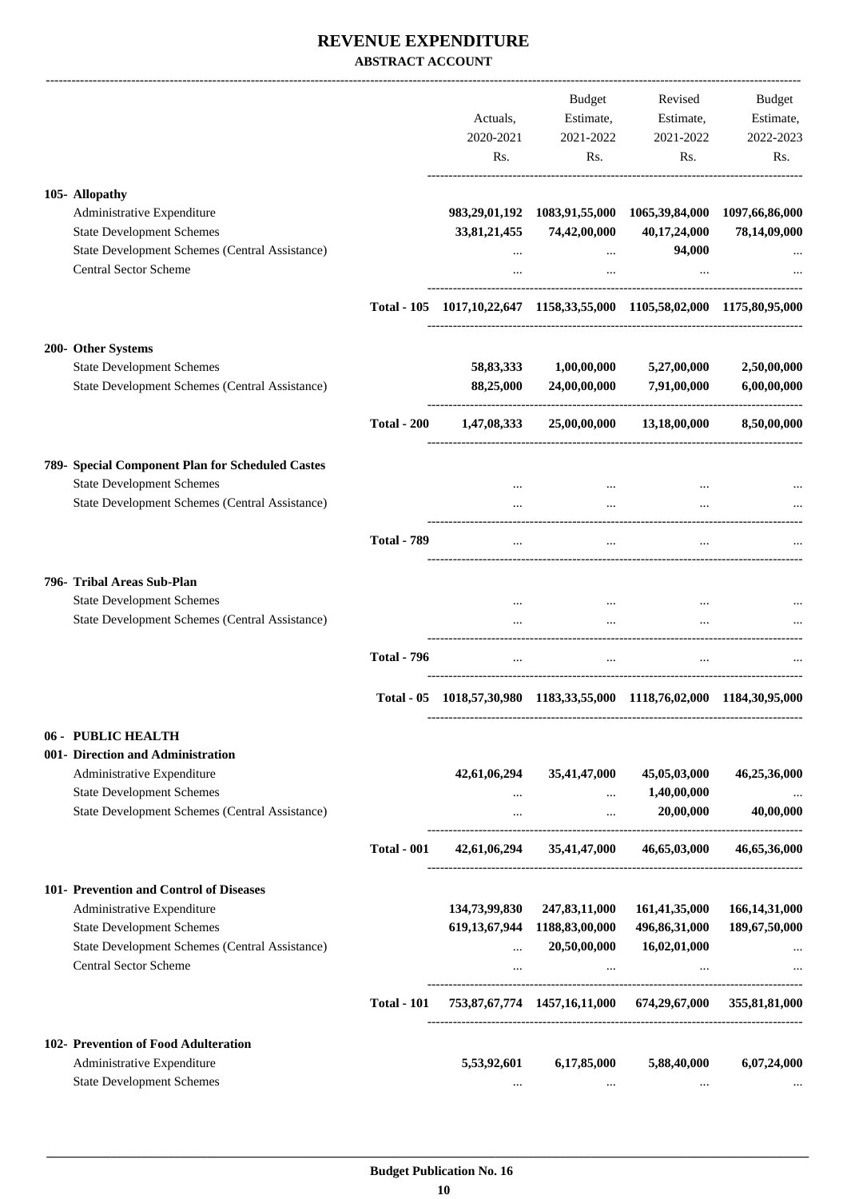# REVENUE EXPENDITURE

## ABSTRACT ACCOUNT

| | | Actuals, 2020-2021 Rs. | Budget Estimate, 2021-2022 Rs. | Revised Estimate, 2021-2022 Rs. | Budget Estimate, 2022-2023 Rs. |
|---|---|---|---|---|---|
| **105- Allopathy** | | | | | |
| Administrative Expenditure | | **983,29,01,192** | **1083,91,55,000** | **1065,39,84,000** | **1097,66,86,000** |
| State Development Schemes | | **33,81,21,455** | **74,42,00,000** | **40,17,24,000** | **78,14,09,000** |
| State Development Schemes (Central Assistance) | | ... | ... | **94,000** | ... |
| Central Sector Scheme | | ... | ... | ... | ... |
| | **Total - 105** | **1017,10,22,647** | **1158,33,55,000** | **1105,58,02,000** | **1175,80,95,000** |
| **200- Other Systems** | | | | | |
| State Development Schemes | | **58,83,333** | **1,00,00,000** | **5,27,00,000** | **2,50,00,000** |
| State Development Schemes (Central Assistance) | | **88,25,000** | **24,00,00,000** | **7,91,00,000** | **6,00,00,000** |
| | **Total - 200** | **1,47,08,333** | **25,00,00,000** | **13,18,00,000** | **8,50,00,000** |
| **789- Special Component Plan for Scheduled Castes** | | | | | |
| State Development Schemes | | ... | ... | ... | ... |
| State Development Schemes (Central Assistance) | | ... | ... | ... | ... |
| | **Total - 789** | ... | ... | ... | ... |
| **796- Tribal Areas Sub-Plan** | | | | | |
| State Development Schemes | | ... | ... | ... | ... |
| State Development Schemes (Central Assistance) | | ... | ... | ... | ... |
| | **Total - 796** | ... | ... | ... | ... |
| | **Total - 05** | **1018,57,30,980** | **1183,33,55,000** | **1118,76,02,000** | **1184,30,95,000** |
| **06 - PUBLIC HEALTH** | | | | | |
| **001- Direction and Administration** | | | | | |
| Administrative Expenditure | | **42,61,06,294** | **35,41,47,000** | **45,05,03,000** | **46,25,36,000** |
| State Development Schemes | | ... | ... | **1,40,00,000** | ... |
| State Development Schemes (Central Assistance) | | ... | ... | **20,00,000** | **40,00,000** |
| | **Total - 001** | **42,61,06,294** | **35,41,47,000** | **46,65,03,000** | **46,65,36,000** |
| **101- Prevention and Control of Diseases** | | | | | |
| Administrative Expenditure | | **134,73,99,830** | **247,83,11,000** | **161,41,35,000** | **166,14,31,000** |
| State Development Schemes | | **619,13,67,944** | **1188,83,00,000** | **496,86,31,000** | **189,67,50,000** |
| State Development Schemes (Central Assistance) | | ... | **20,50,00,000** | **16,02,01,000** | ... |
| Central Sector Scheme | | ... | ... | ... | ... |
| | **Total - 101** | **753,87,67,774** | **1457,16,11,000** | **674,29,67,000** | **355,81,81,000** |
| **102- Prevention of Food Adulteration** | | | | | |
| Administrative Expenditure | | **5,53,92,601** | **6,17,85,000** | **5,88,40,000** | **6,07,24,000** |
| State Development Schemes | | ... | ... | ... | ... |

**Budget Publication No. 16**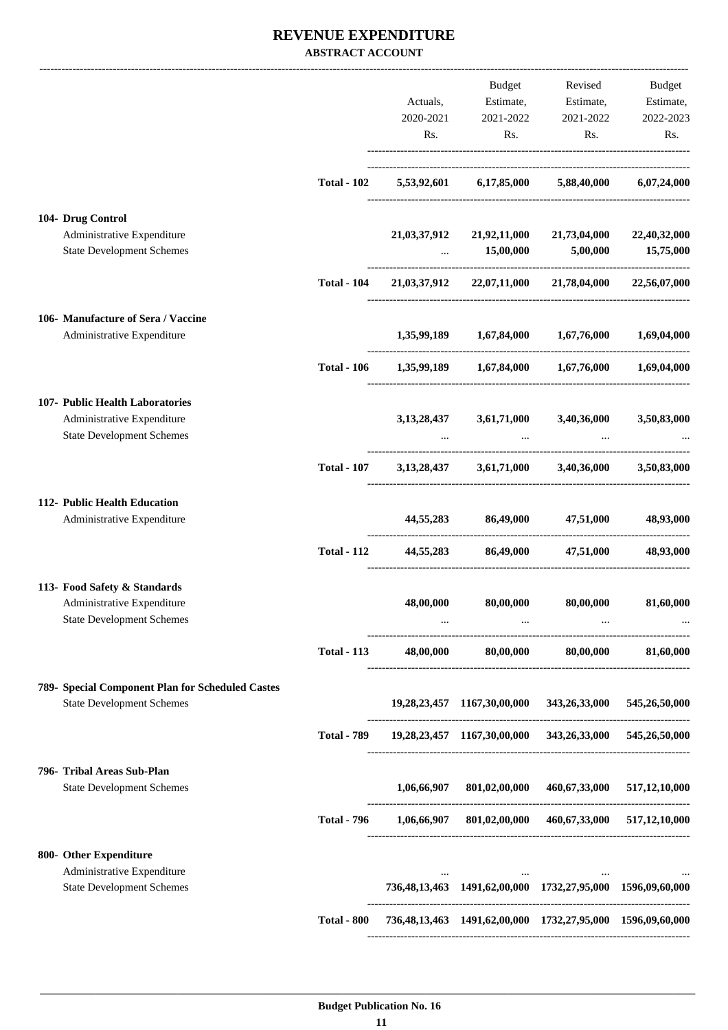# REVENUE EXPENDITURE

**ABSTRACT ACCOUNT**

| | | Actuals, 2020-2021 Rs. | Budget Estimate, 2021-2022 Rs. | Revised Estimate, 2021-2022 Rs. | Budget Estimate, 2022-2023 Rs. |
|---|---|---|---|---|---|
| | **Total - 102** | **5,53,92,601** | **6,17,85,000** | **5,88,40,000** | **6,07,24,000** |
| **104- Drug Control** | | | | | |
| Administrative Expenditure | | **21,03,37,912** | **21,92,11,000** | **21,73,04,000** | **22,40,32,000** |
| State Development Schemes | | ... | **15,00,000** | **5,00,000** | **15,75,000** |
| | **Total - 104** | **21,03,37,912** | **22,07,11,000** | **21,78,04,000** | **22,56,07,000** |
| **106- Manufacture of Sera / Vaccine** | | | | | |
| Administrative Expenditure | | **1,35,99,189** | **1,67,84,000** | **1,67,76,000** | **1,69,04,000** |
| | **Total - 106** | **1,35,99,189** | **1,67,84,000** | **1,67,76,000** | **1,69,04,000** |
| **107- Public Health Laboratories** | | | | | |
| Administrative Expenditure | | **3,13,28,437** | **3,61,71,000** | **3,40,36,000** | **3,50,83,000** |
| State Development Schemes | | ... | ... | ... | ... |
| | **Total - 107** | **3,13,28,437** | **3,61,71,000** | **3,40,36,000** | **3,50,83,000** |
| **112- Public Health Education** | | | | | |
| Administrative Expenditure | | **44,55,283** | **86,49,000** | **47,51,000** | **48,93,000** |
| | **Total - 112** | **44,55,283** | **86,49,000** | **47,51,000** | **48,93,000** |
| **113- Food Safety & Standards** | | | | | |
| Administrative Expenditure | | **48,00,000** | **80,00,000** | **80,00,000** | **81,60,000** |
| State Development Schemes | | ... | ... | ... | ... |
| | **Total - 113** | **48,00,000** | **80,00,000** | **80,00,000** | **81,60,000** |
| **789- Special Component Plan for Scheduled Castes** | | | | | |
| State Development Schemes | | **19,28,23,457** | **1167,30,00,000** | **343,26,33,000** | **545,26,50,000** |
| | **Total - 789** | **19,28,23,457** | **1167,30,00,000** | **343,26,33,000** | **545,26,50,000** |
| **796- Tribal Areas Sub-Plan** | | | | | |
| State Development Schemes | | **1,06,66,907** | **801,02,00,000** | **460,67,33,000** | **517,12,10,000** |
| | **Total - 796** | **1,06,66,907** | **801,02,00,000** | **460,67,33,000** | **517,12,10,000** |
| **800- Other Expenditure** | | | | | |
| Administrative Expenditure | | ... | ... | ... | ... |
| State Development Schemes | | **736,48,13,463** | **1491,62,00,000** | **1732,27,95,000** | **1596,09,60,000** |
| | **Total - 800** | **736,48,13,463** | **1491,62,00,000** | **1732,27,95,000** | **1596,09,60,000** |

**Budget Publication No. 16**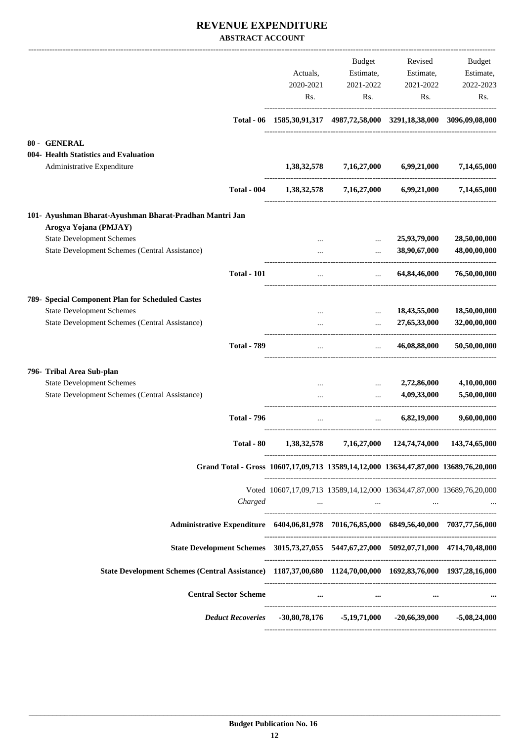# REVENUE EXPENDITURE

**ABSTRACT ACCOUNT**

| | Actuals, 2020-2021 Rs. | Budget Estimate, 2021-2022 Rs. | Revised Estimate, 2021-2022 Rs. | Budget Estimate, 2022-2023 Rs. |
|---|---|---|---|---|
| **Total - 06** | **1585,30,91,317** | **4987,72,58,000** | **3291,18,38,000** | **3096,09,08,000** |
| **80 - GENERAL** | | | | |
| **004- Health Statistics and Evaluation** | | | | |
| Administrative Expenditure | **1,38,32,578** | **7,16,27,000** | **6,99,21,000** | **7,14,65,000** |
| **Total - 004** | **1,38,32,578** | **7,16,27,000** | **6,99,21,000** | **7,14,65,000** |
| **101- Ayushman Bharat-Ayushman Bharat-Pradhan Mantri Jan Arogya Yojana (PMJAY)** | | | | |
| State Development Schemes | ... | ... | **25,93,79,000** | **28,50,00,000** |
| State Development Schemes (Central Assistance) | ... | ... | **38,90,67,000** | **48,00,00,000** |
| **Total - 101** | ... | ... | **64,84,46,000** | **76,50,00,000** |
| **789- Special Component Plan for Scheduled Castes** | | | | |
| State Development Schemes | ... | ... | **18,43,55,000** | **18,50,00,000** |
| State Development Schemes (Central Assistance) | ... | ... | **27,65,33,000** | **32,00,00,000** |
| **Total - 789** | ... | ... | **46,08,88,000** | **50,50,00,000** |
| **796- Tribal Area Sub-plan** | | | | |
| State Development Schemes | ... | ... | **2,72,86,000** | **4,10,00,000** |
| State Development Schemes (Central Assistance) | ... | ... | **4,09,33,000** | **5,50,00,000** |
| **Total - 796** | ... | ... | **6,82,19,000** | **9,60,00,000** |
| **Total - 80** | **1,38,32,578** | **7,16,27,000** | **124,74,74,000** | **143,74,65,000** |
| **Grand Total - Gross** | **10607,17,09,713** | **13589,14,12,000** | **13634,47,87,000** | **13689,76,20,000** |
| Voted | 10607,17,09,713 | 13589,14,12,000 | 13634,47,87,000 | 13689,76,20,000 |
| *Charged* | ... | ... | ... | ... |
| **Administrative Expenditure** | **6404,06,81,978** | **7016,76,85,000** | **6849,56,40,000** | **7037,77,56,000** |
| **State Development Schemes** | **3015,73,27,055** | **5447,67,27,000** | **5092,07,71,000** | **4714,70,48,000** |
| **State Development Schemes (Central Assistance)** | **1187,37,00,680** | **1124,70,00,000** | **1692,83,76,000** | **1937,28,16,000** |
| **Central Sector Scheme** | **...** | **...** | **...** | **...** |
| ***Deduct Recoveries*** | **-30,80,78,176** | **-5,19,71,000** | **-20,66,39,000** | **-5,08,24,000** |

**Budget Publication No. 16**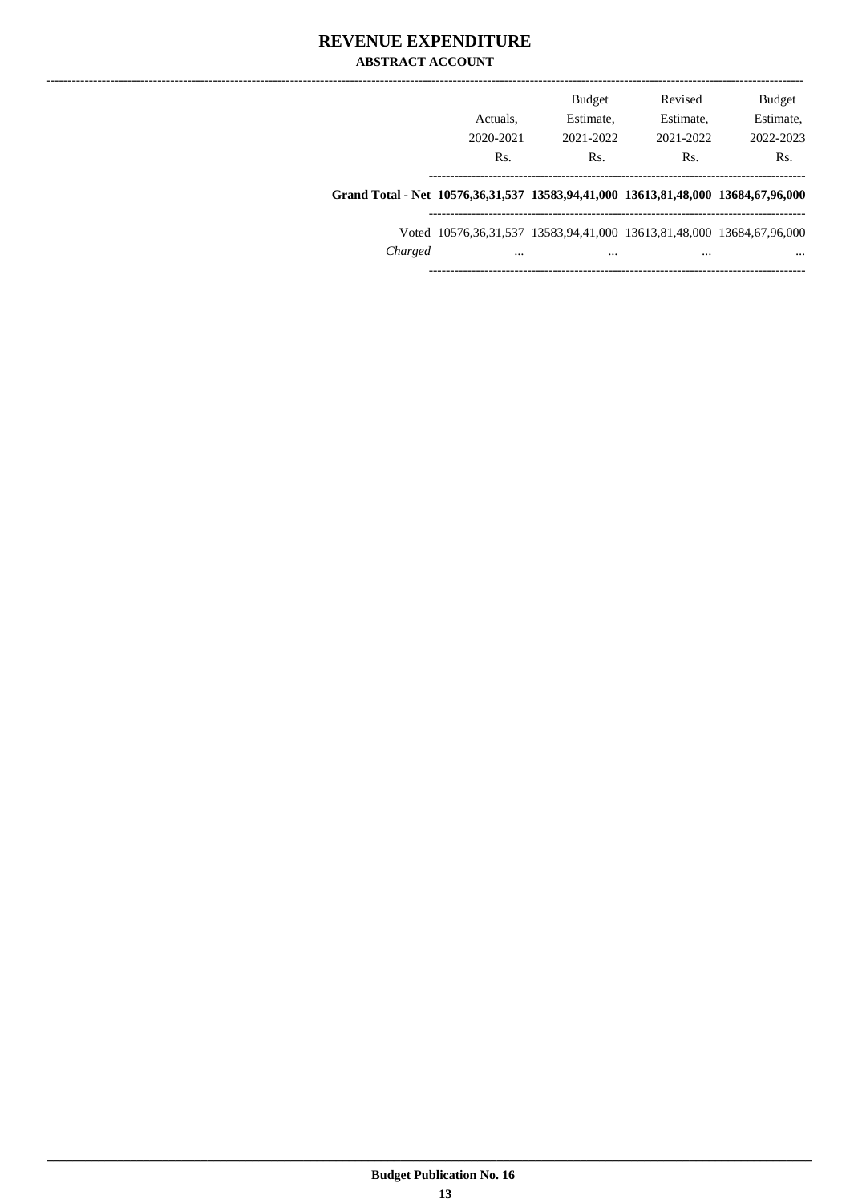# REVENUE EXPENDITURE

## ABSTRACT ACCOUNT

| | Actuals, 2020-2021 Rs. | Budget Estimate, 2021-2022 Rs. | Revised Estimate, 2021-2022 Rs. | Budget Estimate, 2022-2023 Rs. |
|---|---|---|---|---|
| **Grand Total - Net** | **10576,36,31,537** | **13583,94,41,000** | **13613,81,48,000** | **13684,67,96,000** |
| Voted | 10576,36,31,537 | 13583,94,41,000 | 13613,81,48,000 | 13684,67,96,000 |
| *Charged* | ... | ... | ... | ... |

**Budget Publication No. 16**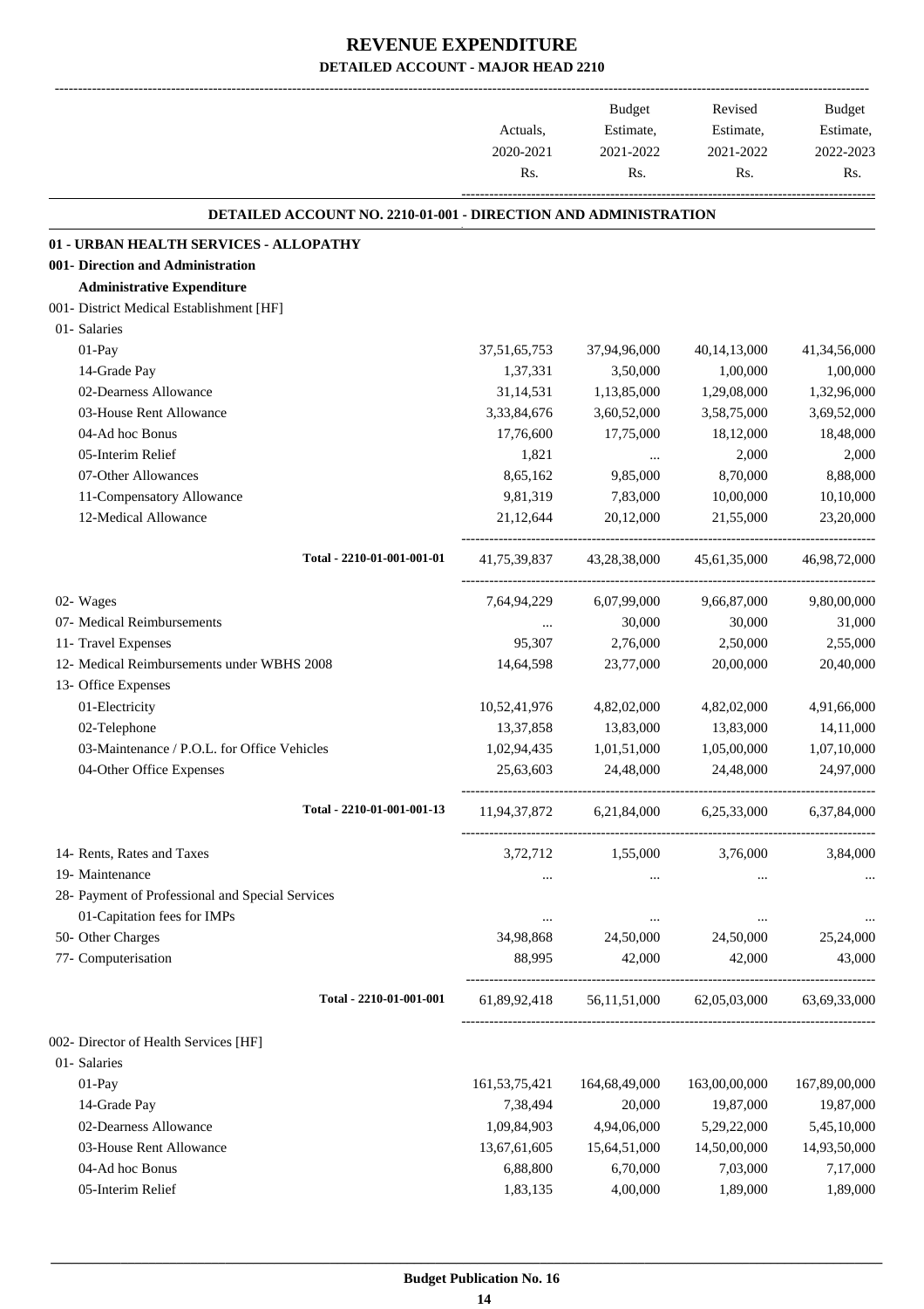# REVENUE EXPENDITURE

## DETAILED ACCOUNT - MAJOR HEAD 2210

| | Actuals, 2020-2021 Rs. | Budget Estimate, 2021-2022 Rs. | Revised Estimate, 2021-2022 Rs. | Budget Estimate, 2022-2023 Rs. |
|---|---|---|---|---|
| **DETAILED ACCOUNT NO. 2210-01-001 - DIRECTION AND ADMINISTRATION** | | | | |
| **01 - URBAN HEALTH SERVICES - ALLOPATHY** | | | | |
| **001- Direction and Administration** | | | | |
| **Administrative Expenditure** | | | | |
| 001- District Medical Establishment [HF] | | | | |
| 01- Salaries | | | | |
| 01-Pay | 37,51,65,753 | 37,94,96,000 | 40,14,13,000 | 41,34,56,000 |
| 14-Grade Pay | 1,37,331 | 3,50,000 | 1,00,000 | 1,00,000 |
| 02-Dearness Allowance | 31,14,531 | 1,13,85,000 | 1,29,08,000 | 1,32,96,000 |
| 03-House Rent Allowance | 3,33,84,676 | 3,60,52,000 | 3,58,75,000 | 3,69,52,000 |
| 04-Ad hoc Bonus | 17,76,600 | 17,75,000 | 18,12,000 | 18,48,000 |
| 05-Interim Relief | 1,821 | ... | 2,000 | 2,000 |
| 07-Other Allowances | 8,65,162 | 9,85,000 | 8,70,000 | 8,88,000 |
| 11-Compensatory Allowance | 9,81,319 | 7,83,000 | 10,00,000 | 10,10,000 |
| 12-Medical Allowance | 21,12,644 | 20,12,000 | 21,55,000 | 23,20,000 |
| Total - 2210-01-001-001-01 | 41,75,39,837 | 43,28,38,000 | 45,61,35,000 | 46,98,72,000 |
| 02- Wages | 7,64,94,229 | 6,07,99,000 | 9,66,87,000 | 9,80,00,000 |
| 07- Medical Reimbursements | ... | 30,000 | 30,000 | 31,000 |
| 11- Travel Expenses | 95,307 | 2,76,000 | 2,50,000 | 2,55,000 |
| 12- Medical Reimbursements under WBHS 2008 | 14,64,598 | 23,77,000 | 20,00,000 | 20,40,000 |
| 13- Office Expenses | | | | |
| 01-Electricity | 10,52,41,976 | 4,82,02,000 | 4,82,02,000 | 4,91,66,000 |
| 02-Telephone | 13,37,858 | 13,83,000 | 13,83,000 | 14,11,000 |
| 03-Maintenance / P.O.L. for Office Vehicles | 1,02,94,435 | 1,01,51,000 | 1,05,00,000 | 1,07,10,000 |
| 04-Other Office Expenses | 25,63,603 | 24,48,000 | 24,48,000 | 24,97,000 |
| Total - 2210-01-001-001-13 | 11,94,37,872 | 6,21,84,000 | 6,25,33,000 | 6,37,84,000 |
| 14- Rents, Rates and Taxes | 3,72,712 | 1,55,000 | 3,76,000 | 3,84,000 |
| 19- Maintenance | ... | ... | ... | ... |
| 28- Payment of Professional and Special Services | | | | |
| 01-Capitation fees for IMPs | ... | ... | ... | ... |
| 50- Other Charges | 34,98,868 | 24,50,000 | 24,50,000 | 25,24,000 |
| 77- Computerisation | 88,995 | 42,000 | 42,000 | 43,000 |
| Total - 2210-01-001-001 | 61,89,92,418 | 56,11,51,000 | 62,05,03,000 | 63,69,33,000 |
| 002- Director of Health Services [HF] | | | | |
| 01- Salaries | | | | |
| 01-Pay | 161,53,75,421 | 164,68,49,000 | 163,00,00,000 | 167,89,00,000 |
| 14-Grade Pay | 7,38,494 | 20,000 | 19,87,000 | 19,87,000 |
| 02-Dearness Allowance | 1,09,84,903 | 4,94,06,000 | 5,29,22,000 | 5,45,10,000 |
| 03-House Rent Allowance | 13,67,61,605 | 15,64,51,000 | 14,50,00,000 | 14,93,50,000 |
| 04-Ad hoc Bonus | 6,88,800 | 6,70,000 | 7,03,000 | 7,17,000 |
| 05-Interim Relief | 1,83,135 | 4,00,000 | 1,89,000 | 1,89,000 |

**Budget Publication No. 16**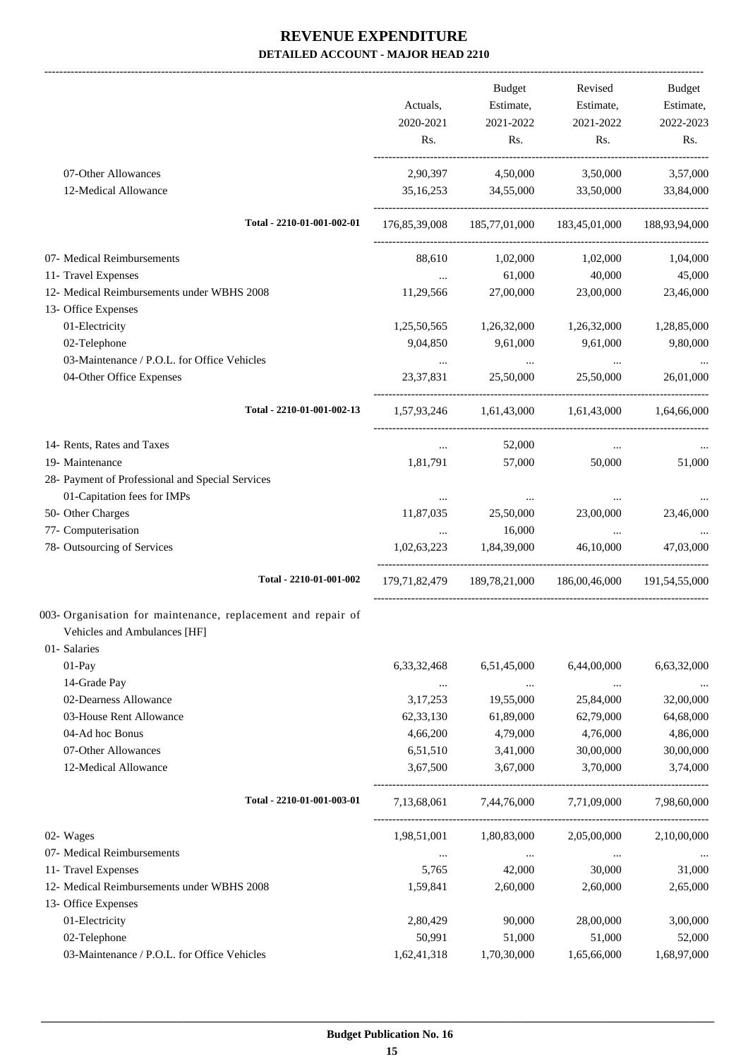# REVENUE EXPENDITURE

## DETAILED ACCOUNT - MAJOR HEAD 2210

| | Actuals, 2020-2021 Rs. | Budget Estimate, 2021-2022 Rs. | Revised Estimate, 2021-2022 Rs. | Budget Estimate, 2022-2023 Rs. |
|---|---|---|---|---|
| 07-Other Allowances | 2,90,397 | 4,50,000 | 3,50,000 | 3,57,000 |
| 12-Medical Allowance | 35,16,253 | 34,55,000 | 33,50,000 | 33,84,000 |
| Total - 2210-01-001-002-01 | 176,85,39,008 | 185,77,01,000 | 183,45,01,000 | 188,93,94,000 |
| 07- Medical Reimbursements | 88,610 | 1,02,000 | 1,02,000 | 1,04,000 |
| 11- Travel Expenses | ... | 61,000 | 40,000 | 45,000 |
| 12- Medical Reimbursements under WBHS 2008 | 11,29,566 | 27,00,000 | 23,00,000 | 23,46,000 |
| 13- Office Expenses | | | | |
| 01-Electricity | 1,25,50,565 | 1,26,32,000 | 1,26,32,000 | 1,28,85,000 |
| 02-Telephone | 9,04,850 | 9,61,000 | 9,61,000 | 9,80,000 |
| 03-Maintenance / P.O.L. for Office Vehicles | ... | ... | ... | ... |
| 04-Other Office Expenses | 23,37,831 | 25,50,000 | 25,50,000 | 26,01,000 |
| Total - 2210-01-001-002-13 | 1,57,93,246 | 1,61,43,000 | 1,61,43,000 | 1,64,66,000 |
| 14- Rents, Rates and Taxes | ... | 52,000 | ... | ... |
| 19- Maintenance | 1,81,791 | 57,000 | 50,000 | 51,000 |
| 28- Payment of Professional and Special Services | | | | |
| 01-Capitation fees for IMPs | ... | ... | ... | ... |
| 50- Other Charges | 11,87,035 | 25,50,000 | 23,00,000 | 23,46,000 |
| 77- Computerisation | ... | 16,000 | ... | ... |
| 78- Outsourcing of Services | 1,02,63,223 | 1,84,39,000 | 46,10,000 | 47,03,000 |
| Total - 2210-01-001-002 | 179,71,82,479 | 189,78,21,000 | 186,00,46,000 | 191,54,55,000 |
| 003- Organisation for maintenance, replacement and repair of Vehicles and Ambulances [HF] | | | | |
| 01- Salaries | | | | |
| 01-Pay | 6,33,32,468 | 6,51,45,000 | 6,44,00,000 | 6,63,32,000 |
| 14-Grade Pay | ... | ... | ... | ... |
| 02-Dearness Allowance | 3,17,253 | 19,55,000 | 25,84,000 | 32,00,000 |
| 03-House Rent Allowance | 62,33,130 | 61,89,000 | 62,79,000 | 64,68,000 |
| 04-Ad hoc Bonus | 4,66,200 | 4,79,000 | 4,76,000 | 4,86,000 |
| 07-Other Allowances | 6,51,510 | 3,41,000 | 30,00,000 | 30,00,000 |
| 12-Medical Allowance | 3,67,500 | 3,67,000 | 3,70,000 | 3,74,000 |
| Total - 2210-01-001-003-01 | 7,13,68,061 | 7,44,76,000 | 7,71,09,000 | 7,98,60,000 |
| 02- Wages | 1,98,51,001 | 1,80,83,000 | 2,05,00,000 | 2,10,00,000 |
| 07- Medical Reimbursements | ... | ... | ... | ... |
| 11- Travel Expenses | 5,765 | 42,000 | 30,000 | 31,000 |
| 12- Medical Reimbursements under WBHS 2008 | 1,59,841 | 2,60,000 | 2,60,000 | 2,65,000 |
| 13- Office Expenses | | | | |
| 01-Electricity | 2,80,429 | 90,000 | 28,00,000 | 3,00,000 |
| 02-Telephone | 50,991 | 51,000 | 51,000 | 52,000 |
| 03-Maintenance / P.O.L. for Office Vehicles | 1,62,41,318 | 1,70,30,000 | 1,65,66,000 | 1,68,97,000 |

**Budget Publication No. 16**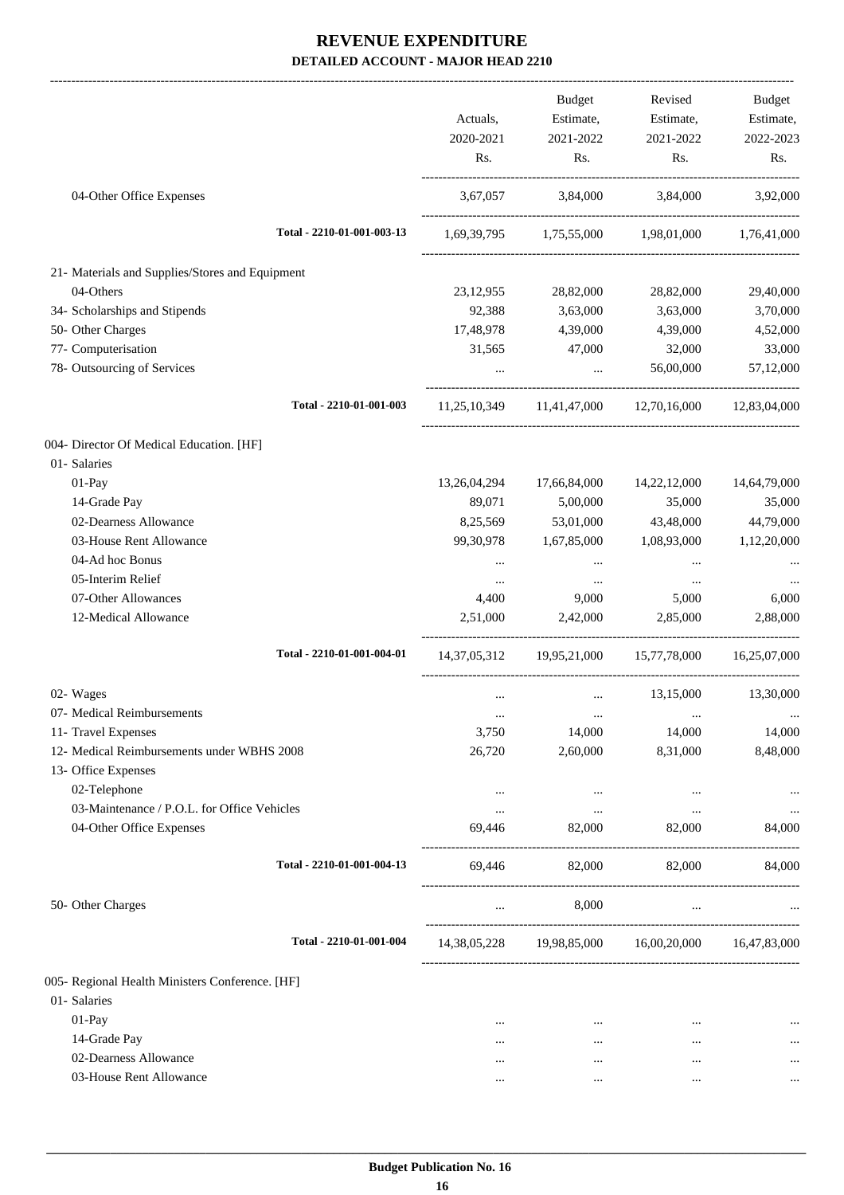# REVENUE EXPENDITURE

**DETAILED ACCOUNT - MAJOR HEAD 2210**

| | Actuals, 2020-2021 Rs. | Budget Estimate, 2021-2022 Rs. | Revised Estimate, 2021-2022 Rs. | Budget Estimate, 2022-2023 Rs. |
|---|---|---|---|---|
| 04-Other Office Expenses | 3,67,057 | 3,84,000 | 3,84,000 | 3,92,000 |
| Total - 2210-01-001-003-13 | 1,69,39,795 | 1,75,55,000 | 1,98,01,000 | 1,76,41,000 |
| 21- Materials and Supplies/Stores and Equipment | | | | |
| 04-Others | 23,12,955 | 28,82,000 | 28,82,000 | 29,40,000 |
| 34- Scholarships and Stipends | 92,388 | 3,63,000 | 3,63,000 | 3,70,000 |
| 50- Other Charges | 17,48,978 | 4,39,000 | 4,39,000 | 4,52,000 |
| 77- Computerisation | 31,565 | 47,000 | 32,000 | 33,000 |
| 78- Outsourcing of Services | ... | ... | 56,00,000 | 57,12,000 |
| Total - 2210-01-001-003 | 11,25,10,349 | 11,41,47,000 | 12,70,16,000 | 12,83,04,000 |
| 004- Director Of Medical Education. [HF] | | | | |
| 01- Salaries | | | | |
| 01-Pay | 13,26,04,294 | 17,66,84,000 | 14,22,12,000 | 14,64,79,000 |
| 14-Grade Pay | 89,071 | 5,00,000 | 35,000 | 35,000 |
| 02-Dearness Allowance | 8,25,569 | 53,01,000 | 43,48,000 | 44,79,000 |
| 03-House Rent Allowance | 99,30,978 | 1,67,85,000 | 1,08,93,000 | 1,12,20,000 |
| 04-Ad hoc Bonus | ... | ... | ... | ... |
| 05-Interim Relief | ... | ... | ... | ... |
| 07-Other Allowances | 4,400 | 9,000 | 5,000 | 6,000 |
| 12-Medical Allowance | 2,51,000 | 2,42,000 | 2,85,000 | 2,88,000 |
| Total - 2210-01-001-004-01 | 14,37,05,312 | 19,95,21,000 | 15,77,78,000 | 16,25,07,000 |
| 02- Wages | ... | ... | 13,15,000 | 13,30,000 |
| 07- Medical Reimbursements | ... | ... | ... | ... |
| 11- Travel Expenses | 3,750 | 14,000 | 14,000 | 14,000 |
| 12- Medical Reimbursements under WBHS 2008 | 26,720 | 2,60,000 | 8,31,000 | 8,48,000 |
| 13- Office Expenses | | | | |
| 02-Telephone | ... | ... | ... | ... |
| 03-Maintenance / P.O.L. for Office Vehicles | ... | ... | ... | ... |
| 04-Other Office Expenses | 69,446 | 82,000 | 82,000 | 84,000 |
| Total - 2210-01-001-004-13 | 69,446 | 82,000 | 82,000 | 84,000 |
| 50- Other Charges | ... | 8,000 | ... | ... |
| Total - 2210-01-001-004 | 14,38,05,228 | 19,98,85,000 | 16,00,20,000 | 16,47,83,000 |
| 005- Regional Health Ministers Conference. [HF] | | | | |
| 01- Salaries | | | | |
| 01-Pay | ... | ... | ... | ... |
| 14-Grade Pay | ... | ... | ... | ... |
| 02-Dearness Allowance | ... | ... | ... | ... |
| 03-House Rent Allowance | ... | ... | ... | ... |

**Budget Publication No. 16**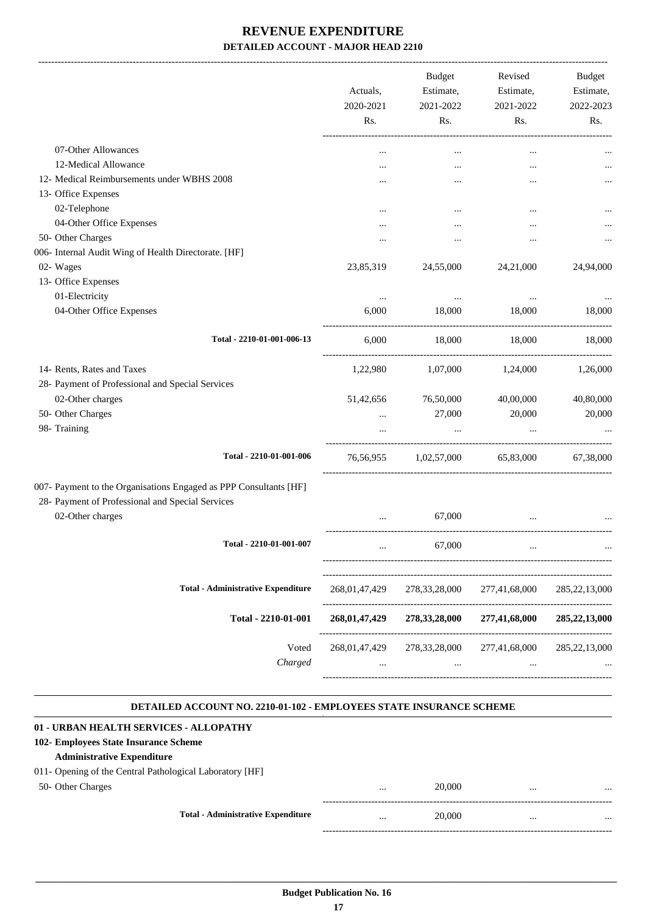# REVENUE EXPENDITURE

**DETAILED ACCOUNT - MAJOR HEAD 2210**

| | Actuals, 2020-2021 Rs. | Budget Estimate, 2021-2022 Rs. | Revised Estimate, 2021-2022 Rs. | Budget Estimate, 2022-2023 Rs. |
|---|---|---|---|---|
| 07-Other Allowances | ... | ... | ... | ... |
| 12-Medical Allowance | ... | ... | ... | ... |
| 12- Medical Reimbursements under WBHS 2008 | ... | ... | ... | ... |
| 13- Office Expenses | | | | |
| 02-Telephone | ... | ... | ... | ... |
| 04-Other Office Expenses | ... | ... | ... | ... |
| 50- Other Charges | ... | ... | ... | ... |
| 006- Internal Audit Wing of Health Directorate. [HF] | | | | |
| 02- Wages | 23,85,319 | 24,55,000 | 24,21,000 | 24,94,000 |
| 13- Office Expenses | | | | |
| 01-Electricity | ... | ... | ... | ... |
| 04-Other Office Expenses | 6,000 | 18,000 | 18,000 | 18,000 |
| Total - 2210-01-001-006-13 | 6,000 | 18,000 | 18,000 | 18,000 |
| 14- Rents, Rates and Taxes | 1,22,980 | 1,07,000 | 1,24,000 | 1,26,000 |
| 28- Payment of Professional and Special Services | | | | |
| 02-Other charges | 51,42,656 | 76,50,000 | 40,00,000 | 40,80,000 |
| 50- Other Charges | ... | 27,000 | 20,000 | 20,000 |
| 98- Training | ... | ... | ... | ... |
| Total - 2210-01-001-006 | 76,56,955 | 1,02,57,000 | 65,83,000 | 67,38,000 |
| 007- Payment to the Organisations Engaged as PPP Consultants [HF] | | | | |
| 28- Payment of Professional and Special Services | | | | |
| 02-Other charges | ... | 67,000 | ... | ... |
| Total - 2210-01-001-007 | ... | 67,000 | ... | ... |
| Total - Administrative Expenditure | 268,01,47,429 | 278,33,28,000 | 277,41,68,000 | 285,22,13,000 |
| **Total - 2210-01-001** | **268,01,47,429** | **278,33,28,000** | **277,41,68,000** | **285,22,13,000** |
| Voted | 268,01,47,429 | 278,33,28,000 | 277,41,68,000 | 285,22,13,000 |
| *Charged* | ... | ... | ... | ... |

**DETAILED ACCOUNT NO. 2210-01-102 - EMPLOYEES STATE INSURANCE SCHEME**

**01 - URBAN HEALTH SERVICES - ALLOPATHY**

**102- Employees State Insurance Scheme**

**Administrative Expenditure**

| | Actuals, 2020-2021 Rs. | Budget Estimate, 2021-2022 Rs. | Revised Estimate, 2021-2022 Rs. | Budget Estimate, 2022-2023 Rs. |
|---|---|---|---|---|
| 011- Opening of the Central Pathological Laboratory [HF] | | | | |
| 50- Other Charges | ... | 20,000 | ... | ... |
| Total - Administrative Expenditure | ... | 20,000 | ... | ... |

Budget Publication No. 16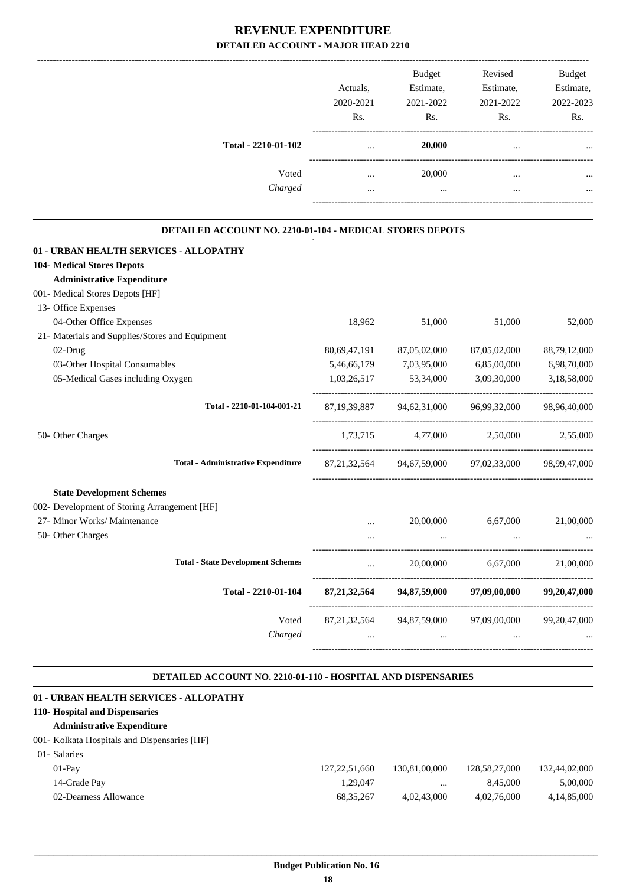# REVENUE EXPENDITURE

## DETAILED ACCOUNT - MAJOR HEAD 2210

| | Actuals, 2020-2021 Rs. | Budget Estimate, 2021-2022 Rs. | Revised Estimate, 2021-2022 Rs. | Budget Estimate, 2022-2023 Rs. |
|---|---|---|---|---|
| **Total - 2210-01-102** | ... | **20,000** | ... | ... |
| Voted | ... | 20,000 | ... | ... |
| *Charged* | ... | ... | ... | ... |

### DETAILED ACCOUNT NO. 2210-01-104 - MEDICAL STORES DEPOTS

| | Actuals, 2020-2021 Rs. | Budget Estimate, 2021-2022 Rs. | Revised Estimate, 2021-2022 Rs. | Budget Estimate, 2022-2023 Rs. |
|---|---|---|---|---|
| **01 - URBAN HEALTH SERVICES - ALLOPATHY** | | | | |
| **104- Medical Stores Depots** | | | | |
| **Administrative Expenditure** | | | | |
| 001- Medical Stores Depots [HF] | | | | |
| 13- Office Expenses | | | | |
| 04-Other Office Expenses | 18,962 | 51,000 | 51,000 | 52,000 |
| 21- Materials and Supplies/Stores and Equipment | | | | |
| 02-Drug | 80,69,47,191 | 87,05,02,000 | 87,05,02,000 | 88,79,12,000 |
| 03-Other Hospital Consumables | 5,46,66,179 | 7,03,95,000 | 6,85,00,000 | 6,98,70,000 |
| 05-Medical Gases including Oxygen | 1,03,26,517 | 53,34,000 | 3,09,30,000 | 3,18,58,000 |
| **Total - 2210-01-104-001-21** | 87,19,39,887 | 94,62,31,000 | 96,99,32,000 | 98,96,40,000 |
| 50- Other Charges | 1,73,715 | 4,77,000 | 2,50,000 | 2,55,000 |
| **Total - Administrative Expenditure** | 87,21,32,564 | 94,67,59,000 | 97,02,33,000 | 98,99,47,000 |
| **State Development Schemes** | | | | |
| 002- Development of Storing Arrangement [HF] | | | | |
| 27- Minor Works/ Maintenance | ... | 20,00,000 | 6,67,000 | 21,00,000 |
| 50- Other Charges | ... | ... | ... | ... |
| **Total - State Development Schemes** | ... | 20,00,000 | 6,67,000 | 21,00,000 |
| **Total - 2210-01-104** | **87,21,32,564** | **94,87,59,000** | **97,09,00,000** | **99,20,47,000** |
| Voted | 87,21,32,564 | 94,87,59,000 | 97,09,00,000 | 99,20,47,000 |
| *Charged* | ... | ... | ... | ... |

### DETAILED ACCOUNT NO. 2210-01-110 - HOSPITAL AND DISPENSARIES

| | Actuals, 2020-2021 Rs. | Budget Estimate, 2021-2022 Rs. | Revised Estimate, 2021-2022 Rs. | Budget Estimate, 2022-2023 Rs. |
|---|---|---|---|---|
| **01 - URBAN HEALTH SERVICES - ALLOPATHY** | | | | |
| **110- Hospital and Dispensaries** | | | | |
| **Administrative Expenditure** | | | | |
| 001- Kolkata Hospitals and Dispensaries [HF] | | | | |
| 01- Salaries | | | | |
| 01-Pay | 127,22,51,660 | 130,81,00,000 | 128,58,27,000 | 132,44,02,000 |
| 14-Grade Pay | 1,29,047 | ... | 8,45,000 | 5,00,000 |
| 02-Dearness Allowance | 68,35,267 | 4,02,43,000 | 4,02,76,000 | 4,14,85,000 |

**Budget Publication No. 16**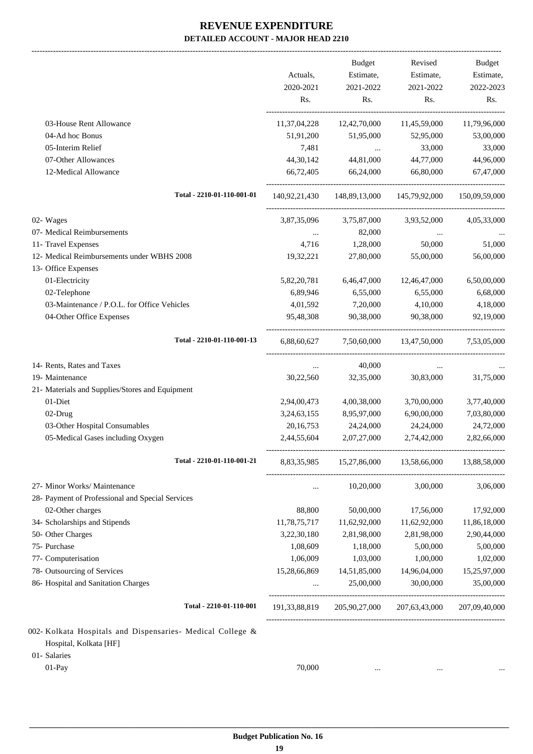# REVENUE EXPENDITURE

## DETAILED ACCOUNT - MAJOR HEAD 2210

| | Actuals, 2020-2021 Rs. | Budget Estimate, 2021-2022 Rs. | Revised Estimate, 2021-2022 Rs. | Budget Estimate, 2022-2023 Rs. |
|---|---|---|---|---|
| 03-House Rent Allowance | 11,37,04,228 | 12,42,70,000 | 11,45,59,000 | 11,79,96,000 |
| 04-Ad hoc Bonus | 51,91,200 | 51,95,000 | 52,95,000 | 53,00,000 |
| 05-Interim Relief | 7,481 | ... | 33,000 | 33,000 |
| 07-Other Allowances | 44,30,142 | 44,81,000 | 44,77,000 | 44,96,000 |
| 12-Medical Allowance | 66,72,405 | 66,24,000 | 66,80,000 | 67,47,000 |
| **Total - 2210-01-110-001-01** | 140,92,21,430 | 148,89,13,000 | 145,79,92,000 | 150,09,59,000 |
| 02- Wages | 3,87,35,096 | 3,75,87,000 | 3,93,52,000 | 4,05,33,000 |
| 07- Medical Reimbursements | ... | 82,000 | ... | ... |
| 11- Travel Expenses | 4,716 | 1,28,000 | 50,000 | 51,000 |
| 12- Medical Reimbursements under WBHS 2008 | 19,32,221 | 27,80,000 | 55,00,000 | 56,00,000 |
| 13- Office Expenses | | | | |
| 01-Electricity | 5,82,20,781 | 6,46,47,000 | 12,46,47,000 | 6,50,00,000 |
| 02-Telephone | 6,89,946 | 6,55,000 | 6,55,000 | 6,68,000 |
| 03-Maintenance / P.O.L. for Office Vehicles | 4,01,592 | 7,20,000 | 4,10,000 | 4,18,000 |
| 04-Other Office Expenses | 95,48,308 | 90,38,000 | 90,38,000 | 92,19,000 |
| **Total - 2210-01-110-001-13** | 6,88,60,627 | 7,50,60,000 | 13,47,50,000 | 7,53,05,000 |
| 14- Rents, Rates and Taxes | ... | 40,000 | ... | ... |
| 19- Maintenance | 30,22,560 | 32,35,000 | 30,83,000 | 31,75,000 |
| 21- Materials and Supplies/Stores and Equipment | | | | |
| 01-Diet | 2,94,00,473 | 4,00,38,000 | 3,70,00,000 | 3,77,40,000 |
| 02-Drug | 3,24,63,155 | 8,95,97,000 | 6,90,00,000 | 7,03,80,000 |
| 03-Other Hospital Consumables | 20,16,753 | 24,24,000 | 24,24,000 | 24,72,000 |
| 05-Medical Gases including Oxygen | 2,44,55,604 | 2,07,27,000 | 2,74,42,000 | 2,82,66,000 |
| **Total - 2210-01-110-001-21** | 8,83,35,985 | 15,27,86,000 | 13,58,66,000 | 13,88,58,000 |
| 27- Minor Works/ Maintenance | ... | 10,20,000 | 3,00,000 | 3,06,000 |
| 28- Payment of Professional and Special Services | | | | |
| 02-Other charges | 88,800 | 50,00,000 | 17,56,000 | 17,92,000 |
| 34- Scholarships and Stipends | 11,78,75,717 | 11,62,92,000 | 11,62,92,000 | 11,86,18,000 |
| 50- Other Charges | 3,22,30,180 | 2,81,98,000 | 2,81,98,000 | 2,90,44,000 |
| 75- Purchase | 1,08,609 | 1,18,000 | 5,00,000 | 5,00,000 |
| 77- Computerisation | 1,06,009 | 1,03,000 | 1,00,000 | 1,02,000 |
| 78- Outsourcing of Services | 15,28,66,869 | 14,51,85,000 | 14,96,04,000 | 15,25,97,000 |
| 86- Hospital and Sanitation Charges | ... | 25,00,000 | 30,00,000 | 35,00,000 |
| **Total - 2210-01-110-001** | 191,33,88,819 | 205,90,27,000 | 207,63,43,000 | 207,09,40,000 |
| 002- Kolkata Hospitals and Dispensaries- Medical College & Hospital, Kolkata [HF] | | | | |
| 01- Salaries | | | | |
| 01-Pay | 70,000 | ... | ... | ... |

**Budget Publication No. 16**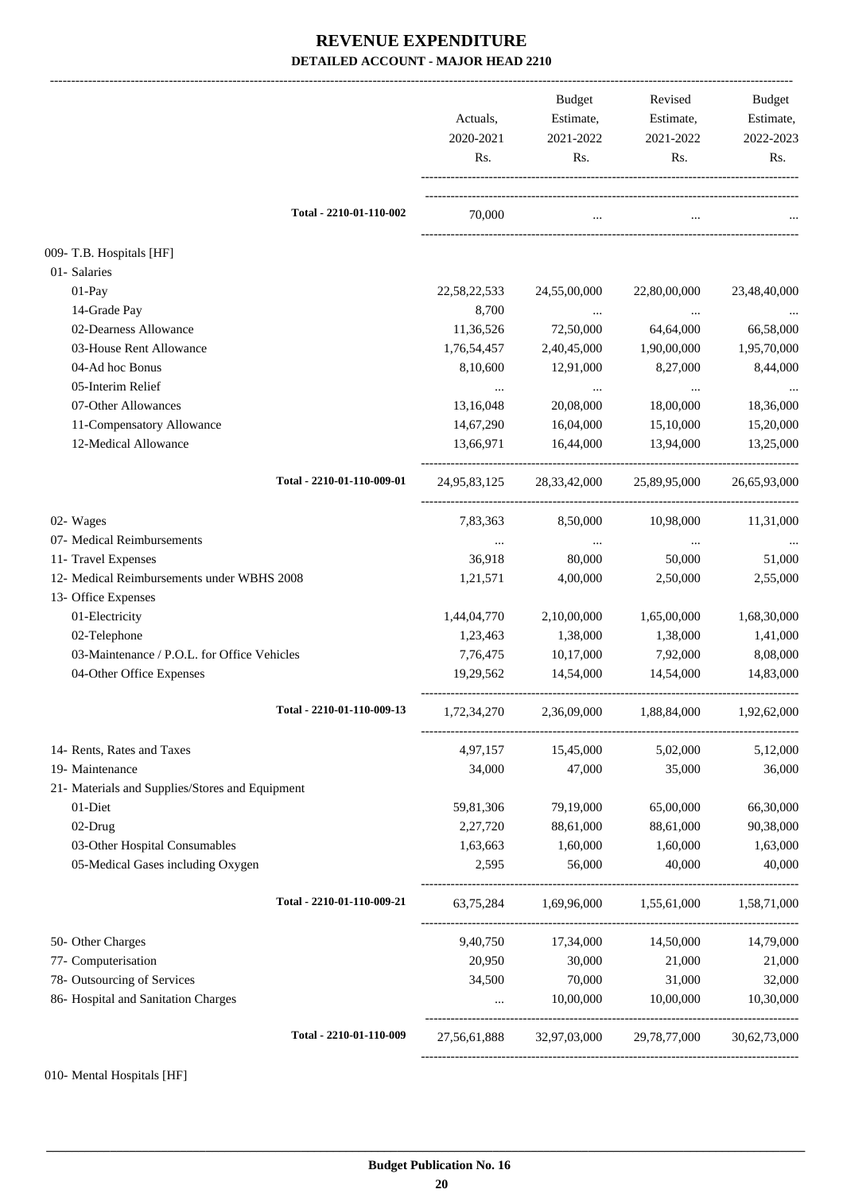# REVENUE EXPENDITURE

## DETAILED ACCOUNT - MAJOR HEAD 2210

| | Actuals, 2020-2021 Rs. | Budget Estimate, 2021-2022 Rs. | Revised Estimate, 2021-2022 Rs. | Budget Estimate, 2022-2023 Rs. |
|---|---|---|---|---|
| Total - 2210-01-110-002 | 70,000 | ... | ... | ... |
| 009- T.B. Hospitals [HF] | | | | |
| 01- Salaries | | | | |
| 01-Pay | 22,58,22,533 | 24,55,00,000 | 22,80,00,000 | 23,48,40,000 |
| 14-Grade Pay | 8,700 | ... | ... | ... |
| 02-Dearness Allowance | 11,36,526 | 72,50,000 | 64,64,000 | 66,58,000 |
| 03-House Rent Allowance | 1,76,54,457 | 2,40,45,000 | 1,90,00,000 | 1,95,70,000 |
| 04-Ad hoc Bonus | 8,10,600 | 12,91,000 | 8,27,000 | 8,44,000 |
| 05-Interim Relief | ... | ... | ... | ... |
| 07-Other Allowances | 13,16,048 | 20,08,000 | 18,00,000 | 18,36,000 |
| 11-Compensatory Allowance | 14,67,290 | 16,04,000 | 15,10,000 | 15,20,000 |
| 12-Medical Allowance | 13,66,971 | 16,44,000 | 13,94,000 | 13,25,000 |
| Total - 2210-01-110-009-01 | 24,95,83,125 | 28,33,42,000 | 25,89,95,000 | 26,65,93,000 |
| 02- Wages | 7,83,363 | 8,50,000 | 10,98,000 | 11,31,000 |
| 07- Medical Reimbursements | ... | ... | ... | ... |
| 11- Travel Expenses | 36,918 | 80,000 | 50,000 | 51,000 |
| 12- Medical Reimbursements under WBHS 2008 | 1,21,571 | 4,00,000 | 2,50,000 | 2,55,000 |
| 13- Office Expenses | | | | |
| 01-Electricity | 1,44,04,770 | 2,10,00,000 | 1,65,00,000 | 1,68,30,000 |
| 02-Telephone | 1,23,463 | 1,38,000 | 1,38,000 | 1,41,000 |
| 03-Maintenance / P.O.L. for Office Vehicles | 7,76,475 | 10,17,000 | 7,92,000 | 8,08,000 |
| 04-Other Office Expenses | 19,29,562 | 14,54,000 | 14,54,000 | 14,83,000 |
| Total - 2210-01-110-009-13 | 1,72,34,270 | 2,36,09,000 | 1,88,84,000 | 1,92,62,000 |
| 14- Rents, Rates and Taxes | 4,97,157 | 15,45,000 | 5,02,000 | 5,12,000 |
| 19- Maintenance | 34,000 | 47,000 | 35,000 | 36,000 |
| 21- Materials and Supplies/Stores and Equipment | | | | |
| 01-Diet | 59,81,306 | 79,19,000 | 65,00,000 | 66,30,000 |
| 02-Drug | 2,27,720 | 88,61,000 | 88,61,000 | 90,38,000 |
| 03-Other Hospital Consumables | 1,63,663 | 1,60,000 | 1,60,000 | 1,63,000 |
| 05-Medical Gases including Oxygen | 2,595 | 56,000 | 40,000 | 40,000 |
| Total - 2210-01-110-009-21 | 63,75,284 | 1,69,96,000 | 1,55,61,000 | 1,58,71,000 |
| 50- Other Charges | 9,40,750 | 17,34,000 | 14,50,000 | 14,79,000 |
| 77- Computerisation | 20,950 | 30,000 | 21,000 | 21,000 |
| 78- Outsourcing of Services | 34,500 | 70,000 | 31,000 | 32,000 |
| 86- Hospital and Sanitation Charges | ... | 10,00,000 | 10,00,000 | 10,30,000 |
| Total - 2210-01-110-009 | 27,56,61,888 | 32,97,03,000 | 29,78,77,000 | 30,62,73,000 |

010- Mental Hospitals [HF]

**Budget Publication No. 16**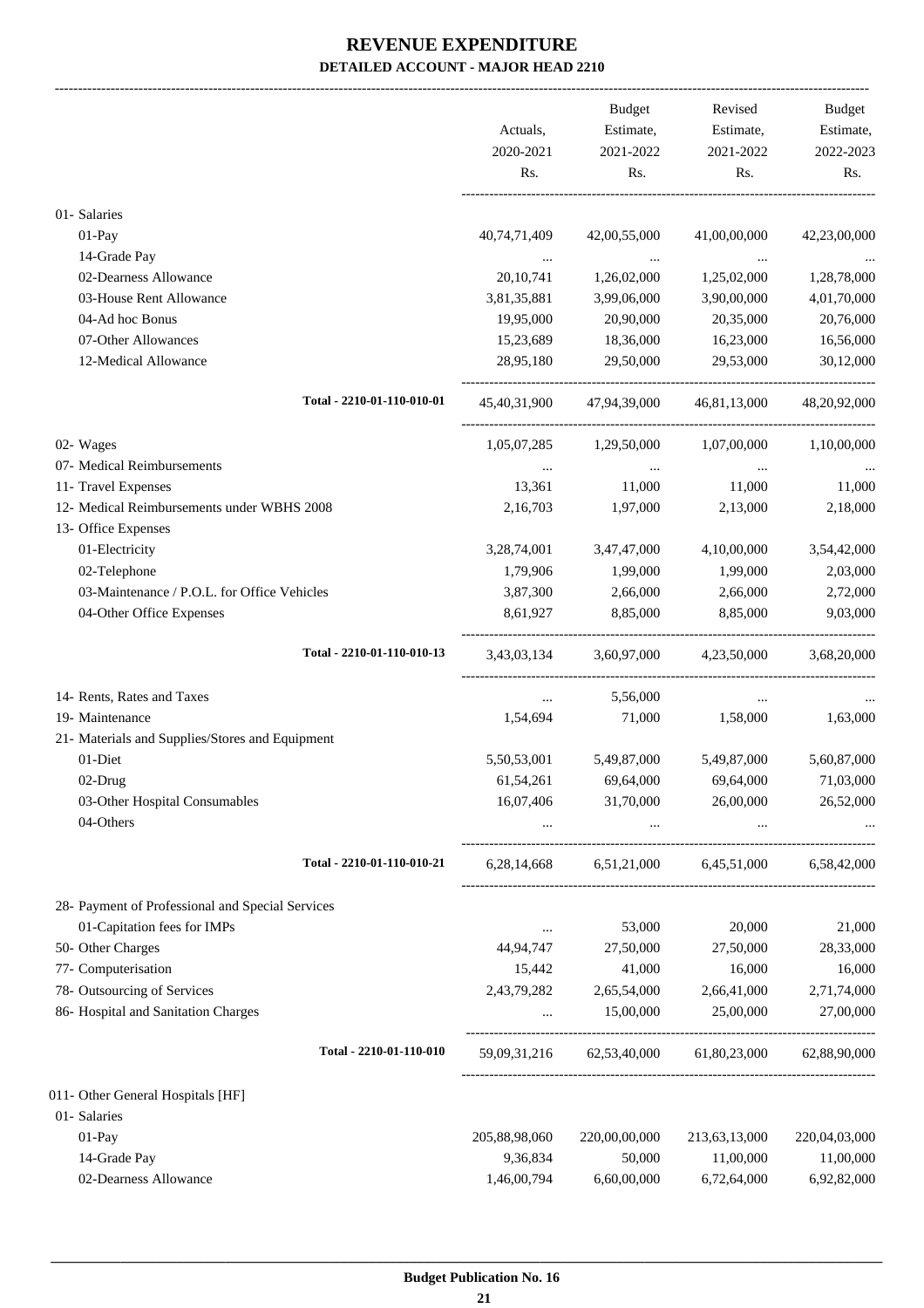# REVENUE EXPENDITURE

## DETAILED ACCOUNT - MAJOR HEAD 2210

| | Actuals, 2020-2021 Rs. | Budget Estimate, 2021-2022 Rs. | Revised Estimate, 2021-2022 Rs. | Budget Estimate, 2022-2023 Rs. |
|---|---|---|---|---|
| 01- Salaries | | | | |
| 01-Pay | 40,74,71,409 | 42,00,55,000 | 41,00,00,000 | 42,23,00,000 |
| 14-Grade Pay | ... | ... | ... | ... |
| 02-Dearness Allowance | 20,10,741 | 1,26,02,000 | 1,25,02,000 | 1,28,78,000 |
| 03-House Rent Allowance | 3,81,35,881 | 3,99,06,000 | 3,90,00,000 | 4,01,70,000 |
| 04-Ad hoc Bonus | 19,95,000 | 20,90,000 | 20,35,000 | 20,76,000 |
| 07-Other Allowances | 15,23,689 | 18,36,000 | 16,23,000 | 16,56,000 |
| 12-Medical Allowance | 28,95,180 | 29,50,000 | 29,53,000 | 30,12,000 |
| Total - 2210-01-110-010-01 | 45,40,31,900 | 47,94,39,000 | 46,81,13,000 | 48,20,92,000 |
| 02- Wages | 1,05,07,285 | 1,29,50,000 | 1,07,00,000 | 1,10,00,000 |
| 07- Medical Reimbursements | ... | ... | ... | ... |
| 11- Travel Expenses | 13,361 | 11,000 | 11,000 | 11,000 |
| 12- Medical Reimbursements under WBHS 2008 | 2,16,703 | 1,97,000 | 2,13,000 | 2,18,000 |
| 13- Office Expenses | | | | |
| 01-Electricity | 3,28,74,001 | 3,47,47,000 | 4,10,00,000 | 3,54,42,000 |
| 02-Telephone | 1,79,906 | 1,99,000 | 1,99,000 | 2,03,000 |
| 03-Maintenance / P.O.L. for Office Vehicles | 3,87,300 | 2,66,000 | 2,66,000 | 2,72,000 |
| 04-Other Office Expenses | 8,61,927 | 8,85,000 | 8,85,000 | 9,03,000 |
| Total - 2210-01-110-010-13 | 3,43,03,134 | 3,60,97,000 | 4,23,50,000 | 3,68,20,000 |
| 14- Rents, Rates and Taxes | ... | 5,56,000 | ... | ... |
| 19- Maintenance | 1,54,694 | 71,000 | 1,58,000 | 1,63,000 |
| 21- Materials and Supplies/Stores and Equipment | | | | |
| 01-Diet | 5,50,53,001 | 5,49,87,000 | 5,49,87,000 | 5,60,87,000 |
| 02-Drug | 61,54,261 | 69,64,000 | 69,64,000 | 71,03,000 |
| 03-Other Hospital Consumables | 16,07,406 | 31,70,000 | 26,00,000 | 26,52,000 |
| 04-Others | ... | ... | ... | ... |
| Total - 2210-01-110-010-21 | 6,28,14,668 | 6,51,21,000 | 6,45,51,000 | 6,58,42,000 |
| 28- Payment of Professional and Special Services | | | | |
| 01-Capitation fees for IMPs | ... | 53,000 | 20,000 | 21,000 |
| 50- Other Charges | 44,94,747 | 27,50,000 | 27,50,000 | 28,33,000 |
| 77- Computerisation | 15,442 | 41,000 | 16,000 | 16,000 |
| 78- Outsourcing of Services | 2,43,79,282 | 2,65,54,000 | 2,66,41,000 | 2,71,74,000 |
| 86- Hospital and Sanitation Charges | ... | 15,00,000 | 25,00,000 | 27,00,000 |
| Total - 2210-01-110-010 | 59,09,31,216 | 62,53,40,000 | 61,80,23,000 | 62,88,90,000 |
| 011- Other General Hospitals [HF] | | | | |
| 01- Salaries | | | | |
| 01-Pay | 205,88,98,060 | 220,00,00,000 | 213,63,13,000 | 220,04,03,000 |
| 14-Grade Pay | 9,36,834 | 50,000 | 11,00,000 | 11,00,000 |
| 02-Dearness Allowance | 1,46,00,794 | 6,60,00,000 | 6,72,64,000 | 6,92,82,000 |

Budget Publication No. 16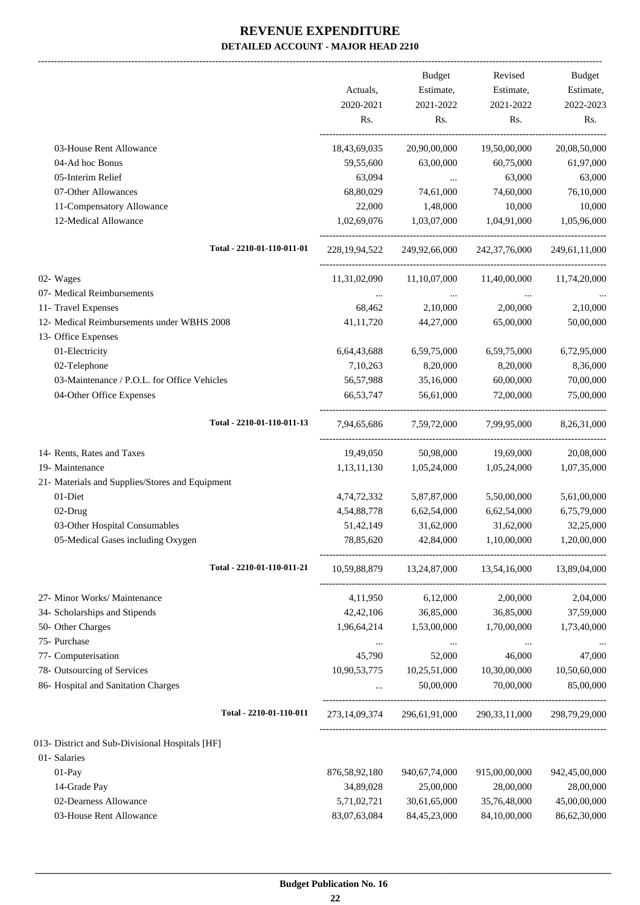# REVENUE EXPENDITURE

## DETAILED ACCOUNT - MAJOR HEAD 2210

| | Actuals, 2020-2021 Rs. | Budget Estimate, 2021-2022 Rs. | Revised Estimate, 2021-2022 Rs. | Budget Estimate, 2022-2023 Rs. |
|---|---|---|---|---|
| 03-House Rent Allowance | 18,43,69,035 | 20,90,00,000 | 19,50,00,000 | 20,08,50,000 |
| 04-Ad hoc Bonus | 59,55,600 | 63,00,000 | 60,75,000 | 61,97,000 |
| 05-Interim Relief | 63,094 | ... | 63,000 | 63,000 |
| 07-Other Allowances | 68,80,029 | 74,61,000 | 74,60,000 | 76,10,000 |
| 11-Compensatory Allowance | 22,000 | 1,48,000 | 10,000 | 10,000 |
| 12-Medical Allowance | 1,02,69,076 | 1,03,07,000 | 1,04,91,000 | 1,05,96,000 |
| Total - 2210-01-110-011-01 | 228,19,94,522 | 249,92,66,000 | 242,37,76,000 | 249,61,11,000 |
| 02- Wages | 11,31,02,090 | 11,10,07,000 | 11,40,00,000 | 11,74,20,000 |
| 07- Medical Reimbursements | ... | ... | ... | ... |
| 11- Travel Expenses | 68,462 | 2,10,000 | 2,00,000 | 2,10,000 |
| 12- Medical Reimbursements under WBHS 2008 | 41,11,720 | 44,27,000 | 65,00,000 | 50,00,000 |
| 13- Office Expenses | | | | |
| 01-Electricity | 6,64,43,688 | 6,59,75,000 | 6,59,75,000 | 6,72,95,000 |
| 02-Telephone | 7,10,263 | 8,20,000 | 8,20,000 | 8,36,000 |
| 03-Maintenance / P.O.L. for Office Vehicles | 56,57,988 | 35,16,000 | 60,00,000 | 70,00,000 |
| 04-Other Office Expenses | 66,53,747 | 56,61,000 | 72,00,000 | 75,00,000 |
| Total - 2210-01-110-011-13 | 7,94,65,686 | 7,59,72,000 | 7,99,95,000 | 8,26,31,000 |
| 14- Rents, Rates and Taxes | 19,49,050 | 50,98,000 | 19,69,000 | 20,08,000 |
| 19- Maintenance | 1,13,11,130 | 1,05,24,000 | 1,05,24,000 | 1,07,35,000 |
| 21- Materials and Supplies/Stores and Equipment | | | | |
| 01-Diet | 4,74,72,332 | 5,87,87,000 | 5,50,00,000 | 5,61,00,000 |
| 02-Drug | 4,54,88,778 | 6,62,54,000 | 6,62,54,000 | 6,75,79,000 |
| 03-Other Hospital Consumables | 51,42,149 | 31,62,000 | 31,62,000 | 32,25,000 |
| 05-Medical Gases including Oxygen | 78,85,620 | 42,84,000 | 1,10,00,000 | 1,20,00,000 |
| Total - 2210-01-110-011-21 | 10,59,88,879 | 13,24,87,000 | 13,54,16,000 | 13,89,04,000 |
| 27- Minor Works/ Maintenance | 4,11,950 | 6,12,000 | 2,00,000 | 2,04,000 |
| 34- Scholarships and Stipends | 42,42,106 | 36,85,000 | 36,85,000 | 37,59,000 |
| 50- Other Charges | 1,96,64,214 | 1,53,00,000 | 1,70,00,000 | 1,73,40,000 |
| 75- Purchase | ... | ... | ... | ... |
| 77- Computerisation | 45,790 | 52,000 | 46,000 | 47,000 |
| 78- Outsourcing of Services | 10,90,53,775 | 10,25,51,000 | 10,30,00,000 | 10,50,60,000 |
| 86- Hospital and Sanitation Charges | ... | 50,00,000 | 70,00,000 | 85,00,000 |
| Total - 2210-01-110-011 | 273,14,09,374 | 296,61,91,000 | 290,33,11,000 | 298,79,29,000 |
| 013- District and Sub-Divisional Hospitals [HF] | | | | |
| 01- Salaries | | | | |
| 01-Pay | 876,58,92,180 | 940,67,74,000 | 915,00,00,000 | 942,45,00,000 |
| 14-Grade Pay | 34,89,028 | 25,00,000 | 28,00,000 | 28,00,000 |
| 02-Dearness Allowance | 5,71,02,721 | 30,61,65,000 | 35,76,48,000 | 45,00,00,000 |
| 03-House Rent Allowance | 83,07,63,084 | 84,45,23,000 | 84,10,00,000 | 86,62,30,000 |

Budget Publication No. 16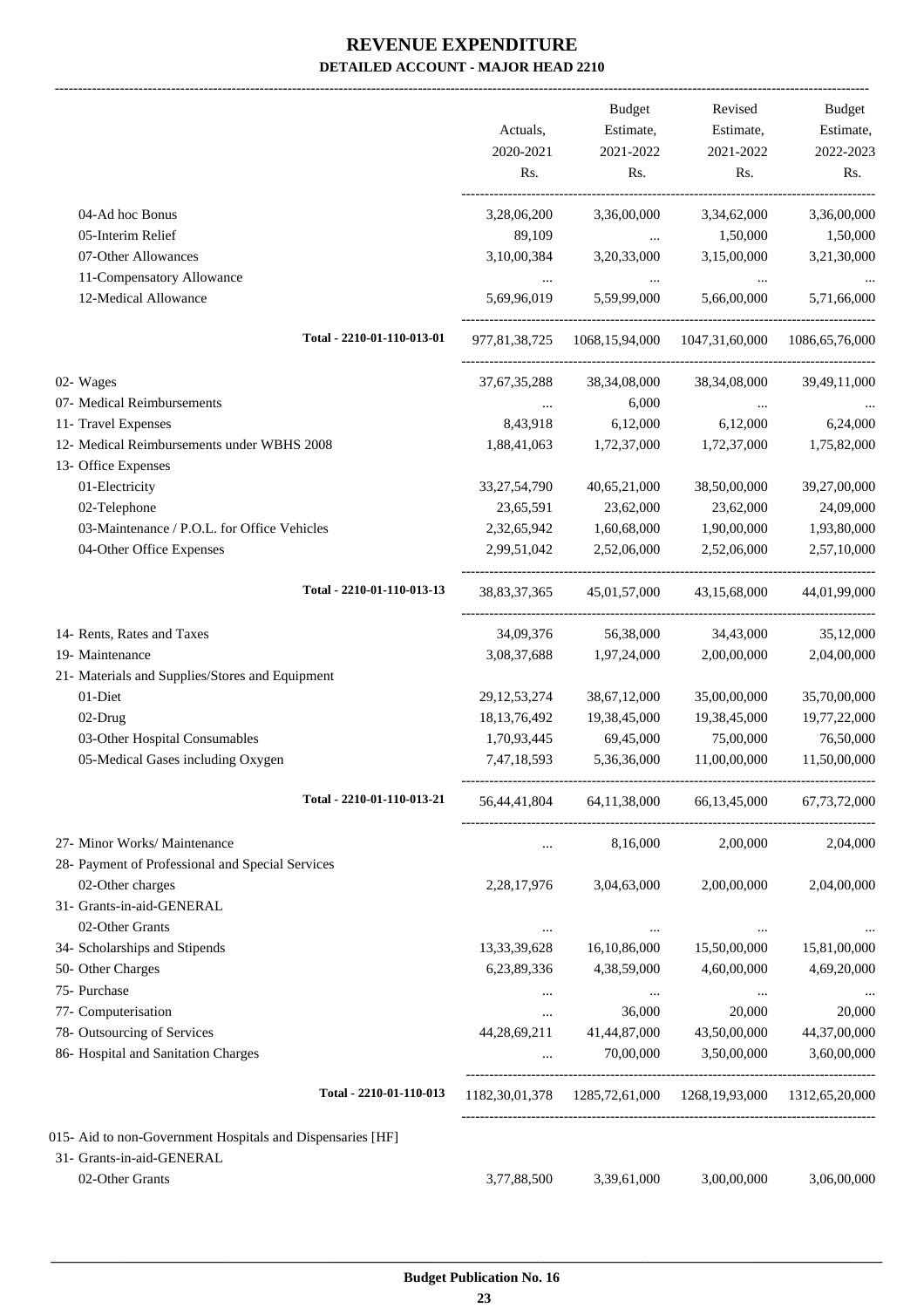# REVENUE EXPENDITURE

**DETAILED ACCOUNT - MAJOR HEAD 2210**

| | Actuals, 2020-2021 Rs. | Budget Estimate, 2021-2022 Rs. | Revised Estimate, 2021-2022 Rs. | Budget Estimate, 2022-2023 Rs. |
|---|---|---|---|---|
| 04-Ad hoc Bonus | 3,28,06,200 | 3,36,00,000 | 3,34,62,000 | 3,36,00,000 |
| 05-Interim Relief | 89,109 | ... | 1,50,000 | 1,50,000 |
| 07-Other Allowances | 3,10,00,384 | 3,20,33,000 | 3,15,00,000 | 3,21,30,000 |
| 11-Compensatory Allowance | ... | ... | ... | ... |
| 12-Medical Allowance | 5,69,96,019 | 5,59,99,000 | 5,66,00,000 | 5,71,66,000 |
| **Total - 2210-01-110-013-01** | 977,81,38,725 | 1068,15,94,000 | 1047,31,60,000 | 1086,65,76,000 |
| 02- Wages | 37,67,35,288 | 38,34,08,000 | 38,34,08,000 | 39,49,11,000 |
| 07- Medical Reimbursements | ... | 6,000 | ... | ... |
| 11- Travel Expenses | 8,43,918 | 6,12,000 | 6,12,000 | 6,24,000 |
| 12- Medical Reimbursements under WBHS 2008 | 1,88,41,063 | 1,72,37,000 | 1,72,37,000 | 1,75,82,000 |
| 13- Office Expenses | | | | |
| 01-Electricity | 33,27,54,790 | 40,65,21,000 | 38,50,00,000 | 39,27,00,000 |
| 02-Telephone | 23,65,591 | 23,62,000 | 23,62,000 | 24,09,000 |
| 03-Maintenance / P.O.L. for Office Vehicles | 2,32,65,942 | 1,60,68,000 | 1,90,00,000 | 1,93,80,000 |
| 04-Other Office Expenses | 2,99,51,042 | 2,52,06,000 | 2,52,06,000 | 2,57,10,000 |
| **Total - 2210-01-110-013-13** | 38,83,37,365 | 45,01,57,000 | 43,15,68,000 | 44,01,99,000 |
| 14- Rents, Rates and Taxes | 34,09,376 | 56,38,000 | 34,43,000 | 35,12,000 |
| 19- Maintenance | 3,08,37,688 | 1,97,24,000 | 2,00,00,000 | 2,04,00,000 |
| 21- Materials and Supplies/Stores and Equipment | | | | |
| 01-Diet | 29,12,53,274 | 38,67,12,000 | 35,00,00,000 | 35,70,00,000 |
| 02-Drug | 18,13,76,492 | 19,38,45,000 | 19,38,45,000 | 19,77,22,000 |
| 03-Other Hospital Consumables | 1,70,93,445 | 69,45,000 | 75,00,000 | 76,50,000 |
| 05-Medical Gases including Oxygen | 7,47,18,593 | 5,36,36,000 | 11,00,00,000 | 11,50,00,000 |
| **Total - 2210-01-110-013-21** | 56,44,41,804 | 64,11,38,000 | 66,13,45,000 | 67,73,72,000 |
| 27- Minor Works/ Maintenance | ... | 8,16,000 | 2,00,000 | 2,04,000 |
| 28- Payment of Professional and Special Services | | | | |
| 02-Other charges | 2,28,17,976 | 3,04,63,000 | 2,00,00,000 | 2,04,00,000 |
| 31- Grants-in-aid-GENERAL | | | | |
| 02-Other Grants | ... | ... | ... | ... |
| 34- Scholarships and Stipends | 13,33,39,628 | 16,10,86,000 | 15,50,00,000 | 15,81,00,000 |
| 50- Other Charges | 6,23,89,336 | 4,38,59,000 | 4,60,00,000 | 4,69,20,000 |
| 75- Purchase | ... | ... | ... | ... |
| 77- Computerisation | ... | 36,000 | 20,000 | 20,000 |
| 78- Outsourcing of Services | 44,28,69,211 | 41,44,87,000 | 43,50,00,000 | 44,37,00,000 |
| 86- Hospital and Sanitation Charges | ... | 70,00,000 | 3,50,00,000 | 3,60,00,000 |
| **Total - 2210-01-110-013** | 1182,30,01,378 | 1285,72,61,000 | 1268,19,93,000 | 1312,65,20,000 |
| 015- Aid to non-Government Hospitals and Dispensaries [HF] | | | | |
| 31- Grants-in-aid-GENERAL | | | | |
| 02-Other Grants | 3,77,88,500 | 3,39,61,000 | 3,00,00,000 | 3,06,00,000 |

Budget Publication No. 16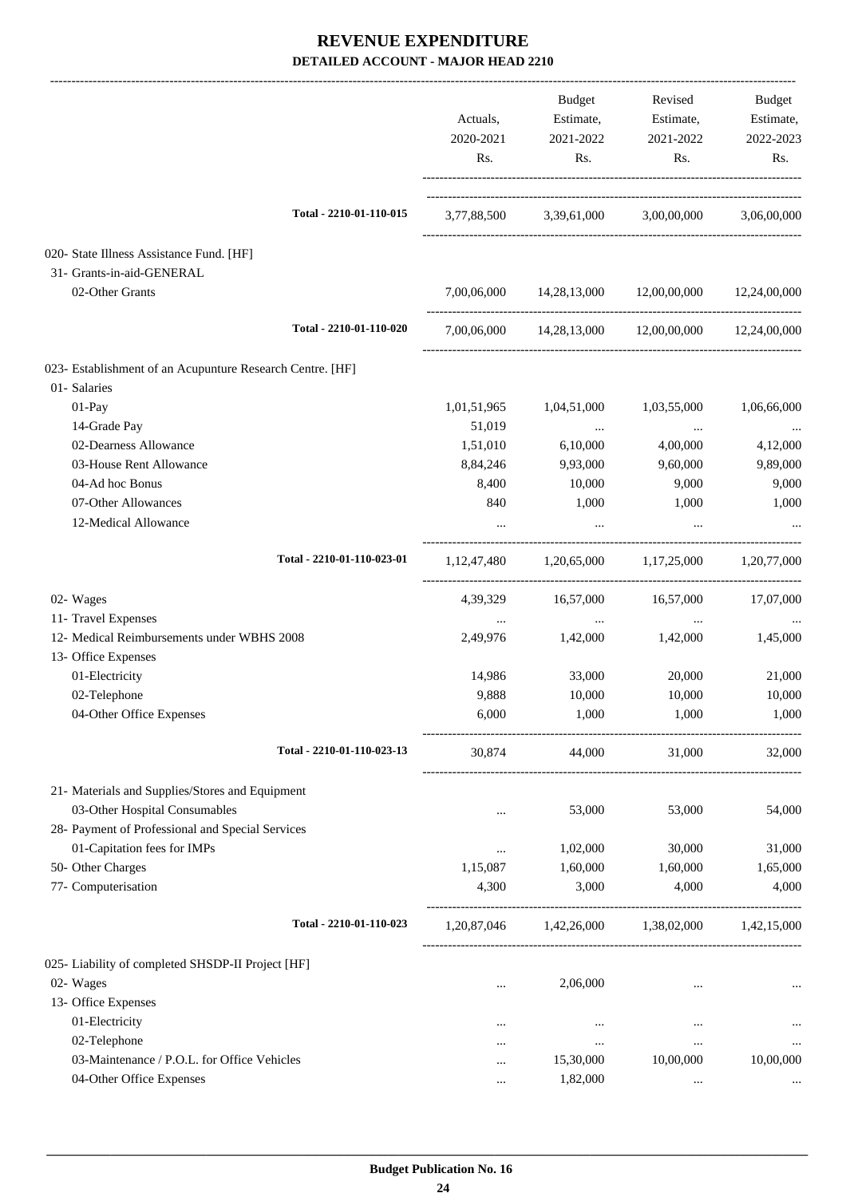# REVENUE EXPENDITURE

## DETAILED ACCOUNT - MAJOR HEAD 2210

| | Actuals, 2020-2021 Rs. | Budget Estimate, 2021-2022 Rs. | Revised Estimate, 2021-2022 Rs. | Budget Estimate, 2022-2023 Rs. |
|---|---|---|---|---|
| **Total - 2210-01-110-015** | 3,77,88,500 | 3,39,61,000 | 3,00,00,000 | 3,06,00,000 |
| 020- State Illness Assistance Fund. [HF] | | | | |
| 31- Grants-in-aid-GENERAL | | | | |
| 02-Other Grants | 7,00,06,000 | 14,28,13,000 | 12,00,00,000 | 12,24,00,000 |
| **Total - 2210-01-110-020** | 7,00,06,000 | 14,28,13,000 | 12,00,00,000 | 12,24,00,000 |
| 023- Establishment of an Acupunture Research Centre. [HF] | | | | |
| 01- Salaries | | | | |
| 01-Pay | 1,01,51,965 | 1,04,51,000 | 1,03,55,000 | 1,06,66,000 |
| 14-Grade Pay | 51,019 | ... | ... | ... |
| 02-Dearness Allowance | 1,51,010 | 6,10,000 | 4,00,000 | 4,12,000 |
| 03-House Rent Allowance | 8,84,246 | 9,93,000 | 9,60,000 | 9,89,000 |
| 04-Ad hoc Bonus | 8,400 | 10,000 | 9,000 | 9,000 |
| 07-Other Allowances | 840 | 1,000 | 1,000 | 1,000 |
| 12-Medical Allowance | ... | ... | ... | ... |
| **Total - 2210-01-110-023-01** | 1,12,47,480 | 1,20,65,000 | 1,17,25,000 | 1,20,77,000 |
| 02- Wages | 4,39,329 | 16,57,000 | 16,57,000 | 17,07,000 |
| 11- Travel Expenses | ... | ... | ... | ... |
| 12- Medical Reimbursements under WBHS 2008 | 2,49,976 | 1,42,000 | 1,42,000 | 1,45,000 |
| 13- Office Expenses | | | | |
| 01-Electricity | 14,986 | 33,000 | 20,000 | 21,000 |
| 02-Telephone | 9,888 | 10,000 | 10,000 | 10,000 |
| 04-Other Office Expenses | 6,000 | 1,000 | 1,000 | 1,000 |
| **Total - 2210-01-110-023-13** | 30,874 | 44,000 | 31,000 | 32,000 |
| 21- Materials and Supplies/Stores and Equipment | | | | |
| 03-Other Hospital Consumables | ... | 53,000 | 53,000 | 54,000 |
| 28- Payment of Professional and Special Services | | | | |
| 01-Capitation fees for IMPs | ... | 1,02,000 | 30,000 | 31,000 |
| 50- Other Charges | 1,15,087 | 1,60,000 | 1,60,000 | 1,65,000 |
| 77- Computerisation | 4,300 | 3,000 | 4,000 | 4,000 |
| **Total - 2210-01-110-023** | 1,20,87,046 | 1,42,26,000 | 1,38,02,000 | 1,42,15,000 |
| 025- Liability of completed SHSDP-II Project [HF] | | | | |
| 02- Wages | ... | 2,06,000 | ... | ... |
| 13- Office Expenses | | | | |
| 01-Electricity | ... | ... | ... | ... |
| 02-Telephone | ... | ... | ... | ... |
| 03-Maintenance / P.O.L. for Office Vehicles | ... | 15,30,000 | 10,00,000 | 10,00,000 |
| 04-Other Office Expenses | ... | 1,82,000 | ... | ... |

Budget Publication No. 16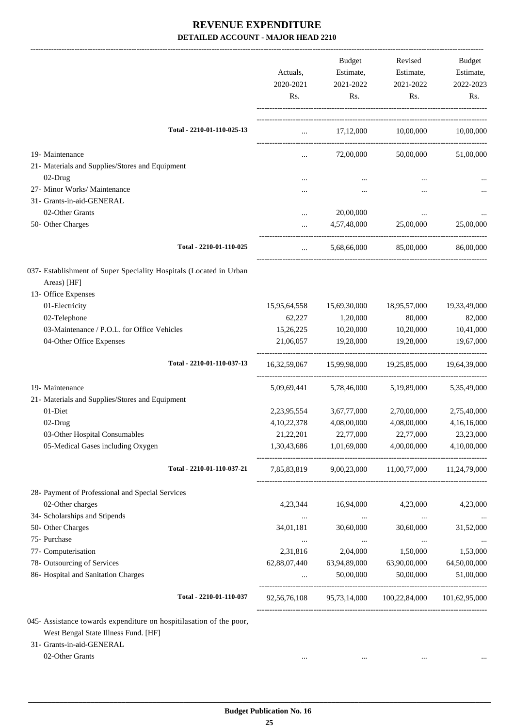# REVENUE EXPENDITURE

## DETAILED ACCOUNT - MAJOR HEAD 2210

| | Actuals, 2020-2021 Rs. | Budget Estimate, 2021-2022 Rs. | Revised Estimate, 2021-2022 Rs. | Budget Estimate, 2022-2023 Rs. |
|---|---|---|---|---|
| Total - 2210-01-110-025-13 | ... | 17,12,000 | 10,00,000 | 10,00,000 |
| 19- Maintenance | ... | 72,00,000 | 50,00,000 | 51,00,000 |
| 21- Materials and Supplies/Stores and Equipment | | | | |
| 02-Drug | ... | ... | ... | ... |
| 27- Minor Works/ Maintenance | ... | ... | ... | ... |
| 31- Grants-in-aid-GENERAL | | | | |
| 02-Other Grants | ... | 20,00,000 | ... | ... |
| 50- Other Charges | ... | 4,57,48,000 | 25,00,000 | 25,00,000 |
| Total - 2210-01-110-025 | ... | 5,68,66,000 | 85,00,000 | 86,00,000 |
| 037- Establishment of Super Speciality Hospitals (Located in Urban Areas) [HF] | | | | |
| 13- Office Expenses | | | | |
| 01-Electricity | 15,95,64,558 | 15,69,30,000 | 18,95,57,000 | 19,33,49,000 |
| 02-Telephone | 62,227 | 1,20,000 | 80,000 | 82,000 |
| 03-Maintenance / P.O.L. for Office Vehicles | 15,26,225 | 10,20,000 | 10,20,000 | 10,41,000 |
| 04-Other Office Expenses | 21,06,057 | 19,28,000 | 19,28,000 | 19,67,000 |
| Total - 2210-01-110-037-13 | 16,32,59,067 | 15,99,98,000 | 19,25,85,000 | 19,64,39,000 |
| 19- Maintenance | 5,09,69,441 | 5,78,46,000 | 5,19,89,000 | 5,35,49,000 |
| 21- Materials and Supplies/Stores and Equipment | | | | |
| 01-Diet | 2,23,95,554 | 3,67,77,000 | 2,70,00,000 | 2,75,40,000 |
| 02-Drug | 4,10,22,378 | 4,08,00,000 | 4,08,00,000 | 4,16,16,000 |
| 03-Other Hospital Consumables | 21,22,201 | 22,77,000 | 22,77,000 | 23,23,000 |
| 05-Medical Gases including Oxygen | 1,30,43,686 | 1,01,69,000 | 4,00,00,000 | 4,10,00,000 |
| Total - 2210-01-110-037-21 | 7,85,83,819 | 9,00,23,000 | 11,00,77,000 | 11,24,79,000 |
| 28- Payment of Professional and Special Services | | | | |
| 02-Other charges | 4,23,344 | 16,94,000 | 4,23,000 | 4,23,000 |
| 34- Scholarships and Stipends | ... | ... | ... | ... |
| 50- Other Charges | 34,01,181 | 30,60,000 | 30,60,000 | 31,52,000 |
| 75- Purchase | ... | ... | ... | ... |
| 77- Computerisation | 2,31,816 | 2,04,000 | 1,50,000 | 1,53,000 |
| 78- Outsourcing of Services | 62,88,07,440 | 63,94,89,000 | 63,90,00,000 | 64,50,00,000 |
| 86- Hospital and Sanitation Charges | ... | 50,00,000 | 50,00,000 | 51,00,000 |
| Total - 2210-01-110-037 | 92,56,76,108 | 95,73,14,000 | 100,22,84,000 | 101,62,95,000 |
| 045- Assistance towards expenditure on hospitilasation of the poor, West Bengal State Illness Fund. [HF] | | | | |
| 31- Grants-in-aid-GENERAL | | | | |
| 02-Other Grants | ... | ... | ... | ... |

**Budget Publication No. 16**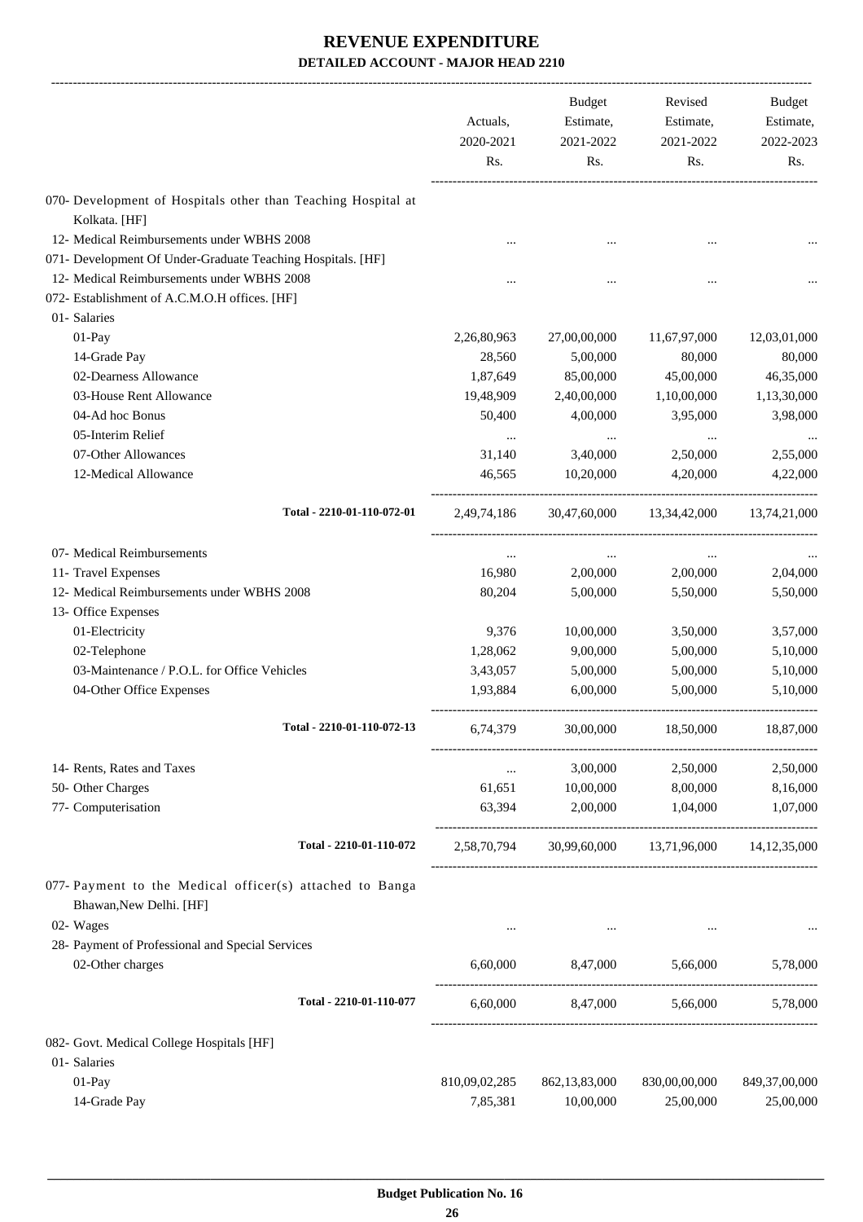# REVENUE EXPENDITURE

## DETAILED ACCOUNT - MAJOR HEAD 2210

| | Actuals, 2020-2021 Rs. | Budget Estimate, 2021-2022 Rs. | Revised Estimate, 2021-2022 Rs. | Budget Estimate, 2022-2023 Rs. |
|---|---|---|---|---|
| 070- Development of Hospitals other than Teaching Hospital at Kolkata. [HF] | | | | |
| 12- Medical Reimbursements under WBHS 2008 | ... | ... | ... | ... |
| 071- Development Of Under-Graduate Teaching Hospitals. [HF] | | | | |
| 12- Medical Reimbursements under WBHS 2008 | ... | ... | ... | ... |
| 072- Establishment of A.C.M.O.H offices. [HF] | | | | |
| 01- Salaries | | | | |
| 01-Pay | 2,26,80,963 | 27,00,00,000 | 11,67,97,000 | 12,03,01,000 |
| 14-Grade Pay | 28,560 | 5,00,000 | 80,000 | 80,000 |
| 02-Dearness Allowance | 1,87,649 | 85,00,000 | 45,00,000 | 46,35,000 |
| 03-House Rent Allowance | 19,48,909 | 2,40,00,000 | 1,10,00,000 | 1,13,30,000 |
| 04-Ad hoc Bonus | 50,400 | 4,00,000 | 3,95,000 | 3,98,000 |
| 05-Interim Relief | ... | ... | ... | ... |
| 07-Other Allowances | 31,140 | 3,40,000 | 2,50,000 | 2,55,000 |
| 12-Medical Allowance | 46,565 | 10,20,000 | 4,20,000 | 4,22,000 |
| Total - 2210-01-110-072-01 | 2,49,74,186 | 30,47,60,000 | 13,34,42,000 | 13,74,21,000 |
| 07- Medical Reimbursements | ... | ... | ... | ... |
| 11- Travel Expenses | 16,980 | 2,00,000 | 2,00,000 | 2,04,000 |
| 12- Medical Reimbursements under WBHS 2008 | 80,204 | 5,00,000 | 5,50,000 | 5,50,000 |
| 13- Office Expenses | | | | |
| 01-Electricity | 9,376 | 10,00,000 | 3,50,000 | 3,57,000 |
| 02-Telephone | 1,28,062 | 9,00,000 | 5,00,000 | 5,10,000 |
| 03-Maintenance / P.O.L. for Office Vehicles | 3,43,057 | 5,00,000 | 5,00,000 | 5,10,000 |
| 04-Other Office Expenses | 1,93,884 | 6,00,000 | 5,00,000 | 5,10,000 |
| Total - 2210-01-110-072-13 | 6,74,379 | 30,00,000 | 18,50,000 | 18,87,000 |
| 14- Rents, Rates and Taxes | ... | 3,00,000 | 2,50,000 | 2,50,000 |
| 50- Other Charges | 61,651 | 10,00,000 | 8,00,000 | 8,16,000 |
| 77- Computerisation | 63,394 | 2,00,000 | 1,04,000 | 1,07,000 |
| Total - 2210-01-110-072 | 2,58,70,794 | 30,99,60,000 | 13,71,96,000 | 14,12,35,000 |
| 077- Payment to the Medical officer(s) attached to Banga Bhawan,New Delhi. [HF] | | | | |
| 02- Wages | ... | ... | ... | ... |
| 28- Payment of Professional and Special Services | | | | |
| 02-Other charges | 6,60,000 | 8,47,000 | 5,66,000 | 5,78,000 |
| Total - 2210-01-110-077 | 6,60,000 | 8,47,000 | 5,66,000 | 5,78,000 |
| 082- Govt. Medical College Hospitals [HF] | | | | |
| 01- Salaries | | | | |
| 01-Pay | 810,09,02,285 | 862,13,83,000 | 830,00,00,000 | 849,37,00,000 |
| 14-Grade Pay | 7,85,381 | 10,00,000 | 25,00,000 | 25,00,000 |

Budget Publication No. 16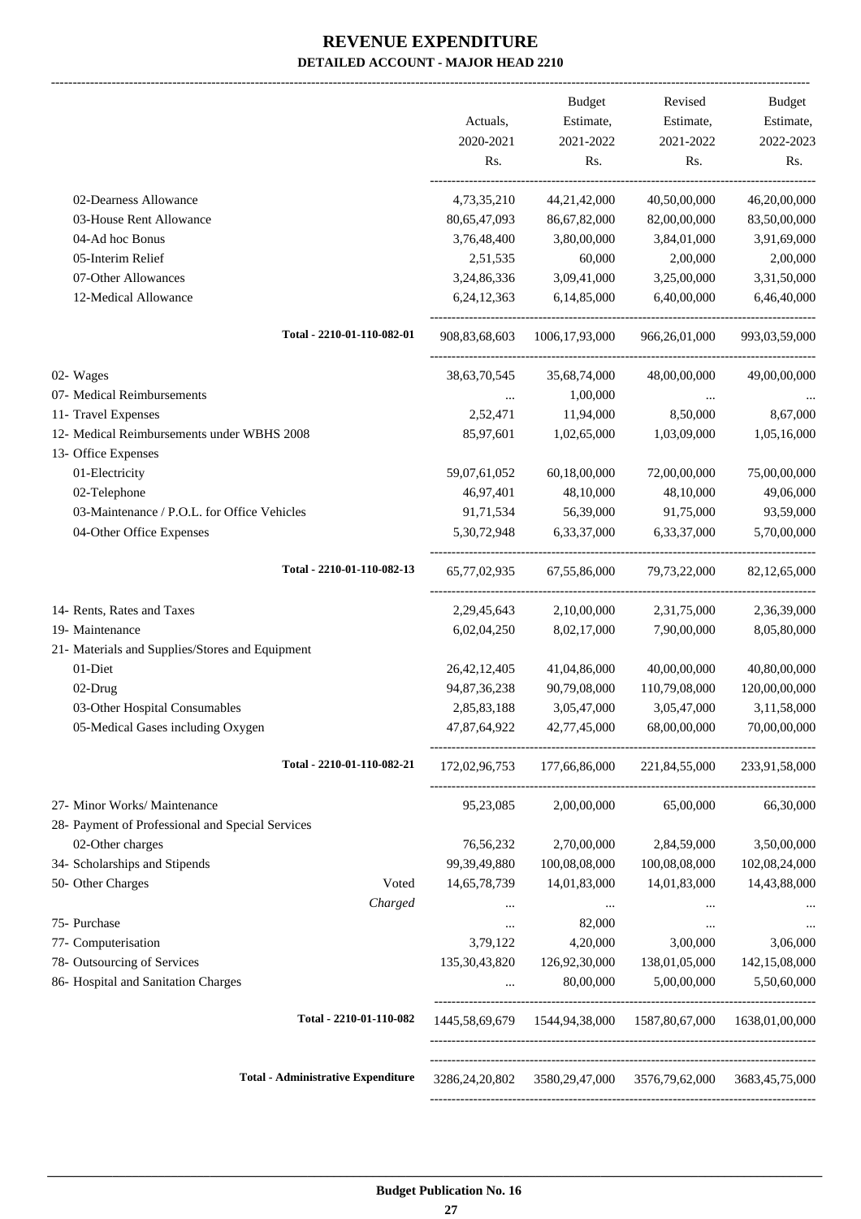# REVENUE EXPENDITURE
## DETAILED ACCOUNT - MAJOR HEAD 2210

| | | Actuals, 2020-2021 Rs. | Budget Estimate, 2021-2022 Rs. | Revised Estimate, 2021-2022 Rs. | Budget Estimate, 2022-2023 Rs. |
|---|---|---|---|---|---|
| 02-Dearness Allowance | | 4,73,35,210 | 44,21,42,000 | 40,50,00,000 | 46,20,00,000 |
| 03-House Rent Allowance | | 80,65,47,093 | 86,67,82,000 | 82,00,00,000 | 83,50,00,000 |
| 04-Ad hoc Bonus | | 3,76,48,400 | 3,80,00,000 | 3,84,01,000 | 3,91,69,000 |
| 05-Interim Relief | | 2,51,535 | 60,000 | 2,00,000 | 2,00,000 |
| 07-Other Allowances | | 3,24,86,336 | 3,09,41,000 | 3,25,00,000 | 3,31,50,000 |
| 12-Medical Allowance | | 6,24,12,363 | 6,14,85,000 | 6,40,00,000 | 6,46,40,000 |
| Total - 2210-01-110-082-01 | | 908,83,68,603 | 1006,17,93,000 | 966,26,01,000 | 993,03,59,000 |
| 02- Wages | | 38,63,70,545 | 35,68,74,000 | 48,00,00,000 | 49,00,00,000 |
| 07- Medical Reimbursements | | ... | 1,00,000 | ... | ... |
| 11- Travel Expenses | | 2,52,471 | 11,94,000 | 8,50,000 | 8,67,000 |
| 12- Medical Reimbursements under WBHS 2008 | | 85,97,601 | 1,02,65,000 | 1,03,09,000 | 1,05,16,000 |
| 13- Office Expenses | | | | | |
| 01-Electricity | | 59,07,61,052 | 60,18,00,000 | 72,00,00,000 | 75,00,00,000 |
| 02-Telephone | | 46,97,401 | 48,10,000 | 48,10,000 | 49,06,000 |
| 03-Maintenance / P.O.L. for Office Vehicles | | 91,71,534 | 56,39,000 | 91,75,000 | 93,59,000 |
| 04-Other Office Expenses | | 5,30,72,948 | 6,33,37,000 | 6,33,37,000 | 5,70,00,000 |
| Total - 2210-01-110-082-13 | | 65,77,02,935 | 67,55,86,000 | 79,73,22,000 | 82,12,65,000 |
| 14- Rents, Rates and Taxes | | 2,29,45,643 | 2,10,00,000 | 2,31,75,000 | 2,36,39,000 |
| 19- Maintenance | | 6,02,04,250 | 8,02,17,000 | 7,90,00,000 | 8,05,80,000 |
| 21- Materials and Supplies/Stores and Equipment | | | | | |
| 01-Diet | | 26,42,12,405 | 41,04,86,000 | 40,00,00,000 | 40,80,00,000 |
| 02-Drug | | 94,87,36,238 | 90,79,08,000 | 110,79,08,000 | 120,00,00,000 |
| 03-Other Hospital Consumables | | 2,85,83,188 | 3,05,47,000 | 3,05,47,000 | 3,11,58,000 |
| 05-Medical Gases including Oxygen | | 47,87,64,922 | 42,77,45,000 | 68,00,00,000 | 70,00,00,000 |
| Total - 2210-01-110-082-21 | | 172,02,96,753 | 177,66,86,000 | 221,84,55,000 | 233,91,58,000 |
| 27- Minor Works/ Maintenance | | 95,23,085 | 2,00,00,000 | 65,00,000 | 66,30,000 |
| 28- Payment of Professional and Special Services | | | | | |
| 02-Other charges | | 76,56,232 | 2,70,00,000 | 2,84,59,000 | 3,50,00,000 |
| 34- Scholarships and Stipends | | 99,39,49,880 | 100,08,08,000 | 100,08,08,000 | 102,08,24,000 |
| 50- Other Charges | Voted | 14,65,78,739 | 14,01,83,000 | 14,01,83,000 | 14,43,88,000 |
| | *Charged* | ... | ... | ... | ... |
| 75- Purchase | | ... | 82,000 | ... | ... |
| 77- Computerisation | | 3,79,122 | 4,20,000 | 3,00,000 | 3,06,000 |
| 78- Outsourcing of Services | | 135,30,43,820 | 126,92,30,000 | 138,01,05,000 | 142,15,08,000 |
| 86- Hospital and Sanitation Charges | | ... | 80,00,000 | 5,00,00,000 | 5,50,60,000 |
| Total - 2210-01-110-082 | | 1445,58,69,679 | 1544,94,38,000 | 1587,80,67,000 | 1638,01,00,000 |
| Total - Administrative Expenditure | | 3286,24,20,802 | 3580,29,47,000 | 3576,79,62,000 | 3683,45,75,000 |

**Budget Publication No. 16**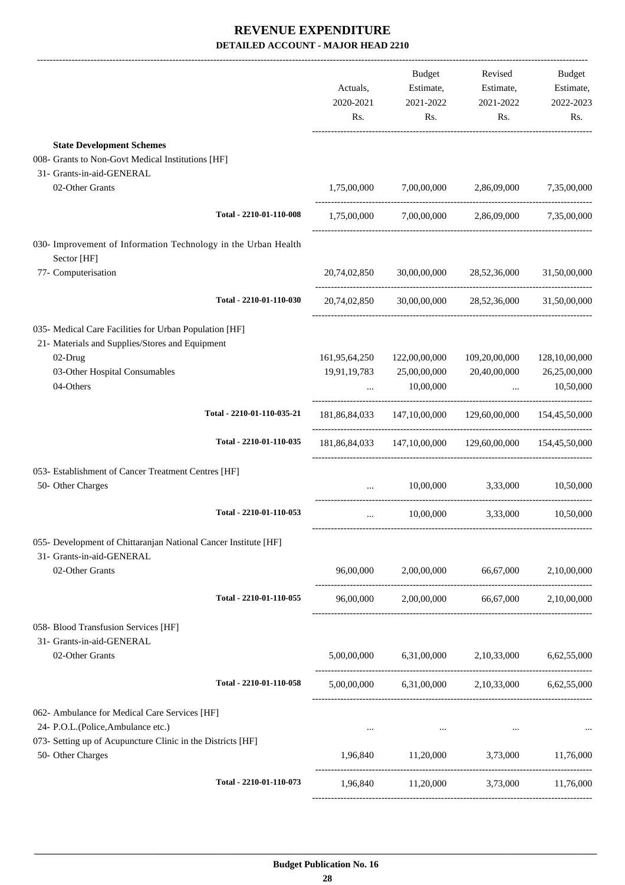# REVENUE EXPENDITURE

## DETAILED ACCOUNT - MAJOR HEAD 2210

| | Actuals, 2020-2021 Rs. | Budget Estimate, 2021-2022 Rs. | Revised Estimate, 2021-2022 Rs. | Budget Estimate, 2022-2023 Rs. |
|---|---|---|---|---|
| **State Development Schemes** | | | | |
| 008- Grants to Non-Govt Medical Institutions [HF] | | | | |
| 31- Grants-in-aid-GENERAL | | | | |
| 02-Other Grants | 1,75,00,000 | 7,00,00,000 | 2,86,09,000 | 7,35,00,000 |
| Total - 2210-01-110-008 | 1,75,00,000 | 7,00,00,000 | 2,86,09,000 | 7,35,00,000 |
| 030- Improvement of Information Technology in the Urban Health Sector [HF] | | | | |
| 77- Computerisation | 20,74,02,850 | 30,00,00,000 | 28,52,36,000 | 31,50,00,000 |
| Total - 2210-01-110-030 | 20,74,02,850 | 30,00,00,000 | 28,52,36,000 | 31,50,00,000 |
| 035- Medical Care Facilities for Urban Population [HF] | | | | |
| 21- Materials and Supplies/Stores and Equipment | | | | |
| 02-Drug | 161,95,64,250 | 122,00,00,000 | 109,20,00,000 | 128,10,00,000 |
| 03-Other Hospital Consumables | 19,91,19,783 | 25,00,00,000 | 20,40,00,000 | 26,25,00,000 |
| 04-Others | ... | 10,00,000 | ... | 10,50,000 |
| Total - 2210-01-110-035-21 | 181,86,84,033 | 147,10,00,000 | 129,60,00,000 | 154,45,50,000 |
| Total - 2210-01-110-035 | 181,86,84,033 | 147,10,00,000 | 129,60,00,000 | 154,45,50,000 |
| 053- Establishment of Cancer Treatment Centres [HF] | | | | |
| 50- Other Charges | ... | 10,00,000 | 3,33,000 | 10,50,000 |
| Total - 2210-01-110-053 | ... | 10,00,000 | 3,33,000 | 10,50,000 |
| 055- Development of Chittaranjan National Cancer Institute [HF] | | | | |
| 31- Grants-in-aid-GENERAL | | | | |
| 02-Other Grants | 96,00,000 | 2,00,00,000 | 66,67,000 | 2,10,00,000 |
| Total - 2210-01-110-055 | 96,00,000 | 2,00,00,000 | 66,67,000 | 2,10,00,000 |
| 058- Blood Transfusion Services [HF] | | | | |
| 31- Grants-in-aid-GENERAL | | | | |
| 02-Other Grants | 5,00,00,000 | 6,31,00,000 | 2,10,33,000 | 6,62,55,000 |
| Total - 2210-01-110-058 | 5,00,00,000 | 6,31,00,000 | 2,10,33,000 | 6,62,55,000 |
| 062- Ambulance for Medical Care Services [HF] | | | | |
| 24- P.O.L.(Police,Ambulance etc.) | ... | ... | ... | ... |
| 073- Setting up of Acupuncture Clinic in the Districts [HF] | | | | |
| 50- Other Charges | 1,96,840 | 11,20,000 | 3,73,000 | 11,76,000 |
| Total - 2210-01-110-073 | 1,96,840 | 11,20,000 | 3,73,000 | 11,76,000 |

Budget Publication No. 16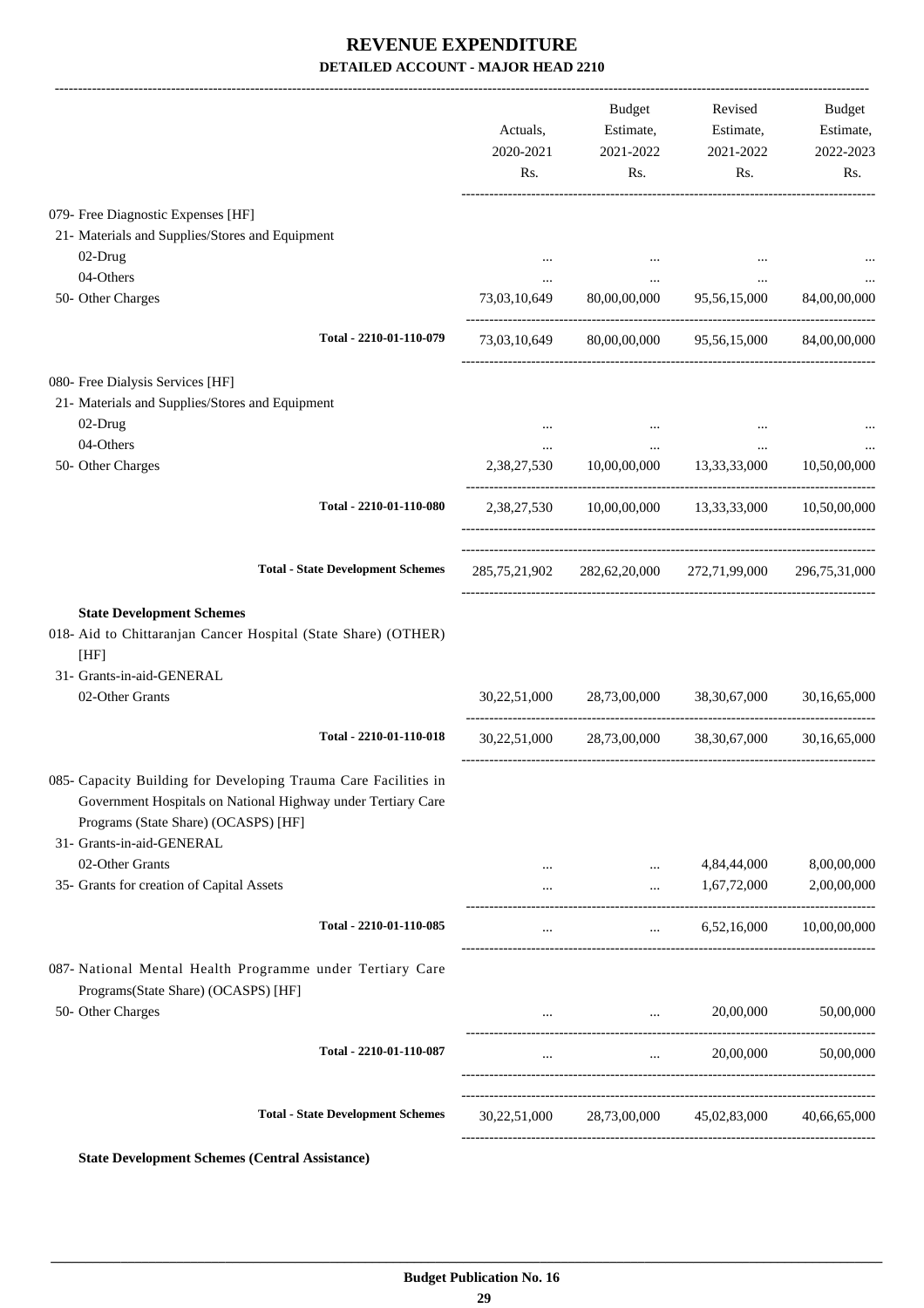# REVENUE EXPENDITURE

## DETAILED ACCOUNT - MAJOR HEAD 2210

| | Actuals, 2020-2021 Rs. | Budget Estimate, 2021-2022 Rs. | Revised Estimate, 2021-2022 Rs. | Budget Estimate, 2022-2023 Rs. |
|---|---|---|---|---|
| 079- Free Diagnostic Expenses [HF] | | | | |
| 21- Materials and Supplies/Stores and Equipment | | | | |
| 02-Drug | ... | ... | ... | ... |
| 04-Others | ... | ... | ... | ... |
| 50- Other Charges | 73,03,10,649 | 80,00,00,000 | 95,56,15,000 | 84,00,00,000 |
| **Total - 2210-01-110-079** | 73,03,10,649 | 80,00,00,000 | 95,56,15,000 | 84,00,00,000 |
| 080- Free Dialysis Services [HF] | | | | |
| 21- Materials and Supplies/Stores and Equipment | | | | |
| 02-Drug | ... | ... | ... | ... |
| 04-Others | ... | ... | ... | ... |
| 50- Other Charges | 2,38,27,530 | 10,00,00,000 | 13,33,33,000 | 10,50,00,000 |
| **Total - 2210-01-110-080** | 2,38,27,530 | 10,00,00,000 | 13,33,33,000 | 10,50,00,000 |
| **Total - State Development Schemes** | 285,75,21,902 | 282,62,20,000 | 272,71,99,000 | 296,75,31,000 |
| **State Development Schemes** | | | | |
| 018- Aid to Chittaranjan Cancer Hospital (State Share) (OTHER) [HF] | | | | |
| 31- Grants-in-aid-GENERAL | | | | |
| 02-Other Grants | 30,22,51,000 | 28,73,00,000 | 38,30,67,000 | 30,16,65,000 |
| **Total - 2210-01-110-018** | 30,22,51,000 | 28,73,00,000 | 38,30,67,000 | 30,16,65,000 |
| 085- Capacity Building for Developing Trauma Care Facilities in Government Hospitals on National Highway under Tertiary Care Programs (State Share) (OCASPS) [HF] | | | | |
| 31- Grants-in-aid-GENERAL | | | | |
| 02-Other Grants | ... | ... | 4,84,44,000 | 8,00,00,000 |
| 35- Grants for creation of Capital Assets | ... | ... | 1,67,72,000 | 2,00,00,000 |
| **Total - 2210-01-110-085** | ... | ... | 6,52,16,000 | 10,00,00,000 |
| 087- National Mental Health Programme under Tertiary Care Programs(State Share) (OCASPS) [HF] | | | | |
| 50- Other Charges | ... | ... | 20,00,000 | 50,00,000 |
| **Total - 2210-01-110-087** | ... | ... | 20,00,000 | 50,00,000 |
| **Total - State Development Schemes** | 30,22,51,000 | 28,73,00,000 | 45,02,83,000 | 40,66,65,000 |

**State Development Schemes (Central Assistance)**

Budget Publication No. 16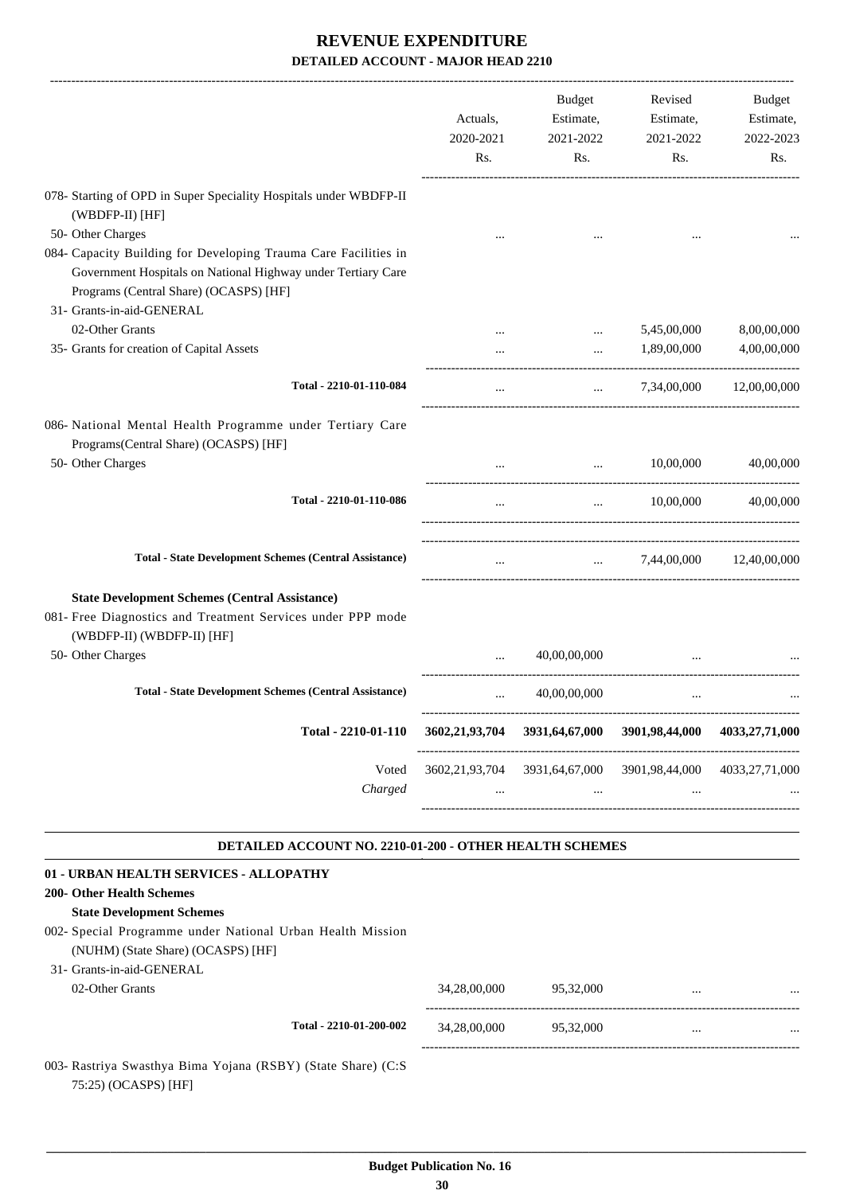# REVENUE EXPENDITURE

## DETAILED ACCOUNT - MAJOR HEAD 2210

| | Actuals, 2020-2021 Rs. | Budget Estimate, 2021-2022 Rs. | Revised Estimate, 2021-2022 Rs. | Budget Estimate, 2022-2023 Rs. |
|---|---|---|---|---|
| 078- Starting of OPD in Super Speciality Hospitals under WBDFP-II (WBDFP-II) [HF] | | | | |
| 50- Other Charges | ... | ... | ... | ... |
| 084- Capacity Building for Developing Trauma Care Facilities in Government Hospitals on National Highway under Tertiary Care Programs (Central Share) (OCASPS) [HF] | | | | |
| 31- Grants-in-aid-GENERAL | | | | |
| 02-Other Grants | ... | ... | 5,45,00,000 | 8,00,00,000 |
| 35- Grants for creation of Capital Assets | ... | ... | 1,89,00,000 | 4,00,00,000 |
| Total - 2210-01-110-084 | ... | ... | 7,34,00,000 | 12,00,00,000 |
| 086- National Mental Health Programme under Tertiary Care Programs(Central Share) (OCASPS) [HF] | | | | |
| 50- Other Charges | ... | ... | 10,00,000 | 40,00,000 |
| Total - 2210-01-110-086 | ... | ... | 10,00,000 | 40,00,000 |
| Total - State Development Schemes (Central Assistance) | ... | ... | 7,44,00,000 | 12,40,00,000 |
| **State Development Schemes (Central Assistance)** | | | | |
| 081- Free Diagnostics and Treatment Services under PPP mode (WBDFP-II) (WBDFP-II) [HF] | | | | |
| 50- Other Charges | ... | 40,00,00,000 | ... | ... |
| Total - State Development Schemes (Central Assistance) | ... | 40,00,00,000 | ... | ... |
| **Total - 2210-01-110** | **3602,21,93,704** | **3931,64,67,000** | **3901,98,44,000** | **4033,27,71,000** |
| Voted | 3602,21,93,704 | 3931,64,67,000 | 3901,98,44,000 | 4033,27,71,000 |
| *Charged* | ... | ... | ... | ... |

### DETAILED ACCOUNT NO. 2210-01-200 - OTHER HEALTH SCHEMES

**01 - URBAN HEALTH SERVICES - ALLOPATHY**

**200- Other Health Schemes**

**State Development Schemes**

| | Actuals, 2020-2021 Rs. | Budget Estimate, 2021-2022 Rs. | Revised Estimate, 2021-2022 Rs. | Budget Estimate, 2022-2023 Rs. |
|---|---|---|---|---|
| 002- Special Programme under National Urban Health Mission (NUHM) (State Share) (OCASPS) [HF] | | | | |
| 31- Grants-in-aid-GENERAL | | | | |
| 02-Other Grants | 34,28,00,000 | 95,32,000 | ... | ... |
| Total - 2210-01-200-002 | 34,28,00,000 | 95,32,000 | ... | ... |
| 003- Rastriya Swasthya Bima Yojana (RSBY) (State Share) (C:S 75:25) (OCASPS) [HF] | | | | |

Budget Publication No. 16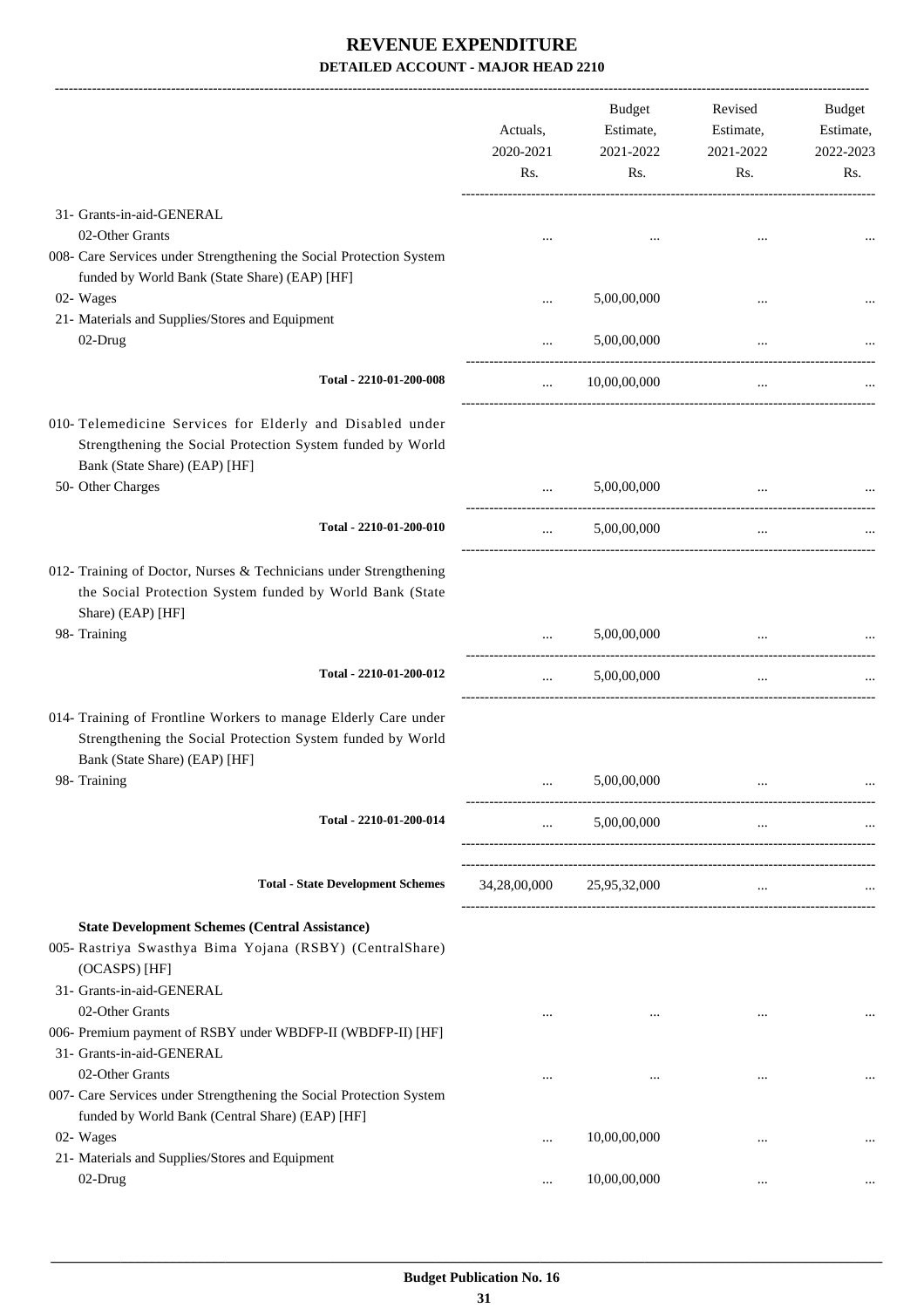# REVENUE EXPENDITURE

**DETAILED ACCOUNT - MAJOR HEAD 2210**

| | Actuals, 2020-2021 Rs. | Budget Estimate, 2021-2022 Rs. | Revised Estimate, 2021-2022 Rs. | Budget Estimate, 2022-2023 Rs. |
|---|---|---|---|---|
| 31- Grants-in-aid-GENERAL | | | | |
| 02-Other Grants | ... | ... | ... | ... |
| 008- Care Services under Strengthening the Social Protection System funded by World Bank (State Share) (EAP) [HF] | | | | |
| 02- Wages | ... | 5,00,00,000 | ... | ... |
| 21- Materials and Supplies/Stores and Equipment | | | | |
| 02-Drug | ... | 5,00,00,000 | ... | ... |
| **Total - 2210-01-200-008** | ... | 10,00,00,000 | ... | ... |
| 010- Telemedicine Services for Elderly and Disabled under Strengthening the Social Protection System funded by World Bank (State Share) (EAP) [HF] | | | | |
| 50- Other Charges | ... | 5,00,00,000 | ... | ... |
| **Total - 2210-01-200-010** | ... | 5,00,00,000 | ... | ... |
| 012- Training of Doctor, Nurses & Technicians under Strengthening the Social Protection System funded by World Bank (State Share) (EAP) [HF] | | | | |
| 98- Training | ... | 5,00,00,000 | ... | ... |
| **Total - 2210-01-200-012** | ... | 5,00,00,000 | ... | ... |
| 014- Training of Frontline Workers to manage Elderly Care under Strengthening the Social Protection System funded by World Bank (State Share) (EAP) [HF] | | | | |
| 98- Training | ... | 5,00,00,000 | ... | ... |
| **Total - 2210-01-200-014** | ... | 5,00,00,000 | ... | ... |
| **Total - State Development Schemes** | 34,28,00,000 | 25,95,32,000 | ... | ... |
| **State Development Schemes (Central Assistance)** | | | | |
| 005- Rastriya Swasthya Bima Yojana (RSBY) (CentralShare) (OCASPS) [HF] | | | | |
| 31- Grants-in-aid-GENERAL | | | | |
| 02-Other Grants | ... | ... | ... | ... |
| 006- Premium payment of RSBY under WBDFP-II (WBDFP-II) [HF] | | | | |
| 31- Grants-in-aid-GENERAL | | | | |
| 02-Other Grants | ... | ... | ... | ... |
| 007- Care Services under Strengthening the Social Protection System funded by World Bank (Central Share) (EAP) [HF] | | | | |
| 02- Wages | ... | 10,00,00,000 | ... | ... |
| 21- Materials and Supplies/Stores and Equipment | | | | |
| 02-Drug | ... | 10,00,00,000 | ... | ... |

**Budget Publication No. 16**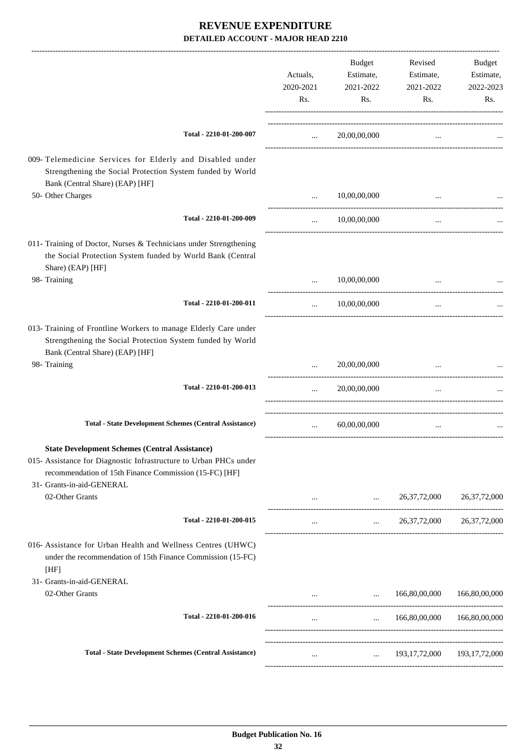# REVENUE EXPENDITURE

**DETAILED ACCOUNT - MAJOR HEAD 2210**

| | Actuals, 2020-2021 Rs. | Budget Estimate, 2021-2022 Rs. | Revised Estimate, 2021-2022 Rs. | Budget Estimate, 2022-2023 Rs. |
|---|---|---|---|---|
| **Total - 2210-01-200-007** | ... | 20,00,00,000 | ... | ... |
| 009- Telemedicine Services for Elderly and Disabled under Strengthening the Social Protection System funded by World Bank (Central Share) (EAP) [HF] | | | | |
| 50- Other Charges | ... | 10,00,00,000 | ... | ... |
| **Total - 2210-01-200-009** | ... | 10,00,00,000 | ... | ... |
| 011- Training of Doctor, Nurses & Technicians under Strengthening the Social Protection System funded by World Bank (Central Share) (EAP) [HF] | | | | |
| 98- Training | ... | 10,00,00,000 | ... | ... |
| **Total - 2210-01-200-011** | ... | 10,00,00,000 | ... | ... |
| 013- Training of Frontline Workers to manage Elderly Care under Strengthening the Social Protection System funded by World Bank (Central Share) (EAP) [HF] | | | | |
| 98- Training | ... | 20,00,00,000 | ... | ... |
| **Total - 2210-01-200-013** | ... | 20,00,00,000 | ... | ... |
| **Total - State Development Schemes (Central Assistance)** | ... | 60,00,00,000 | ... | ... |
| **State Development Schemes (Central Assistance)** | | | | |
| 015- Assistance for Diagnostic Infrastructure to Urban PHCs under recommendation of 15th Finance Commission (15-FC) [HF] | | | | |
| 31- Grants-in-aid-GENERAL | | | | |
| 02-Other Grants | ... | ... | 26,37,72,000 | 26,37,72,000 |
| **Total - 2210-01-200-015** | ... | ... | 26,37,72,000 | 26,37,72,000 |
| 016- Assistance for Urban Health and Wellness Centres (UHWC) under the recommendation of 15th Finance Commission (15-FC) [HF] | | | | |
| 31- Grants-in-aid-GENERAL | | | | |
| 02-Other Grants | ... | ... | 166,80,00,000 | 166,80,00,000 |
| **Total - 2210-01-200-016** | ... | ... | 166,80,00,000 | 166,80,00,000 |
| **Total - State Development Schemes (Central Assistance)** | ... | ... | 193,17,72,000 | 193,17,72,000 |

**Budget Publication No. 16**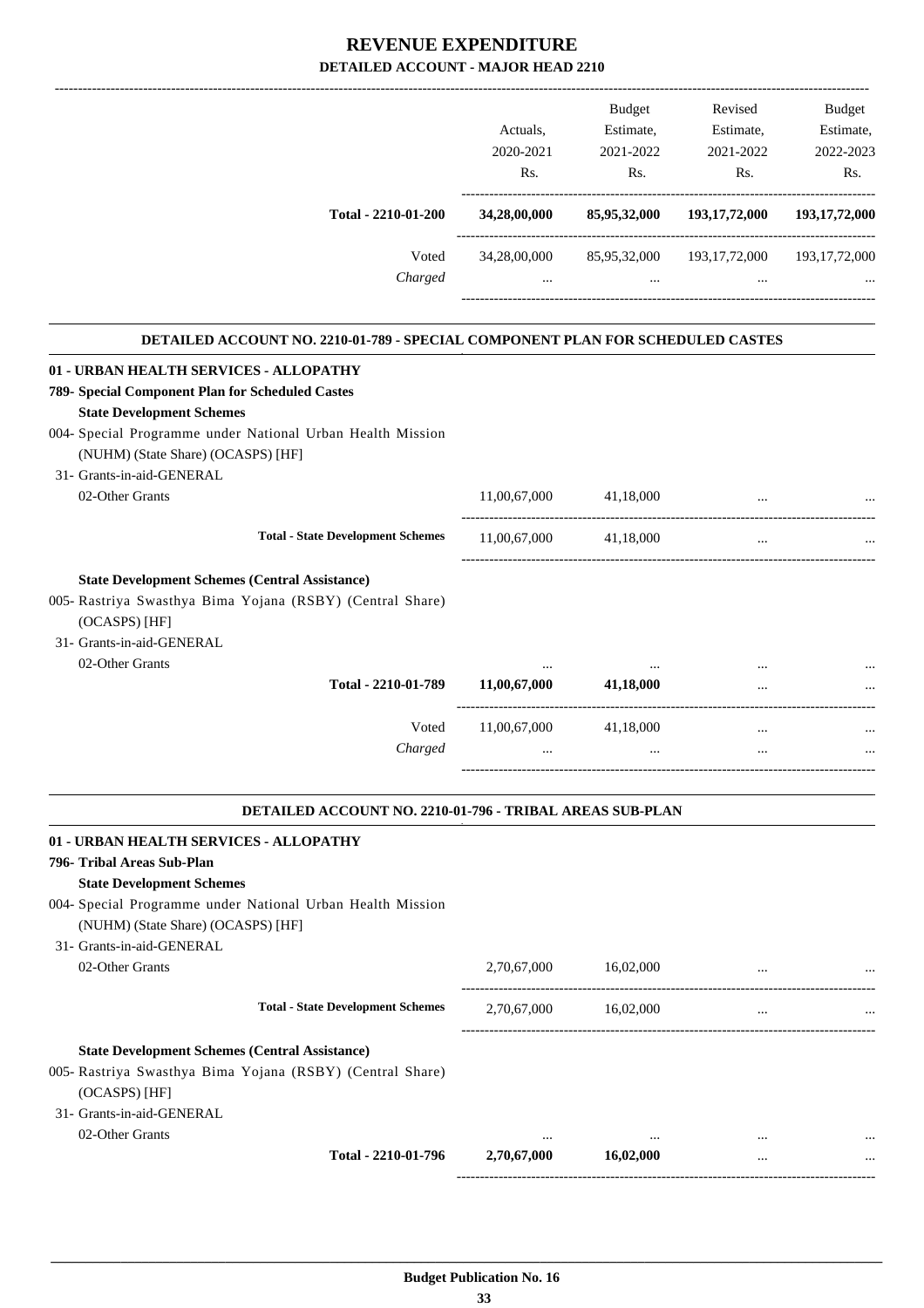# REVENUE EXPENDITURE

## DETAILED ACCOUNT - MAJOR HEAD 2210

| | Actuals, 2020-2021 Rs. | Budget Estimate, 2021-2022 Rs. | Revised Estimate, 2021-2022 Rs. | Budget Estimate, 2022-2023 Rs. |
|---|---|---|---|---|
| **Total - 2210-01-200** | **34,28,00,000** | **85,95,32,000** | **193,17,72,000** | **193,17,72,000** |
| Voted | 34,28,00,000 | 85,95,32,000 | 193,17,72,000 | 193,17,72,000 |
| *Charged* | ... | ... | ... | ... |

### DETAILED ACCOUNT NO. 2210-01-789 - SPECIAL COMPONENT PLAN FOR SCHEDULED CASTES

| | Actuals, 2020-2021 Rs. | Budget Estimate, 2021-2022 Rs. | Revised Estimate, 2021-2022 Rs. | Budget Estimate, 2022-2023 Rs. |
|---|---|---|---|---|
| **01 - URBAN HEALTH SERVICES - ALLOPATHY** | | | | |
| **789- Special Component Plan for Scheduled Castes** | | | | |
| **State Development Schemes** | | | | |
| 004- Special Programme under National Urban Health Mission (NUHM) (State Share) (OCASPS) [HF] | | | | |
| 31- Grants-in-aid-GENERAL | | | | |
| 02-Other Grants | 11,00,67,000 | 41,18,000 | ... | ... |
| **Total - State Development Schemes** | 11,00,67,000 | 41,18,000 | ... | ... |
| **State Development Schemes (Central Assistance)** | | | | |
| 005- Rastriya Swasthya Bima Yojana (RSBY) (Central Share) (OCASPS) [HF] | | | | |
| 31- Grants-in-aid-GENERAL | | | | |
| 02-Other Grants | ... | ... | ... | ... |
| **Total - 2210-01-789** | **11,00,67,000** | **41,18,000** | ... | ... |
| Voted | 11,00,67,000 | 41,18,000 | ... | ... |
| *Charged* | ... | ... | ... | ... |

### DETAILED ACCOUNT NO. 2210-01-796 - TRIBAL AREAS SUB-PLAN

| | Actuals, 2020-2021 Rs. | Budget Estimate, 2021-2022 Rs. | Revised Estimate, 2021-2022 Rs. | Budget Estimate, 2022-2023 Rs. |
|---|---|---|---|---|
| **01 - URBAN HEALTH SERVICES - ALLOPATHY** | | | | |
| **796- Tribal Areas Sub-Plan** | | | | |
| **State Development Schemes** | | | | |
| 004- Special Programme under National Urban Health Mission (NUHM) (State Share) (OCASPS) [HF] | | | | |
| 31- Grants-in-aid-GENERAL | | | | |
| 02-Other Grants | 2,70,67,000 | 16,02,000 | ... | ... |
| **Total - State Development Schemes** | 2,70,67,000 | 16,02,000 | ... | ... |
| **State Development Schemes (Central Assistance)** | | | | |
| 005- Rastriya Swasthya Bima Yojana (RSBY) (Central Share) (OCASPS) [HF] | | | | |
| 31- Grants-in-aid-GENERAL | | | | |
| 02-Other Grants | ... | ... | ... | ... |
| **Total - 2210-01-796** | **2,70,67,000** | **16,02,000** | ... | ... |

**Budget Publication No. 16**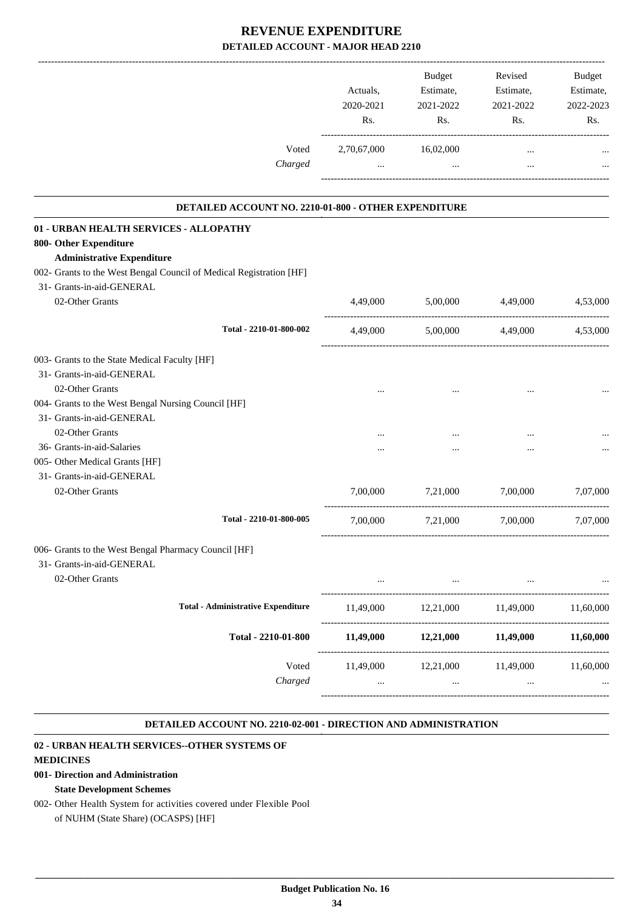# REVENUE EXPENDITURE

## DETAILED ACCOUNT - MAJOR HEAD 2210

| | Actuals, 2020-2021 Rs. | Budget Estimate, 2021-2022 Rs. | Revised Estimate, 2021-2022 Rs. | Budget Estimate, 2022-2023 Rs. |
|---|---|---|---|---|
| Voted | 2,70,67,000 | 16,02,000 | ... | ... |
| *Charged* | ... | ... | ... | ... |

### DETAILED ACCOUNT NO. 2210-01-800 - OTHER EXPENDITURE

| | Actuals, 2020-2021 Rs. | Budget Estimate, 2021-2022 Rs. | Revised Estimate, 2021-2022 Rs. | Budget Estimate, 2022-2023 Rs. |
|---|---|---|---|---|
| **01 - URBAN HEALTH SERVICES - ALLOPATHY** | | | | |
| **800- Other Expenditure** | | | | |
| **Administrative Expenditure** | | | | |
| 002- Grants to the West Bengal Council of Medical Registration [HF] | | | | |
| 31- Grants-in-aid-GENERAL | | | | |
| 02-Other Grants | 4,49,000 | 5,00,000 | 4,49,000 | 4,53,000 |
| Total - 2210-01-800-002 | 4,49,000 | 5,00,000 | 4,49,000 | 4,53,000 |
| 003- Grants to the State Medical Faculty [HF] | | | | |
| 31- Grants-in-aid-GENERAL | | | | |
| 02-Other Grants | ... | ... | ... | ... |
| 004- Grants to the West Bengal Nursing Council [HF] | | | | |
| 31- Grants-in-aid-GENERAL | | | | |
| 02-Other Grants | ... | ... | ... | ... |
| 36- Grants-in-aid-Salaries | ... | ... | ... | ... |
| 005- Other Medical Grants [HF] | | | | |
| 31- Grants-in-aid-GENERAL | | | | |
| 02-Other Grants | 7,00,000 | 7,21,000 | 7,00,000 | 7,07,000 |
| Total - 2210-01-800-005 | 7,00,000 | 7,21,000 | 7,00,000 | 7,07,000 |
| 006- Grants to the West Bengal Pharmacy Council [HF] | | | | |
| 31- Grants-in-aid-GENERAL | | | | |
| 02-Other Grants | ... | ... | ... | ... |
| Total - Administrative Expenditure | 11,49,000 | 12,21,000 | 11,49,000 | 11,60,000 |
| **Total - 2210-01-800** | **11,49,000** | **12,21,000** | **11,49,000** | **11,60,000** |
| Voted | 11,49,000 | 12,21,000 | 11,49,000 | 11,60,000 |
| *Charged* | ... | ... | ... | ... |

### DETAILED ACCOUNT NO. 2210-02-001 - DIRECTION AND ADMINISTRATION

**02 - URBAN HEALTH SERVICES--OTHER SYSTEMS OF MEDICINES**

**001- Direction and Administration**

**State Development Schemes**

002- Other Health System for activities covered under Flexible Pool of NUHM (State Share) (OCASPS) [HF]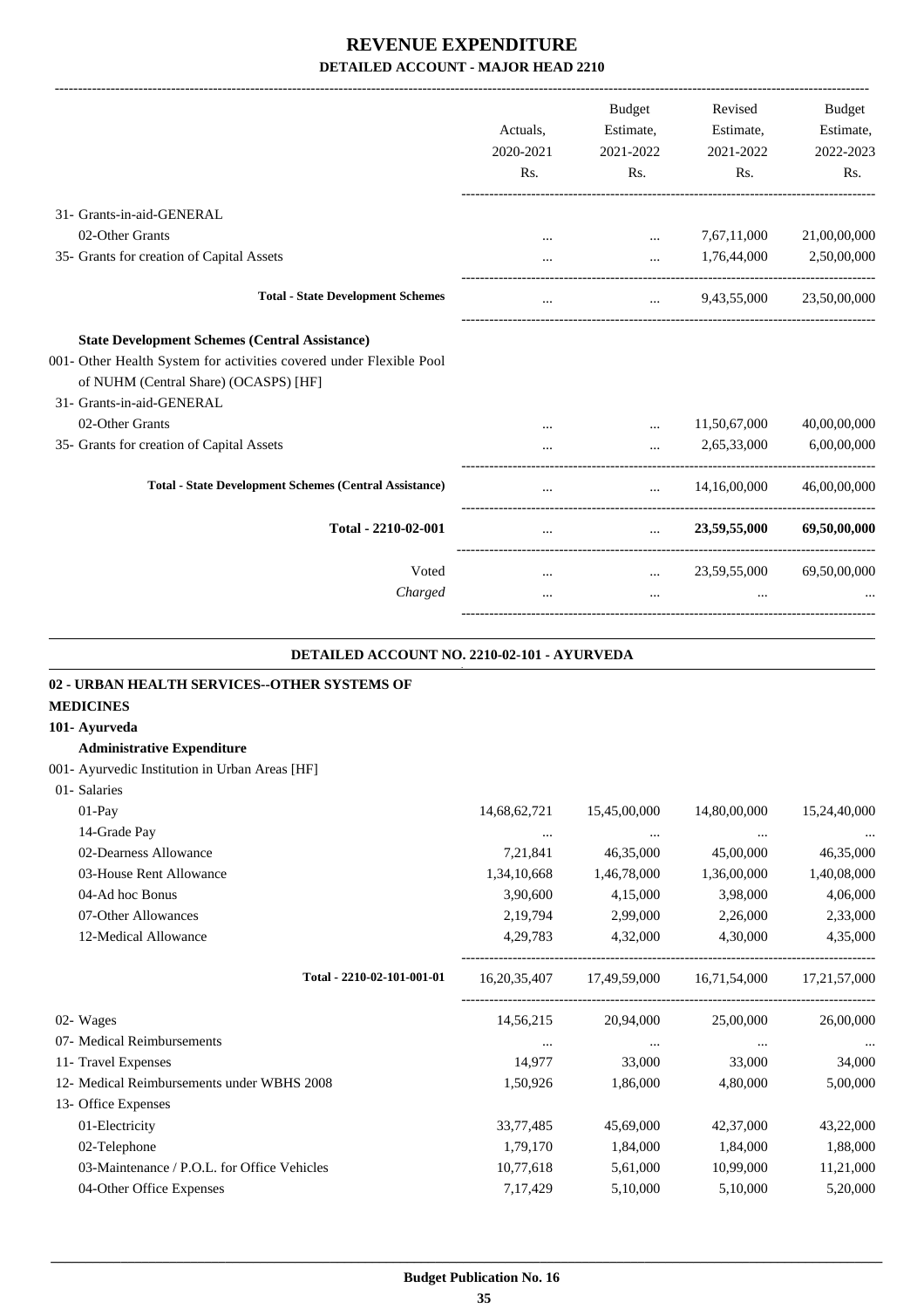# REVENUE EXPENDITURE

**DETAILED ACCOUNT - MAJOR HEAD 2210**

| | Actuals, 2020-2021 Rs. | Budget Estimate, 2021-2022 Rs. | Revised Estimate, 2021-2022 Rs. | Budget Estimate, 2022-2023 Rs. |
|---|---|---|---|---|
| 31- Grants-in-aid-GENERAL | | | | |
| 02-Other Grants | ... | ... | 7,67,11,000 | 21,00,00,000 |
| 35- Grants for creation of Capital Assets | ... | ... | 1,76,44,000 | 2,50,00,000 |
| **Total - State Development Schemes** | ... | ... | 9,43,55,000 | 23,50,00,000 |
| **State Development Schemes (Central Assistance)** | | | | |
| 001- Other Health System for activities covered under Flexible Pool of NUHM (Central Share) (OCASPS) [HF] | | | | |
| 31- Grants-in-aid-GENERAL | | | | |
| 02-Other Grants | ... | ... | 11,50,67,000 | 40,00,00,000 |
| 35- Grants for creation of Capital Assets | ... | ... | 2,65,33,000 | 6,00,00,000 |
| **Total - State Development Schemes (Central Assistance)** | ... | ... | 14,16,00,000 | 46,00,00,000 |
| **Total - 2210-02-001** | ... | ... | **23,59,55,000** | **69,50,00,000** |
| Voted | ... | ... | 23,59,55,000 | 69,50,00,000 |
| *Charged* | ... | ... | ... | ... |

**DETAILED ACCOUNT NO. 2210-02-101 - AYURVEDA**

**02 - URBAN HEALTH SERVICES--OTHER SYSTEMS OF MEDICINES**

**101- Ayurveda**

**Administrative Expenditure**

| | Actuals, 2020-2021 Rs. | Budget Estimate, 2021-2022 Rs. | Revised Estimate, 2021-2022 Rs. | Budget Estimate, 2022-2023 Rs. |
|---|---|---|---|---|
| 001- Ayurvedic Institution in Urban Areas [HF] | | | | |
| 01- Salaries | | | | |
| 01-Pay | 14,68,62,721 | 15,45,00,000 | 14,80,00,000 | 15,24,40,000 |
| 14-Grade Pay | ... | ... | ... | ... |
| 02-Dearness Allowance | 7,21,841 | 46,35,000 | 45,00,000 | 46,35,000 |
| 03-House Rent Allowance | 1,34,10,668 | 1,46,78,000 | 1,36,00,000 | 1,40,08,000 |
| 04-Ad hoc Bonus | 3,90,600 | 4,15,000 | 3,98,000 | 4,06,000 |
| 07-Other Allowances | 2,19,794 | 2,99,000 | 2,26,000 | 2,33,000 |
| 12-Medical Allowance | 4,29,783 | 4,32,000 | 4,30,000 | 4,35,000 |
| **Total - 2210-02-101-001-01** | 16,20,35,407 | 17,49,59,000 | 16,71,54,000 | 17,21,57,000 |
| 02- Wages | 14,56,215 | 20,94,000 | 25,00,000 | 26,00,000 |
| 07- Medical Reimbursements | ... | ... | ... | ... |
| 11- Travel Expenses | 14,977 | 33,000 | 33,000 | 34,000 |
| 12- Medical Reimbursements under WBHS 2008 | 1,50,926 | 1,86,000 | 4,80,000 | 5,00,000 |
| 13- Office Expenses | | | | |
| 01-Electricity | 33,77,485 | 45,69,000 | 42,37,000 | 43,22,000 |
| 02-Telephone | 1,79,170 | 1,84,000 | 1,84,000 | 1,88,000 |
| 03-Maintenance / P.O.L. for Office Vehicles | 10,77,618 | 5,61,000 | 10,99,000 | 11,21,000 |
| 04-Other Office Expenses | 7,17,429 | 5,10,000 | 5,10,000 | 5,20,000 |

**Budget Publication No. 16**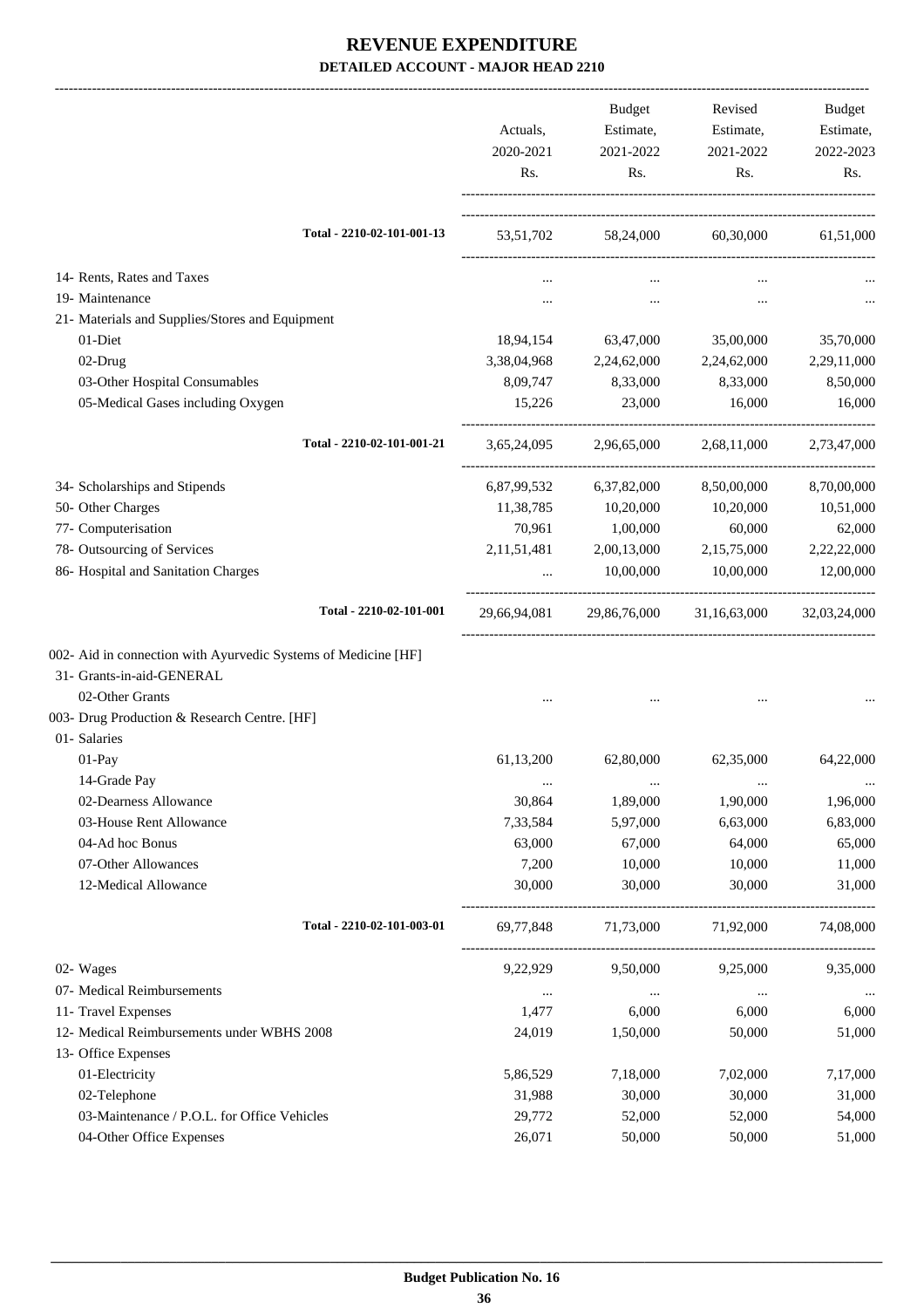# REVENUE EXPENDITURE

## DETAILED ACCOUNT - MAJOR HEAD 2210

| | Actuals, 2020-2021 Rs. | Budget Estimate, 2021-2022 Rs. | Revised Estimate, 2021-2022 Rs. | Budget Estimate, 2022-2023 Rs. |
|---|---|---|---|---|
| Total - 2210-02-101-001-13 | 53,51,702 | 58,24,000 | 60,30,000 | 61,51,000 |
| 14- Rents, Rates and Taxes | ... | ... | ... | ... |
| 19- Maintenance | ... | ... | ... | ... |
| 21- Materials and Supplies/Stores and Equipment | | | | |
| 01-Diet | 18,94,154 | 63,47,000 | 35,00,000 | 35,70,000 |
| 02-Drug | 3,38,04,968 | 2,24,62,000 | 2,24,62,000 | 2,29,11,000 |
| 03-Other Hospital Consumables | 8,09,747 | 8,33,000 | 8,33,000 | 8,50,000 |
| 05-Medical Gases including Oxygen | 15,226 | 23,000 | 16,000 | 16,000 |
| Total - 2210-02-101-001-21 | 3,65,24,095 | 2,96,65,000 | 2,68,11,000 | 2,73,47,000 |
| 34- Scholarships and Stipends | 6,87,99,532 | 6,37,82,000 | 8,50,00,000 | 8,70,00,000 |
| 50- Other Charges | 11,38,785 | 10,20,000 | 10,20,000 | 10,51,000 |
| 77- Computerisation | 70,961 | 1,00,000 | 60,000 | 62,000 |
| 78- Outsourcing of Services | 2,11,51,481 | 2,00,13,000 | 2,15,75,000 | 2,22,22,000 |
| 86- Hospital and Sanitation Charges | ... | 10,00,000 | 10,00,000 | 12,00,000 |
| Total - 2210-02-101-001 | 29,66,94,081 | 29,86,76,000 | 31,16,63,000 | 32,03,24,000 |
| 002- Aid in connection with Ayurvedic Systems of Medicine [HF] | | | | |
| 31- Grants-in-aid-GENERAL | | | | |
| 02-Other Grants | ... | ... | ... | ... |
| 003- Drug Production & Research Centre. [HF] | | | | |
| 01- Salaries | | | | |
| 01-Pay | 61,13,200 | 62,80,000 | 62,35,000 | 64,22,000 |
| 14-Grade Pay | ... | ... | ... | ... |
| 02-Dearness Allowance | 30,864 | 1,89,000 | 1,90,000 | 1,96,000 |
| 03-House Rent Allowance | 7,33,584 | 5,97,000 | 6,63,000 | 6,83,000 |
| 04-Ad hoc Bonus | 63,000 | 67,000 | 64,000 | 65,000 |
| 07-Other Allowances | 7,200 | 10,000 | 10,000 | 11,000 |
| 12-Medical Allowance | 30,000 | 30,000 | 30,000 | 31,000 |
| Total - 2210-02-101-003-01 | 69,77,848 | 71,73,000 | 71,92,000 | 74,08,000 |
| 02- Wages | 9,22,929 | 9,50,000 | 9,25,000 | 9,35,000 |
| 07- Medical Reimbursements | ... | ... | ... | ... |
| 11- Travel Expenses | 1,477 | 6,000 | 6,000 | 6,000 |
| 12- Medical Reimbursements under WBHS 2008 | 24,019 | 1,50,000 | 50,000 | 51,000 |
| 13- Office Expenses | | | | |
| 01-Electricity | 5,86,529 | 7,18,000 | 7,02,000 | 7,17,000 |
| 02-Telephone | 31,988 | 30,000 | 30,000 | 31,000 |
| 03-Maintenance / P.O.L. for Office Vehicles | 29,772 | 52,000 | 52,000 | 54,000 |
| 04-Other Office Expenses | 26,071 | 50,000 | 50,000 | 51,000 |

Budget Publication No. 16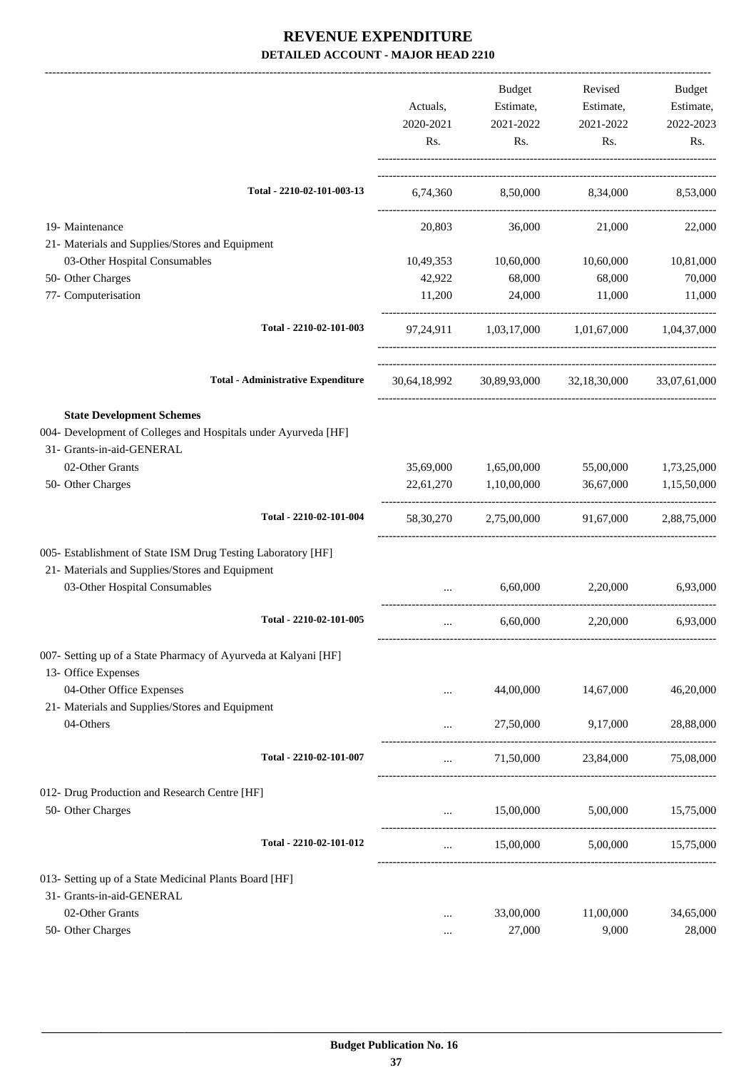# REVENUE EXPENDITURE

**DETAILED ACCOUNT - MAJOR HEAD 2210**

| | Actuals, 2020-2021 Rs. | Budget Estimate, 2021-2022 Rs. | Revised Estimate, 2021-2022 Rs. | Budget Estimate, 2022-2023 Rs. |
|---|---|---|---|---|
| **Total - 2210-02-101-003-13** | 6,74,360 | 8,50,000 | 8,34,000 | 8,53,000 |
| 19- Maintenance | 20,803 | 36,000 | 21,000 | 22,000 |
| 21- Materials and Supplies/Stores and Equipment | | | | |
| 03-Other Hospital Consumables | 10,49,353 | 10,60,000 | 10,60,000 | 10,81,000 |
| 50- Other Charges | 42,922 | 68,000 | 68,000 | 70,000 |
| 77- Computerisation | 11,200 | 24,000 | 11,000 | 11,000 |
| **Total - 2210-02-101-003** | 97,24,911 | 1,03,17,000 | 1,01,67,000 | 1,04,37,000 |
| **Total - Administrative Expenditure** | 30,64,18,992 | 30,89,93,000 | 32,18,30,000 | 33,07,61,000 |
| **State Development Schemes** | | | | |
| 004- Development of Colleges and Hospitals under Ayurveda [HF] | | | | |
| 31- Grants-in-aid-GENERAL | | | | |
| 02-Other Grants | 35,69,000 | 1,65,00,000 | 55,00,000 | 1,73,25,000 |
| 50- Other Charges | 22,61,270 | 1,10,00,000 | 36,67,000 | 1,15,50,000 |
| **Total - 2210-02-101-004** | 58,30,270 | 2,75,00,000 | 91,67,000 | 2,88,75,000 |
| 005- Establishment of State ISM Drug Testing Laboratory [HF] | | | | |
| 21- Materials and Supplies/Stores and Equipment | | | | |
| 03-Other Hospital Consumables | ... | 6,60,000 | 2,20,000 | 6,93,000 |
| **Total - 2210-02-101-005** | ... | 6,60,000 | 2,20,000 | 6,93,000 |
| 007- Setting up of a State Pharmacy of Ayurveda at Kalyani [HF] | | | | |
| 13- Office Expenses | | | | |
| 04-Other Office Expenses | ... | 44,00,000 | 14,67,000 | 46,20,000 |
| 21- Materials and Supplies/Stores and Equipment | | | | |
| 04-Others | ... | 27,50,000 | 9,17,000 | 28,88,000 |
| **Total - 2210-02-101-007** | ... | 71,50,000 | 23,84,000 | 75,08,000 |
| 012- Drug Production and Research Centre [HF] | | | | |
| 50- Other Charges | ... | 15,00,000 | 5,00,000 | 15,75,000 |
| **Total - 2210-02-101-012** | ... | 15,00,000 | 5,00,000 | 15,75,000 |
| 013- Setting up of a State Medicinal Plants Board [HF] | | | | |
| 31- Grants-in-aid-GENERAL | | | | |
| 02-Other Grants | ... | 33,00,000 | 11,00,000 | 34,65,000 |
| 50- Other Charges | ... | 27,000 | 9,000 | 28,000 |

**Budget Publication No. 16**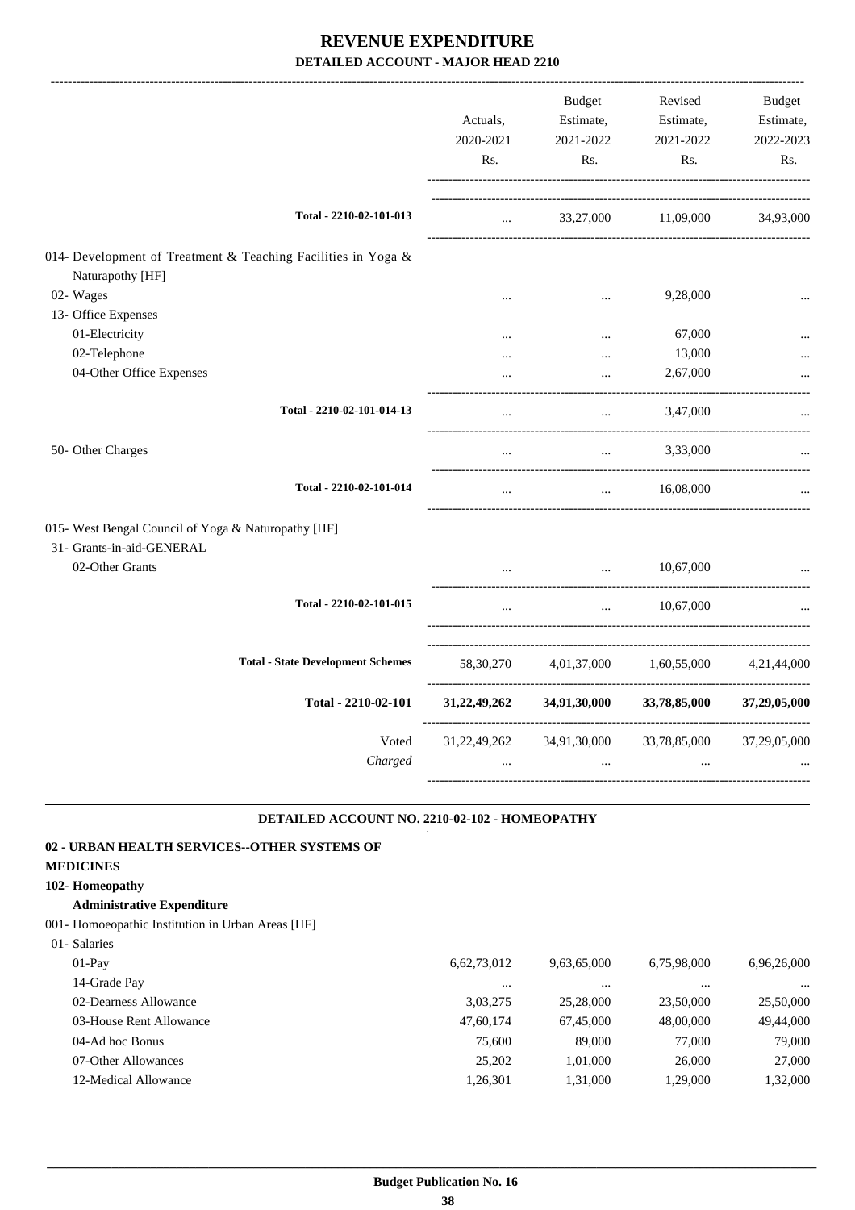# REVENUE EXPENDITURE
## DETAILED ACCOUNT - MAJOR HEAD 2210

| | Actuals, 2020-2021 Rs. | Budget Estimate, 2021-2022 Rs. | Revised Estimate, 2021-2022 Rs. | Budget Estimate, 2022-2023 Rs. |
|---|---|---|---|---|
| **Total - 2210-02-101-013** | ... | 33,27,000 | 11,09,000 | 34,93,000 |
| 014- Development of Treatment & Teaching Facilities in Yoga & Naturapothy [HF] | | | | |
| 02- Wages | ... | ... | 9,28,000 | ... |
| 13- Office Expenses | | | | |
| 01-Electricity | ... | ... | 67,000 | ... |
| 02-Telephone | ... | ... | 13,000 | ... |
| 04-Other Office Expenses | ... | ... | 2,67,000 | ... |
| **Total - 2210-02-101-014-13** | ... | ... | 3,47,000 | ... |
| 50- Other Charges | ... | ... | 3,33,000 | ... |
| **Total - 2210-02-101-014** | ... | ... | 16,08,000 | ... |
| 015- West Bengal Council of Yoga & Naturopathy [HF] | | | | |
| 31- Grants-in-aid-GENERAL | | | | |
| 02-Other Grants | ... | ... | 10,67,000 | ... |
| **Total - 2210-02-101-015** | ... | ... | 10,67,000 | ... |
| **Total - State Development Schemes** | 58,30,270 | 4,01,37,000 | 1,60,55,000 | 4,21,44,000 |
| **Total - 2210-02-101** | **31,22,49,262** | **34,91,30,000** | **33,78,85,000** | **37,29,05,000** |
| Voted | 31,22,49,262 | 34,91,30,000 | 33,78,85,000 | 37,29,05,000 |
| *Charged* | ... | ... | ... | ... |

### DETAILED ACCOUNT NO. 2210-02-102 - HOMEOPATHY

**02 - URBAN HEALTH SERVICES--OTHER SYSTEMS OF MEDICINES**

**102- Homeopathy**

**Administrative Expenditure**

| | Actuals, 2020-2021 Rs. | Budget Estimate, 2021-2022 Rs. | Revised Estimate, 2021-2022 Rs. | Budget Estimate, 2022-2023 Rs. |
|---|---|---|---|---|
| 001- Homoeopathic Institution in Urban Areas [HF] | | | | |
| 01- Salaries | | | | |
| 01-Pay | 6,62,73,012 | 9,63,65,000 | 6,75,98,000 | 6,96,26,000 |
| 14-Grade Pay | ... | ... | ... | ... |
| 02-Dearness Allowance | 3,03,275 | 25,28,000 | 23,50,000 | 25,50,000 |
| 03-House Rent Allowance | 47,60,174 | 67,45,000 | 48,00,000 | 49,44,000 |
| 04-Ad hoc Bonus | 75,600 | 89,000 | 77,000 | 79,000 |
| 07-Other Allowances | 25,202 | 1,01,000 | 26,000 | 27,000 |
| 12-Medical Allowance | 1,26,301 | 1,31,000 | 1,29,000 | 1,32,000 |

Budget Publication No. 16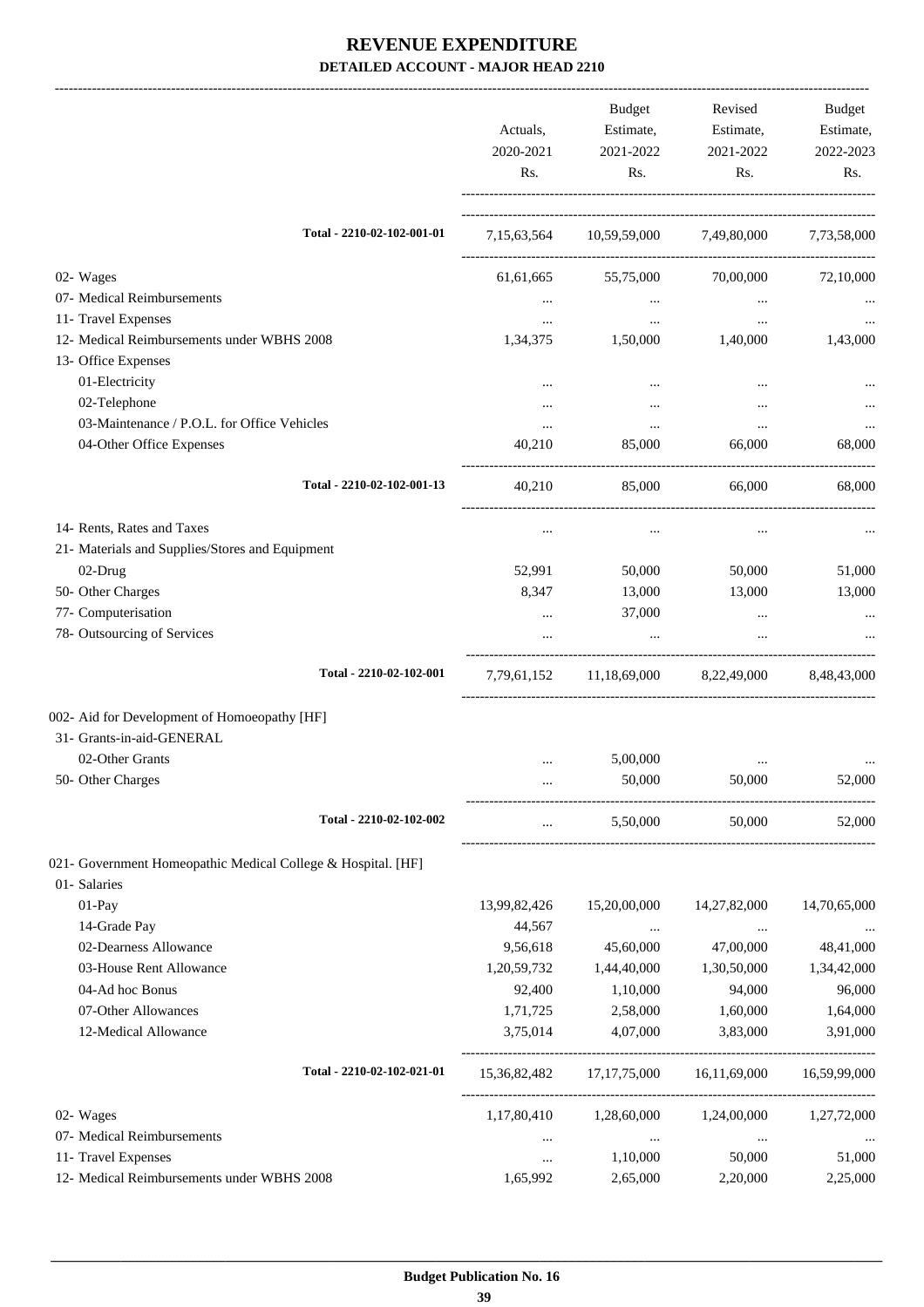# REVENUE EXPENDITURE

**DETAILED ACCOUNT - MAJOR HEAD 2210**

| | Actuals, 2020-2021 Rs. | Budget Estimate, 2021-2022 Rs. | Revised Estimate, 2021-2022 Rs. | Budget Estimate, 2022-2023 Rs. |
|---|---|---|---|---|
| Total - 2210-02-102-001-01 | 7,15,63,564 | 10,59,59,000 | 7,49,80,000 | 7,73,58,000 |
| 02- Wages | 61,61,665 | 55,75,000 | 70,00,000 | 72,10,000 |
| 07- Medical Reimbursements | ... | ... | ... | ... |
| 11- Travel Expenses | ... | ... | ... | ... |
| 12- Medical Reimbursements under WBHS 2008 | 1,34,375 | 1,50,000 | 1,40,000 | 1,43,000 |
| 13- Office Expenses | | | | |
| 01-Electricity | ... | ... | ... | ... |
| 02-Telephone | ... | ... | ... | ... |
| 03-Maintenance / P.O.L. for Office Vehicles | ... | ... | ... | ... |
| 04-Other Office Expenses | 40,210 | 85,000 | 66,000 | 68,000 |
| Total - 2210-02-102-001-13 | 40,210 | 85,000 | 66,000 | 68,000 |
| 14- Rents, Rates and Taxes | ... | ... | ... | ... |
| 21- Materials and Supplies/Stores and Equipment | | | | |
| 02-Drug | 52,991 | 50,000 | 50,000 | 51,000 |
| 50- Other Charges | 8,347 | 13,000 | 13,000 | 13,000 |
| 77- Computerisation | ... | 37,000 | ... | ... |
| 78- Outsourcing of Services | ... | ... | ... | ... |
| Total - 2210-02-102-001 | 7,79,61,152 | 11,18,69,000 | 8,22,49,000 | 8,48,43,000 |
| 002- Aid for Development of Homoeopathy [HF] | | | | |
| 31- Grants-in-aid-GENERAL | | | | |
| 02-Other Grants | ... | 5,00,000 | ... | ... |
| 50- Other Charges | ... | 50,000 | 50,000 | 52,000 |
| Total - 2210-02-102-002 | ... | 5,50,000 | 50,000 | 52,000 |
| 021- Government Homeopathic Medical College & Hospital. [HF] | | | | |
| 01- Salaries | | | | |
| 01-Pay | 13,99,82,426 | 15,20,00,000 | 14,27,82,000 | 14,70,65,000 |
| 14-Grade Pay | 44,567 | ... | ... | ... |
| 02-Dearness Allowance | 9,56,618 | 45,60,000 | 47,00,000 | 48,41,000 |
| 03-House Rent Allowance | 1,20,59,732 | 1,44,40,000 | 1,30,50,000 | 1,34,42,000 |
| 04-Ad hoc Bonus | 92,400 | 1,10,000 | 94,000 | 96,000 |
| 07-Other Allowances | 1,71,725 | 2,58,000 | 1,60,000 | 1,64,000 |
| 12-Medical Allowance | 3,75,014 | 4,07,000 | 3,83,000 | 3,91,000 |
| Total - 2210-02-102-021-01 | 15,36,82,482 | 17,17,75,000 | 16,11,69,000 | 16,59,99,000 |
| 02- Wages | 1,17,80,410 | 1,28,60,000 | 1,24,00,000 | 1,27,72,000 |
| 07- Medical Reimbursements | ... | ... | ... | ... |
| 11- Travel Expenses | ... | 1,10,000 | 50,000 | 51,000 |
| 12- Medical Reimbursements under WBHS 2008 | 1,65,992 | 2,65,000 | 2,20,000 | 2,25,000 |

Budget Publication No. 16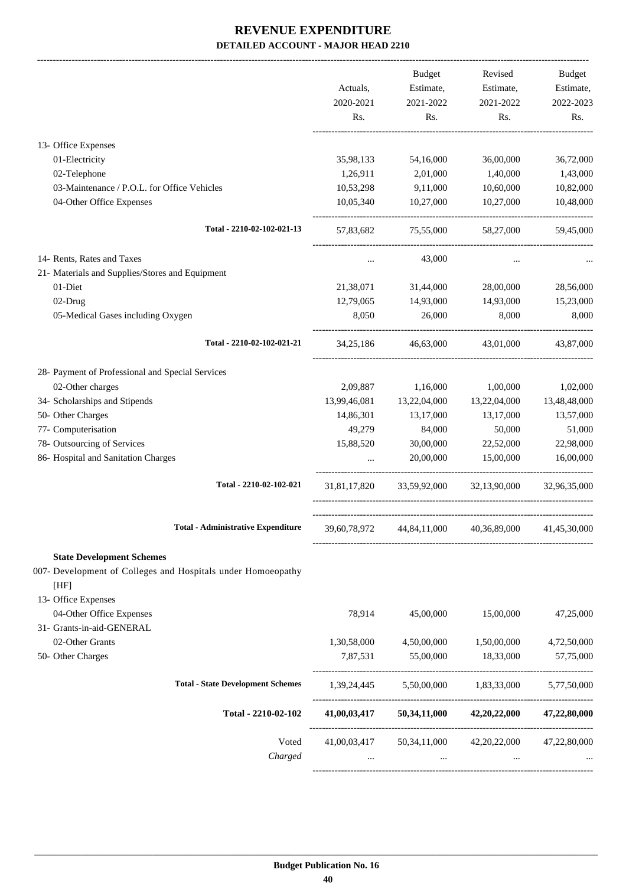# REVENUE EXPENDITURE
## DETAILED ACCOUNT - MAJOR HEAD 2210

| | Actuals, 2020-2021 Rs. | Budget Estimate, 2021-2022 Rs. | Revised Estimate, 2021-2022 Rs. | Budget Estimate, 2022-2023 Rs. |
|---|---|---|---|---|
| 13- Office Expenses | | | | |
| 01-Electricity | 35,98,133 | 54,16,000 | 36,00,000 | 36,72,000 |
| 02-Telephone | 1,26,911 | 2,01,000 | 1,40,000 | 1,43,000 |
| 03-Maintenance / P.O.L. for Office Vehicles | 10,53,298 | 9,11,000 | 10,60,000 | 10,82,000 |
| 04-Other Office Expenses | 10,05,340 | 10,27,000 | 10,27,000 | 10,48,000 |
| **Total - 2210-02-102-021-13** | 57,83,682 | 75,55,000 | 58,27,000 | 59,45,000 |
| 14- Rents, Rates and Taxes | ... | 43,000 | ... | ... |
| 21- Materials and Supplies/Stores and Equipment | | | | |
| 01-Diet | 21,38,071 | 31,44,000 | 28,00,000 | 28,56,000 |
| 02-Drug | 12,79,065 | 14,93,000 | 14,93,000 | 15,23,000 |
| 05-Medical Gases including Oxygen | 8,050 | 26,000 | 8,000 | 8,000 |
| **Total - 2210-02-102-021-21** | 34,25,186 | 46,63,000 | 43,01,000 | 43,87,000 |
| 28- Payment of Professional and Special Services | | | | |
| 02-Other charges | 2,09,887 | 1,16,000 | 1,00,000 | 1,02,000 |
| 34- Scholarships and Stipends | 13,99,46,081 | 13,22,04,000 | 13,22,04,000 | 13,48,48,000 |
| 50- Other Charges | 14,86,301 | 13,17,000 | 13,17,000 | 13,57,000 |
| 77- Computerisation | 49,279 | 84,000 | 50,000 | 51,000 |
| 78- Outsourcing of Services | 15,88,520 | 30,00,000 | 22,52,000 | 22,98,000 |
| 86- Hospital and Sanitation Charges | ... | 20,00,000 | 15,00,000 | 16,00,000 |
| **Total - 2210-02-102-021** | 31,81,17,820 | 33,59,92,000 | 32,13,90,000 | 32,96,35,000 |
| **Total - Administrative Expenditure** | 39,60,78,972 | 44,84,11,000 | 40,36,89,000 | 41,45,30,000 |
| **State Development Schemes** | | | | |
| 007- Development of Colleges and Hospitals under Homoeopathy [HF] | | | | |
| 13- Office Expenses | | | | |
| 04-Other Office Expenses | 78,914 | 45,00,000 | 15,00,000 | 47,25,000 |
| 31- Grants-in-aid-GENERAL | | | | |
| 02-Other Grants | 1,30,58,000 | 4,50,00,000 | 1,50,00,000 | 4,72,50,000 |
| 50- Other Charges | 7,87,531 | 55,00,000 | 18,33,000 | 57,75,000 |
| **Total - State Development Schemes** | 1,39,24,445 | 5,50,00,000 | 1,83,33,000 | 5,77,50,000 |
| **Total - 2210-02-102** | **41,00,03,417** | **50,34,11,000** | **42,20,22,000** | **47,22,80,000** |
| Voted | 41,00,03,417 | 50,34,11,000 | 42,20,22,000 | 47,22,80,000 |
| *Charged* | ... | ... | ... | ... |

**Budget Publication No. 16**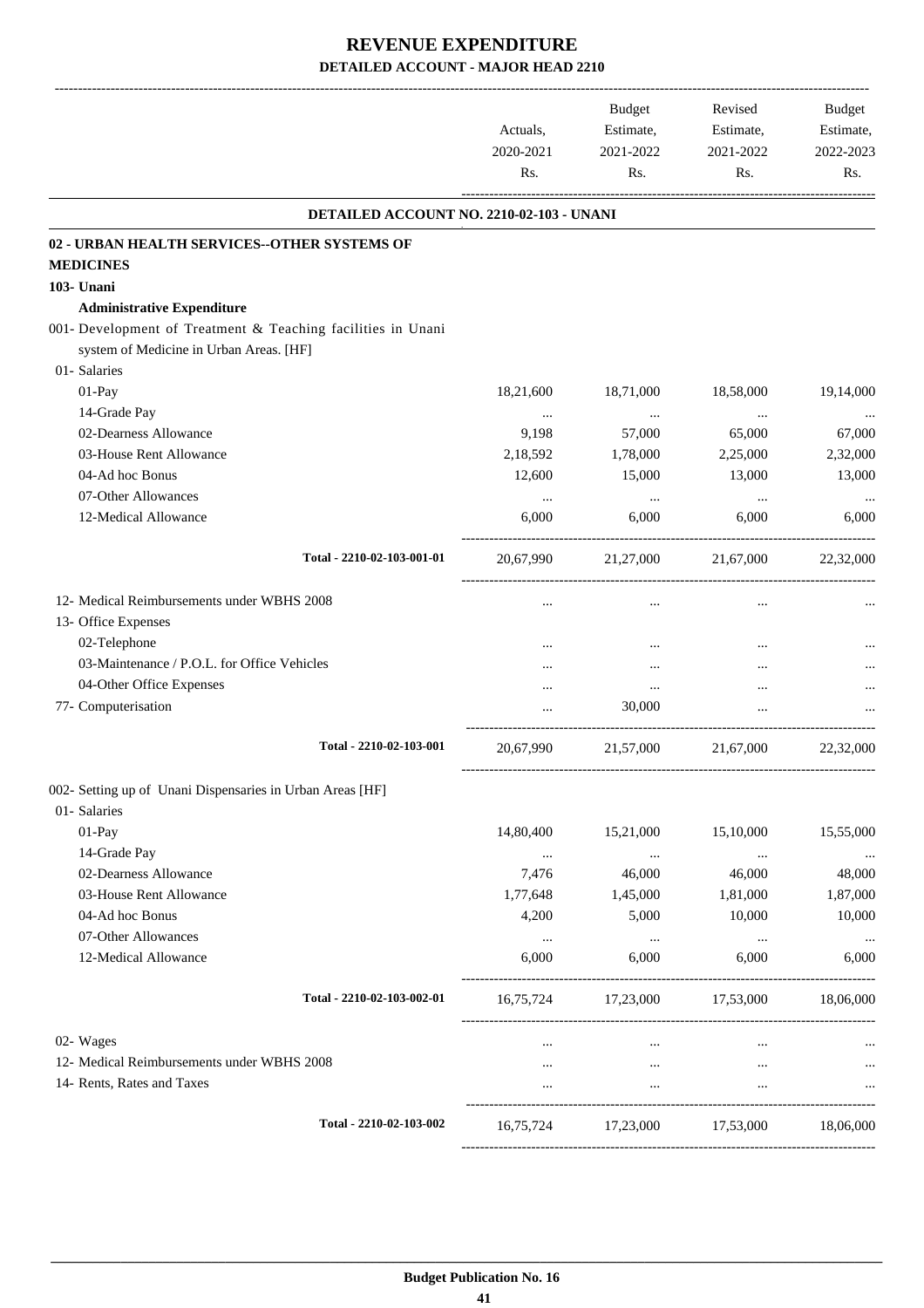# REVENUE EXPENDITURE

## DETAILED ACCOUNT - MAJOR HEAD 2210

| | Actuals, 2020-2021 Rs. | Budget Estimate, 2021-2022 Rs. | Revised Estimate, 2021-2022 Rs. | Budget Estimate, 2022-2023 Rs. |
|---|---|---|---|---|
| **DETAILED ACCOUNT NO. 2210-02-103 - UNANI** | | | | |
| **02 - URBAN HEALTH SERVICES--OTHER SYSTEMS OF MEDICINES** | | | | |
| **103- Unani** | | | | |
| **Administrative Expenditure** | | | | |
| 001- Development of Treatment & Teaching facilities in Unani system of Medicine in Urban Areas. [HF] | | | | |
| 01- Salaries | | | | |
| 01-Pay | 18,21,600 | 18,71,000 | 18,58,000 | 19,14,000 |
| 14-Grade Pay | ... | ... | ... | ... |
| 02-Dearness Allowance | 9,198 | 57,000 | 65,000 | 67,000 |
| 03-House Rent Allowance | 2,18,592 | 1,78,000 | 2,25,000 | 2,32,000 |
| 04-Ad hoc Bonus | 12,600 | 15,000 | 13,000 | 13,000 |
| 07-Other Allowances | ... | ... | ... | ... |
| 12-Medical Allowance | 6,000 | 6,000 | 6,000 | 6,000 |
| Total - 2210-02-103-001-01 | 20,67,990 | 21,27,000 | 21,67,000 | 22,32,000 |
| 12- Medical Reimbursements under WBHS 2008 | ... | ... | ... | ... |
| 13- Office Expenses | | | | |
| 02-Telephone | ... | ... | ... | ... |
| 03-Maintenance / P.O.L. for Office Vehicles | ... | ... | ... | ... |
| 04-Other Office Expenses | ... | ... | ... | ... |
| 77- Computerisation | ... | 30,000 | ... | ... |
| Total - 2210-02-103-001 | 20,67,990 | 21,57,000 | 21,67,000 | 22,32,000 |
| 002- Setting up of Unani Dispensaries in Urban Areas [HF] | | | | |
| 01- Salaries | | | | |
| 01-Pay | 14,80,400 | 15,21,000 | 15,10,000 | 15,55,000 |
| 14-Grade Pay | ... | ... | ... | ... |
| 02-Dearness Allowance | 7,476 | 46,000 | 46,000 | 48,000 |
| 03-House Rent Allowance | 1,77,648 | 1,45,000 | 1,81,000 | 1,87,000 |
| 04-Ad hoc Bonus | 4,200 | 5,000 | 10,000 | 10,000 |
| 07-Other Allowances | ... | ... | ... | ... |
| 12-Medical Allowance | 6,000 | 6,000 | 6,000 | 6,000 |
| Total - 2210-02-103-002-01 | 16,75,724 | 17,23,000 | 17,53,000 | 18,06,000 |
| 02- Wages | ... | ... | ... | ... |
| 12- Medical Reimbursements under WBHS 2008 | ... | ... | ... | ... |
| 14- Rents, Rates and Taxes | ... | ... | ... | ... |
| Total - 2210-02-103-002 | 16,75,724 | 17,23,000 | 17,53,000 | 18,06,000 |

**Budget Publication No. 16**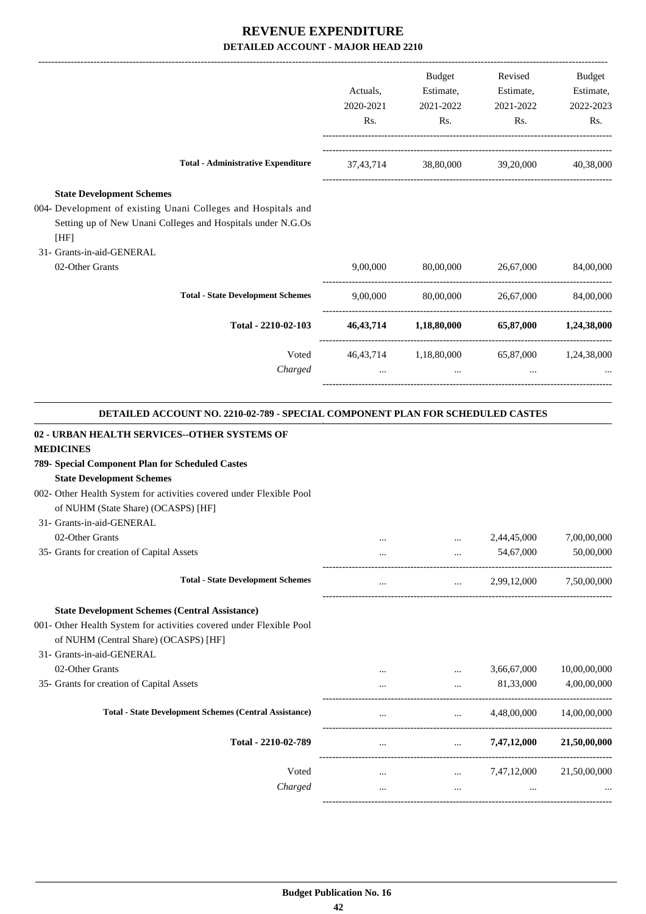# REVENUE EXPENDITURE
## DETAILED ACCOUNT - MAJOR HEAD 2210

| | Actuals, 2020-2021 Rs. | Budget Estimate, 2021-2022 Rs. | Revised Estimate, 2021-2022 Rs. | Budget Estimate, 2022-2023 Rs. |
|---|---|---|---|---|
| **Total - Administrative Expenditure** | 37,43,714 | 38,80,000 | 39,20,000 | 40,38,000 |
| **State Development Schemes** | | | | |
| 004- Development of existing Unani Colleges and Hospitals and Setting up of New Unani Colleges and Hospitals under N.G.Os [HF] | | | | |
| 31- Grants-in-aid-GENERAL | | | | |
| 02-Other Grants | 9,00,000 | 80,00,000 | 26,67,000 | 84,00,000 |
| **Total - State Development Schemes** | 9,00,000 | 80,00,000 | 26,67,000 | 84,00,000 |
| **Total - 2210-02-103** | **46,43,714** | **1,18,80,000** | **65,87,000** | **1,24,38,000** |
| Voted | 46,43,714 | 1,18,80,000 | 65,87,000 | 1,24,38,000 |
| *Charged* | ... | ... | ... | ... |

### DETAILED ACCOUNT NO. 2210-02-789 - SPECIAL COMPONENT PLAN FOR SCHEDULED CASTES

| | Actuals, 2020-2021 Rs. | Budget Estimate, 2021-2022 Rs. | Revised Estimate, 2021-2022 Rs. | Budget Estimate, 2022-2023 Rs. |
|---|---|---|---|---|
| **02 - URBAN HEALTH SERVICES--OTHER SYSTEMS OF MEDICINES** | | | | |
| **789- Special Component Plan for Scheduled Castes** | | | | |
| **State Development Schemes** | | | | |
| 002- Other Health System for activities covered under Flexible Pool of NUHM (State Share) (OCASPS) [HF] | | | | |
| 31- Grants-in-aid-GENERAL | | | | |
| 02-Other Grants | ... | ... | 2,44,45,000 | 7,00,00,000 |
| 35- Grants for creation of Capital Assets | ... | ... | 54,67,000 | 50,00,000 |
| **Total - State Development Schemes** | ... | ... | 2,99,12,000 | 7,50,00,000 |
| **State Development Schemes (Central Assistance)** | | | | |
| 001- Other Health System for activities covered under Flexible Pool of NUHM (Central Share) (OCASPS) [HF] | | | | |
| 31- Grants-in-aid-GENERAL | | | | |
| 02-Other Grants | ... | ... | 3,66,67,000 | 10,00,00,000 |
| 35- Grants for creation of Capital Assets | ... | ... | 81,33,000 | 4,00,00,000 |
| **Total - State Development Schemes (Central Assistance)** | ... | ... | 4,48,00,000 | 14,00,00,000 |
| **Total - 2210-02-789** | ... | ... | **7,47,12,000** | **21,50,00,000** |
| Voted | ... | ... | 7,47,12,000 | 21,50,00,000 |
| *Charged* | ... | ... | ... | ... |

**Budget Publication No. 16**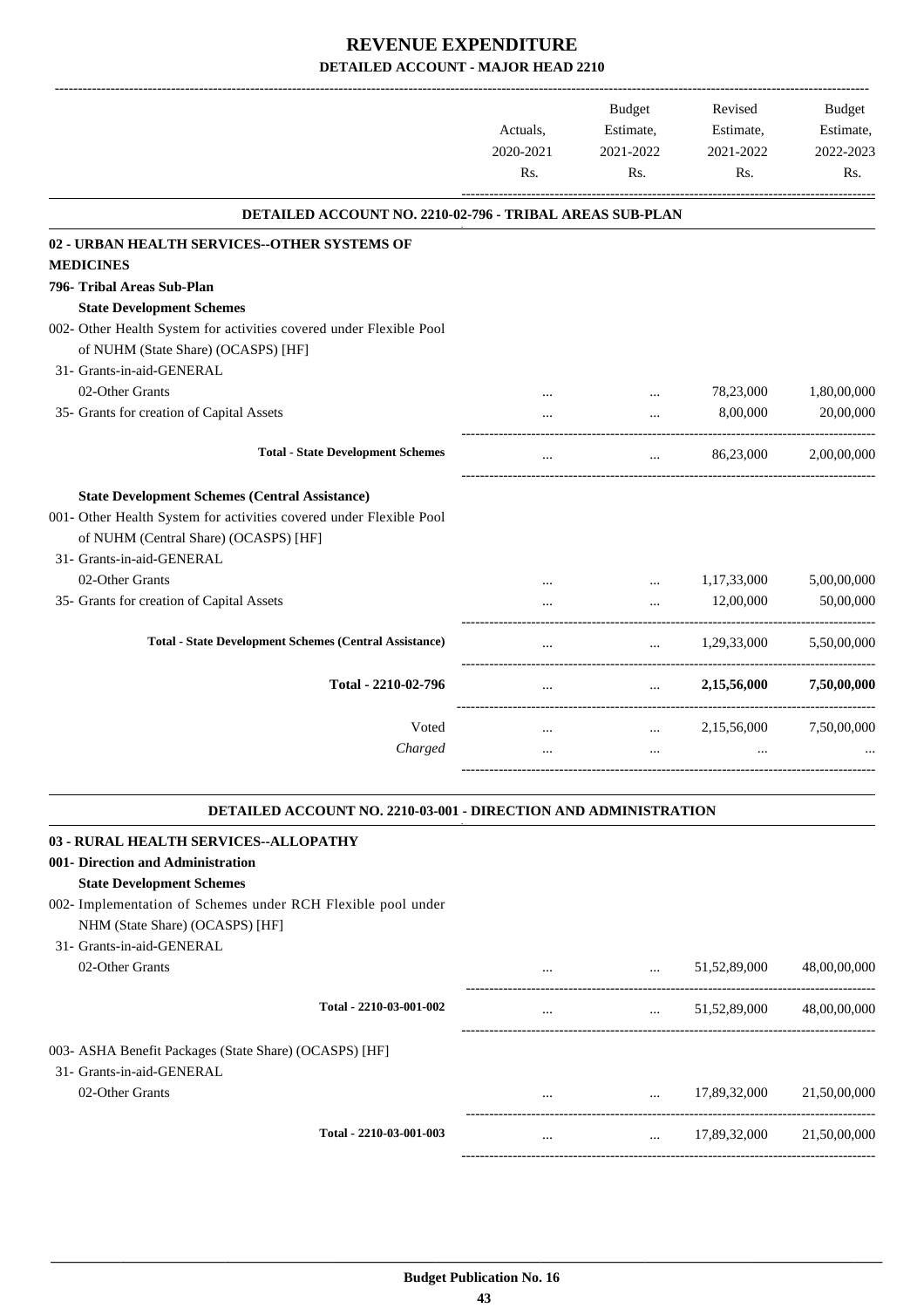# REVENUE EXPENDITURE

## DETAILED ACCOUNT - MAJOR HEAD 2210

| | Actuals, 2020-2021 Rs. | Budget Estimate, 2021-2022 Rs. | Revised Estimate, 2021-2022 Rs. | Budget Estimate, 2022-2023 Rs. |
|---|---|---|---|---|
| **DETAILED ACCOUNT NO. 2210-02-796 - TRIBAL AREAS SUB-PLAN** | | | | |
| **02 - URBAN HEALTH SERVICES--OTHER SYSTEMS OF MEDICINES** | | | | |
| **796- Tribal Areas Sub-Plan** | | | | |
| **State Development Schemes** | | | | |
| 002- Other Health System for activities covered under Flexible Pool of NUHM (State Share) (OCASPS) [HF] | | | | |
| 31- Grants-in-aid-GENERAL | | | | |
| 02-Other Grants | ... | ... | 78,23,000 | 1,80,00,000 |
| 35- Grants for creation of Capital Assets | ... | ... | 8,00,000 | 20,00,000 |
| **Total - State Development Schemes** | ... | ... | 86,23,000 | 2,00,00,000 |
| **State Development Schemes (Central Assistance)** | | | | |
| 001- Other Health System for activities covered under Flexible Pool of NUHM (Central Share) (OCASPS) [HF] | | | | |
| 31- Grants-in-aid-GENERAL | | | | |
| 02-Other Grants | ... | ... | 1,17,33,000 | 5,00,00,000 |
| 35- Grants for creation of Capital Assets | ... | ... | 12,00,000 | 50,00,000 |
| **Total - State Development Schemes (Central Assistance)** | ... | ... | 1,29,33,000 | 5,50,00,000 |
| **Total - 2210-02-796** | ... | ... | **2,15,56,000** | **7,50,00,000** |
| Voted | ... | ... | 2,15,56,000 | 7,50,00,000 |
| *Charged* | ... | ... | ... | ... |

| | Actuals, 2020-2021 Rs. | Budget Estimate, 2021-2022 Rs. | Revised Estimate, 2021-2022 Rs. | Budget Estimate, 2022-2023 Rs. |
|---|---|---|---|---|
| **DETAILED ACCOUNT NO. 2210-03-001 - DIRECTION AND ADMINISTRATION** | | | | |
| **03 - RURAL HEALTH SERVICES--ALLOPATHY** | | | | |
| **001- Direction and Administration** | | | | |
| **State Development Schemes** | | | | |
| 002- Implementation of Schemes under RCH Flexible pool under NHM (State Share) (OCASPS) [HF] | | | | |
| 31- Grants-in-aid-GENERAL | | | | |
| 02-Other Grants | ... | ... | 51,52,89,000 | 48,00,00,000 |
| **Total - 2210-03-001-002** | ... | ... | 51,52,89,000 | 48,00,00,000 |
| 003- ASHA Benefit Packages (State Share) (OCASPS) [HF] | | | | |
| 31- Grants-in-aid-GENERAL | | | | |
| 02-Other Grants | ... | ... | 17,89,32,000 | 21,50,00,000 |
| **Total - 2210-03-001-003** | ... | ... | 17,89,32,000 | 21,50,00,000 |

**Budget Publication No. 16**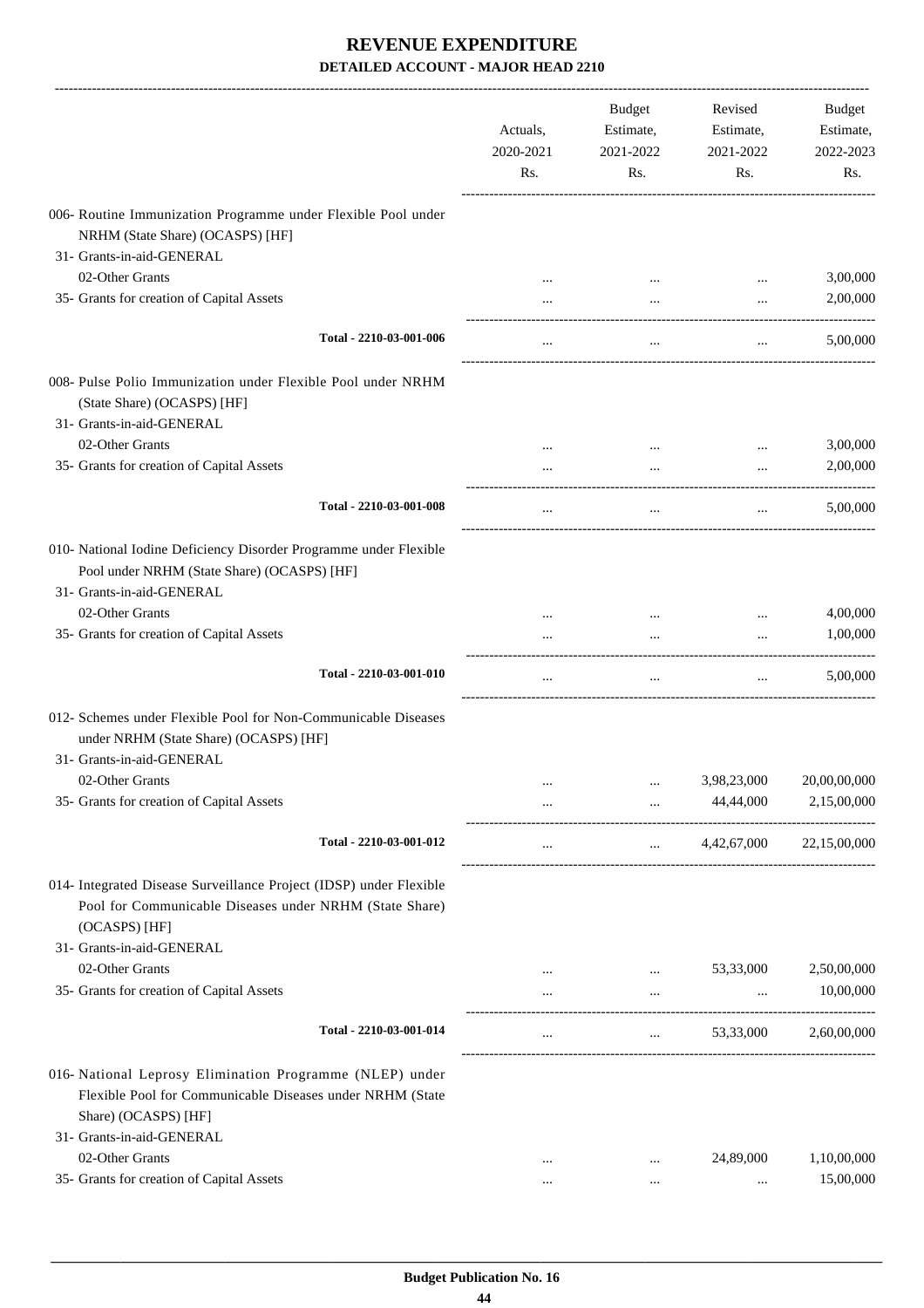# REVENUE EXPENDITURE

## DETAILED ACCOUNT - MAJOR HEAD 2210

| | Actuals, 2020-2021 Rs. | Budget Estimate, 2021-2022 Rs. | Revised Estimate, 2021-2022 Rs. | Budget Estimate, 2022-2023 Rs. |
|---|---|---|---|---|
| 006- Routine Immunization Programme under Flexible Pool under NRHM (State Share) (OCASPS) [HF] | | | | |
| 31- Grants-in-aid-GENERAL | | | | |
| 02-Other Grants | ... | ... | ... | 3,00,000 |
| 35- Grants for creation of Capital Assets | ... | ... | ... | 2,00,000 |
| **Total - 2210-03-001-006** | ... | ... | ... | 5,00,000 |
| 008- Pulse Polio Immunization under Flexible Pool under NRHM (State Share) (OCASPS) [HF] | | | | |
| 31- Grants-in-aid-GENERAL | | | | |
| 02-Other Grants | ... | ... | ... | 3,00,000 |
| 35- Grants for creation of Capital Assets | ... | ... | ... | 2,00,000 |
| **Total - 2210-03-001-008** | ... | ... | ... | 5,00,000 |
| 010- National Iodine Deficiency Disorder Programme under Flexible Pool under NRHM (State Share) (OCASPS) [HF] | | | | |
| 31- Grants-in-aid-GENERAL | | | | |
| 02-Other Grants | ... | ... | ... | 4,00,000 |
| 35- Grants for creation of Capital Assets | ... | ... | ... | 1,00,000 |
| **Total - 2210-03-001-010** | ... | ... | ... | 5,00,000 |
| 012- Schemes under Flexible Pool for Non-Communicable Diseases under NRHM (State Share) (OCASPS) [HF] | | | | |
| 31- Grants-in-aid-GENERAL | | | | |
| 02-Other Grants | ... | ... | 3,98,23,000 | 20,00,00,000 |
| 35- Grants for creation of Capital Assets | ... | ... | 44,44,000 | 2,15,00,000 |
| **Total - 2210-03-001-012** | ... | ... | 4,42,67,000 | 22,15,00,000 |
| 014- Integrated Disease Surveillance Project (IDSP) under Flexible Pool for Communicable Diseases under NRHM (State Share) (OCASPS) [HF] | | | | |
| 31- Grants-in-aid-GENERAL | | | | |
| 02-Other Grants | ... | ... | 53,33,000 | 2,50,00,000 |
| 35- Grants for creation of Capital Assets | ... | ... | ... | 10,00,000 |
| **Total - 2210-03-001-014** | ... | ... | 53,33,000 | 2,60,00,000 |
| 016- National Leprosy Elimination Programme (NLEP) under Flexible Pool for Communicable Diseases under NRHM (State Share) (OCASPS) [HF] | | | | |
| 31- Grants-in-aid-GENERAL | | | | |
| 02-Other Grants | ... | ... | 24,89,000 | 1,10,00,000 |
| 35- Grants for creation of Capital Assets | ... | ... | ... | 15,00,000 |

Budget Publication No. 16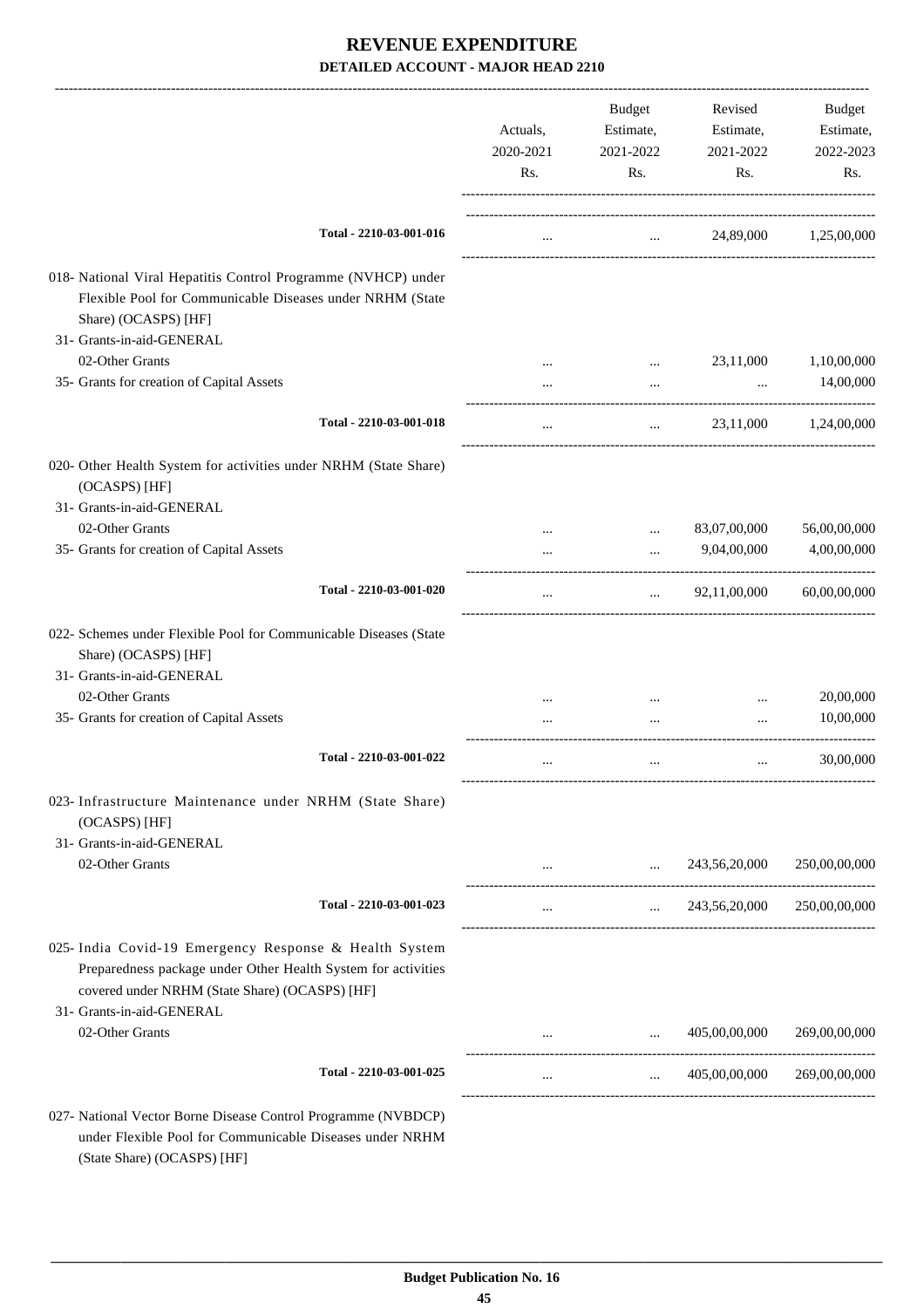# REVENUE EXPENDITURE

**DETAILED ACCOUNT - MAJOR HEAD 2210**

| | Actuals, 2020-2021 Rs. | Budget Estimate, 2021-2022 Rs. | Revised Estimate, 2021-2022 Rs. | Budget Estimate, 2022-2023 Rs. |
|---|---|---|---|---|
| Total - 2210-03-001-016 | ... | ... | 24,89,000 | 1,25,00,000 |
| 018- National Viral Hepatitis Control Programme (NVHCP) under Flexible Pool for Communicable Diseases under NRHM (State Share) (OCASPS) [HF] | | | | |
| 31- Grants-in-aid-GENERAL | | | | |
| 02-Other Grants | ... | ... | 23,11,000 | 1,10,00,000 |
| 35- Grants for creation of Capital Assets | ... | ... | ... | 14,00,000 |
| Total - 2210-03-001-018 | ... | ... | 23,11,000 | 1,24,00,000 |
| 020- Other Health System for activities under NRHM (State Share) (OCASPS) [HF] | | | | |
| 31- Grants-in-aid-GENERAL | | | | |
| 02-Other Grants | ... | ... | 83,07,00,000 | 56,00,00,000 |
| 35- Grants for creation of Capital Assets | ... | ... | 9,04,00,000 | 4,00,00,000 |
| Total - 2210-03-001-020 | ... | ... | 92,11,00,000 | 60,00,00,000 |
| 022- Schemes under Flexible Pool for Communicable Diseases (State Share) (OCASPS) [HF] | | | | |
| 31- Grants-in-aid-GENERAL | | | | |
| 02-Other Grants | ... | ... | ... | 20,00,000 |
| 35- Grants for creation of Capital Assets | ... | ... | ... | 10,00,000 |
| Total - 2210-03-001-022 | ... | ... | ... | 30,00,000 |
| 023- Infrastructure Maintenance under NRHM (State Share) (OCASPS) [HF] | | | | |
| 31- Grants-in-aid-GENERAL | | | | |
| 02-Other Grants | ... | ... | 243,56,20,000 | 250,00,00,000 |
| Total - 2210-03-001-023 | ... | ... | 243,56,20,000 | 250,00,00,000 |
| 025- India Covid-19 Emergency Response & Health System Preparedness package under Other Health System for activities covered under NRHM (State Share) (OCASPS) [HF] | | | | |
| 31- Grants-in-aid-GENERAL | | | | |
| 02-Other Grants | ... | ... | 405,00,00,000 | 269,00,00,000 |
| Total - 2210-03-001-025 | ... | ... | 405,00,00,000 | 269,00,00,000 |
| 027- National Vector Borne Disease Control Programme (NVBDCP) under Flexible Pool for Communicable Diseases under NRHM (State Share) (OCASPS) [HF] | | | | |

**Budget Publication No. 16**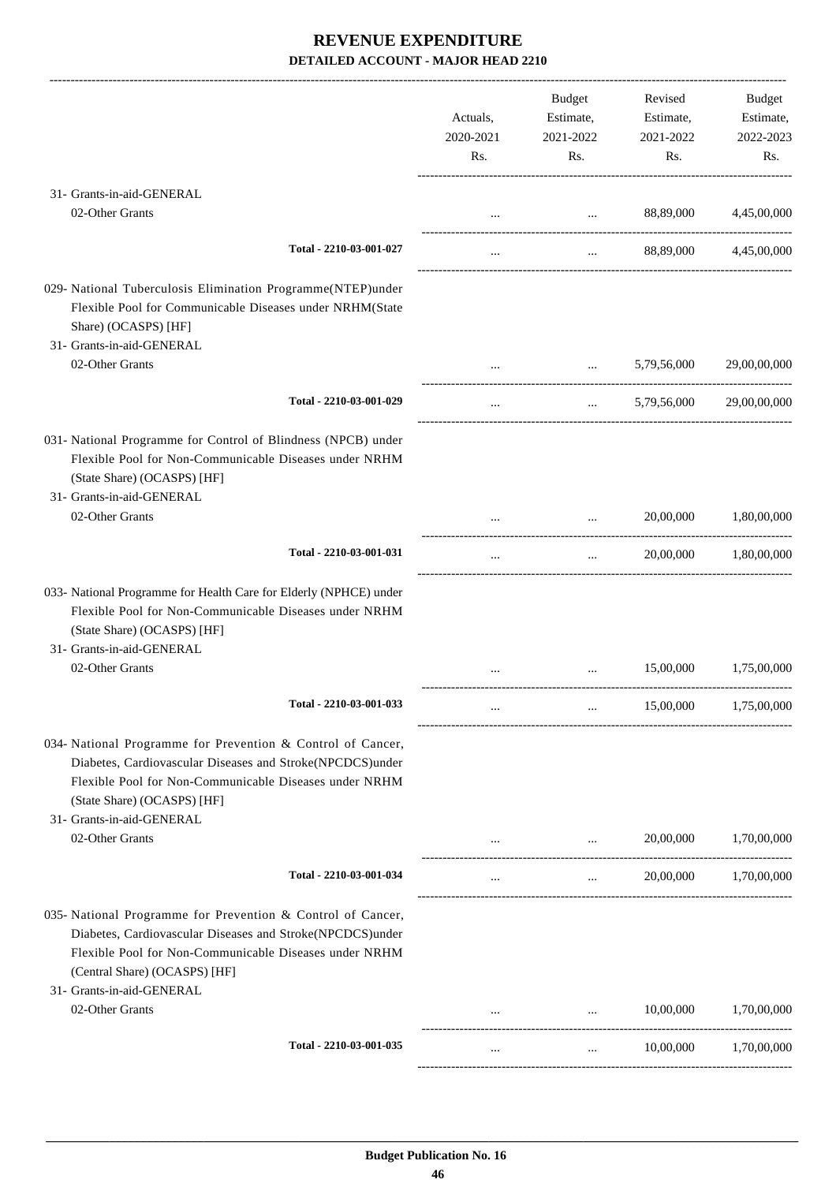# REVENUE EXPENDITURE

## DETAILED ACCOUNT - MAJOR HEAD 2210

| | Actuals, 2020-2021 Rs. | Budget Estimate, 2021-2022 Rs. | Revised Estimate, 2021-2022 Rs. | Budget Estimate, 2022-2023 Rs. |
|---|---|---|---|---|
| 31- Grants-in-aid-GENERAL | | | | |
| 02-Other Grants | ... | ... | 88,89,000 | 4,45,00,000 |
| Total - 2210-03-001-027 | ... | ... | 88,89,000 | 4,45,00,000 |
| 029- National Tuberculosis Elimination Programme(NTEP)under Flexible Pool for Communicable Diseases under NRHM(State Share) (OCASPS) [HF] | | | | |
| 31- Grants-in-aid-GENERAL | | | | |
| 02-Other Grants | ... | ... | 5,79,56,000 | 29,00,00,000 |
| Total - 2210-03-001-029 | ... | ... | 5,79,56,000 | 29,00,00,000 |
| 031- National Programme for Control of Blindness (NPCB) under Flexible Pool for Non-Communicable Diseases under NRHM (State Share) (OCASPS) [HF] | | | | |
| 31- Grants-in-aid-GENERAL | | | | |
| 02-Other Grants | ... | ... | 20,00,000 | 1,80,00,000 |
| Total - 2210-03-001-031 | ... | ... | 20,00,000 | 1,80,00,000 |
| 033- National Programme for Health Care for Elderly (NPHCE) under Flexible Pool for Non-Communicable Diseases under NRHM (State Share) (OCASPS) [HF] | | | | |
| 31- Grants-in-aid-GENERAL | | | | |
| 02-Other Grants | ... | ... | 15,00,000 | 1,75,00,000 |
| Total - 2210-03-001-033 | ... | ... | 15,00,000 | 1,75,00,000 |
| 034- National Programme for Prevention & Control of Cancer, Diabetes, Cardiovascular Diseases and Stroke(NPCDCS)under Flexible Pool for Non-Communicable Diseases under NRHM (State Share) (OCASPS) [HF] | | | | |
| 31- Grants-in-aid-GENERAL | | | | |
| 02-Other Grants | ... | ... | 20,00,000 | 1,70,00,000 |
| Total - 2210-03-001-034 | ... | ... | 20,00,000 | 1,70,00,000 |
| 035- National Programme for Prevention & Control of Cancer, Diabetes, Cardiovascular Diseases and Stroke(NPCDCS)under Flexible Pool for Non-Communicable Diseases under NRHM (Central Share) (OCASPS) [HF] | | | | |
| 31- Grants-in-aid-GENERAL | | | | |
| 02-Other Grants | ... | ... | 10,00,000 | 1,70,00,000 |
| Total - 2210-03-001-035 | ... | ... | 10,00,000 | 1,70,00,000 |

Budget Publication No. 16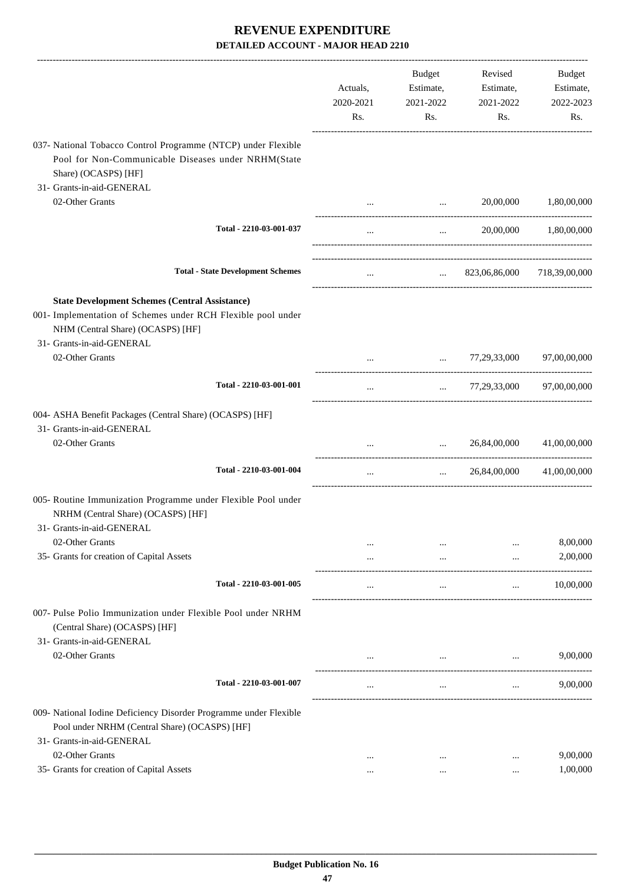# REVENUE EXPENDITURE

**DETAILED ACCOUNT - MAJOR HEAD 2210**

| | Actuals, 2020-2021 Rs. | Budget Estimate, 2021-2022 Rs. | Revised Estimate, 2021-2022 Rs. | Budget Estimate, 2022-2023 Rs. |
|---|---|---|---|---|
| 037- National Tobacco Control Programme (NTCP) under Flexible Pool for Non-Communicable Diseases under NRHM(State Share) (OCASPS) [HF] | | | | |
| 31- Grants-in-aid-GENERAL | | | | |
| 02-Other Grants | ... | ... | 20,00,000 | 1,80,00,000 |
| **Total - 2210-03-001-037** | ... | ... | 20,00,000 | 1,80,00,000 |
| **Total - State Development Schemes** | ... | ... | 823,06,86,000 | 718,39,00,000 |
| **State Development Schemes (Central Assistance)** | | | | |
| 001- Implementation of Schemes under RCH Flexible pool under NHM (Central Share) (OCASPS) [HF] | | | | |
| 31- Grants-in-aid-GENERAL | | | | |
| 02-Other Grants | ... | ... | 77,29,33,000 | 97,00,00,000 |
| **Total - 2210-03-001-001** | ... | ... | 77,29,33,000 | 97,00,00,000 |
| 004- ASHA Benefit Packages (Central Share) (OCASPS) [HF] | | | | |
| 31- Grants-in-aid-GENERAL | | | | |
| 02-Other Grants | ... | ... | 26,84,00,000 | 41,00,00,000 |
| **Total - 2210-03-001-004** | ... | ... | 26,84,00,000 | 41,00,00,000 |
| 005- Routine Immunization Programme under Flexible Pool under NRHM (Central Share) (OCASPS) [HF] | | | | |
| 31- Grants-in-aid-GENERAL | | | | |
| 02-Other Grants | ... | ... | ... | 8,00,000 |
| 35- Grants for creation of Capital Assets | ... | ... | ... | 2,00,000 |
| **Total - 2210-03-001-005** | ... | ... | ... | 10,00,000 |
| 007- Pulse Polio Immunization under Flexible Pool under NRHM (Central Share) (OCASPS) [HF] | | | | |
| 31- Grants-in-aid-GENERAL | | | | |
| 02-Other Grants | ... | ... | ... | 9,00,000 |
| **Total - 2210-03-001-007** | ... | ... | ... | 9,00,000 |
| 009- National Iodine Deficiency Disorder Programme under Flexible Pool under NRHM (Central Share) (OCASPS) [HF] | | | | |
| 31- Grants-in-aid-GENERAL | | | | |
| 02-Other Grants | ... | ... | ... | 9,00,000 |
| 35- Grants for creation of Capital Assets | ... | ... | ... | 1,00,000 |

**Budget Publication No. 16**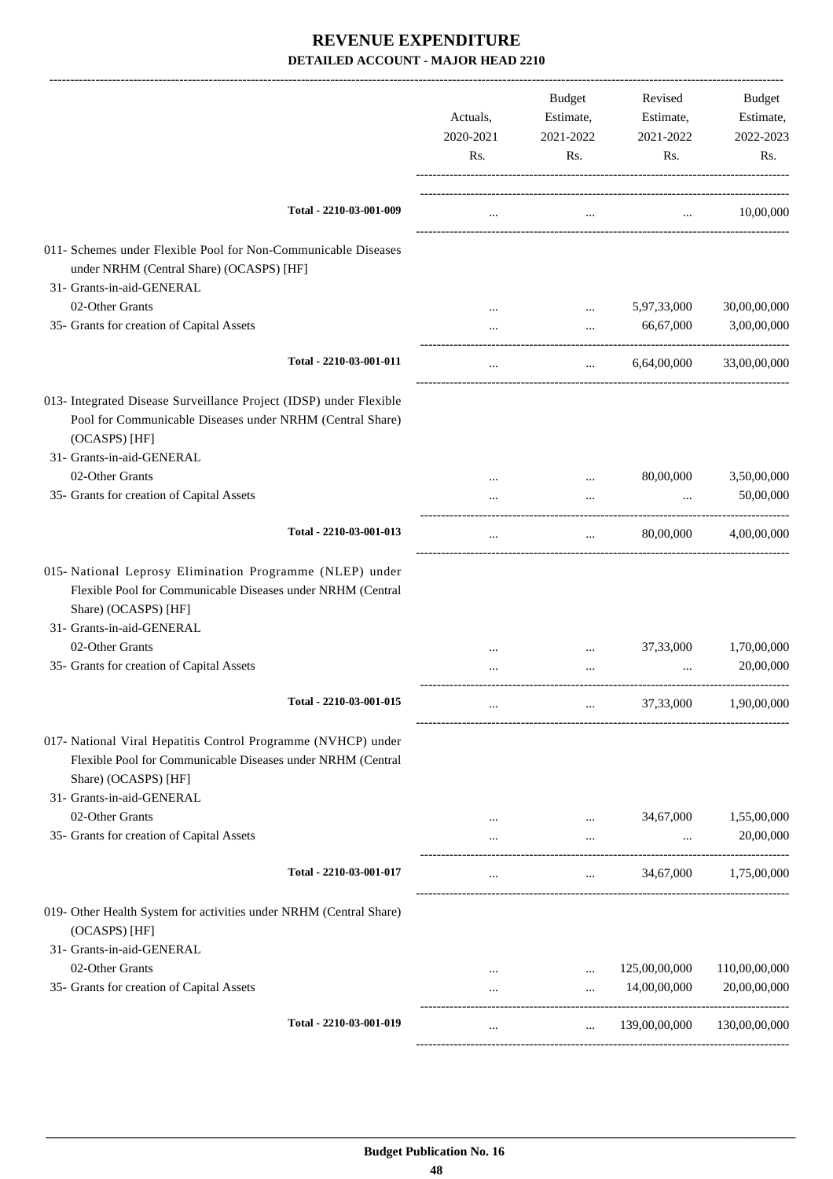# REVENUE EXPENDITURE

## DETAILED ACCOUNT - MAJOR HEAD 2210

| | Actuals, 2020-2021 Rs. | Budget Estimate, 2021-2022 Rs. | Revised Estimate, 2021-2022 Rs. | Budget Estimate, 2022-2023 Rs. |
|---|---|---|---|---|
| Total - 2210-03-001-009 | ... | ... | ... | 10,00,000 |
| 011- Schemes under Flexible Pool for Non-Communicable Diseases under NRHM (Central Share) (OCASPS) [HF] | | | | |
| 31- Grants-in-aid-GENERAL | | | | |
| 02-Other Grants | ... | ... | 5,97,33,000 | 30,00,00,000 |
| 35- Grants for creation of Capital Assets | ... | ... | 66,67,000 | 3,00,00,000 |
| Total - 2210-03-001-011 | ... | ... | 6,64,00,000 | 33,00,00,000 |
| 013- Integrated Disease Surveillance Project (IDSP) under Flexible Pool for Communicable Diseases under NRHM (Central Share) (OCASPS) [HF] | | | | |
| 31- Grants-in-aid-GENERAL | | | | |
| 02-Other Grants | ... | ... | 80,00,000 | 3,50,00,000 |
| 35- Grants for creation of Capital Assets | ... | ... | ... | 50,00,000 |
| Total - 2210-03-001-013 | ... | ... | 80,00,000 | 4,00,00,000 |
| 015- National Leprosy Elimination Programme (NLEP) under Flexible Pool for Communicable Diseases under NRHM (Central Share) (OCASPS) [HF] | | | | |
| 31- Grants-in-aid-GENERAL | | | | |
| 02-Other Grants | ... | ... | 37,33,000 | 1,70,00,000 |
| 35- Grants for creation of Capital Assets | ... | ... | ... | 20,00,000 |
| Total - 2210-03-001-015 | ... | ... | 37,33,000 | 1,90,00,000 |
| 017- National Viral Hepatitis Control Programme (NVHCP) under Flexible Pool for Communicable Diseases under NRHM (Central Share) (OCASPS) [HF] | | | | |
| 31- Grants-in-aid-GENERAL | | | | |
| 02-Other Grants | ... | ... | 34,67,000 | 1,55,00,000 |
| 35- Grants for creation of Capital Assets | ... | ... | ... | 20,00,000 |
| Total - 2210-03-001-017 | ... | ... | 34,67,000 | 1,75,00,000 |
| 019- Other Health System for activities under NRHM (Central Share) (OCASPS) [HF] | | | | |
| 31- Grants-in-aid-GENERAL | | | | |
| 02-Other Grants | ... | ... | 125,00,00,000 | 110,00,00,000 |
| 35- Grants for creation of Capital Assets | ... | ... | 14,00,00,000 | 20,00,00,000 |
| Total - 2210-03-001-019 | ... | ... | 139,00,00,000 | 130,00,00,000 |

Budget Publication No. 16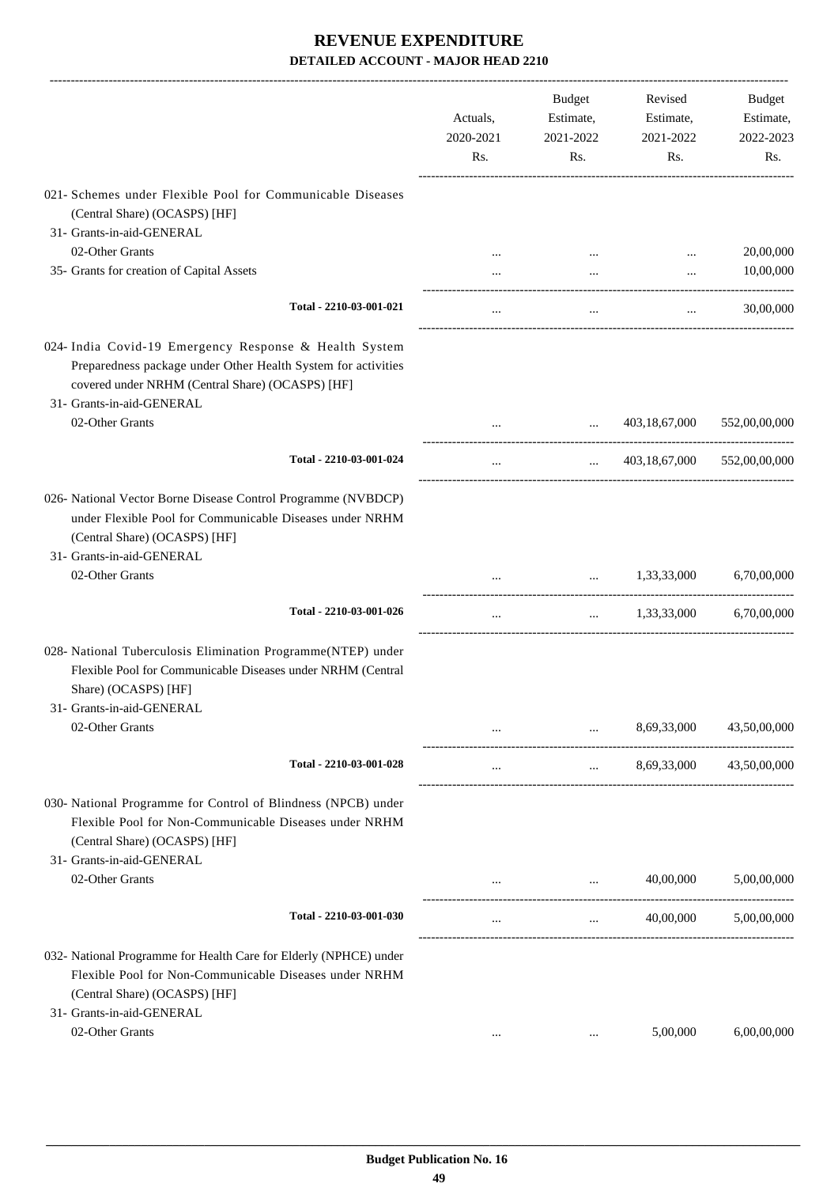# REVENUE EXPENDITURE

## DETAILED ACCOUNT - MAJOR HEAD 2210

| | Actuals, 2020-2021 Rs. | Budget Estimate, 2021-2022 Rs. | Revised Estimate, 2021-2022 Rs. | Budget Estimate, 2022-2023 Rs. |
|---|---|---|---|---|
| 021- Schemes under Flexible Pool for Communicable Diseases (Central Share) (OCASPS) [HF] | | | | |
| 31- Grants-in-aid-GENERAL | | | | |
| 02-Other Grants | ... | ... | ... | 20,00,000 |
| 35- Grants for creation of Capital Assets | ... | ... | ... | 10,00,000 |
| Total - 2210-03-001-021 | ... | ... | ... | 30,00,000 |
| 024- India Covid-19 Emergency Response & Health System Preparedness package under Other Health System for activities covered under NRHM (Central Share) (OCASPS) [HF] | | | | |
| 31- Grants-in-aid-GENERAL | | | | |
| 02-Other Grants | ... | ... | 403,18,67,000 | 552,00,00,000 |
| Total - 2210-03-001-024 | ... | ... | 403,18,67,000 | 552,00,00,000 |
| 026- National Vector Borne Disease Control Programme (NVBDCP) under Flexible Pool for Communicable Diseases under NRHM (Central Share) (OCASPS) [HF] | | | | |
| 31- Grants-in-aid-GENERAL | | | | |
| 02-Other Grants | ... | ... | 1,33,33,000 | 6,70,00,000 |
| Total - 2210-03-001-026 | ... | ... | 1,33,33,000 | 6,70,00,000 |
| 028- National Tuberculosis Elimination Programme(NTEP) under Flexible Pool for Communicable Diseases under NRHM (Central Share) (OCASPS) [HF] | | | | |
| 31- Grants-in-aid-GENERAL | | | | |
| 02-Other Grants | ... | ... | 8,69,33,000 | 43,50,00,000 |
| Total - 2210-03-001-028 | ... | ... | 8,69,33,000 | 43,50,00,000 |
| 030- National Programme for Control of Blindness (NPCB) under Flexible Pool for Non-Communicable Diseases under NRHM (Central Share) (OCASPS) [HF] | | | | |
| 31- Grants-in-aid-GENERAL | | | | |
| 02-Other Grants | ... | ... | 40,00,000 | 5,00,00,000 |
| Total - 2210-03-001-030 | ... | ... | 40,00,000 | 5,00,00,000 |
| 032- National Programme for Health Care for Elderly (NPHCE) under Flexible Pool for Non-Communicable Diseases under NRHM (Central Share) (OCASPS) [HF] | | | | |
| 31- Grants-in-aid-GENERAL | | | | |
| 02-Other Grants | ... | ... | 5,00,000 | 6,00,00,000 |

Budget Publication No. 16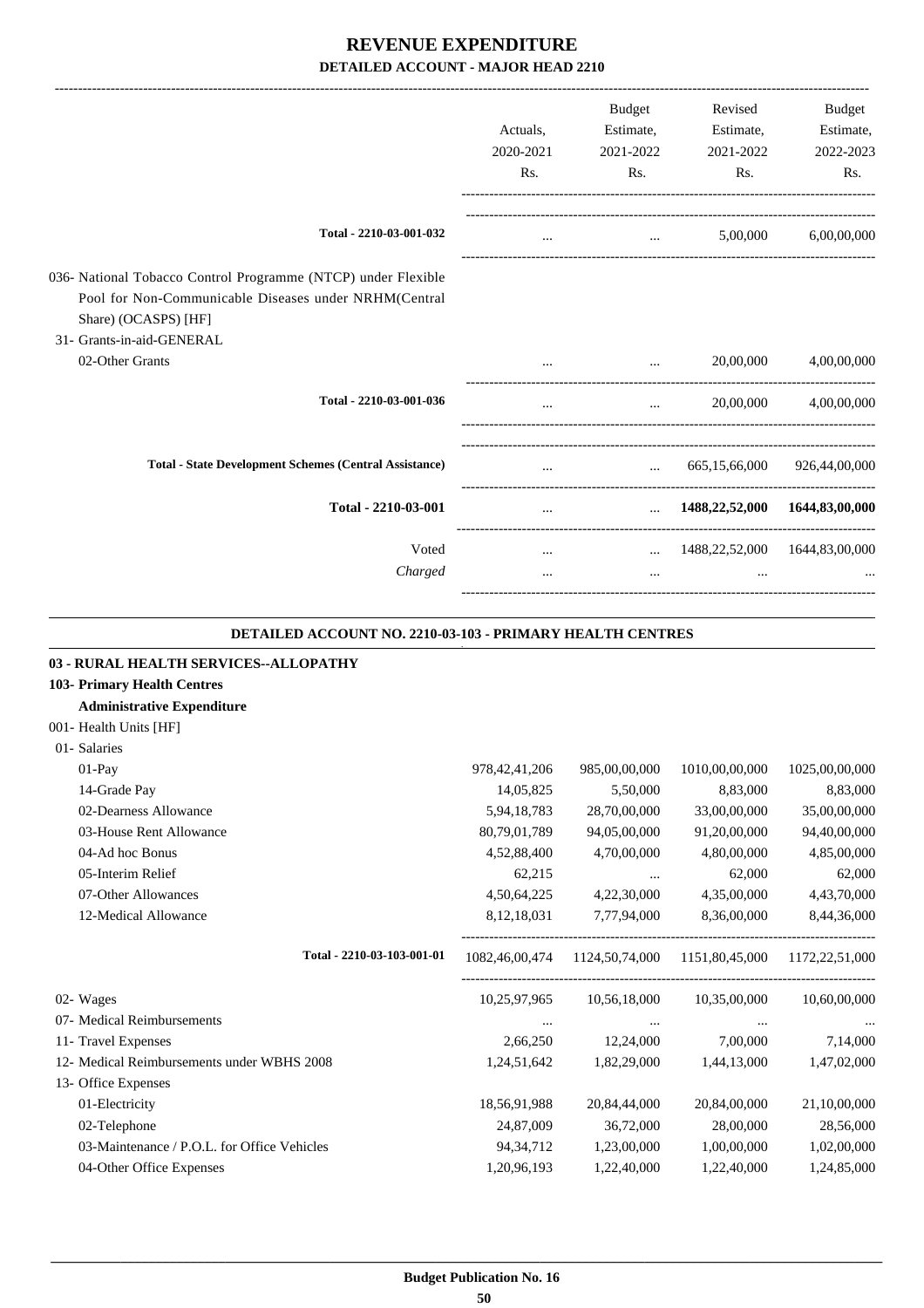# REVENUE EXPENDITURE
## DETAILED ACCOUNT - MAJOR HEAD 2210

| | Actuals, 2020-2021 Rs. | Budget Estimate, 2021-2022 Rs. | Revised Estimate, 2021-2022 Rs. | Budget Estimate, 2022-2023 Rs. |
|---|---|---|---|---|
| **Total - 2210-03-001-032** | ... | ... | 5,00,000 | 6,00,00,000 |
| 036- National Tobacco Control Programme (NTCP) under Flexible Pool for Non-Communicable Diseases under NRHM(Central Share) (OCASPS) [HF] | | | | |
| 31- Grants-in-aid-GENERAL | | | | |
| 02-Other Grants | ... | ... | 20,00,000 | 4,00,00,000 |
| **Total - 2210-03-001-036** | ... | ... | 20,00,000 | 4,00,00,000 |
| **Total - State Development Schemes (Central Assistance)** | ... | ... | 665,15,66,000 | 926,44,00,000 |
| **Total - 2210-03-001** | ... | ... | **1488,22,52,000** | **1644,83,00,000** |
| Voted | ... | ... | 1488,22,52,000 | 1644,83,00,000 |
| *Charged* | ... | ... | ... | ... |

### DETAILED ACCOUNT NO. 2210-03-103 - PRIMARY HEALTH CENTRES

**03 - RURAL HEALTH SERVICES--ALLOPATHY**

**103- Primary Health Centres**

**Administrative Expenditure**

| | Actuals, 2020-2021 Rs. | Budget Estimate, 2021-2022 Rs. | Revised Estimate, 2021-2022 Rs. | Budget Estimate, 2022-2023 Rs. |
|---|---|---|---|---|
| 001- Health Units [HF] | | | | |
| 01- Salaries | | | | |
| 01-Pay | 978,42,41,206 | 985,00,00,000 | 1010,00,00,000 | 1025,00,00,000 |
| 14-Grade Pay | 14,05,825 | 5,50,000 | 8,83,000 | 8,83,000 |
| 02-Dearness Allowance | 5,94,18,783 | 28,70,00,000 | 33,00,00,000 | 35,00,00,000 |
| 03-House Rent Allowance | 80,79,01,789 | 94,05,00,000 | 91,20,00,000 | 94,40,00,000 |
| 04-Ad hoc Bonus | 4,52,88,400 | 4,70,00,000 | 4,80,00,000 | 4,85,00,000 |
| 05-Interim Relief | 62,215 | ... | 62,000 | 62,000 |
| 07-Other Allowances | 4,50,64,225 | 4,22,30,000 | 4,35,00,000 | 4,43,70,000 |
| 12-Medical Allowance | 8,12,18,031 | 7,77,94,000 | 8,36,00,000 | 8,44,36,000 |
| **Total - 2210-03-103-001-01** | 1082,46,00,474 | 1124,50,74,000 | 1151,80,45,000 | 1172,22,51,000 |
| 02- Wages | 10,25,97,965 | 10,56,18,000 | 10,35,00,000 | 10,60,00,000 |
| 07- Medical Reimbursements | ... | ... | ... | ... |
| 11- Travel Expenses | 2,66,250 | 12,24,000 | 7,00,000 | 7,14,000 |
| 12- Medical Reimbursements under WBHS 2008 | 1,24,51,642 | 1,82,29,000 | 1,44,13,000 | 1,47,02,000 |
| 13- Office Expenses | | | | |
| 01-Electricity | 18,56,91,988 | 20,84,44,000 | 20,84,00,000 | 21,10,00,000 |
| 02-Telephone | 24,87,009 | 36,72,000 | 28,00,000 | 28,56,000 |
| 03-Maintenance / P.O.L. for Office Vehicles | 94,34,712 | 1,23,00,000 | 1,00,00,000 | 1,02,00,000 |
| 04-Other Office Expenses | 1,20,96,193 | 1,22,40,000 | 1,22,40,000 | 1,24,85,000 |

**Budget Publication No. 16**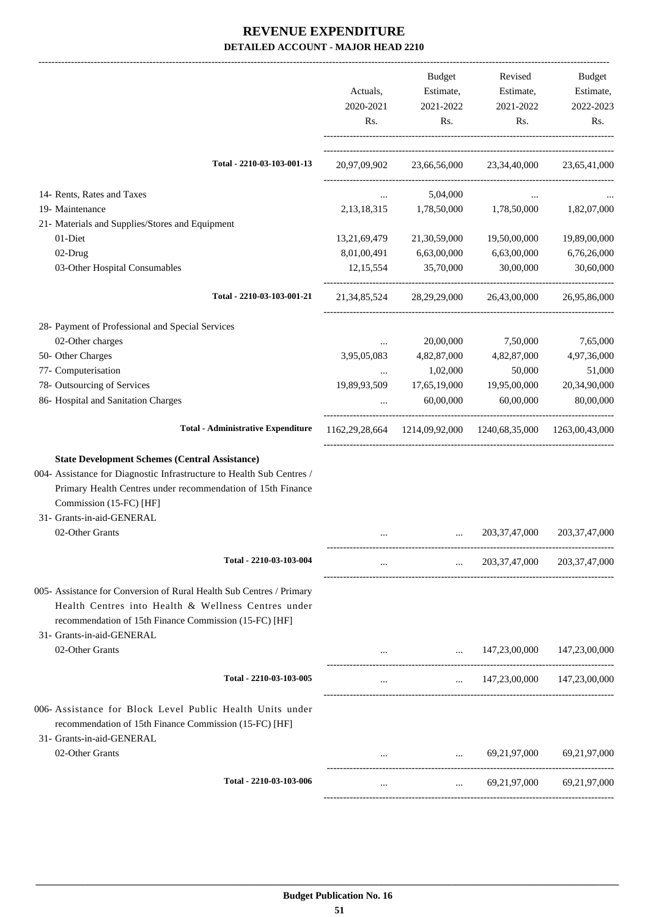# REVENUE EXPENDITURE

## DETAILED ACCOUNT - MAJOR HEAD 2210

| | Actuals, 2020-2021 Rs. | Budget Estimate, 2021-2022 Rs. | Revised Estimate, 2021-2022 Rs. | Budget Estimate, 2022-2023 Rs. |
|---|---|---|---|---|
| **Total - 2210-03-103-001-13** | 20,97,09,902 | 23,66,56,000 | 23,34,40,000 | 23,65,41,000 |
| 14- Rents, Rates and Taxes | ... | 5,04,000 | ... | ... |
| 19- Maintenance | 2,13,18,315 | 1,78,50,000 | 1,78,50,000 | 1,82,07,000 |
| 21- Materials and Supplies/Stores and Equipment | | | | |
| 01-Diet | 13,21,69,479 | 21,30,59,000 | 19,50,00,000 | 19,89,00,000 |
| 02-Drug | 8,01,00,491 | 6,63,00,000 | 6,63,00,000 | 6,76,26,000 |
| 03-Other Hospital Consumables | 12,15,554 | 35,70,000 | 30,00,000 | 30,60,000 |
| **Total - 2210-03-103-001-21** | 21,34,85,524 | 28,29,29,000 | 26,43,00,000 | 26,95,86,000 |
| 28- Payment of Professional and Special Services | | | | |
| 02-Other charges | ... | 20,00,000 | 7,50,000 | 7,65,000 |
| 50- Other Charges | 3,95,05,083 | 4,82,87,000 | 4,82,87,000 | 4,97,36,000 |
| 77- Computerisation | ... | 1,02,000 | 50,000 | 51,000 |
| 78- Outsourcing of Services | 19,89,93,509 | 17,65,19,000 | 19,95,00,000 | 20,34,90,000 |
| 86- Hospital and Sanitation Charges | ... | 60,00,000 | 60,00,000 | 80,00,000 |
| **Total - Administrative Expenditure** | 1162,29,28,664 | 1214,09,92,000 | 1240,68,35,000 | 1263,00,43,000 |
| **State Development Schemes (Central Assistance)** | | | | |
| 004- Assistance for Diagnostic Infrastructure to Health Sub Centres / Primary Health Centres under recommendation of 15th Finance Commission (15-FC) [HF] | | | | |
| 31- Grants-in-aid-GENERAL | | | | |
| 02-Other Grants | ... | ... | 203,37,47,000 | 203,37,47,000 |
| **Total - 2210-03-103-004** | ... | ... | 203,37,47,000 | 203,37,47,000 |
| 005- Assistance for Conversion of Rural Health Sub Centres / Primary Health Centres into Health & Wellness Centres under recommendation of 15th Finance Commission (15-FC) [HF] | | | | |
| 31- Grants-in-aid-GENERAL | | | | |
| 02-Other Grants | ... | ... | 147,23,00,000 | 147,23,00,000 |
| **Total - 2210-03-103-005** | ... | ... | 147,23,00,000 | 147,23,00,000 |
| 006- Assistance for Block Level Public Health Units under recommendation of 15th Finance Commission (15-FC) [HF] | | | | |
| 31- Grants-in-aid-GENERAL | | | | |
| 02-Other Grants | ... | ... | 69,21,97,000 | 69,21,97,000 |
| **Total - 2210-03-103-006** | ... | ... | 69,21,97,000 | 69,21,97,000 |

Budget Publication No. 16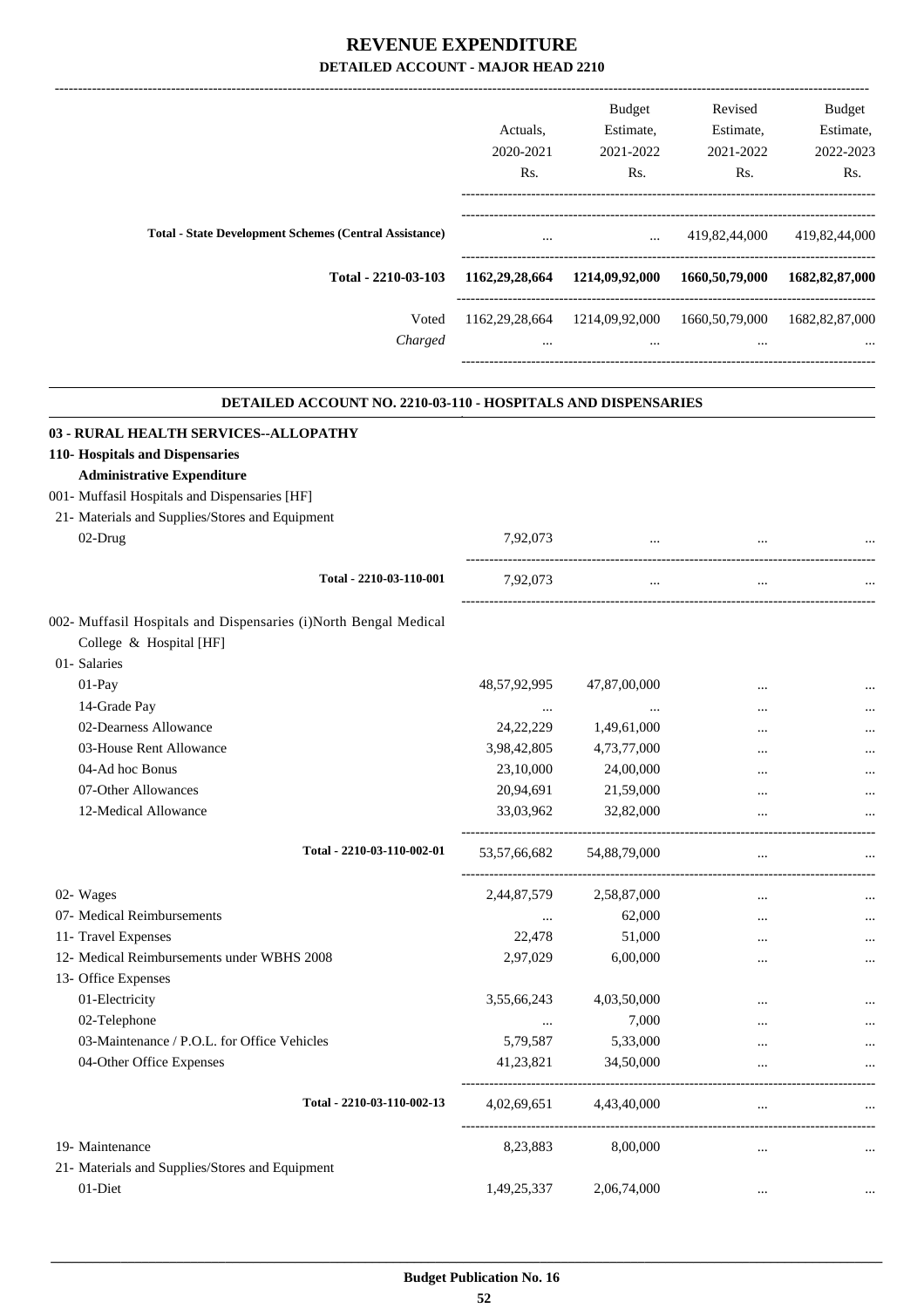# REVENUE EXPENDITURE

## DETAILED ACCOUNT - MAJOR HEAD 2210

| | Actuals, 2020-2021 Rs. | Budget Estimate, 2021-2022 Rs. | Revised Estimate, 2021-2022 Rs. | Budget Estimate, 2022-2023 Rs. |
|---|---|---|---|---|
| **Total - State Development Schemes (Central Assistance)** | ... | ... | 419,82,44,000 | 419,82,44,000 |
| **Total - 2210-03-103** | **1162,29,28,664** | **1214,09,92,000** | **1660,50,79,000** | **1682,82,87,000** |
| Voted | 1162,29,28,664 | 1214,09,92,000 | 1660,50,79,000 | 1682,82,87,000 |
| *Charged* | ... | ... | ... | ... |

### DETAILED ACCOUNT NO. 2210-03-110 - HOSPITALS AND DISPENSARIES

| | Actuals, 2020-2021 Rs. | Budget Estimate, 2021-2022 Rs. | Revised Estimate, 2021-2022 Rs. | Budget Estimate, 2022-2023 Rs. |
|---|---|---|---|---|
| **03 - RURAL HEALTH SERVICES--ALLOPATHY** | | | | |
| **110- Hospitals and Dispensaries** | | | | |
| **Administrative Expenditure** | | | | |
| 001- Muffasil Hospitals and Dispensaries [HF] | | | | |
| 21- Materials and Supplies/Stores and Equipment | | | | |
| 02-Drug | 7,92,073 | ... | ... | ... |
| **Total - 2210-03-110-001** | 7,92,073 | ... | ... | ... |
| 002- Muffasil Hospitals and Dispensaries (i)North Bengal Medical College & Hospital [HF] | | | | |
| 01- Salaries | | | | |
| 01-Pay | 48,57,92,995 | 47,87,00,000 | ... | ... |
| 14-Grade Pay | ... | ... | ... | ... |
| 02-Dearness Allowance | 24,22,229 | 1,49,61,000 | ... | ... |
| 03-House Rent Allowance | 3,98,42,805 | 4,73,77,000 | ... | ... |
| 04-Ad hoc Bonus | 23,10,000 | 24,00,000 | ... | ... |
| 07-Other Allowances | 20,94,691 | 21,59,000 | ... | ... |
| 12-Medical Allowance | 33,03,962 | 32,82,000 | ... | ... |
| **Total - 2210-03-110-002-01** | 53,57,66,682 | 54,88,79,000 | ... | ... |
| 02- Wages | 2,44,87,579 | 2,58,87,000 | ... | ... |
| 07- Medical Reimbursements | ... | 62,000 | ... | ... |
| 11- Travel Expenses | 22,478 | 51,000 | ... | ... |
| 12- Medical Reimbursements under WBHS 2008 | 2,97,029 | 6,00,000 | ... | ... |
| 13- Office Expenses | | | | |
| 01-Electricity | 3,55,66,243 | 4,03,50,000 | ... | ... |
| 02-Telephone | ... | 7,000 | ... | ... |
| 03-Maintenance / P.O.L. for Office Vehicles | 5,79,587 | 5,33,000 | ... | ... |
| 04-Other Office Expenses | 41,23,821 | 34,50,000 | ... | ... |
| **Total - 2210-03-110-002-13** | 4,02,69,651 | 4,43,40,000 | ... | ... |
| 19- Maintenance | 8,23,883 | 8,00,000 | ... | ... |
| 21- Materials and Supplies/Stores and Equipment | | | | |
| 01-Diet | 1,49,25,337 | 2,06,74,000 | ... | ... |

**Budget Publication No. 16**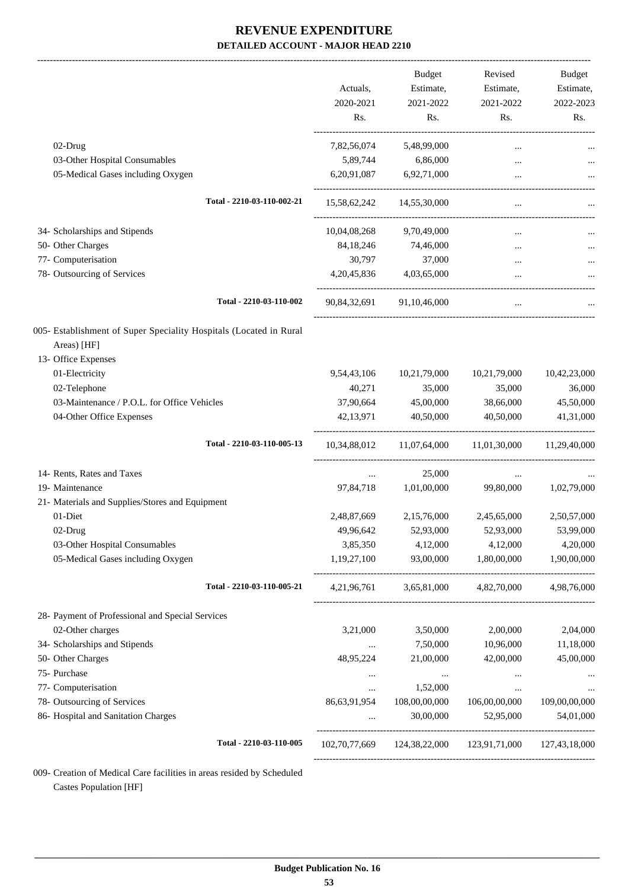# REVENUE EXPENDITURE

**DETAILED ACCOUNT - MAJOR HEAD 2210**

| | Actuals, 2020-2021 Rs. | Budget Estimate, 2021-2022 Rs. | Revised Estimate, 2021-2022 Rs. | Budget Estimate, 2022-2023 Rs. |
|---|---|---|---|---|
| 02-Drug | 7,82,56,074 | 5,48,99,000 | ... | ... |
| 03-Other Hospital Consumables | 5,89,744 | 6,86,000 | ... | ... |
| 05-Medical Gases including Oxygen | 6,20,91,087 | 6,92,71,000 | ... | ... |
| Total - 2210-03-110-002-21 | 15,58,62,242 | 14,55,30,000 | ... | ... |
| 34- Scholarships and Stipends | 10,04,08,268 | 9,70,49,000 | ... | ... |
| 50- Other Charges | 84,18,246 | 74,46,000 | ... | ... |
| 77- Computerisation | 30,797 | 37,000 | ... | ... |
| 78- Outsourcing of Services | 4,20,45,836 | 4,03,65,000 | ... | ... |
| Total - 2210-03-110-002 | 90,84,32,691 | 91,10,46,000 | ... | ... |
| 005- Establishment of Super Speciality Hospitals (Located in Rural Areas) [HF] | | | | |
| 13- Office Expenses | | | | |
| 01-Electricity | 9,54,43,106 | 10,21,79,000 | 10,21,79,000 | 10,42,23,000 |
| 02-Telephone | 40,271 | 35,000 | 35,000 | 36,000 |
| 03-Maintenance / P.O.L. for Office Vehicles | 37,90,664 | 45,00,000 | 38,66,000 | 45,50,000 |
| 04-Other Office Expenses | 42,13,971 | 40,50,000 | 40,50,000 | 41,31,000 |
| Total - 2210-03-110-005-13 | 10,34,88,012 | 11,07,64,000 | 11,01,30,000 | 11,29,40,000 |
| 14- Rents, Rates and Taxes | ... | 25,000 | ... | ... |
| 19- Maintenance | 97,84,718 | 1,01,00,000 | 99,80,000 | 1,02,79,000 |
| 21- Materials and Supplies/Stores and Equipment | | | | |
| 01-Diet | 2,48,87,669 | 2,15,76,000 | 2,45,65,000 | 2,50,57,000 |
| 02-Drug | 49,96,642 | 52,93,000 | 52,93,000 | 53,99,000 |
| 03-Other Hospital Consumables | 3,85,350 | 4,12,000 | 4,12,000 | 4,20,000 |
| 05-Medical Gases including Oxygen | 1,19,27,100 | 93,00,000 | 1,80,00,000 | 1,90,00,000 |
| Total - 2210-03-110-005-21 | 4,21,96,761 | 3,65,81,000 | 4,82,70,000 | 4,98,76,000 |
| 28- Payment of Professional and Special Services | | | | |
| 02-Other charges | 3,21,000 | 3,50,000 | 2,00,000 | 2,04,000 |
| 34- Scholarships and Stipends | ... | 7,50,000 | 10,96,000 | 11,18,000 |
| 50- Other Charges | 48,95,224 | 21,00,000 | 42,00,000 | 45,00,000 |
| 75- Purchase | ... | ... | ... | ... |
| 77- Computerisation | ... | 1,52,000 | ... | ... |
| 78- Outsourcing of Services | 86,63,91,954 | 108,00,00,000 | 106,00,00,000 | 109,00,00,000 |
| 86- Hospital and Sanitation Charges | ... | 30,00,000 | 52,95,000 | 54,01,000 |
| Total - 2210-03-110-005 | 102,70,77,669 | 124,38,22,000 | 123,91,71,000 | 127,43,18,000 |

009- Creation of Medical Care facilities in areas resided by Scheduled Castes Population [HF]

**Budget Publication No. 16**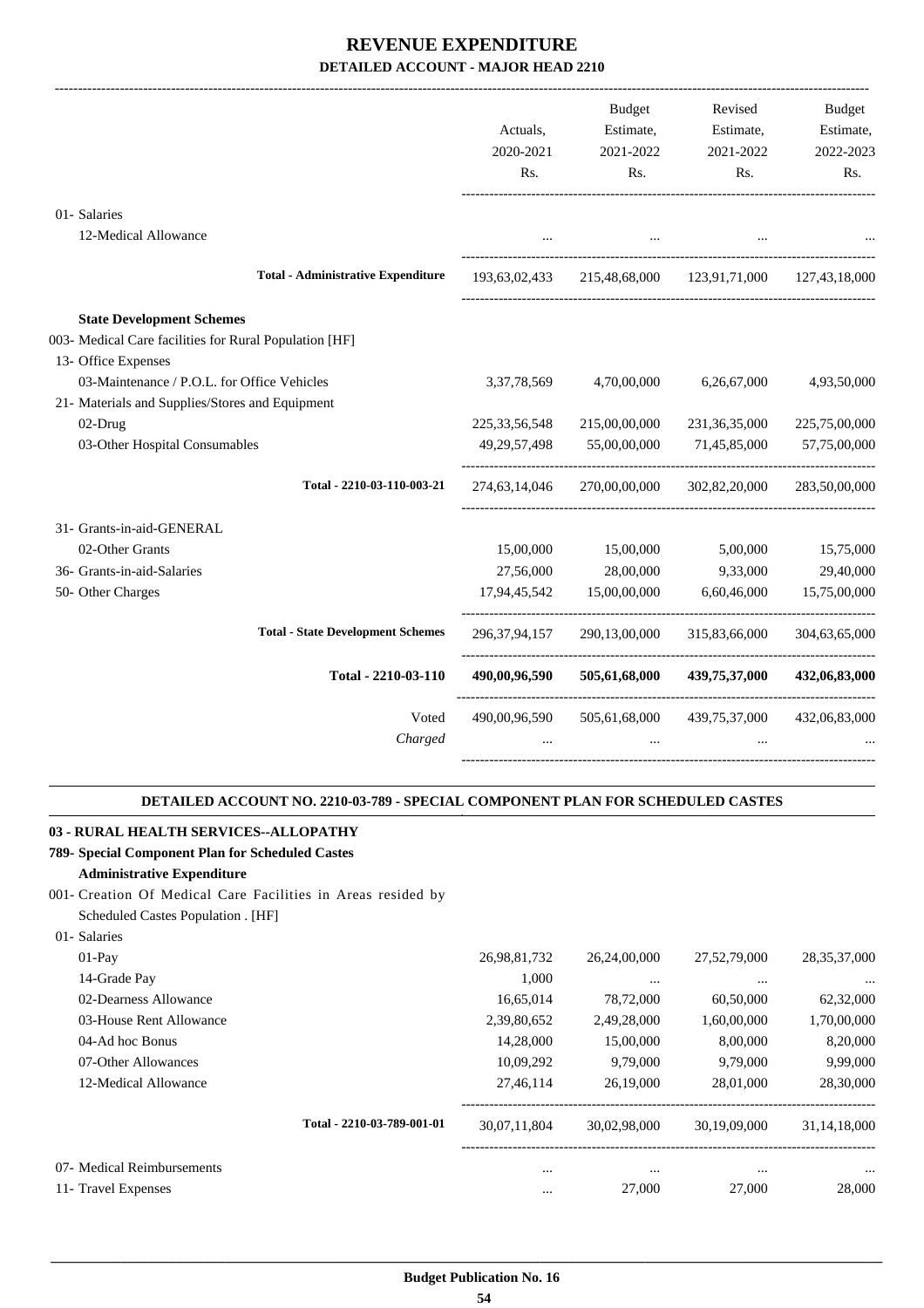# REVENUE EXPENDITURE

## DETAILED ACCOUNT - MAJOR HEAD 2210

| | Actuals, 2020-2021 Rs. | Budget Estimate, 2021-2022 Rs. | Revised Estimate, 2021-2022 Rs. | Budget Estimate, 2022-2023 Rs. |
|---|---|---|---|---|
| 01- Salaries | | | | |
| 12-Medical Allowance | ... | ... | ... | ... |
| **Total - Administrative Expenditure** | 193,63,02,433 | 215,48,68,000 | 123,91,71,000 | 127,43,18,000 |
| **State Development Schemes** | | | | |
| 003- Medical Care facilities for Rural Population [HF] | | | | |
| 13- Office Expenses | | | | |
| 03-Maintenance / P.O.L. for Office Vehicles | 3,37,78,569 | 4,70,00,000 | 6,26,67,000 | 4,93,50,000 |
| 21- Materials and Supplies/Stores and Equipment | | | | |
| 02-Drug | 225,33,56,548 | 215,00,00,000 | 231,36,35,000 | 225,75,00,000 |
| 03-Other Hospital Consumables | 49,29,57,498 | 55,00,00,000 | 71,45,85,000 | 57,75,00,000 |
| Total - 2210-03-110-003-21 | 274,63,14,046 | 270,00,00,000 | 302,82,20,000 | 283,50,00,000 |
| 31- Grants-in-aid-GENERAL | | | | |
| 02-Other Grants | 15,00,000 | 15,00,000 | 5,00,000 | 15,75,000 |
| 36- Grants-in-aid-Salaries | 27,56,000 | 28,00,000 | 9,33,000 | 29,40,000 |
| 50- Other Charges | 17,94,45,542 | 15,00,00,000 | 6,60,46,000 | 15,75,00,000 |
| **Total - State Development Schemes** | 296,37,94,157 | 290,13,00,000 | 315,83,66,000 | 304,63,65,000 |
| **Total - 2210-03-110** | **490,00,96,590** | **505,61,68,000** | **439,75,37,000** | **432,06,83,000** |
| Voted | 490,00,96,590 | 505,61,68,000 | 439,75,37,000 | 432,06,83,000 |
| *Charged* | ... | ... | ... | ... |

### DETAILED ACCOUNT NO. 2210-03-789 - SPECIAL COMPONENT PLAN FOR SCHEDULED CASTES

**03 - RURAL HEALTH SERVICES--ALLOPATHY**

**789- Special Component Plan for Scheduled Castes**

**Administrative Expenditure**

| | Actuals, 2020-2021 Rs. | Budget Estimate, 2021-2022 Rs. | Revised Estimate, 2021-2022 Rs. | Budget Estimate, 2022-2023 Rs. |
|---|---|---|---|---|
| 001- Creation Of Medical Care Facilities in Areas resided by Scheduled Castes Population . [HF] | | | | |
| 01- Salaries | | | | |
| 01-Pay | 26,98,81,732 | 26,24,00,000 | 27,52,79,000 | 28,35,37,000 |
| 14-Grade Pay | 1,000 | ... | ... | ... |
| 02-Dearness Allowance | 16,65,014 | 78,72,000 | 60,50,000 | 62,32,000 |
| 03-House Rent Allowance | 2,39,80,652 | 2,49,28,000 | 1,60,00,000 | 1,70,00,000 |
| 04-Ad hoc Bonus | 14,28,000 | 15,00,000 | 8,00,000 | 8,20,000 |
| 07-Other Allowances | 10,09,292 | 9,79,000 | 9,79,000 | 9,99,000 |
| 12-Medical Allowance | 27,46,114 | 26,19,000 | 28,01,000 | 28,30,000 |
| Total - 2210-03-789-001-01 | 30,07,11,804 | 30,02,98,000 | 30,19,09,000 | 31,14,18,000 |
| 07- Medical Reimbursements | ... | ... | ... | ... |
| 11- Travel Expenses | ... | 27,000 | 27,000 | 28,000 |

**Budget Publication No. 16**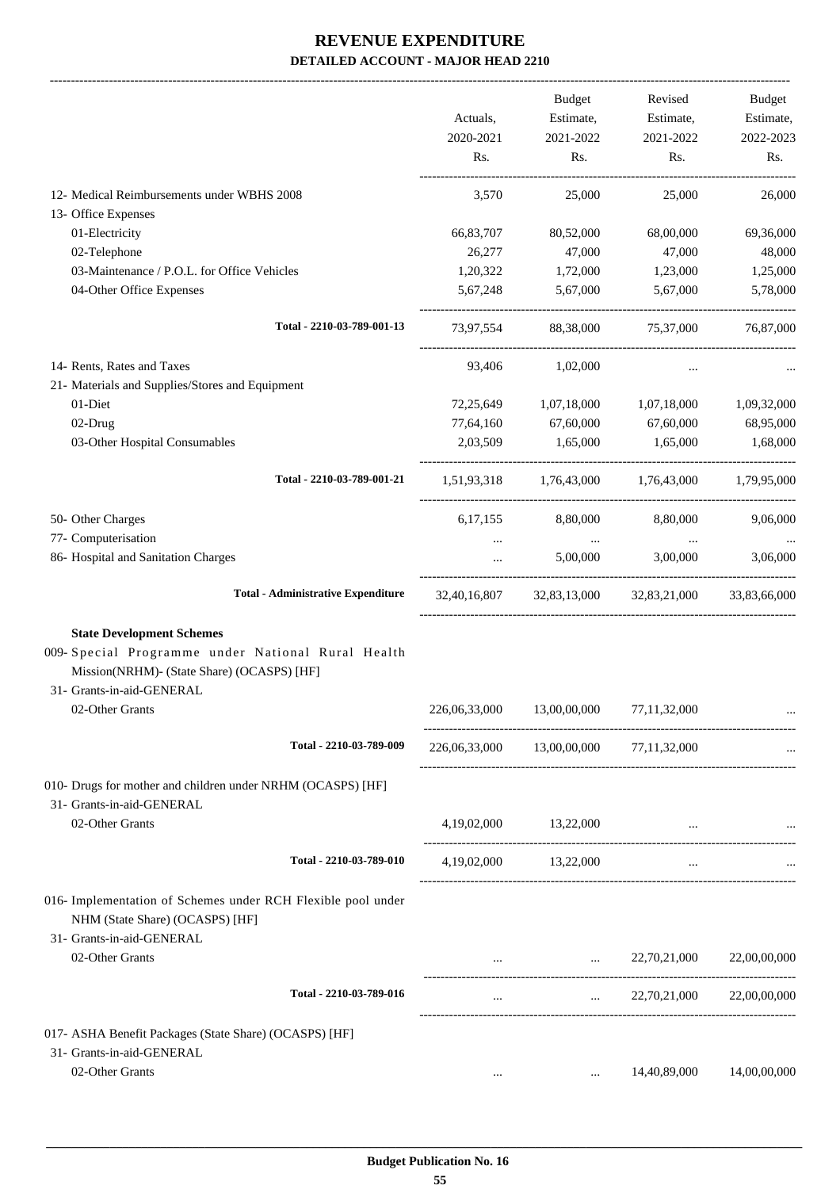# REVENUE EXPENDITURE

## DETAILED ACCOUNT - MAJOR HEAD 2210

| | Actuals, 2020-2021 Rs. | Budget Estimate, 2021-2022 Rs. | Revised Estimate, 2021-2022 Rs. | Budget Estimate, 2022-2023 Rs. |
|---|---|---|---|---|
| 12- Medical Reimbursements under WBHS 2008 | 3,570 | 25,000 | 25,000 | 26,000 |
| 13- Office Expenses | | | | |
| 01-Electricity | 66,83,707 | 80,52,000 | 68,00,000 | 69,36,000 |
| 02-Telephone | 26,277 | 47,000 | 47,000 | 48,000 |
| 03-Maintenance / P.O.L. for Office Vehicles | 1,20,322 | 1,72,000 | 1,23,000 | 1,25,000 |
| 04-Other Office Expenses | 5,67,248 | 5,67,000 | 5,67,000 | 5,78,000 |
| **Total - 2210-03-789-001-13** | 73,97,554 | 88,38,000 | 75,37,000 | 76,87,000 |
| 14- Rents, Rates and Taxes | 93,406 | 1,02,000 | ... | ... |
| 21- Materials and Supplies/Stores and Equipment | | | | |
| 01-Diet | 72,25,649 | 1,07,18,000 | 1,07,18,000 | 1,09,32,000 |
| 02-Drug | 77,64,160 | 67,60,000 | 67,60,000 | 68,95,000 |
| 03-Other Hospital Consumables | 2,03,509 | 1,65,000 | 1,65,000 | 1,68,000 |
| **Total - 2210-03-789-001-21** | 1,51,93,318 | 1,76,43,000 | 1,76,43,000 | 1,79,95,000 |
| 50- Other Charges | 6,17,155 | 8,80,000 | 8,80,000 | 9,06,000 |
| 77- Computerisation | ... | ... | ... | ... |
| 86- Hospital and Sanitation Charges | ... | 5,00,000 | 3,00,000 | 3,06,000 |
| **Total - Administrative Expenditure** | 32,40,16,807 | 32,83,13,000 | 32,83,21,000 | 33,83,66,000 |
| **State Development Schemes** | | | | |
| 009- Special Programme under National Rural Health Mission(NRHM)- (State Share) (OCASPS) [HF] | | | | |
| 31- Grants-in-aid-GENERAL | | | | |
| 02-Other Grants | 226,06,33,000 | 13,00,00,000 | 77,11,32,000 | ... |
| **Total - 2210-03-789-009** | 226,06,33,000 | 13,00,00,000 | 77,11,32,000 | ... |
| 010- Drugs for mother and children under NRHM (OCASPS) [HF] | | | | |
| 31- Grants-in-aid-GENERAL | | | | |
| 02-Other Grants | 4,19,02,000 | 13,22,000 | ... | ... |
| **Total - 2210-03-789-010** | 4,19,02,000 | 13,22,000 | ... | ... |
| 016- Implementation of Schemes under RCH Flexible pool under NHM (State Share) (OCASPS) [HF] | | | | |
| 31- Grants-in-aid-GENERAL | | | | |
| 02-Other Grants | ... | ... | 22,70,21,000 | 22,00,00,000 |
| **Total - 2210-03-789-016** | ... | ... | 22,70,21,000 | 22,00,00,000 |
| 017- ASHA Benefit Packages (State Share) (OCASPS) [HF] | | | | |
| 31- Grants-in-aid-GENERAL | | | | |
| 02-Other Grants | ... | ... | 14,40,89,000 | 14,00,00,000 |

Budget Publication No. 16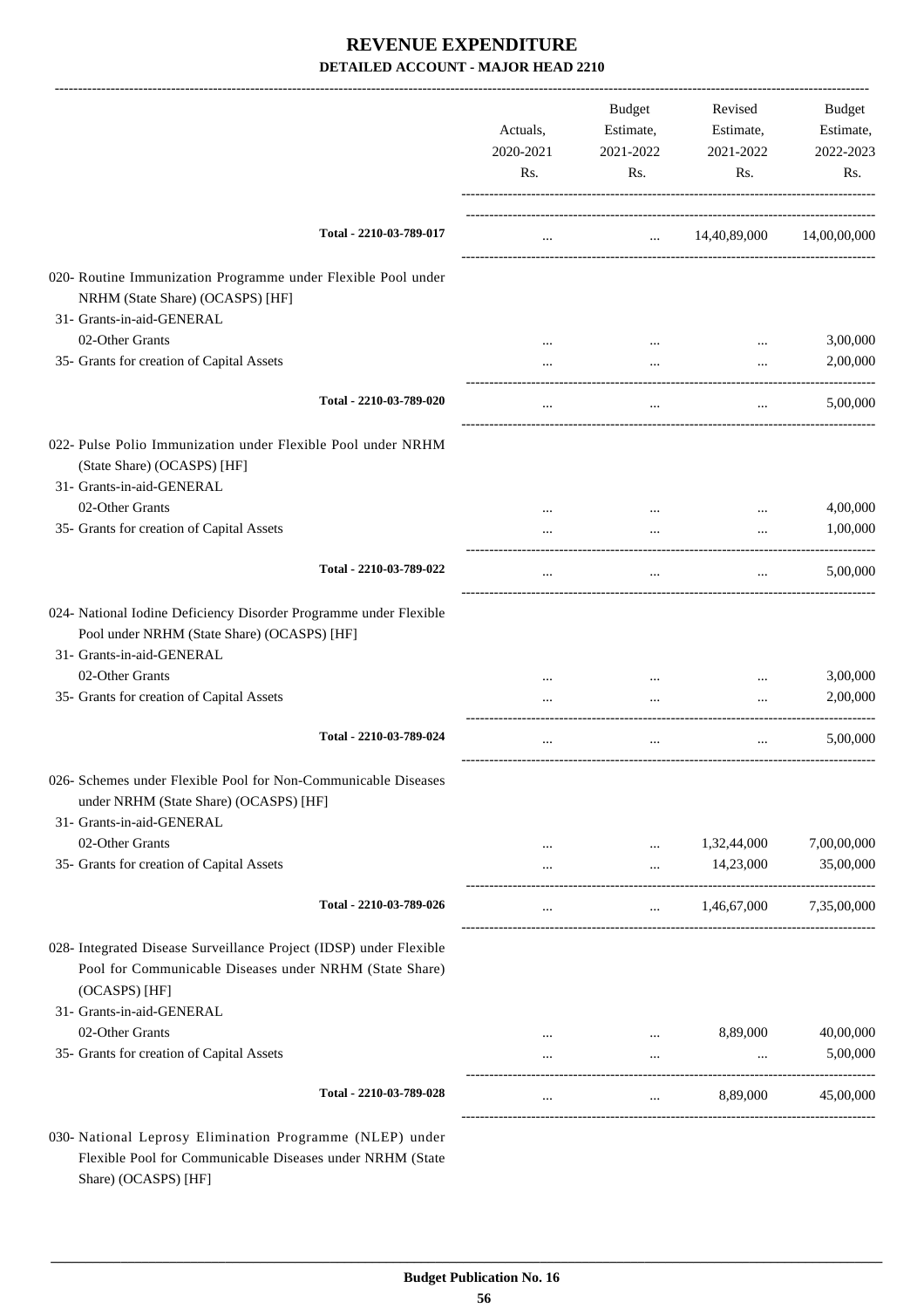# REVENUE EXPENDITURE

## DETAILED ACCOUNT - MAJOR HEAD 2210

| | Actuals, 2020-2021 Rs. | Budget Estimate, 2021-2022 Rs. | Revised Estimate, 2021-2022 Rs. | Budget Estimate, 2022-2023 Rs. |
|---|---|---|---|---|
| Total - 2210-03-789-017 | ... | ... | 14,40,89,000 | 14,00,00,000 |
| 020- Routine Immunization Programme under Flexible Pool under NRHM (State Share) (OCASPS) [HF] | | | | |
| 31- Grants-in-aid-GENERAL | | | | |
| 02-Other Grants | ... | ... | ... | 3,00,000 |
| 35- Grants for creation of Capital Assets | ... | ... | ... | 2,00,000 |
| Total - 2210-03-789-020 | ... | ... | ... | 5,00,000 |
| 022- Pulse Polio Immunization under Flexible Pool under NRHM (State Share) (OCASPS) [HF] | | | | |
| 31- Grants-in-aid-GENERAL | | | | |
| 02-Other Grants | ... | ... | ... | 4,00,000 |
| 35- Grants for creation of Capital Assets | ... | ... | ... | 1,00,000 |
| Total - 2210-03-789-022 | ... | ... | ... | 5,00,000 |
| 024- National Iodine Deficiency Disorder Programme under Flexible Pool under NRHM (State Share) (OCASPS) [HF] | | | | |
| 31- Grants-in-aid-GENERAL | | | | |
| 02-Other Grants | ... | ... | ... | 3,00,000 |
| 35- Grants for creation of Capital Assets | ... | ... | ... | 2,00,000 |
| Total - 2210-03-789-024 | ... | ... | ... | 5,00,000 |
| 026- Schemes under Flexible Pool for Non-Communicable Diseases under NRHM (State Share) (OCASPS) [HF] | | | | |
| 31- Grants-in-aid-GENERAL | | | | |
| 02-Other Grants | ... | ... | 1,32,44,000 | 7,00,00,000 |
| 35- Grants for creation of Capital Assets | ... | ... | 14,23,000 | 35,00,000 |
| Total - 2210-03-789-026 | ... | ... | 1,46,67,000 | 7,35,00,000 |
| 028- Integrated Disease Surveillance Project (IDSP) under Flexible Pool for Communicable Diseases under NRHM (State Share) (OCASPS) [HF] | | | | |
| 31- Grants-in-aid-GENERAL | | | | |
| 02-Other Grants | ... | ... | 8,89,000 | 40,00,000 |
| 35- Grants for creation of Capital Assets | ... | ... | ... | 5,00,000 |
| Total - 2210-03-789-028 | ... | ... | 8,89,000 | 45,00,000 |
| 030- National Leprosy Elimination Programme (NLEP) under Flexible Pool for Communicable Diseases under NRHM (State Share) (OCASPS) [HF] | | | | |

Budget Publication No. 16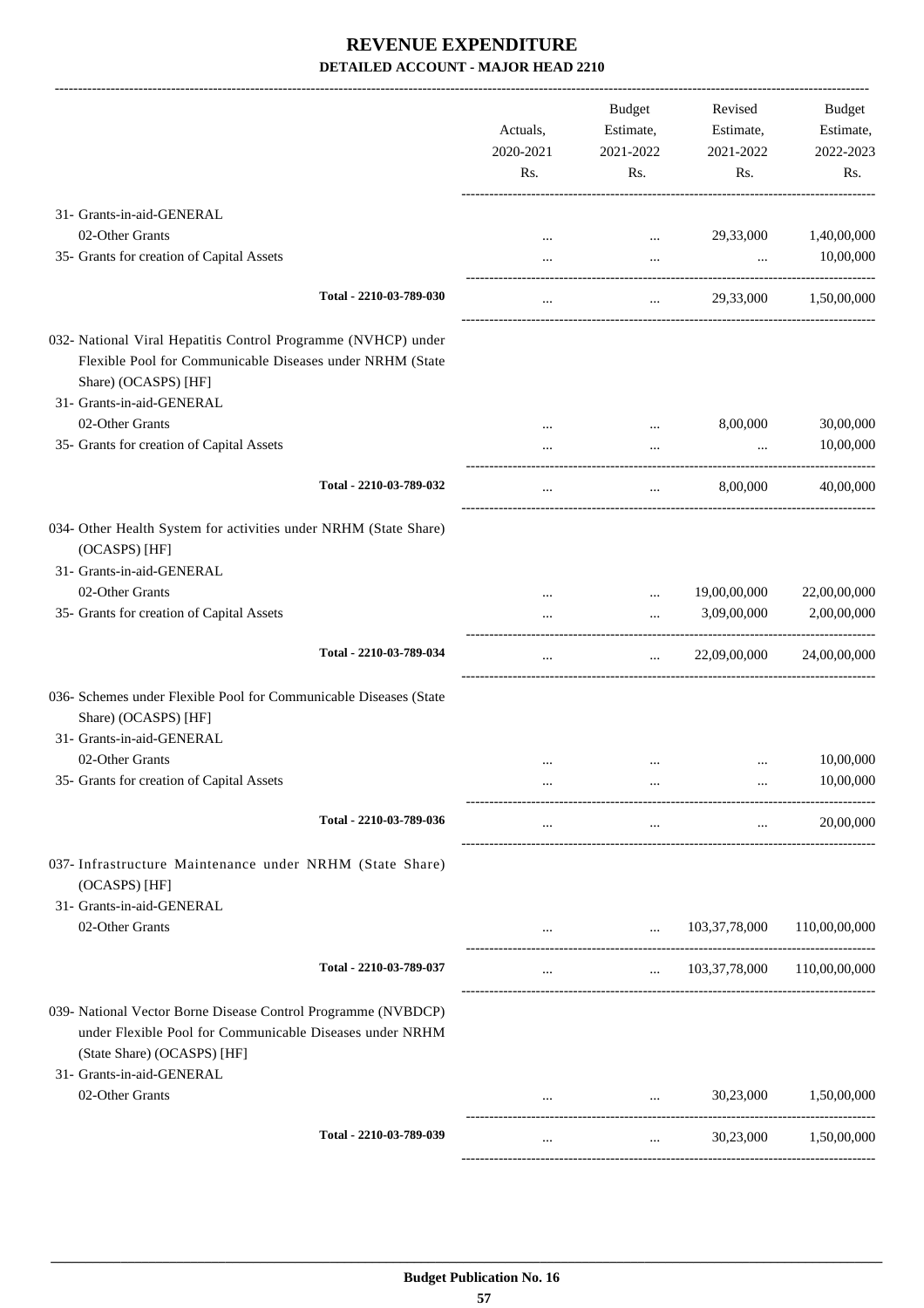# REVENUE EXPENDITURE

## DETAILED ACCOUNT - MAJOR HEAD 2210

| | Actuals, 2020-2021 Rs. | Budget Estimate, 2021-2022 Rs. | Revised Estimate, 2021-2022 Rs. | Budget Estimate, 2022-2023 Rs. |
|---|---|---|---|---|
| 31- Grants-in-aid-GENERAL | | | | |
| 02-Other Grants | ... | ... | 29,33,000 | 1,40,00,000 |
| 35- Grants for creation of Capital Assets | ... | ... | ... | 10,00,000 |
| Total - 2210-03-789-030 | ... | ... | 29,33,000 | 1,50,00,000 |
| 032- National Viral Hepatitis Control Programme (NVHCP) under Flexible Pool for Communicable Diseases under NRHM (State Share) (OCASPS) [HF] | | | | |
| 31- Grants-in-aid-GENERAL | | | | |
| 02-Other Grants | ... | ... | 8,00,000 | 30,00,000 |
| 35- Grants for creation of Capital Assets | ... | ... | ... | 10,00,000 |
| Total - 2210-03-789-032 | ... | ... | 8,00,000 | 40,00,000 |
| 034- Other Health System for activities under NRHM (State Share) (OCASPS) [HF] | | | | |
| 31- Grants-in-aid-GENERAL | | | | |
| 02-Other Grants | ... | ... | 19,00,00,000 | 22,00,00,000 |
| 35- Grants for creation of Capital Assets | ... | ... | 3,09,00,000 | 2,00,00,000 |
| Total - 2210-03-789-034 | ... | ... | 22,09,00,000 | 24,00,00,000 |
| 036- Schemes under Flexible Pool for Communicable Diseases (State Share) (OCASPS) [HF] | | | | |
| 31- Grants-in-aid-GENERAL | | | | |
| 02-Other Grants | ... | ... | ... | 10,00,000 |
| 35- Grants for creation of Capital Assets | ... | ... | ... | 10,00,000 |
| Total - 2210-03-789-036 | ... | ... | ... | 20,00,000 |
| 037- Infrastructure Maintenance under NRHM (State Share) (OCASPS) [HF] | | | | |
| 31- Grants-in-aid-GENERAL | | | | |
| 02-Other Grants | ... | ... | 103,37,78,000 | 110,00,00,000 |
| Total - 2210-03-789-037 | ... | ... | 103,37,78,000 | 110,00,00,000 |
| 039- National Vector Borne Disease Control Programme (NVBDCP) under Flexible Pool for Communicable Diseases under NRHM (State Share) (OCASPS) [HF] | | | | |
| 31- Grants-in-aid-GENERAL | | | | |
| 02-Other Grants | ... | ... | 30,23,000 | 1,50,00,000 |
| Total - 2210-03-789-039 | ... | ... | 30,23,000 | 1,50,00,000 |

Budget Publication No. 16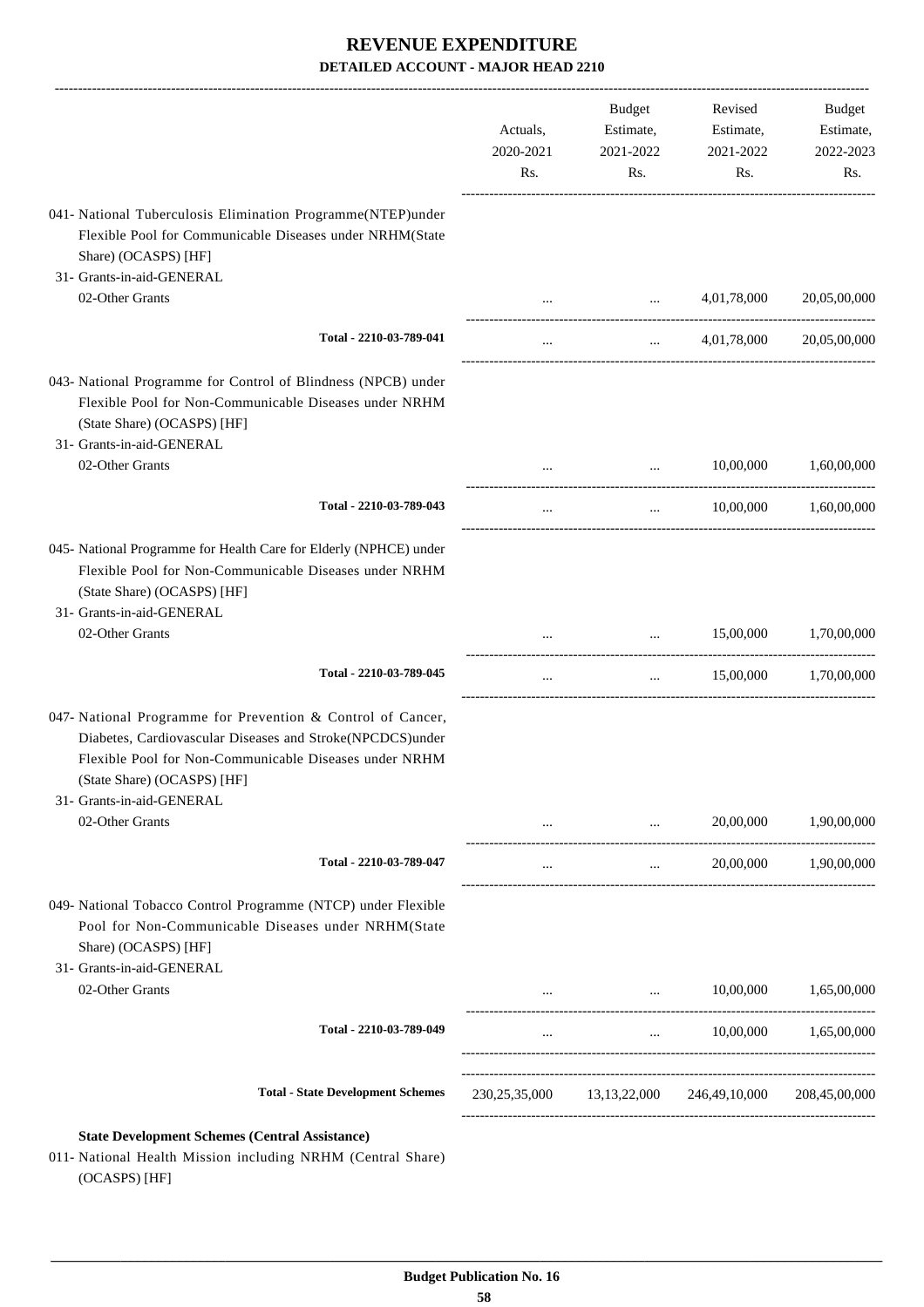# REVENUE EXPENDITURE

## DETAILED ACCOUNT - MAJOR HEAD 2210

| | Actuals, 2020-2021 Rs. | Budget Estimate, 2021-2022 Rs. | Revised Estimate, 2021-2022 Rs. | Budget Estimate, 2022-2023 Rs. |
|---|---|---|---|---|
| 041- National Tuberculosis Elimination Programme(NTEP)under Flexible Pool for Communicable Diseases under NRHM(State Share) (OCASPS) [HF] | | | | |
| 31- Grants-in-aid-GENERAL | | | | |
| 02-Other Grants | ... | ... | 4,01,78,000 | 20,05,00,000 |
| **Total - 2210-03-789-041** | ... | ... | 4,01,78,000 | 20,05,00,000 |
| 043- National Programme for Control of Blindness (NPCB) under Flexible Pool for Non-Communicable Diseases under NRHM (State Share) (OCASPS) [HF] | | | | |
| 31- Grants-in-aid-GENERAL | | | | |
| 02-Other Grants | ... | ... | 10,00,000 | 1,60,00,000 |
| **Total - 2210-03-789-043** | ... | ... | 10,00,000 | 1,60,00,000 |
| 045- National Programme for Health Care for Elderly (NPHCE) under Flexible Pool for Non-Communicable Diseases under NRHM (State Share) (OCASPS) [HF] | | | | |
| 31- Grants-in-aid-GENERAL | | | | |
| 02-Other Grants | ... | ... | 15,00,000 | 1,70,00,000 |
| **Total - 2210-03-789-045** | ... | ... | 15,00,000 | 1,70,00,000 |
| 047- National Programme for Prevention & Control of Cancer, Diabetes, Cardiovascular Diseases and Stroke(NPCDCS)under Flexible Pool for Non-Communicable Diseases under NRHM (State Share) (OCASPS) [HF] | | | | |
| 31- Grants-in-aid-GENERAL | | | | |
| 02-Other Grants | ... | ... | 20,00,000 | 1,90,00,000 |
| **Total - 2210-03-789-047** | ... | ... | 20,00,000 | 1,90,00,000 |
| 049- National Tobacco Control Programme (NTCP) under Flexible Pool for Non-Communicable Diseases under NRHM(State Share) (OCASPS) [HF] | | | | |
| 31- Grants-in-aid-GENERAL | | | | |
| 02-Other Grants | ... | ... | 10,00,000 | 1,65,00,000 |
| **Total - 2210-03-789-049** | ... | ... | 10,00,000 | 1,65,00,000 |
| **Total - State Development Schemes** | 230,25,35,000 | 13,13,22,000 | 246,49,10,000 | 208,45,00,000 |

**State Development Schemes (Central Assistance)**

011- National Health Mission including NRHM (Central Share) (OCASPS) [HF]

Budget Publication No. 16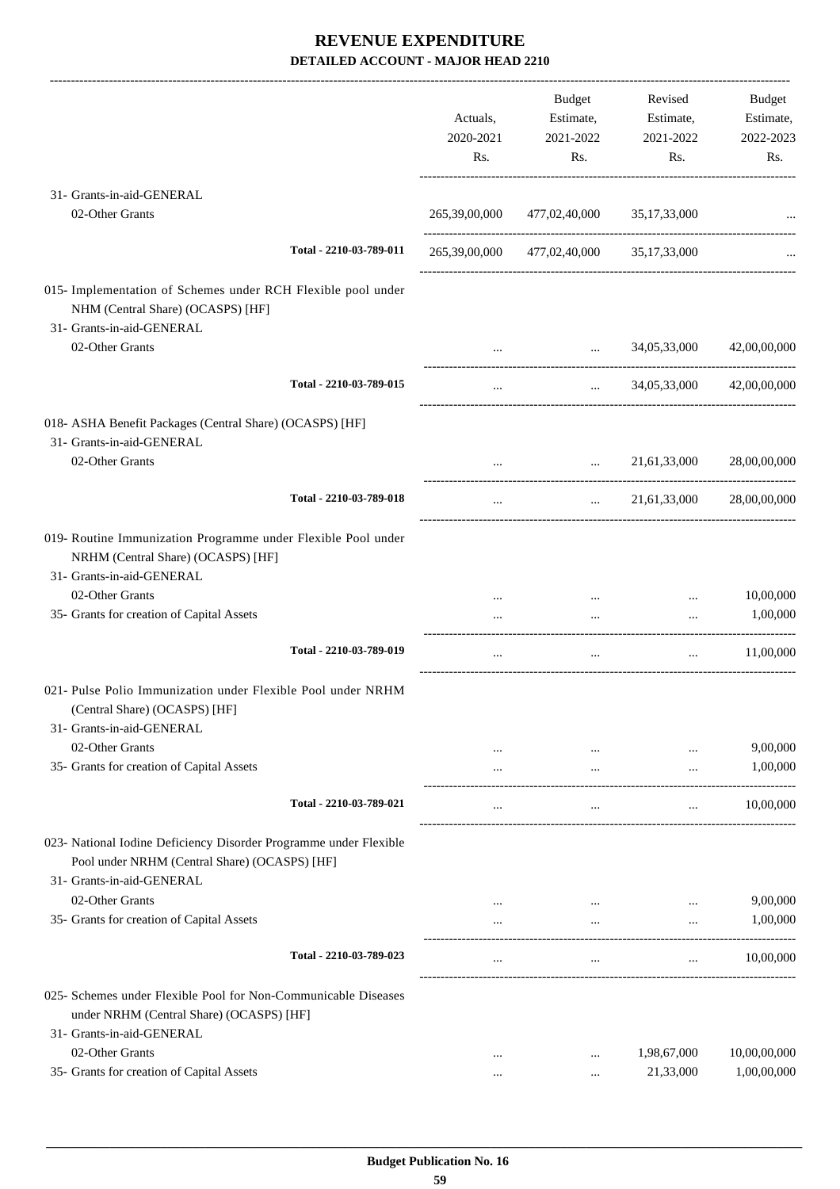# REVENUE EXPENDITURE

## DETAILED ACCOUNT - MAJOR HEAD 2210

| | Actuals, 2020-2021 Rs. | Budget Estimate, 2021-2022 Rs. | Revised Estimate, 2021-2022 Rs. | Budget Estimate, 2022-2023 Rs. |
|---|---|---|---|---|
| 31- Grants-in-aid-GENERAL | | | | |
| 02-Other Grants | 265,39,00,000 | 477,02,40,000 | 35,17,33,000 | ... |
| Total - 2210-03-789-011 | 265,39,00,000 | 477,02,40,000 | 35,17,33,000 | ... |
| 015- Implementation of Schemes under RCH Flexible pool under NHM (Central Share) (OCASPS) [HF] | | | | |
| 31- Grants-in-aid-GENERAL | | | | |
| 02-Other Grants | ... | ... | 34,05,33,000 | 42,00,00,000 |
| Total - 2210-03-789-015 | ... | ... | 34,05,33,000 | 42,00,00,000 |
| 018- ASHA Benefit Packages (Central Share) (OCASPS) [HF] | | | | |
| 31- Grants-in-aid-GENERAL | | | | |
| 02-Other Grants | ... | ... | 21,61,33,000 | 28,00,00,000 |
| Total - 2210-03-789-018 | ... | ... | 21,61,33,000 | 28,00,00,000 |
| 019- Routine Immunization Programme under Flexible Pool under NRHM (Central Share) (OCASPS) [HF] | | | | |
| 31- Grants-in-aid-GENERAL | | | | |
| 02-Other Grants | ... | ... | ... | 10,00,000 |
| 35- Grants for creation of Capital Assets | ... | ... | ... | 1,00,000 |
| Total - 2210-03-789-019 | ... | ... | ... | 11,00,000 |
| 021- Pulse Polio Immunization under Flexible Pool under NRHM (Central Share) (OCASPS) [HF] | | | | |
| 31- Grants-in-aid-GENERAL | | | | |
| 02-Other Grants | ... | ... | ... | 9,00,000 |
| 35- Grants for creation of Capital Assets | ... | ... | ... | 1,00,000 |
| Total - 2210-03-789-021 | ... | ... | ... | 10,00,000 |
| 023- National Iodine Deficiency Disorder Programme under Flexible Pool under NRHM (Central Share) (OCASPS) [HF] | | | | |
| 31- Grants-in-aid-GENERAL | | | | |
| 02-Other Grants | ... | ... | ... | 9,00,000 |
| 35- Grants for creation of Capital Assets | ... | ... | ... | 1,00,000 |
| Total - 2210-03-789-023 | ... | ... | ... | 10,00,000 |
| 025- Schemes under Flexible Pool for Non-Communicable Diseases under NRHM (Central Share) (OCASPS) [HF] | | | | |
| 31- Grants-in-aid-GENERAL | | | | |
| 02-Other Grants | ... | ... | 1,98,67,000 | 10,00,00,000 |
| 35- Grants for creation of Capital Assets | ... | ... | 21,33,000 | 1,00,00,000 |

Budget Publication No. 16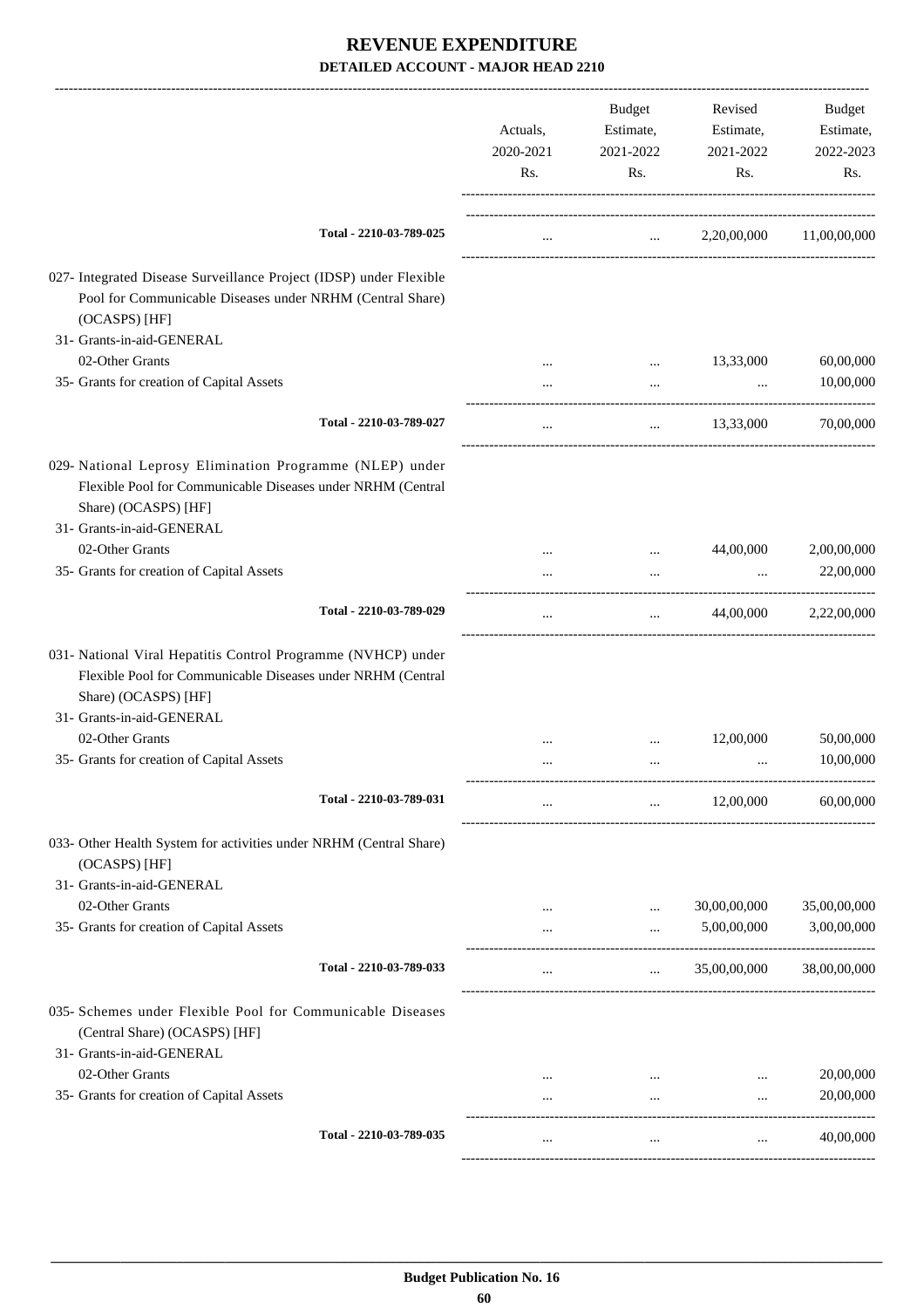# REVENUE EXPENDITURE

## DETAILED ACCOUNT - MAJOR HEAD 2210

| | Actuals, 2020-2021 Rs. | Budget Estimate, 2021-2022 Rs. | Revised Estimate, 2021-2022 Rs. | Budget Estimate, 2022-2023 Rs. |
|---|---|---|---|---|
| Total - 2210-03-789-025 | ... | ... | 2,20,00,000 | 11,00,00,000 |
| 027- Integrated Disease Surveillance Project (IDSP) under Flexible Pool for Communicable Diseases under NRHM (Central Share) (OCASPS) [HF] | | | | |
| 31- Grants-in-aid-GENERAL | | | | |
| 02-Other Grants | ... | ... | 13,33,000 | 60,00,000 |
| 35- Grants for creation of Capital Assets | ... | ... | ... | 10,00,000 |
| Total - 2210-03-789-027 | ... | ... | 13,33,000 | 70,00,000 |
| 029- National Leprosy Elimination Programme (NLEP) under Flexible Pool for Communicable Diseases under NRHM (Central Share) (OCASPS) [HF] | | | | |
| 31- Grants-in-aid-GENERAL | | | | |
| 02-Other Grants | ... | ... | 44,00,000 | 2,00,00,000 |
| 35- Grants for creation of Capital Assets | ... | ... | ... | 22,00,000 |
| Total - 2210-03-789-029 | ... | ... | 44,00,000 | 2,22,00,000 |
| 031- National Viral Hepatitis Control Programme (NVHCP) under Flexible Pool for Communicable Diseases under NRHM (Central Share) (OCASPS) [HF] | | | | |
| 31- Grants-in-aid-GENERAL | | | | |
| 02-Other Grants | ... | ... | 12,00,000 | 50,00,000 |
| 35- Grants for creation of Capital Assets | ... | ... | ... | 10,00,000 |
| Total - 2210-03-789-031 | ... | ... | 12,00,000 | 60,00,000 |
| 033- Other Health System for activities under NRHM (Central Share) (OCASPS) [HF] | | | | |
| 31- Grants-in-aid-GENERAL | | | | |
| 02-Other Grants | ... | ... | 30,00,00,000 | 35,00,00,000 |
| 35- Grants for creation of Capital Assets | ... | ... | 5,00,00,000 | 3,00,00,000 |
| Total - 2210-03-789-033 | ... | ... | 35,00,00,000 | 38,00,00,000 |
| 035- Schemes under Flexible Pool for Communicable Diseases (Central Share) (OCASPS) [HF] | | | | |
| 31- Grants-in-aid-GENERAL | | | | |
| 02-Other Grants | ... | ... | ... | 20,00,000 |
| 35- Grants for creation of Capital Assets | ... | ... | ... | 20,00,000 |
| Total - 2210-03-789-035 | ... | ... | ... | 40,00,000 |

Budget Publication No. 16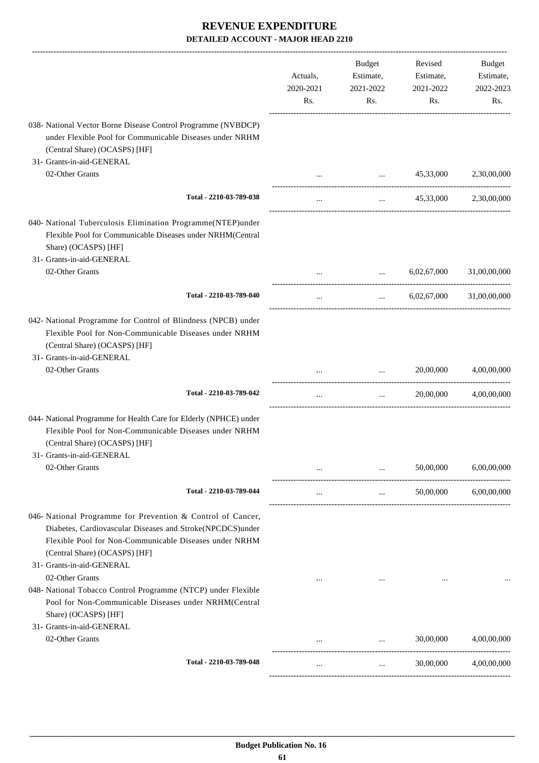# REVENUE EXPENDITURE

## DETAILED ACCOUNT - MAJOR HEAD 2210

| | Actuals, 2020-2021 Rs. | Budget Estimate, 2021-2022 Rs. | Revised Estimate, 2021-2022 Rs. | Budget Estimate, 2022-2023 Rs. |
|---|---|---|---|---|
| 038- National Vector Borne Disease Control Programme (NVBDCP) under Flexible Pool for Communicable Diseases under NRHM (Central Share) (OCASPS) [HF] | | | | |
| 31- Grants-in-aid-GENERAL | | | | |
| 02-Other Grants | ... | ... | 45,33,000 | 2,30,00,000 |
| **Total - 2210-03-789-038** | ... | ... | 45,33,000 | 2,30,00,000 |
| 040- National Tuberculosis Elimination Programme(NTEP)under Flexible Pool for Communicable Diseases under NRHM(Central Share) (OCASPS) [HF] | | | | |
| 31- Grants-in-aid-GENERAL | | | | |
| 02-Other Grants | ... | ... | 6,02,67,000 | 31,00,00,000 |
| **Total - 2210-03-789-040** | ... | ... | 6,02,67,000 | 31,00,00,000 |
| 042- National Programme for Control of Blindness (NPCB) under Flexible Pool for Non-Communicable Diseases under NRHM (Central Share) (OCASPS) [HF] | | | | |
| 31- Grants-in-aid-GENERAL | | | | |
| 02-Other Grants | ... | ... | 20,00,000 | 4,00,00,000 |
| **Total - 2210-03-789-042** | ... | ... | 20,00,000 | 4,00,00,000 |
| 044- National Programme for Health Care for Elderly (NPHCE) under Flexible Pool for Non-Communicable Diseases under NRHM (Central Share) (OCASPS) [HF] | | | | |
| 31- Grants-in-aid-GENERAL | | | | |
| 02-Other Grants | ... | ... | 50,00,000 | 6,00,00,000 |
| **Total - 2210-03-789-044** | ... | ... | 50,00,000 | 6,00,00,000 |
| 046- National Programme for Prevention & Control of Cancer, Diabetes, Cardiovascular Diseases and Stroke(NPCDCS)under Flexible Pool for Non-Communicable Diseases under NRHM (Central Share) (OCASPS) [HF] | | | | |
| 31- Grants-in-aid-GENERAL | | | | |
| 02-Other Grants | ... | ... | ... | ... |
| 048- National Tobacco Control Programme (NTCP) under Flexible Pool for Non-Communicable Diseases under NRHM(Central Share) (OCASPS) [HF] | | | | |
| 31- Grants-in-aid-GENERAL | | | | |
| 02-Other Grants | ... | ... | 30,00,000 | 4,00,00,000 |
| **Total - 2210-03-789-048** | ... | ... | 30,00,000 | 4,00,00,000 |

Budget Publication No. 16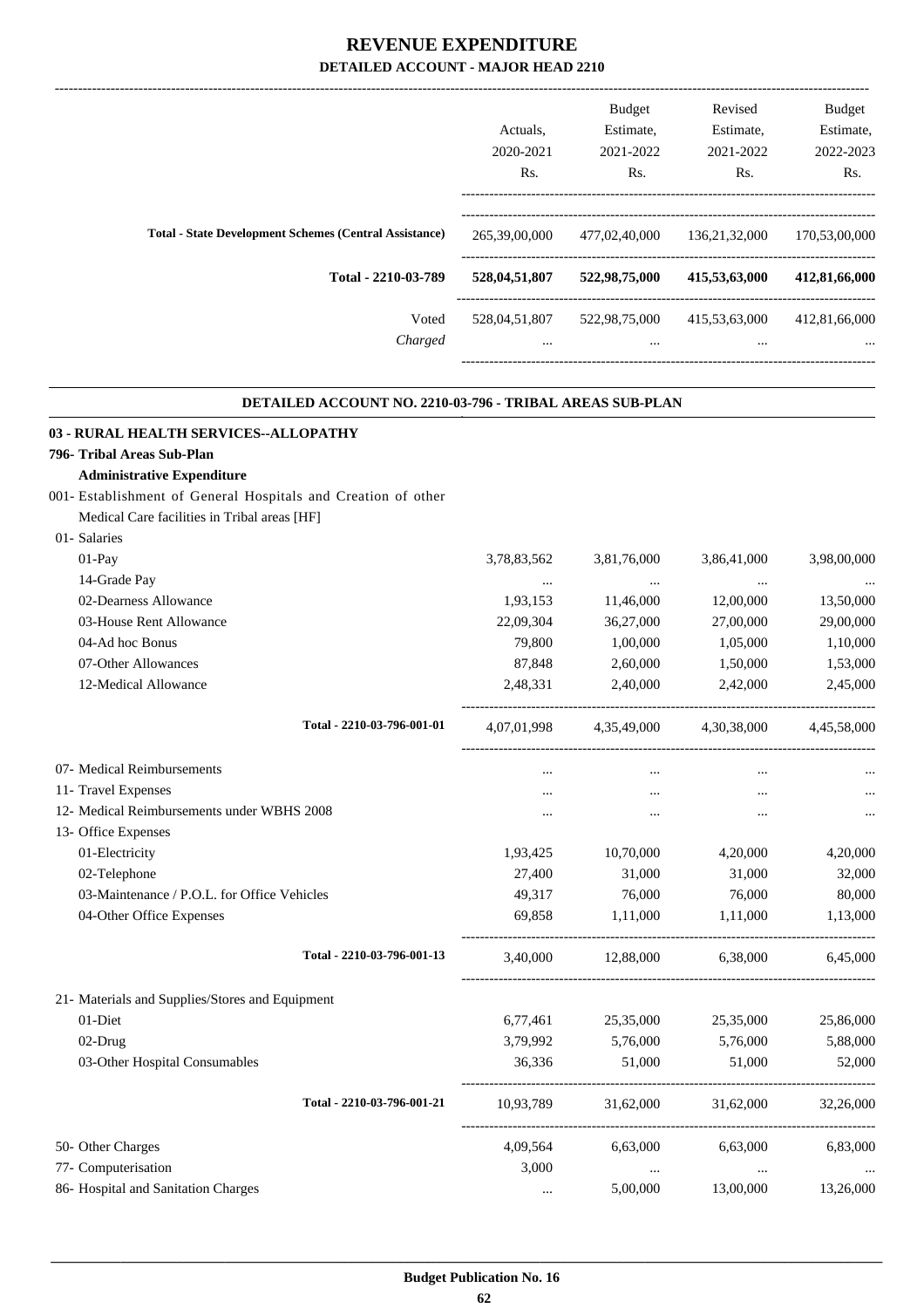# REVENUE EXPENDITURE

## DETAILED ACCOUNT - MAJOR HEAD 2210

| | Actuals, 2020-2021 Rs. | Budget Estimate, 2021-2022 Rs. | Revised Estimate, 2021-2022 Rs. | Budget Estimate, 2022-2023 Rs. |
|---|---|---|---|---|
| **Total - State Development Schemes (Central Assistance)** | 265,39,00,000 | 477,02,40,000 | 136,21,32,000 | 170,53,00,000 |
| **Total - 2210-03-789** | **528,04,51,807** | **522,98,75,000** | **415,53,63,000** | **412,81,66,000** |
| Voted | 528,04,51,807 | 522,98,75,000 | 415,53,63,000 | 412,81,66,000 |
| *Charged* | ... | ... | ... | ... |

### DETAILED ACCOUNT NO. 2210-03-796 - TRIBAL AREAS SUB-PLAN

**03 - RURAL HEALTH SERVICES--ALLOPATHY**

**796- Tribal Areas Sub-Plan**

**Administrative Expenditure**

001- Establishment of General Hospitals and Creation of other Medical Care facilities in Tribal areas [HF]

| | Actuals, 2020-2021 Rs. | Budget Estimate, 2021-2022 Rs. | Revised Estimate, 2021-2022 Rs. | Budget Estimate, 2022-2023 Rs. |
|---|---|---|---|---|
| 01- Salaries | | | | |
| 01-Pay | 3,78,83,562 | 3,81,76,000 | 3,86,41,000 | 3,98,00,000 |
| 14-Grade Pay | ... | ... | ... | ... |
| 02-Dearness Allowance | 1,93,153 | 11,46,000 | 12,00,000 | 13,50,000 |
| 03-House Rent Allowance | 22,09,304 | 36,27,000 | 27,00,000 | 29,00,000 |
| 04-Ad hoc Bonus | 79,800 | 1,00,000 | 1,05,000 | 1,10,000 |
| 07-Other Allowances | 87,848 | 2,60,000 | 1,50,000 | 1,53,000 |
| 12-Medical Allowance | 2,48,331 | 2,40,000 | 2,42,000 | 2,45,000 |
| **Total - 2210-03-796-001-01** | 4,07,01,998 | 4,35,49,000 | 4,30,38,000 | 4,45,58,000 |
| 07- Medical Reimbursements | ... | ... | ... | ... |
| 11- Travel Expenses | ... | ... | ... | ... |
| 12- Medical Reimbursements under WBHS 2008 | ... | ... | ... | ... |
| 13- Office Expenses | | | | |
| 01-Electricity | 1,93,425 | 10,70,000 | 4,20,000 | 4,20,000 |
| 02-Telephone | 27,400 | 31,000 | 31,000 | 32,000 |
| 03-Maintenance / P.O.L. for Office Vehicles | 49,317 | 76,000 | 76,000 | 80,000 |
| 04-Other Office Expenses | 69,858 | 1,11,000 | 1,11,000 | 1,13,000 |
| **Total - 2210-03-796-001-13** | 3,40,000 | 12,88,000 | 6,38,000 | 6,45,000 |
| 21- Materials and Supplies/Stores and Equipment | | | | |
| 01-Diet | 6,77,461 | 25,35,000 | 25,35,000 | 25,86,000 |
| 02-Drug | 3,79,992 | 5,76,000 | 5,76,000 | 5,88,000 |
| 03-Other Hospital Consumables | 36,336 | 51,000 | 51,000 | 52,000 |
| **Total - 2210-03-796-001-21** | 10,93,789 | 31,62,000 | 31,62,000 | 32,26,000 |
| 50- Other Charges | 4,09,564 | 6,63,000 | 6,63,000 | 6,83,000 |
| 77- Computerisation | 3,000 | ... | ... | ... |
| 86- Hospital and Sanitation Charges | ... | 5,00,000 | 13,00,000 | 13,26,000 |

Budget Publication No. 16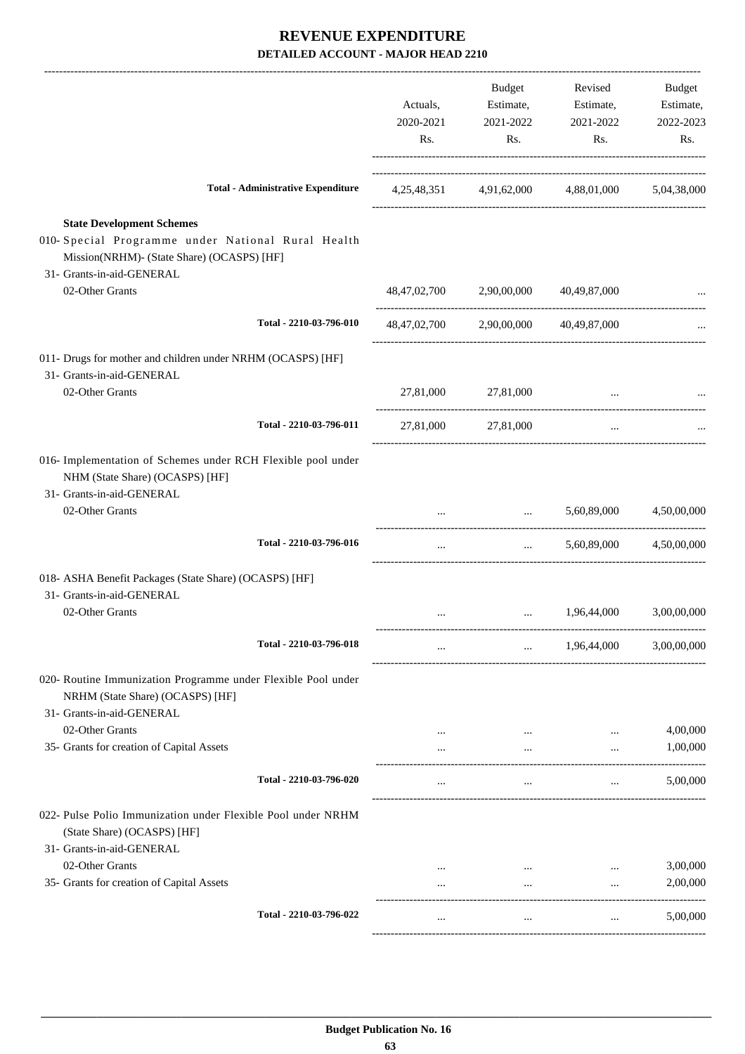# REVENUE EXPENDITURE

**DETAILED ACCOUNT - MAJOR HEAD 2210**

| | Actuals, 2020-2021 Rs. | Budget Estimate, 2021-2022 Rs. | Revised Estimate, 2021-2022 Rs. | Budget Estimate, 2022-2023 Rs. |
|---|---|---|---|---|
| **Total - Administrative Expenditure** | 4,25,48,351 | 4,91,62,000 | 4,88,01,000 | 5,04,38,000 |
| **State Development Schemes** | | | | |
| 010- Special Programme under National Rural Health Mission(NRHM)- (State Share) (OCASPS) [HF] | | | | |
| 31- Grants-in-aid-GENERAL | | | | |
| 02-Other Grants | 48,47,02,700 | 2,90,00,000 | 40,49,87,000 | ... |
| Total - 2210-03-796-010 | 48,47,02,700 | 2,90,00,000 | 40,49,87,000 | ... |
| 011- Drugs for mother and children under NRHM (OCASPS) [HF] | | | | |
| 31- Grants-in-aid-GENERAL | | | | |
| 02-Other Grants | 27,81,000 | 27,81,000 | ... | ... |
| Total - 2210-03-796-011 | 27,81,000 | 27,81,000 | ... | ... |
| 016- Implementation of Schemes under RCH Flexible pool under NHM (State Share) (OCASPS) [HF] | | | | |
| 31- Grants-in-aid-GENERAL | | | | |
| 02-Other Grants | ... | ... | 5,60,89,000 | 4,50,00,000 |
| Total - 2210-03-796-016 | ... | ... | 5,60,89,000 | 4,50,00,000 |
| 018- ASHA Benefit Packages (State Share) (OCASPS) [HF] | | | | |
| 31- Grants-in-aid-GENERAL | | | | |
| 02-Other Grants | ... | ... | 1,96,44,000 | 3,00,00,000 |
| Total - 2210-03-796-018 | ... | ... | 1,96,44,000 | 3,00,00,000 |
| 020- Routine Immunization Programme under Flexible Pool under NRHM (State Share) (OCASPS) [HF] | | | | |
| 31- Grants-in-aid-GENERAL | | | | |
| 02-Other Grants | ... | ... | ... | 4,00,000 |
| 35- Grants for creation of Capital Assets | ... | ... | ... | 1,00,000 |
| Total - 2210-03-796-020 | ... | ... | ... | 5,00,000 |
| 022- Pulse Polio Immunization under Flexible Pool under NRHM (State Share) (OCASPS) [HF] | | | | |
| 31- Grants-in-aid-GENERAL | | | | |
| 02-Other Grants | ... | ... | ... | 3,00,000 |
| 35- Grants for creation of Capital Assets | ... | ... | ... | 2,00,000 |
| Total - 2210-03-796-022 | ... | ... | ... | 5,00,000 |

**Budget Publication No. 16**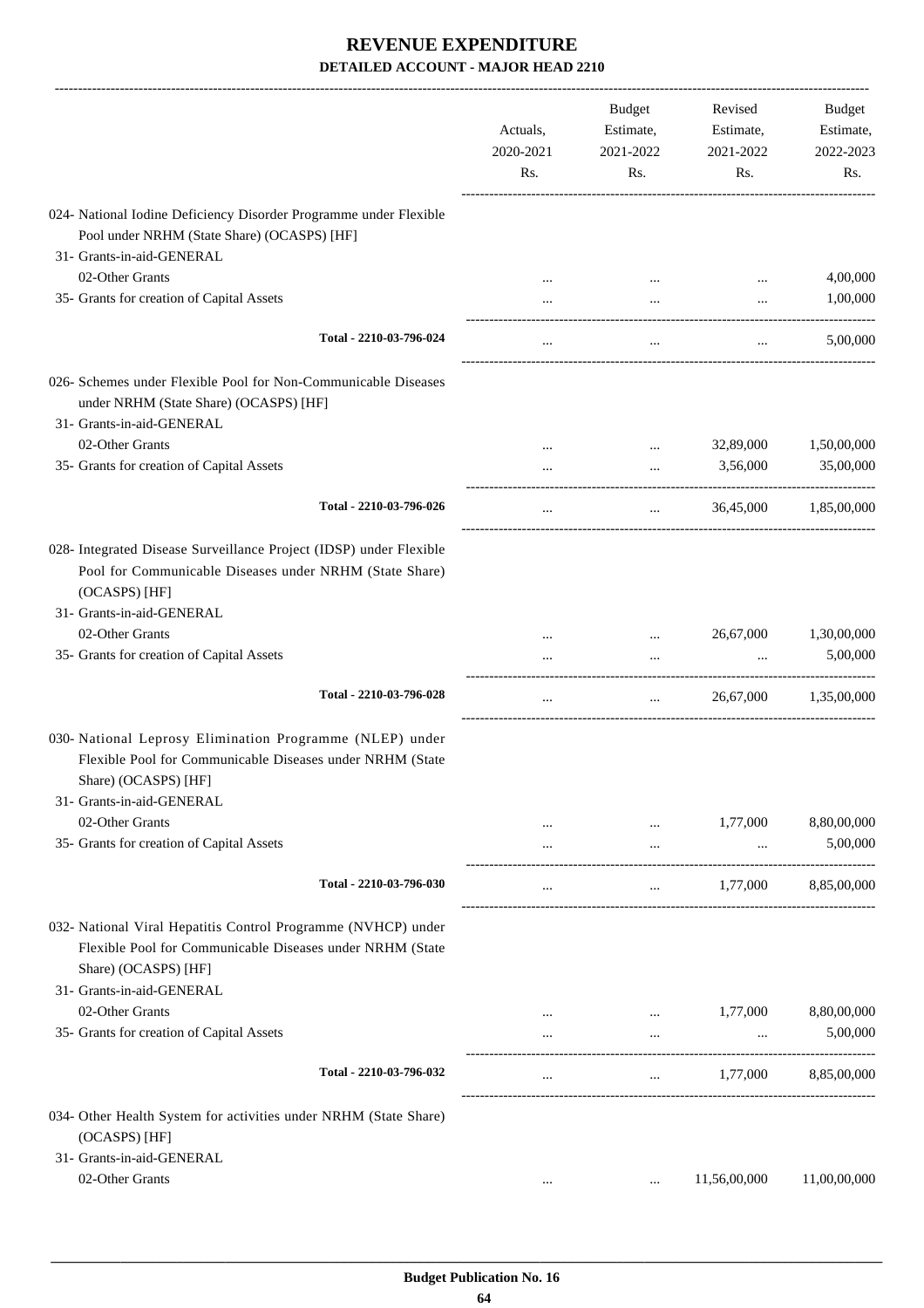# REVENUE EXPENDITURE

## DETAILED ACCOUNT - MAJOR HEAD 2210

| | Actuals, 2020-2021 Rs. | Budget Estimate, 2021-2022 Rs. | Revised Estimate, 2021-2022 Rs. | Budget Estimate, 2022-2023 Rs. |
|---|---|---|---|---|
| 024- National Iodine Deficiency Disorder Programme under Flexible Pool under NRHM (State Share) (OCASPS) [HF] | | | | |
| 31- Grants-in-aid-GENERAL | | | | |
| 02-Other Grants | ... | ... | ... | 4,00,000 |
| 35- Grants for creation of Capital Assets | ... | ... | ... | 1,00,000 |
| **Total - 2210-03-796-024** | ... | ... | ... | 5,00,000 |
| 026- Schemes under Flexible Pool for Non-Communicable Diseases under NRHM (State Share) (OCASPS) [HF] | | | | |
| 31- Grants-in-aid-GENERAL | | | | |
| 02-Other Grants | ... | ... | 32,89,000 | 1,50,00,000 |
| 35- Grants for creation of Capital Assets | ... | ... | 3,56,000 | 35,00,000 |
| **Total - 2210-03-796-026** | ... | ... | 36,45,000 | 1,85,00,000 |
| 028- Integrated Disease Surveillance Project (IDSP) under Flexible Pool for Communicable Diseases under NRHM (State Share) (OCASPS) [HF] | | | | |
| 31- Grants-in-aid-GENERAL | | | | |
| 02-Other Grants | ... | ... | 26,67,000 | 1,30,00,000 |
| 35- Grants for creation of Capital Assets | ... | ... | ... | 5,00,000 |
| **Total - 2210-03-796-028** | ... | ... | 26,67,000 | 1,35,00,000 |
| 030- National Leprosy Elimination Programme (NLEP) under Flexible Pool for Communicable Diseases under NRHM (State Share) (OCASPS) [HF] | | | | |
| 31- Grants-in-aid-GENERAL | | | | |
| 02-Other Grants | ... | ... | 1,77,000 | 8,80,00,000 |
| 35- Grants for creation of Capital Assets | ... | ... | ... | 5,00,000 |
| **Total - 2210-03-796-030** | ... | ... | 1,77,000 | 8,85,00,000 |
| 032- National Viral Hepatitis Control Programme (NVHCP) under Flexible Pool for Communicable Diseases under NRHM (State Share) (OCASPS) [HF] | | | | |
| 31- Grants-in-aid-GENERAL | | | | |
| 02-Other Grants | ... | ... | 1,77,000 | 8,80,00,000 |
| 35- Grants for creation of Capital Assets | ... | ... | ... | 5,00,000 |
| **Total - 2210-03-796-032** | ... | ... | 1,77,000 | 8,85,00,000 |
| 034- Other Health System for activities under NRHM (State Share) (OCASPS) [HF] | | | | |
| 31- Grants-in-aid-GENERAL | | | | |
| 02-Other Grants | ... | ... | 11,56,00,000 | 11,00,00,000 |

Budget Publication No. 16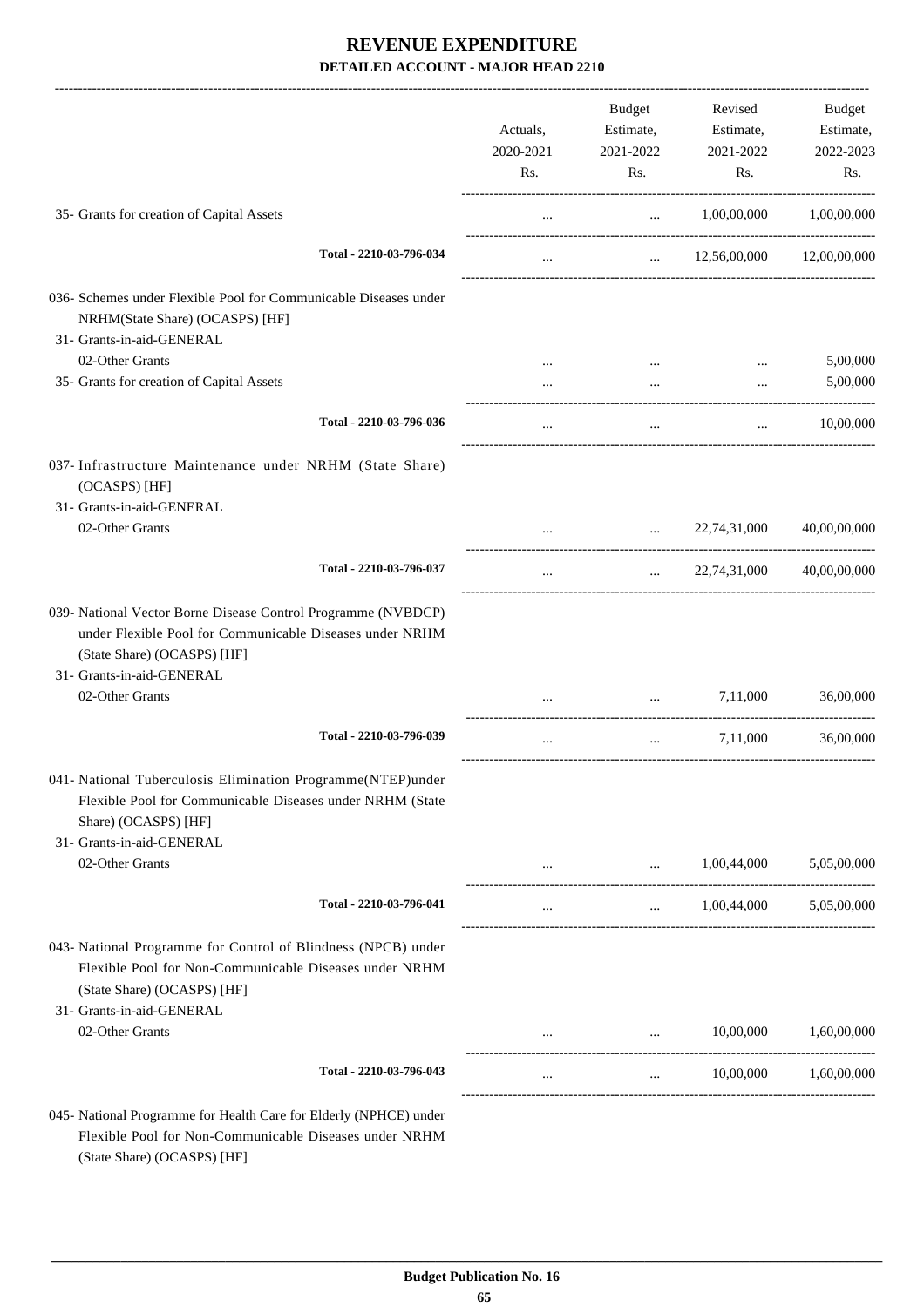# REVENUE EXPENDITURE

**DETAILED ACCOUNT - MAJOR HEAD 2210**

| | Actuals, 2020-2021 Rs. | Budget Estimate, 2021-2022 Rs. | Revised Estimate, 2021-2022 Rs. | Budget Estimate, 2022-2023 Rs. |
|---|---|---|---|---|
| 35- Grants for creation of Capital Assets | ... | ... | 1,00,00,000 | 1,00,00,000 |
| **Total - 2210-03-796-034** | ... | ... | 12,56,00,000 | 12,00,00,000 |
| 036- Schemes under Flexible Pool for Communicable Diseases under NRHM(State Share) (OCASPS) [HF] | | | | |
| 31- Grants-in-aid-GENERAL | | | | |
| 02-Other Grants | ... | ... | ... | 5,00,000 |
| 35- Grants for creation of Capital Assets | ... | ... | ... | 5,00,000 |
| **Total - 2210-03-796-036** | ... | ... | ... | 10,00,000 |
| 037- Infrastructure Maintenance under NRHM (State Share) (OCASPS) [HF] | | | | |
| 31- Grants-in-aid-GENERAL | | | | |
| 02-Other Grants | ... | ... | 22,74,31,000 | 40,00,00,000 |
| **Total - 2210-03-796-037** | ... | ... | 22,74,31,000 | 40,00,00,000 |
| 039- National Vector Borne Disease Control Programme (NVBDCP) under Flexible Pool for Communicable Diseases under NRHM (State Share) (OCASPS) [HF] | | | | |
| 31- Grants-in-aid-GENERAL | | | | |
| 02-Other Grants | ... | ... | 7,11,000 | 36,00,000 |
| **Total - 2210-03-796-039** | ... | ... | 7,11,000 | 36,00,000 |
| 041- National Tuberculosis Elimination Programme(NTEP)under Flexible Pool for Communicable Diseases under NRHM (State Share) (OCASPS) [HF] | | | | |
| 31- Grants-in-aid-GENERAL | | | | |
| 02-Other Grants | ... | ... | 1,00,44,000 | 5,05,00,000 |
| **Total - 2210-03-796-041** | ... | ... | 1,00,44,000 | 5,05,00,000 |
| 043- National Programme for Control of Blindness (NPCB) under Flexible Pool for Non-Communicable Diseases under NRHM (State Share) (OCASPS) [HF] | | | | |
| 31- Grants-in-aid-GENERAL | | | | |
| 02-Other Grants | ... | ... | 10,00,000 | 1,60,00,000 |
| **Total - 2210-03-796-043** | ... | ... | 10,00,000 | 1,60,00,000 |
| 045- National Programme for Health Care for Elderly (NPHCE) under Flexible Pool for Non-Communicable Diseases under NRHM (State Share) (OCASPS) [HF] | | | | |

**Budget Publication No. 16**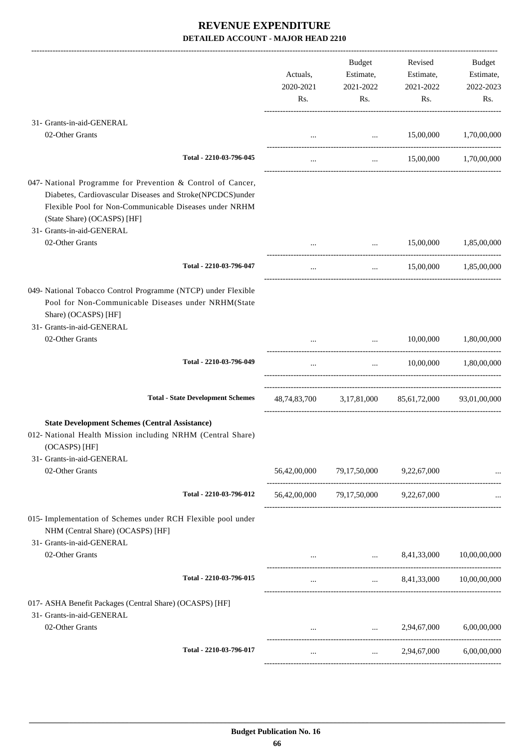# REVENUE EXPENDITURE

## DETAILED ACCOUNT - MAJOR HEAD 2210

| | Actuals, 2020-2021 Rs. | Budget Estimate, 2021-2022 Rs. | Revised Estimate, 2021-2022 Rs. | Budget Estimate, 2022-2023 Rs. |
|---|---|---|---|---|
| 31- Grants-in-aid-GENERAL | | | | |
| 02-Other Grants | ... | ... | 15,00,000 | 1,70,00,000 |
| Total - 2210-03-796-045 | ... | ... | 15,00,000 | 1,70,00,000 |
| 047- National Programme for Prevention & Control of Cancer, Diabetes, Cardiovascular Diseases and Stroke(NPCDCS)under Flexible Pool for Non-Communicable Diseases under NRHM (State Share) (OCASPS) [HF] | | | | |
| 31- Grants-in-aid-GENERAL | | | | |
| 02-Other Grants | ... | ... | 15,00,000 | 1,85,00,000 |
| Total - 2210-03-796-047 | ... | ... | 15,00,000 | 1,85,00,000 |
| 049- National Tobacco Control Programme (NTCP) under Flexible Pool for Non-Communicable Diseases under NRHM(State Share) (OCASPS) [HF] | | | | |
| 31- Grants-in-aid-GENERAL | | | | |
| 02-Other Grants | ... | ... | 10,00,000 | 1,80,00,000 |
| Total - 2210-03-796-049 | ... | ... | 10,00,000 | 1,80,00,000 |
| **Total - State Development Schemes** | 48,74,83,700 | 3,17,81,000 | 85,61,72,000 | 93,01,00,000 |
| **State Development Schemes (Central Assistance)** | | | | |
| 012- National Health Mission including NRHM (Central Share) (OCASPS) [HF] | | | | |
| 31- Grants-in-aid-GENERAL | | | | |
| 02-Other Grants | 56,42,00,000 | 79,17,50,000 | 9,22,67,000 | ... |
| Total - 2210-03-796-012 | 56,42,00,000 | 79,17,50,000 | 9,22,67,000 | ... |
| 015- Implementation of Schemes under RCH Flexible pool under NHM (Central Share) (OCASPS) [HF] | | | | |
| 31- Grants-in-aid-GENERAL | | | | |
| 02-Other Grants | ... | ... | 8,41,33,000 | 10,00,00,000 |
| Total - 2210-03-796-015 | ... | ... | 8,41,33,000 | 10,00,00,000 |
| 017- ASHA Benefit Packages (Central Share) (OCASPS) [HF] | | | | |
| 31- Grants-in-aid-GENERAL | | | | |
| 02-Other Grants | ... | ... | 2,94,67,000 | 6,00,00,000 |
| Total - 2210-03-796-017 | ... | ... | 2,94,67,000 | 6,00,00,000 |

Budget Publication No. 16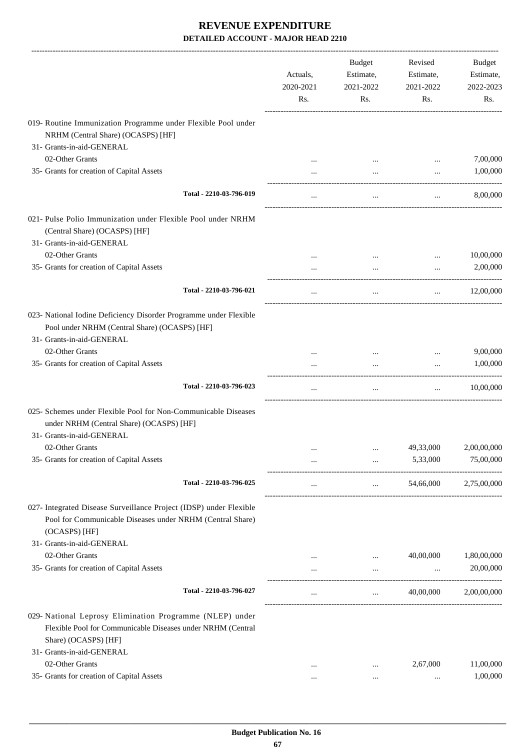# REVENUE EXPENDITURE

## DETAILED ACCOUNT - MAJOR HEAD 2210

| | Actuals, 2020-2021 Rs. | Budget Estimate, 2021-2022 Rs. | Revised Estimate, 2021-2022 Rs. | Budget Estimate, 2022-2023 Rs. |
|---|---|---|---|---|
| 019- Routine Immunization Programme under Flexible Pool under NRHM (Central Share) (OCASPS) [HF] | | | | |
| 31- Grants-in-aid-GENERAL | | | | |
| 02-Other Grants | ... | ... | ... | 7,00,000 |
| 35- Grants for creation of Capital Assets | ... | ... | ... | 1,00,000 |
| **Total - 2210-03-796-019** | ... | ... | ... | 8,00,000 |
| 021- Pulse Polio Immunization under Flexible Pool under NRHM (Central Share) (OCASPS) [HF] | | | | |
| 31- Grants-in-aid-GENERAL | | | | |
| 02-Other Grants | ... | ... | ... | 10,00,000 |
| 35- Grants for creation of Capital Assets | ... | ... | ... | 2,00,000 |
| **Total - 2210-03-796-021** | ... | ... | ... | 12,00,000 |
| 023- National Iodine Deficiency Disorder Programme under Flexible Pool under NRHM (Central Share) (OCASPS) [HF] | | | | |
| 31- Grants-in-aid-GENERAL | | | | |
| 02-Other Grants | ... | ... | ... | 9,00,000 |
| 35- Grants for creation of Capital Assets | ... | ... | ... | 1,00,000 |
| **Total - 2210-03-796-023** | ... | ... | ... | 10,00,000 |
| 025- Schemes under Flexible Pool for Non-Communicable Diseases under NRHM (Central Share) (OCASPS) [HF] | | | | |
| 31- Grants-in-aid-GENERAL | | | | |
| 02-Other Grants | ... | ... | 49,33,000 | 2,00,00,000 |
| 35- Grants for creation of Capital Assets | ... | ... | 5,33,000 | 75,00,000 |
| **Total - 2210-03-796-025** | ... | ... | 54,66,000 | 2,75,00,000 |
| 027- Integrated Disease Surveillance Project (IDSP) under Flexible Pool for Communicable Diseases under NRHM (Central Share) (OCASPS) [HF] | | | | |
| 31- Grants-in-aid-GENERAL | | | | |
| 02-Other Grants | ... | ... | 40,00,000 | 1,80,00,000 |
| 35- Grants for creation of Capital Assets | ... | ... | ... | 20,00,000 |
| **Total - 2210-03-796-027** | ... | ... | 40,00,000 | 2,00,00,000 |
| 029- National Leprosy Elimination Programme (NLEP) under Flexible Pool for Communicable Diseases under NRHM (Central Share) (OCASPS) [HF] | | | | |
| 31- Grants-in-aid-GENERAL | | | | |
| 02-Other Grants | ... | ... | 2,67,000 | 11,00,000 |
| 35- Grants for creation of Capital Assets | ... | ... | ... | 1,00,000 |

Budget Publication No. 16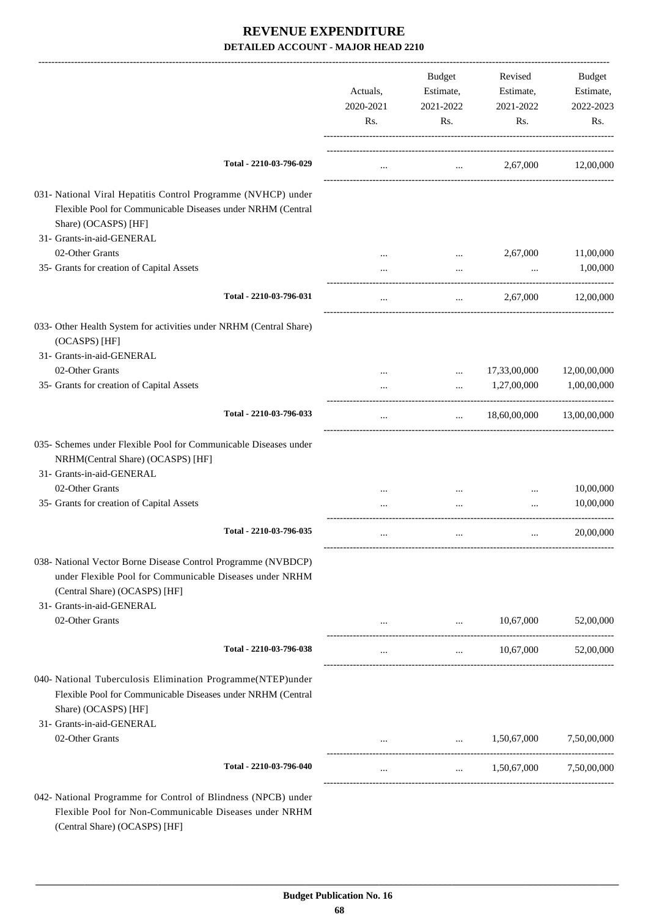# REVENUE EXPENDITURE

## DETAILED ACCOUNT - MAJOR HEAD 2210

| | Actuals, 2020-2021 Rs. | Budget Estimate, 2021-2022 Rs. | Revised Estimate, 2021-2022 Rs. | Budget Estimate, 2022-2023 Rs. |
|---|---|---|---|---|
| Total - 2210-03-796-029 | ... | ... | 2,67,000 | 12,00,000 |
| 031- National Viral Hepatitis Control Programme (NVHCP) under Flexible Pool for Communicable Diseases under NRHM (Central Share) (OCASPS) [HF] | | | | |
| 31- Grants-in-aid-GENERAL | | | | |
| 02-Other Grants | ... | ... | 2,67,000 | 11,00,000 |
| 35- Grants for creation of Capital Assets | ... | ... | ... | 1,00,000 |
| Total - 2210-03-796-031 | ... | ... | 2,67,000 | 12,00,000 |
| 033- Other Health System for activities under NRHM (Central Share) (OCASPS) [HF] | | | | |
| 31- Grants-in-aid-GENERAL | | | | |
| 02-Other Grants | ... | ... | 17,33,00,000 | 12,00,00,000 |
| 35- Grants for creation of Capital Assets | ... | ... | 1,27,00,000 | 1,00,00,000 |
| Total - 2210-03-796-033 | ... | ... | 18,60,00,000 | 13,00,00,000 |
| 035- Schemes under Flexible Pool for Communicable Diseases under NRHM(Central Share) (OCASPS) [HF] | | | | |
| 31- Grants-in-aid-GENERAL | | | | |
| 02-Other Grants | ... | ... | ... | 10,00,000 |
| 35- Grants for creation of Capital Assets | ... | ... | ... | 10,00,000 |
| Total - 2210-03-796-035 | ... | ... | ... | 20,00,000 |
| 038- National Vector Borne Disease Control Programme (NVBDCP) under Flexible Pool for Communicable Diseases under NRHM (Central Share) (OCASPS) [HF] | | | | |
| 31- Grants-in-aid-GENERAL | | | | |
| 02-Other Grants | ... | ... | 10,67,000 | 52,00,000 |
| Total - 2210-03-796-038 | ... | ... | 10,67,000 | 52,00,000 |
| 040- National Tuberculosis Elimination Programme(NTEP)under Flexible Pool for Communicable Diseases under NRHM (Central Share) (OCASPS) [HF] | | | | |
| 31- Grants-in-aid-GENERAL | | | | |
| 02-Other Grants | ... | ... | 1,50,67,000 | 7,50,00,000 |
| Total - 2210-03-796-040 | ... | ... | 1,50,67,000 | 7,50,00,000 |
| 042- National Programme for Control of Blindness (NPCB) under Flexible Pool for Non-Communicable Diseases under NRHM (Central Share) (OCASPS) [HF] | | | | |

**Budget Publication No. 16**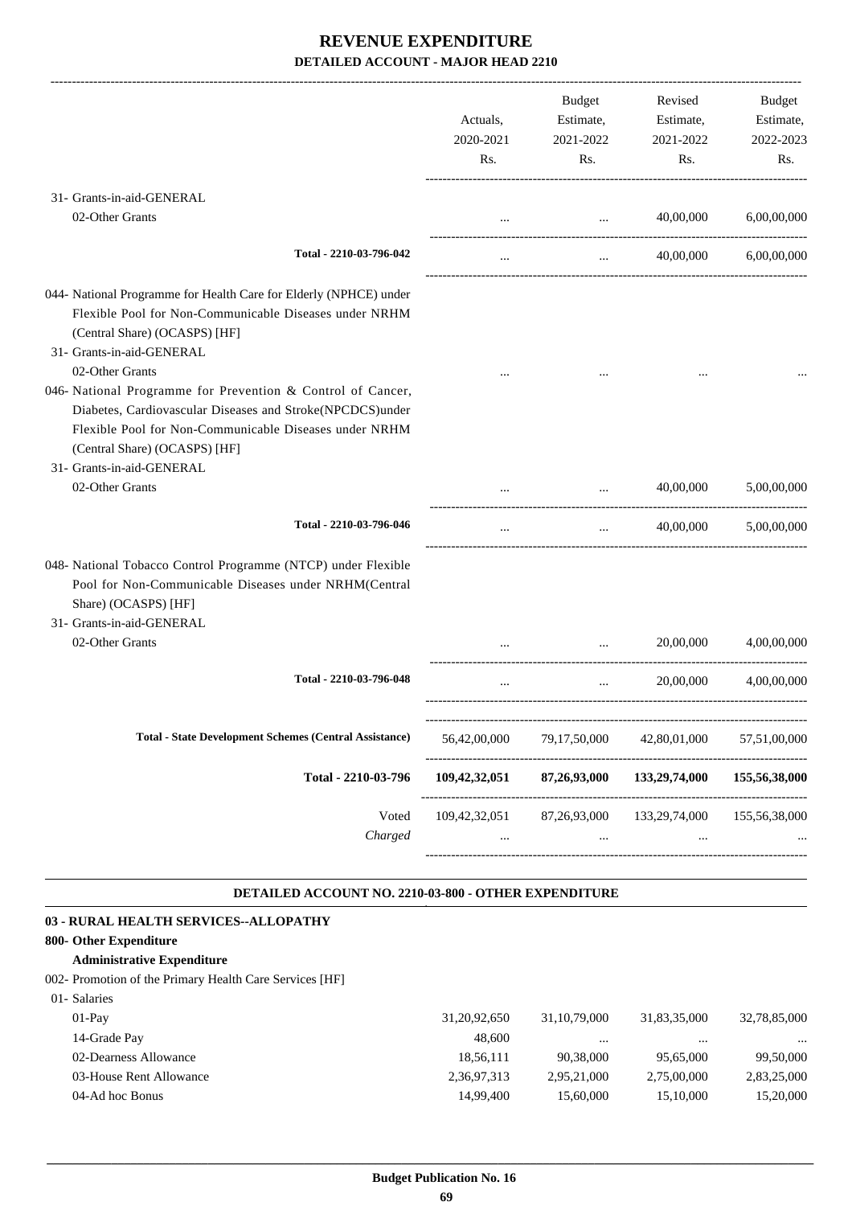# REVENUE EXPENDITURE
## DETAILED ACCOUNT - MAJOR HEAD 2210

| | Actuals, 2020-2021 Rs. | Budget Estimate, 2021-2022 Rs. | Revised Estimate, 2021-2022 Rs. | Budget Estimate, 2022-2023 Rs. |
|---|---|---|---|---|
| 31- Grants-in-aid-GENERAL | | | | |
| 02-Other Grants | ... | ... | 40,00,000 | 6,00,00,000 |
| **Total - 2210-03-796-042** | ... | ... | 40,00,000 | 6,00,00,000 |
| 044- National Programme for Health Care for Elderly (NPHCE) under Flexible Pool for Non-Communicable Diseases under NRHM (Central Share) (OCASPS) [HF] | | | | |
| 31- Grants-in-aid-GENERAL | | | | |
| 02-Other Grants | ... | ... | ... | ... |
| 046- National Programme for Prevention & Control of Cancer, Diabetes, Cardiovascular Diseases and Stroke(NPCDCS)under Flexible Pool for Non-Communicable Diseases under NRHM (Central Share) (OCASPS) [HF] | | | | |
| 31- Grants-in-aid-GENERAL | | | | |
| 02-Other Grants | ... | ... | 40,00,000 | 5,00,00,000 |
| **Total - 2210-03-796-046** | ... | ... | 40,00,000 | 5,00,00,000 |
| 048- National Tobacco Control Programme (NTCP) under Flexible Pool for Non-Communicable Diseases under NRHM(Central Share) (OCASPS) [HF] | | | | |
| 31- Grants-in-aid-GENERAL | | | | |
| 02-Other Grants | ... | ... | 20,00,000 | 4,00,00,000 |
| **Total - 2210-03-796-048** | ... | ... | 20,00,000 | 4,00,00,000 |
| **Total - State Development Schemes (Central Assistance)** | 56,42,00,000 | 79,17,50,000 | 42,80,01,000 | 57,51,00,000 |
| **Total - 2210-03-796** | **109,42,32,051** | **87,26,93,000** | **133,29,74,000** | **155,56,38,000** |
| Voted | 109,42,32,051 | 87,26,93,000 | 133,29,74,000 | 155,56,38,000 |
| *Charged* | ... | ... | ... | ... |

### DETAILED ACCOUNT NO. 2210-03-800 - OTHER EXPENDITURE

**03 - RURAL HEALTH SERVICES--ALLOPATHY**

**800- Other Expenditure**

**Administrative Expenditure**

| | Actuals, 2020-2021 Rs. | Budget Estimate, 2021-2022 Rs. | Revised Estimate, 2021-2022 Rs. | Budget Estimate, 2022-2023 Rs. |
|---|---|---|---|---|
| 002- Promotion of the Primary Health Care Services [HF] | | | | |
| 01- Salaries | | | | |
| 01-Pay | 31,20,92,650 | 31,10,79,000 | 31,83,35,000 | 32,78,85,000 |
| 14-Grade Pay | 48,600 | ... | ... | ... |
| 02-Dearness Allowance | 18,56,111 | 90,38,000 | 95,65,000 | 99,50,000 |
| 03-House Rent Allowance | 2,36,97,313 | 2,95,21,000 | 2,75,00,000 | 2,83,25,000 |
| 04-Ad hoc Bonus | 14,99,400 | 15,60,000 | 15,10,000 | 15,20,000 |

**Budget Publication No. 16**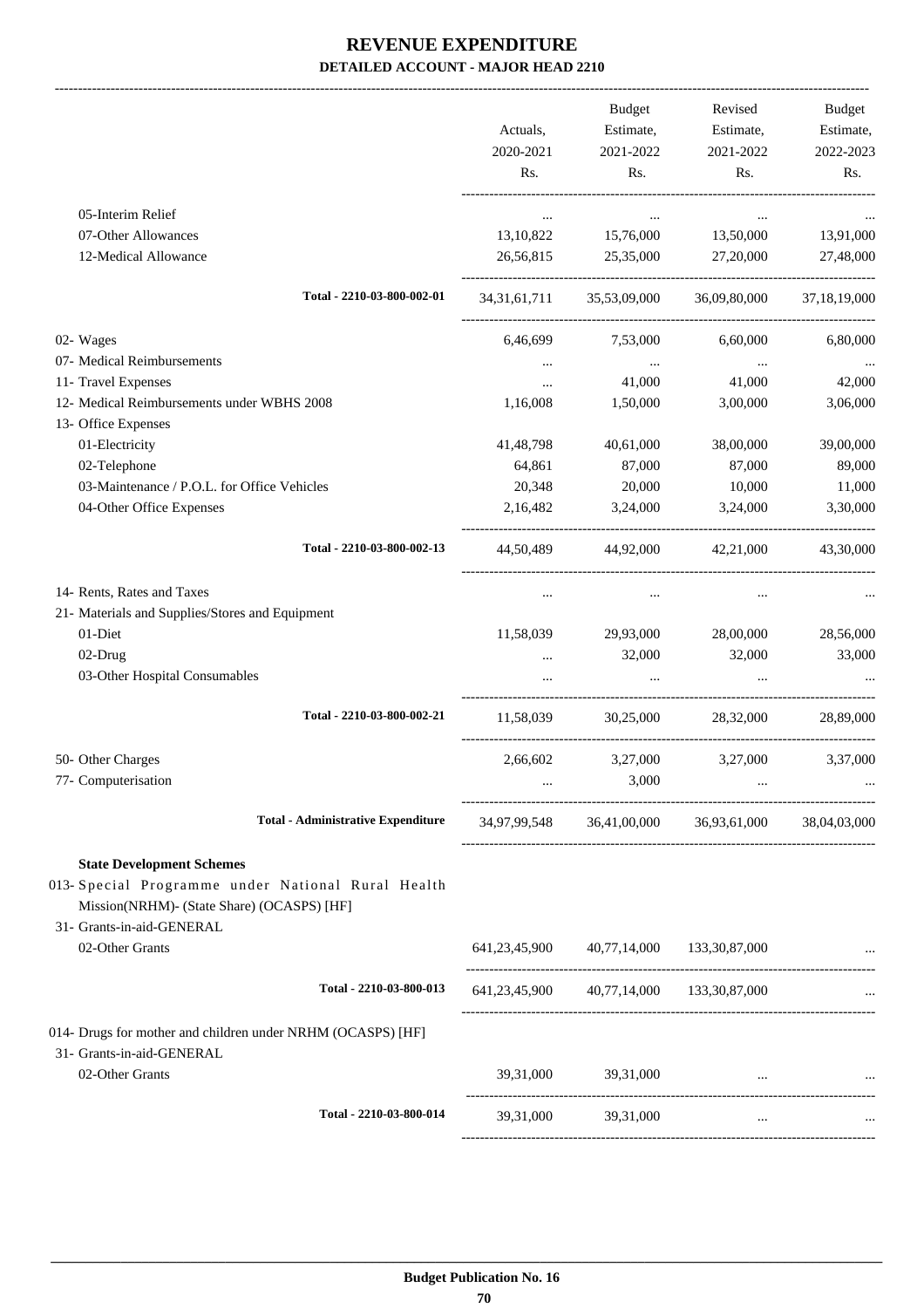# REVENUE EXPENDITURE

## DETAILED ACCOUNT - MAJOR HEAD 2210

| | Actuals, 2020-2021 Rs. | Budget Estimate, 2021-2022 Rs. | Revised Estimate, 2021-2022 Rs. | Budget Estimate, 2022-2023 Rs. |
|---|---|---|---|---|
| 05-Interim Relief | ... | ... | ... | ... |
| 07-Other Allowances | 13,10,822 | 15,76,000 | 13,50,000 | 13,91,000 |
| 12-Medical Allowance | 26,56,815 | 25,35,000 | 27,20,000 | 27,48,000 |
| **Total - 2210-03-800-002-01** | 34,31,61,711 | 35,53,09,000 | 36,09,80,000 | 37,18,19,000 |
| 02- Wages | 6,46,699 | 7,53,000 | 6,60,000 | 6,80,000 |
| 07- Medical Reimbursements | ... | ... | ... | ... |
| 11- Travel Expenses | ... | 41,000 | 41,000 | 42,000 |
| 12- Medical Reimbursements under WBHS 2008 | 1,16,008 | 1,50,000 | 3,00,000 | 3,06,000 |
| 13- Office Expenses | | | | |
| 01-Electricity | 41,48,798 | 40,61,000 | 38,00,000 | 39,00,000 |
| 02-Telephone | 64,861 | 87,000 | 87,000 | 89,000 |
| 03-Maintenance / P.O.L. for Office Vehicles | 20,348 | 20,000 | 10,000 | 11,000 |
| 04-Other Office Expenses | 2,16,482 | 3,24,000 | 3,24,000 | 3,30,000 |
| **Total - 2210-03-800-002-13** | 44,50,489 | 44,92,000 | 42,21,000 | 43,30,000 |
| 14- Rents, Rates and Taxes | ... | ... | ... | ... |
| 21- Materials and Supplies/Stores and Equipment | | | | |
| 01-Diet | 11,58,039 | 29,93,000 | 28,00,000 | 28,56,000 |
| 02-Drug | ... | 32,000 | 32,000 | 33,000 |
| 03-Other Hospital Consumables | ... | ... | ... | ... |
| **Total - 2210-03-800-002-21** | 11,58,039 | 30,25,000 | 28,32,000 | 28,89,000 |
| 50- Other Charges | 2,66,602 | 3,27,000 | 3,27,000 | 3,37,000 |
| 77- Computerisation | ... | 3,000 | ... | ... |
| **Total - Administrative Expenditure** | 34,97,99,548 | 36,41,00,000 | 36,93,61,000 | 38,04,03,000 |
| **State Development Schemes** | | | | |
| 013- Special Programme under National Rural Health Mission(NRHM)- (State Share) (OCASPS) [HF] | | | | |
| 31- Grants-in-aid-GENERAL | | | | |
| 02-Other Grants | 641,23,45,900 | 40,77,14,000 | 133,30,87,000 | ... |
| **Total - 2210-03-800-013** | 641,23,45,900 | 40,77,14,000 | 133,30,87,000 | ... |
| 014- Drugs for mother and children under NRHM (OCASPS) [HF] | | | | |
| 31- Grants-in-aid-GENERAL | | | | |
| 02-Other Grants | 39,31,000 | 39,31,000 | ... | ... |
| **Total - 2210-03-800-014** | 39,31,000 | 39,31,000 | ... | ... |

Budget Publication No. 16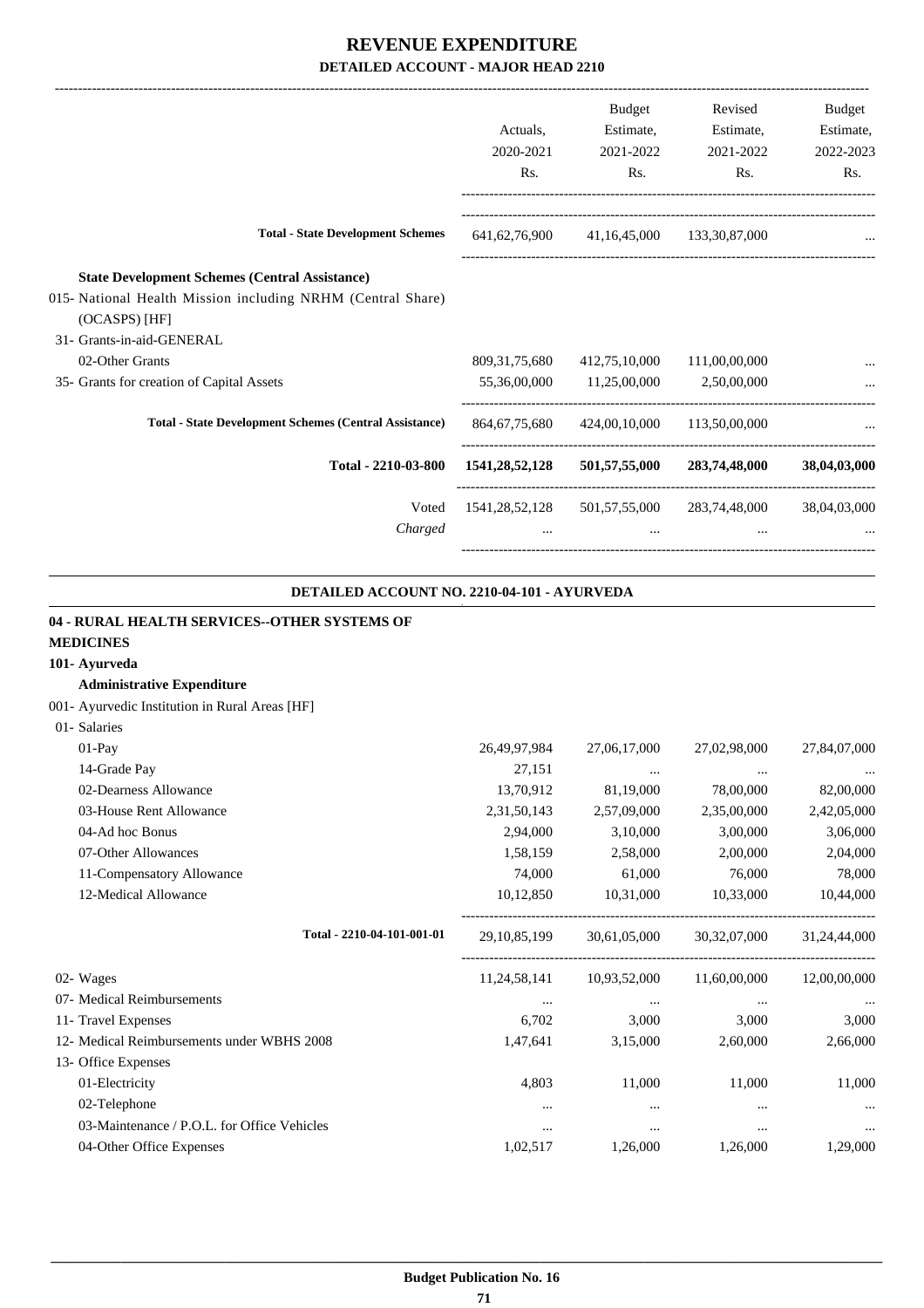# REVENUE EXPENDITURE

## DETAILED ACCOUNT - MAJOR HEAD 2210

| | Actuals, 2020-2021 Rs. | Budget Estimate, 2021-2022 Rs. | Revised Estimate, 2021-2022 Rs. | Budget Estimate, 2022-2023 Rs. |
|---|---|---|---|---|
| **Total - State Development Schemes** | 641,62,76,900 | 41,16,45,000 | 133,30,87,000 | ... |
| **State Development Schemes (Central Assistance)** | | | | |
| 015- National Health Mission including NRHM (Central Share) (OCASPS) [HF] | | | | |
| 31- Grants-in-aid-GENERAL | | | | |
| 02-Other Grants | 809,31,75,680 | 412,75,10,000 | 111,00,00,000 | ... |
| 35- Grants for creation of Capital Assets | 55,36,00,000 | 11,25,00,000 | 2,50,00,000 | ... |
| **Total - State Development Schemes (Central Assistance)** | 864,67,75,680 | 424,00,10,000 | 113,50,00,000 | ... |
| **Total - 2210-03-800** | **1541,28,52,128** | **501,57,55,000** | **283,74,48,000** | **38,04,03,000** |
| Voted | 1541,28,52,128 | 501,57,55,000 | 283,74,48,000 | 38,04,03,000 |
| *Charged* | ... | ... | ... | ... |

### DETAILED ACCOUNT NO. 2210-04-101 - AYURVEDA

**04 - RURAL HEALTH SERVICES--OTHER SYSTEMS OF MEDICINES**

**101- Ayurveda**

**Administrative Expenditure**

| | Actuals, 2020-2021 Rs. | Budget Estimate, 2021-2022 Rs. | Revised Estimate, 2021-2022 Rs. | Budget Estimate, 2022-2023 Rs. |
|---|---|---|---|---|
| 001- Ayurvedic Institution in Rural Areas [HF] | | | | |
| 01- Salaries | | | | |
| 01-Pay | 26,49,97,984 | 27,06,17,000 | 27,02,98,000 | 27,84,07,000 |
| 14-Grade Pay | 27,151 | ... | ... | ... |
| 02-Dearness Allowance | 13,70,912 | 81,19,000 | 78,00,000 | 82,00,000 |
| 03-House Rent Allowance | 2,31,50,143 | 2,57,09,000 | 2,35,00,000 | 2,42,05,000 |
| 04-Ad hoc Bonus | 2,94,000 | 3,10,000 | 3,00,000 | 3,06,000 |
| 07-Other Allowances | 1,58,159 | 2,58,000 | 2,00,000 | 2,04,000 |
| 11-Compensatory Allowance | 74,000 | 61,000 | 76,000 | 78,000 |
| 12-Medical Allowance | 10,12,850 | 10,31,000 | 10,33,000 | 10,44,000 |
| **Total - 2210-04-101-001-01** | 29,10,85,199 | 30,61,05,000 | 30,32,07,000 | 31,24,44,000 |
| 02- Wages | 11,24,58,141 | 10,93,52,000 | 11,60,00,000 | 12,00,00,000 |
| 07- Medical Reimbursements | ... | ... | ... | ... |
| 11- Travel Expenses | 6,702 | 3,000 | 3,000 | 3,000 |
| 12- Medical Reimbursements under WBHS 2008 | 1,47,641 | 3,15,000 | 2,60,000 | 2,66,000 |
| 13- Office Expenses | | | | |
| 01-Electricity | 4,803 | 11,000 | 11,000 | 11,000 |
| 02-Telephone | ... | ... | ... | ... |
| 03-Maintenance / P.O.L. for Office Vehicles | ... | ... | ... | ... |
| 04-Other Office Expenses | 1,02,517 | 1,26,000 | 1,26,000 | 1,29,000 |

**Budget Publication No. 16**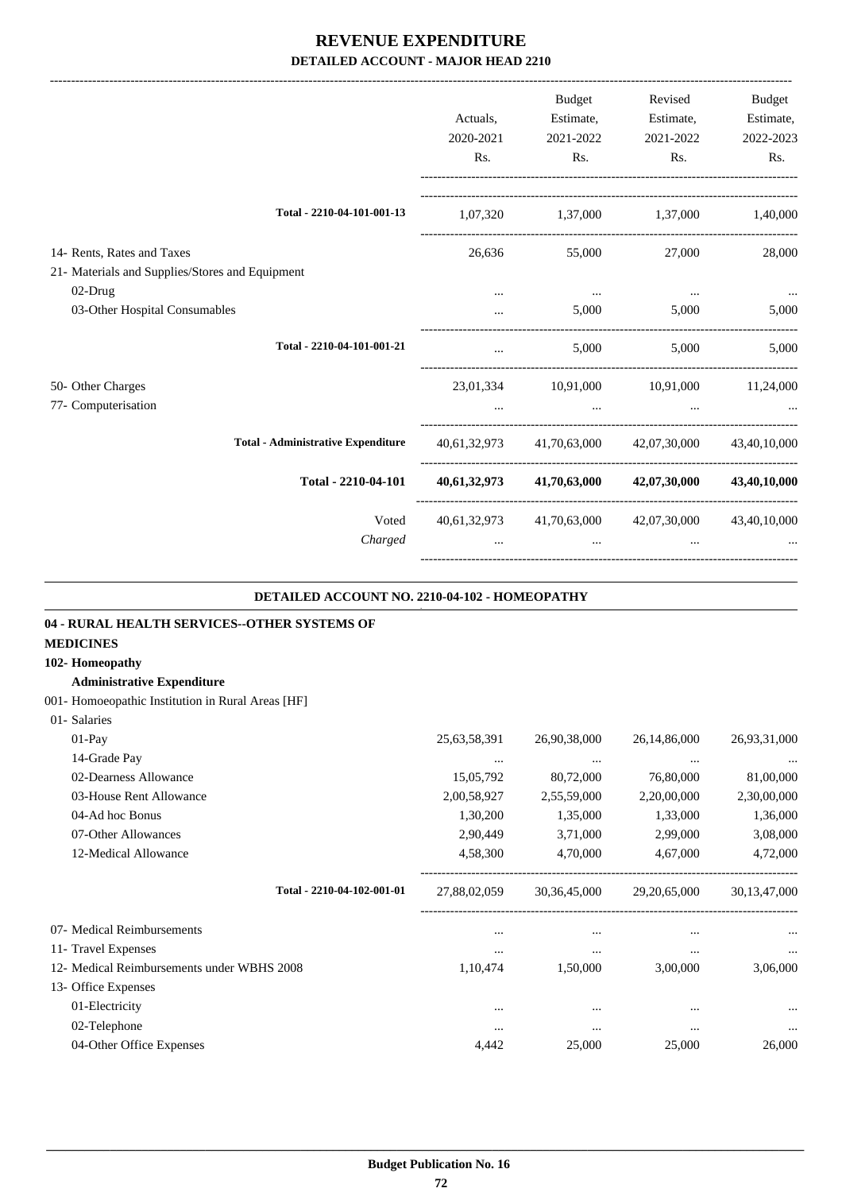# REVENUE EXPENDITURE

## DETAILED ACCOUNT - MAJOR HEAD 2210

| | Actuals, 2020-2021 Rs. | Budget Estimate, 2021-2022 Rs. | Revised Estimate, 2021-2022 Rs. | Budget Estimate, 2022-2023 Rs. |
|---|---|---|---|---|
| **Total - 2210-04-101-001-13** | 1,07,320 | 1,37,000 | 1,37,000 | 1,40,000 |
| 14- Rents, Rates and Taxes | 26,636 | 55,000 | 27,000 | 28,000 |
| 21- Materials and Supplies/Stores and Equipment | | | | |
| 02-Drug | ... | ... | ... | ... |
| 03-Other Hospital Consumables | ... | 5,000 | 5,000 | 5,000 |
| **Total - 2210-04-101-001-21** | ... | 5,000 | 5,000 | 5,000 |
| 50- Other Charges | 23,01,334 | 10,91,000 | 10,91,000 | 11,24,000 |
| 77- Computerisation | ... | ... | ... | ... |
| **Total - Administrative Expenditure** | 40,61,32,973 | 41,70,63,000 | 42,07,30,000 | 43,40,10,000 |
| **Total - 2210-04-101** | **40,61,32,973** | **41,70,63,000** | **42,07,30,000** | **43,40,10,000** |
| Voted | 40,61,32,973 | 41,70,63,000 | 42,07,30,000 | 43,40,10,000 |
| *Charged* | ... | ... | ... | ... |

### DETAILED ACCOUNT NO. 2210-04-102 - HOMEOPATHY

**04 - RURAL HEALTH SERVICES--OTHER SYSTEMS OF MEDICINES**

**102- Homeopathy**

**Administrative Expenditure**

| | Actuals, 2020-2021 Rs. | Budget Estimate, 2021-2022 Rs. | Revised Estimate, 2021-2022 Rs. | Budget Estimate, 2022-2023 Rs. |
|---|---|---|---|---|
| 001- Homoeopathic Institution in Rural Areas [HF] | | | | |
| 01- Salaries | | | | |
| 01-Pay | 25,63,58,391 | 26,90,38,000 | 26,14,86,000 | 26,93,31,000 |
| 14-Grade Pay | ... | ... | ... | ... |
| 02-Dearness Allowance | 15,05,792 | 80,72,000 | 76,80,000 | 81,00,000 |
| 03-House Rent Allowance | 2,00,58,927 | 2,55,59,000 | 2,20,00,000 | 2,30,00,000 |
| 04-Ad hoc Bonus | 1,30,200 | 1,35,000 | 1,33,000 | 1,36,000 |
| 07-Other Allowances | 2,90,449 | 3,71,000 | 2,99,000 | 3,08,000 |
| 12-Medical Allowance | 4,58,300 | 4,70,000 | 4,67,000 | 4,72,000 |
| **Total - 2210-04-102-001-01** | 27,88,02,059 | 30,36,45,000 | 29,20,65,000 | 30,13,47,000 |
| 07- Medical Reimbursements | ... | ... | ... | ... |
| 11- Travel Expenses | ... | ... | ... | ... |
| 12- Medical Reimbursements under WBHS 2008 | 1,10,474 | 1,50,000 | 3,00,000 | 3,06,000 |
| 13- Office Expenses | | | | |
| 01-Electricity | ... | ... | ... | ... |
| 02-Telephone | ... | ... | ... | ... |
| 04-Other Office Expenses | 4,442 | 25,000 | 25,000 | 26,000 |

**Budget Publication No. 16**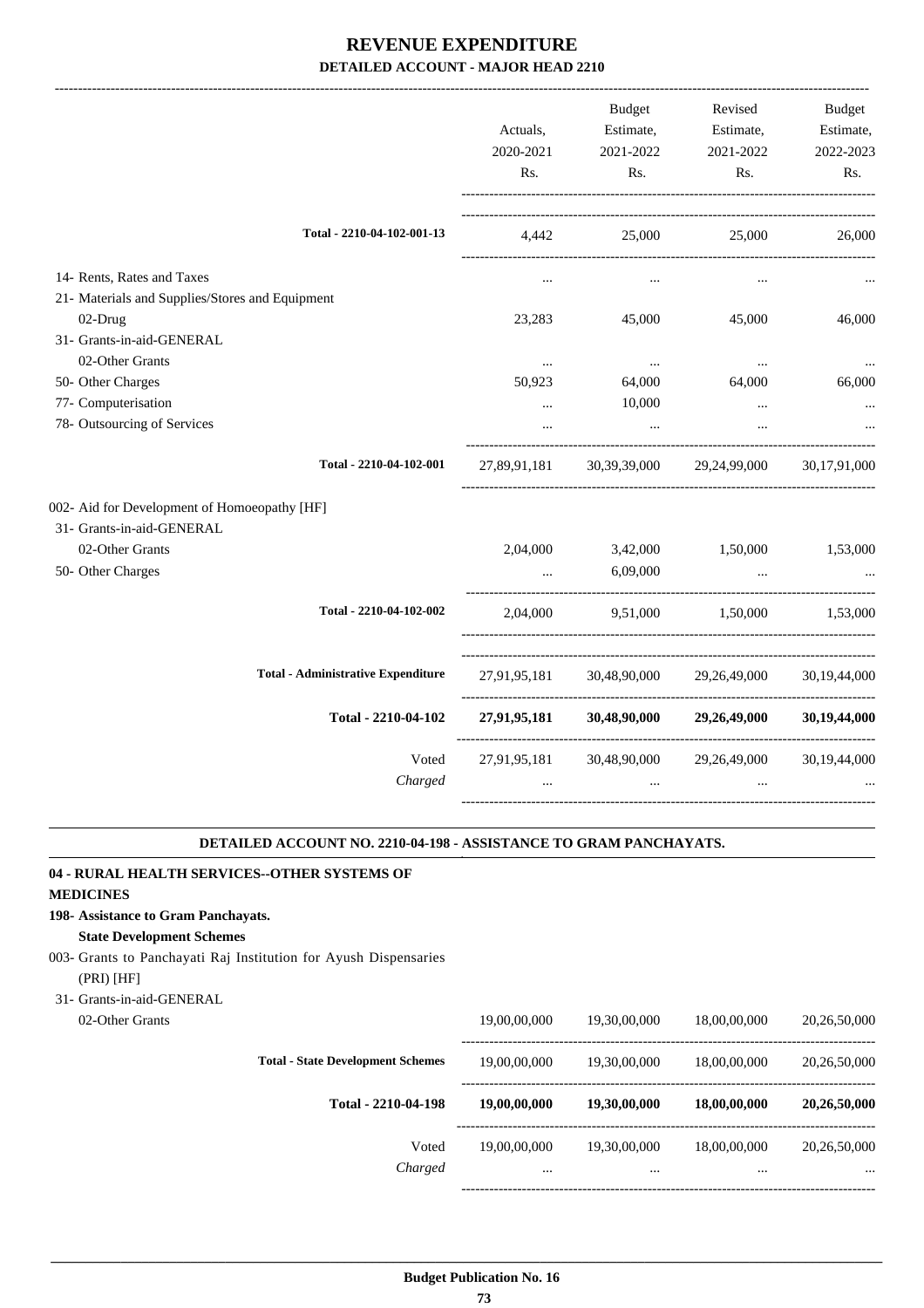# REVENUE EXPENDITURE

## DETAILED ACCOUNT - MAJOR HEAD 2210

| | Actuals, 2020-2021 Rs. | Budget Estimate, 2021-2022 Rs. | Revised Estimate, 2021-2022 Rs. | Budget Estimate, 2022-2023 Rs. |
|---|---|---|---|---|
| **Total - 2210-04-102-001-13** | 4,442 | 25,000 | 25,000 | 26,000 |
| 14- Rents, Rates and Taxes | ... | ... | ... | ... |
| 21- Materials and Supplies/Stores and Equipment | | | | |
| 02-Drug | 23,283 | 45,000 | 45,000 | 46,000 |
| 31- Grants-in-aid-GENERAL | | | | |
| 02-Other Grants | ... | ... | ... | ... |
| 50- Other Charges | 50,923 | 64,000 | 64,000 | 66,000 |
| 77- Computerisation | ... | 10,000 | ... | ... |
| 78- Outsourcing of Services | ... | ... | ... | ... |
| **Total - 2210-04-102-001** | 27,89,91,181 | 30,39,39,000 | 29,24,99,000 | 30,17,91,000 |
| 002- Aid for Development of Homoeopathy [HF] | | | | |
| 31- Grants-in-aid-GENERAL | | | | |
| 02-Other Grants | 2,04,000 | 3,42,000 | 1,50,000 | 1,53,000 |
| 50- Other Charges | ... | 6,09,000 | ... | ... |
| **Total - 2210-04-102-002** | 2,04,000 | 9,51,000 | 1,50,000 | 1,53,000 |
| **Total - Administrative Expenditure** | 27,91,95,181 | 30,48,90,000 | 29,26,49,000 | 30,19,44,000 |
| **Total - 2210-04-102** | **27,91,95,181** | **30,48,90,000** | **29,26,49,000** | **30,19,44,000** |
| Voted | 27,91,95,181 | 30,48,90,000 | 29,26,49,000 | 30,19,44,000 |
| *Charged* | ... | ... | ... | ... |

### DETAILED ACCOUNT NO. 2210-04-198 - ASSISTANCE TO GRAM PANCHAYATS.

**04 - RURAL HEALTH SERVICES--OTHER SYSTEMS OF MEDICINES**

**198- Assistance to Gram Panchayats.**

**State Development Schemes**

| | Actuals, 2020-2021 Rs. | Budget Estimate, 2021-2022 Rs. | Revised Estimate, 2021-2022 Rs. | Budget Estimate, 2022-2023 Rs. |
|---|---|---|---|---|
| 003- Grants to Panchayati Raj Institution for Ayush Dispensaries (PRI) [HF] | | | | |
| 31- Grants-in-aid-GENERAL | | | | |
| 02-Other Grants | 19,00,00,000 | 19,30,00,000 | 18,00,00,000 | 20,26,50,000 |
| **Total - State Development Schemes** | 19,00,00,000 | 19,30,00,000 | 18,00,00,000 | 20,26,50,000 |
| **Total - 2210-04-198** | **19,00,00,000** | **19,30,00,000** | **18,00,00,000** | **20,26,50,000** |
| Voted | 19,00,00,000 | 19,30,00,000 | 18,00,00,000 | 20,26,50,000 |
| *Charged* | ... | ... | ... | ... |

**Budget Publication No. 16**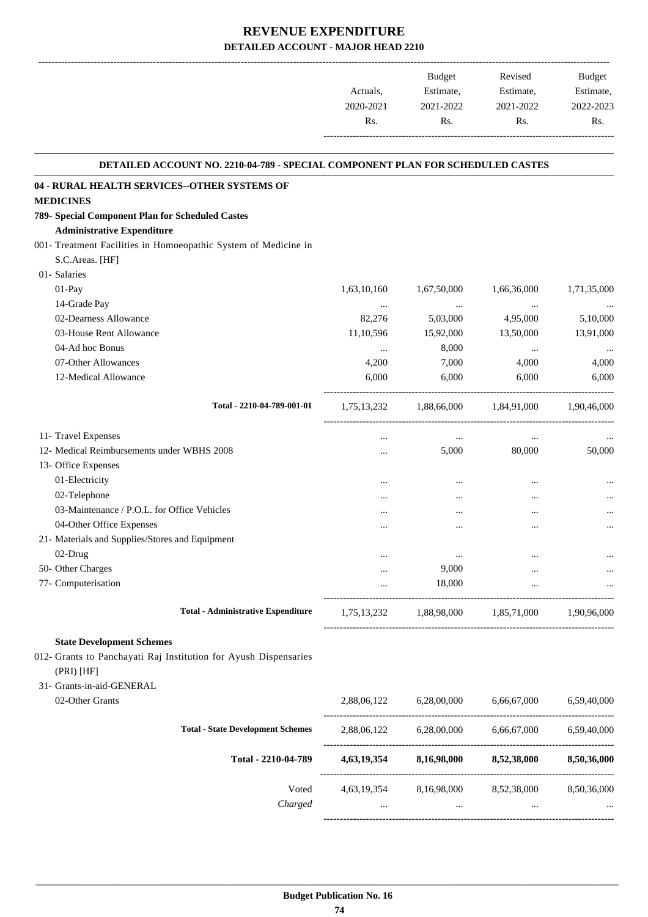# REVENUE EXPENDITURE

## DETAILED ACCOUNT - MAJOR HEAD 2210

| | Actuals, 2020-2021 Rs. | Budget Estimate, 2021-2022 Rs. | Revised Estimate, 2021-2022 Rs. | Budget Estimate, 2022-2023 Rs. |
|---|---|---|---|---|
| **DETAILED ACCOUNT NO. 2210-04-789 - SPECIAL COMPONENT PLAN FOR SCHEDULED CASTES** | | | | |
| **04 - RURAL HEALTH SERVICES--OTHER SYSTEMS OF MEDICINES** | | | | |
| **789- Special Component Plan for Scheduled Castes** | | | | |
| **Administrative Expenditure** | | | | |
| 001- Treatment Facilities in Homoeopathic System of Medicine in S.C.Areas. [HF] | | | | |
| 01- Salaries | | | | |
| 01-Pay | 1,63,10,160 | 1,67,50,000 | 1,66,36,000 | 1,71,35,000 |
| 14-Grade Pay | ... | ... | ... | ... |
| 02-Dearness Allowance | 82,276 | 5,03,000 | 4,95,000 | 5,10,000 |
| 03-House Rent Allowance | 11,10,596 | 15,92,000 | 13,50,000 | 13,91,000 |
| 04-Ad hoc Bonus | ... | 8,000 | ... | ... |
| 07-Other Allowances | 4,200 | 7,000 | 4,000 | 4,000 |
| 12-Medical Allowance | 6,000 | 6,000 | 6,000 | 6,000 |
| **Total - 2210-04-789-001-01** | 1,75,13,232 | 1,88,66,000 | 1,84,91,000 | 1,90,46,000 |
| 11- Travel Expenses | ... | ... | ... | ... |
| 12- Medical Reimbursements under WBHS 2008 | ... | 5,000 | 80,000 | 50,000 |
| 13- Office Expenses | | | | |
| 01-Electricity | ... | ... | ... | ... |
| 02-Telephone | ... | ... | ... | ... |
| 03-Maintenance / P.O.L. for Office Vehicles | ... | ... | ... | ... |
| 04-Other Office Expenses | ... | ... | ... | ... |
| 21- Materials and Supplies/Stores and Equipment | | | | |
| 02-Drug | ... | ... | ... | ... |
| 50- Other Charges | ... | 9,000 | ... | ... |
| 77- Computerisation | ... | 18,000 | ... | ... |
| **Total - Administrative Expenditure** | 1,75,13,232 | 1,88,98,000 | 1,85,71,000 | 1,90,96,000 |
| **State Development Schemes** | | | | |
| 012- Grants to Panchayati Raj Institution for Ayush Dispensaries (PRI) [HF] | | | | |
| 31- Grants-in-aid-GENERAL | | | | |
| 02-Other Grants | 2,88,06,122 | 6,28,00,000 | 6,66,67,000 | 6,59,40,000 |
| **Total - State Development Schemes** | 2,88,06,122 | 6,28,00,000 | 6,66,67,000 | 6,59,40,000 |
| **Total - 2210-04-789** | **4,63,19,354** | **8,16,98,000** | **8,52,38,000** | **8,50,36,000** |
| Voted | 4,63,19,354 | 8,16,98,000 | 8,52,38,000 | 8,50,36,000 |
| *Charged* | ... | ... | ... | ... |

**Budget Publication No. 16**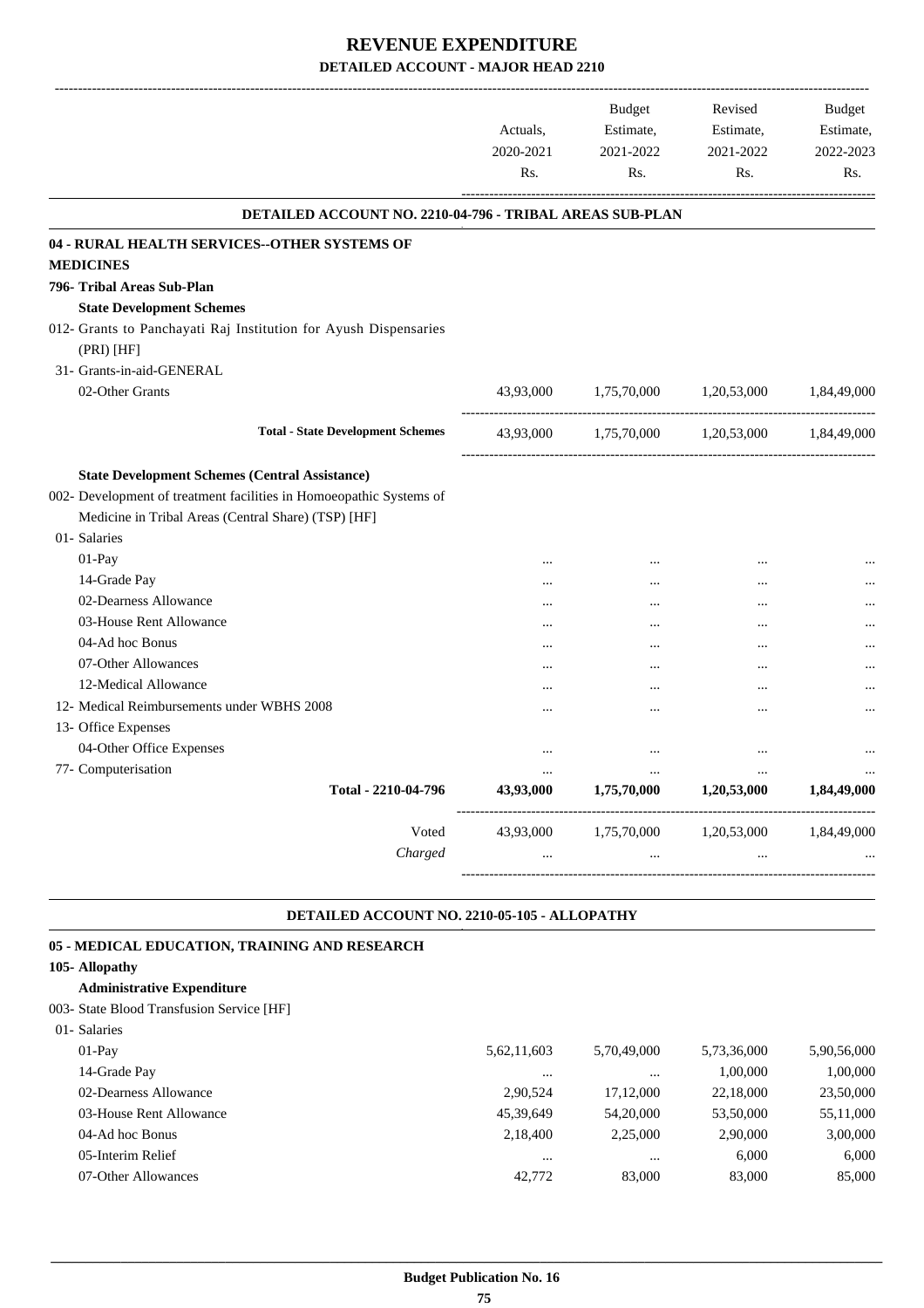# REVENUE EXPENDITURE
## DETAILED ACCOUNT - MAJOR HEAD 2210

| | Actuals, 2020-2021 Rs. | Budget Estimate, 2021-2022 Rs. | Revised Estimate, 2021-2022 Rs. | Budget Estimate, 2022-2023 Rs. |
|---|---|---|---|---|
| **DETAILED ACCOUNT NO. 2210-04-796 - TRIBAL AREAS SUB-PLAN** | | | | |
| **04 - RURAL HEALTH SERVICES--OTHER SYSTEMS OF MEDICINES** | | | | |
| **796- Tribal Areas Sub-Plan** | | | | |
| **State Development Schemes** | | | | |
| 012- Grants to Panchayati Raj Institution for Ayush Dispensaries (PRI) [HF] | | | | |
| 31- Grants-in-aid-GENERAL | | | | |
| 02-Other Grants | 43,93,000 | 1,75,70,000 | 1,20,53,000 | 1,84,49,000 |
| **Total - State Development Schemes** | 43,93,000 | 1,75,70,000 | 1,20,53,000 | 1,84,49,000 |
| **State Development Schemes (Central Assistance)** | | | | |
| 002- Development of treatment facilities in Homoeopathic Systems of Medicine in Tribal Areas (Central Share) (TSP) [HF] | | | | |
| 01- Salaries | | | | |
| 01-Pay | ... | ... | ... | ... |
| 14-Grade Pay | ... | ... | ... | ... |
| 02-Dearness Allowance | ... | ... | ... | ... |
| 03-House Rent Allowance | ... | ... | ... | ... |
| 04-Ad hoc Bonus | ... | ... | ... | ... |
| 07-Other Allowances | ... | ... | ... | ... |
| 12-Medical Allowance | ... | ... | ... | ... |
| 12- Medical Reimbursements under WBHS 2008 | ... | ... | ... | ... |
| 13- Office Expenses | | | | |
| 04-Other Office Expenses | ... | ... | ... | ... |
| 77- Computerisation | ... | ... | ... | ... |
| **Total - 2210-04-796** | **43,93,000** | **1,75,70,000** | **1,20,53,000** | **1,84,49,000** |
| Voted | 43,93,000 | 1,75,70,000 | 1,20,53,000 | 1,84,49,000 |
| *Charged* | ... | ... | ... | ... |

| | Actuals, 2020-2021 Rs. | Budget Estimate, 2021-2022 Rs. | Revised Estimate, 2021-2022 Rs. | Budget Estimate, 2022-2023 Rs. |
|---|---|---|---|---|
| **DETAILED ACCOUNT NO. 2210-05-105 - ALLOPATHY** | | | | |
| **05 - MEDICAL EDUCATION, TRAINING AND RESEARCH** | | | | |
| **105- Allopathy** | | | | |
| **Administrative Expenditure** | | | | |
| 003- State Blood Transfusion Service [HF] | | | | |
| 01- Salaries | | | | |
| 01-Pay | 5,62,11,603 | 5,70,49,000 | 5,73,36,000 | 5,90,56,000 |
| 14-Grade Pay | ... | ... | 1,00,000 | 1,00,000 |
| 02-Dearness Allowance | 2,90,524 | 17,12,000 | 22,18,000 | 23,50,000 |
| 03-House Rent Allowance | 45,39,649 | 54,20,000 | 53,50,000 | 55,11,000 |
| 04-Ad hoc Bonus | 2,18,400 | 2,25,000 | 2,90,000 | 3,00,000 |
| 05-Interim Relief | ... | ... | 6,000 | 6,000 |
| 07-Other Allowances | 42,772 | 83,000 | 83,000 | 85,000 |

Budget Publication No. 16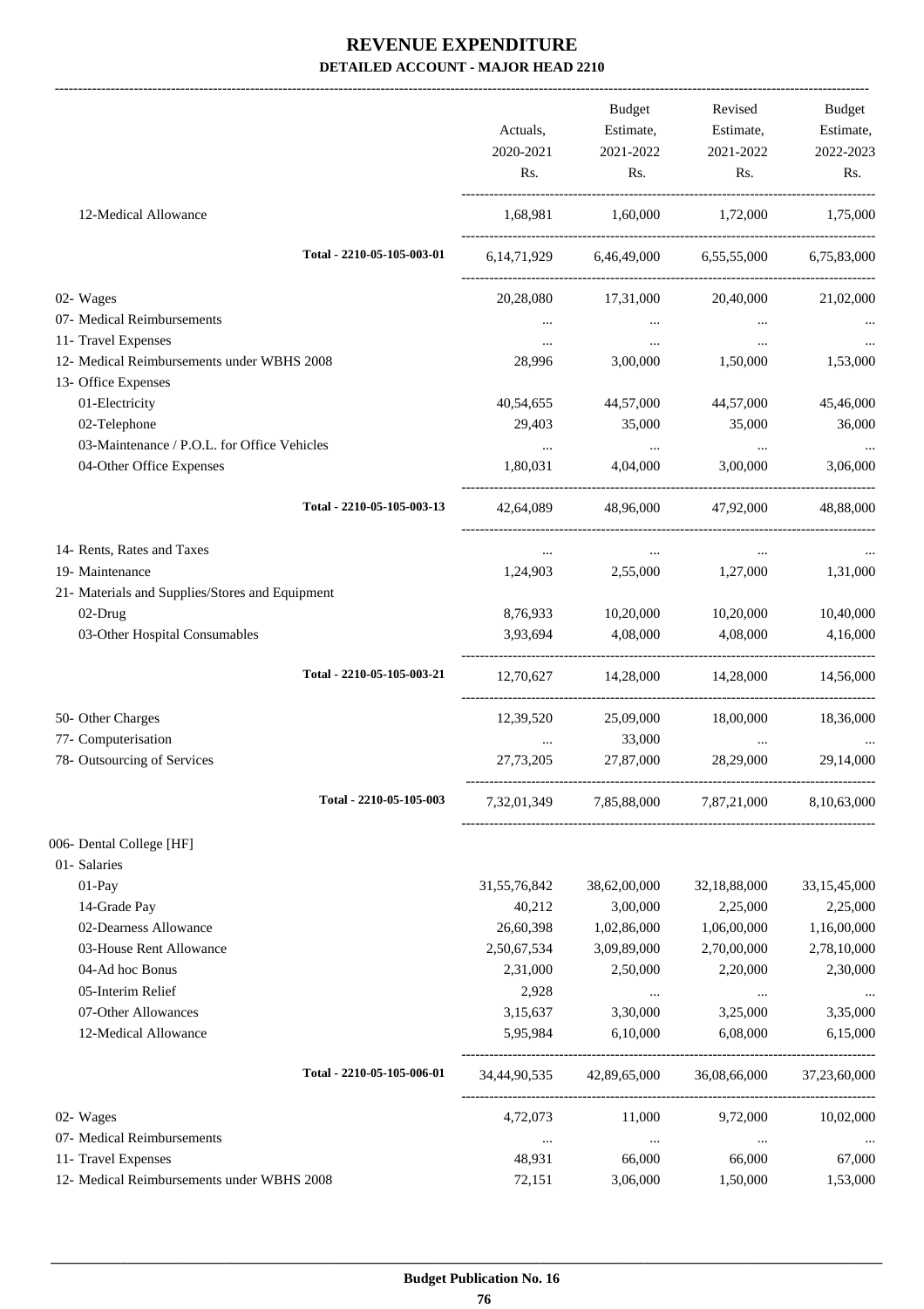# REVENUE EXPENDITURE

**DETAILED ACCOUNT - MAJOR HEAD 2210**

| | Actuals, 2020-2021 Rs. | Budget Estimate, 2021-2022 Rs. | Revised Estimate, 2021-2022 Rs. | Budget Estimate, 2022-2023 Rs. |
|---|---|---|---|---|
| 12-Medical Allowance | 1,68,981 | 1,60,000 | 1,72,000 | 1,75,000 |
| Total - 2210-05-105-003-01 | 6,14,71,929 | 6,46,49,000 | 6,55,55,000 | 6,75,83,000 |
| 02- Wages | 20,28,080 | 17,31,000 | 20,40,000 | 21,02,000 |
| 07- Medical Reimbursements | ... | ... | ... | ... |
| 11- Travel Expenses | ... | ... | ... | ... |
| 12- Medical Reimbursements under WBHS 2008 | 28,996 | 3,00,000 | 1,50,000 | 1,53,000 |
| 13- Office Expenses | | | | |
| 01-Electricity | 40,54,655 | 44,57,000 | 44,57,000 | 45,46,000 |
| 02-Telephone | 29,403 | 35,000 | 35,000 | 36,000 |
| 03-Maintenance / P.O.L. for Office Vehicles | ... | ... | ... | ... |
| 04-Other Office Expenses | 1,80,031 | 4,04,000 | 3,00,000 | 3,06,000 |
| Total - 2210-05-105-003-13 | 42,64,089 | 48,96,000 | 47,92,000 | 48,88,000 |
| 14- Rents, Rates and Taxes | ... | ... | ... | ... |
| 19- Maintenance | 1,24,903 | 2,55,000 | 1,27,000 | 1,31,000 |
| 21- Materials and Supplies/Stores and Equipment | | | | |
| 02-Drug | 8,76,933 | 10,20,000 | 10,20,000 | 10,40,000 |
| 03-Other Hospital Consumables | 3,93,694 | 4,08,000 | 4,08,000 | 4,16,000 |
| Total - 2210-05-105-003-21 | 12,70,627 | 14,28,000 | 14,28,000 | 14,56,000 |
| 50- Other Charges | 12,39,520 | 25,09,000 | 18,00,000 | 18,36,000 |
| 77- Computerisation | ... | 33,000 | ... | ... |
| 78- Outsourcing of Services | 27,73,205 | 27,87,000 | 28,29,000 | 29,14,000 |
| Total - 2210-05-105-003 | 7,32,01,349 | 7,85,88,000 | 7,87,21,000 | 8,10,63,000 |
| 006- Dental College [HF] | | | | |
| 01- Salaries | | | | |
| 01-Pay | 31,55,76,842 | 38,62,00,000 | 32,18,88,000 | 33,15,45,000 |
| 14-Grade Pay | 40,212 | 3,00,000 | 2,25,000 | 2,25,000 |
| 02-Dearness Allowance | 26,60,398 | 1,02,86,000 | 1,06,00,000 | 1,16,00,000 |
| 03-House Rent Allowance | 2,50,67,534 | 3,09,89,000 | 2,70,00,000 | 2,78,10,000 |
| 04-Ad hoc Bonus | 2,31,000 | 2,50,000 | 2,20,000 | 2,30,000 |
| 05-Interim Relief | 2,928 | ... | ... | ... |
| 07-Other Allowances | 3,15,637 | 3,30,000 | 3,25,000 | 3,35,000 |
| 12-Medical Allowance | 5,95,984 | 6,10,000 | 6,08,000 | 6,15,000 |
| Total - 2210-05-105-006-01 | 34,44,90,535 | 42,89,65,000 | 36,08,66,000 | 37,23,60,000 |
| 02- Wages | 4,72,073 | 11,000 | 9,72,000 | 10,02,000 |
| 07- Medical Reimbursements | ... | ... | ... | ... |
| 11- Travel Expenses | 48,931 | 66,000 | 66,000 | 67,000 |
| 12- Medical Reimbursements under WBHS 2008 | 72,151 | 3,06,000 | 1,50,000 | 1,53,000 |

**Budget Publication No. 16**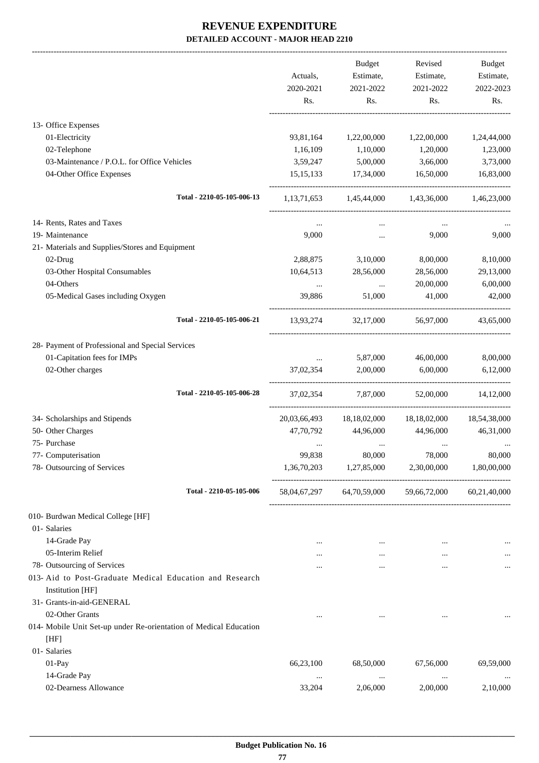# REVENUE EXPENDITURE

**DETAILED ACCOUNT - MAJOR HEAD 2210**

| | Actuals, 2020-2021 Rs. | Budget Estimate, 2021-2022 Rs. | Revised Estimate, 2021-2022 Rs. | Budget Estimate, 2022-2023 Rs. |
|---|---|---|---|---|
| 13- Office Expenses | | | | |
| 01-Electricity | 93,81,164 | 1,22,00,000 | 1,22,00,000 | 1,24,44,000 |
| 02-Telephone | 1,16,109 | 1,10,000 | 1,20,000 | 1,23,000 |
| 03-Maintenance / P.O.L. for Office Vehicles | 3,59,247 | 5,00,000 | 3,66,000 | 3,73,000 |
| 04-Other Office Expenses | 15,15,133 | 17,34,000 | 16,50,000 | 16,83,000 |
| **Total - 2210-05-105-006-13** | 1,13,71,653 | 1,45,44,000 | 1,43,36,000 | 1,46,23,000 |
| 14- Rents, Rates and Taxes | ... | ... | ... | ... |
| 19- Maintenance | 9,000 | ... | 9,000 | 9,000 |
| 21- Materials and Supplies/Stores and Equipment | | | | |
| 02-Drug | 2,88,875 | 3,10,000 | 8,00,000 | 8,10,000 |
| 03-Other Hospital Consumables | 10,64,513 | 28,56,000 | 28,56,000 | 29,13,000 |
| 04-Others | ... | ... | 20,00,000 | 6,00,000 |
| 05-Medical Gases including Oxygen | 39,886 | 51,000 | 41,000 | 42,000 |
| **Total - 2210-05-105-006-21** | 13,93,274 | 32,17,000 | 56,97,000 | 43,65,000 |
| 28- Payment of Professional and Special Services | | | | |
| 01-Capitation fees for IMPs | ... | 5,87,000 | 46,00,000 | 8,00,000 |
| 02-Other charges | 37,02,354 | 2,00,000 | 6,00,000 | 6,12,000 |
| **Total - 2210-05-105-006-28** | 37,02,354 | 7,87,000 | 52,00,000 | 14,12,000 |
| 34- Scholarships and Stipends | 20,03,66,493 | 18,18,02,000 | 18,18,02,000 | 18,54,38,000 |
| 50- Other Charges | 47,70,792 | 44,96,000 | 44,96,000 | 46,31,000 |
| 75- Purchase | ... | ... | ... | ... |
| 77- Computerisation | 99,838 | 80,000 | 78,000 | 80,000 |
| 78- Outsourcing of Services | 1,36,70,203 | 1,27,85,000 | 2,30,00,000 | 1,80,00,000 |
| **Total - 2210-05-105-006** | 58,04,67,297 | 64,70,59,000 | 59,66,72,000 | 60,21,40,000 |
| 010- Burdwan Medical College [HF] | | | | |
| 01- Salaries | | | | |
| 14-Grade Pay | ... | ... | ... | ... |
| 05-Interim Relief | ... | ... | ... | ... |
| 78- Outsourcing of Services | ... | ... | ... | ... |
| 013- Aid to Post-Graduate Medical Education and Research Institution [HF] | | | | |
| 31- Grants-in-aid-GENERAL | | | | |
| 02-Other Grants | ... | ... | ... | ... |
| 014- Mobile Unit Set-up under Re-orientation of Medical Education [HF] | | | | |
| 01- Salaries | | | | |
| 01-Pay | 66,23,100 | 68,50,000 | 67,56,000 | 69,59,000 |
| 14-Grade Pay | ... | ... | ... | ... |
| 02-Dearness Allowance | 33,204 | 2,06,000 | 2,00,000 | 2,10,000 |

**Budget Publication No. 16**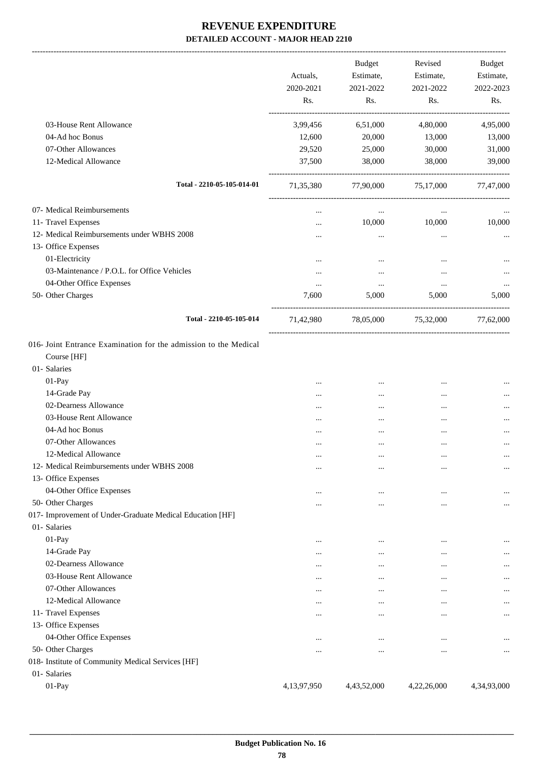# REVENUE EXPENDITURE

### DETAILED ACCOUNT - MAJOR HEAD 2210

| | Actuals, 2020-2021 Rs. | Budget Estimate, 2021-2022 Rs. | Revised Estimate, 2021-2022 Rs. | Budget Estimate, 2022-2023 Rs. |
|---|---|---|---|---|
| 03-House Rent Allowance | 3,99,456 | 6,51,000 | 4,80,000 | 4,95,000 |
| 04-Ad hoc Bonus | 12,600 | 20,000 | 13,000 | 13,000 |
| 07-Other Allowances | 29,520 | 25,000 | 30,000 | 31,000 |
| 12-Medical Allowance | 37,500 | 38,000 | 38,000 | 39,000 |
| **Total - 2210-05-105-014-01** | 71,35,380 | 77,90,000 | 75,17,000 | 77,47,000 |
| 07- Medical Reimbursements | ... | ... | ... | ... |
| 11- Travel Expenses | ... | 10,000 | 10,000 | 10,000 |
| 12- Medical Reimbursements under WBHS 2008 | ... | ... | ... | ... |
| 13- Office Expenses | | | | |
| 01-Electricity | ... | ... | ... | ... |
| 03-Maintenance / P.O.L. for Office Vehicles | ... | ... | ... | ... |
| 04-Other Office Expenses | ... | ... | ... | ... |
| 50- Other Charges | 7,600 | 5,000 | 5,000 | 5,000 |
| **Total - 2210-05-105-014** | 71,42,980 | 78,05,000 | 75,32,000 | 77,62,000 |
| 016- Joint Entrance Examination for the admission to the Medical Course [HF] | | | | |
| 01- Salaries | | | | |
| 01-Pay | ... | ... | ... | ... |
| 14-Grade Pay | ... | ... | ... | ... |
| 02-Dearness Allowance | ... | ... | ... | ... |
| 03-House Rent Allowance | ... | ... | ... | ... |
| 04-Ad hoc Bonus | ... | ... | ... | ... |
| 07-Other Allowances | ... | ... | ... | ... |
| 12-Medical Allowance | ... | ... | ... | ... |
| 12- Medical Reimbursements under WBHS 2008 | ... | ... | ... | ... |
| 13- Office Expenses | | | | |
| 04-Other Office Expenses | ... | ... | ... | ... |
| 50- Other Charges | ... | ... | ... | ... |
| 017- Improvement of Under-Graduate Medical Education [HF] | | | | |
| 01- Salaries | | | | |
| 01-Pay | ... | ... | ... | ... |
| 14-Grade Pay | ... | ... | ... | ... |
| 02-Dearness Allowance | ... | ... | ... | ... |
| 03-House Rent Allowance | ... | ... | ... | ... |
| 07-Other Allowances | ... | ... | ... | ... |
| 12-Medical Allowance | ... | ... | ... | ... |
| 11- Travel Expenses | ... | ... | ... | ... |
| 13- Office Expenses | | | | |
| 04-Other Office Expenses | ... | ... | ... | ... |
| 50- Other Charges | ... | ... | ... | ... |
| 018- Institute of Community Medical Services [HF] | | | | |
| 01- Salaries | | | | |
| 01-Pay | 4,13,97,950 | 4,43,52,000 | 4,22,26,000 | 4,34,93,000 |

Budget Publication No. 16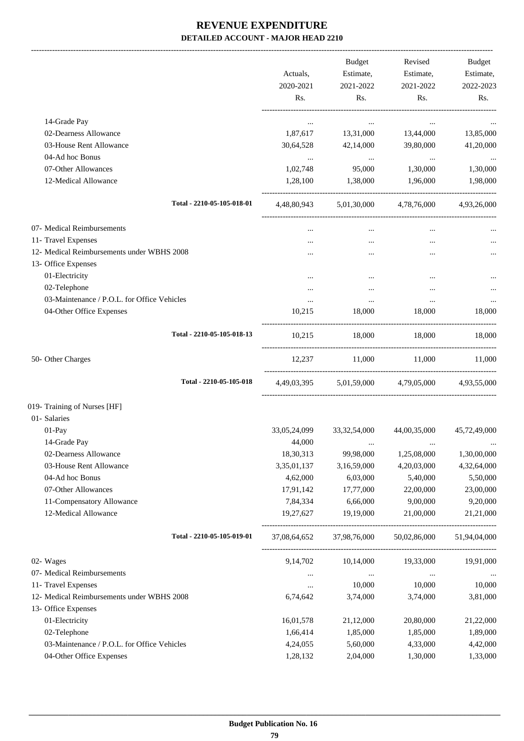# REVENUE EXPENDITURE

## DETAILED ACCOUNT - MAJOR HEAD 2210

| | Actuals, 2020-2021 Rs. | Budget Estimate, 2021-2022 Rs. | Revised Estimate, 2021-2022 Rs. | Budget Estimate, 2022-2023 Rs. |
|---|---|---|---|---|
| 14-Grade Pay | ... | ... | ... | ... |
| 02-Dearness Allowance | 1,87,617 | 13,31,000 | 13,44,000 | 13,85,000 |
| 03-House Rent Allowance | 30,64,528 | 42,14,000 | 39,80,000 | 41,20,000 |
| 04-Ad hoc Bonus | ... | ... | ... | ... |
| 07-Other Allowances | 1,02,748 | 95,000 | 1,30,000 | 1,30,000 |
| 12-Medical Allowance | 1,28,100 | 1,38,000 | 1,96,000 | 1,98,000 |
| Total - 2210-05-105-018-01 | 4,48,80,943 | 5,01,30,000 | 4,78,76,000 | 4,93,26,000 |
| 07- Medical Reimbursements | ... | ... | ... | ... |
| 11- Travel Expenses | ... | ... | ... | ... |
| 12- Medical Reimbursements under WBHS 2008 | ... | ... | ... | ... |
| 13- Office Expenses | | | | |
| 01-Electricity | ... | ... | ... | ... |
| 02-Telephone | ... | ... | ... | ... |
| 03-Maintenance / P.O.L. for Office Vehicles | ... | ... | ... | ... |
| 04-Other Office Expenses | 10,215 | 18,000 | 18,000 | 18,000 |
| Total - 2210-05-105-018-13 | 10,215 | 18,000 | 18,000 | 18,000 |
| 50- Other Charges | 12,237 | 11,000 | 11,000 | 11,000 |
| Total - 2210-05-105-018 | 4,49,03,395 | 5,01,59,000 | 4,79,05,000 | 4,93,55,000 |
| 019- Training of Nurses [HF] | | | | |
| 01- Salaries | | | | |
| 01-Pay | 33,05,24,099 | 33,32,54,000 | 44,00,35,000 | 45,72,49,000 |
| 14-Grade Pay | 44,000 | ... | ... | ... |
| 02-Dearness Allowance | 18,30,313 | 99,98,000 | 1,25,08,000 | 1,30,00,000 |
| 03-House Rent Allowance | 3,35,01,137 | 3,16,59,000 | 4,20,03,000 | 4,32,64,000 |
| 04-Ad hoc Bonus | 4,62,000 | 6,03,000 | 5,40,000 | 5,50,000 |
| 07-Other Allowances | 17,91,142 | 17,77,000 | 22,00,000 | 23,00,000 |
| 11-Compensatory Allowance | 7,84,334 | 6,66,000 | 9,00,000 | 9,20,000 |
| 12-Medical Allowance | 19,27,627 | 19,19,000 | 21,00,000 | 21,21,000 |
| Total - 2210-05-105-019-01 | 37,08,64,652 | 37,98,76,000 | 50,02,86,000 | 51,94,04,000 |
| 02- Wages | 9,14,702 | 10,14,000 | 19,33,000 | 19,91,000 |
| 07- Medical Reimbursements | ... | ... | ... | ... |
| 11- Travel Expenses | ... | 10,000 | 10,000 | 10,000 |
| 12- Medical Reimbursements under WBHS 2008 | 6,74,642 | 3,74,000 | 3,74,000 | 3,81,000 |
| 13- Office Expenses | | | | |
| 01-Electricity | 16,01,578 | 21,12,000 | 20,80,000 | 21,22,000 |
| 02-Telephone | 1,66,414 | 1,85,000 | 1,85,000 | 1,89,000 |
| 03-Maintenance / P.O.L. for Office Vehicles | 4,24,055 | 5,60,000 | 4,33,000 | 4,42,000 |
| 04-Other Office Expenses | 1,28,132 | 2,04,000 | 1,30,000 | 1,33,000 |

Budget Publication No. 16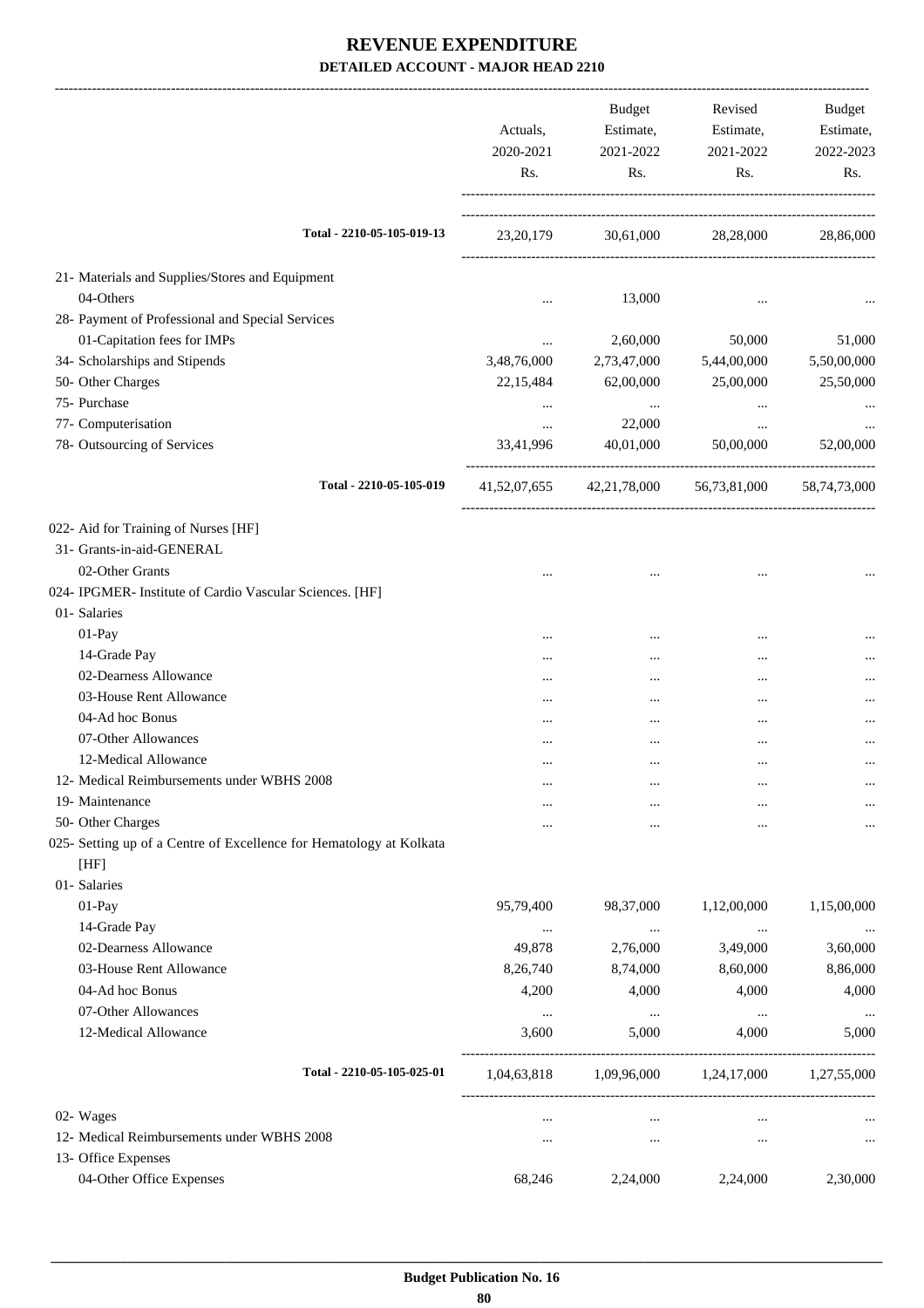# REVENUE EXPENDITURE

## DETAILED ACCOUNT - MAJOR HEAD 2210

| | Actuals, 2020-2021 Rs. | Budget Estimate, 2021-2022 Rs. | Revised Estimate, 2021-2022 Rs. | Budget Estimate, 2022-2023 Rs. |
|---|---|---|---|---|
| Total - 2210-05-105-019-13 | 23,20,179 | 30,61,000 | 28,28,000 | 28,86,000 |
| 21- Materials and Supplies/Stores and Equipment | | | | |
| 04-Others | ... | 13,000 | ... | ... |
| 28- Payment of Professional and Special Services | | | | |
| 01-Capitation fees for IMPs | ... | 2,60,000 | 50,000 | 51,000 |
| 34- Scholarships and Stipends | 3,48,76,000 | 2,73,47,000 | 5,44,00,000 | 5,50,00,000 |
| 50- Other Charges | 22,15,484 | 62,00,000 | 25,00,000 | 25,50,000 |
| 75- Purchase | ... | ... | ... | ... |
| 77- Computerisation | ... | 22,000 | ... | ... |
| 78- Outsourcing of Services | 33,41,996 | 40,01,000 | 50,00,000 | 52,00,000 |
| Total - 2210-05-105-019 | 41,52,07,655 | 42,21,78,000 | 56,73,81,000 | 58,74,73,000 |
| 022- Aid for Training of Nurses [HF] | | | | |
| 31- Grants-in-aid-GENERAL | | | | |
| 02-Other Grants | ... | ... | ... | ... |
| 024- IPGMER- Institute of Cardio Vascular Sciences. [HF] | | | | |
| 01- Salaries | | | | |
| 01-Pay | ... | ... | ... | ... |
| 14-Grade Pay | ... | ... | ... | ... |
| 02-Dearness Allowance | ... | ... | ... | ... |
| 03-House Rent Allowance | ... | ... | ... | ... |
| 04-Ad hoc Bonus | ... | ... | ... | ... |
| 07-Other Allowances | ... | ... | ... | ... |
| 12-Medical Allowance | ... | ... | ... | ... |
| 12- Medical Reimbursements under WBHS 2008 | ... | ... | ... | ... |
| 19- Maintenance | ... | ... | ... | ... |
| 50- Other Charges | ... | ... | ... | ... |
| 025- Setting up of a Centre of Excellence for Hematology at Kolkata [HF] | | | | |
| 01- Salaries | | | | |
| 01-Pay | 95,79,400 | 98,37,000 | 1,12,00,000 | 1,15,00,000 |
| 14-Grade Pay | ... | ... | ... | ... |
| 02-Dearness Allowance | 49,878 | 2,76,000 | 3,49,000 | 3,60,000 |
| 03-House Rent Allowance | 8,26,740 | 8,74,000 | 8,60,000 | 8,86,000 |
| 04-Ad hoc Bonus | 4,200 | 4,000 | 4,000 | 4,000 |
| 07-Other Allowances | ... | ... | ... | ... |
| 12-Medical Allowance | 3,600 | 5,000 | 4,000 | 5,000 |
| Total - 2210-05-105-025-01 | 1,04,63,818 | 1,09,96,000 | 1,24,17,000 | 1,27,55,000 |
| 02- Wages | ... | ... | ... | ... |
| 12- Medical Reimbursements under WBHS 2008 | ... | ... | ... | ... |
| 13- Office Expenses | | | | |
| 04-Other Office Expenses | 68,246 | 2,24,000 | 2,24,000 | 2,30,000 |

Budget Publication No. 16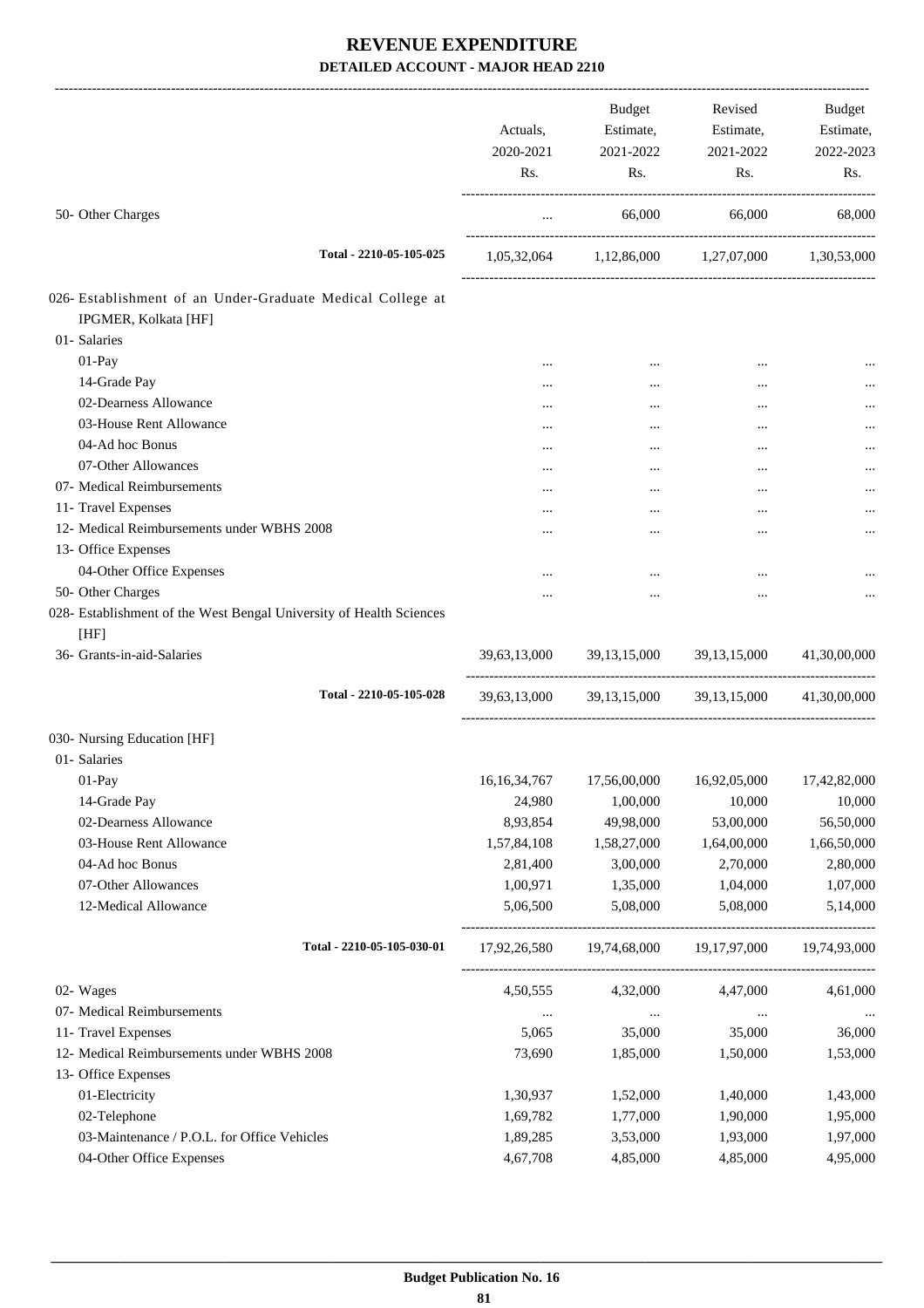# REVENUE EXPENDITURE

## DETAILED ACCOUNT - MAJOR HEAD 2210

| | Actuals, 2020-2021 Rs. | Budget Estimate, 2021-2022 Rs. | Revised Estimate, 2021-2022 Rs. | Budget Estimate, 2022-2023 Rs. |
|---|---|---|---|---|
| 50- Other Charges | ... | 66,000 | 66,000 | 68,000 |
| **Total - 2210-05-105-025** | 1,05,32,064 | 1,12,86,000 | 1,27,07,000 | 1,30,53,000 |
| 026- Establishment of an Under-Graduate Medical College at IPGMER, Kolkata [HF] | | | | |
| 01- Salaries | | | | |
| 01-Pay | ... | ... | ... | ... |
| 14-Grade Pay | ... | ... | ... | ... |
| 02-Dearness Allowance | ... | ... | ... | ... |
| 03-House Rent Allowance | ... | ... | ... | ... |
| 04-Ad hoc Bonus | ... | ... | ... | ... |
| 07-Other Allowances | ... | ... | ... | ... |
| 07- Medical Reimbursements | ... | ... | ... | ... |
| 11- Travel Expenses | ... | ... | ... | ... |
| 12- Medical Reimbursements under WBHS 2008 | ... | ... | ... | ... |
| 13- Office Expenses | | | | |
| 04-Other Office Expenses | ... | ... | ... | ... |
| 50- Other Charges | ... | ... | ... | ... |
| 028- Establishment of the West Bengal University of Health Sciences [HF] | | | | |
| 36- Grants-in-aid-Salaries | 39,63,13,000 | 39,13,15,000 | 39,13,15,000 | 41,30,00,000 |
| **Total - 2210-05-105-028** | 39,63,13,000 | 39,13,15,000 | 39,13,15,000 | 41,30,00,000 |
| 030- Nursing Education [HF] | | | | |
| 01- Salaries | | | | |
| 01-Pay | 16,16,34,767 | 17,56,00,000 | 16,92,05,000 | 17,42,82,000 |
| 14-Grade Pay | 24,980 | 1,00,000 | 10,000 | 10,000 |
| 02-Dearness Allowance | 8,93,854 | 49,98,000 | 53,00,000 | 56,50,000 |
| 03-House Rent Allowance | 1,57,84,108 | 1,58,27,000 | 1,64,00,000 | 1,66,50,000 |
| 04-Ad hoc Bonus | 2,81,400 | 3,00,000 | 2,70,000 | 2,80,000 |
| 07-Other Allowances | 1,00,971 | 1,35,000 | 1,04,000 | 1,07,000 |
| 12-Medical Allowance | 5,06,500 | 5,08,000 | 5,08,000 | 5,14,000 |
| **Total - 2210-05-105-030-01** | 17,92,26,580 | 19,74,68,000 | 19,17,97,000 | 19,74,93,000 |
| 02- Wages | 4,50,555 | 4,32,000 | 4,47,000 | 4,61,000 |
| 07- Medical Reimbursements | ... | ... | ... | ... |
| 11- Travel Expenses | 5,065 | 35,000 | 35,000 | 36,000 |
| 12- Medical Reimbursements under WBHS 2008 | 73,690 | 1,85,000 | 1,50,000 | 1,53,000 |
| 13- Office Expenses | | | | |
| 01-Electricity | 1,30,937 | 1,52,000 | 1,40,000 | 1,43,000 |
| 02-Telephone | 1,69,782 | 1,77,000 | 1,90,000 | 1,95,000 |
| 03-Maintenance / P.O.L. for Office Vehicles | 1,89,285 | 3,53,000 | 1,93,000 | 1,97,000 |
| 04-Other Office Expenses | 4,67,708 | 4,85,000 | 4,85,000 | 4,95,000 |

Budget Publication No. 16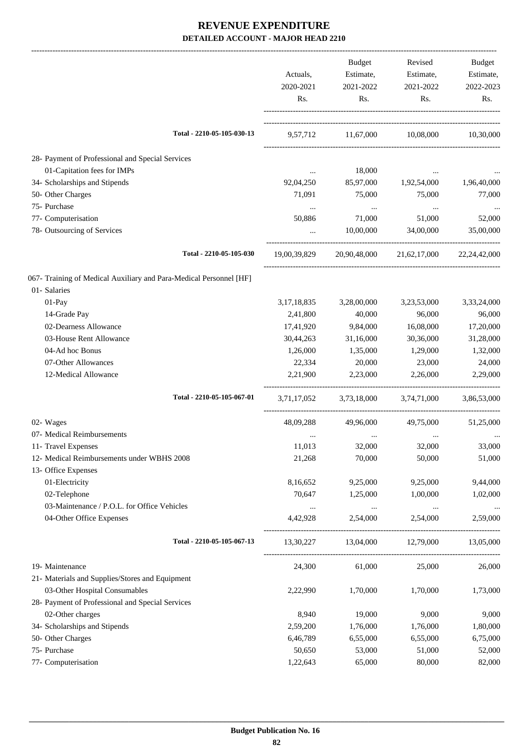# REVENUE EXPENDITURE

## DETAILED ACCOUNT - MAJOR HEAD 2210

| | Actuals, 2020-2021 Rs. | Budget Estimate, 2021-2022 Rs. | Revised Estimate, 2021-2022 Rs. | Budget Estimate, 2022-2023 Rs. |
|---|---|---|---|---|
| Total - 2210-05-105-030-13 | 9,57,712 | 11,67,000 | 10,08,000 | 10,30,000 |
| 28- Payment of Professional and Special Services | | | | |
| 01-Capitation fees for IMPs | ... | 18,000 | ... | ... |
| 34- Scholarships and Stipends | 92,04,250 | 85,97,000 | 1,92,54,000 | 1,96,40,000 |
| 50- Other Charges | 71,091 | 75,000 | 75,000 | 77,000 |
| 75- Purchase | ... | ... | ... | ... |
| 77- Computerisation | 50,886 | 71,000 | 51,000 | 52,000 |
| 78- Outsourcing of Services | ... | 10,00,000 | 34,00,000 | 35,00,000 |
| Total - 2210-05-105-030 | 19,00,39,829 | 20,90,48,000 | 21,62,17,000 | 22,24,42,000 |
| 067- Training of Medical Auxiliary and Para-Medical Personnel [HF] | | | | |
| 01- Salaries | | | | |
| 01-Pay | 3,17,18,835 | 3,28,00,000 | 3,23,53,000 | 3,33,24,000 |
| 14-Grade Pay | 2,41,800 | 40,000 | 96,000 | 96,000 |
| 02-Dearness Allowance | 17,41,920 | 9,84,000 | 16,08,000 | 17,20,000 |
| 03-House Rent Allowance | 30,44,263 | 31,16,000 | 30,36,000 | 31,28,000 |
| 04-Ad hoc Bonus | 1,26,000 | 1,35,000 | 1,29,000 | 1,32,000 |
| 07-Other Allowances | 22,334 | 20,000 | 23,000 | 24,000 |
| 12-Medical Allowance | 2,21,900 | 2,23,000 | 2,26,000 | 2,29,000 |
| Total - 2210-05-105-067-01 | 3,71,17,052 | 3,73,18,000 | 3,74,71,000 | 3,86,53,000 |
| 02- Wages | 48,09,288 | 49,96,000 | 49,75,000 | 51,25,000 |
| 07- Medical Reimbursements | ... | ... | ... | ... |
| 11- Travel Expenses | 11,013 | 32,000 | 32,000 | 33,000 |
| 12- Medical Reimbursements under WBHS 2008 | 21,268 | 70,000 | 50,000 | 51,000 |
| 13- Office Expenses | | | | |
| 01-Electricity | 8,16,652 | 9,25,000 | 9,25,000 | 9,44,000 |
| 02-Telephone | 70,647 | 1,25,000 | 1,00,000 | 1,02,000 |
| 03-Maintenance / P.O.L. for Office Vehicles | ... | ... | ... | ... |
| 04-Other Office Expenses | 4,42,928 | 2,54,000 | 2,54,000 | 2,59,000 |
| Total - 2210-05-105-067-13 | 13,30,227 | 13,04,000 | 12,79,000 | 13,05,000 |
| 19- Maintenance | 24,300 | 61,000 | 25,000 | 26,000 |
| 21- Materials and Supplies/Stores and Equipment | | | | |
| 03-Other Hospital Consumables | 2,22,990 | 1,70,000 | 1,70,000 | 1,73,000 |
| 28- Payment of Professional and Special Services | | | | |
| 02-Other charges | 8,940 | 19,000 | 9,000 | 9,000 |
| 34- Scholarships and Stipends | 2,59,200 | 1,76,000 | 1,76,000 | 1,80,000 |
| 50- Other Charges | 6,46,789 | 6,55,000 | 6,55,000 | 6,75,000 |
| 75- Purchase | 50,650 | 53,000 | 51,000 | 52,000 |
| 77- Computerisation | 1,22,643 | 65,000 | 80,000 | 82,000 |

**Budget Publication No. 16**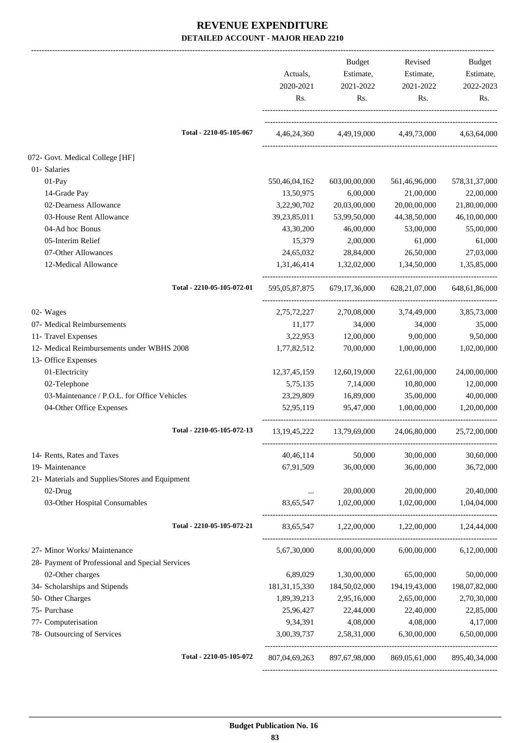# REVENUE EXPENDITURE

## DETAILED ACCOUNT - MAJOR HEAD 2210

| | Actuals, 2020-2021 Rs. | Budget Estimate, 2021-2022 Rs. | Revised Estimate, 2021-2022 Rs. | Budget Estimate, 2022-2023 Rs. |
|---|---|---|---|---|
| Total - 2210-05-105-067 | 4,46,24,360 | 4,49,19,000 | 4,49,73,000 | 4,63,64,000 |
| 072- Govt. Medical College [HF] | | | | |
| 01- Salaries | | | | |
| 01-Pay | 550,46,04,162 | 603,00,00,000 | 561,46,96,000 | 578,31,37,000 |
| 14-Grade Pay | 13,50,975 | 6,00,000 | 21,00,000 | 22,00,000 |
| 02-Dearness Allowance | 3,22,90,702 | 20,03,00,000 | 20,00,00,000 | 21,80,00,000 |
| 03-House Rent Allowance | 39,23,85,011 | 53,99,50,000 | 44,38,50,000 | 46,10,00,000 |
| 04-Ad hoc Bonus | 43,30,200 | 46,00,000 | 53,00,000 | 55,00,000 |
| 05-Interim Relief | 15,379 | 2,00,000 | 61,000 | 61,000 |
| 07-Other Allowances | 24,65,032 | 28,84,000 | 26,50,000 | 27,03,000 |
| 12-Medical Allowance | 1,31,46,414 | 1,32,02,000 | 1,34,50,000 | 1,35,85,000 |
| Total - 2210-05-105-072-01 | 595,05,87,875 | 679,17,36,000 | 628,21,07,000 | 648,61,86,000 |
| 02- Wages | 2,75,72,227 | 2,70,08,000 | 3,74,49,000 | 3,85,73,000 |
| 07- Medical Reimbursements | 11,177 | 34,000 | 34,000 | 35,000 |
| 11- Travel Expenses | 3,22,953 | 12,00,000 | 9,00,000 | 9,50,000 |
| 12- Medical Reimbursements under WBHS 2008 | 1,77,82,512 | 70,00,000 | 1,00,00,000 | 1,02,00,000 |
| 13- Office Expenses | | | | |
| 01-Electricity | 12,37,45,159 | 12,60,19,000 | 22,61,00,000 | 24,00,00,000 |
| 02-Telephone | 5,75,135 | 7,14,000 | 10,80,000 | 12,00,000 |
| 03-Maintenance / P.O.L. for Office Vehicles | 23,29,809 | 16,89,000 | 35,00,000 | 40,00,000 |
| 04-Other Office Expenses | 52,95,119 | 95,47,000 | 1,00,00,000 | 1,20,00,000 |
| Total - 2210-05-105-072-13 | 13,19,45,222 | 13,79,69,000 | 24,06,80,000 | 25,72,00,000 |
| 14- Rents, Rates and Taxes | 40,46,114 | 50,000 | 30,00,000 | 30,60,000 |
| 19- Maintenance | 67,91,509 | 36,00,000 | 36,00,000 | 36,72,000 |
| 21- Materials and Supplies/Stores and Equipment | | | | |
| 02-Drug | ... | 20,00,000 | 20,00,000 | 20,40,000 |
| 03-Other Hospital Consumables | 83,65,547 | 1,02,00,000 | 1,02,00,000 | 1,04,04,000 |
| Total - 2210-05-105-072-21 | 83,65,547 | 1,22,00,000 | 1,22,00,000 | 1,24,44,000 |
| 27- Minor Works/ Maintenance | 5,67,30,000 | 8,00,00,000 | 6,00,00,000 | 6,12,00,000 |
| 28- Payment of Professional and Special Services | | | | |
| 02-Other charges | 6,89,029 | 1,30,00,000 | 65,00,000 | 50,00,000 |
| 34- Scholarships and Stipends | 181,31,15,330 | 184,50,02,000 | 194,19,43,000 | 198,07,82,000 |
| 50- Other Charges | 1,89,39,213 | 2,95,16,000 | 2,65,00,000 | 2,70,30,000 |
| 75- Purchase | 25,96,427 | 22,44,000 | 22,40,000 | 22,85,000 |
| 77- Computerisation | 9,34,391 | 4,08,000 | 4,08,000 | 4,17,000 |
| 78- Outsourcing of Services | 3,00,39,737 | 2,58,31,000 | 6,30,00,000 | 6,50,00,000 |
| Total - 2210-05-105-072 | 807,04,69,263 | 897,67,98,000 | 869,05,61,000 | 895,40,34,000 |

**Budget Publication No. 16**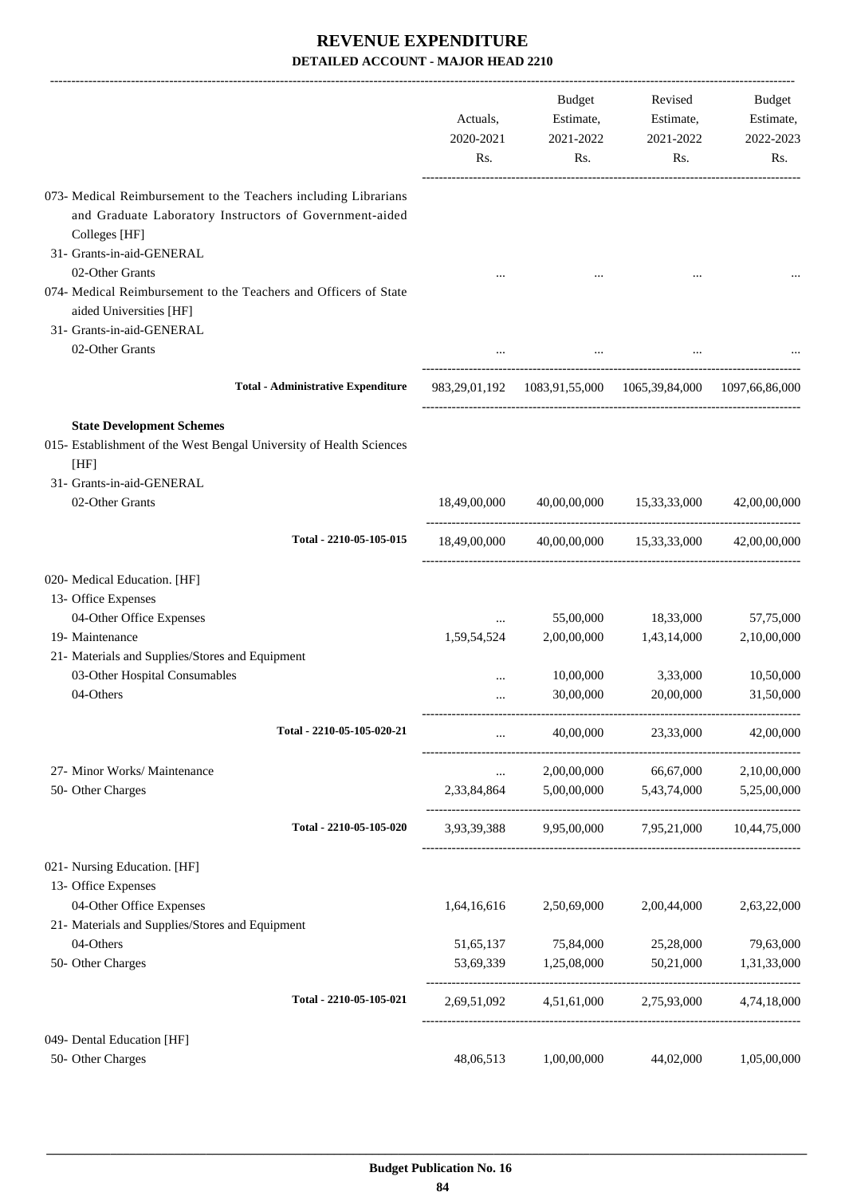# REVENUE EXPENDITURE

## DETAILED ACCOUNT - MAJOR HEAD 2210

| | Actuals, 2020-2021 Rs. | Budget Estimate, 2021-2022 Rs. | Revised Estimate, 2021-2022 Rs. | Budget Estimate, 2022-2023 Rs. |
|---|---|---|---|---|
| 073- Medical Reimbursement to the Teachers including Librarians and Graduate Laboratory Instructors of Government-aided Colleges [HF] | | | | |
| 31- Grants-in-aid-GENERAL | | | | |
| 02-Other Grants | ... | ... | ... | ... |
| 074- Medical Reimbursement to the Teachers and Officers of State aided Universities [HF] | | | | |
| 31- Grants-in-aid-GENERAL | | | | |
| 02-Other Grants | ... | ... | ... | ... |
| **Total - Administrative Expenditure** | 983,29,01,192 | 1083,91,55,000 | 1065,39,84,000 | 1097,66,86,000 |
| **State Development Schemes** | | | | |
| 015- Establishment of the West Bengal University of Health Sciences [HF] | | | | |
| 31- Grants-in-aid-GENERAL | | | | |
| 02-Other Grants | 18,49,00,000 | 40,00,00,000 | 15,33,33,000 | 42,00,00,000 |
| **Total - 2210-05-105-015** | 18,49,00,000 | 40,00,00,000 | 15,33,33,000 | 42,00,00,000 |
| 020- Medical Education. [HF] | | | | |
| 13- Office Expenses | | | | |
| 04-Other Office Expenses | ... | 55,00,000 | 18,33,000 | 57,75,000 |
| 19- Maintenance | 1,59,54,524 | 2,00,00,000 | 1,43,14,000 | 2,10,00,000 |
| 21- Materials and Supplies/Stores and Equipment | | | | |
| 03-Other Hospital Consumables | ... | 10,00,000 | 3,33,000 | 10,50,000 |
| 04-Others | ... | 30,00,000 | 20,00,000 | 31,50,000 |
| **Total - 2210-05-105-020-21** | ... | 40,00,000 | 23,33,000 | 42,00,000 |
| 27- Minor Works/ Maintenance | ... | 2,00,00,000 | 66,67,000 | 2,10,00,000 |
| 50- Other Charges | 2,33,84,864 | 5,00,00,000 | 5,43,74,000 | 5,25,00,000 |
| **Total - 2210-05-105-020** | 3,93,39,388 | 9,95,00,000 | 7,95,21,000 | 10,44,75,000 |
| 021- Nursing Education. [HF] | | | | |
| 13- Office Expenses | | | | |
| 04-Other Office Expenses | 1,64,16,616 | 2,50,69,000 | 2,00,44,000 | 2,63,22,000 |
| 21- Materials and Supplies/Stores and Equipment | | | | |
| 04-Others | 51,65,137 | 75,84,000 | 25,28,000 | 79,63,000 |
| 50- Other Charges | 53,69,339 | 1,25,08,000 | 50,21,000 | 1,31,33,000 |
| **Total - 2210-05-105-021** | 2,69,51,092 | 4,51,61,000 | 2,75,93,000 | 4,74,18,000 |
| 049- Dental Education [HF] | | | | |
| 50- Other Charges | 48,06,513 | 1,00,00,000 | 44,02,000 | 1,05,00,000 |

**Budget Publication No. 16**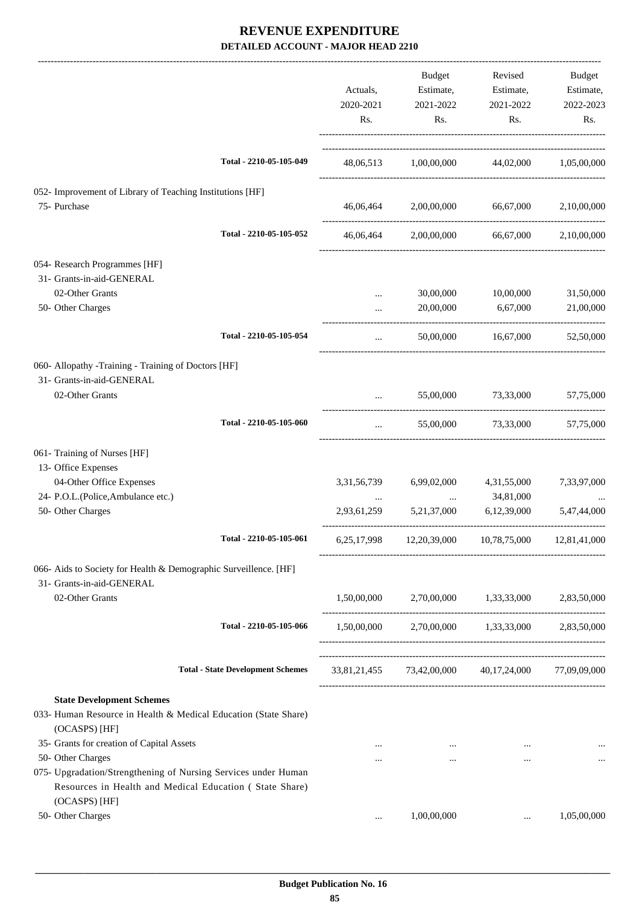# REVENUE EXPENDITURE

## DETAILED ACCOUNT - MAJOR HEAD 2210

| | Actuals, 2020-2021 Rs. | Budget Estimate, 2021-2022 Rs. | Revised Estimate, 2021-2022 Rs. | Budget Estimate, 2022-2023 Rs. |
|---|---|---|---|---|
| Total - 2210-05-105-049 | 48,06,513 | 1,00,00,000 | 44,02,000 | 1,05,00,000 |
| 052- Improvement of Library of Teaching Institutions [HF] | | | | |
| 75- Purchase | 46,06,464 | 2,00,00,000 | 66,67,000 | 2,10,00,000 |
| Total - 2210-05-105-052 | 46,06,464 | 2,00,00,000 | 66,67,000 | 2,10,00,000 |
| 054- Research Programmes [HF] | | | | |
| 31- Grants-in-aid-GENERAL | | | | |
| 02-Other Grants | ... | 30,00,000 | 10,00,000 | 31,50,000 |
| 50- Other Charges | ... | 20,00,000 | 6,67,000 | 21,00,000 |
| Total - 2210-05-105-054 | ... | 50,00,000 | 16,67,000 | 52,50,000 |
| 060- Allopathy -Training - Training of Doctors [HF] | | | | |
| 31- Grants-in-aid-GENERAL | | | | |
| 02-Other Grants | ... | 55,00,000 | 73,33,000 | 57,75,000 |
| Total - 2210-05-105-060 | ... | 55,00,000 | 73,33,000 | 57,75,000 |
| 061- Training of Nurses [HF] | | | | |
| 13- Office Expenses | | | | |
| 04-Other Office Expenses | 3,31,56,739 | 6,99,02,000 | 4,31,55,000 | 7,33,97,000 |
| 24- P.O.L.(Police,Ambulance etc.) | ... | ... | 34,81,000 | ... |
| 50- Other Charges | 2,93,61,259 | 5,21,37,000 | 6,12,39,000 | 5,47,44,000 |
| Total - 2210-05-105-061 | 6,25,17,998 | 12,20,39,000 | 10,78,75,000 | 12,81,41,000 |
| 066- Aids to Society for Health & Demographic Surveillence. [HF] | | | | |
| 31- Grants-in-aid-GENERAL | | | | |
| 02-Other Grants | 1,50,00,000 | 2,70,00,000 | 1,33,33,000 | 2,83,50,000 |
| Total - 2210-05-105-066 | 1,50,00,000 | 2,70,00,000 | 1,33,33,000 | 2,83,50,000 |
| **Total - State Development Schemes** | 33,81,21,455 | 73,42,00,000 | 40,17,24,000 | 77,09,09,000 |
| **State Development Schemes** | | | | |
| 033- Human Resource in Health & Medical Education (State Share) (OCASPS) [HF] | | | | |
| 35- Grants for creation of Capital Assets | ... | ... | ... | ... |
| 50- Other Charges | ... | ... | ... | ... |
| 075- Upgradation/Strengthening of Nursing Services under Human Resources in Health and Medical Education ( State Share) (OCASPS) [HF] | | | | |
| 50- Other Charges | ... | 1,00,00,000 | ... | 1,05,00,000 |

Budget Publication No. 16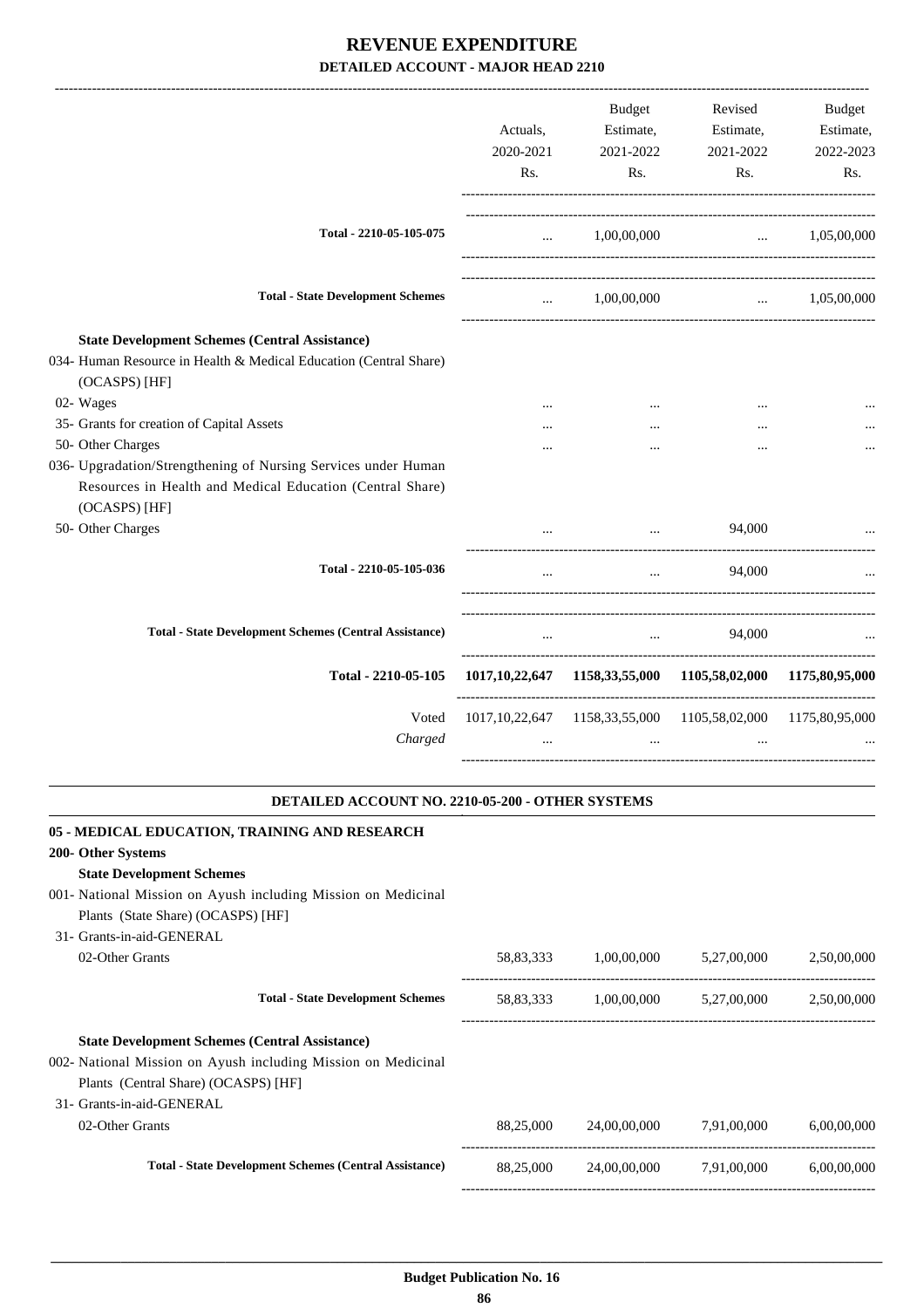# REVENUE EXPENDITURE

## DETAILED ACCOUNT - MAJOR HEAD 2210

| | Actuals, 2020-2021 Rs. | Budget Estimate, 2021-2022 Rs. | Revised Estimate, 2021-2022 Rs. | Budget Estimate, 2022-2023 Rs. |
|---|---|---|---|---|
| **Total - 2210-05-105-075** | ... | 1,00,00,000 | ... | 1,05,00,000 |
| **Total - State Development Schemes** | ... | 1,00,00,000 | ... | 1,05,00,000 |
| **State Development Schemes (Central Assistance)** | | | | |
| 034- Human Resource in Health & Medical Education (Central Share) (OCASPS) [HF] | | | | |
| 02- Wages | ... | ... | ... | ... |
| 35- Grants for creation of Capital Assets | ... | ... | ... | ... |
| 50- Other Charges | ... | ... | ... | ... |
| 036- Upgradation/Strengthening of Nursing Services under Human Resources in Health and Medical Education (Central Share) (OCASPS) [HF] | | | | |
| 50- Other Charges | ... | ... | 94,000 | ... |
| **Total - 2210-05-105-036** | ... | ... | 94,000 | ... |
| **Total - State Development Schemes (Central Assistance)** | ... | ... | 94,000 | ... |
| **Total - 2210-05-105** | **1017,10,22,647** | **1158,33,55,000** | **1105,58,02,000** | **1175,80,95,000** |
| Voted | 1017,10,22,647 | 1158,33,55,000 | 1105,58,02,000 | 1175,80,95,000 |
| *Charged* | ... | ... | ... | ... |

### DETAILED ACCOUNT NO. 2210-05-200 - OTHER SYSTEMS

| | Actuals, 2020-2021 Rs. | Budget Estimate, 2021-2022 Rs. | Revised Estimate, 2021-2022 Rs. | Budget Estimate, 2022-2023 Rs. |
|---|---|---|---|---|
| **05 - MEDICAL EDUCATION, TRAINING AND RESEARCH** | | | | |
| **200- Other Systems** | | | | |
| **State Development Schemes** | | | | |
| 001- National Mission on Ayush including Mission on Medicinal Plants (State Share) (OCASPS) [HF] | | | | |
| 31- Grants-in-aid-GENERAL | | | | |
| 02-Other Grants | 58,83,333 | 1,00,00,000 | 5,27,00,000 | 2,50,00,000 |
| **Total - State Development Schemes** | 58,83,333 | 1,00,00,000 | 5,27,00,000 | 2,50,00,000 |
| **State Development Schemes (Central Assistance)** | | | | |
| 002- National Mission on Ayush including Mission on Medicinal Plants (Central Share) (OCASPS) [HF] | | | | |
| 31- Grants-in-aid-GENERAL | | | | |
| 02-Other Grants | 88,25,000 | 24,00,00,000 | 7,91,00,000 | 6,00,00,000 |
| **Total - State Development Schemes (Central Assistance)** | 88,25,000 | 24,00,00,000 | 7,91,00,000 | 6,00,00,000 |

Budget Publication No. 16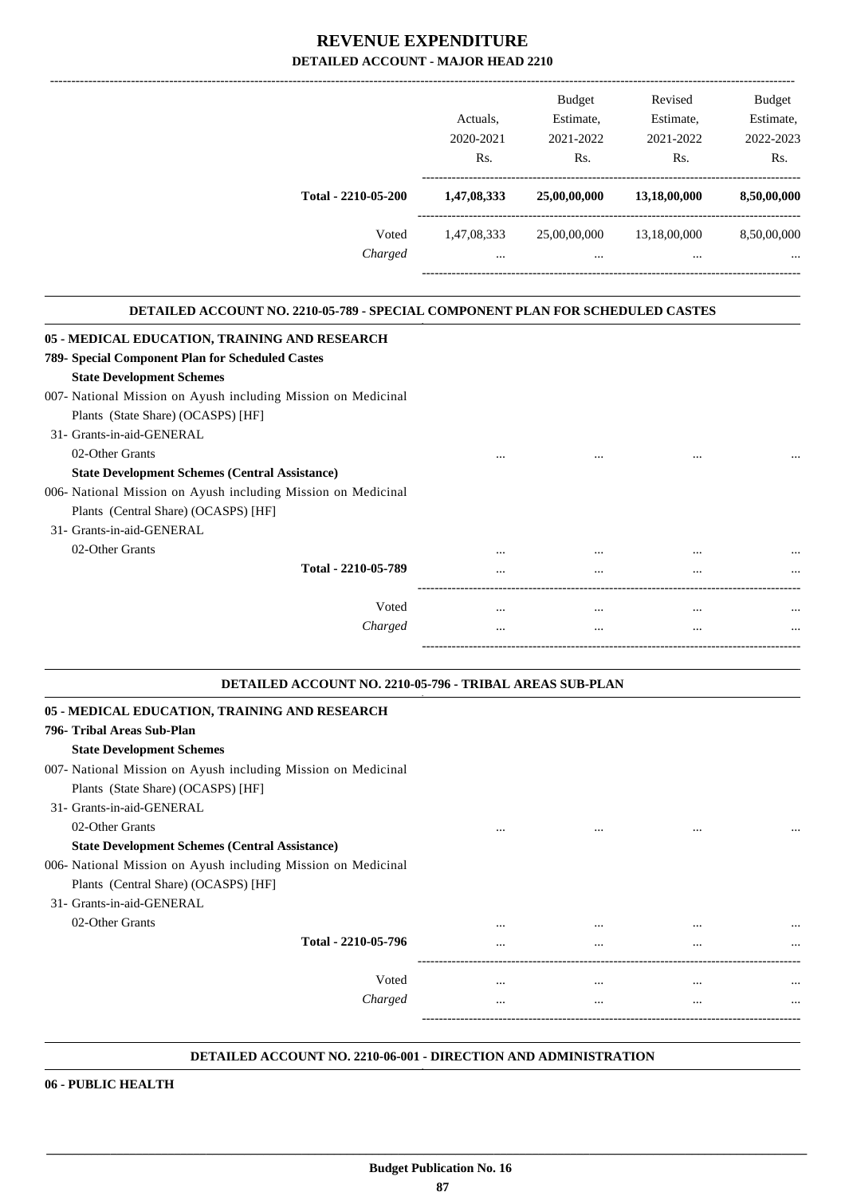# REVENUE EXPENDITURE

## DETAILED ACCOUNT - MAJOR HEAD 2210

| | Actuals, 2020-2021 Rs. | Budget Estimate, 2021-2022 Rs. | Revised Estimate, 2021-2022 Rs. | Budget Estimate, 2022-2023 Rs. |
|---|---|---|---|---|
| **Total - 2210-05-200** | **1,47,08,333** | **25,00,00,000** | **13,18,00,000** | **8,50,00,000** |
| Voted | 1,47,08,333 | 25,00,00,000 | 13,18,00,000 | 8,50,00,000 |
| *Charged* | ... | ... | ... | ... |

### DETAILED ACCOUNT NO. 2210-05-789 - SPECIAL COMPONENT PLAN FOR SCHEDULED CASTES

| | Actuals, 2020-2021 Rs. | Budget Estimate, 2021-2022 Rs. | Revised Estimate, 2021-2022 Rs. | Budget Estimate, 2022-2023 Rs. |
|---|---|---|---|---|
| **05 - MEDICAL EDUCATION, TRAINING AND RESEARCH** | | | | |
| **789- Special Component Plan for Scheduled Castes** | | | | |
| **State Development Schemes** | | | | |
| 007- National Mission on Ayush including Mission on Medicinal Plants (State Share) (OCASPS) [HF] | | | | |
| 31- Grants-in-aid-GENERAL | | | | |
| 02-Other Grants | ... | ... | ... | ... |
| **State Development Schemes (Central Assistance)** | | | | |
| 006- National Mission on Ayush including Mission on Medicinal Plants (Central Share) (OCASPS) [HF] | | | | |
| 31- Grants-in-aid-GENERAL | | | | |
| 02-Other Grants | ... | ... | ... | ... |
| **Total - 2210-05-789** | ... | ... | ... | ... |
| Voted | ... | ... | ... | ... |
| *Charged* | ... | ... | ... | ... |

### DETAILED ACCOUNT NO. 2210-05-796 - TRIBAL AREAS SUB-PLAN

| | Actuals, 2020-2021 Rs. | Budget Estimate, 2021-2022 Rs. | Revised Estimate, 2021-2022 Rs. | Budget Estimate, 2022-2023 Rs. |
|---|---|---|---|---|
| **05 - MEDICAL EDUCATION, TRAINING AND RESEARCH** | | | | |
| **796- Tribal Areas Sub-Plan** | | | | |
| **State Development Schemes** | | | | |
| 007- National Mission on Ayush including Mission on Medicinal Plants (State Share) (OCASPS) [HF] | | | | |
| 31- Grants-in-aid-GENERAL | | | | |
| 02-Other Grants | ... | ... | ... | ... |
| **State Development Schemes (Central Assistance)** | | | | |
| 006- National Mission on Ayush including Mission on Medicinal Plants (Central Share) (OCASPS) [HF] | | | | |
| 31- Grants-in-aid-GENERAL | | | | |
| 02-Other Grants | ... | ... | ... | ... |
| **Total - 2210-05-796** | ... | ... | ... | ... |
| Voted | ... | ... | ... | ... |
| *Charged* | ... | ... | ... | ... |

### DETAILED ACCOUNT NO. 2210-06-001 - DIRECTION AND ADMINISTRATION

**06 - PUBLIC HEALTH**

**Budget Publication No. 16**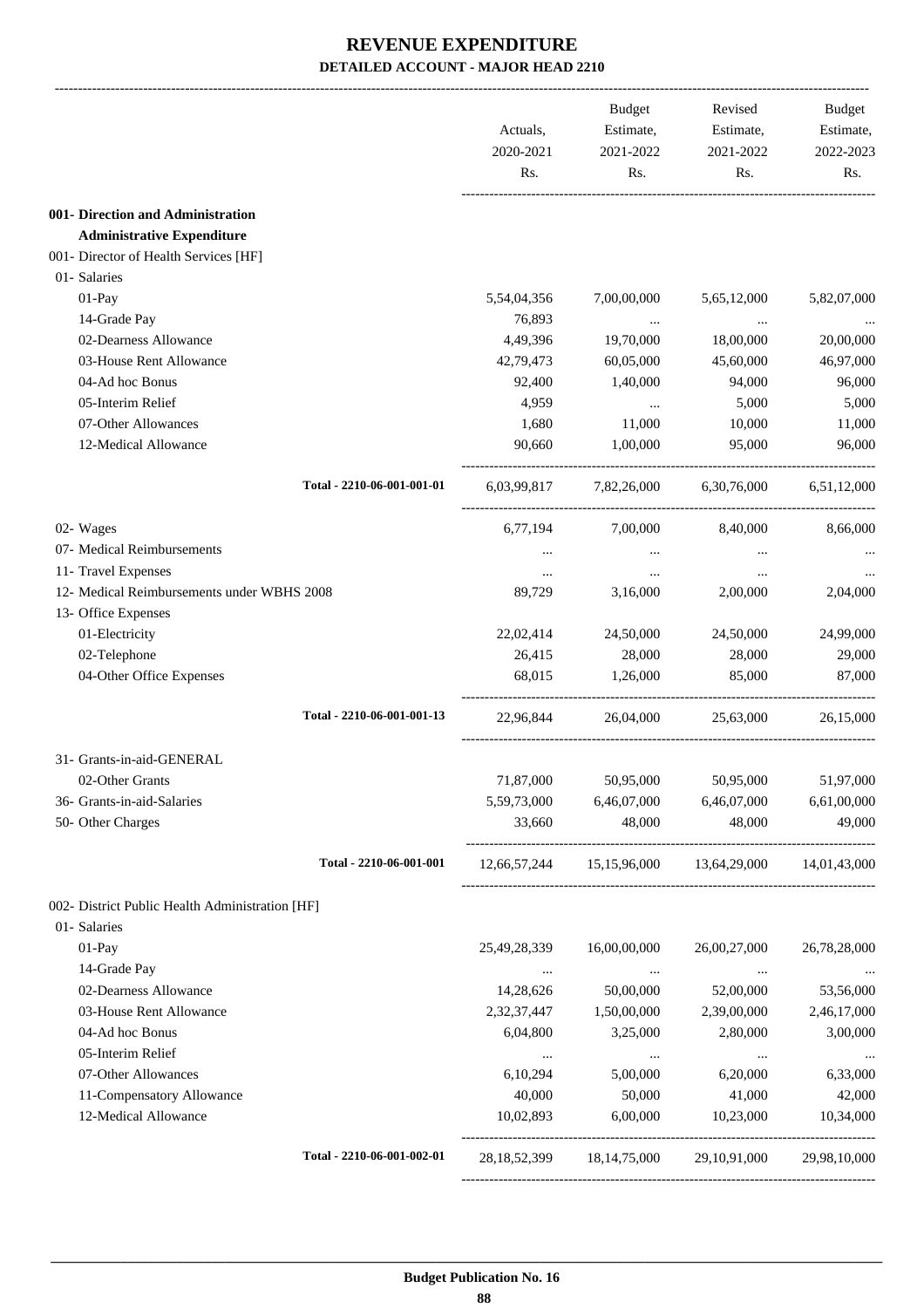# REVENUE EXPENDITURE

## DETAILED ACCOUNT - MAJOR HEAD 2210

| | Actuals, 2020-2021 Rs. | Budget Estimate, 2021-2022 Rs. | Revised Estimate, 2021-2022 Rs. | Budget Estimate, 2022-2023 Rs. |
|---|---|---|---|---|
| **001- Direction and Administration** | | | | |
| **Administrative Expenditure** | | | | |
| 001- Director of Health Services [HF] | | | | |
| 01- Salaries | | | | |
| 01-Pay | 5,54,04,356 | 7,00,00,000 | 5,65,12,000 | 5,82,07,000 |
| 14-Grade Pay | 76,893 | ... | ... | ... |
| 02-Dearness Allowance | 4,49,396 | 19,70,000 | 18,00,000 | 20,00,000 |
| 03-House Rent Allowance | 42,79,473 | 60,05,000 | 45,60,000 | 46,97,000 |
| 04-Ad hoc Bonus | 92,400 | 1,40,000 | 94,000 | 96,000 |
| 05-Interim Relief | 4,959 | ... | 5,000 | 5,000 |
| 07-Other Allowances | 1,680 | 11,000 | 10,000 | 11,000 |
| 12-Medical Allowance | 90,660 | 1,00,000 | 95,000 | 96,000 |
| Total - 2210-06-001-001-01 | 6,03,99,817 | 7,82,26,000 | 6,30,76,000 | 6,51,12,000 |
| 02- Wages | 6,77,194 | 7,00,000 | 8,40,000 | 8,66,000 |
| 07- Medical Reimbursements | ... | ... | ... | ... |
| 11- Travel Expenses | ... | ... | ... | ... |
| 12- Medical Reimbursements under WBHS 2008 | 89,729 | 3,16,000 | 2,00,000 | 2,04,000 |
| 13- Office Expenses | | | | |
| 01-Electricity | 22,02,414 | 24,50,000 | 24,50,000 | 24,99,000 |
| 02-Telephone | 26,415 | 28,000 | 28,000 | 29,000 |
| 04-Other Office Expenses | 68,015 | 1,26,000 | 85,000 | 87,000 |
| Total - 2210-06-001-001-13 | 22,96,844 | 26,04,000 | 25,63,000 | 26,15,000 |
| 31- Grants-in-aid-GENERAL | | | | |
| 02-Other Grants | 71,87,000 | 50,95,000 | 50,95,000 | 51,97,000 |
| 36- Grants-in-aid-Salaries | 5,59,73,000 | 6,46,07,000 | 6,46,07,000 | 6,61,00,000 |
| 50- Other Charges | 33,660 | 48,000 | 48,000 | 49,000 |
| Total - 2210-06-001-001 | 12,66,57,244 | 15,15,96,000 | 13,64,29,000 | 14,01,43,000 |
| 002- District Public Health Administration [HF] | | | | |
| 01- Salaries | | | | |
| 01-Pay | 25,49,28,339 | 16,00,00,000 | 26,00,27,000 | 26,78,28,000 |
| 14-Grade Pay | ... | ... | ... | ... |
| 02-Dearness Allowance | 14,28,626 | 50,00,000 | 52,00,000 | 53,56,000 |
| 03-House Rent Allowance | 2,32,37,447 | 1,50,00,000 | 2,39,00,000 | 2,46,17,000 |
| 04-Ad hoc Bonus | 6,04,800 | 3,25,000 | 2,80,000 | 3,00,000 |
| 05-Interim Relief | ... | ... | ... | ... |
| 07-Other Allowances | 6,10,294 | 5,00,000 | 6,20,000 | 6,33,000 |
| 11-Compensatory Allowance | 40,000 | 50,000 | 41,000 | 42,000 |
| 12-Medical Allowance | 10,02,893 | 6,00,000 | 10,23,000 | 10,34,000 |
| Total - 2210-06-001-002-01 | 28,18,52,399 | 18,14,75,000 | 29,10,91,000 | 29,98,10,000 |

**Budget Publication No. 16**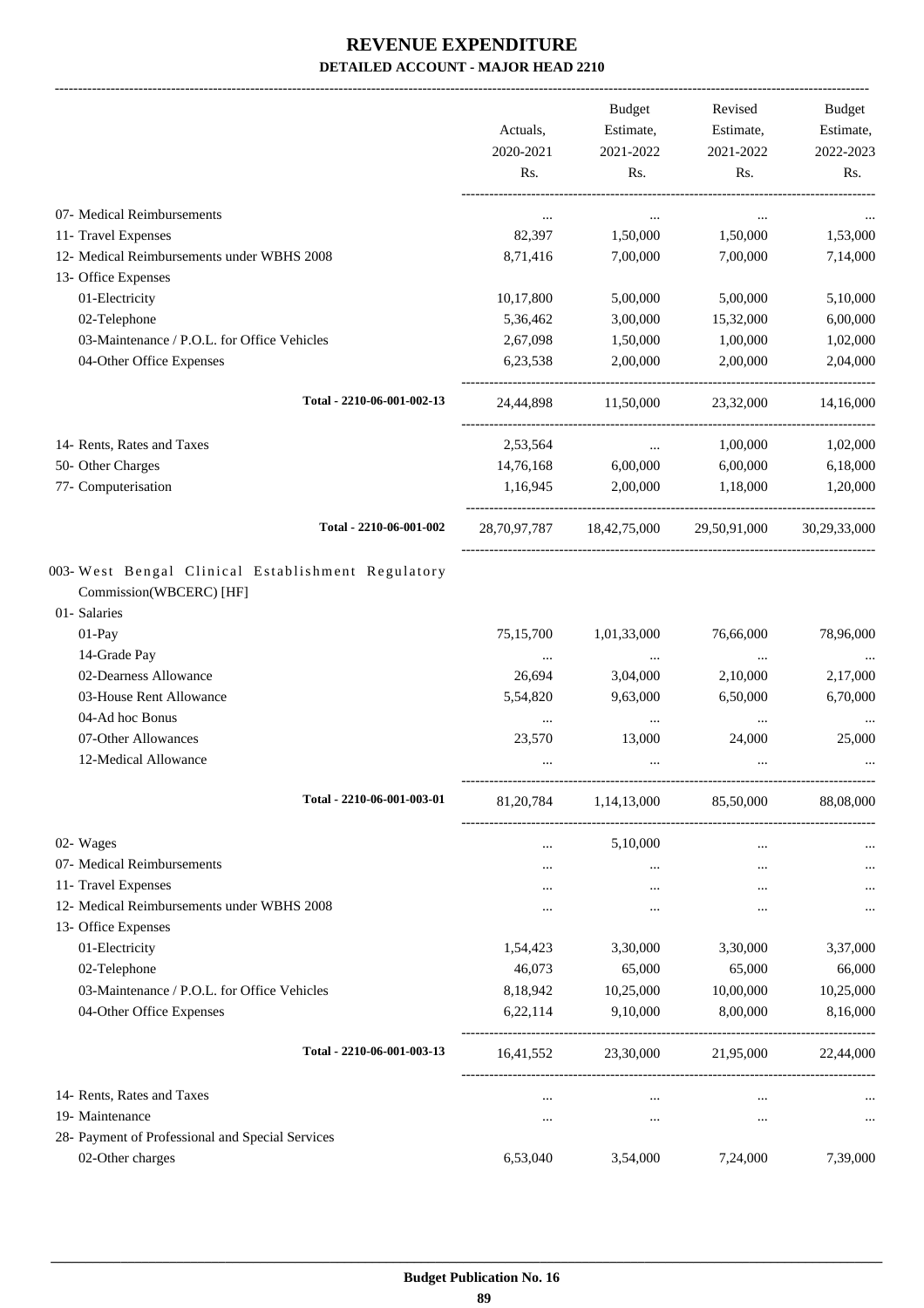# REVENUE EXPENDITURE

**DETAILED ACCOUNT - MAJOR HEAD 2210**

| | Actuals, 2020-2021 Rs. | Budget Estimate, 2021-2022 Rs. | Revised Estimate, 2021-2022 Rs. | Budget Estimate, 2022-2023 Rs. |
|---|---|---|---|---|
| 07- Medical Reimbursements | ... | ... | ... | ... |
| 11- Travel Expenses | 82,397 | 1,50,000 | 1,50,000 | 1,53,000 |
| 12- Medical Reimbursements under WBHS 2008 | 8,71,416 | 7,00,000 | 7,00,000 | 7,14,000 |
| 13- Office Expenses | | | | |
| 01-Electricity | 10,17,800 | 5,00,000 | 5,00,000 | 5,10,000 |
| 02-Telephone | 5,36,462 | 3,00,000 | 15,32,000 | 6,00,000 |
| 03-Maintenance / P.O.L. for Office Vehicles | 2,67,098 | 1,50,000 | 1,00,000 | 1,02,000 |
| 04-Other Office Expenses | 6,23,538 | 2,00,000 | 2,00,000 | 2,04,000 |
| **Total - 2210-06-001-002-13** | 24,44,898 | 11,50,000 | 23,32,000 | 14,16,000 |
| 14- Rents, Rates and Taxes | 2,53,564 | ... | 1,00,000 | 1,02,000 |
| 50- Other Charges | 14,76,168 | 6,00,000 | 6,00,000 | 6,18,000 |
| 77- Computerisation | 1,16,945 | 2,00,000 | 1,18,000 | 1,20,000 |
| **Total - 2210-06-001-002** | 28,70,97,787 | 18,42,75,000 | 29,50,91,000 | 30,29,33,000 |
| 003- West Bengal Clinical Establishment Regulatory Commission(WBCERC) [HF] | | | | |
| 01- Salaries | | | | |
| 01-Pay | 75,15,700 | 1,01,33,000 | 76,66,000 | 78,96,000 |
| 14-Grade Pay | ... | ... | ... | ... |
| 02-Dearness Allowance | 26,694 | 3,04,000 | 2,10,000 | 2,17,000 |
| 03-House Rent Allowance | 5,54,820 | 9,63,000 | 6,50,000 | 6,70,000 |
| 04-Ad hoc Bonus | ... | ... | ... | ... |
| 07-Other Allowances | 23,570 | 13,000 | 24,000 | 25,000 |
| 12-Medical Allowance | ... | ... | ... | ... |
| **Total - 2210-06-001-003-01** | 81,20,784 | 1,14,13,000 | 85,50,000 | 88,08,000 |
| 02- Wages | ... | 5,10,000 | ... | ... |
| 07- Medical Reimbursements | ... | ... | ... | ... |
| 11- Travel Expenses | ... | ... | ... | ... |
| 12- Medical Reimbursements under WBHS 2008 | ... | ... | ... | ... |
| 13- Office Expenses | | | | |
| 01-Electricity | 1,54,423 | 3,30,000 | 3,30,000 | 3,37,000 |
| 02-Telephone | 46,073 | 65,000 | 65,000 | 66,000 |
| 03-Maintenance / P.O.L. for Office Vehicles | 8,18,942 | 10,25,000 | 10,00,000 | 10,25,000 |
| 04-Other Office Expenses | 6,22,114 | 9,10,000 | 8,00,000 | 8,16,000 |
| **Total - 2210-06-001-003-13** | 16,41,552 | 23,30,000 | 21,95,000 | 22,44,000 |
| 14- Rents, Rates and Taxes | ... | ... | ... | ... |
| 19- Maintenance | ... | ... | ... | ... |
| 28- Payment of Professional and Special Services | | | | |
| 02-Other charges | 6,53,040 | 3,54,000 | 7,24,000 | 7,39,000 |

Budget Publication No. 16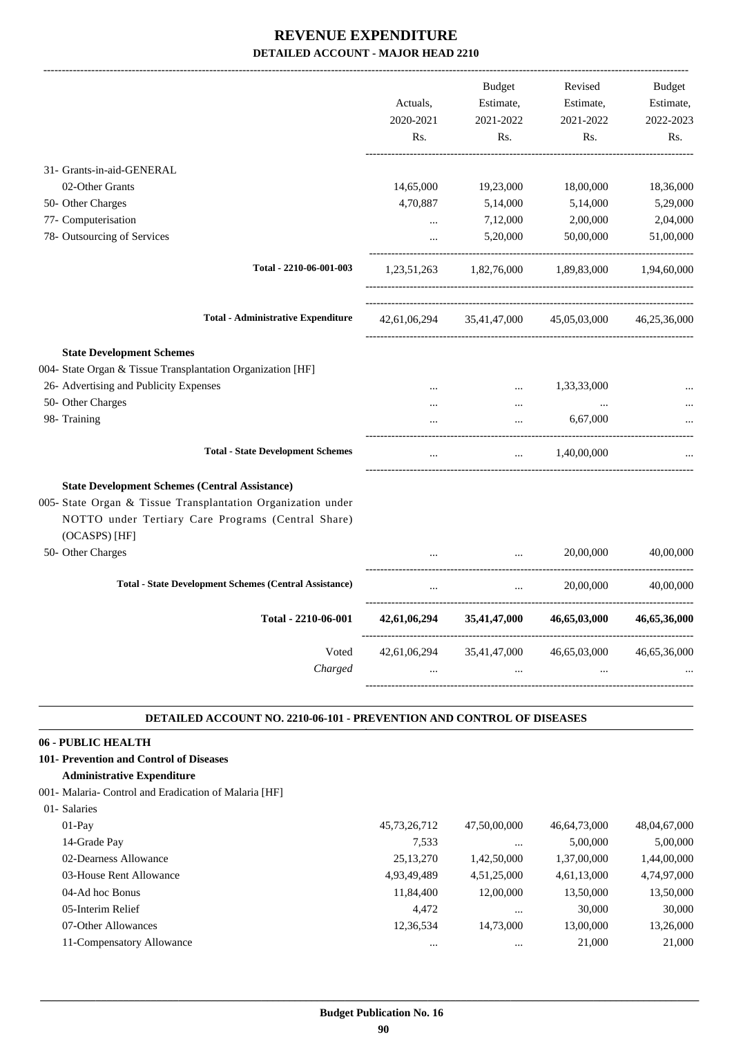# REVENUE EXPENDITURE

## DETAILED ACCOUNT - MAJOR HEAD 2210

| | Actuals, 2020-2021 Rs. | Budget Estimate, 2021-2022 Rs. | Revised Estimate, 2021-2022 Rs. | Budget Estimate, 2022-2023 Rs. |
|---|---|---|---|---|
| 31- Grants-in-aid-GENERAL | | | | |
| 02-Other Grants | 14,65,000 | 19,23,000 | 18,00,000 | 18,36,000 |
| 50- Other Charges | 4,70,887 | 5,14,000 | 5,14,000 | 5,29,000 |
| 77- Computerisation | ... | 7,12,000 | 2,00,000 | 2,04,000 |
| 78- Outsourcing of Services | ... | 5,20,000 | 50,00,000 | 51,00,000 |
| Total - 2210-06-001-003 | 1,23,51,263 | 1,82,76,000 | 1,89,83,000 | 1,94,60,000 |
| Total - Administrative Expenditure | 42,61,06,294 | 35,41,47,000 | 45,05,03,000 | 46,25,36,000 |
| **State Development Schemes** | | | | |
| 004- State Organ & Tissue Transplantation Organization [HF] | | | | |
| 26- Advertising and Publicity Expenses | ... | ... | 1,33,33,000 | ... |
| 50- Other Charges | ... | ... | ... | ... |
| 98- Training | ... | ... | 6,67,000 | ... |
| Total - State Development Schemes | ... | ... | 1,40,00,000 | ... |
| **State Development Schemes (Central Assistance)** | | | | |
| 005- State Organ & Tissue Transplantation Organization under NOTTO under Tertiary Care Programs (Central Share) (OCASPS) [HF] | | | | |
| 50- Other Charges | ... | ... | 20,00,000 | 40,00,000 |
| Total - State Development Schemes (Central Assistance) | ... | ... | 20,00,000 | 40,00,000 |
| **Total - 2210-06-001** | **42,61,06,294** | **35,41,47,000** | **46,65,03,000** | **46,65,36,000** |
| Voted | 42,61,06,294 | 35,41,47,000 | 46,65,03,000 | 46,65,36,000 |
| *Charged* | ... | ... | ... | ... |

### DETAILED ACCOUNT NO. 2210-06-101 - PREVENTION AND CONTROL OF DISEASES

| | Actuals, 2020-2021 Rs. | Budget Estimate, 2021-2022 Rs. | Revised Estimate, 2021-2022 Rs. | Budget Estimate, 2022-2023 Rs. |
|---|---|---|---|---|
| **06 - PUBLIC HEALTH** | | | | |
| **101- Prevention and Control of Diseases** | | | | |
| **Administrative Expenditure** | | | | |
| 001- Malaria- Control and Eradication of Malaria [HF] | | | | |
| 01- Salaries | | | | |
| 01-Pay | 45,73,26,712 | 47,50,00,000 | 46,64,73,000 | 48,04,67,000 |
| 14-Grade Pay | 7,533 | ... | 5,00,000 | 5,00,000 |
| 02-Dearness Allowance | 25,13,270 | 1,42,50,000 | 1,37,00,000 | 1,44,00,000 |
| 03-House Rent Allowance | 4,93,49,489 | 4,51,25,000 | 4,61,13,000 | 4,74,97,000 |
| 04-Ad hoc Bonus | 11,84,400 | 12,00,000 | 13,50,000 | 13,50,000 |
| 05-Interim Relief | 4,472 | ... | 30,000 | 30,000 |
| 07-Other Allowances | 12,36,534 | 14,73,000 | 13,00,000 | 13,26,000 |
| 11-Compensatory Allowance | ... | ... | 21,000 | 21,000 |

Budget Publication No. 16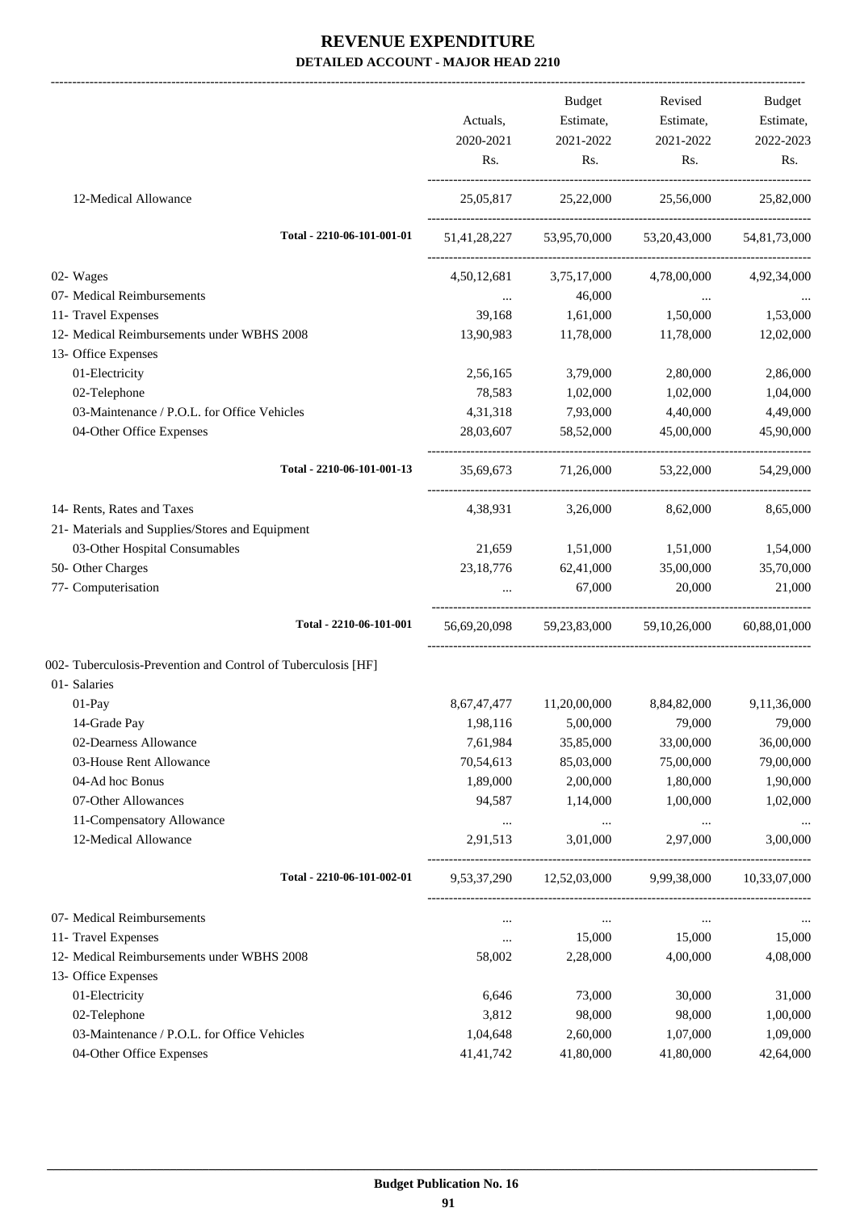# REVENUE EXPENDITURE

**DETAILED ACCOUNT - MAJOR HEAD 2210**

| | Actuals, 2020-2021 Rs. | Budget Estimate, 2021-2022 Rs. | Revised Estimate, 2021-2022 Rs. | Budget Estimate, 2022-2023 Rs. |
|---|---|---|---|---|
| 12-Medical Allowance | 25,05,817 | 25,22,000 | 25,56,000 | 25,82,000 |
| **Total - 2210-06-101-001-01** | 51,41,28,227 | 53,95,70,000 | 53,20,43,000 | 54,81,73,000 |
| 02- Wages | 4,50,12,681 | 3,75,17,000 | 4,78,00,000 | 4,92,34,000 |
| 07- Medical Reimbursements | ... | 46,000 | ... | ... |
| 11- Travel Expenses | 39,168 | 1,61,000 | 1,50,000 | 1,53,000 |
| 12- Medical Reimbursements under WBHS 2008 | 13,90,983 | 11,78,000 | 11,78,000 | 12,02,000 |
| 13- Office Expenses | | | | |
| 01-Electricity | 2,56,165 | 3,79,000 | 2,80,000 | 2,86,000 |
| 02-Telephone | 78,583 | 1,02,000 | 1,02,000 | 1,04,000 |
| 03-Maintenance / P.O.L. for Office Vehicles | 4,31,318 | 7,93,000 | 4,40,000 | 4,49,000 |
| 04-Other Office Expenses | 28,03,607 | 58,52,000 | 45,00,000 | 45,90,000 |
| **Total - 2210-06-101-001-13** | 35,69,673 | 71,26,000 | 53,22,000 | 54,29,000 |
| 14- Rents, Rates and Taxes | 4,38,931 | 3,26,000 | 8,62,000 | 8,65,000 |
| 21- Materials and Supplies/Stores and Equipment | | | | |
| 03-Other Hospital Consumables | 21,659 | 1,51,000 | 1,51,000 | 1,54,000 |
| 50- Other Charges | 23,18,776 | 62,41,000 | 35,00,000 | 35,70,000 |
| 77- Computerisation | ... | 67,000 | 20,000 | 21,000 |
| **Total - 2210-06-101-001** | 56,69,20,098 | 59,23,83,000 | 59,10,26,000 | 60,88,01,000 |
| 002- Tuberculosis-Prevention and Control of Tuberculosis [HF] | | | | |
| 01- Salaries | | | | |
| 01-Pay | 8,67,47,477 | 11,20,00,000 | 8,84,82,000 | 9,11,36,000 |
| 14-Grade Pay | 1,98,116 | 5,00,000 | 79,000 | 79,000 |
| 02-Dearness Allowance | 7,61,984 | 35,85,000 | 33,00,000 | 36,00,000 |
| 03-House Rent Allowance | 70,54,613 | 85,03,000 | 75,00,000 | 79,00,000 |
| 04-Ad hoc Bonus | 1,89,000 | 2,00,000 | 1,80,000 | 1,90,000 |
| 07-Other Allowances | 94,587 | 1,14,000 | 1,00,000 | 1,02,000 |
| 11-Compensatory Allowance | ... | ... | ... | ... |
| 12-Medical Allowance | 2,91,513 | 3,01,000 | 2,97,000 | 3,00,000 |
| **Total - 2210-06-101-002-01** | 9,53,37,290 | 12,52,03,000 | 9,99,38,000 | 10,33,07,000 |
| 07- Medical Reimbursements | ... | ... | ... | ... |
| 11- Travel Expenses | ... | 15,000 | 15,000 | 15,000 |
| 12- Medical Reimbursements under WBHS 2008 | 58,002 | 2,28,000 | 4,00,000 | 4,08,000 |
| 13- Office Expenses | | | | |
| 01-Electricity | 6,646 | 73,000 | 30,000 | 31,000 |
| 02-Telephone | 3,812 | 98,000 | 98,000 | 1,00,000 |
| 03-Maintenance / P.O.L. for Office Vehicles | 1,04,648 | 2,60,000 | 1,07,000 | 1,09,000 |
| 04-Other Office Expenses | 41,41,742 | 41,80,000 | 41,80,000 | 42,64,000 |

**Budget Publication No. 16**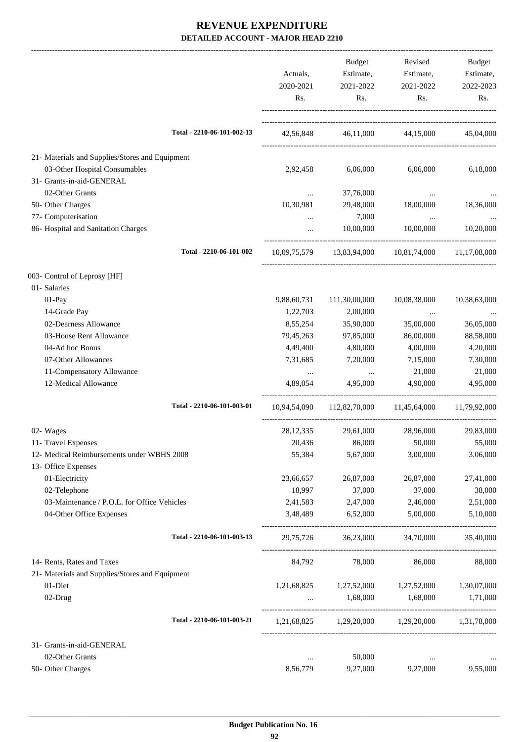# REVENUE EXPENDITURE

### DETAILED ACCOUNT - MAJOR HEAD 2210

| | Actuals, 2020-2021 Rs. | Budget Estimate, 2021-2022 Rs. | Revised Estimate, 2021-2022 Rs. | Budget Estimate, 2022-2023 Rs. |
|---|---|---|---|---|
| Total - 2210-06-101-002-13 | 42,56,848 | 46,11,000 | 44,15,000 | 45,04,000 |
| 21- Materials and Supplies/Stores and Equipment | | | | |
| 03-Other Hospital Consumables | 2,92,458 | 6,06,000 | 6,06,000 | 6,18,000 |
| 31- Grants-in-aid-GENERAL | | | | |
| 02-Other Grants | ... | 37,76,000 | ... | ... |
| 50- Other Charges | 10,30,981 | 29,48,000 | 18,00,000 | 18,36,000 |
| 77- Computerisation | ... | 7,000 | ... | ... |
| 86- Hospital and Sanitation Charges | ... | 10,00,000 | 10,00,000 | 10,20,000 |
| Total - 2210-06-101-002 | 10,09,75,579 | 13,83,94,000 | 10,81,74,000 | 11,17,08,000 |
| 003- Control of Leprosy [HF] | | | | |
| 01- Salaries | | | | |
| 01-Pay | 9,88,60,731 | 111,30,00,000 | 10,08,38,000 | 10,38,63,000 |
| 14-Grade Pay | 1,22,703 | 2,00,000 | ... | ... |
| 02-Dearness Allowance | 8,55,254 | 35,90,000 | 35,00,000 | 36,05,000 |
| 03-House Rent Allowance | 79,45,263 | 97,85,000 | 86,00,000 | 88,58,000 |
| 04-Ad hoc Bonus | 4,49,400 | 4,80,000 | 4,00,000 | 4,20,000 |
| 07-Other Allowances | 7,31,685 | 7,20,000 | 7,15,000 | 7,30,000 |
| 11-Compensatory Allowance | ... | ... | 21,000 | 21,000 |
| 12-Medical Allowance | 4,89,054 | 4,95,000 | 4,90,000 | 4,95,000 |
| Total - 2210-06-101-003-01 | 10,94,54,090 | 112,82,70,000 | 11,45,64,000 | 11,79,92,000 |
| 02- Wages | 28,12,335 | 29,61,000 | 28,96,000 | 29,83,000 |
| 11- Travel Expenses | 20,436 | 86,000 | 50,000 | 55,000 |
| 12- Medical Reimbursements under WBHS 2008 | 55,384 | 5,67,000 | 3,00,000 | 3,06,000 |
| 13- Office Expenses | | | | |
| 01-Electricity | 23,66,657 | 26,87,000 | 26,87,000 | 27,41,000 |
| 02-Telephone | 18,997 | 37,000 | 37,000 | 38,000 |
| 03-Maintenance / P.O.L. for Office Vehicles | 2,41,583 | 2,47,000 | 2,46,000 | 2,51,000 |
| 04-Other Office Expenses | 3,48,489 | 6,52,000 | 5,00,000 | 5,10,000 |
| Total - 2210-06-101-003-13 | 29,75,726 | 36,23,000 | 34,70,000 | 35,40,000 |
| 14- Rents, Rates and Taxes | 84,792 | 78,000 | 86,000 | 88,000 |
| 21- Materials and Supplies/Stores and Equipment | | | | |
| 01-Diet | 1,21,68,825 | 1,27,52,000 | 1,27,52,000 | 1,30,07,000 |
| 02-Drug | ... | 1,68,000 | 1,68,000 | 1,71,000 |
| Total - 2210-06-101-003-21 | 1,21,68,825 | 1,29,20,000 | 1,29,20,000 | 1,31,78,000 |
| 31- Grants-in-aid-GENERAL | | | | |
| 02-Other Grants | ... | 50,000 | ... | ... |
| 50- Other Charges | 8,56,779 | 9,27,000 | 9,27,000 | 9,55,000 |

Budget Publication No. 16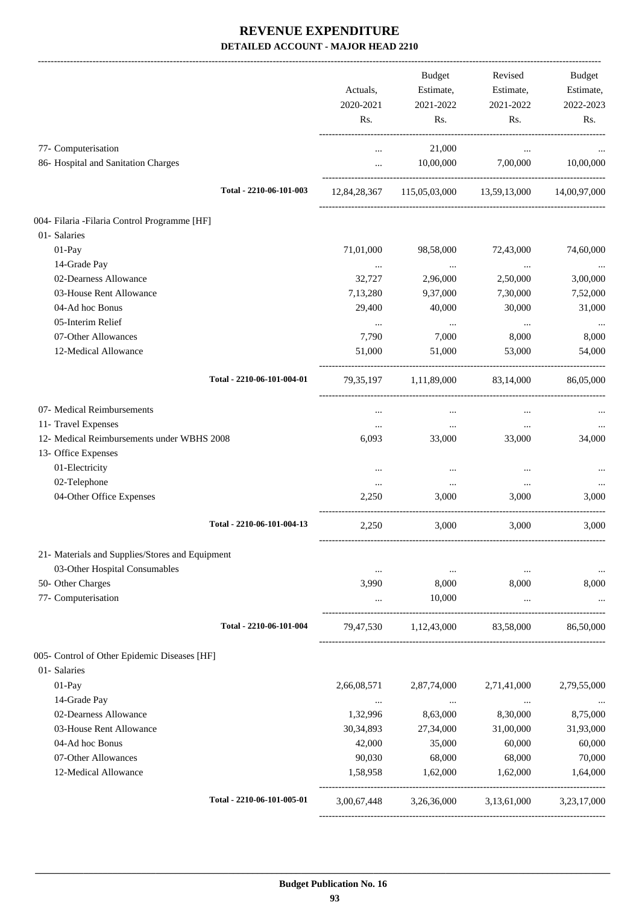# REVENUE EXPENDITURE

**DETAILED ACCOUNT - MAJOR HEAD 2210**

| | Actuals, 2020-2021 Rs. | Budget Estimate, 2021-2022 Rs. | Revised Estimate, 2021-2022 Rs. | Budget Estimate, 2022-2023 Rs. |
|---|---|---|---|---|
| 77- Computerisation | ... | 21,000 | ... | ... |
| 86- Hospital and Sanitation Charges | ... | 10,00,000 | 7,00,000 | 10,00,000 |
| **Total - 2210-06-101-003** | 12,84,28,367 | 115,05,03,000 | 13,59,13,000 | 14,00,97,000 |
| 004- Filaria -Filaria Control Programme [HF] | | | | |
| 01- Salaries | | | | |
| 01-Pay | 71,01,000 | 98,58,000 | 72,43,000 | 74,60,000 |
| 14-Grade Pay | ... | ... | ... | ... |
| 02-Dearness Allowance | 32,727 | 2,96,000 | 2,50,000 | 3,00,000 |
| 03-House Rent Allowance | 7,13,280 | 9,37,000 | 7,30,000 | 7,52,000 |
| 04-Ad hoc Bonus | 29,400 | 40,000 | 30,000 | 31,000 |
| 05-Interim Relief | ... | ... | ... | ... |
| 07-Other Allowances | 7,790 | 7,000 | 8,000 | 8,000 |
| 12-Medical Allowance | 51,000 | 51,000 | 53,000 | 54,000 |
| **Total - 2210-06-101-004-01** | 79,35,197 | 1,11,89,000 | 83,14,000 | 86,05,000 |
| 07- Medical Reimbursements | ... | ... | ... | ... |
| 11- Travel Expenses | ... | ... | ... | ... |
| 12- Medical Reimbursements under WBHS 2008 | 6,093 | 33,000 | 33,000 | 34,000 |
| 13- Office Expenses | | | | |
| 01-Electricity | ... | ... | ... | ... |
| 02-Telephone | ... | ... | ... | ... |
| 04-Other Office Expenses | 2,250 | 3,000 | 3,000 | 3,000 |
| **Total - 2210-06-101-004-13** | 2,250 | 3,000 | 3,000 | 3,000 |
| 21- Materials and Supplies/Stores and Equipment | | | | |
| 03-Other Hospital Consumables | ... | ... | ... | ... |
| 50- Other Charges | 3,990 | 8,000 | 8,000 | 8,000 |
| 77- Computerisation | ... | 10,000 | ... | ... |
| **Total - 2210-06-101-004** | 79,47,530 | 1,12,43,000 | 83,58,000 | 86,50,000 |
| 005- Control of Other Epidemic Diseases [HF] | | | | |
| 01- Salaries | | | | |
| 01-Pay | 2,66,08,571 | 2,87,74,000 | 2,71,41,000 | 2,79,55,000 |
| 14-Grade Pay | ... | ... | ... | ... |
| 02-Dearness Allowance | 1,32,996 | 8,63,000 | 8,30,000 | 8,75,000 |
| 03-House Rent Allowance | 30,34,893 | 27,34,000 | 31,00,000 | 31,93,000 |
| 04-Ad hoc Bonus | 42,000 | 35,000 | 60,000 | 60,000 |
| 07-Other Allowances | 90,030 | 68,000 | 68,000 | 70,000 |
| 12-Medical Allowance | 1,58,958 | 1,62,000 | 1,62,000 | 1,64,000 |
| **Total - 2210-06-101-005-01** | 3,00,67,448 | 3,26,36,000 | 3,13,61,000 | 3,23,17,000 |

**Budget Publication No. 16**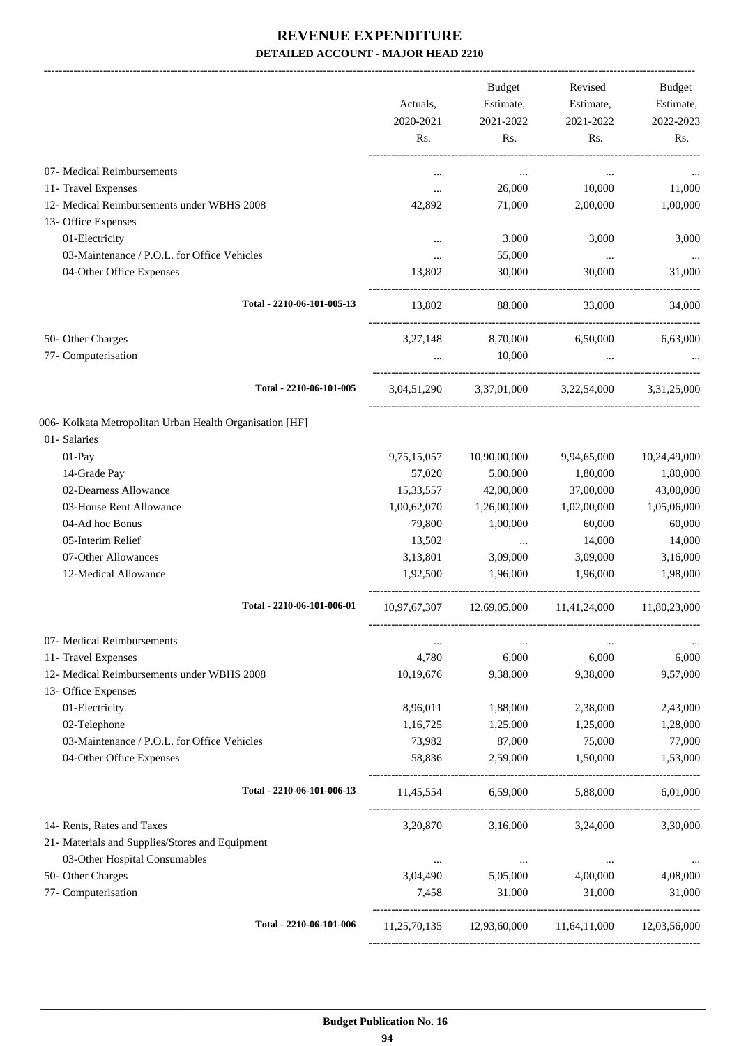# REVENUE EXPENDITURE

## DETAILED ACCOUNT - MAJOR HEAD 2210

| | Actuals, 2020-2021 Rs. | Budget Estimate, 2021-2022 Rs. | Revised Estimate, 2021-2022 Rs. | Budget Estimate, 2022-2023 Rs. |
|---|---|---|---|---|
| 07- Medical Reimbursements | ... | ... | ... | ... |
| 11- Travel Expenses | ... | 26,000 | 10,000 | 11,000 |
| 12- Medical Reimbursements under WBHS 2008 | 42,892 | 71,000 | 2,00,000 | 1,00,000 |
| 13- Office Expenses | | | | |
| 01-Electricity | ... | 3,000 | 3,000 | 3,000 |
| 03-Maintenance / P.O.L. for Office Vehicles | ... | 55,000 | ... | ... |
| 04-Other Office Expenses | 13,802 | 30,000 | 30,000 | 31,000 |
| Total - 2210-06-101-005-13 | 13,802 | 88,000 | 33,000 | 34,000 |
| 50- Other Charges | 3,27,148 | 8,70,000 | 6,50,000 | 6,63,000 |
| 77- Computerisation | ... | 10,000 | ... | ... |
| Total - 2210-06-101-005 | 3,04,51,290 | 3,37,01,000 | 3,22,54,000 | 3,31,25,000 |
| 006- Kolkata Metropolitan Urban Health Organisation [HF] | | | | |
| 01- Salaries | | | | |
| 01-Pay | 9,75,15,057 | 10,90,00,000 | 9,94,65,000 | 10,24,49,000 |
| 14-Grade Pay | 57,020 | 5,00,000 | 1,80,000 | 1,80,000 |
| 02-Dearness Allowance | 15,33,557 | 42,00,000 | 37,00,000 | 43,00,000 |
| 03-House Rent Allowance | 1,00,62,070 | 1,26,00,000 | 1,02,00,000 | 1,05,06,000 |
| 04-Ad hoc Bonus | 79,800 | 1,00,000 | 60,000 | 60,000 |
| 05-Interim Relief | 13,502 | ... | 14,000 | 14,000 |
| 07-Other Allowances | 3,13,801 | 3,09,000 | 3,09,000 | 3,16,000 |
| 12-Medical Allowance | 1,92,500 | 1,96,000 | 1,96,000 | 1,98,000 |
| Total - 2210-06-101-006-01 | 10,97,67,307 | 12,69,05,000 | 11,41,24,000 | 11,80,23,000 |
| 07- Medical Reimbursements | ... | ... | ... | ... |
| 11- Travel Expenses | 4,780 | 6,000 | 6,000 | 6,000 |
| 12- Medical Reimbursements under WBHS 2008 | 10,19,676 | 9,38,000 | 9,38,000 | 9,57,000 |
| 13- Office Expenses | | | | |
| 01-Electricity | 8,96,011 | 1,88,000 | 2,38,000 | 2,43,000 |
| 02-Telephone | 1,16,725 | 1,25,000 | 1,25,000 | 1,28,000 |
| 03-Maintenance / P.O.L. for Office Vehicles | 73,982 | 87,000 | 75,000 | 77,000 |
| 04-Other Office Expenses | 58,836 | 2,59,000 | 1,50,000 | 1,53,000 |
| Total - 2210-06-101-006-13 | 11,45,554 | 6,59,000 | 5,88,000 | 6,01,000 |
| 14- Rents, Rates and Taxes | 3,20,870 | 3,16,000 | 3,24,000 | 3,30,000 |
| 21- Materials and Supplies/Stores and Equipment | | | | |
| 03-Other Hospital Consumables | ... | ... | ... | ... |
| 50- Other Charges | 3,04,490 | 5,05,000 | 4,00,000 | 4,08,000 |
| 77- Computerisation | 7,458 | 31,000 | 31,000 | 31,000 |
| Total - 2210-06-101-006 | 11,25,70,135 | 12,93,60,000 | 11,64,11,000 | 12,03,56,000 |

Budget Publication No. 16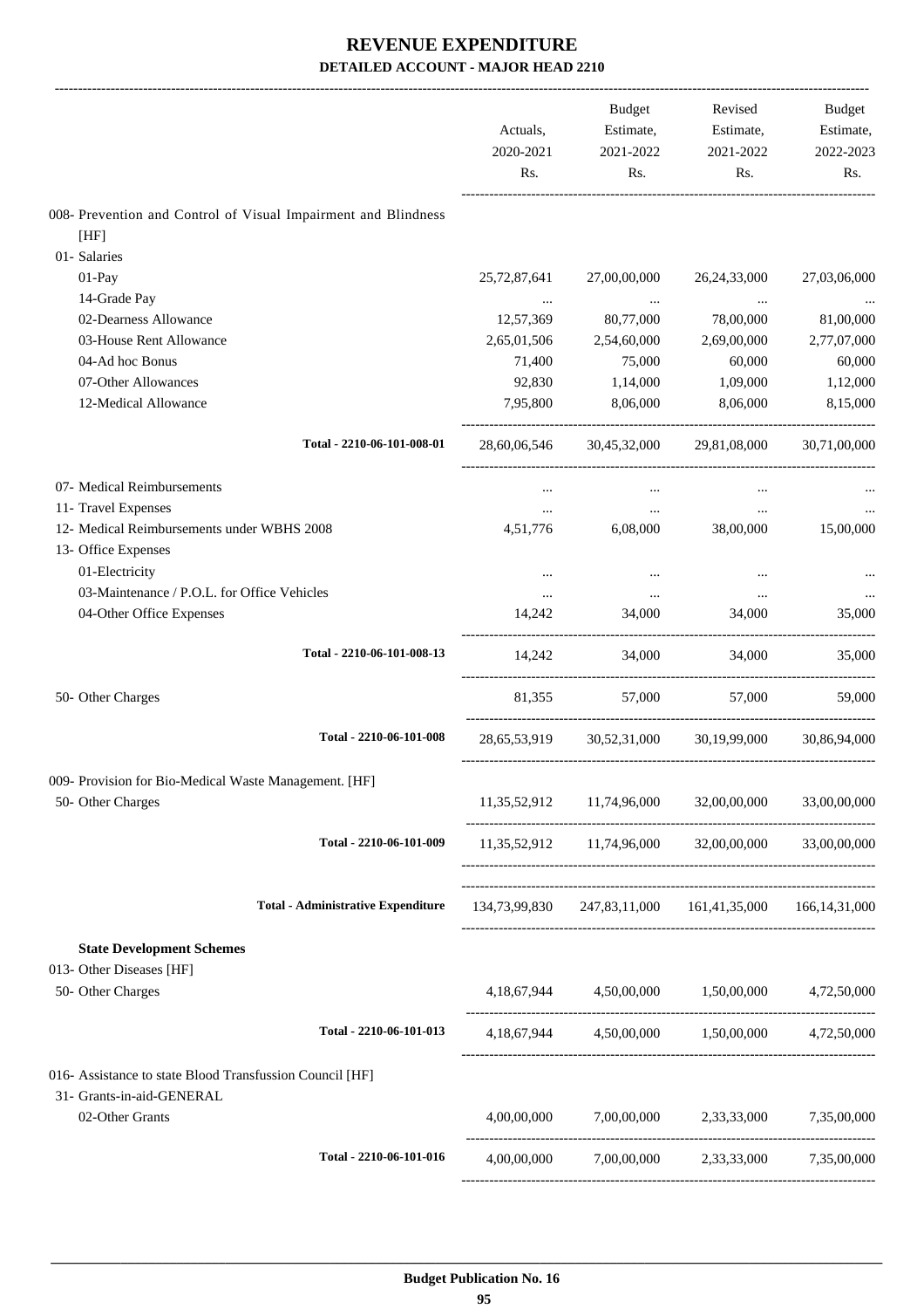# REVENUE EXPENDITURE

## DETAILED ACCOUNT - MAJOR HEAD 2210

| | Actuals, 2020-2021 Rs. | Budget Estimate, 2021-2022 Rs. | Revised Estimate, 2021-2022 Rs. | Budget Estimate, 2022-2023 Rs. |
|---|---|---|---|---|
| 008- Prevention and Control of Visual Impairment and Blindness [HF] | | | | |
| 01- Salaries | | | | |
| 01-Pay | 25,72,87,641 | 27,00,00,000 | 26,24,33,000 | 27,03,06,000 |
| 14-Grade Pay | ... | ... | ... | ... |
| 02-Dearness Allowance | 12,57,369 | 80,77,000 | 78,00,000 | 81,00,000 |
| 03-House Rent Allowance | 2,65,01,506 | 2,54,60,000 | 2,69,00,000 | 2,77,07,000 |
| 04-Ad hoc Bonus | 71,400 | 75,000 | 60,000 | 60,000 |
| 07-Other Allowances | 92,830 | 1,14,000 | 1,09,000 | 1,12,000 |
| 12-Medical Allowance | 7,95,800 | 8,06,000 | 8,06,000 | 8,15,000 |
| **Total - 2210-06-101-008-01** | 28,60,06,546 | 30,45,32,000 | 29,81,08,000 | 30,71,00,000 |
| 07- Medical Reimbursements | ... | ... | ... | ... |
| 11- Travel Expenses | ... | ... | ... | ... |
| 12- Medical Reimbursements under WBHS 2008 | 4,51,776 | 6,08,000 | 38,00,000 | 15,00,000 |
| 13- Office Expenses | | | | |
| 01-Electricity | ... | ... | ... | ... |
| 03-Maintenance / P.O.L. for Office Vehicles | ... | ... | ... | ... |
| 04-Other Office Expenses | 14,242 | 34,000 | 34,000 | 35,000 |
| **Total - 2210-06-101-008-13** | 14,242 | 34,000 | 34,000 | 35,000 |
| 50- Other Charges | 81,355 | 57,000 | 57,000 | 59,000 |
| **Total - 2210-06-101-008** | 28,65,53,919 | 30,52,31,000 | 30,19,99,000 | 30,86,94,000 |
| 009- Provision for Bio-Medical Waste Management. [HF] | | | | |
| 50- Other Charges | 11,35,52,912 | 11,74,96,000 | 32,00,00,000 | 33,00,00,000 |
| **Total - 2210-06-101-009** | 11,35,52,912 | 11,74,96,000 | 32,00,00,000 | 33,00,00,000 |
| **Total - Administrative Expenditure** | 134,73,99,830 | 247,83,11,000 | 161,41,35,000 | 166,14,31,000 |
| **State Development Schemes** | | | | |
| 013- Other Diseases [HF] | | | | |
| 50- Other Charges | 4,18,67,944 | 4,50,00,000 | 1,50,00,000 | 4,72,50,000 |
| **Total - 2210-06-101-013** | 4,18,67,944 | 4,50,00,000 | 1,50,00,000 | 4,72,50,000 |
| 016- Assistance to state Blood Transfussion Council [HF] | | | | |
| 31- Grants-in-aid-GENERAL | | | | |
| 02-Other Grants | 4,00,00,000 | 7,00,00,000 | 2,33,33,000 | 7,35,00,000 |
| **Total - 2210-06-101-016** | 4,00,00,000 | 7,00,00,000 | 2,33,33,000 | 7,35,00,000 |

**Budget Publication No. 16**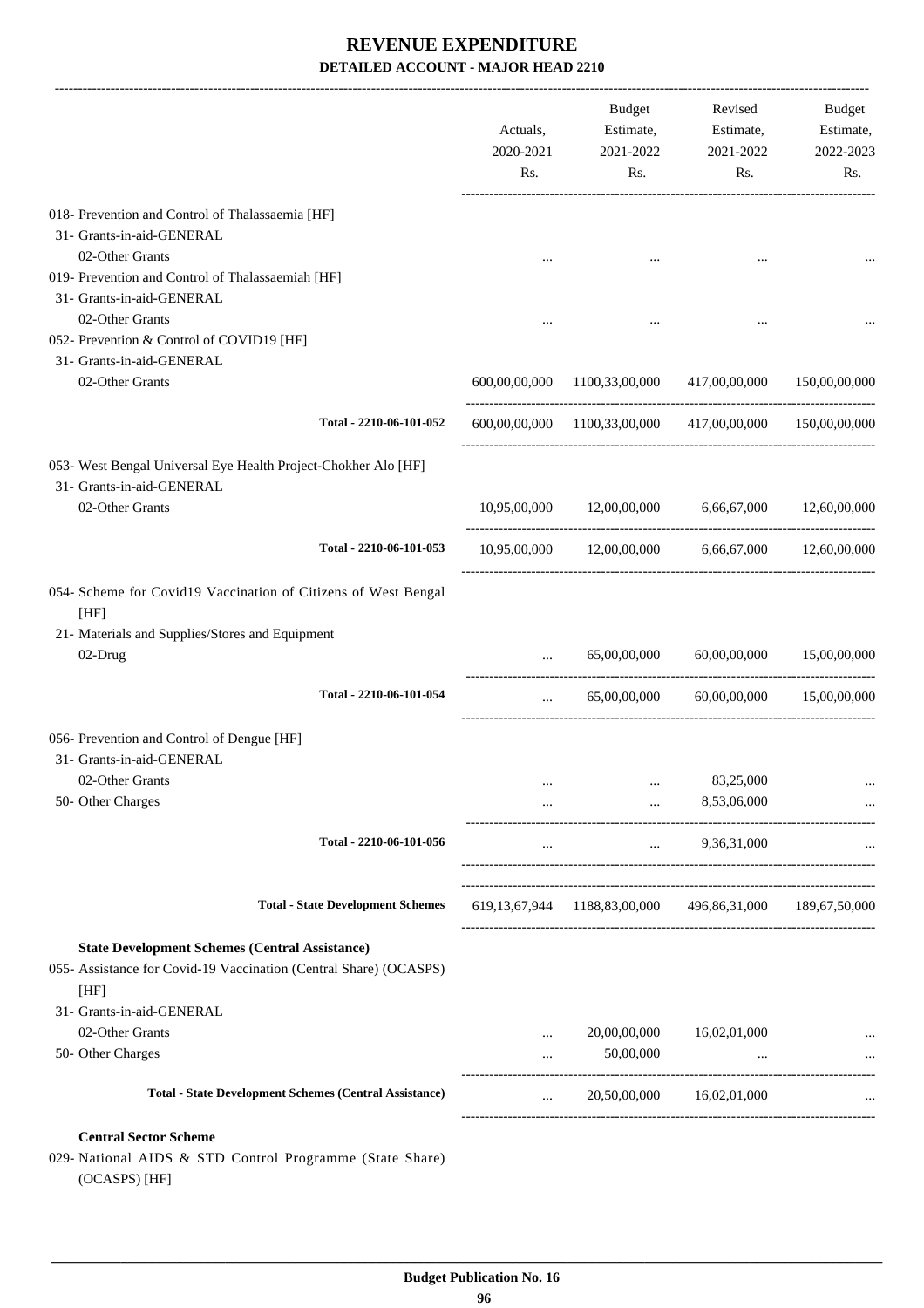# REVENUE EXPENDITURE

**DETAILED ACCOUNT - MAJOR HEAD 2210**

| | Actuals, 2020-2021 Rs. | Budget Estimate, 2021-2022 Rs. | Revised Estimate, 2021-2022 Rs. | Budget Estimate, 2022-2023 Rs. |
|---|---|---|---|---|
| 018- Prevention and Control of Thalassaemia [HF] | | | | |
| 31- Grants-in-aid-GENERAL | | | | |
| 02-Other Grants | ... | ... | ... | ... |
| 019- Prevention and Control of Thalassaemiah [HF] | | | | |
| 31- Grants-in-aid-GENERAL | | | | |
| 02-Other Grants | ... | ... | ... | ... |
| 052- Prevention & Control of COVID19 [HF] | | | | |
| 31- Grants-in-aid-GENERAL | | | | |
| 02-Other Grants | 600,00,00,000 | 1100,33,00,000 | 417,00,00,000 | 150,00,00,000 |
| Total - 2210-06-101-052 | 600,00,00,000 | 1100,33,00,000 | 417,00,00,000 | 150,00,00,000 |
| 053- West Bengal Universal Eye Health Project-Chokher Alo [HF] | | | | |
| 31- Grants-in-aid-GENERAL | | | | |
| 02-Other Grants | 10,95,00,000 | 12,00,00,000 | 6,66,67,000 | 12,60,00,000 |
| Total - 2210-06-101-053 | 10,95,00,000 | 12,00,00,000 | 6,66,67,000 | 12,60,00,000 |
| 054- Scheme for Covid19 Vaccination of Citizens of West Bengal [HF] | | | | |
| 21- Materials and Supplies/Stores and Equipment | | | | |
| 02-Drug | ... | 65,00,00,000 | 60,00,00,000 | 15,00,00,000 |
| Total - 2210-06-101-054 | ... | 65,00,00,000 | 60,00,00,000 | 15,00,00,000 |
| 056- Prevention and Control of Dengue [HF] | | | | |
| 31- Grants-in-aid-GENERAL | | | | |
| 02-Other Grants | ... | ... | 83,25,000 | ... |
| 50- Other Charges | ... | ... | 8,53,06,000 | ... |
| Total - 2210-06-101-056 | ... | ... | 9,36,31,000 | ... |
| Total - State Development Schemes | 619,13,67,944 | 1188,83,00,000 | 496,86,31,000 | 189,67,50,000 |
| **State Development Schemes (Central Assistance)** | | | | |
| 055- Assistance for Covid-19 Vaccination (Central Share) (OCASPS) [HF] | | | | |
| 31- Grants-in-aid-GENERAL | | | | |
| 02-Other Grants | ... | 20,00,00,000 | 16,02,01,000 | ... |
| 50- Other Charges | ... | 50,00,000 | ... | ... |
| Total - State Development Schemes (Central Assistance) | ... | 20,50,00,000 | 16,02,01,000 | ... |
| **Central Sector Scheme** | | | | |
| 029- National AIDS & STD Control Programme (State Share) (OCASPS) [HF] | | | | |

**Budget Publication No. 16**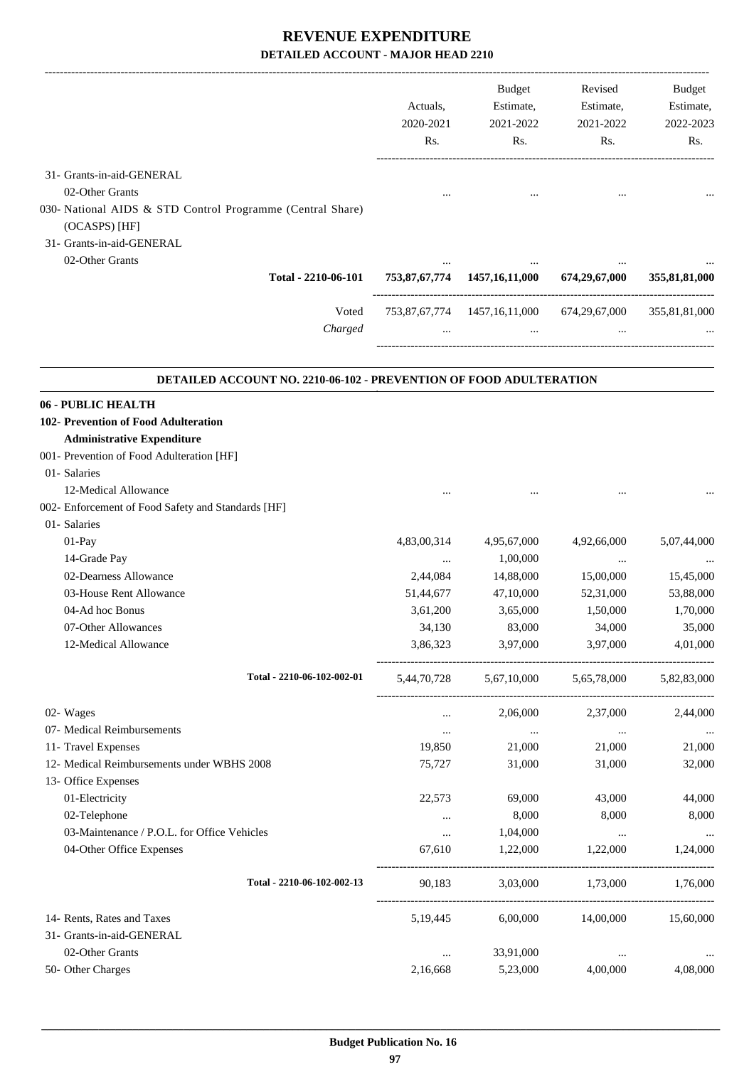# REVENUE EXPENDITURE

**DETAILED ACCOUNT - MAJOR HEAD 2210**

| | Actuals, 2020-2021 Rs. | Budget Estimate, 2021-2022 Rs. | Revised Estimate, 2021-2022 Rs. | Budget Estimate, 2022-2023 Rs. |
|---|---|---|---|---|
| 31- Grants-in-aid-GENERAL | | | | |
| 02-Other Grants | ... | ... | ... | ... |
| 030- National AIDS & STD Control Programme (Central Share) (OCASPS) [HF] | | | | |
| 31- Grants-in-aid-GENERAL | | | | |
| 02-Other Grants | ... | ... | ... | ... |
| **Total - 2210-06-101** | **753,87,67,774** | **1457,16,11,000** | **674,29,67,000** | **355,81,81,000** |
| Voted | 753,87,67,774 | 1457,16,11,000 | 674,29,67,000 | 355,81,81,000 |
| *Charged* | ... | ... | ... | ... |

**DETAILED ACCOUNT NO. 2210-06-102 - PREVENTION OF FOOD ADULTERATION**

| | Actuals, 2020-2021 Rs. | Budget Estimate, 2021-2022 Rs. | Revised Estimate, 2021-2022 Rs. | Budget Estimate, 2022-2023 Rs. |
|---|---|---|---|---|
| **06 - PUBLIC HEALTH** | | | | |
| **102- Prevention of Food Adulteration** | | | | |
| **Administrative Expenditure** | | | | |
| 001- Prevention of Food Adulteration [HF] | | | | |
| 01- Salaries | | | | |
| 12-Medical Allowance | ... | ... | ... | ... |
| 002- Enforcement of Food Safety and Standards [HF] | | | | |
| 01- Salaries | | | | |
| 01-Pay | 4,83,00,314 | 4,95,67,000 | 4,92,66,000 | 5,07,44,000 |
| 14-Grade Pay | ... | 1,00,000 | ... | ... |
| 02-Dearness Allowance | 2,44,084 | 14,88,000 | 15,00,000 | 15,45,000 |
| 03-House Rent Allowance | 51,44,677 | 47,10,000 | 52,31,000 | 53,88,000 |
| 04-Ad hoc Bonus | 3,61,200 | 3,65,000 | 1,50,000 | 1,70,000 |
| 07-Other Allowances | 34,130 | 83,000 | 34,000 | 35,000 |
| 12-Medical Allowance | 3,86,323 | 3,97,000 | 3,97,000 | 4,01,000 |
| **Total - 2210-06-102-002-01** | 5,44,70,728 | 5,67,10,000 | 5,65,78,000 | 5,82,83,000 |
| 02- Wages | ... | 2,06,000 | 2,37,000 | 2,44,000 |
| 07- Medical Reimbursements | ... | ... | ... | ... |
| 11- Travel Expenses | 19,850 | 21,000 | 21,000 | 21,000 |
| 12- Medical Reimbursements under WBHS 2008 | 75,727 | 31,000 | 31,000 | 32,000 |
| 13- Office Expenses | | | | |
| 01-Electricity | 22,573 | 69,000 | 43,000 | 44,000 |
| 02-Telephone | ... | 8,000 | 8,000 | 8,000 |
| 03-Maintenance / P.O.L. for Office Vehicles | ... | 1,04,000 | ... | ... |
| 04-Other Office Expenses | 67,610 | 1,22,000 | 1,22,000 | 1,24,000 |
| **Total - 2210-06-102-002-13** | 90,183 | 3,03,000 | 1,73,000 | 1,76,000 |
| 14- Rents, Rates and Taxes | 5,19,445 | 6,00,000 | 14,00,000 | 15,60,000 |
| 31- Grants-in-aid-GENERAL | | | | |
| 02-Other Grants | ... | 33,91,000 | ... | ... |
| 50- Other Charges | 2,16,668 | 5,23,000 | 4,00,000 | 4,08,000 |

**Budget Publication No. 16**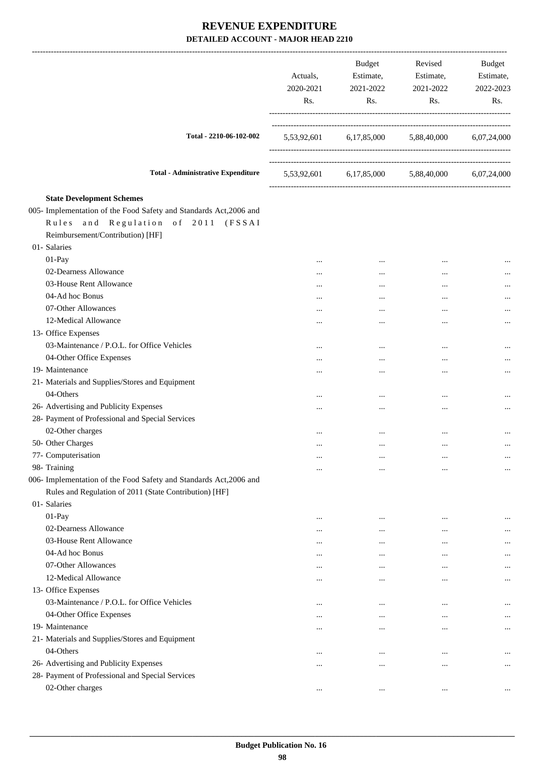# REVENUE EXPENDITURE

## DETAILED ACCOUNT - MAJOR HEAD 2210

| | Actuals, 2020-2021 Rs. | Budget Estimate, 2021-2022 Rs. | Revised Estimate, 2021-2022 Rs. | Budget Estimate, 2022-2023 Rs. |
|---|---|---|---|---|
| **Total - 2210-06-102-002** | 5,53,92,601 | 6,17,85,000 | 5,88,40,000 | 6,07,24,000 |
| **Total - Administrative Expenditure** | 5,53,92,601 | 6,17,85,000 | 5,88,40,000 | 6,07,24,000 |
| **State Development Schemes** | | | | |
| 005- Implementation of the Food Safety and Standards Act,2006 and Rules and Regulation of 2011 (FSSAI Reimbursement/Contribution) [HF] | | | | |
| 01- Salaries | | | | |
| 01-Pay | ... | ... | ... | ... |
| 02-Dearness Allowance | ... | ... | ... | ... |
| 03-House Rent Allowance | ... | ... | ... | ... |
| 04-Ad hoc Bonus | ... | ... | ... | ... |
| 07-Other Allowances | ... | ... | ... | ... |
| 12-Medical Allowance | ... | ... | ... | ... |
| 13- Office Expenses | | | | |
| 03-Maintenance / P.O.L. for Office Vehicles | ... | ... | ... | ... |
| 04-Other Office Expenses | ... | ... | ... | ... |
| 19- Maintenance | ... | ... | ... | ... |
| 21- Materials and Supplies/Stores and Equipment | | | | |
| 04-Others | ... | ... | ... | ... |
| 26- Advertising and Publicity Expenses | ... | ... | ... | ... |
| 28- Payment of Professional and Special Services | | | | |
| 02-Other charges | ... | ... | ... | ... |
| 50- Other Charges | ... | ... | ... | ... |
| 77- Computerisation | ... | ... | ... | ... |
| 98- Training | ... | ... | ... | ... |
| 006- Implementation of the Food Safety and Standards Act,2006 and Rules and Regulation of 2011 (State Contribution) [HF] | | | | |
| 01- Salaries | | | | |
| 01-Pay | ... | ... | ... | ... |
| 02-Dearness Allowance | ... | ... | ... | ... |
| 03-House Rent Allowance | ... | ... | ... | ... |
| 04-Ad hoc Bonus | ... | ... | ... | ... |
| 07-Other Allowances | ... | ... | ... | ... |
| 12-Medical Allowance | ... | ... | ... | ... |
| 13- Office Expenses | | | | |
| 03-Maintenance / P.O.L. for Office Vehicles | ... | ... | ... | ... |
| 04-Other Office Expenses | ... | ... | ... | ... |
| 19- Maintenance | ... | ... | ... | ... |
| 21- Materials and Supplies/Stores and Equipment | | | | |
| 04-Others | ... | ... | ... | ... |
| 26- Advertising and Publicity Expenses | ... | ... | ... | ... |
| 28- Payment of Professional and Special Services | | | | |
| 02-Other charges | ... | ... | ... | ... |

**Budget Publication No. 16**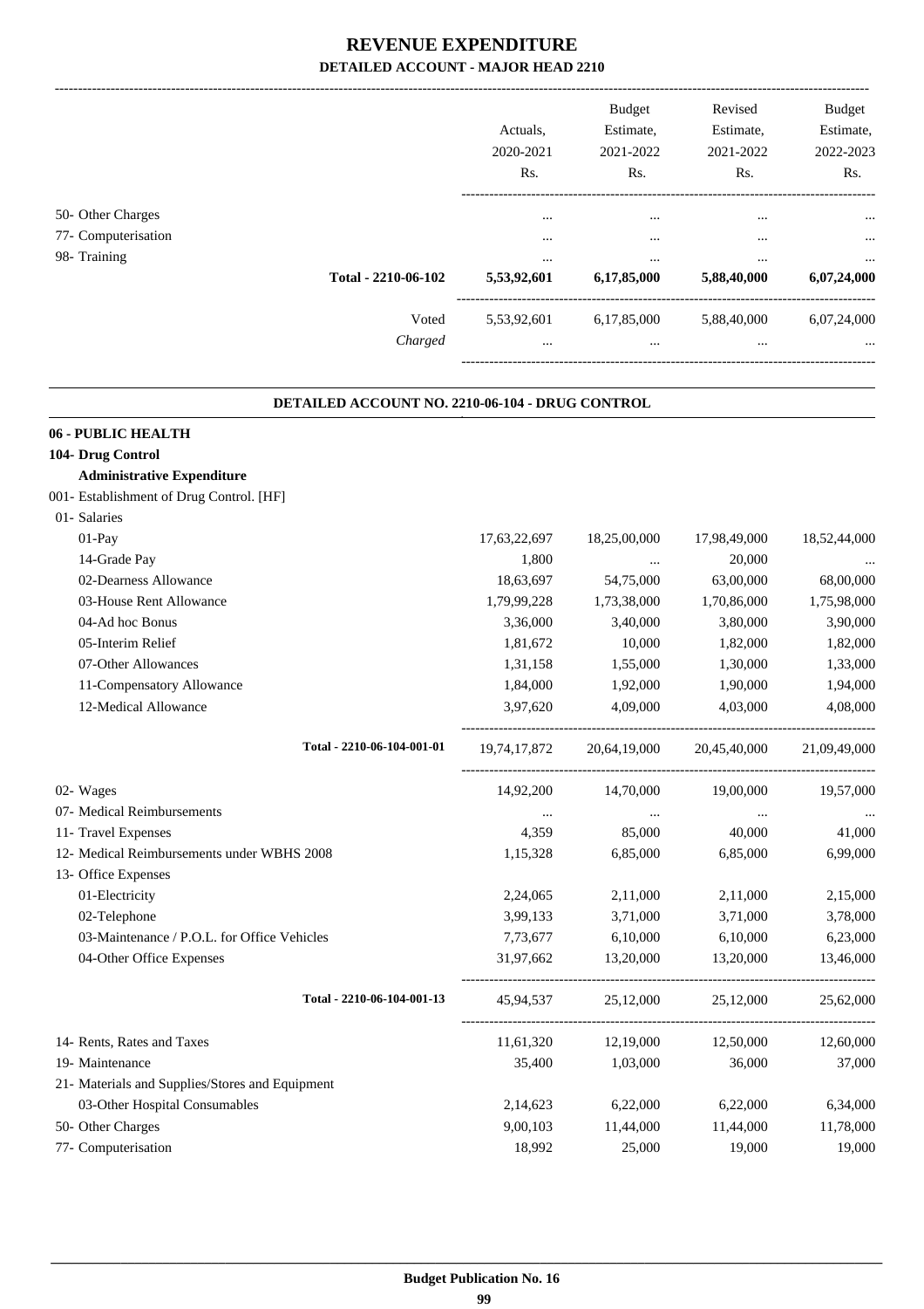# REVENUE EXPENDITURE

## DETAILED ACCOUNT - MAJOR HEAD 2210

| | Actuals, 2020-2021 Rs. | Budget Estimate, 2021-2022 Rs. | Revised Estimate, 2021-2022 Rs. | Budget Estimate, 2022-2023 Rs. |
|---|---|---|---|---|
| 50- Other Charges | ... | ... | ... | ... |
| 77- Computerisation | ... | ... | ... | ... |
| 98- Training | ... | ... | ... | ... |
| **Total - 2210-06-102** | **5,53,92,601** | **6,17,85,000** | **5,88,40,000** | **6,07,24,000** |
| Voted | 5,53,92,601 | 6,17,85,000 | 5,88,40,000 | 6,07,24,000 |
| *Charged* | ... | ... | ... | ... |

### DETAILED ACCOUNT NO. 2210-06-104 - DRUG CONTROL

**06 - PUBLIC HEALTH**

**104- Drug Control**

**Administrative Expenditure**

| | Actuals, 2020-2021 Rs. | Budget Estimate, 2021-2022 Rs. | Revised Estimate, 2021-2022 Rs. | Budget Estimate, 2022-2023 Rs. |
|---|---|---|---|---|
| 001- Establishment of Drug Control. [HF] | | | | |
| 01- Salaries | | | | |
| 01-Pay | 17,63,22,697 | 18,25,00,000 | 17,98,49,000 | 18,52,44,000 |
| 14-Grade Pay | 1,800 | ... | 20,000 | ... |
| 02-Dearness Allowance | 18,63,697 | 54,75,000 | 63,00,000 | 68,00,000 |
| 03-House Rent Allowance | 1,79,99,228 | 1,73,38,000 | 1,70,86,000 | 1,75,98,000 |
| 04-Ad hoc Bonus | 3,36,000 | 3,40,000 | 3,80,000 | 3,90,000 |
| 05-Interim Relief | 1,81,672 | 10,000 | 1,82,000 | 1,82,000 |
| 07-Other Allowances | 1,31,158 | 1,55,000 | 1,30,000 | 1,33,000 |
| 11-Compensatory Allowance | 1,84,000 | 1,92,000 | 1,90,000 | 1,94,000 |
| 12-Medical Allowance | 3,97,620 | 4,09,000 | 4,03,000 | 4,08,000 |
| **Total - 2210-06-104-001-01** | 19,74,17,872 | 20,64,19,000 | 20,45,40,000 | 21,09,49,000 |
| 02- Wages | 14,92,200 | 14,70,000 | 19,00,000 | 19,57,000 |
| 07- Medical Reimbursements | ... | ... | ... | ... |
| 11- Travel Expenses | 4,359 | 85,000 | 40,000 | 41,000 |
| 12- Medical Reimbursements under WBHS 2008 | 1,15,328 | 6,85,000 | 6,85,000 | 6,99,000 |
| 13- Office Expenses | | | | |
| 01-Electricity | 2,24,065 | 2,11,000 | 2,11,000 | 2,15,000 |
| 02-Telephone | 3,99,133 | 3,71,000 | 3,71,000 | 3,78,000 |
| 03-Maintenance / P.O.L. for Office Vehicles | 7,73,677 | 6,10,000 | 6,10,000 | 6,23,000 |
| 04-Other Office Expenses | 31,97,662 | 13,20,000 | 13,20,000 | 13,46,000 |
| **Total - 2210-06-104-001-13** | 45,94,537 | 25,12,000 | 25,12,000 | 25,62,000 |
| 14- Rents, Rates and Taxes | 11,61,320 | 12,19,000 | 12,50,000 | 12,60,000 |
| 19- Maintenance | 35,400 | 1,03,000 | 36,000 | 37,000 |
| 21- Materials and Supplies/Stores and Equipment | | | | |
| 03-Other Hospital Consumables | 2,14,623 | 6,22,000 | 6,22,000 | 6,34,000 |
| 50- Other Charges | 9,00,103 | 11,44,000 | 11,44,000 | 11,78,000 |
| 77- Computerisation | 18,992 | 25,000 | 19,000 | 19,000 |

**Budget Publication No. 16**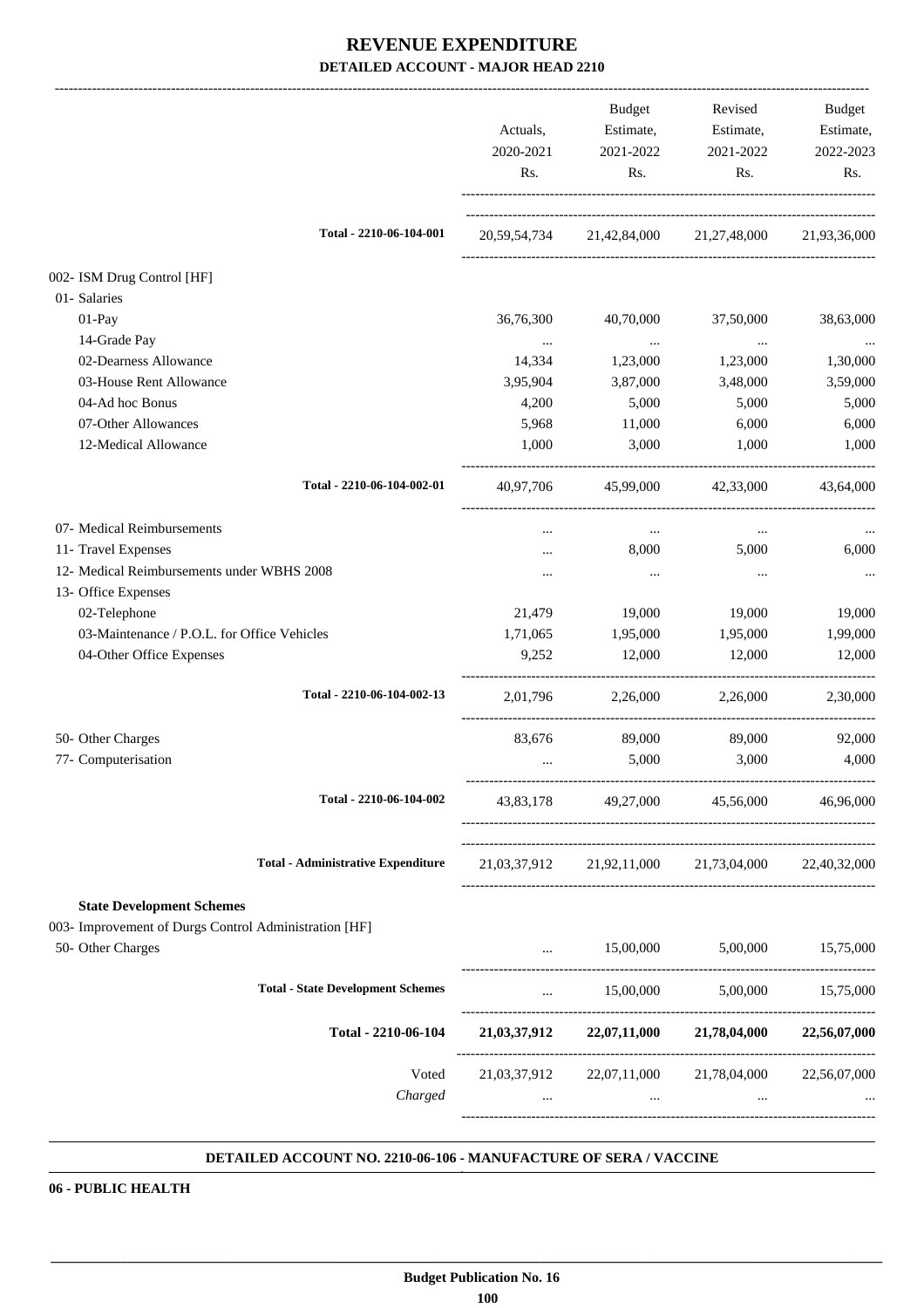# REVENUE EXPENDITURE
## DETAILED ACCOUNT - MAJOR HEAD 2210

| | Actuals, 2020-2021 Rs. | Budget Estimate, 2021-2022 Rs. | Revised Estimate, 2021-2022 Rs. | Budget Estimate, 2022-2023 Rs. |
|---|---|---|---|---|
| Total - 2210-06-104-001 | 20,59,54,734 | 21,42,84,000 | 21,27,48,000 | 21,93,36,000 |
| 002- ISM Drug Control [HF] | | | | |
| 01- Salaries | | | | |
| 01-Pay | 36,76,300 | 40,70,000 | 37,50,000 | 38,63,000 |
| 14-Grade Pay | ... | ... | ... | ... |
| 02-Dearness Allowance | 14,334 | 1,23,000 | 1,23,000 | 1,30,000 |
| 03-House Rent Allowance | 3,95,904 | 3,87,000 | 3,48,000 | 3,59,000 |
| 04-Ad hoc Bonus | 4,200 | 5,000 | 5,000 | 5,000 |
| 07-Other Allowances | 5,968 | 11,000 | 6,000 | 6,000 |
| 12-Medical Allowance | 1,000 | 3,000 | 1,000 | 1,000 |
| Total - 2210-06-104-002-01 | 40,97,706 | 45,99,000 | 42,33,000 | 43,64,000 |
| 07- Medical Reimbursements | ... | ... | ... | ... |
| 11- Travel Expenses | ... | 8,000 | 5,000 | 6,000 |
| 12- Medical Reimbursements under WBHS 2008 | ... | ... | ... | ... |
| 13- Office Expenses | | | | |
| 02-Telephone | 21,479 | 19,000 | 19,000 | 19,000 |
| 03-Maintenance / P.O.L. for Office Vehicles | 1,71,065 | 1,95,000 | 1,95,000 | 1,99,000 |
| 04-Other Office Expenses | 9,252 | 12,000 | 12,000 | 12,000 |
| Total - 2210-06-104-002-13 | 2,01,796 | 2,26,000 | 2,26,000 | 2,30,000 |
| 50- Other Charges | 83,676 | 89,000 | 89,000 | 92,000 |
| 77- Computerisation | ... | 5,000 | 3,000 | 4,000 |
| Total - 2210-06-104-002 | 43,83,178 | 49,27,000 | 45,56,000 | 46,96,000 |
| Total - Administrative Expenditure | 21,03,37,912 | 21,92,11,000 | 21,73,04,000 | 22,40,32,000 |
| **State Development Schemes** | | | | |
| 003- Improvement of Durgs Control Administration [HF] | | | | |
| 50- Other Charges | ... | 15,00,000 | 5,00,000 | 15,75,000 |
| Total - State Development Schemes | ... | 15,00,000 | 5,00,000 | 15,75,000 |
| **Total - 2210-06-104** | **21,03,37,912** | **22,07,11,000** | **21,78,04,000** | **22,56,07,000** |
| Voted | 21,03,37,912 | 22,07,11,000 | 21,78,04,000 | 22,56,07,000 |
| *Charged* | ... | ... | ... | ... |

**DETAILED ACCOUNT NO. 2210-06-106 - MANUFACTURE OF SERA / VACCINE**

**06 - PUBLIC HEALTH**

Budget Publication No. 16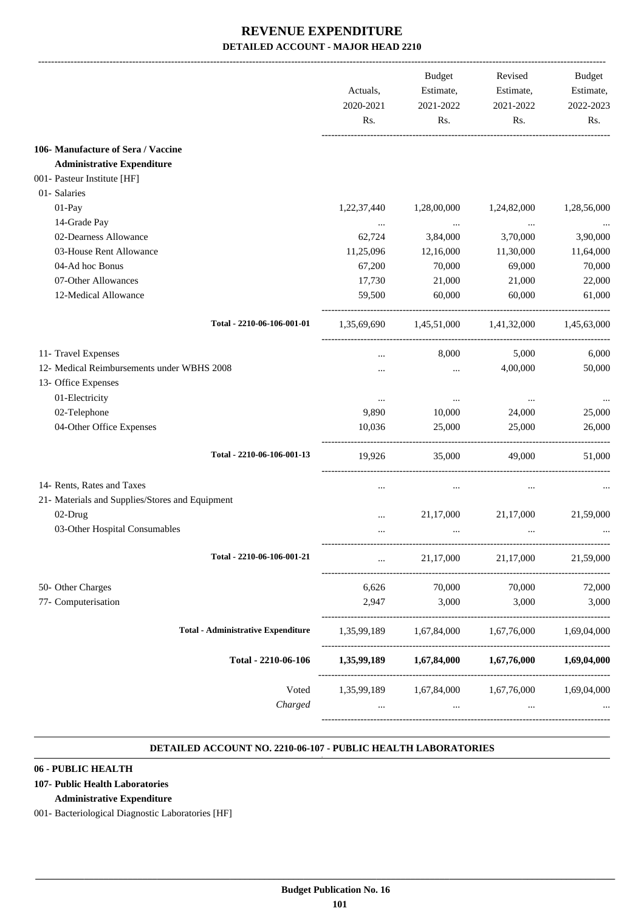# REVENUE EXPENDITURE

## DETAILED ACCOUNT - MAJOR HEAD 2210

| | Actuals, 2020-2021 Rs. | Budget Estimate, 2021-2022 Rs. | Revised Estimate, 2021-2022 Rs. | Budget Estimate, 2022-2023 Rs. |
|---|---|---|---|---|
| **106- Manufacture of Sera / Vaccine** | | | | |
| **Administrative Expenditure** | | | | |
| 001- Pasteur Institute [HF] | | | | |
| 01- Salaries | | | | |
| 01-Pay | 1,22,37,440 | 1,28,00,000 | 1,24,82,000 | 1,28,56,000 |
| 14-Grade Pay | ... | ... | ... | ... |
| 02-Dearness Allowance | 62,724 | 3,84,000 | 3,70,000 | 3,90,000 |
| 03-House Rent Allowance | 11,25,096 | 12,16,000 | 11,30,000 | 11,64,000 |
| 04-Ad hoc Bonus | 67,200 | 70,000 | 69,000 | 70,000 |
| 07-Other Allowances | 17,730 | 21,000 | 21,000 | 22,000 |
| 12-Medical Allowance | 59,500 | 60,000 | 60,000 | 61,000 |
| Total - 2210-06-106-001-01 | 1,35,69,690 | 1,45,51,000 | 1,41,32,000 | 1,45,63,000 |
| 11- Travel Expenses | ... | 8,000 | 5,000 | 6,000 |
| 12- Medical Reimbursements under WBHS 2008 | ... | ... | 4,00,000 | 50,000 |
| 13- Office Expenses | | | | |
| 01-Electricity | ... | ... | ... | ... |
| 02-Telephone | 9,890 | 10,000 | 24,000 | 25,000 |
| 04-Other Office Expenses | 10,036 | 25,000 | 25,000 | 26,000 |
| Total - 2210-06-106-001-13 | 19,926 | 35,000 | 49,000 | 51,000 |
| 14- Rents, Rates and Taxes | ... | ... | ... | ... |
| 21- Materials and Supplies/Stores and Equipment | | | | |
| 02-Drug | ... | 21,17,000 | 21,17,000 | 21,59,000 |
| 03-Other Hospital Consumables | ... | ... | ... | ... |
| Total - 2210-06-106-001-21 | ... | 21,17,000 | 21,17,000 | 21,59,000 |
| 50- Other Charges | 6,626 | 70,000 | 70,000 | 72,000 |
| 77- Computerisation | 2,947 | 3,000 | 3,000 | 3,000 |
| **Total - Administrative Expenditure** | 1,35,99,189 | 1,67,84,000 | 1,67,76,000 | 1,69,04,000 |
| **Total - 2210-06-106** | **1,35,99,189** | **1,67,84,000** | **1,67,76,000** | **1,69,04,000** |
| Voted | 1,35,99,189 | 1,67,84,000 | 1,67,76,000 | 1,69,04,000 |
| *Charged* | ... | ... | ... | ... |

### DETAILED ACCOUNT NO. 2210-06-107 - PUBLIC HEALTH LABORATORIES

**06 - PUBLIC HEALTH**

**107- Public Health Laboratories**

**Administrative Expenditure**

001- Bacteriological Diagnostic Laboratories [HF]

**Budget Publication No. 16**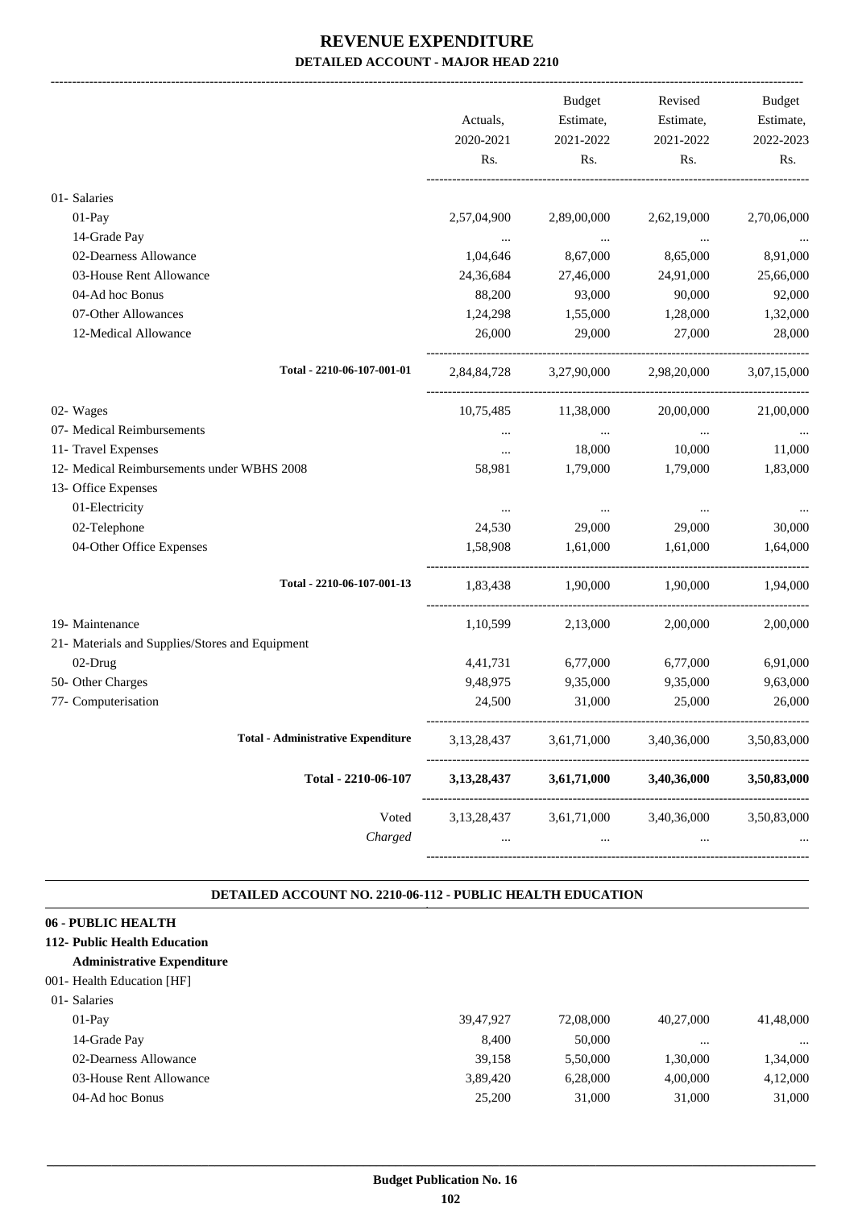# REVENUE EXPENDITURE
## DETAILED ACCOUNT - MAJOR HEAD 2210

| | Actuals, 2020-2021 Rs. | Budget Estimate, 2021-2022 Rs. | Revised Estimate, 2021-2022 Rs. | Budget Estimate, 2022-2023 Rs. |
|---|---|---|---|---|
| 01- Salaries | | | | |
| 01-Pay | 2,57,04,900 | 2,89,00,000 | 2,62,19,000 | 2,70,06,000 |
| 14-Grade Pay | ... | ... | ... | ... |
| 02-Dearness Allowance | 1,04,646 | 8,67,000 | 8,65,000 | 8,91,000 |
| 03-House Rent Allowance | 24,36,684 | 27,46,000 | 24,91,000 | 25,66,000 |
| 04-Ad hoc Bonus | 88,200 | 93,000 | 90,000 | 92,000 |
| 07-Other Allowances | 1,24,298 | 1,55,000 | 1,28,000 | 1,32,000 |
| 12-Medical Allowance | 26,000 | 29,000 | 27,000 | 28,000 |
| Total - 2210-06-107-001-01 | 2,84,84,728 | 3,27,90,000 | 2,98,20,000 | 3,07,15,000 |
| 02- Wages | 10,75,485 | 11,38,000 | 20,00,000 | 21,00,000 |
| 07- Medical Reimbursements | ... | ... | ... | ... |
| 11- Travel Expenses | ... | 18,000 | 10,000 | 11,000 |
| 12- Medical Reimbursements under WBHS 2008 | 58,981 | 1,79,000 | 1,79,000 | 1,83,000 |
| 13- Office Expenses | | | | |
| 01-Electricity | ... | ... | ... | ... |
| 02-Telephone | 24,530 | 29,000 | 29,000 | 30,000 |
| 04-Other Office Expenses | 1,58,908 | 1,61,000 | 1,61,000 | 1,64,000 |
| Total - 2210-06-107-001-13 | 1,83,438 | 1,90,000 | 1,90,000 | 1,94,000 |
| 19- Maintenance | 1,10,599 | 2,13,000 | 2,00,000 | 2,00,000 |
| 21- Materials and Supplies/Stores and Equipment | | | | |
| 02-Drug | 4,41,731 | 6,77,000 | 6,77,000 | 6,91,000 |
| 50- Other Charges | 9,48,975 | 9,35,000 | 9,35,000 | 9,63,000 |
| 77- Computerisation | 24,500 | 31,000 | 25,000 | 26,000 |
| Total - Administrative Expenditure | 3,13,28,437 | 3,61,71,000 | 3,40,36,000 | 3,50,83,000 |
| **Total - 2210-06-107** | **3,13,28,437** | **3,61,71,000** | **3,40,36,000** | **3,50,83,000** |
| Voted | 3,13,28,437 | 3,61,71,000 | 3,40,36,000 | 3,50,83,000 |
| *Charged* | ... | ... | ... | ... |

### DETAILED ACCOUNT NO. 2210-06-112 - PUBLIC HEALTH EDUCATION

**06 - PUBLIC HEALTH**

**112- Public Health Education**

**Administrative Expenditure**

| | Actuals, 2020-2021 Rs. | Budget Estimate, 2021-2022 Rs. | Revised Estimate, 2021-2022 Rs. | Budget Estimate, 2022-2023 Rs. |
|---|---|---|---|---|
| 001- Health Education [HF] | | | | |
| 01- Salaries | | | | |
| 01-Pay | 39,47,927 | 72,08,000 | 40,27,000 | 41,48,000 |
| 14-Grade Pay | 8,400 | 50,000 | ... | ... |
| 02-Dearness Allowance | 39,158 | 5,50,000 | 1,30,000 | 1,34,000 |
| 03-House Rent Allowance | 3,89,420 | 6,28,000 | 4,00,000 | 4,12,000 |
| 04-Ad hoc Bonus | 25,200 | 31,000 | 31,000 | 31,000 |

Budget Publication No. 16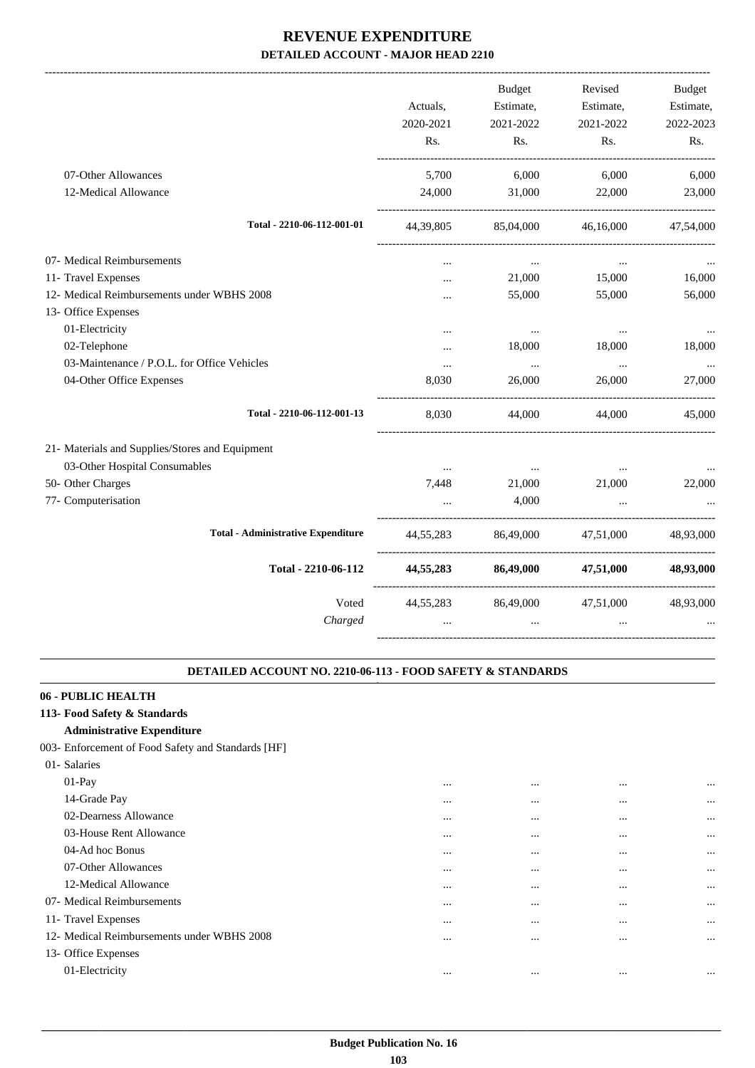# REVENUE EXPENDITURE

## DETAILED ACCOUNT - MAJOR HEAD 2210

| | Actuals, 2020-2021 Rs. | Budget Estimate, 2021-2022 Rs. | Revised Estimate, 2021-2022 Rs. | Budget Estimate, 2022-2023 Rs. |
|---|---|---|---|---|
| 07-Other Allowances | 5,700 | 6,000 | 6,000 | 6,000 |
| 12-Medical Allowance | 24,000 | 31,000 | 22,000 | 23,000 |
| **Total - 2210-06-112-001-01** | 44,39,805 | 85,04,000 | 46,16,000 | 47,54,000 |
| 07- Medical Reimbursements | ... | ... | ... | ... |
| 11- Travel Expenses | ... | 21,000 | 15,000 | 16,000 |
| 12- Medical Reimbursements under WBHS 2008 | ... | 55,000 | 55,000 | 56,000 |
| 13- Office Expenses | | | | |
| 01-Electricity | ... | ... | ... | ... |
| 02-Telephone | ... | 18,000 | 18,000 | 18,000 |
| 03-Maintenance / P.O.L. for Office Vehicles | ... | ... | ... | ... |
| 04-Other Office Expenses | 8,030 | 26,000 | 26,000 | 27,000 |
| **Total - 2210-06-112-001-13** | 8,030 | 44,000 | 44,000 | 45,000 |
| 21- Materials and Supplies/Stores and Equipment | | | | |
| 03-Other Hospital Consumables | ... | ... | ... | ... |
| 50- Other Charges | 7,448 | 21,000 | 21,000 | 22,000 |
| 77- Computerisation | ... | 4,000 | ... | ... |
| **Total - Administrative Expenditure** | 44,55,283 | 86,49,000 | 47,51,000 | 48,93,000 |
| **Total - 2210-06-112** | **44,55,283** | **86,49,000** | **47,51,000** | **48,93,000** |
| Voted | 44,55,283 | 86,49,000 | 47,51,000 | 48,93,000 |
| *Charged* | ... | ... | ... | ... |

### DETAILED ACCOUNT NO. 2210-06-113 - FOOD SAFETY & STANDARDS

**06 - PUBLIC HEALTH**

**113- Food Safety & Standards**

**Administrative Expenditure**

| | | | | |
|---|---|---|---|---|
| 003- Enforcement of Food Safety and Standards [HF] | | | | |
| 01- Salaries | | | | |
| 01-Pay | ... | ... | ... | ... |
| 14-Grade Pay | ... | ... | ... | ... |
| 02-Dearness Allowance | ... | ... | ... | ... |
| 03-House Rent Allowance | ... | ... | ... | ... |
| 04-Ad hoc Bonus | ... | ... | ... | ... |
| 07-Other Allowances | ... | ... | ... | ... |
| 12-Medical Allowance | ... | ... | ... | ... |
| 07- Medical Reimbursements | ... | ... | ... | ... |
| 11- Travel Expenses | ... | ... | ... | ... |
| 12- Medical Reimbursements under WBHS 2008 | ... | ... | ... | ... |
| 13- Office Expenses | | | | |
| 01-Electricity | ... | ... | ... | ... |

**Budget Publication No. 16**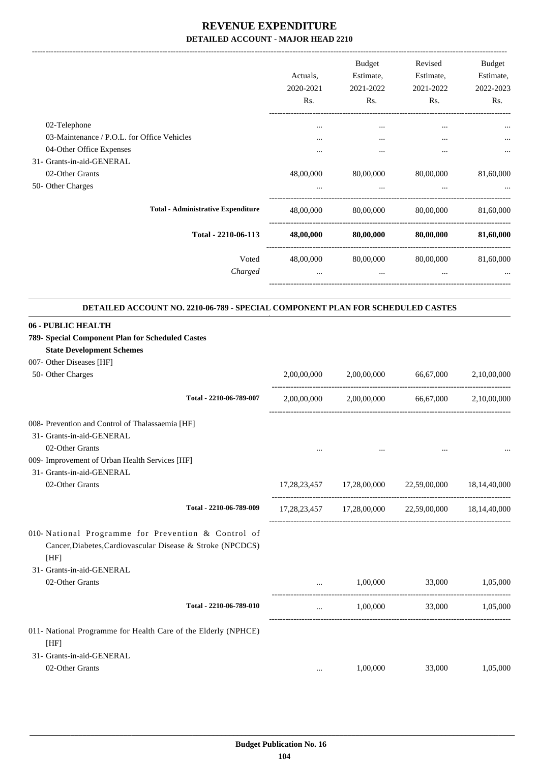# REVENUE EXPENDITURE

## DETAILED ACCOUNT - MAJOR HEAD 2210

| | Actuals, 2020-2021 Rs. | Budget Estimate, 2021-2022 Rs. | Revised Estimate, 2021-2022 Rs. | Budget Estimate, 2022-2023 Rs. |
|---|---|---|---|---|
| 02-Telephone | ... | ... | ... | ... |
| 03-Maintenance / P.O.L. for Office Vehicles | ... | ... | ... | ... |
| 04-Other Office Expenses | ... | ... | ... | ... |
| 31- Grants-in-aid-GENERAL | | | | |
| 02-Other Grants | 48,00,000 | 80,00,000 | 80,00,000 | 81,60,000 |
| 50- Other Charges | ... | ... | ... | ... |
| **Total - Administrative Expenditure** | 48,00,000 | 80,00,000 | 80,00,000 | 81,60,000 |
| **Total - 2210-06-113** | **48,00,000** | **80,00,000** | **80,00,000** | **81,60,000** |
| Voted | 48,00,000 | 80,00,000 | 80,00,000 | 81,60,000 |
| *Charged* | ... | ... | ... | ... |

**DETAILED ACCOUNT NO. 2210-06-789 - SPECIAL COMPONENT PLAN FOR SCHEDULED CASTES**

| | Actuals, 2020-2021 Rs. | Budget Estimate, 2021-2022 Rs. | Revised Estimate, 2021-2022 Rs. | Budget Estimate, 2022-2023 Rs. |
|---|---|---|---|---|
| **06 - PUBLIC HEALTH** | | | | |
| **789- Special Component Plan for Scheduled Castes** | | | | |
| **State Development Schemes** | | | | |
| 007- Other Diseases [HF] | | | | |
| 50- Other Charges | 2,00,00,000 | 2,00,00,000 | 66,67,000 | 2,10,00,000 |
| Total - 2210-06-789-007 | 2,00,00,000 | 2,00,00,000 | 66,67,000 | 2,10,00,000 |
| 008- Prevention and Control of Thalassaemia [HF] | | | | |
| 31- Grants-in-aid-GENERAL | | | | |
| 02-Other Grants | ... | ... | ... | ... |
| 009- Improvement of Urban Health Services [HF] | | | | |
| 31- Grants-in-aid-GENERAL | | | | |
| 02-Other Grants | 17,28,23,457 | 17,28,00,000 | 22,59,00,000 | 18,14,40,000 |
| Total - 2210-06-789-009 | 17,28,23,457 | 17,28,00,000 | 22,59,00,000 | 18,14,40,000 |
| 010- National Programme for Prevention & Control of Cancer,Diabetes,Cardiovascular Disease & Stroke (NPCDCS) [HF] | | | | |
| 31- Grants-in-aid-GENERAL | | | | |
| 02-Other Grants | ... | 1,00,000 | 33,000 | 1,05,000 |
| Total - 2210-06-789-010 | ... | 1,00,000 | 33,000 | 1,05,000 |
| 011- National Programme for Health Care of the Elderly (NPHCE) [HF] | | | | |
| 31- Grants-in-aid-GENERAL | | | | |
| 02-Other Grants | ... | 1,00,000 | 33,000 | 1,05,000 |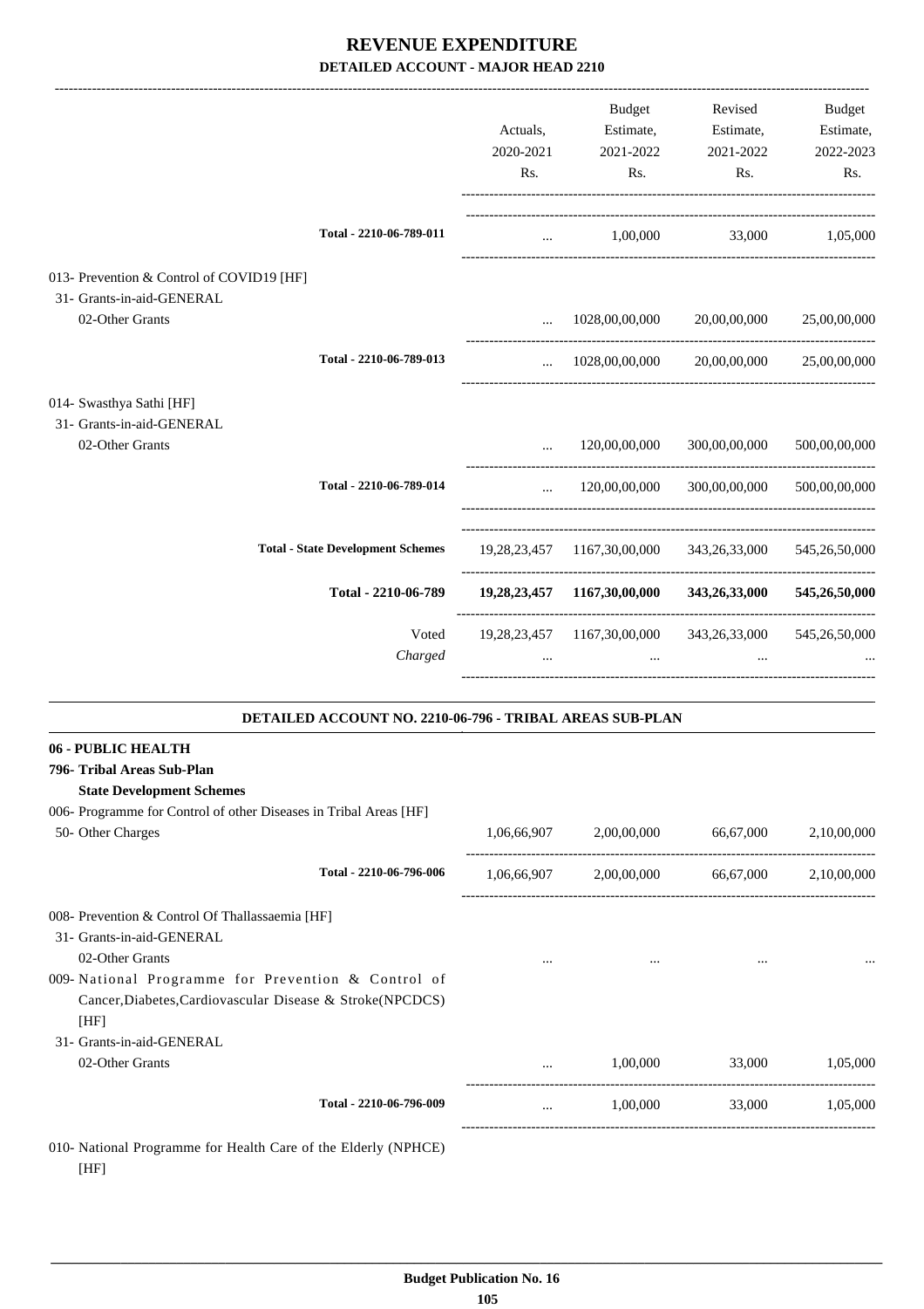# REVENUE EXPENDITURE
## DETAILED ACCOUNT - MAJOR HEAD 2210

| | Actuals, 2020-2021 Rs. | Budget Estimate, 2021-2022 Rs. | Revised Estimate, 2021-2022 Rs. | Budget Estimate, 2022-2023 Rs. |
|---|---|---|---|---|
| **Total - 2210-06-789-011** | ... | 1,00,000 | 33,000 | 1,05,000 |
| 013- Prevention & Control of COVID19 [HF] | | | | |
| 31- Grants-in-aid-GENERAL | | | | |
| 02-Other Grants | ... | 1028,00,00,000 | 20,00,00,000 | 25,00,00,000 |
| **Total - 2210-06-789-013** | ... | 1028,00,00,000 | 20,00,00,000 | 25,00,00,000 |
| 014- Swasthya Sathi [HF] | | | | |
| 31- Grants-in-aid-GENERAL | | | | |
| 02-Other Grants | ... | 120,00,00,000 | 300,00,00,000 | 500,00,00,000 |
| **Total - 2210-06-789-014** | ... | 120,00,00,000 | 300,00,00,000 | 500,00,00,000 |
| **Total - State Development Schemes** | 19,28,23,457 | 1167,30,00,000 | 343,26,33,000 | 545,26,50,000 |
| **Total - 2210-06-789** | **19,28,23,457** | **1167,30,00,000** | **343,26,33,000** | **545,26,50,000** |
| Voted | 19,28,23,457 | 1167,30,00,000 | 343,26,33,000 | 545,26,50,000 |
| *Charged* | ... | ... | ... | ... |

### DETAILED ACCOUNT NO. 2210-06-796 - TRIBAL AREAS SUB-PLAN

**06 - PUBLIC HEALTH**
**796- Tribal Areas Sub-Plan**
**State Development Schemes**

| | Actuals, 2020-2021 Rs. | Budget Estimate, 2021-2022 Rs. | Revised Estimate, 2021-2022 Rs. | Budget Estimate, 2022-2023 Rs. |
|---|---|---|---|---|
| 006- Programme for Control of other Diseases in Tribal Areas [HF] | | | | |
| 50- Other Charges | 1,06,66,907 | 2,00,00,000 | 66,67,000 | 2,10,00,000 |
| **Total - 2210-06-796-006** | 1,06,66,907 | 2,00,00,000 | 66,67,000 | 2,10,00,000 |
| 008- Prevention & Control Of Thallassaemia [HF] | | | | |
| 31- Grants-in-aid-GENERAL | | | | |
| 02-Other Grants | ... | ... | ... | ... |
| 009- National Programme for Prevention & Control of Cancer,Diabetes,Cardiovascular Disease & Stroke(NPCDCS) [HF] | | | | |
| 31- Grants-in-aid-GENERAL | | | | |
| 02-Other Grants | ... | 1,00,000 | 33,000 | 1,05,000 |
| **Total - 2210-06-796-009** | ... | 1,00,000 | 33,000 | 1,05,000 |

010- National Programme for Health Care of the Elderly (NPHCE) [HF]

Budget Publication No. 16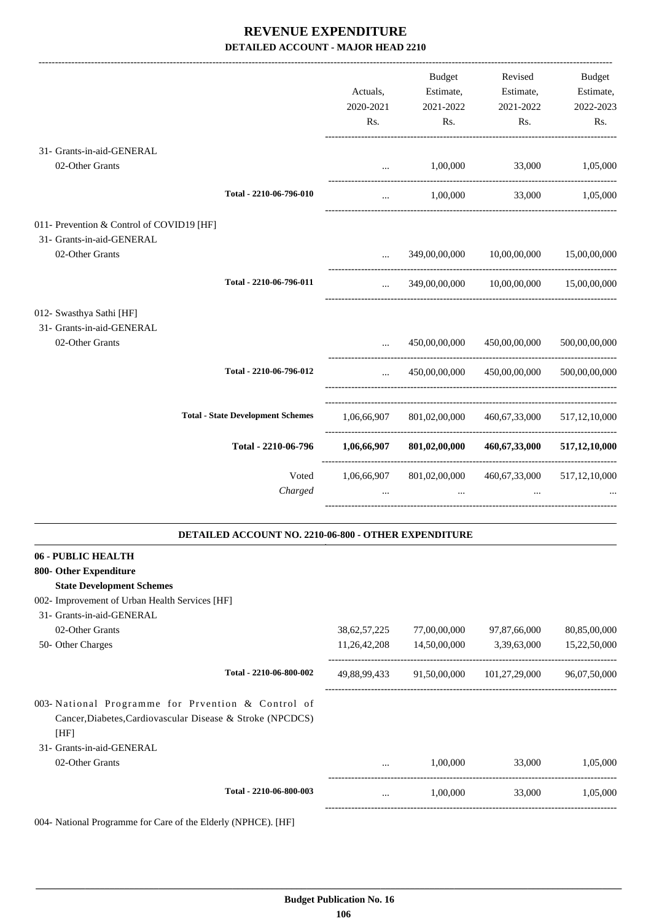# REVENUE EXPENDITURE

## DETAILED ACCOUNT - MAJOR HEAD 2210

| | Actuals, 2020-2021 Rs. | Budget Estimate, 2021-2022 Rs. | Revised Estimate, 2021-2022 Rs. | Budget Estimate, 2022-2023 Rs. |
|---|---|---|---|---|
| 31- Grants-in-aid-GENERAL | | | | |
| 02-Other Grants | ... | 1,00,000 | 33,000 | 1,05,000 |
| Total - 2210-06-796-010 | ... | 1,00,000 | 33,000 | 1,05,000 |
| 011- Prevention & Control of COVID19 [HF] | | | | |
| 31- Grants-in-aid-GENERAL | | | | |
| 02-Other Grants | ... | 349,00,00,000 | 10,00,00,000 | 15,00,00,000 |
| Total - 2210-06-796-011 | ... | 349,00,00,000 | 10,00,00,000 | 15,00,00,000 |
| 012- Swasthya Sathi [HF] | | | | |
| 31- Grants-in-aid-GENERAL | | | | |
| 02-Other Grants | ... | 450,00,00,000 | 450,00,00,000 | 500,00,00,000 |
| Total - 2210-06-796-012 | ... | 450,00,00,000 | 450,00,00,000 | 500,00,00,000 |
| Total - State Development Schemes | 1,06,66,907 | 801,02,00,000 | 460,67,33,000 | 517,12,10,000 |
| **Total - 2210-06-796** | **1,06,66,907** | **801,02,00,000** | **460,67,33,000** | **517,12,10,000** |
| Voted | 1,06,66,907 | 801,02,00,000 | 460,67,33,000 | 517,12,10,000 |
| *Charged* | ... | ... | ... | ... |

### DETAILED ACCOUNT NO. 2210-06-800 - OTHER EXPENDITURE

| | Actuals, 2020-2021 Rs. | Budget Estimate, 2021-2022 Rs. | Revised Estimate, 2021-2022 Rs. | Budget Estimate, 2022-2023 Rs. |
|---|---|---|---|---|
| **06 - PUBLIC HEALTH** | | | | |
| **800- Other Expenditure** | | | | |
| **State Development Schemes** | | | | |
| 002- Improvement of Urban Health Services [HF] | | | | |
| 31- Grants-in-aid-GENERAL | | | | |
| 02-Other Grants | 38,62,57,225 | 77,00,00,000 | 97,87,66,000 | 80,85,00,000 |
| 50- Other Charges | 11,26,42,208 | 14,50,00,000 | 3,39,63,000 | 15,22,50,000 |
| Total - 2210-06-800-002 | 49,88,99,433 | 91,50,00,000 | 101,27,29,000 | 96,07,50,000 |
| 003- National Programme for Prvention & Control of Cancer,Diabetes,Cardiovascular Disease & Stroke (NPCDCS) [HF] | | | | |
| 31- Grants-in-aid-GENERAL | | | | |
| 02-Other Grants | ... | 1,00,000 | 33,000 | 1,05,000 |
| Total - 2210-06-800-003 | ... | 1,00,000 | 33,000 | 1,05,000 |

004- National Programme for Care of the Elderly (NPHCE). [HF]

Budget Publication No. 16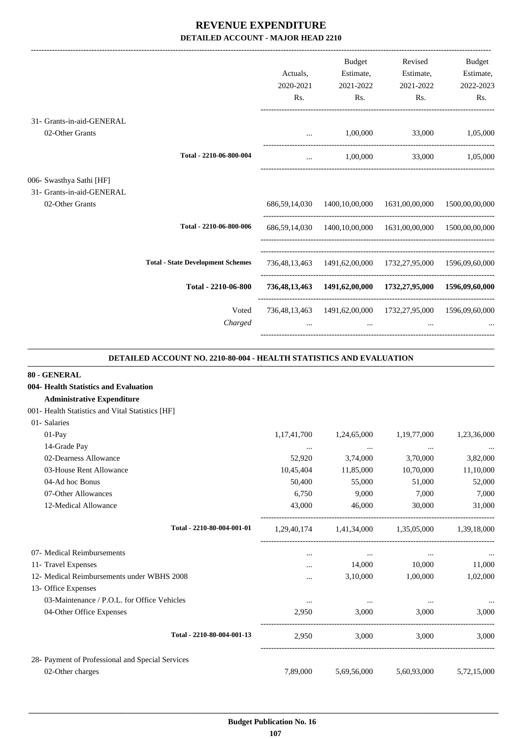# REVENUE EXPENDITURE

## DETAILED ACCOUNT - MAJOR HEAD 2210

| | Actuals, 2020-2021 Rs. | Budget Estimate, 2021-2022 Rs. | Revised Estimate, 2021-2022 Rs. | Budget Estimate, 2022-2023 Rs. |
|---|---|---|---|---|
| 31- Grants-in-aid-GENERAL | | | | |
| 02-Other Grants | ... | 1,00,000 | 33,000 | 1,05,000 |
| Total - 2210-06-800-004 | ... | 1,00,000 | 33,000 | 1,05,000 |
| 006- Swasthya Sathi [HF] | | | | |
| 31- Grants-in-aid-GENERAL | | | | |
| 02-Other Grants | 686,59,14,030 | 1400,10,00,000 | 1631,00,00,000 | 1500,00,00,000 |
| Total - 2210-06-800-006 | 686,59,14,030 | 1400,10,00,000 | 1631,00,00,000 | 1500,00,00,000 |
| Total - State Development Schemes | 736,48,13,463 | 1491,62,00,000 | 1732,27,95,000 | 1596,09,60,000 |
| **Total - 2210-06-800** | **736,48,13,463** | **1491,62,00,000** | **1732,27,95,000** | **1596,09,60,000** |
| Voted | 736,48,13,463 | 1491,62,00,000 | 1732,27,95,000 | 1596,09,60,000 |
| *Charged* | ... | ... | ... | ... |

### DETAILED ACCOUNT NO. 2210-80-004 - HEALTH STATISTICS AND EVALUATION

| | Actuals, 2020-2021 Rs. | Budget Estimate, 2021-2022 Rs. | Revised Estimate, 2021-2022 Rs. | Budget Estimate, 2022-2023 Rs. |
|---|---|---|---|---|
| **80 - GENERAL** | | | | |
| **004- Health Statistics and Evaluation** | | | | |
| **Administrative Expenditure** | | | | |
| 001- Health Statistics and Vital Statistics [HF] | | | | |
| 01- Salaries | | | | |
| 01-Pay | 1,17,41,700 | 1,24,65,000 | 1,19,77,000 | 1,23,36,000 |
| 14-Grade Pay | ... | ... | ... | ... |
| 02-Dearness Allowance | 52,920 | 3,74,000 | 3,70,000 | 3,82,000 |
| 03-House Rent Allowance | 10,45,404 | 11,85,000 | 10,70,000 | 11,10,000 |
| 04-Ad hoc Bonus | 50,400 | 55,000 | 51,000 | 52,000 |
| 07-Other Allowances | 6,750 | 9,000 | 7,000 | 7,000 |
| 12-Medical Allowance | 43,000 | 46,000 | 30,000 | 31,000 |
| Total - 2210-80-004-001-01 | 1,29,40,174 | 1,41,34,000 | 1,35,05,000 | 1,39,18,000 |
| 07- Medical Reimbursements | ... | ... | ... | ... |
| 11- Travel Expenses | ... | 14,000 | 10,000 | 11,000 |
| 12- Medical Reimbursements under WBHS 2008 | ... | 3,10,000 | 1,00,000 | 1,02,000 |
| 13- Office Expenses | | | | |
| 03-Maintenance / P.O.L. for Office Vehicles | ... | ... | ... | ... |
| 04-Other Office Expenses | 2,950 | 3,000 | 3,000 | 3,000 |
| Total - 2210-80-004-001-13 | 2,950 | 3,000 | 3,000 | 3,000 |
| 28- Payment of Professional and Special Services | | | | |
| 02-Other charges | 7,89,000 | 5,69,56,000 | 5,60,93,000 | 5,72,15,000 |

Budget Publication No. 16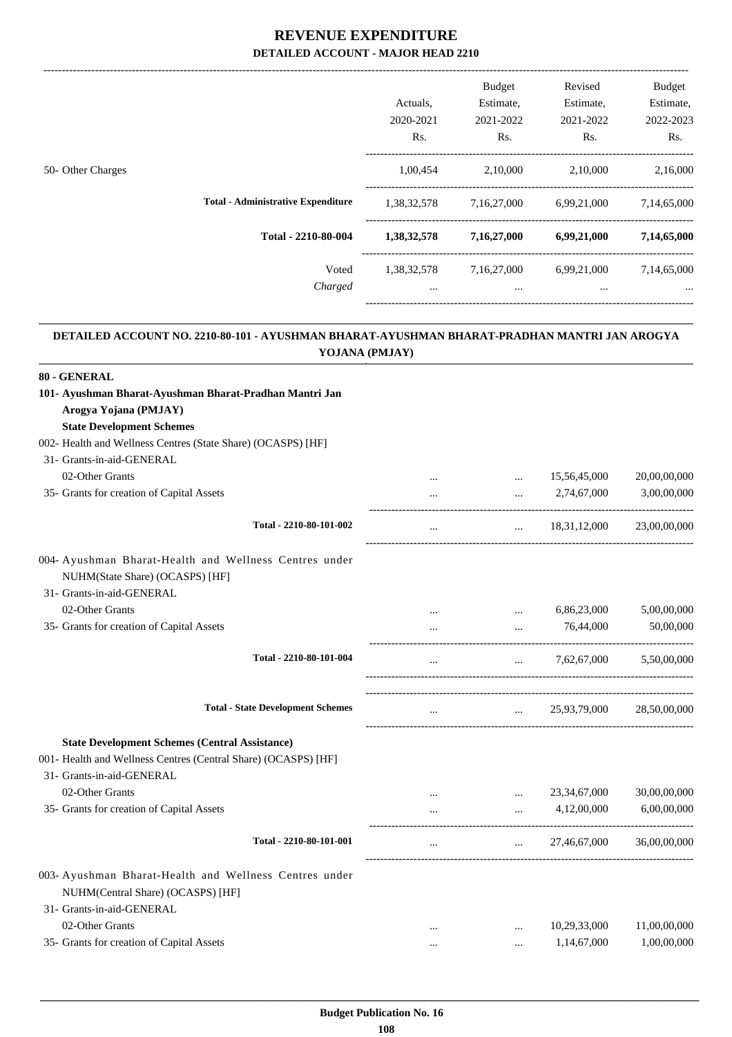# REVENUE EXPENDITURE

## DETAILED ACCOUNT - MAJOR HEAD 2210

| | Actuals, 2020-2021 Rs. | Budget Estimate, 2021-2022 Rs. | Revised Estimate, 2021-2022 Rs. | Budget Estimate, 2022-2023 Rs. |
|---|---|---|---|---|
| 50- Other Charges | 1,00,454 | 2,10,000 | 2,10,000 | 2,16,000 |
| **Total - Administrative Expenditure** | 1,38,32,578 | 7,16,27,000 | 6,99,21,000 | 7,14,65,000 |
| **Total - 2210-80-004** | **1,38,32,578** | **7,16,27,000** | **6,99,21,000** | **7,14,65,000** |
| Voted | 1,38,32,578 | 7,16,27,000 | 6,99,21,000 | 7,14,65,000 |
| *Charged* | ... | ... | ... | ... |

### DETAILED ACCOUNT NO. 2210-80-101 - AYUSHMAN BHARAT-AYUSHMAN BHARAT-PRADHAN MANTRI JAN AROGYA YOJANA (PMJAY)

| | Actuals, 2020-2021 Rs. | Budget Estimate, 2021-2022 Rs. | Revised Estimate, 2021-2022 Rs. | Budget Estimate, 2022-2023 Rs. |
|---|---|---|---|---|
| **80 - GENERAL** | | | | |
| **101- Ayushman Bharat-Ayushman Bharat-Pradhan Mantri Jan Arogya Yojana (PMJAY)** | | | | |
| **State Development Schemes** | | | | |
| 002- Health and Wellness Centres (State Share) (OCASPS) [HF] | | | | |
| 31- Grants-in-aid-GENERAL | | | | |
| 02-Other Grants | ... | ... | 15,56,45,000 | 20,00,00,000 |
| 35- Grants for creation of Capital Assets | ... | ... | 2,74,67,000 | 3,00,00,000 |
| **Total - 2210-80-101-002** | ... | ... | 18,31,12,000 | 23,00,00,000 |
| 004- Ayushman Bharat-Health and Wellness Centres under NUHM(State Share) (OCASPS) [HF] | | | | |
| 31- Grants-in-aid-GENERAL | | | | |
| 02-Other Grants | ... | ... | 6,86,23,000 | 5,00,00,000 |
| 35- Grants for creation of Capital Assets | ... | ... | 76,44,000 | 50,00,000 |
| **Total - 2210-80-101-004** | ... | ... | 7,62,67,000 | 5,50,00,000 |
| **Total - State Development Schemes** | ... | ... | 25,93,79,000 | 28,50,00,000 |
| **State Development Schemes (Central Assistance)** | | | | |
| 001- Health and Wellness Centres (Central Share) (OCASPS) [HF] | | | | |
| 31- Grants-in-aid-GENERAL | | | | |
| 02-Other Grants | ... | ... | 23,34,67,000 | 30,00,00,000 |
| 35- Grants for creation of Capital Assets | ... | ... | 4,12,00,000 | 6,00,00,000 |
| **Total - 2210-80-101-001** | ... | ... | 27,46,67,000 | 36,00,00,000 |
| 003- Ayushman Bharat-Health and Wellness Centres under NUHM(Central Share) (OCASPS) [HF] | | | | |
| 31- Grants-in-aid-GENERAL | | | | |
| 02-Other Grants | ... | ... | 10,29,33,000 | 11,00,00,000 |
| 35- Grants for creation of Capital Assets | ... | ... | 1,14,67,000 | 1,00,00,000 |

**Budget Publication No. 16**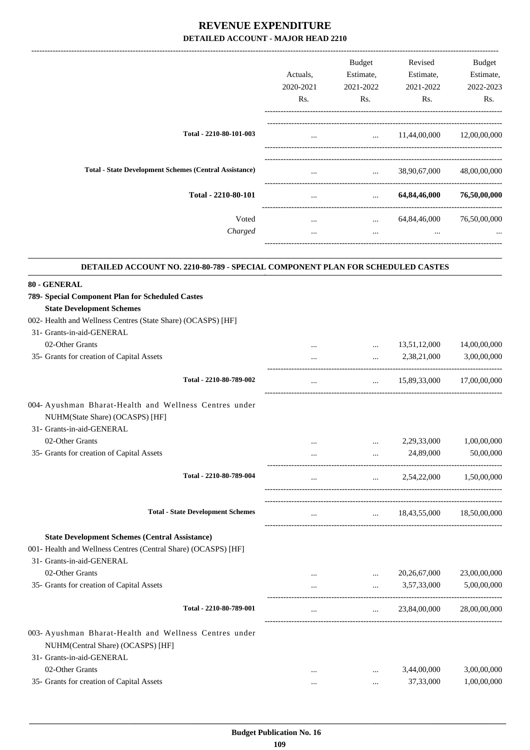# REVENUE EXPENDITURE

## DETAILED ACCOUNT - MAJOR HEAD 2210

| | Actuals, 2020-2021 Rs. | Budget Estimate, 2021-2022 Rs. | Revised Estimate, 2021-2022 Rs. | Budget Estimate, 2022-2023 Rs. |
|---|---|---|---|---|
| **Total - 2210-80-101-003** | ... | ... | 11,44,00,000 | 12,00,00,000 |
| **Total - State Development Schemes (Central Assistance)** | ... | ... | 38,90,67,000 | 48,00,00,000 |
| **Total - 2210-80-101** | ... | ... | **64,84,46,000** | **76,50,00,000** |
| Voted | ... | ... | 64,84,46,000 | 76,50,00,000 |
| *Charged* | ... | ... | ... | ... |

### DETAILED ACCOUNT NO. 2210-80-789 - SPECIAL COMPONENT PLAN FOR SCHEDULED CASTES

| | Actuals, 2020-2021 Rs. | Budget Estimate, 2021-2022 Rs. | Revised Estimate, 2021-2022 Rs. | Budget Estimate, 2022-2023 Rs. |
|---|---|---|---|---|
| **80 - GENERAL** | | | | |
| **789- Special Component Plan for Scheduled Castes** | | | | |
| **State Development Schemes** | | | | |
| 002- Health and Wellness Centres (State Share) (OCASPS) [HF] | | | | |
| 31- Grants-in-aid-GENERAL | | | | |
| 02-Other Grants | ... | ... | 13,51,12,000 | 14,00,00,000 |
| 35- Grants for creation of Capital Assets | ... | ... | 2,38,21,000 | 3,00,00,000 |
| **Total - 2210-80-789-002** | ... | ... | 15,89,33,000 | 17,00,00,000 |
| 004- Ayushman Bharat-Health and Wellness Centres under NUHM(State Share) (OCASPS) [HF] | | | | |
| 31- Grants-in-aid-GENERAL | | | | |
| 02-Other Grants | ... | ... | 2,29,33,000 | 1,00,00,000 |
| 35- Grants for creation of Capital Assets | ... | ... | 24,89,000 | 50,00,000 |
| **Total - 2210-80-789-004** | ... | ... | 2,54,22,000 | 1,50,00,000 |
| **Total - State Development Schemes** | ... | ... | 18,43,55,000 | 18,50,00,000 |
| **State Development Schemes (Central Assistance)** | | | | |
| 001- Health and Wellness Centres (Central Share) (OCASPS) [HF] | | | | |
| 31- Grants-in-aid-GENERAL | | | | |
| 02-Other Grants | ... | ... | 20,26,67,000 | 23,00,00,000 |
| 35- Grants for creation of Capital Assets | ... | ... | 3,57,33,000 | 5,00,00,000 |
| **Total - 2210-80-789-001** | ... | ... | 23,84,00,000 | 28,00,00,000 |
| 003- Ayushman Bharat-Health and Wellness Centres under NUHM(Central Share) (OCASPS) [HF] | | | | |
| 31- Grants-in-aid-GENERAL | | | | |
| 02-Other Grants | ... | ... | 3,44,00,000 | 3,00,00,000 |
| 35- Grants for creation of Capital Assets | ... | ... | 37,33,000 | 1,00,00,000 |

Budget Publication No. 16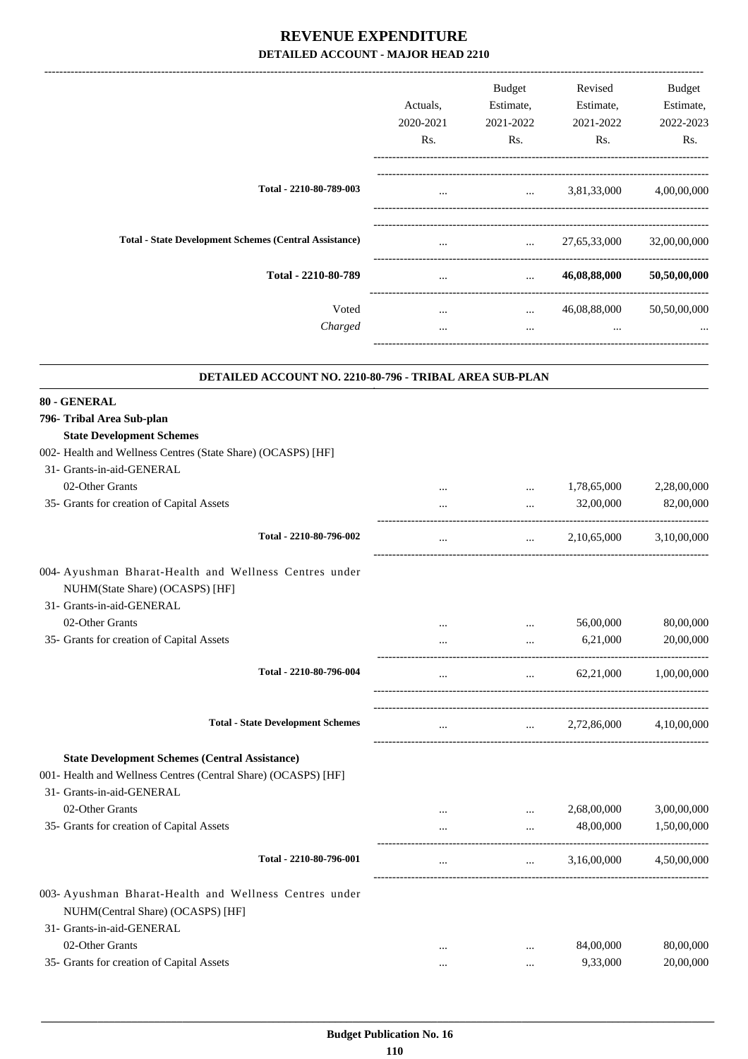# REVENUE EXPENDITURE

## DETAILED ACCOUNT - MAJOR HEAD 2210

| | Actuals, 2020-2021 Rs. | Budget Estimate, 2021-2022 Rs. | Revised Estimate, 2021-2022 Rs. | Budget Estimate, 2022-2023 Rs. |
|---|---|---|---|---|
| **Total - 2210-80-789-003** | ... | ... | 3,81,33,000 | 4,00,00,000 |
| **Total - State Development Schemes (Central Assistance)** | ... | ... | 27,65,33,000 | 32,00,00,000 |
| **Total - 2210-80-789** | ... | ... | **46,08,88,000** | **50,50,00,000** |
| Voted | ... | ... | 46,08,88,000 | 50,50,00,000 |
| *Charged* | ... | ... | ... | ... |

### DETAILED ACCOUNT NO. 2210-80-796 - TRIBAL AREA SUB-PLAN

| | Actuals, 2020-2021 Rs. | Budget Estimate, 2021-2022 Rs. | Revised Estimate, 2021-2022 Rs. | Budget Estimate, 2022-2023 Rs. |
|---|---|---|---|---|
| **80 - GENERAL** | | | | |
| **796- Tribal Area Sub-plan** | | | | |
| **State Development Schemes** | | | | |
| 002- Health and Wellness Centres (State Share) (OCASPS) [HF] | | | | |
| 31- Grants-in-aid-GENERAL | | | | |
| 02-Other Grants | ... | ... | 1,78,65,000 | 2,28,00,000 |
| 35- Grants for creation of Capital Assets | ... | ... | 32,00,000 | 82,00,000 |
| **Total - 2210-80-796-002** | ... | ... | 2,10,65,000 | 3,10,00,000 |
| 004- Ayushman Bharat-Health and Wellness Centres under NUHM(State Share) (OCASPS) [HF] | | | | |
| 31- Grants-in-aid-GENERAL | | | | |
| 02-Other Grants | ... | ... | 56,00,000 | 80,00,000 |
| 35- Grants for creation of Capital Assets | ... | ... | 6,21,000 | 20,00,000 |
| **Total - 2210-80-796-004** | ... | ... | 62,21,000 | 1,00,00,000 |
| **Total - State Development Schemes** | ... | ... | 2,72,86,000 | 4,10,00,000 |
| **State Development Schemes (Central Assistance)** | | | | |
| 001- Health and Wellness Centres (Central Share) (OCASPS) [HF] | | | | |
| 31- Grants-in-aid-GENERAL | | | | |
| 02-Other Grants | ... | ... | 2,68,00,000 | 3,00,00,000 |
| 35- Grants for creation of Capital Assets | ... | ... | 48,00,000 | 1,50,00,000 |
| **Total - 2210-80-796-001** | ... | ... | 3,16,00,000 | 4,50,00,000 |
| 003- Ayushman Bharat-Health and Wellness Centres under NUHM(Central Share) (OCASPS) [HF] | | | | |
| 31- Grants-in-aid-GENERAL | | | | |
| 02-Other Grants | ... | ... | 84,00,000 | 80,00,000 |
| 35- Grants for creation of Capital Assets | ... | ... | 9,33,000 | 20,00,000 |

**Budget Publication No. 16**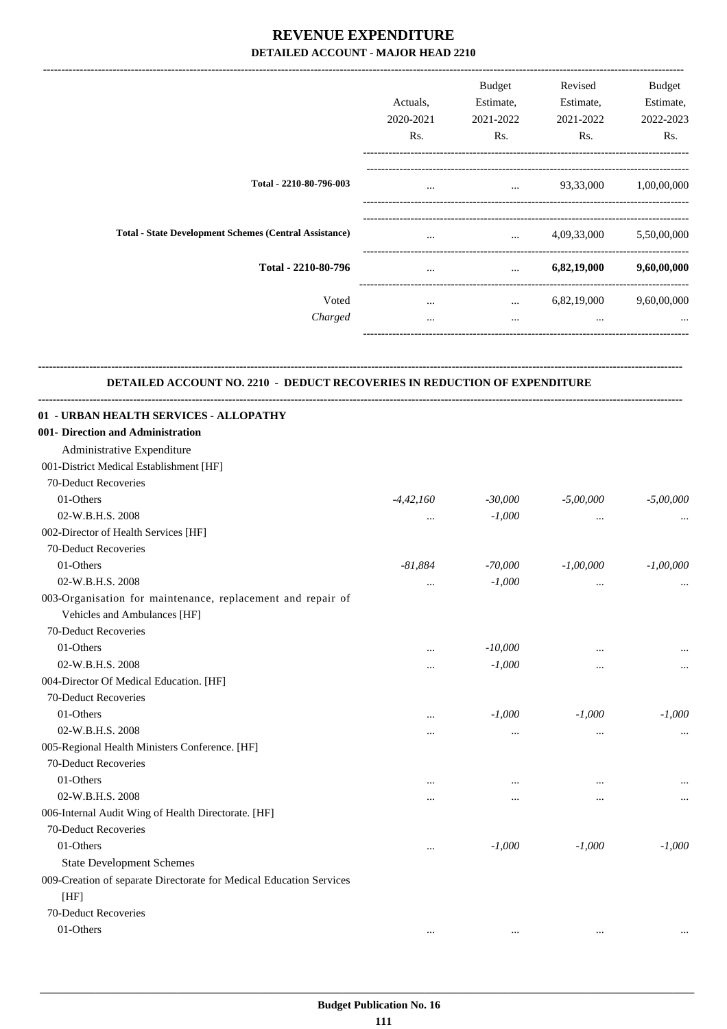# REVENUE EXPENDITURE
## DETAILED ACCOUNT - MAJOR HEAD 2210

| | Actuals, 2020-2021 Rs. | Budget Estimate, 2021-2022 Rs. | Revised Estimate, 2021-2022 Rs. | Budget Estimate, 2022-2023 Rs. |
|---|---|---|---|---|
| **Total - 2210-80-796-003** | ... | ... | 93,33,000 | 1,00,00,000 |
| **Total - State Development Schemes (Central Assistance)** | ... | ... | 4,09,33,000 | 5,50,00,000 |
| **Total - 2210-80-796** | ... | ... | **6,82,19,000** | **9,60,00,000** |
| Voted | ... | ... | 6,82,19,000 | 9,60,00,000 |
| *Charged* | ... | ... | ... | ... |

### DETAILED ACCOUNT NO. 2210 - DEDUCT RECOVERIES IN REDUCTION OF EXPENDITURE

| | Actuals, 2020-2021 Rs. | Budget Estimate, 2021-2022 Rs. | Revised Estimate, 2021-2022 Rs. | Budget Estimate, 2022-2023 Rs. |
|---|---|---|---|---|
| **01 - URBAN HEALTH SERVICES - ALLOPATHY** | | | | |
| **001- Direction and Administration** | | | | |
| Administrative Expenditure | | | | |
| 001-District Medical Establishment [HF] | | | | |
| 70-Deduct Recoveries | | | | |
| 01-Others | *-4,42,160* | *-30,000* | *-5,00,000* | *-5,00,000* |
| 02-W.B.H.S. 2008 | ... | *-1,000* | ... | ... |
| 002-Director of Health Services [HF] | | | | |
| 70-Deduct Recoveries | | | | |
| 01-Others | *-81,884* | *-70,000* | *-1,00,000* | *-1,00,000* |
| 02-W.B.H.S. 2008 | ... | *-1,000* | ... | ... |
| 003-Organisation for maintenance, replacement and repair of Vehicles and Ambulances [HF] | | | | |
| 70-Deduct Recoveries | | | | |
| 01-Others | ... | *-10,000* | ... | ... |
| 02-W.B.H.S. 2008 | ... | *-1,000* | ... | ... |
| 004-Director Of Medical Education. [HF] | | | | |
| 70-Deduct Recoveries | | | | |
| 01-Others | ... | *-1,000* | *-1,000* | *-1,000* |
| 02-W.B.H.S. 2008 | ... | ... | ... | ... |
| 005-Regional Health Ministers Conference. [HF] | | | | |
| 70-Deduct Recoveries | | | | |
| 01-Others | ... | ... | ... | ... |
| 02-W.B.H.S. 2008 | ... | ... | ... | ... |
| 006-Internal Audit Wing of Health Directorate. [HF] | | | | |
| 70-Deduct Recoveries | | | | |
| 01-Others | ... | *-1,000* | *-1,000* | *-1,000* |
| State Development Schemes | | | | |
| 009-Creation of separate Directorate for Medical Education Services [HF] | | | | |
| 70-Deduct Recoveries | | | | |
| 01-Others | ... | ... | ... | ... |

Budget Publication No. 16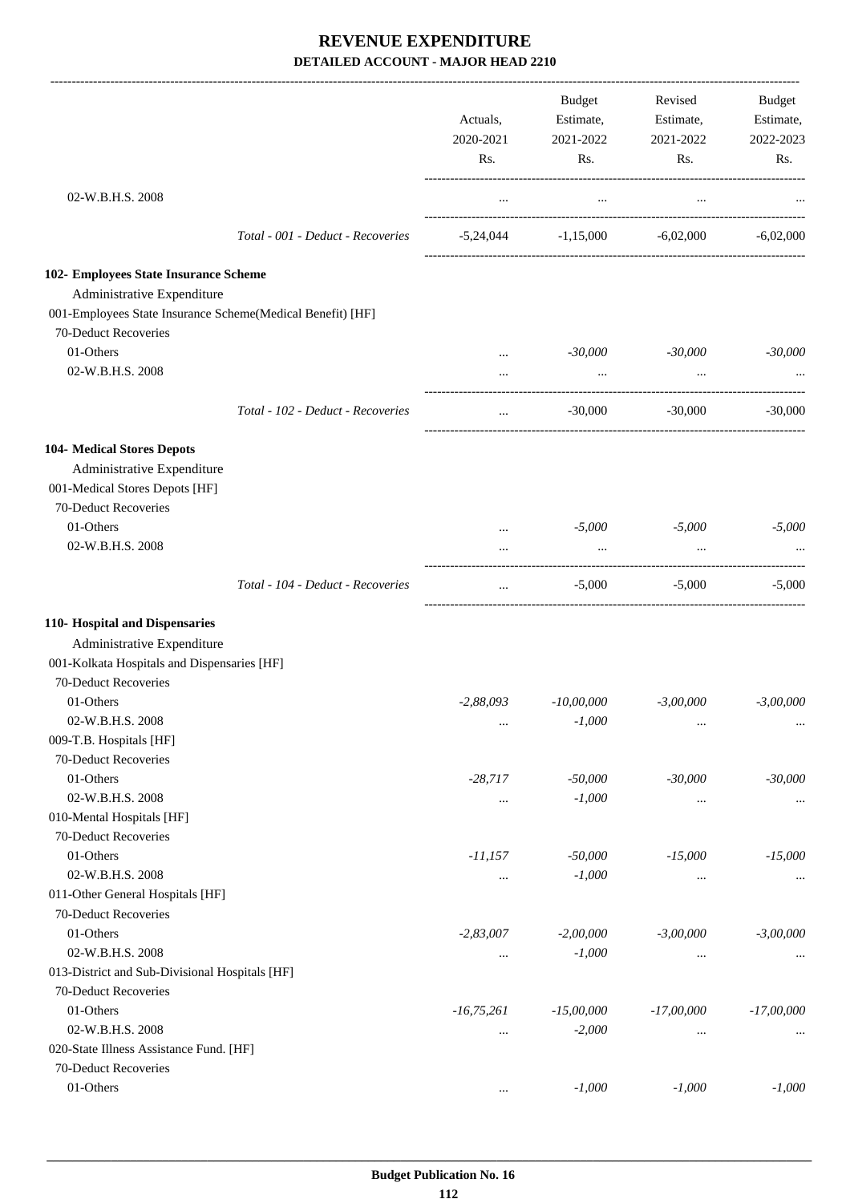# REVENUE EXPENDITURE

## DETAILED ACCOUNT - MAJOR HEAD 2210

| | Actuals, 2020-2021 Rs. | Budget Estimate, 2021-2022 Rs. | Revised Estimate, 2021-2022 Rs. | Budget Estimate, 2022-2023 Rs. |
|---|---|---|---|---|
| 02-W.B.H.S. 2008 | ... | ... | ... | ... |
| Total - 001 - Deduct - Recoveries | -5,24,044 | -1,15,000 | -6,02,000 | -6,02,000 |
| **102- Employees State Insurance Scheme** | | | | |
| Administrative Expenditure | | | | |
| 001-Employees State Insurance Scheme(Medical Benefit) [HF] | | | | |
| 70-Deduct Recoveries | | | | |
| 01-Others | ... | *-30,000* | *-30,000* | *-30,000* |
| 02-W.B.H.S. 2008 | ... | ... | ... | ... |
| Total - 102 - Deduct - Recoveries | ... | -30,000 | -30,000 | -30,000 |
| **104- Medical Stores Depots** | | | | |
| Administrative Expenditure | | | | |
| 001-Medical Stores Depots [HF] | | | | |
| 70-Deduct Recoveries | | | | |
| 01-Others | ... | *-5,000* | *-5,000* | *-5,000* |
| 02-W.B.H.S. 2008 | ... | ... | ... | ... |
| Total - 104 - Deduct - Recoveries | ... | -5,000 | -5,000 | -5,000 |
| **110- Hospital and Dispensaries** | | | | |
| Administrative Expenditure | | | | |
| 001-Kolkata Hospitals and Dispensaries [HF] | | | | |
| 70-Deduct Recoveries | | | | |
| 01-Others | *-2,88,093* | *-10,00,000* | *-3,00,000* | *-3,00,000* |
| 02-W.B.H.S. 2008 | ... | *-1,000* | ... | ... |
| 009-T.B. Hospitals [HF] | | | | |
| 70-Deduct Recoveries | | | | |
| 01-Others | *-28,717* | *-50,000* | *-30,000* | *-30,000* |
| 02-W.B.H.S. 2008 | ... | *-1,000* | ... | ... |
| 010-Mental Hospitals [HF] | | | | |
| 70-Deduct Recoveries | | | | |
| 01-Others | *-11,157* | *-50,000* | *-15,000* | *-15,000* |
| 02-W.B.H.S. 2008 | ... | *-1,000* | ... | ... |
| 011-Other General Hospitals [HF] | | | | |
| 70-Deduct Recoveries | | | | |
| 01-Others | *-2,83,007* | *-2,00,000* | *-3,00,000* | *-3,00,000* |
| 02-W.B.H.S. 2008 | ... | *-1,000* | ... | ... |
| 013-District and Sub-Divisional Hospitals [HF] | | | | |
| 70-Deduct Recoveries | | | | |
| 01-Others | *-16,75,261* | *-15,00,000* | *-17,00,000* | *-17,00,000* |
| 02-W.B.H.S. 2008 | ... | *-2,000* | ... | ... |
| 020-State Illness Assistance Fund. [HF] | | | | |
| 70-Deduct Recoveries | | | | |
| 01-Others | ... | *-1,000* | *-1,000* | *-1,000* |

**Budget Publication No. 16**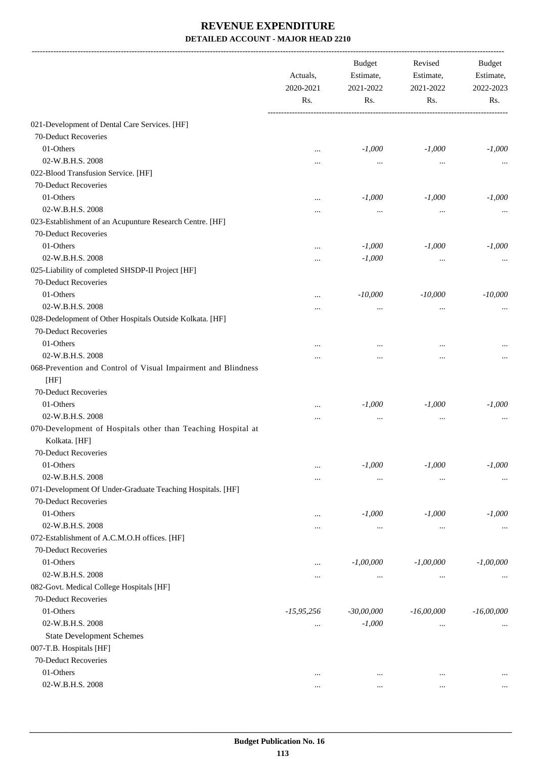# REVENUE EXPENDITURE

## DETAILED ACCOUNT - MAJOR HEAD 2210

| | Actuals, 2020-2021 Rs. | Budget Estimate, 2021-2022 Rs. | Revised Estimate, 2021-2022 Rs. | Budget Estimate, 2022-2023 Rs. |
|---|---|---|---|---|
| 021-Development of Dental Care Services. [HF] | | | | |
| 70-Deduct Recoveries | | | | |
| 01-Others | ... | -1,000 | -1,000 | -1,000 |
| 02-W.B.H.S. 2008 | ... | ... | ... | ... |
| 022-Blood Transfusion Service. [HF] | | | | |
| 70-Deduct Recoveries | | | | |
| 01-Others | ... | -1,000 | -1,000 | -1,000 |
| 02-W.B.H.S. 2008 | ... | ... | ... | ... |
| 023-Establishment of an Acupunture Research Centre. [HF] | | | | |
| 70-Deduct Recoveries | | | | |
| 01-Others | ... | -1,000 | -1,000 | -1,000 |
| 02-W.B.H.S. 2008 | ... | -1,000 | ... | ... |
| 025-Liability of completed SHSDP-II Project [HF] | | | | |
| 70-Deduct Recoveries | | | | |
| 01-Others | ... | -10,000 | -10,000 | -10,000 |
| 02-W.B.H.S. 2008 | ... | ... | ... | ... |
| 028-Dedelopment of Other Hospitals Outside Kolkata. [HF] | | | | |
| 70-Deduct Recoveries | | | | |
| 01-Others | ... | ... | ... | ... |
| 02-W.B.H.S. 2008 | ... | ... | ... | ... |
| 068-Prevention and Control of Visual Impairment and Blindness [HF] | | | | |
| 70-Deduct Recoveries | | | | |
| 01-Others | ... | -1,000 | -1,000 | -1,000 |
| 02-W.B.H.S. 2008 | ... | ... | ... | ... |
| 070-Development of Hospitals other than Teaching Hospital at Kolkata. [HF] | | | | |
| 70-Deduct Recoveries | | | | |
| 01-Others | ... | -1,000 | -1,000 | -1,000 |
| 02-W.B.H.S. 2008 | ... | ... | ... | ... |
| 071-Development Of Under-Graduate Teaching Hospitals. [HF] | | | | |
| 70-Deduct Recoveries | | | | |
| 01-Others | ... | -1,000 | -1,000 | -1,000 |
| 02-W.B.H.S. 2008 | ... | ... | ... | ... |
| 072-Establishment of A.C.M.O.H offices. [HF] | | | | |
| 70-Deduct Recoveries | | | | |
| 01-Others | ... | -1,00,000 | -1,00,000 | -1,00,000 |
| 02-W.B.H.S. 2008 | ... | ... | ... | ... |
| 082-Govt. Medical College Hospitals [HF] | | | | |
| 70-Deduct Recoveries | | | | |
| 01-Others | -15,95,256 | -30,00,000 | -16,00,000 | -16,00,000 |
| 02-W.B.H.S. 2008 | ... | -1,000 | ... | ... |
| State Development Schemes | | | | |
| 007-T.B. Hospitals [HF] | | | | |
| 70-Deduct Recoveries | | | | |
| 01-Others | ... | ... | ... | ... |
| 02-W.B.H.S. 2008 | ... | ... | ... | ... |

Budget Publication No. 16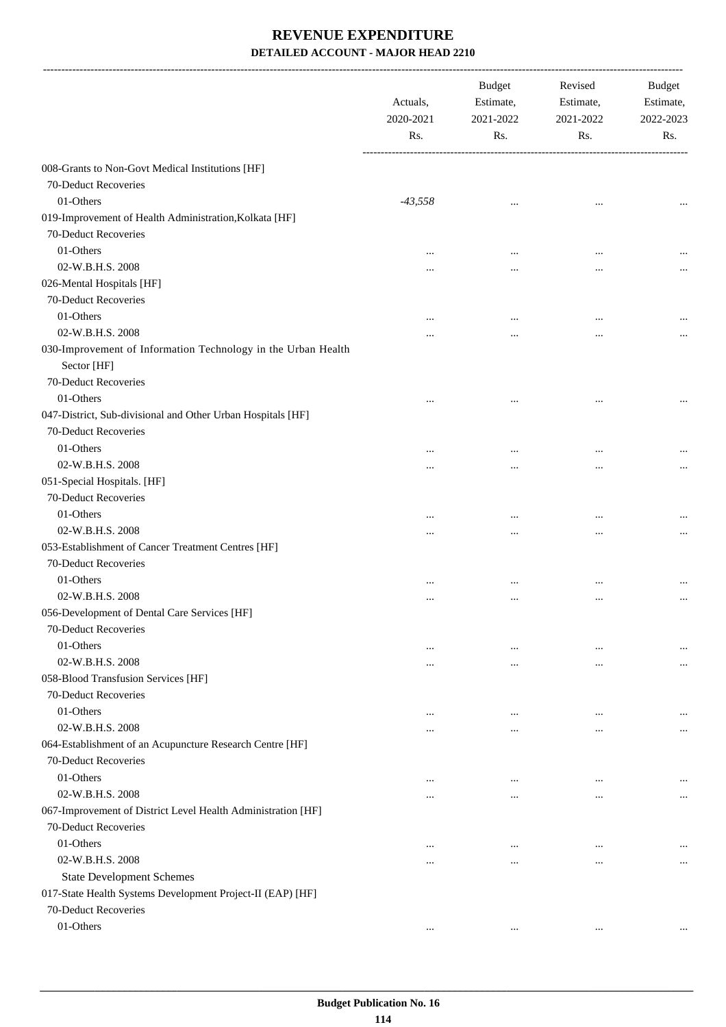# REVENUE EXPENDITURE

## DETAILED ACCOUNT - MAJOR HEAD 2210

| | Actuals, 2020-2021 Rs. | Budget Estimate, 2021-2022 Rs. | Revised Estimate, 2021-2022 Rs. | Budget Estimate, 2022-2023 Rs. |
|---|---|---|---|---|
| 008-Grants to Non-Govt Medical Institutions [HF] | | | | |
| 70-Deduct Recoveries | | | | |
| 01-Others | *-43,558* | ... | ... | ... |
| 019-Improvement of Health Administration,Kolkata [HF] | | | | |
| 70-Deduct Recoveries | | | | |
| 01-Others | ... | ... | ... | ... |
| 02-W.B.H.S. 2008 | ... | ... | ... | ... |
| 026-Mental Hospitals [HF] | | | | |
| 70-Deduct Recoveries | | | | |
| 01-Others | ... | ... | ... | ... |
| 02-W.B.H.S. 2008 | ... | ... | ... | ... |
| 030-Improvement of Information Technology in the Urban Health Sector [HF] | | | | |
| 70-Deduct Recoveries | | | | |
| 01-Others | ... | ... | ... | ... |
| 047-District, Sub-divisional and Other Urban Hospitals [HF] | | | | |
| 70-Deduct Recoveries | | | | |
| 01-Others | ... | ... | ... | ... |
| 02-W.B.H.S. 2008 | ... | ... | ... | ... |
| 051-Special Hospitals. [HF] | | | | |
| 70-Deduct Recoveries | | | | |
| 01-Others | ... | ... | ... | ... |
| 02-W.B.H.S. 2008 | ... | ... | ... | ... |
| 053-Establishment of Cancer Treatment Centres [HF] | | | | |
| 70-Deduct Recoveries | | | | |
| 01-Others | ... | ... | ... | ... |
| 02-W.B.H.S. 2008 | ... | ... | ... | ... |
| 056-Development of Dental Care Services [HF] | | | | |
| 70-Deduct Recoveries | | | | |
| 01-Others | ... | ... | ... | ... |
| 02-W.B.H.S. 2008 | ... | ... | ... | ... |
| 058-Blood Transfusion Services [HF] | | | | |
| 70-Deduct Recoveries | | | | |
| 01-Others | ... | ... | ... | ... |
| 02-W.B.H.S. 2008 | ... | ... | ... | ... |
| 064-Establishment of an Acupuncture Research Centre [HF] | | | | |
| 70-Deduct Recoveries | | | | |
| 01-Others | ... | ... | ... | ... |
| 02-W.B.H.S. 2008 | ... | ... | ... | ... |
| 067-Improvement of District Level Health Administration [HF] | | | | |
| 70-Deduct Recoveries | | | | |
| 01-Others | ... | ... | ... | ... |
| 02-W.B.H.S. 2008 | ... | ... | ... | ... |
| State Development Schemes | | | | |
| 017-State Health Systems Development Project-II (EAP) [HF] | | | | |
| 70-Deduct Recoveries | | | | |
| 01-Others | ... | ... | ... | ... |

Budget Publication No. 16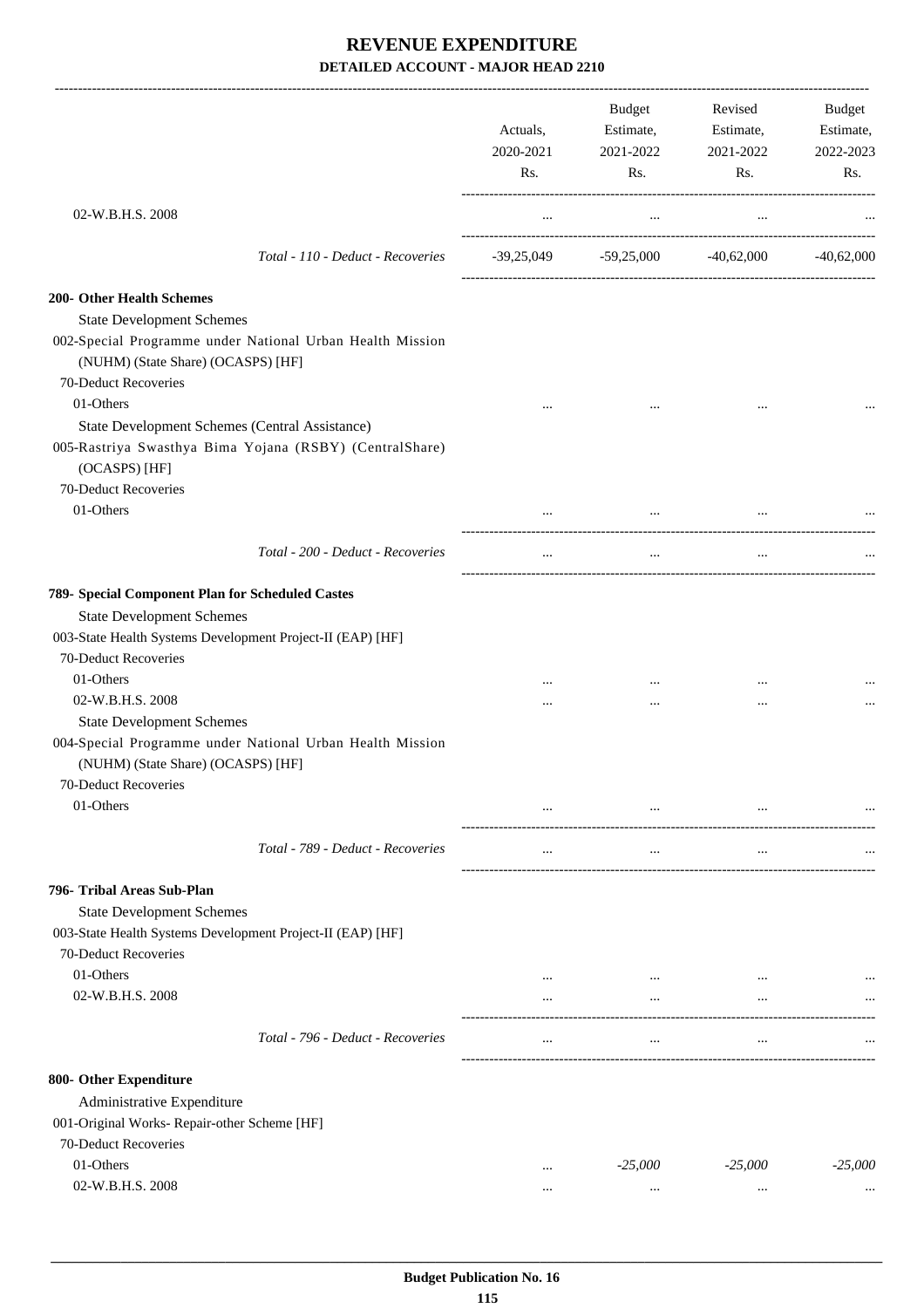# REVENUE EXPENDITURE

## DETAILED ACCOUNT - MAJOR HEAD 2210

| | Actuals, 2020-2021 Rs. | Budget Estimate, 2021-2022 Rs. | Revised Estimate, 2021-2022 Rs. | Budget Estimate, 2022-2023 Rs. |
|---|---|---|---|---|
| 02-W.B.H.S. 2008 | ... | ... | ... | ... |
| *Total - 110 - Deduct - Recoveries* | -39,25,049 | -59,25,000 | -40,62,000 | -40,62,000 |
| **200- Other Health Schemes** | | | | |
| State Development Schemes | | | | |
| 002-Special Programme under National Urban Health Mission (NUHM) (State Share) (OCASPS) [HF] | | | | |
| 70-Deduct Recoveries | | | | |
| 01-Others | ... | ... | ... | ... |
| State Development Schemes (Central Assistance) | | | | |
| 005-Rastriya Swasthya Bima Yojana (RSBY) (CentralShare) (OCASPS) [HF] | | | | |
| 70-Deduct Recoveries | | | | |
| 01-Others | ... | ... | ... | ... |
| *Total - 200 - Deduct - Recoveries* | ... | ... | ... | ... |
| **789- Special Component Plan for Scheduled Castes** | | | | |
| State Development Schemes | | | | |
| 003-State Health Systems Development Project-II (EAP) [HF] | | | | |
| 70-Deduct Recoveries | | | | |
| 01-Others | ... | ... | ... | ... |
| 02-W.B.H.S. 2008 | ... | ... | ... | ... |
| State Development Schemes | | | | |
| 004-Special Programme under National Urban Health Mission (NUHM) (State Share) (OCASPS) [HF] | | | | |
| 70-Deduct Recoveries | | | | |
| 01-Others | ... | ... | ... | ... |
| *Total - 789 - Deduct - Recoveries* | ... | ... | ... | ... |
| **796- Tribal Areas Sub-Plan** | | | | |
| State Development Schemes | | | | |
| 003-State Health Systems Development Project-II (EAP) [HF] | | | | |
| 70-Deduct Recoveries | | | | |
| 01-Others | ... | ... | ... | ... |
| 02-W.B.H.S. 2008 | ... | ... | ... | ... |
| *Total - 796 - Deduct - Recoveries* | ... | ... | ... | ... |
| **800- Other Expenditure** | | | | |
| Administrative Expenditure | | | | |
| 001-Original Works- Repair-other Scheme [HF] | | | | |
| 70-Deduct Recoveries | | | | |
| 01-Others | ... | *-25,000* | *-25,000* | *-25,000* |
| 02-W.B.H.S. 2008 | ... | ... | ... | ... |

**Budget Publication No. 16**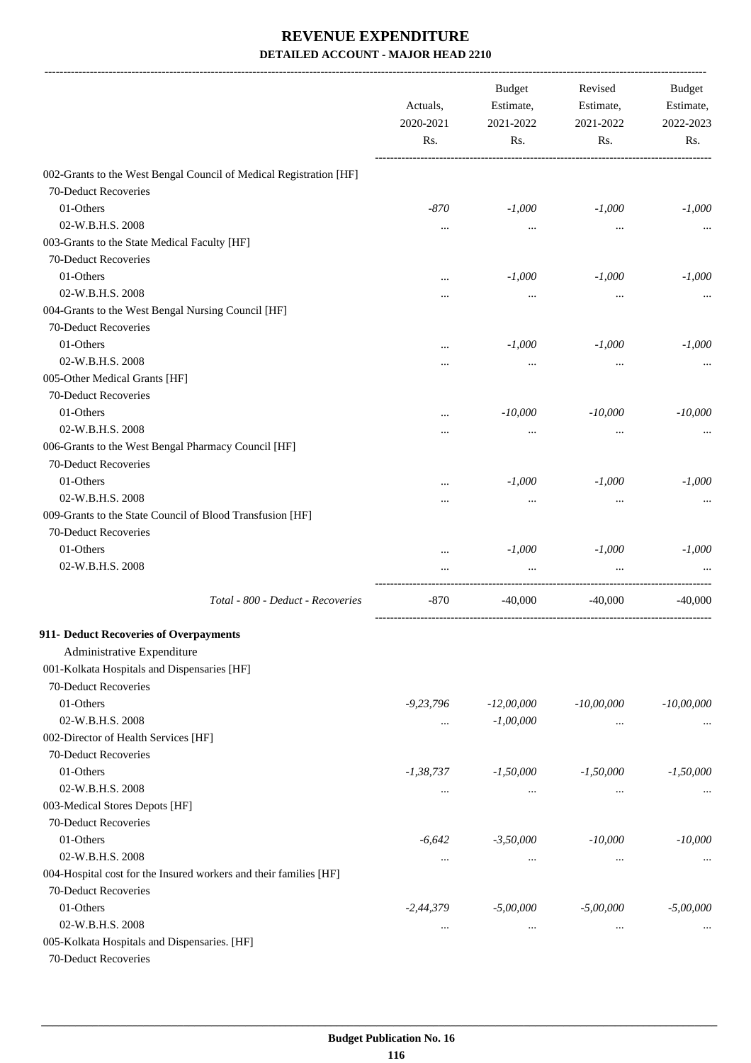# REVENUE EXPENDITURE

**DETAILED ACCOUNT - MAJOR HEAD 2210**

| | Actuals, 2020-2021 Rs. | Budget Estimate, 2021-2022 Rs. | Revised Estimate, 2021-2022 Rs. | Budget Estimate, 2022-2023 Rs. |
|---|---|---|---|---|
| 002-Grants to the West Bengal Council of Medical Registration [HF] | | | | |
| 70-Deduct Recoveries | | | | |
| 01-Others | *-870* | *-1,000* | *-1,000* | *-1,000* |
| 02-W.B.H.S. 2008 | ... | ... | ... | ... |
| 003-Grants to the State Medical Faculty [HF] | | | | |
| 70-Deduct Recoveries | | | | |
| 01-Others | ... | *-1,000* | *-1,000* | *-1,000* |
| 02-W.B.H.S. 2008 | ... | ... | ... | ... |
| 004-Grants to the West Bengal Nursing Council [HF] | | | | |
| 70-Deduct Recoveries | | | | |
| 01-Others | ... | *-1,000* | *-1,000* | *-1,000* |
| 02-W.B.H.S. 2008 | ... | ... | ... | ... |
| 005-Other Medical Grants [HF] | | | | |
| 70-Deduct Recoveries | | | | |
| 01-Others | ... | *-10,000* | *-10,000* | *-10,000* |
| 02-W.B.H.S. 2008 | ... | ... | ... | ... |
| 006-Grants to the West Bengal Pharmacy Council [HF] | | | | |
| 70-Deduct Recoveries | | | | |
| 01-Others | ... | *-1,000* | *-1,000* | *-1,000* |
| 02-W.B.H.S. 2008 | ... | ... | ... | ... |
| 009-Grants to the State Council of Blood Transfusion [HF] | | | | |
| 70-Deduct Recoveries | | | | |
| 01-Others | ... | *-1,000* | *-1,000* | *-1,000* |
| 02-W.B.H.S. 2008 | ... | ... | ... | ... |
| *Total - 800 - Deduct - Recoveries* | -870 | -40,000 | -40,000 | -40,000 |
| **911- Deduct Recoveries of Overpayments** | | | | |
| Administrative Expenditure | | | | |
| 001-Kolkata Hospitals and Dispensaries [HF] | | | | |
| 70-Deduct Recoveries | | | | |
| 01-Others | *-9,23,796* | *-12,00,000* | *-10,00,000* | *-10,00,000* |
| 02-W.B.H.S. 2008 | ... | *-1,00,000* | ... | ... |
| 002-Director of Health Services [HF] | | | | |
| 70-Deduct Recoveries | | | | |
| 01-Others | *-1,38,737* | *-1,50,000* | *-1,50,000* | *-1,50,000* |
| 02-W.B.H.S. 2008 | ... | ... | ... | ... |
| 003-Medical Stores Depots [HF] | | | | |
| 70-Deduct Recoveries | | | | |
| 01-Others | *-6,642* | *-3,50,000* | *-10,000* | *-10,000* |
| 02-W.B.H.S. 2008 | ... | ... | ... | ... |
| 004-Hospital cost for the Insured workers and their families [HF] | | | | |
| 70-Deduct Recoveries | | | | |
| 01-Others | *-2,44,379* | *-5,00,000* | *-5,00,000* | *-5,00,000* |
| 02-W.B.H.S. 2008 | ... | ... | ... | ... |
| 005-Kolkata Hospitals and Dispensaries. [HF] | | | | |
| 70-Deduct Recoveries | | | | |

**Budget Publication No. 16**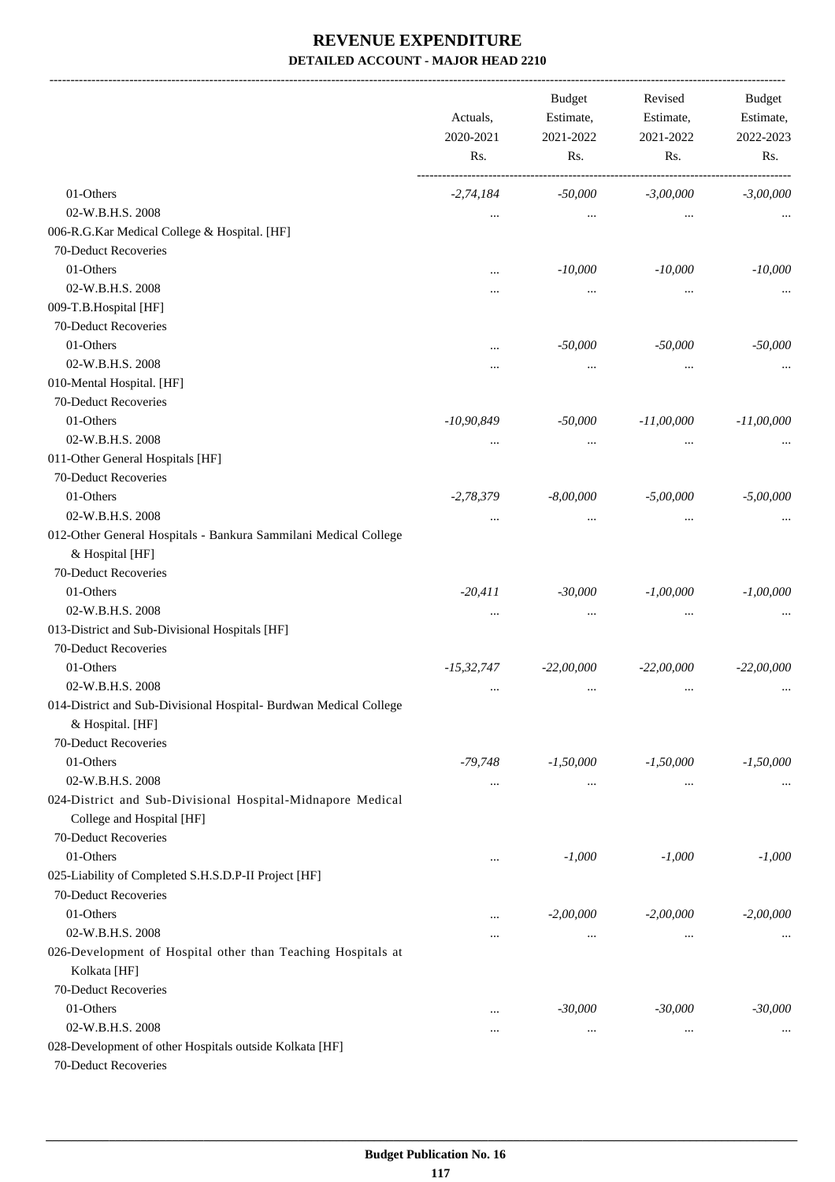# REVENUE EXPENDITURE

### DETAILED ACCOUNT - MAJOR HEAD 2210

| | Actuals, 2020-2021 Rs. | Budget Estimate, 2021-2022 Rs. | Revised Estimate, 2021-2022 Rs. | Budget Estimate, 2022-2023 Rs. |
|---|---|---|---|---|
| 01-Others | -2,74,184 | -50,000 | -3,00,000 | -3,00,000 |
| 02-W.B.H.S. 2008 | ... | ... | ... | ... |
| 006-R.G.Kar Medical College & Hospital. [HF] | | | | |
| 70-Deduct Recoveries | | | | |
| 01-Others | ... | -10,000 | -10,000 | -10,000 |
| 02-W.B.H.S. 2008 | ... | ... | ... | ... |
| 009-T.B.Hospital [HF] | | | | |
| 70-Deduct Recoveries | | | | |
| 01-Others | ... | -50,000 | -50,000 | -50,000 |
| 02-W.B.H.S. 2008 | ... | ... | ... | ... |
| 010-Mental Hospital. [HF] | | | | |
| 70-Deduct Recoveries | | | | |
| 01-Others | -10,90,849 | -50,000 | -11,00,000 | -11,00,000 |
| 02-W.B.H.S. 2008 | ... | ... | ... | ... |
| 011-Other General Hospitals [HF] | | | | |
| 70-Deduct Recoveries | | | | |
| 01-Others | -2,78,379 | -8,00,000 | -5,00,000 | -5,00,000 |
| 02-W.B.H.S. 2008 | ... | ... | ... | ... |
| 012-Other General Hospitals - Bankura Sammilani Medical College & Hospital [HF] | | | | |
| 70-Deduct Recoveries | | | | |
| 01-Others | -20,411 | -30,000 | -1,00,000 | -1,00,000 |
| 02-W.B.H.S. 2008 | ... | ... | ... | ... |
| 013-District and Sub-Divisional Hospitals [HF] | | | | |
| 70-Deduct Recoveries | | | | |
| 01-Others | -15,32,747 | -22,00,000 | -22,00,000 | -22,00,000 |
| 02-W.B.H.S. 2008 | ... | ... | ... | ... |
| 014-District and Sub-Divisional Hospital- Burdwan Medical College & Hospital. [HF] | | | | |
| 70-Deduct Recoveries | | | | |
| 01-Others | -79,748 | -1,50,000 | -1,50,000 | -1,50,000 |
| 02-W.B.H.S. 2008 | ... | ... | ... | ... |
| 024-District and Sub-Divisional Hospital-Midnapore Medical College and Hospital [HF] | | | | |
| 70-Deduct Recoveries | | | | |
| 01-Others | ... | -1,000 | -1,000 | -1,000 |
| 025-Liability of Completed S.H.S.D.P-II Project [HF] | | | | |
| 70-Deduct Recoveries | | | | |
| 01-Others | ... | -2,00,000 | -2,00,000 | -2,00,000 |
| 02-W.B.H.S. 2008 | ... | ... | ... | ... |
| 026-Development of Hospital other than Teaching Hospitals at Kolkata [HF] | | | | |
| 70-Deduct Recoveries | | | | |
| 01-Others | ... | -30,000 | -30,000 | -30,000 |
| 02-W.B.H.S. 2008 | ... | ... | ... | ... |
| 028-Development of other Hospitals outside Kolkata [HF] | | | | |
| 70-Deduct Recoveries | | | | |

Budget Publication No. 16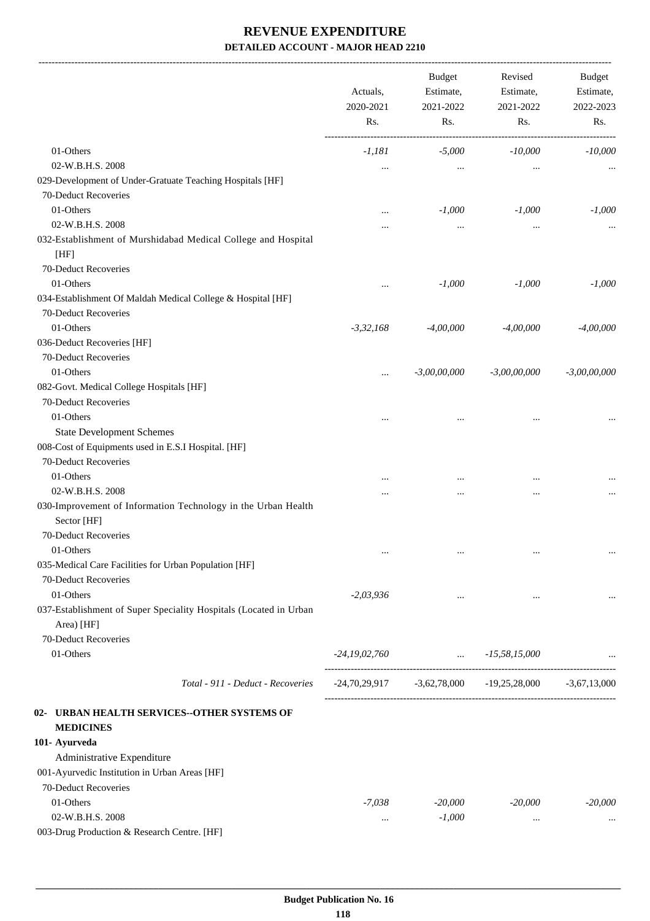# REVENUE EXPENDITURE

## DETAILED ACCOUNT - MAJOR HEAD 2210

| | Actuals, 2020-2021 Rs. | Budget Estimate, 2021-2022 Rs. | Revised Estimate, 2021-2022 Rs. | Budget Estimate, 2022-2023 Rs. |
|---|---|---|---|---|
| 01-Others | -1,181 | -5,000 | -10,000 | -10,000 |
| 02-W.B.H.S. 2008 | ... | ... | ... | ... |
| 029-Development of Under-Gratuate Teaching Hospitals [HF] | | | | |
| 70-Deduct Recoveries | | | | |
| 01-Others | ... | -1,000 | -1,000 | -1,000 |
| 02-W.B.H.S. 2008 | ... | ... | ... | ... |
| 032-Establishment of Murshidabad Medical College and Hospital [HF] | | | | |
| 70-Deduct Recoveries | | | | |
| 01-Others | ... | -1,000 | -1,000 | -1,000 |
| 034-Establishment Of Maldah Medical College & Hospital [HF] | | | | |
| 70-Deduct Recoveries | | | | |
| 01-Others | -3,32,168 | -4,00,000 | -4,00,000 | -4,00,000 |
| 036-Deduct Recoveries [HF] | | | | |
| 70-Deduct Recoveries | | | | |
| 01-Others | ... | -3,00,00,000 | -3,00,00,000 | -3,00,00,000 |
| 082-Govt. Medical College Hospitals [HF] | | | | |
| 70-Deduct Recoveries | | | | |
| 01-Others | ... | ... | ... | ... |
| State Development Schemes | | | | |
| 008-Cost of Equipments used in E.S.I Hospital. [HF] | | | | |
| 70-Deduct Recoveries | | | | |
| 01-Others | ... | ... | ... | ... |
| 02-W.B.H.S. 2008 | ... | ... | ... | ... |
| 030-Improvement of Information Technology in the Urban Health Sector [HF] | | | | |
| 70-Deduct Recoveries | | | | |
| 01-Others | ... | ... | ... | ... |
| 035-Medical Care Facilities for Urban Population [HF] | | | | |
| 70-Deduct Recoveries | | | | |
| 01-Others | -2,03,936 | ... | ... | ... |
| 037-Establishment of Super Speciality Hospitals (Located in Urban Area) [HF] | | | | |
| 70-Deduct Recoveries | | | | |
| 01-Others | -24,19,02,760 | ... | -15,58,15,000 | ... |
| *Total - 911 - Deduct - Recoveries* | -24,70,29,917 | -3,62,78,000 | -19,25,28,000 | -3,67,13,000 |
| **02- URBAN HEALTH SERVICES--OTHER SYSTEMS OF MEDICINES** | | | | |
| **101- Ayurveda** | | | | |
| Administrative Expenditure | | | | |
| 001-Ayurvedic Institution in Urban Areas [HF] | | | | |
| 70-Deduct Recoveries | | | | |
| 01-Others | -7,038 | -20,000 | -20,000 | -20,000 |
| 02-W.B.H.S. 2008 | ... | -1,000 | ... | ... |
| 003-Drug Production & Research Centre. [HF] | | | | |

Budget Publication No. 16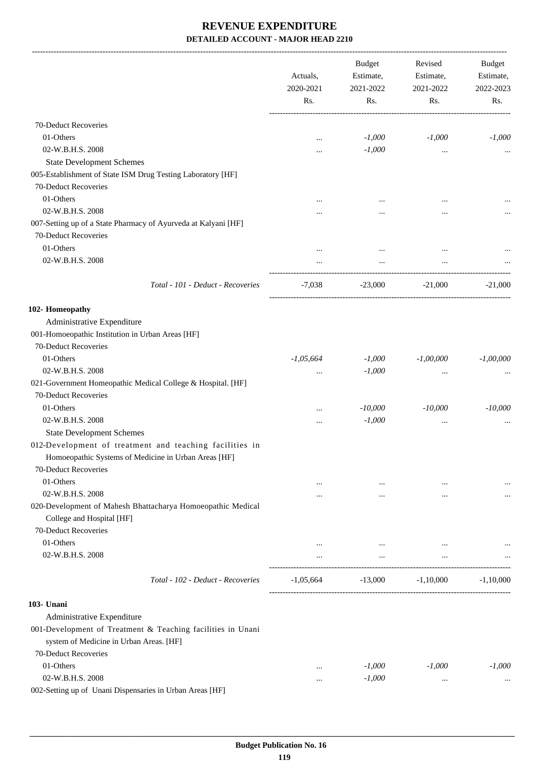# REVENUE EXPENDITURE

## DETAILED ACCOUNT - MAJOR HEAD 2210

| | Actuals, 2020-2021 Rs. | Budget Estimate, 2021-2022 Rs. | Revised Estimate, 2021-2022 Rs. | Budget Estimate, 2022-2023 Rs. |
|---|---|---|---|---|
| 70-Deduct Recoveries | | | | |
| 01-Others | ... | *-1,000* | *-1,000* | *-1,000* |
| 02-W.B.H.S. 2008 | ... | *-1,000* | ... | ... |
| State Development Schemes | | | | |
| 005-Establishment of State ISM Drug Testing Laboratory [HF] | | | | |
| 70-Deduct Recoveries | | | | |
| 01-Others | ... | ... | ... | ... |
| 02-W.B.H.S. 2008 | ... | ... | ... | ... |
| 007-Setting up of a State Pharmacy of Ayurveda at Kalyani [HF] | | | | |
| 70-Deduct Recoveries | | | | |
| 01-Others | ... | ... | ... | ... |
| 02-W.B.H.S. 2008 | ... | ... | ... | ... |
| *Total - 101 - Deduct - Recoveries* | -7,038 | -23,000 | -21,000 | -21,000 |
| **102- Homeopathy** | | | | |
| Administrative Expenditure | | | | |
| 001-Homoeopathic Institution in Urban Areas [HF] | | | | |
| 70-Deduct Recoveries | | | | |
| 01-Others | *-1,05,664* | *-1,000* | *-1,00,000* | *-1,00,000* |
| 02-W.B.H.S. 2008 | ... | *-1,000* | ... | ... |
| 021-Government Homeopathic Medical College & Hospital. [HF] | | | | |
| 70-Deduct Recoveries | | | | |
| 01-Others | ... | *-10,000* | *-10,000* | *-10,000* |
| 02-W.B.H.S. 2008 | ... | *-1,000* | ... | ... |
| State Development Schemes | | | | |
| 012-Development of treatment and teaching facilities in Homoeopathic Systems of Medicine in Urban Areas [HF] | | | | |
| 70-Deduct Recoveries | | | | |
| 01-Others | ... | ... | ... | ... |
| 02-W.B.H.S. 2008 | ... | ... | ... | ... |
| 020-Development of Mahesh Bhattacharya Homoeopathic Medical College and Hospital [HF] | | | | |
| 70-Deduct Recoveries | | | | |
| 01-Others | ... | ... | ... | ... |
| 02-W.B.H.S. 2008 | ... | ... | ... | ... |
| *Total - 102 - Deduct - Recoveries* | -1,05,664 | -13,000 | -1,10,000 | -1,10,000 |
| **103- Unani** | | | | |
| Administrative Expenditure | | | | |
| 001-Development of Treatment & Teaching facilities in Unani system of Medicine in Urban Areas. [HF] | | | | |
| 70-Deduct Recoveries | | | | |
| 01-Others | ... | *-1,000* | *-1,000* | *-1,000* |
| 02-W.B.H.S. 2008 | ... | *-1,000* | ... | ... |
| 002-Setting up of Unani Dispensaries in Urban Areas [HF] | | | | |

Budget Publication No. 16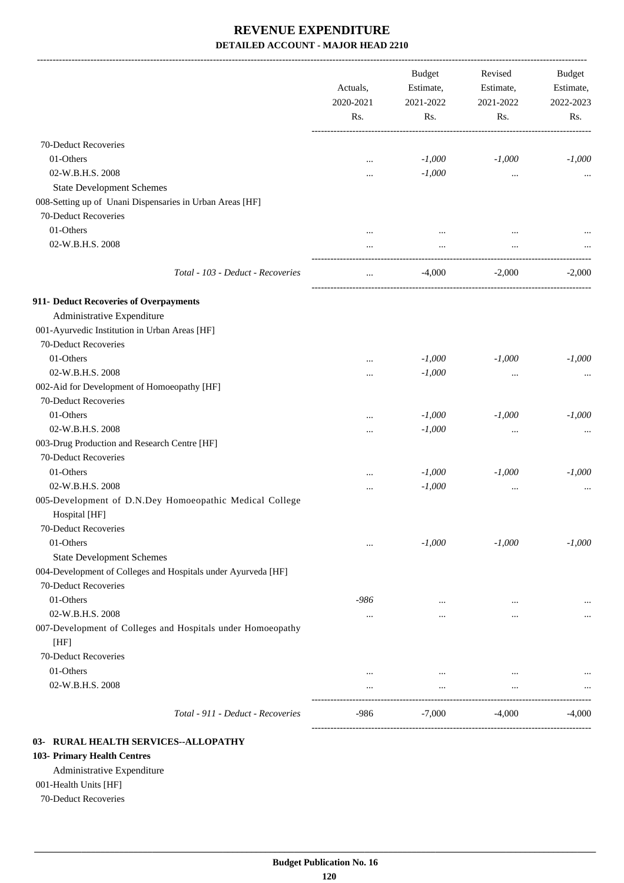# REVENUE EXPENDITURE

## DETAILED ACCOUNT - MAJOR HEAD 2210

| | Actuals, 2020-2021 Rs. | Budget Estimate, 2021-2022 Rs. | Revised Estimate, 2021-2022 Rs. | Budget Estimate, 2022-2023 Rs. |
|---|---|---|---|---|
| 70-Deduct Recoveries | | | | |
| 01-Others | ... | *-1,000* | *-1,000* | *-1,000* |
| 02-W.B.H.S. 2008 | ... | *-1,000* | ... | ... |
| State Development Schemes | | | | |
| 008-Setting up of Unani Dispensaries in Urban Areas [HF] | | | | |
| 70-Deduct Recoveries | | | | |
| 01-Others | ... | ... | ... | ... |
| 02-W.B.H.S. 2008 | ... | ... | ... | ... |
| *Total - 103 - Deduct - Recoveries* | ... | -4,000 | -2,000 | -2,000 |
| **911- Deduct Recoveries of Overpayments** | | | | |
| Administrative Expenditure | | | | |
| 001-Ayurvedic Institution in Urban Areas [HF] | | | | |
| 70-Deduct Recoveries | | | | |
| 01-Others | ... | *-1,000* | *-1,000* | *-1,000* |
| 02-W.B.H.S. 2008 | ... | *-1,000* | ... | ... |
| 002-Aid for Development of Homoeopathy [HF] | | | | |
| 70-Deduct Recoveries | | | | |
| 01-Others | ... | *-1,000* | *-1,000* | *-1,000* |
| 02-W.B.H.S. 2008 | ... | *-1,000* | ... | ... |
| 003-Drug Production and Research Centre [HF] | | | | |
| 70-Deduct Recoveries | | | | |
| 01-Others | ... | *-1,000* | *-1,000* | *-1,000* |
| 02-W.B.H.S. 2008 | ... | *-1,000* | ... | ... |
| 005-Development of D.N.Dey Homoeopathic Medical College Hospital [HF] | | | | |
| 70-Deduct Recoveries | | | | |
| 01-Others | ... | *-1,000* | *-1,000* | *-1,000* |
| State Development Schemes | | | | |
| 004-Development of Colleges and Hospitals under Ayurveda [HF] | | | | |
| 70-Deduct Recoveries | | | | |
| 01-Others | *-986* | ... | ... | ... |
| 02-W.B.H.S. 2008 | ... | ... | ... | ... |
| 007-Development of Colleges and Hospitals under Homoeopathy [HF] | | | | |
| 70-Deduct Recoveries | | | | |
| 01-Others | ... | ... | ... | ... |
| 02-W.B.H.S. 2008 | ... | ... | ... | ... |
| *Total - 911 - Deduct - Recoveries* | -986 | -7,000 | -4,000 | -4,000 |

**03- RURAL HEALTH SERVICES--ALLOPATHY**

**103- Primary Health Centres**

Administrative Expenditure

001-Health Units [HF]

70-Deduct Recoveries

**Budget Publication No. 16**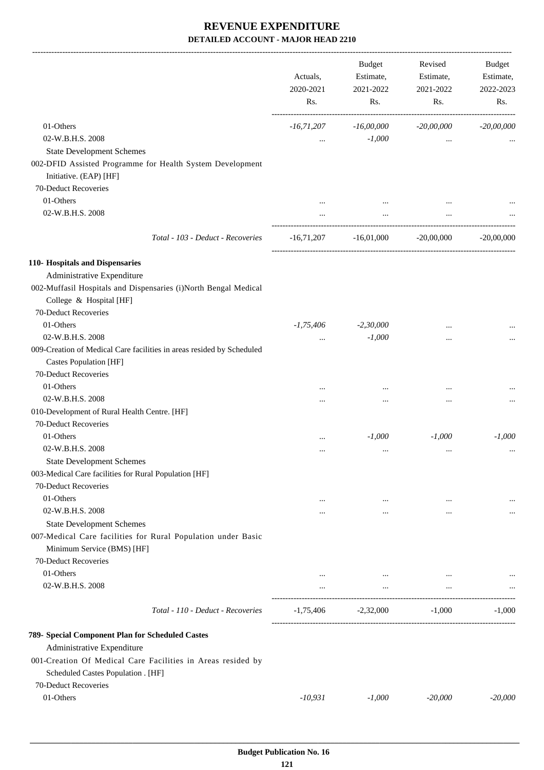# REVENUE EXPENDITURE

## DETAILED ACCOUNT - MAJOR HEAD 2210

| | Actuals, 2020-2021 Rs. | Budget Estimate, 2021-2022 Rs. | Revised Estimate, 2021-2022 Rs. | Budget Estimate, 2022-2023 Rs. |
|---|---|---|---|---|
| 01-Others | *-16,71,207* | *-16,00,000* | *-20,00,000* | *-20,00,000* |
| 02-W.B.H.S. 2008 | ... | *-1,000* | ... | ... |
| State Development Schemes | | | | |
| 002-DFID Assisted Programme for Health System Development Initiative. (EAP) [HF] | | | | |
| 70-Deduct Recoveries | | | | |
| 01-Others | ... | ... | ... | ... |
| 02-W.B.H.S. 2008 | ... | ... | ... | ... |
| *Total - 103 - Deduct - Recoveries* | -16,71,207 | -16,01,000 | -20,00,000 | -20,00,000 |
| **110- Hospitals and Dispensaries** | | | | |
| Administrative Expenditure | | | | |
| 002-Muffasil Hospitals and Dispensaries (i)North Bengal Medical College & Hospital [HF] | | | | |
| 70-Deduct Recoveries | | | | |
| 01-Others | *-1,75,406* | *-2,30,000* | ... | ... |
| 02-W.B.H.S. 2008 | ... | *-1,000* | ... | ... |
| 009-Creation of Medical Care facilities in areas resided by Scheduled Castes Population [HF] | | | | |
| 70-Deduct Recoveries | | | | |
| 01-Others | ... | ... | ... | ... |
| 02-W.B.H.S. 2008 | ... | ... | ... | ... |
| 010-Development of Rural Health Centre. [HF] | | | | |
| 70-Deduct Recoveries | | | | |
| 01-Others | ... | *-1,000* | *-1,000* | *-1,000* |
| 02-W.B.H.S. 2008 | ... | ... | ... | ... |
| State Development Schemes | | | | |
| 003-Medical Care facilities for Rural Population [HF] | | | | |
| 70-Deduct Recoveries | | | | |
| 01-Others | ... | ... | ... | ... |
| 02-W.B.H.S. 2008 | ... | ... | ... | ... |
| State Development Schemes | | | | |
| 007-Medical Care facilities for Rural Population under Basic Minimum Service (BMS) [HF] | | | | |
| 70-Deduct Recoveries | | | | |
| 01-Others | ... | ... | ... | ... |
| 02-W.B.H.S. 2008 | ... | ... | ... | ... |
| *Total - 110 - Deduct - Recoveries* | -1,75,406 | -2,32,000 | -1,000 | -1,000 |
| **789- Special Component Plan for Scheduled Castes** | | | | |
| Administrative Expenditure | | | | |
| 001-Creation Of Medical Care Facilities in Areas resided by Scheduled Castes Population . [HF] | | | | |
| 70-Deduct Recoveries | | | | |
| 01-Others | *-10,931* | *-1,000* | *-20,000* | *-20,000* |

**Budget Publication No. 16**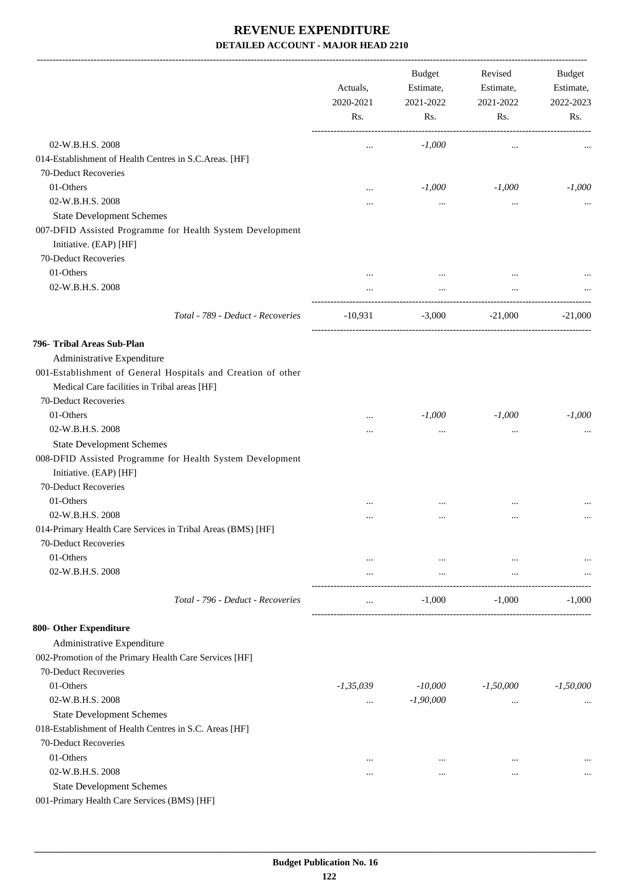# REVENUE EXPENDITURE

## DETAILED ACCOUNT - MAJOR HEAD 2210

| | Actuals, 2020-2021 Rs. | Budget Estimate, 2021-2022 Rs. | Revised Estimate, 2021-2022 Rs. | Budget Estimate, 2022-2023 Rs. |
|---|---|---|---|---|
| 02-W.B.H.S. 2008 | ... | *-1,000* | ... | ... |
| 014-Establishment of Health Centres in S.C.Areas. [HF] | | | | |
| 70-Deduct Recoveries | | | | |
| 01-Others | ... | *-1,000* | *-1,000* | *-1,000* |
| 02-W.B.H.S. 2008 | ... | ... | ... | ... |
| State Development Schemes | | | | |
| 007-DFID Assisted Programme for Health System Development Initiative. (EAP) [HF] | | | | |
| 70-Deduct Recoveries | | | | |
| 01-Others | ... | ... | ... | ... |
| 02-W.B.H.S. 2008 | ... | ... | ... | ... |
| *Total - 789 - Deduct - Recoveries* | -10,931 | -3,000 | -21,000 | -21,000 |
| **796- Tribal Areas Sub-Plan** | | | | |
| Administrative Expenditure | | | | |
| 001-Establishment of General Hospitals and Creation of other Medical Care facilities in Tribal areas [HF] | | | | |
| 70-Deduct Recoveries | | | | |
| 01-Others | ... | *-1,000* | *-1,000* | *-1,000* |
| 02-W.B.H.S. 2008 | ... | ... | ... | ... |
| State Development Schemes | | | | |
| 008-DFID Assisted Programme for Health System Development Initiative. (EAP) [HF] | | | | |
| 70-Deduct Recoveries | | | | |
| 01-Others | ... | ... | ... | ... |
| 02-W.B.H.S. 2008 | ... | ... | ... | ... |
| 014-Primary Health Care Services in Tribal Areas (BMS) [HF] | | | | |
| 70-Deduct Recoveries | | | | |
| 01-Others | ... | ... | ... | ... |
| 02-W.B.H.S. 2008 | ... | ... | ... | ... |
| *Total - 796 - Deduct - Recoveries* | ... | -1,000 | -1,000 | -1,000 |
| **800- Other Expenditure** | | | | |
| Administrative Expenditure | | | | |
| 002-Promotion of the Primary Health Care Services [HF] | | | | |
| 70-Deduct Recoveries | | | | |
| 01-Others | *-1,35,039* | *-10,000* | *-1,50,000* | *-1,50,000* |
| 02-W.B.H.S. 2008 | ... | *-1,90,000* | ... | ... |
| State Development Schemes | | | | |
| 018-Establishment of Health Centres in S.C. Areas [HF] | | | | |
| 70-Deduct Recoveries | | | | |
| 01-Others | ... | ... | ... | ... |
| 02-W.B.H.S. 2008 | ... | ... | ... | ... |
| State Development Schemes | | | | |
| 001-Primary Health Care Services (BMS) [HF] | | | | |

**Budget Publication No. 16**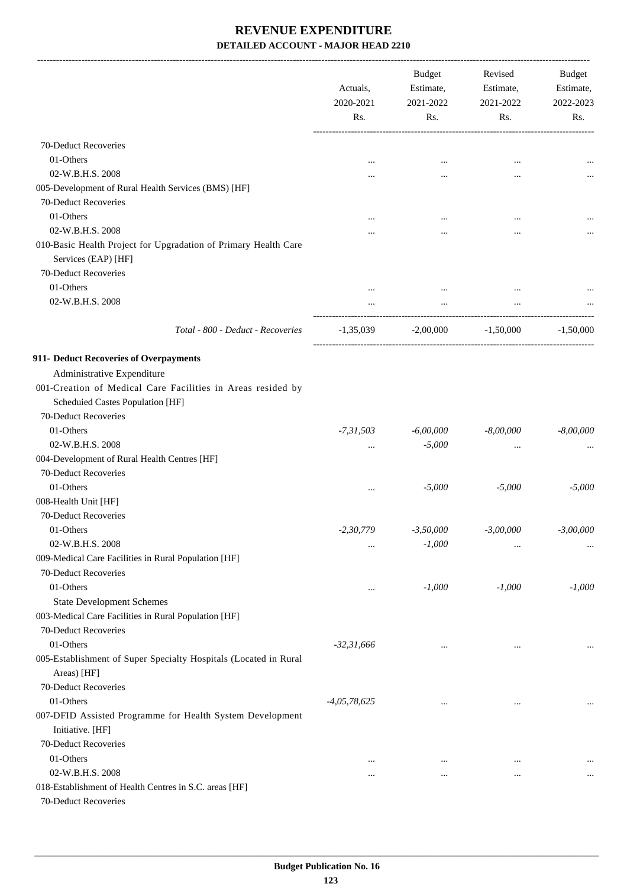# REVENUE EXPENDITURE

**DETAILED ACCOUNT - MAJOR HEAD 2210**

| | Actuals, 2020-2021 Rs. | Budget Estimate, 2021-2022 Rs. | Revised Estimate, 2021-2022 Rs. | Budget Estimate, 2022-2023 Rs. |
|---|---|---|---|---|
| 70-Deduct Recoveries | | | | |
| 01-Others | ... | ... | ... | ... |
| 02-W.B.H.S. 2008 | ... | ... | ... | ... |
| 005-Development of Rural Health Services (BMS) [HF] | | | | |
| 70-Deduct Recoveries | | | | |
| 01-Others | ... | ... | ... | ... |
| 02-W.B.H.S. 2008 | ... | ... | ... | ... |
| 010-Basic Health Project for Upgradation of Primary Health Care Services (EAP) [HF] | | | | |
| 70-Deduct Recoveries | | | | |
| 01-Others | ... | ... | ... | ... |
| 02-W.B.H.S. 2008 | ... | ... | ... | ... |
| *Total - 800 - Deduct - Recoveries* | -1,35,039 | -2,00,000 | -1,50,000 | -1,50,000 |
| **911- Deduct Recoveries of Overpayments** | | | | |
| Administrative Expenditure | | | | |
| 001-Creation of Medical Care Facilities in Areas resided by Scheduied Castes Population [HF] | | | | |
| 70-Deduct Recoveries | | | | |
| 01-Others | *-7,31,503* | *-6,00,000* | *-8,00,000* | *-8,00,000* |
| 02-W.B.H.S. 2008 | ... | *-5,000* | ... | ... |
| 004-Development of Rural Health Centres [HF] | | | | |
| 70-Deduct Recoveries | | | | |
| 01-Others | ... | *-5,000* | *-5,000* | *-5,000* |
| 008-Health Unit [HF] | | | | |
| 70-Deduct Recoveries | | | | |
| 01-Others | *-2,30,779* | *-3,50,000* | *-3,00,000* | *-3,00,000* |
| 02-W.B.H.S. 2008 | ... | *-1,000* | ... | ... |
| 009-Medical Care Facilities in Rural Population [HF] | | | | |
| 70-Deduct Recoveries | | | | |
| 01-Others | ... | *-1,000* | *-1,000* | *-1,000* |
| State Development Schemes | | | | |
| 003-Medical Care Facilities in Rural Population [HF] | | | | |
| 70-Deduct Recoveries | | | | |
| 01-Others | *-32,31,666* | ... | ... | ... |
| 005-Establishment of Super Specialty Hospitals (Located in Rural Areas) [HF] | | | | |
| 70-Deduct Recoveries | | | | |
| 01-Others | *-4,05,78,625* | ... | ... | ... |
| 007-DFID Assisted Programme for Health System Development Initiative. [HF] | | | | |
| 70-Deduct Recoveries | | | | |
| 01-Others | ... | ... | ... | ... |
| 02-W.B.H.S. 2008 | ... | ... | ... | ... |
| 018-Establishment of Health Centres in S.C. areas [HF] | | | | |
| 70-Deduct Recoveries | | | | |

**Budget Publication No. 16**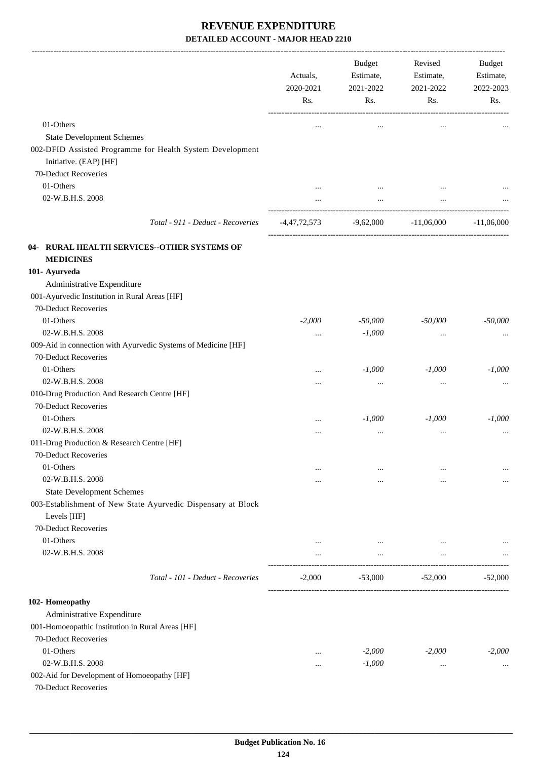# REVENUE EXPENDITURE

**DETAILED ACCOUNT - MAJOR HEAD 2210**

| | Actuals, 2020-2021 Rs. | Budget Estimate, 2021-2022 Rs. | Revised Estimate, 2021-2022 Rs. | Budget Estimate, 2022-2023 Rs. |
|---|---|---|---|---|
| 01-Others | ... | ... | ... | ... |
| State Development Schemes | | | | |
| 002-DFID Assisted Programme for Health System Development Initiative. (EAP) [HF] | | | | |
| 70-Deduct Recoveries | | | | |
| 01-Others | ... | ... | ... | ... |
| 02-W.B.H.S. 2008 | ... | ... | ... | ... |
| *Total - 911 - Deduct - Recoveries* | -4,47,72,573 | -9,62,000 | -11,06,000 | -11,06,000 |
| **04- RURAL HEALTH SERVICES--OTHER SYSTEMS OF MEDICINES** | | | | |
| **101- Ayurveda** | | | | |
| Administrative Expenditure | | | | |
| 001-Ayurvedic Institution in Rural Areas [HF] | | | | |
| 70-Deduct Recoveries | | | | |
| 01-Others | *-2,000* | *-50,000* | *-50,000* | *-50,000* |
| 02-W.B.H.S. 2008 | ... | *-1,000* | ... | ... |
| 009-Aid in connection with Ayurvedic Systems of Medicine [HF] | | | | |
| 70-Deduct Recoveries | | | | |
| 01-Others | ... | *-1,000* | *-1,000* | *-1,000* |
| 02-W.B.H.S. 2008 | ... | ... | ... | ... |
| 010-Drug Production And Research Centre [HF] | | | | |
| 70-Deduct Recoveries | | | | |
| 01-Others | ... | *-1,000* | *-1,000* | *-1,000* |
| 02-W.B.H.S. 2008 | ... | ... | ... | ... |
| 011-Drug Production & Research Centre [HF] | | | | |
| 70-Deduct Recoveries | | | | |
| 01-Others | ... | ... | ... | ... |
| 02-W.B.H.S. 2008 | ... | ... | ... | ... |
| State Development Schemes | | | | |
| 003-Establishment of New State Ayurvedic Dispensary at Block Levels [HF] | | | | |
| 70-Deduct Recoveries | | | | |
| 01-Others | ... | ... | ... | ... |
| 02-W.B.H.S. 2008 | ... | ... | ... | ... |
| *Total - 101 - Deduct - Recoveries* | -2,000 | -53,000 | -52,000 | -52,000 |
| **102- Homeopathy** | | | | |
| Administrative Expenditure | | | | |
| 001-Homoeopathic Institution in Rural Areas [HF] | | | | |
| 70-Deduct Recoveries | | | | |
| 01-Others | ... | *-2,000* | *-2,000* | *-2,000* |
| 02-W.B.H.S. 2008 | ... | *-1,000* | ... | ... |
| 002-Aid for Development of Homoeopathy [HF] | | | | |
| 70-Deduct Recoveries | | | | |

**Budget Publication No. 16**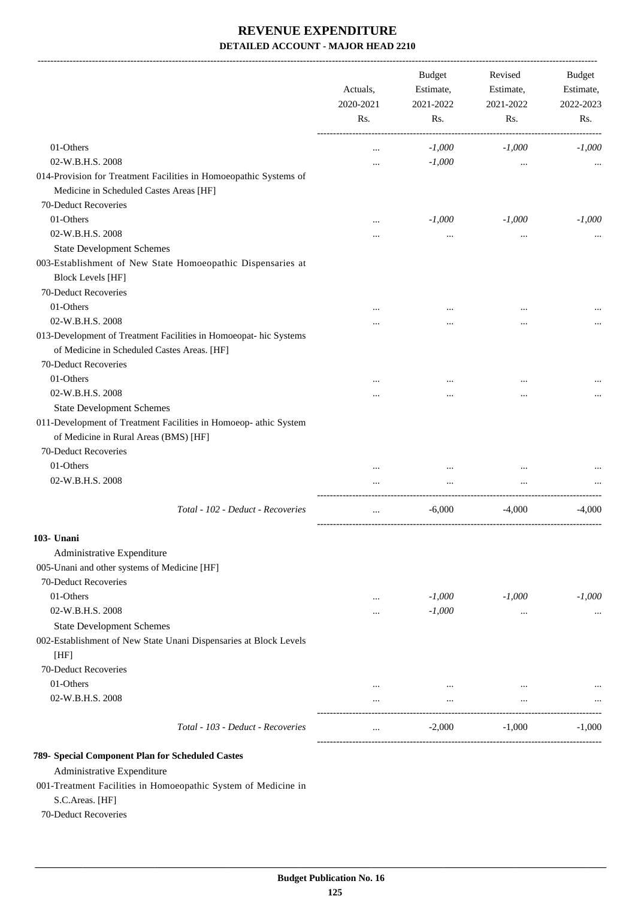# REVENUE EXPENDITURE

## DETAILED ACCOUNT - MAJOR HEAD 2210

| | Actuals, 2020-2021 Rs. | Budget Estimate, 2021-2022 Rs. | Revised Estimate, 2021-2022 Rs. | Budget Estimate, 2022-2023 Rs. |
|---|---|---|---|---|
| 01-Others | ... | *-1,000* | *-1,000* | *-1,000* |
| 02-W.B.H.S. 2008 | ... | *-1,000* | ... | ... |
| 014-Provision for Treatment Facilities in Homoeopathic Systems of Medicine in Scheduled Castes Areas [HF] | | | | |
| 70-Deduct Recoveries | | | | |
| 01-Others | ... | *-1,000* | *-1,000* | *-1,000* |
| 02-W.B.H.S. 2008 | ... | ... | ... | ... |
| State Development Schemes | | | | |
| 003-Establishment of New State Homoeopathic Dispensaries at Block Levels [HF] | | | | |
| 70-Deduct Recoveries | | | | |
| 01-Others | ... | ... | ... | ... |
| 02-W.B.H.S. 2008 | ... | ... | ... | ... |
| 013-Development of Treatment Facilities in Homoeopat- hic Systems of Medicine in Scheduled Castes Areas. [HF] | | | | |
| 70-Deduct Recoveries | | | | |
| 01-Others | ... | ... | ... | ... |
| 02-W.B.H.S. 2008 | ... | ... | ... | ... |
| State Development Schemes | | | | |
| 011-Development of Treatment Facilities in Homoeop- athic System of Medicine in Rural Areas (BMS) [HF] | | | | |
| 70-Deduct Recoveries | | | | |
| 01-Others | ... | ... | ... | ... |
| 02-W.B.H.S. 2008 | ... | ... | ... | ... |
| *Total - 102 - Deduct - Recoveries* | ... | -6,000 | -4,000 | -4,000 |
| **103- Unani** | | | | |
| Administrative Expenditure | | | | |
| 005-Unani and other systems of Medicine [HF] | | | | |
| 70-Deduct Recoveries | | | | |
| 01-Others | ... | *-1,000* | *-1,000* | *-1,000* |
| 02-W.B.H.S. 2008 | ... | *-1,000* | ... | ... |
| State Development Schemes | | | | |
| 002-Establishment of New State Unani Dispensaries at Block Levels [HF] | | | | |
| 70-Deduct Recoveries | | | | |
| 01-Others | ... | ... | ... | ... |
| 02-W.B.H.S. 2008 | ... | ... | ... | ... |
| *Total - 103 - Deduct - Recoveries* | ... | -2,000 | -1,000 | -1,000 |
| **789- Special Component Plan for Scheduled Castes** | | | | |
| Administrative Expenditure | | | | |
| 001-Treatment Facilities in Homoeopathic System of Medicine in S.C.Areas. [HF] | | | | |
| 70-Deduct Recoveries | | | | |

Budget Publication No. 16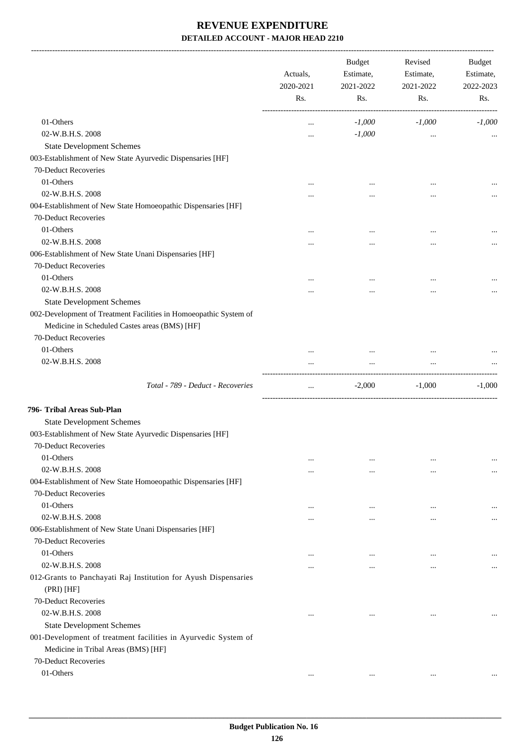# REVENUE EXPENDITURE

## DETAILED ACCOUNT - MAJOR HEAD 2210

| | Actuals, 2020-2021 Rs. | Budget Estimate, 2021-2022 Rs. | Revised Estimate, 2021-2022 Rs. | Budget Estimate, 2022-2023 Rs. |
|---|---|---|---|---|
| 01-Others | ... | *-1,000* | *-1,000* | *-1,000* |
| 02-W.B.H.S. 2008 | ... | *-1,000* | ... | ... |
| State Development Schemes | | | | |
| 003-Establishment of New State Ayurvedic Dispensaries [HF] | | | | |
| 70-Deduct Recoveries | | | | |
| 01-Others | ... | ... | ... | ... |
| 02-W.B.H.S. 2008 | ... | ... | ... | ... |
| 004-Establishment of New State Homoeopathic Dispensaries [HF] | | | | |
| 70-Deduct Recoveries | | | | |
| 01-Others | ... | ... | ... | ... |
| 02-W.B.H.S. 2008 | ... | ... | ... | ... |
| 006-Establishment of New State Unani Dispensaries [HF] | | | | |
| 70-Deduct Recoveries | | | | |
| 01-Others | ... | ... | ... | ... |
| 02-W.B.H.S. 2008 | ... | ... | ... | ... |
| State Development Schemes | | | | |
| 002-Development of Treatment Facilities in Homoeopathic System of Medicine in Scheduled Castes areas (BMS) [HF] | | | | |
| 70-Deduct Recoveries | | | | |
| 01-Others | ... | ... | ... | ... |
| 02-W.B.H.S. 2008 | ... | ... | ... | ... |
| *Total - 789 - Deduct - Recoveries* | ... | -2,000 | -1,000 | -1,000 |
| **796- Tribal Areas Sub-Plan** | | | | |
| State Development Schemes | | | | |
| 003-Establishment of New State Ayurvedic Dispensaries [HF] | | | | |
| 70-Deduct Recoveries | | | | |
| 01-Others | ... | ... | ... | ... |
| 02-W.B.H.S. 2008 | ... | ... | ... | ... |
| 004-Establishment of New State Homoeopathic Dispensaries [HF] | | | | |
| 70-Deduct Recoveries | | | | |
| 01-Others | ... | ... | ... | ... |
| 02-W.B.H.S. 2008 | ... | ... | ... | ... |
| 006-Establishment of New State Unani Dispensaries [HF] | | | | |
| 70-Deduct Recoveries | | | | |
| 01-Others | ... | ... | ... | ... |
| 02-W.B.H.S. 2008 | ... | ... | ... | ... |
| 012-Grants to Panchayati Raj Institution for Ayush Dispensaries (PRI) [HF] | | | | |
| 70-Deduct Recoveries | | | | |
| 02-W.B.H.S. 2008 | ... | ... | ... | ... |
| State Development Schemes | | | | |
| 001-Development of treatment facilities in Ayurvedic System of Medicine in Tribal Areas (BMS) [HF] | | | | |
| 70-Deduct Recoveries | | | | |
| 01-Others | ... | ... | ... | ... |

**Budget Publication No. 16**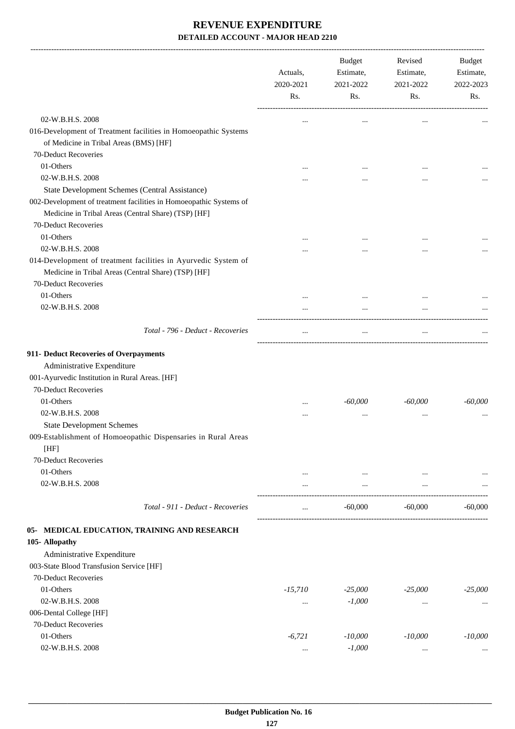# REVENUE EXPENDITURE

**DETAILED ACCOUNT - MAJOR HEAD 2210**

| | Actuals, 2020-2021 Rs. | Budget Estimate, 2021-2022 Rs. | Revised Estimate, 2021-2022 Rs. | Budget Estimate, 2022-2023 Rs. |
|---|---|---|---|---|
| 02-W.B.H.S. 2008 | ... | ... | ... | ... |
| 016-Development of Treatment facilities in Homoeopathic Systems of Medicine in Tribal Areas (BMS) [HF] | | | | |
| 70-Deduct Recoveries | | | | |
| 01-Others | ... | ... | ... | ... |
| 02-W.B.H.S. 2008 | ... | ... | ... | ... |
| State Development Schemes (Central Assistance) | | | | |
| 002-Development of treatment facilities in Homoeopathic Systems of Medicine in Tribal Areas (Central Share) (TSP) [HF] | | | | |
| 70-Deduct Recoveries | | | | |
| 01-Others | ... | ... | ... | ... |
| 02-W.B.H.S. 2008 | ... | ... | ... | ... |
| 014-Development of treatment facilities in Ayurvedic System of Medicine in Tribal Areas (Central Share) (TSP) [HF] | | | | |
| 70-Deduct Recoveries | | | | |
| 01-Others | ... | ... | ... | ... |
| 02-W.B.H.S. 2008 | ... | ... | ... | ... |
| *Total - 796 - Deduct - Recoveries* | ... | ... | ... | ... |
| **911- Deduct Recoveries of Overpayments** | | | | |
| Administrative Expenditure | | | | |
| 001-Ayurvedic Institution in Rural Areas. [HF] | | | | |
| 70-Deduct Recoveries | | | | |
| 01-Others | ... | *-60,000* | *-60,000* | *-60,000* |
| 02-W.B.H.S. 2008 | ... | ... | ... | ... |
| State Development Schemes | | | | |
| 009-Establishment of Homoeopathic Dispensaries in Rural Areas [HF] | | | | |
| 70-Deduct Recoveries | | | | |
| 01-Others | ... | ... | ... | ... |
| 02-W.B.H.S. 2008 | ... | ... | ... | ... |
| *Total - 911 - Deduct - Recoveries* | ... | -60,000 | -60,000 | -60,000 |
| **05- MEDICAL EDUCATION, TRAINING AND RESEARCH** | | | | |
| **105- Allopathy** | | | | |
| Administrative Expenditure | | | | |
| 003-State Blood Transfusion Service [HF] | | | | |
| 70-Deduct Recoveries | | | | |
| 01-Others | *-15,710* | *-25,000* | *-25,000* | *-25,000* |
| 02-W.B.H.S. 2008 | ... | *-1,000* | ... | ... |
| 006-Dental College [HF] | | | | |
| 70-Deduct Recoveries | | | | |
| 01-Others | *-6,721* | *-10,000* | *-10,000* | *-10,000* |
| 02-W.B.H.S. 2008 | ... | *-1,000* | ... | ... |

**Budget Publication No. 16**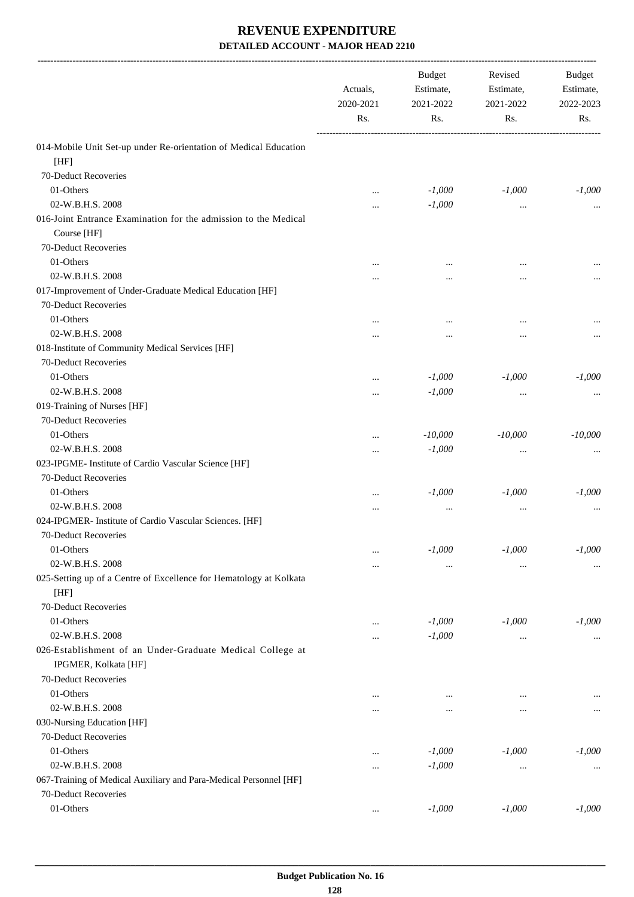# REVENUE EXPENDITURE

## DETAILED ACCOUNT - MAJOR HEAD 2210

| | Actuals, 2020-2021 Rs. | Budget Estimate, 2021-2022 Rs. | Revised Estimate, 2021-2022 Rs. | Budget Estimate, 2022-2023 Rs. |
|---|---|---|---|---|
| 014-Mobile Unit Set-up under Re-orientation of Medical Education [HF] | | | | |
| 70-Deduct Recoveries | | | | |
| 01-Others | ... | -1,000 | -1,000 | -1,000 |
| 02-W.B.H.S. 2008 | ... | -1,000 | ... | ... |
| 016-Joint Entrance Examination for the admission to the Medical Course [HF] | | | | |
| 70-Deduct Recoveries | | | | |
| 01-Others | ... | ... | ... | ... |
| 02-W.B.H.S. 2008 | ... | ... | ... | ... |
| 017-Improvement of Under-Graduate Medical Education [HF] | | | | |
| 70-Deduct Recoveries | | | | |
| 01-Others | ... | ... | ... | ... |
| 02-W.B.H.S. 2008 | ... | ... | ... | ... |
| 018-Institute of Community Medical Services [HF] | | | | |
| 70-Deduct Recoveries | | | | |
| 01-Others | ... | -1,000 | -1,000 | -1,000 |
| 02-W.B.H.S. 2008 | ... | -1,000 | ... | ... |
| 019-Training of Nurses [HF] | | | | |
| 70-Deduct Recoveries | | | | |
| 01-Others | ... | -10,000 | -10,000 | -10,000 |
| 02-W.B.H.S. 2008 | ... | -1,000 | ... | ... |
| 023-IPGME- Institute of Cardio Vascular Science [HF] | | | | |
| 70-Deduct Recoveries | | | | |
| 01-Others | ... | -1,000 | -1,000 | -1,000 |
| 02-W.B.H.S. 2008 | ... | ... | ... | ... |
| 024-IPGMER- Institute of Cardio Vascular Sciences. [HF] | | | | |
| 70-Deduct Recoveries | | | | |
| 01-Others | ... | -1,000 | -1,000 | -1,000 |
| 02-W.B.H.S. 2008 | ... | ... | ... | ... |
| 025-Setting up of a Centre of Excellence for Hematology at Kolkata [HF] | | | | |
| 70-Deduct Recoveries | | | | |
| 01-Others | ... | -1,000 | -1,000 | -1,000 |
| 02-W.B.H.S. 2008 | ... | -1,000 | ... | ... |
| 026-Establishment of an Under-Graduate Medical College at IPGMER, Kolkata [HF] | | | | |
| 70-Deduct Recoveries | | | | |
| 01-Others | ... | ... | ... | ... |
| 02-W.B.H.S. 2008 | ... | ... | ... | ... |
| 030-Nursing Education [HF] | | | | |
| 70-Deduct Recoveries | | | | |
| 01-Others | ... | -1,000 | -1,000 | -1,000 |
| 02-W.B.H.S. 2008 | ... | -1,000 | ... | ... |
| 067-Training of Medical Auxiliary and Para-Medical Personnel [HF] | | | | |
| 70-Deduct Recoveries | | | | |
| 01-Others | ... | -1,000 | -1,000 | -1,000 |

Budget Publication No. 16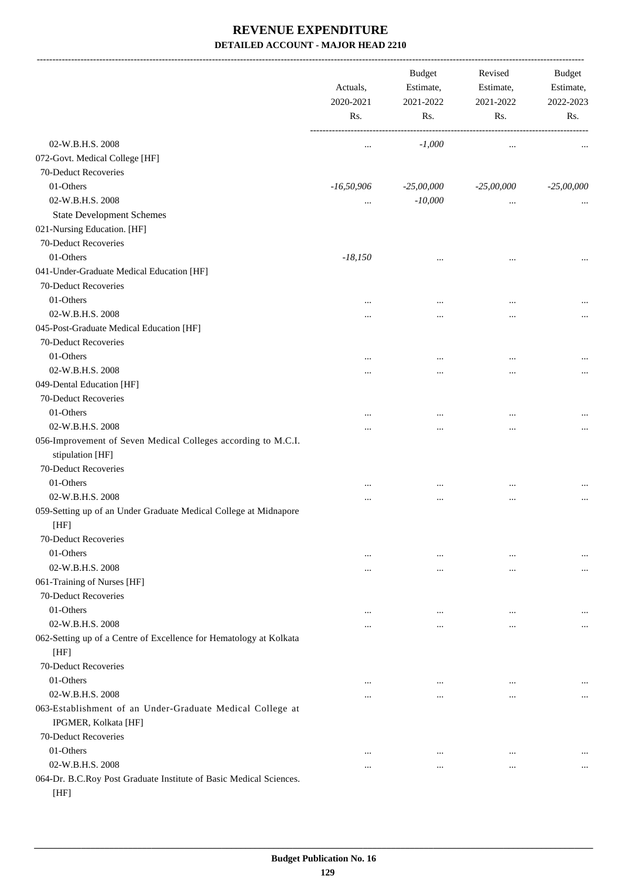# REVENUE EXPENDITURE

## DETAILED ACCOUNT - MAJOR HEAD 2210

| | Actuals, 2020-2021 Rs. | Budget Estimate, 2021-2022 Rs. | Revised Estimate, 2021-2022 Rs. | Budget Estimate, 2022-2023 Rs. |
|---|---|---|---|---|
| 02-W.B.H.S. 2008 | ... | -1,000 | ... | ... |
| 072-Govt. Medical College [HF] | | | | |
| 70-Deduct Recoveries | | | | |
| 01-Others | -16,50,906 | -25,00,000 | -25,00,000 | -25,00,000 |
| 02-W.B.H.S. 2008 | ... | -10,000 | ... | ... |
| State Development Schemes | | | | |
| 021-Nursing Education. [HF] | | | | |
| 70-Deduct Recoveries | | | | |
| 01-Others | -18,150 | ... | ... | ... |
| 041-Under-Graduate Medical Education [HF] | | | | |
| 70-Deduct Recoveries | | | | |
| 01-Others | ... | ... | ... | ... |
| 02-W.B.H.S. 2008 | ... | ... | ... | ... |
| 045-Post-Graduate Medical Education [HF] | | | | |
| 70-Deduct Recoveries | | | | |
| 01-Others | ... | ... | ... | ... |
| 02-W.B.H.S. 2008 | ... | ... | ... | ... |
| 049-Dental Education [HF] | | | | |
| 70-Deduct Recoveries | | | | |
| 01-Others | ... | ... | ... | ... |
| 02-W.B.H.S. 2008 | ... | ... | ... | ... |
| 056-Improvement of Seven Medical Colleges according to M.C.I. stipulation [HF] | | | | |
| 70-Deduct Recoveries | | | | |
| 01-Others | ... | ... | ... | ... |
| 02-W.B.H.S. 2008 | ... | ... | ... | ... |
| 059-Setting up of an Under Graduate Medical College at Midnapore [HF] | | | | |
| 70-Deduct Recoveries | | | | |
| 01-Others | ... | ... | ... | ... |
| 02-W.B.H.S. 2008 | ... | ... | ... | ... |
| 061-Training of Nurses [HF] | | | | |
| 70-Deduct Recoveries | | | | |
| 01-Others | ... | ... | ... | ... |
| 02-W.B.H.S. 2008 | ... | ... | ... | ... |
| 062-Setting up of a Centre of Excellence for Hematology at Kolkata [HF] | | | | |
| 70-Deduct Recoveries | | | | |
| 01-Others | ... | ... | ... | ... |
| 02-W.B.H.S. 2008 | ... | ... | ... | ... |
| 063-Establishment of an Under-Graduate Medical College at IPGMER, Kolkata [HF] | | | | |
| 70-Deduct Recoveries | | | | |
| 01-Others | ... | ... | ... | ... |
| 02-W.B.H.S. 2008 | ... | ... | ... | ... |
| 064-Dr. B.C.Roy Post Graduate Institute of Basic Medical Sciences. [HF] | | | | |

Budget Publication No. 16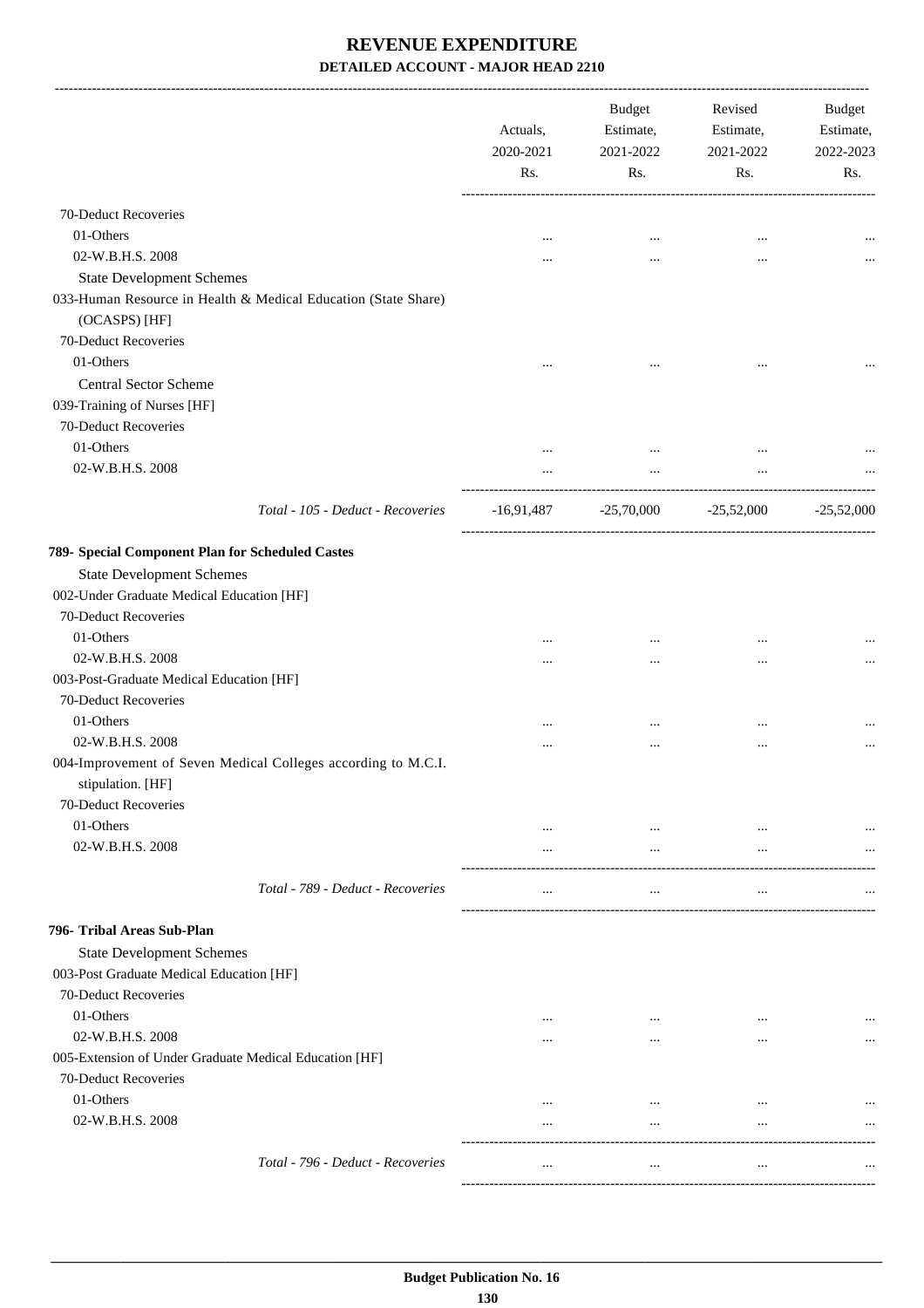# REVENUE EXPENDITURE
## DETAILED ACCOUNT - MAJOR HEAD 2210

| | Actuals, 2020-2021 Rs. | Budget Estimate, 2021-2022 Rs. | Revised Estimate, 2021-2022 Rs. | Budget Estimate, 2022-2023 Rs. |
|---|---|---|---|---|
| 70-Deduct Recoveries | | | | |
| 01-Others | ... | ... | ... | ... |
| 02-W.B.H.S. 2008 | ... | ... | ... | ... |
| State Development Schemes | | | | |
| 033-Human Resource in Health & Medical Education (State Share) (OCASPS) [HF] | | | | |
| 70-Deduct Recoveries | | | | |
| 01-Others | ... | ... | ... | ... |
| Central Sector Scheme | | | | |
| 039-Training of Nurses [HF] | | | | |
| 70-Deduct Recoveries | | | | |
| 01-Others | ... | ... | ... | ... |
| 02-W.B.H.S. 2008 | ... | ... | ... | ... |
| *Total - 105 - Deduct - Recoveries* | -16,91,487 | -25,70,000 | -25,52,000 | -25,52,000 |
| **789- Special Component Plan for Scheduled Castes** | | | | |
| State Development Schemes | | | | |
| 002-Under Graduate Medical Education [HF] | | | | |
| 70-Deduct Recoveries | | | | |
| 01-Others | ... | ... | ... | ... |
| 02-W.B.H.S. 2008 | ... | ... | ... | ... |
| 003-Post-Graduate Medical Education [HF] | | | | |
| 70-Deduct Recoveries | | | | |
| 01-Others | ... | ... | ... | ... |
| 02-W.B.H.S. 2008 | ... | ... | ... | ... |
| 004-Improvement of Seven Medical Colleges according to M.C.I. stipulation. [HF] | | | | |
| 70-Deduct Recoveries | | | | |
| 01-Others | ... | ... | ... | ... |
| 02-W.B.H.S. 2008 | ... | ... | ... | ... |
| *Total - 789 - Deduct - Recoveries* | ... | ... | ... | ... |
| **796- Tribal Areas Sub-Plan** | | | | |
| State Development Schemes | | | | |
| 003-Post Graduate Medical Education [HF] | | | | |
| 70-Deduct Recoveries | | | | |
| 01-Others | ... | ... | ... | ... |
| 02-W.B.H.S. 2008 | ... | ... | ... | ... |
| 005-Extension of Under Graduate Medical Education [HF] | | | | |
| 70-Deduct Recoveries | | | | |
| 01-Others | ... | ... | ... | ... |
| 02-W.B.H.S. 2008 | ... | ... | ... | ... |
| *Total - 796 - Deduct - Recoveries* | ... | ... | ... | ... |

**Budget Publication No. 16**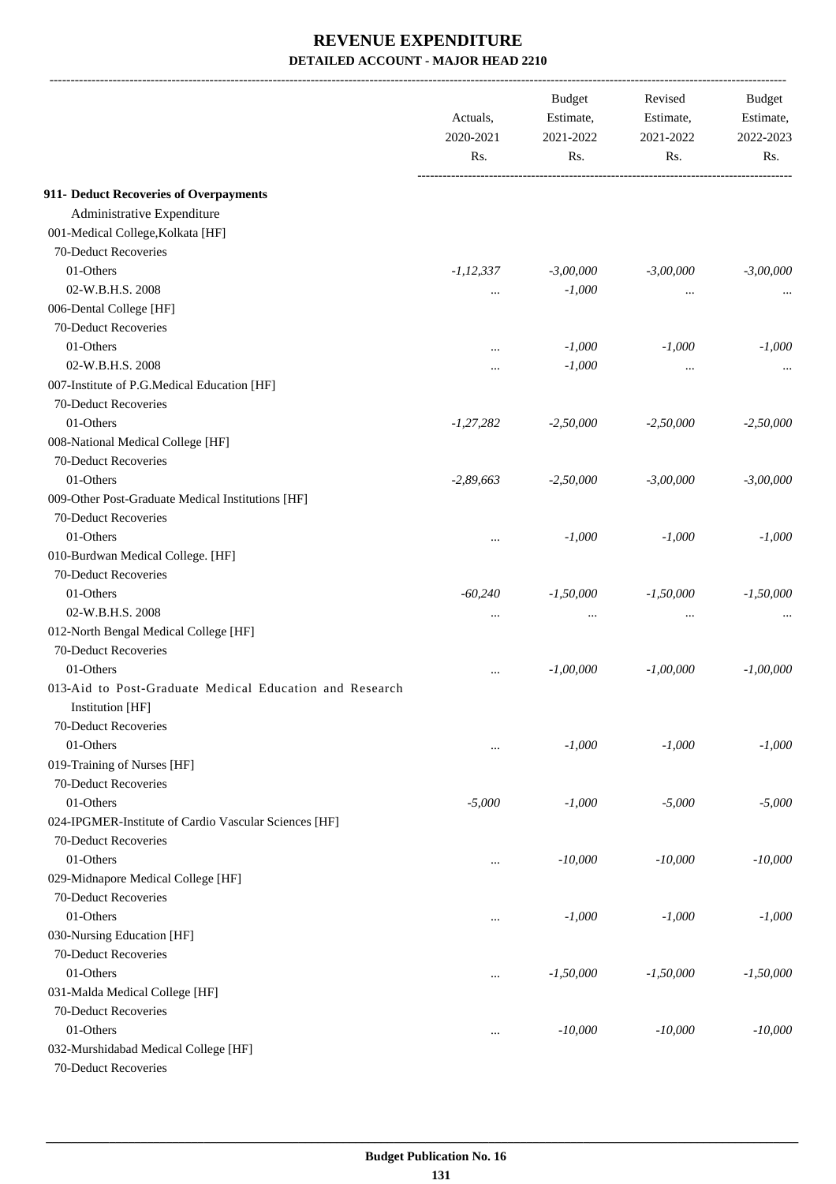# REVENUE EXPENDITURE

### DETAILED ACCOUNT - MAJOR HEAD 2210

| | Actuals, 2020-2021 Rs. | Budget Estimate, 2021-2022 Rs. | Revised Estimate, 2021-2022 Rs. | Budget Estimate, 2022-2023 Rs. |
|---|---|---|---|---|
| **911- Deduct Recoveries of Overpayments** | | | | |
| Administrative Expenditure | | | | |
| 001-Medical College,Kolkata [HF] | | | | |
| 70-Deduct Recoveries | | | | |
| 01-Others | *-1,12,337* | *-3,00,000* | *-3,00,000* | *-3,00,000* |
| 02-W.B.H.S. 2008 | ... | *-1,000* | ... | ... |
| 006-Dental College [HF] | | | | |
| 70-Deduct Recoveries | | | | |
| 01-Others | ... | *-1,000* | *-1,000* | *-1,000* |
| 02-W.B.H.S. 2008 | ... | *-1,000* | ... | ... |
| 007-Institute of P.G.Medical Education [HF] | | | | |
| 70-Deduct Recoveries | | | | |
| 01-Others | *-1,27,282* | *-2,50,000* | *-2,50,000* | *-2,50,000* |
| 008-National Medical College [HF] | | | | |
| 70-Deduct Recoveries | | | | |
| 01-Others | *-2,89,663* | *-2,50,000* | *-3,00,000* | *-3,00,000* |
| 009-Other Post-Graduate Medical Institutions [HF] | | | | |
| 70-Deduct Recoveries | | | | |
| 01-Others | ... | *-1,000* | *-1,000* | *-1,000* |
| 010-Burdwan Medical College. [HF] | | | | |
| 70-Deduct Recoveries | | | | |
| 01-Others | *-60,240* | *-1,50,000* | *-1,50,000* | *-1,50,000* |
| 02-W.B.H.S. 2008 | ... | ... | ... | ... |
| 012-North Bengal Medical College [HF] | | | | |
| 70-Deduct Recoveries | | | | |
| 01-Others | ... | *-1,00,000* | *-1,00,000* | *-1,00,000* |
| 013-Aid to Post-Graduate Medical Education and Research Institution [HF] | | | | |
| 70-Deduct Recoveries | | | | |
| 01-Others | ... | *-1,000* | *-1,000* | *-1,000* |
| 019-Training of Nurses [HF] | | | | |
| 70-Deduct Recoveries | | | | |
| 01-Others | *-5,000* | *-1,000* | *-5,000* | *-5,000* |
| 024-IPGMER-Institute of Cardio Vascular Sciences [HF] | | | | |
| 70-Deduct Recoveries | | | | |
| 01-Others | ... | *-10,000* | *-10,000* | *-10,000* |
| 029-Midnapore Medical College [HF] | | | | |
| 70-Deduct Recoveries | | | | |
| 01-Others | ... | *-1,000* | *-1,000* | *-1,000* |
| 030-Nursing Education [HF] | | | | |
| 70-Deduct Recoveries | | | | |
| 01-Others | ... | *-1,50,000* | *-1,50,000* | *-1,50,000* |
| 031-Malda Medical College [HF] | | | | |
| 70-Deduct Recoveries | | | | |
| 01-Others | ... | *-10,000* | *-10,000* | *-10,000* |
| 032-Murshidabad Medical College [HF] | | | | |
| 70-Deduct Recoveries | | | | |

Budget Publication No. 16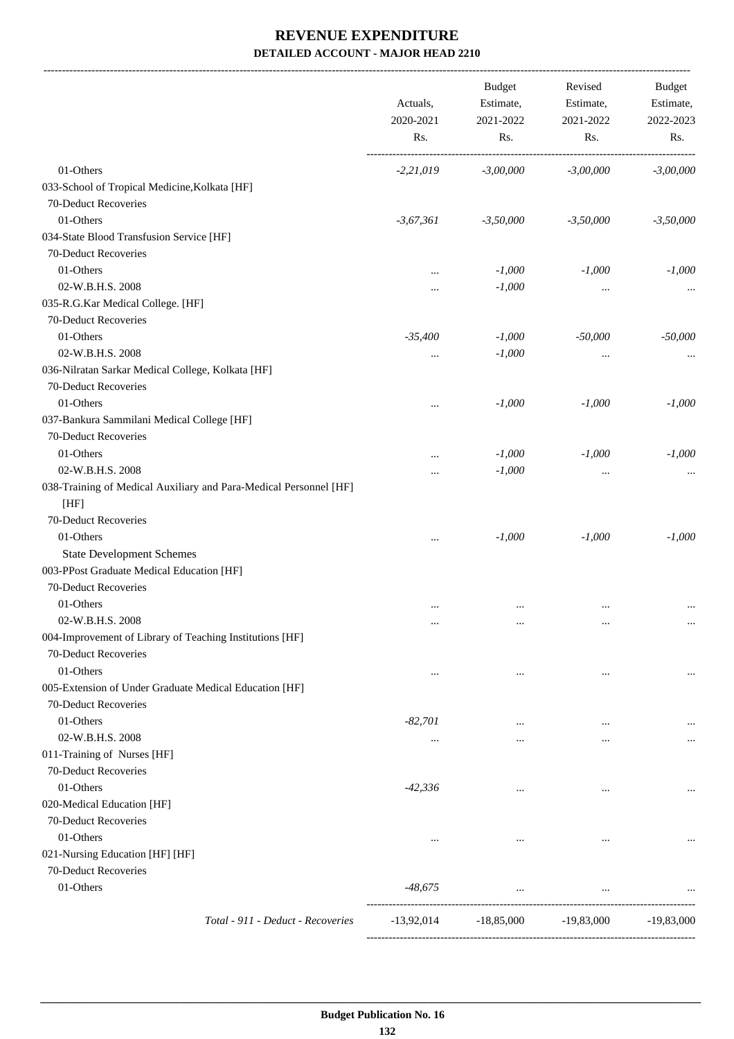# REVENUE EXPENDITURE

## DETAILED ACCOUNT - MAJOR HEAD 2210

| | Actuals, 2020-2021 Rs. | Budget Estimate, 2021-2022 Rs. | Revised Estimate, 2021-2022 Rs. | Budget Estimate, 2022-2023 Rs. |
|---|---|---|---|---|
| 01-Others | -2,21,019 | -3,00,000 | -3,00,000 | -3,00,000 |
| 033-School of Tropical Medicine,Kolkata [HF] | | | | |
| 70-Deduct Recoveries | | | | |
| 01-Others | -3,67,361 | -3,50,000 | -3,50,000 | -3,50,000 |
| 034-State Blood Transfusion Service [HF] | | | | |
| 70-Deduct Recoveries | | | | |
| 01-Others | ... | -1,000 | -1,000 | -1,000 |
| 02-W.B.H.S. 2008 | ... | -1,000 | ... | ... |
| 035-R.G.Kar Medical College. [HF] | | | | |
| 70-Deduct Recoveries | | | | |
| 01-Others | -35,400 | -1,000 | -50,000 | -50,000 |
| 02-W.B.H.S. 2008 | ... | -1,000 | ... | ... |
| 036-Nilratan Sarkar Medical College, Kolkata [HF] | | | | |
| 70-Deduct Recoveries | | | | |
| 01-Others | ... | -1,000 | -1,000 | -1,000 |
| 037-Bankura Sammilani Medical College [HF] | | | | |
| 70-Deduct Recoveries | | | | |
| 01-Others | ... | -1,000 | -1,000 | -1,000 |
| 02-W.B.H.S. 2008 | ... | -1,000 | ... | ... |
| 038-Training of Medical Auxiliary and Para-Medical Personnel [HF] [HF] | | | | |
| 70-Deduct Recoveries | | | | |
| 01-Others | ... | -1,000 | -1,000 | -1,000 |
| State Development Schemes | | | | |
| 003-PPost Graduate Medical Education [HF] | | | | |
| 70-Deduct Recoveries | | | | |
| 01-Others | ... | ... | ... | ... |
| 02-W.B.H.S. 2008 | ... | ... | ... | ... |
| 004-Improvement of Library of Teaching Institutions [HF] | | | | |
| 70-Deduct Recoveries | | | | |
| 01-Others | ... | ... | ... | ... |
| 005-Extension of Under Graduate Medical Education [HF] | | | | |
| 70-Deduct Recoveries | | | | |
| 01-Others | -82,701 | ... | ... | ... |
| 02-W.B.H.S. 2008 | ... | ... | ... | ... |
| 011-Training of Nurses [HF] | | | | |
| 70-Deduct Recoveries | | | | |
| 01-Others | -42,336 | ... | ... | ... |
| 020-Medical Education [HF] | | | | |
| 70-Deduct Recoveries | | | | |
| 01-Others | ... | ... | ... | ... |
| 021-Nursing Education [HF] [HF] | | | | |
| 70-Deduct Recoveries | | | | |
| 01-Others | -48,675 | ... | ... | ... |
| *Total - 911 - Deduct - Recoveries* | -13,92,014 | -18,85,000 | -19,83,000 | -19,83,000 |

**Budget Publication No. 16**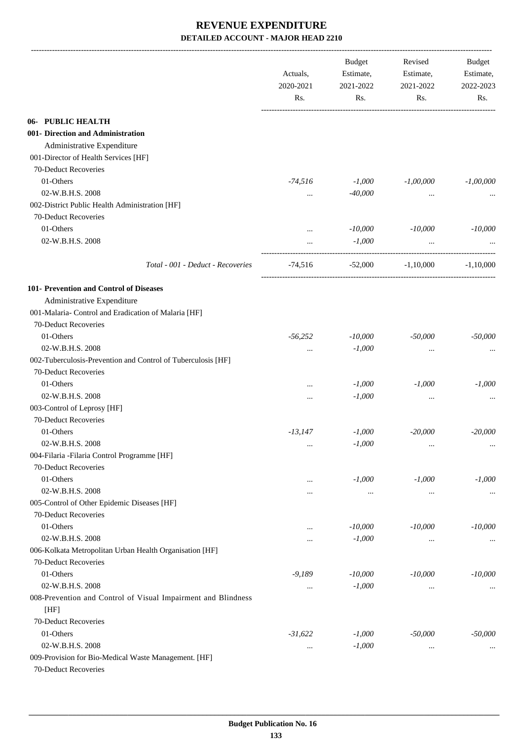# REVENUE EXPENDITURE

## DETAILED ACCOUNT - MAJOR HEAD 2210

| | Actuals, 2020-2021 Rs. | Budget Estimate, 2021-2022 Rs. | Revised Estimate, 2021-2022 Rs. | Budget Estimate, 2022-2023 Rs. |
|---|---|---|---|---|
| **06- PUBLIC HEALTH** | | | | |
| **001- Direction and Administration** | | | | |
| Administrative Expenditure | | | | |
| 001-Director of Health Services [HF] | | | | |
| 70-Deduct Recoveries | | | | |
| 01-Others | *-74,516* | *-1,000* | *-1,00,000* | *-1,00,000* |
| 02-W.B.H.S. 2008 | ... | *-40,000* | ... | ... |
| 002-District Public Health Administration [HF] | | | | |
| 70-Deduct Recoveries | | | | |
| 01-Others | ... | *-10,000* | *-10,000* | *-10,000* |
| 02-W.B.H.S. 2008 | ... | *-1,000* | ... | ... |
| *Total - 001 - Deduct - Recoveries* | -74,516 | -52,000 | -1,10,000 | -1,10,000 |
| **101- Prevention and Control of Diseases** | | | | |
| Administrative Expenditure | | | | |
| 001-Malaria- Control and Eradication of Malaria [HF] | | | | |
| 70-Deduct Recoveries | | | | |
| 01-Others | *-56,252* | *-10,000* | *-50,000* | *-50,000* |
| 02-W.B.H.S. 2008 | ... | *-1,000* | ... | ... |
| 002-Tuberculosis-Prevention and Control of Tuberculosis [HF] | | | | |
| 70-Deduct Recoveries | | | | |
| 01-Others | ... | *-1,000* | *-1,000* | *-1,000* |
| 02-W.B.H.S. 2008 | ... | *-1,000* | ... | ... |
| 003-Control of Leprosy [HF] | | | | |
| 70-Deduct Recoveries | | | | |
| 01-Others | *-13,147* | *-1,000* | *-20,000* | *-20,000* |
| 02-W.B.H.S. 2008 | ... | *-1,000* | ... | ... |
| 004-Filaria -Filaria Control Programme [HF] | | | | |
| 70-Deduct Recoveries | | | | |
| 01-Others | ... | *-1,000* | *-1,000* | *-1,000* |
| 02-W.B.H.S. 2008 | ... | ... | ... | ... |
| 005-Control of Other Epidemic Diseases [HF] | | | | |
| 70-Deduct Recoveries | | | | |
| 01-Others | ... | *-10,000* | *-10,000* | *-10,000* |
| 02-W.B.H.S. 2008 | ... | *-1,000* | ... | ... |
| 006-Kolkata Metropolitan Urban Health Organisation [HF] | | | | |
| 70-Deduct Recoveries | | | | |
| 01-Others | *-9,189* | *-10,000* | *-10,000* | *-10,000* |
| 02-W.B.H.S. 2008 | ... | *-1,000* | ... | ... |
| 008-Prevention and Control of Visual Impairment and Blindness [HF] | | | | |
| 70-Deduct Recoveries | | | | |
| 01-Others | *-31,622* | *-1,000* | *-50,000* | *-50,000* |
| 02-W.B.H.S. 2008 | ... | *-1,000* | ... | ... |
| 009-Provision for Bio-Medical Waste Management. [HF] | | | | |
| 70-Deduct Recoveries | | | | |

**Budget Publication No. 16**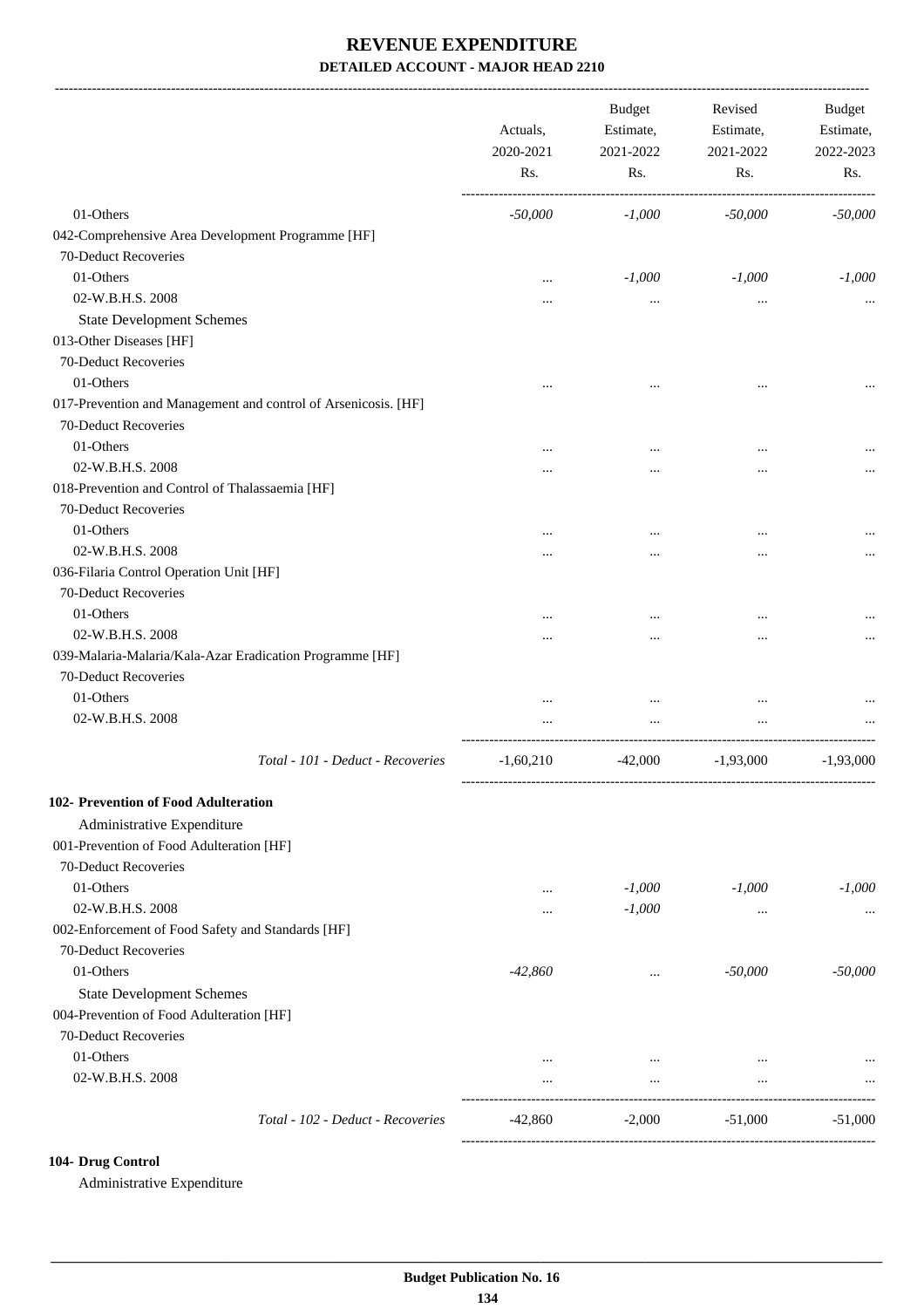# REVENUE EXPENDITURE

## DETAILED ACCOUNT - MAJOR HEAD 2210

| | Actuals, 2020-2021 Rs. | Budget Estimate, 2021-2022 Rs. | Revised Estimate, 2021-2022 Rs. | Budget Estimate, 2022-2023 Rs. |
|---|---|---|---|---|
| 01-Others | *-50,000* | *-1,000* | *-50,000* | *-50,000* |
| 042-Comprehensive Area Development Programme [HF] | | | | |
| 70-Deduct Recoveries | | | | |
| 01-Others | ... | *-1,000* | *-1,000* | *-1,000* |
| 02-W.B.H.S. 2008 | ... | ... | ... | ... |
| State Development Schemes | | | | |
| 013-Other Diseases [HF] | | | | |
| 70-Deduct Recoveries | | | | |
| 01-Others | ... | ... | ... | ... |
| 017-Prevention and Management and control of Arsenicosis. [HF] | | | | |
| 70-Deduct Recoveries | | | | |
| 01-Others | ... | ... | ... | ... |
| 02-W.B.H.S. 2008 | ... | ... | ... | ... |
| 018-Prevention and Control of Thalassaemia [HF] | | | | |
| 70-Deduct Recoveries | | | | |
| 01-Others | ... | ... | ... | ... |
| 02-W.B.H.S. 2008 | ... | ... | ... | ... |
| 036-Filaria Control Operation Unit [HF] | | | | |
| 70-Deduct Recoveries | | | | |
| 01-Others | ... | ... | ... | ... |
| 02-W.B.H.S. 2008 | ... | ... | ... | ... |
| 039-Malaria-Malaria/Kala-Azar Eradication Programme [HF] | | | | |
| 70-Deduct Recoveries | | | | |
| 01-Others | ... | ... | ... | ... |
| 02-W.B.H.S. 2008 | ... | ... | ... | ... |
| *Total - 101 - Deduct - Recoveries* | -1,60,210 | -42,000 | -1,93,000 | -1,93,000 |
| **102- Prevention of Food Adulteration** | | | | |
| Administrative Expenditure | | | | |
| 001-Prevention of Food Adulteration [HF] | | | | |
| 70-Deduct Recoveries | | | | |
| 01-Others | ... | *-1,000* | *-1,000* | *-1,000* |
| 02-W.B.H.S. 2008 | ... | *-1,000* | ... | ... |
| 002-Enforcement of Food Safety and Standards [HF] | | | | |
| 70-Deduct Recoveries | | | | |
| 01-Others | *-42,860* | ... | *-50,000* | *-50,000* |
| State Development Schemes | | | | |
| 004-Prevention of Food Adulteration [HF] | | | | |
| 70-Deduct Recoveries | | | | |
| 01-Others | ... | ... | ... | ... |
| 02-W.B.H.S. 2008 | ... | ... | ... | ... |
| *Total - 102 - Deduct - Recoveries* | -42,860 | -2,000 | -51,000 | -51,000 |

**104- Drug Control**

Administrative Expenditure

Budget Publication No. 16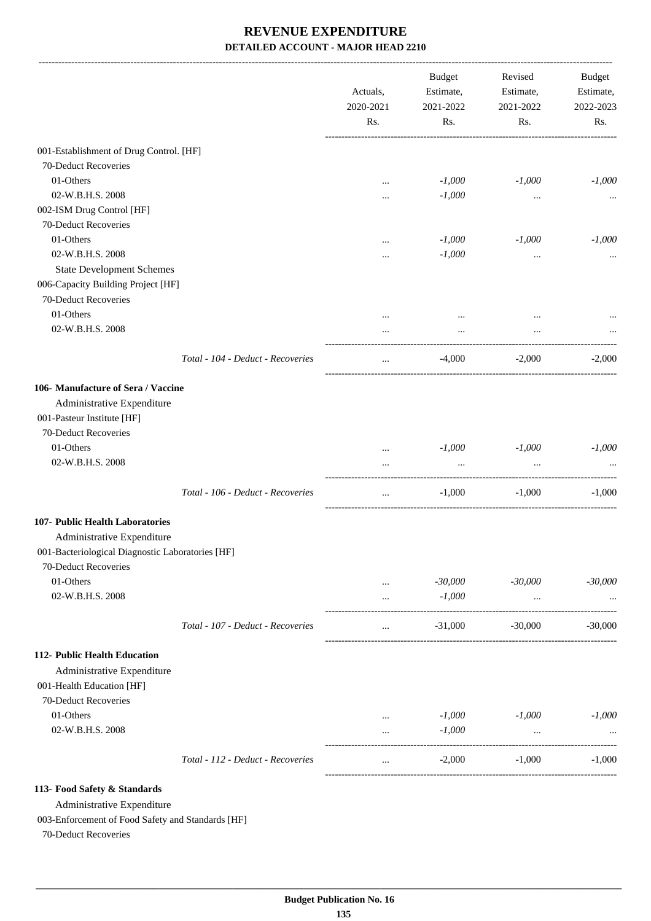# REVENUE EXPENDITURE

## DETAILED ACCOUNT - MAJOR HEAD 2210

| | Actuals, 2020-2021 Rs. | Budget Estimate, 2021-2022 Rs. | Revised Estimate, 2021-2022 Rs. | Budget Estimate, 2022-2023 Rs. |
|---|---|---|---|---|
| 001-Establishment of Drug Control. [HF] | | | | |
| 70-Deduct Recoveries | | | | |
| 01-Others | ... | -1,000 | -1,000 | -1,000 |
| 02-W.B.H.S. 2008 | ... | -1,000 | ... | ... |
| 002-ISM Drug Control [HF] | | | | |
| 70-Deduct Recoveries | | | | |
| 01-Others | ... | -1,000 | -1,000 | -1,000 |
| 02-W.B.H.S. 2008 | ... | -1,000 | ... | ... |
| State Development Schemes | | | | |
| 006-Capacity Building Project [HF] | | | | |
| 70-Deduct Recoveries | | | | |
| 01-Others | ... | ... | ... | ... |
| 02-W.B.H.S. 2008 | ... | ... | ... | ... |
| *Total - 104 - Deduct - Recoveries* | ... | -4,000 | -2,000 | -2,000 |
| **106- Manufacture of Sera / Vaccine** | | | | |
| Administrative Expenditure | | | | |
| 001-Pasteur Institute [HF] | | | | |
| 70-Deduct Recoveries | | | | |
| 01-Others | ... | -1,000 | -1,000 | -1,000 |
| 02-W.B.H.S. 2008 | ... | ... | ... | ... |
| *Total - 106 - Deduct - Recoveries* | ... | -1,000 | -1,000 | -1,000 |
| **107- Public Health Laboratories** | | | | |
| Administrative Expenditure | | | | |
| 001-Bacteriological Diagnostic Laboratories [HF] | | | | |
| 70-Deduct Recoveries | | | | |
| 01-Others | ... | -30,000 | -30,000 | -30,000 |
| 02-W.B.H.S. 2008 | ... | -1,000 | ... | ... |
| *Total - 107 - Deduct - Recoveries* | ... | -31,000 | -30,000 | -30,000 |
| **112- Public Health Education** | | | | |
| Administrative Expenditure | | | | |
| 001-Health Education [HF] | | | | |
| 70-Deduct Recoveries | | | | |
| 01-Others | ... | -1,000 | -1,000 | -1,000 |
| 02-W.B.H.S. 2008 | ... | -1,000 | ... | ... |
| *Total - 112 - Deduct - Recoveries* | ... | -2,000 | -1,000 | -1,000 |
| **113- Food Safety & Standards** | | | | |
| Administrative Expenditure | | | | |
| 003-Enforcement of Food Safety and Standards [HF] | | | | |
| 70-Deduct Recoveries | | | | |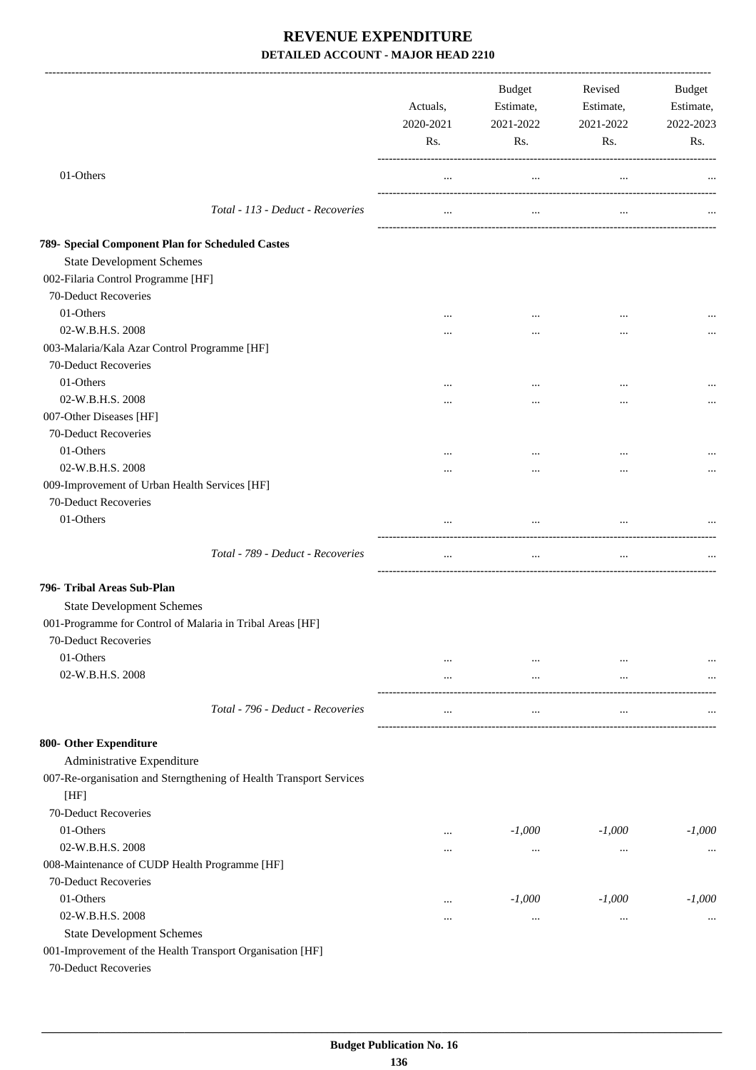# REVENUE EXPENDITURE
### DETAILED ACCOUNT - MAJOR HEAD 2210

| | Actuals, 2020-2021 Rs. | Budget Estimate, 2021-2022 Rs. | Revised Estimate, 2021-2022 Rs. | Budget Estimate, 2022-2023 Rs. |
|---|---|---|---|---|
| 01-Others | ... | ... | ... | ... |
| *Total - 113 - Deduct - Recoveries* | ... | ... | ... | ... |
| **789- Special Component Plan for Scheduled Castes** | | | | |
| State Development Schemes | | | | |
| 002-Filaria Control Programme [HF] | | | | |
| 70-Deduct Recoveries | | | | |
| 01-Others | ... | ... | ... | ... |
| 02-W.B.H.S. 2008 | ... | ... | ... | ... |
| 003-Malaria/Kala Azar Control Programme [HF] | | | | |
| 70-Deduct Recoveries | | | | |
| 01-Others | ... | ... | ... | ... |
| 02-W.B.H.S. 2008 | ... | ... | ... | ... |
| 007-Other Diseases [HF] | | | | |
| 70-Deduct Recoveries | | | | |
| 01-Others | ... | ... | ... | ... |
| 02-W.B.H.S. 2008 | ... | ... | ... | ... |
| 009-Improvement of Urban Health Services [HF] | | | | |
| 70-Deduct Recoveries | | | | |
| 01-Others | ... | ... | ... | ... |
| *Total - 789 - Deduct - Recoveries* | ... | ... | ... | ... |
| **796- Tribal Areas Sub-Plan** | | | | |
| State Development Schemes | | | | |
| 001-Programme for Control of Malaria in Tribal Areas [HF] | | | | |
| 70-Deduct Recoveries | | | | |
| 01-Others | ... | ... | ... | ... |
| 02-W.B.H.S. 2008 | ... | ... | ... | ... |
| *Total - 796 - Deduct - Recoveries* | ... | ... | ... | ... |
| **800- Other Expenditure** | | | | |
| Administrative Expenditure | | | | |
| 007-Re-organisation and Sterngthening of Health Transport Services [HF] | | | | |
| 70-Deduct Recoveries | | | | |
| 01-Others | ... | *-1,000* | *-1,000* | *-1,000* |
| 02-W.B.H.S. 2008 | ... | ... | ... | ... |
| 008-Maintenance of CUDP Health Programme [HF] | | | | |
| 70-Deduct Recoveries | | | | |
| 01-Others | ... | *-1,000* | *-1,000* | *-1,000* |
| 02-W.B.H.S. 2008 | ... | ... | ... | ... |
| State Development Schemes | | | | |
| 001-Improvement of the Health Transport Organisation [HF] | | | | |
| 70-Deduct Recoveries | | | | |

Budget Publication No. 16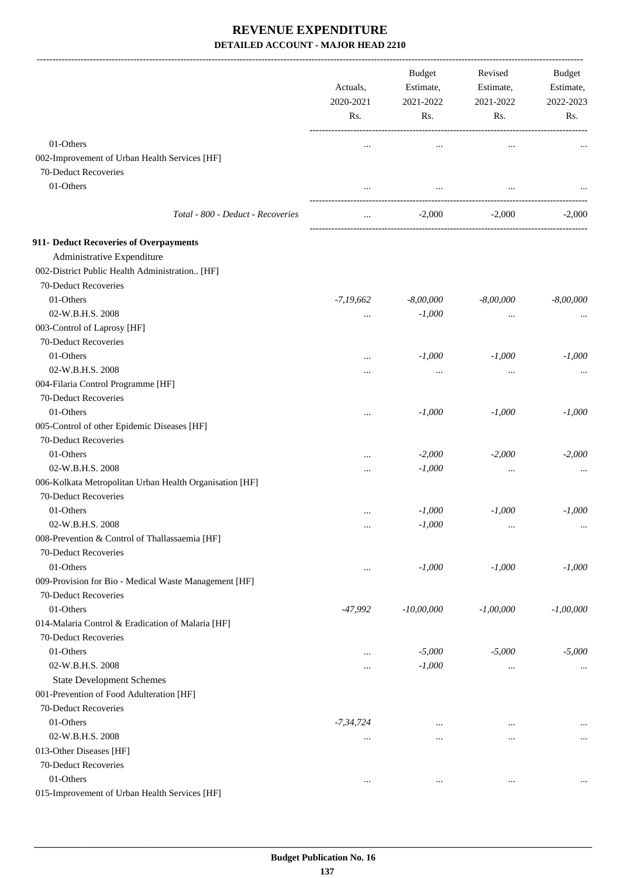# REVENUE EXPENDITURE

## DETAILED ACCOUNT - MAJOR HEAD 2210

| | Actuals, 2020-2021 Rs. | Budget Estimate, 2021-2022 Rs. | Revised Estimate, 2021-2022 Rs. | Budget Estimate, 2022-2023 Rs. |
|---|---|---|---|---|
| 01-Others | ... | ... | ... | ... |
| 002-Improvement of Urban Health Services [HF] | | | | |
| 70-Deduct Recoveries | | | | |
| 01-Others | ... | ... | ... | ... |
| *Total - 800 - Deduct - Recoveries* | ... | -2,000 | -2,000 | -2,000 |
| **911- Deduct Recoveries of Overpayments** | | | | |
| Administrative Expenditure | | | | |
| 002-District Public Health Administration.. [HF] | | | | |
| 70-Deduct Recoveries | | | | |
| 01-Others | *-7,19,662* | *-8,00,000* | *-8,00,000* | *-8,00,000* |
| 02-W.B.H.S. 2008 | ... | *-1,000* | ... | ... |
| 003-Control of Laprosy [HF] | | | | |
| 70-Deduct Recoveries | | | | |
| 01-Others | ... | *-1,000* | *-1,000* | *-1,000* |
| 02-W.B.H.S. 2008 | ... | ... | ... | ... |
| 004-Filaria Control Programme [HF] | | | | |
| 70-Deduct Recoveries | | | | |
| 01-Others | ... | *-1,000* | *-1,000* | *-1,000* |
| 005-Control of other Epidemic Diseases [HF] | | | | |
| 70-Deduct Recoveries | | | | |
| 01-Others | ... | *-2,000* | *-2,000* | *-2,000* |
| 02-W.B.H.S. 2008 | ... | *-1,000* | ... | ... |
| 006-Kolkata Metropolitan Urban Health Organisation [HF] | | | | |
| 70-Deduct Recoveries | | | | |
| 01-Others | ... | *-1,000* | *-1,000* | *-1,000* |
| 02-W.B.H.S. 2008 | ... | *-1,000* | ... | ... |
| 008-Prevention & Control of Thallassaemia [HF] | | | | |
| 70-Deduct Recoveries | | | | |
| 01-Others | ... | *-1,000* | *-1,000* | *-1,000* |
| 009-Provision for Bio - Medical Waste Management [HF] | | | | |
| 70-Deduct Recoveries | | | | |
| 01-Others | *-47,992* | *-10,00,000* | *-1,00,000* | *-1,00,000* |
| 014-Malaria Control & Eradication of Malaria [HF] | | | | |
| 70-Deduct Recoveries | | | | |
| 01-Others | ... | *-5,000* | *-5,000* | *-5,000* |
| 02-W.B.H.S. 2008 | ... | *-1,000* | ... | ... |
| State Development Schemes | | | | |
| 001-Prevention of Food Adulteration [HF] | | | | |
| 70-Deduct Recoveries | | | | |
| 01-Others | *-7,34,724* | ... | ... | ... |
| 02-W.B.H.S. 2008 | ... | ... | ... | ... |
| 013-Other Diseases [HF] | | | | |
| 70-Deduct Recoveries | | | | |
| 01-Others | ... | ... | ... | ... |
| 015-Improvement of Urban Health Services [HF] | | | | |

Budget Publication No. 16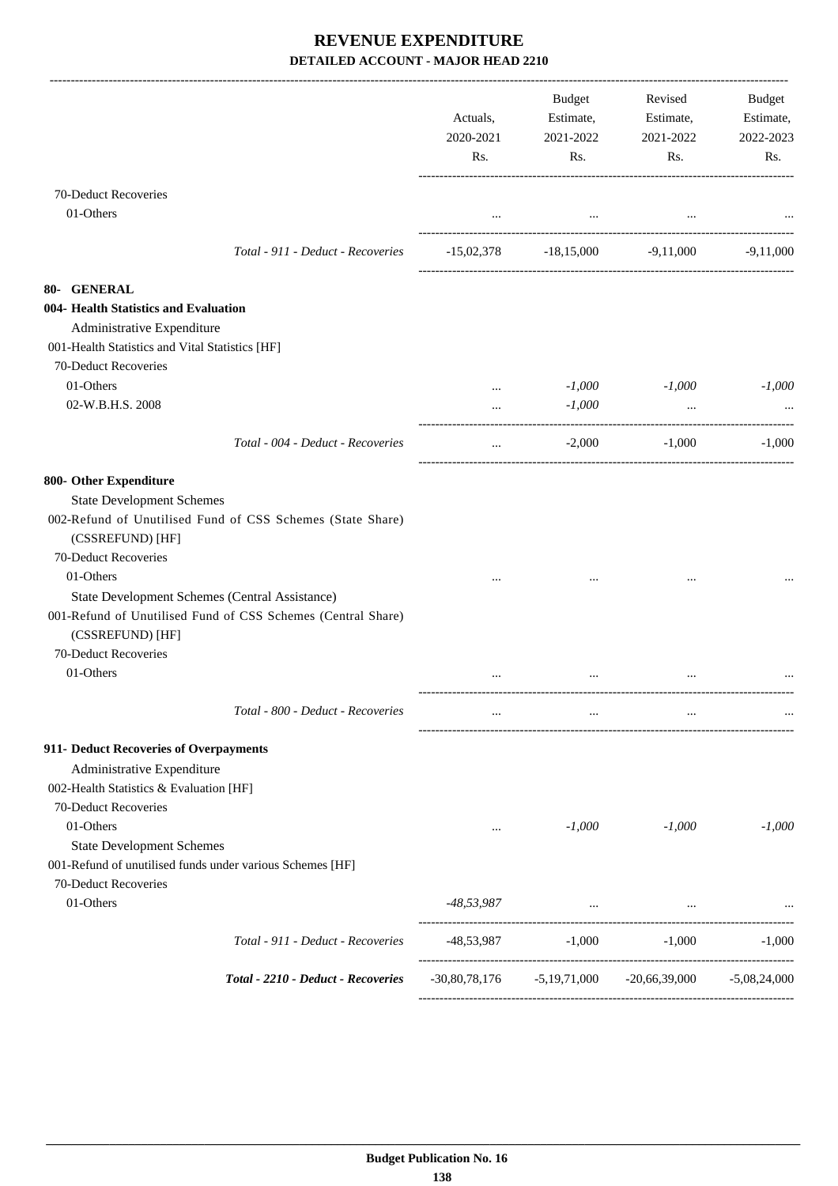# REVENUE EXPENDITURE

## DETAILED ACCOUNT - MAJOR HEAD 2210

| | Actuals, 2020-2021 Rs. | Budget Estimate, 2021-2022 Rs. | Revised Estimate, 2021-2022 Rs. | Budget Estimate, 2022-2023 Rs. |
|---|---|---|---|---|
| 70-Deduct Recoveries | | | | |
| 01-Others | ... | ... | ... | ... |
| *Total - 911 - Deduct - Recoveries* | -15,02,378 | -18,15,000 | -9,11,000 | -9,11,000 |
| **80- GENERAL** | | | | |
| **004- Health Statistics and Evaluation** | | | | |
| Administrative Expenditure | | | | |
| 001-Health Statistics and Vital Statistics [HF] | | | | |
| 70-Deduct Recoveries | | | | |
| 01-Others | ... | *-1,000* | *-1,000* | *-1,000* |
| 02-W.B.H.S. 2008 | ... | *-1,000* | ... | ... |
| *Total - 004 - Deduct - Recoveries* | ... | -2,000 | -1,000 | -1,000 |
| **800- Other Expenditure** | | | | |
| State Development Schemes | | | | |
| 002-Refund of Unutilised Fund of CSS Schemes (State Share) (CSSREFUND) [HF] | | | | |
| 70-Deduct Recoveries | | | | |
| 01-Others | ... | ... | ... | ... |
| State Development Schemes (Central Assistance) | | | | |
| 001-Refund of Unutilised Fund of CSS Schemes (Central Share) (CSSREFUND) [HF] | | | | |
| 70-Deduct Recoveries | | | | |
| 01-Others | ... | ... | ... | ... |
| *Total - 800 - Deduct - Recoveries* | ... | ... | ... | ... |
| **911- Deduct Recoveries of Overpayments** | | | | |
| Administrative Expenditure | | | | |
| 002-Health Statistics & Evaluation [HF] | | | | |
| 70-Deduct Recoveries | | | | |
| 01-Others | ... | *-1,000* | *-1,000* | *-1,000* |
| State Development Schemes | | | | |
| 001-Refund of unutilised funds under various Schemes [HF] | | | | |
| 70-Deduct Recoveries | | | | |
| 01-Others | *-48,53,987* | ... | ... | ... |
| *Total - 911 - Deduct - Recoveries* | -48,53,987 | -1,000 | -1,000 | -1,000 |
| ***Total - 2210 - Deduct - Recoveries*** | -30,80,78,176 | -5,19,71,000 | -20,66,39,000 | -5,08,24,000 |

**Budget Publication No. 16**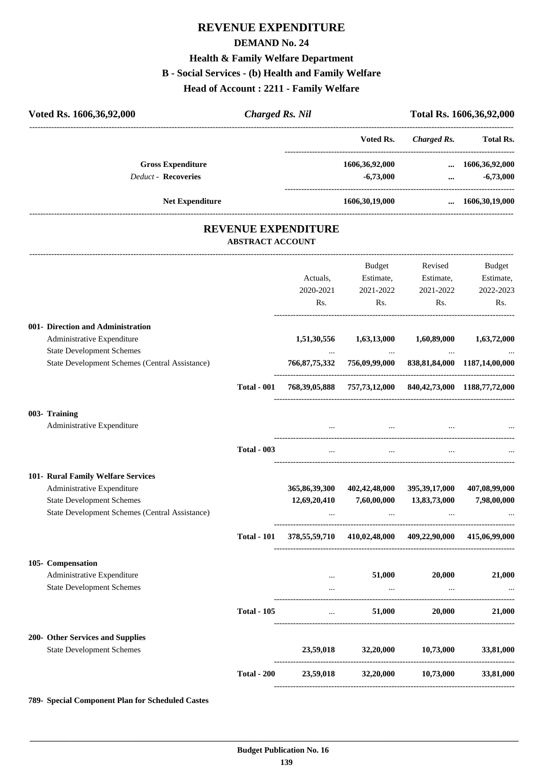# REVENUE EXPENDITURE

## DEMAND No. 24

### Health & Family Welfare Department

### B - Social Services - (b) Health and Family Welfare

### Head of Account : 2211 - Family Welfare

| Voted Rs. 1606,36,92,000 | *Charged Rs. Nil* | Total Rs. 1606,36,92,000 |
|---|---|---|

| | Voted Rs. | *Charged Rs.* | Total Rs. |
|---|---|---|---|
| **Gross Expenditure** | 1606,36,92,000 | ... | 1606,36,92,000 |
| *Deduct* - **Recoveries** | -6,73,000 | ... | -6,73,000 |
| **Net Expenditure** | 1606,30,19,000 | ... | 1606,30,19,000 |

## REVENUE EXPENDITURE

### ABSTRACT ACCOUNT

| | | Actuals, 2020-2021 Rs. | Budget Estimate, 2021-2022 Rs. | Revised Estimate, 2021-2022 Rs. | Budget Estimate, 2022-2023 Rs. |
|---|---|---|---|---|---|
| **001- Direction and Administration** | | | | | |
| Administrative Expenditure | | 1,51,30,556 | 1,63,13,000 | 1,60,89,000 | 1,63,72,000 |
| State Development Schemes | | ... | ... | ... | ... |
| State Development Schemes (Central Assistance) | | 766,87,75,332 | 756,09,99,000 | 838,81,84,000 | 1187,14,00,000 |
| | **Total - 001** | 768,39,05,888 | 757,73,12,000 | 840,42,73,000 | 1188,77,72,000 |
| **003- Training** | | | | | |
| Administrative Expenditure | | ... | ... | ... | ... |
| | **Total - 003** | ... | ... | ... | ... |
| **101- Rural Family Welfare Services** | | | | | |
| Administrative Expenditure | | 365,86,39,300 | 402,42,48,000 | 395,39,17,000 | 407,08,99,000 |
| State Development Schemes | | 12,69,20,410 | 7,60,00,000 | 13,83,73,000 | 7,98,00,000 |
| State Development Schemes (Central Assistance) | | ... | ... | ... | ... |
| | **Total - 101** | 378,55,59,710 | 410,02,48,000 | 409,22,90,000 | 415,06,99,000 |
| **105- Compensation** | | | | | |
| Administrative Expenditure | | ... | 51,000 | 20,000 | 21,000 |
| State Development Schemes | | ... | ... | ... | ... |
| | **Total - 105** | ... | 51,000 | 20,000 | 21,000 |
| **200- Other Services and Supplies** | | | | | |
| State Development Schemes | | 23,59,018 | 32,20,000 | 10,73,000 | 33,81,000 |
| | **Total - 200** | 23,59,018 | 32,20,000 | 10,73,000 | 33,81,000 |
| **789- Special Component Plan for Scheduled Castes** | | | | | |

**Budget Publication No. 16**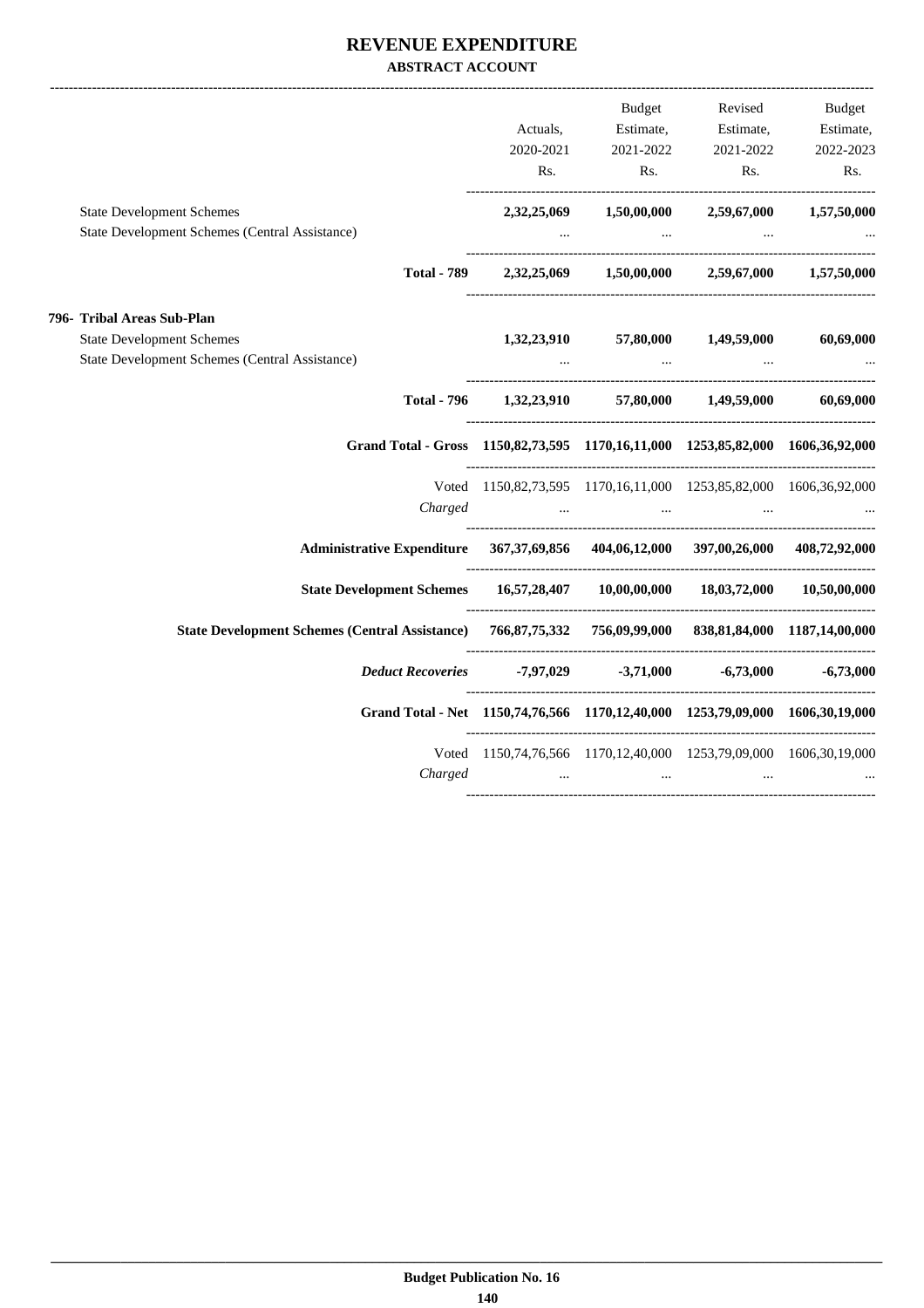# REVENUE EXPENDITURE

### ABSTRACT ACCOUNT

| | Actuals, 2020-2021 Rs. | Budget Estimate, 2021-2022 Rs. | Revised Estimate, 2021-2022 Rs. | Budget Estimate, 2022-2023 Rs. |
|---|---|---|---|---|
| State Development Schemes | **2,32,25,069** | **1,50,00,000** | **2,59,67,000** | **1,57,50,000** |
| State Development Schemes (Central Assistance) | ... | ... | ... | ... |
| **Total - 789** | **2,32,25,069** | **1,50,00,000** | **2,59,67,000** | **1,57,50,000** |
| **796- Tribal Areas Sub-Plan** | | | | |
| State Development Schemes | **1,32,23,910** | **57,80,000** | **1,49,59,000** | **60,69,000** |
| State Development Schemes (Central Assistance) | ... | ... | ... | ... |
| **Total - 796** | **1,32,23,910** | **57,80,000** | **1,49,59,000** | **60,69,000** |
| **Grand Total - Gross** | **1150,82,73,595** | **1170,16,11,000** | **1253,85,82,000** | **1606,36,92,000** |
| Voted | 1150,82,73,595 | 1170,16,11,000 | 1253,85,82,000 | 1606,36,92,000 |
| *Charged* | ... | ... | ... | ... |
| **Administrative Expenditure** | **367,37,69,856** | **404,06,12,000** | **397,00,26,000** | **408,72,92,000** |
| **State Development Schemes** | **16,57,28,407** | **10,00,00,000** | **18,03,72,000** | **10,50,00,000** |
| **State Development Schemes (Central Assistance)** | **766,87,75,332** | **756,09,99,000** | **838,81,84,000** | **1187,14,00,000** |
| ***Deduct Recoveries*** | **-7,97,029** | **-3,71,000** | **-6,73,000** | **-6,73,000** |
| **Grand Total - Net** | **1150,74,76,566** | **1170,12,40,000** | **1253,79,09,000** | **1606,30,19,000** |
| Voted | 1150,74,76,566 | 1170,12,40,000 | 1253,79,09,000 | 1606,30,19,000 |
| *Charged* | ... | ... | ... | ... |

**Budget Publication No. 16**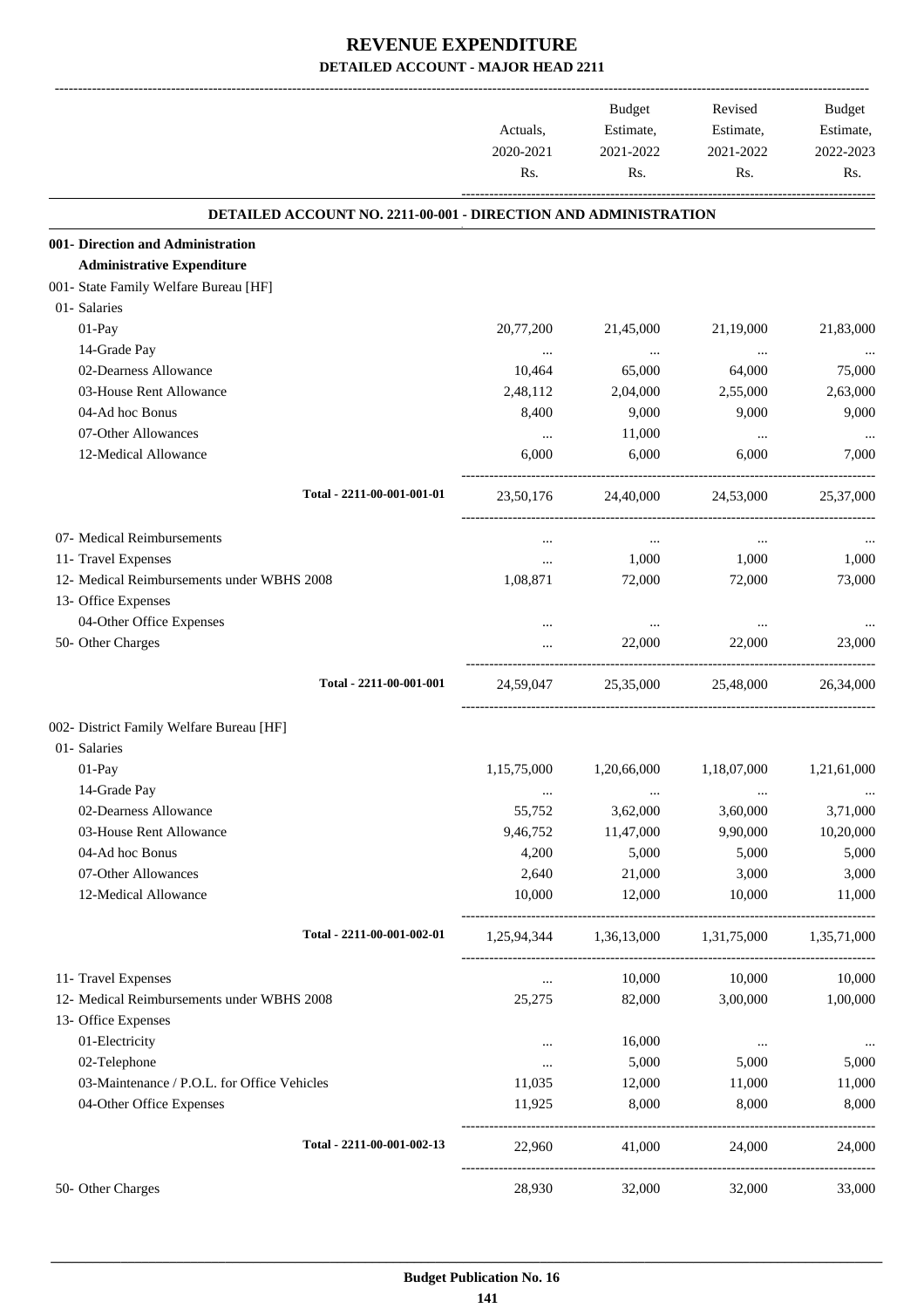# REVENUE EXPENDITURE

## DETAILED ACCOUNT - MAJOR HEAD 2211

| | Actuals, 2020-2021 Rs. | Budget Estimate, 2021-2022 Rs. | Revised Estimate, 2021-2022 Rs. | Budget Estimate, 2022-2023 Rs. |
|---|---|---|---|---|
| **DETAILED ACCOUNT NO. 2211-00-001 - DIRECTION AND ADMINISTRATION** | | | | |
| **001- Direction and Administration** | | | | |
| **Administrative Expenditure** | | | | |
| 001- State Family Welfare Bureau [HF] | | | | |
| 01- Salaries | | | | |
| 01-Pay | 20,77,200 | 21,45,000 | 21,19,000 | 21,83,000 |
| 14-Grade Pay | ... | ... | ... | ... |
| 02-Dearness Allowance | 10,464 | 65,000 | 64,000 | 75,000 |
| 03-House Rent Allowance | 2,48,112 | 2,04,000 | 2,55,000 | 2,63,000 |
| 04-Ad hoc Bonus | 8,400 | 9,000 | 9,000 | 9,000 |
| 07-Other Allowances | ... | 11,000 | ... | ... |
| 12-Medical Allowance | 6,000 | 6,000 | 6,000 | 7,000 |
| Total - 2211-00-001-001-01 | 23,50,176 | 24,40,000 | 24,53,000 | 25,37,000 |
| 07- Medical Reimbursements | ... | ... | ... | ... |
| 11- Travel Expenses | ... | 1,000 | 1,000 | 1,000 |
| 12- Medical Reimbursements under WBHS 2008 | 1,08,871 | 72,000 | 72,000 | 73,000 |
| 13- Office Expenses | | | | |
| 04-Other Office Expenses | ... | ... | ... | ... |
| 50- Other Charges | ... | 22,000 | 22,000 | 23,000 |
| Total - 2211-00-001-001 | 24,59,047 | 25,35,000 | 25,48,000 | 26,34,000 |
| 002- District Family Welfare Bureau [HF] | | | | |
| 01- Salaries | | | | |
| 01-Pay | 1,15,75,000 | 1,20,66,000 | 1,18,07,000 | 1,21,61,000 |
| 14-Grade Pay | ... | ... | ... | ... |
| 02-Dearness Allowance | 55,752 | 3,62,000 | 3,60,000 | 3,71,000 |
| 03-House Rent Allowance | 9,46,752 | 11,47,000 | 9,90,000 | 10,20,000 |
| 04-Ad hoc Bonus | 4,200 | 5,000 | 5,000 | 5,000 |
| 07-Other Allowances | 2,640 | 21,000 | 3,000 | 3,000 |
| 12-Medical Allowance | 10,000 | 12,000 | 10,000 | 11,000 |
| Total - 2211-00-001-002-01 | 1,25,94,344 | 1,36,13,000 | 1,31,75,000 | 1,35,71,000 |
| 11- Travel Expenses | ... | 10,000 | 10,000 | 10,000 |
| 12- Medical Reimbursements under WBHS 2008 | 25,275 | 82,000 | 3,00,000 | 1,00,000 |
| 13- Office Expenses | | | | |
| 01-Electricity | ... | 16,000 | ... | ... |
| 02-Telephone | ... | 5,000 | 5,000 | 5,000 |
| 03-Maintenance / P.O.L. for Office Vehicles | 11,035 | 12,000 | 11,000 | 11,000 |
| 04-Other Office Expenses | 11,925 | 8,000 | 8,000 | 8,000 |
| Total - 2211-00-001-002-13 | 22,960 | 41,000 | 24,000 | 24,000 |
| 50- Other Charges | 28,930 | 32,000 | 32,000 | 33,000 |

**Budget Publication No. 16**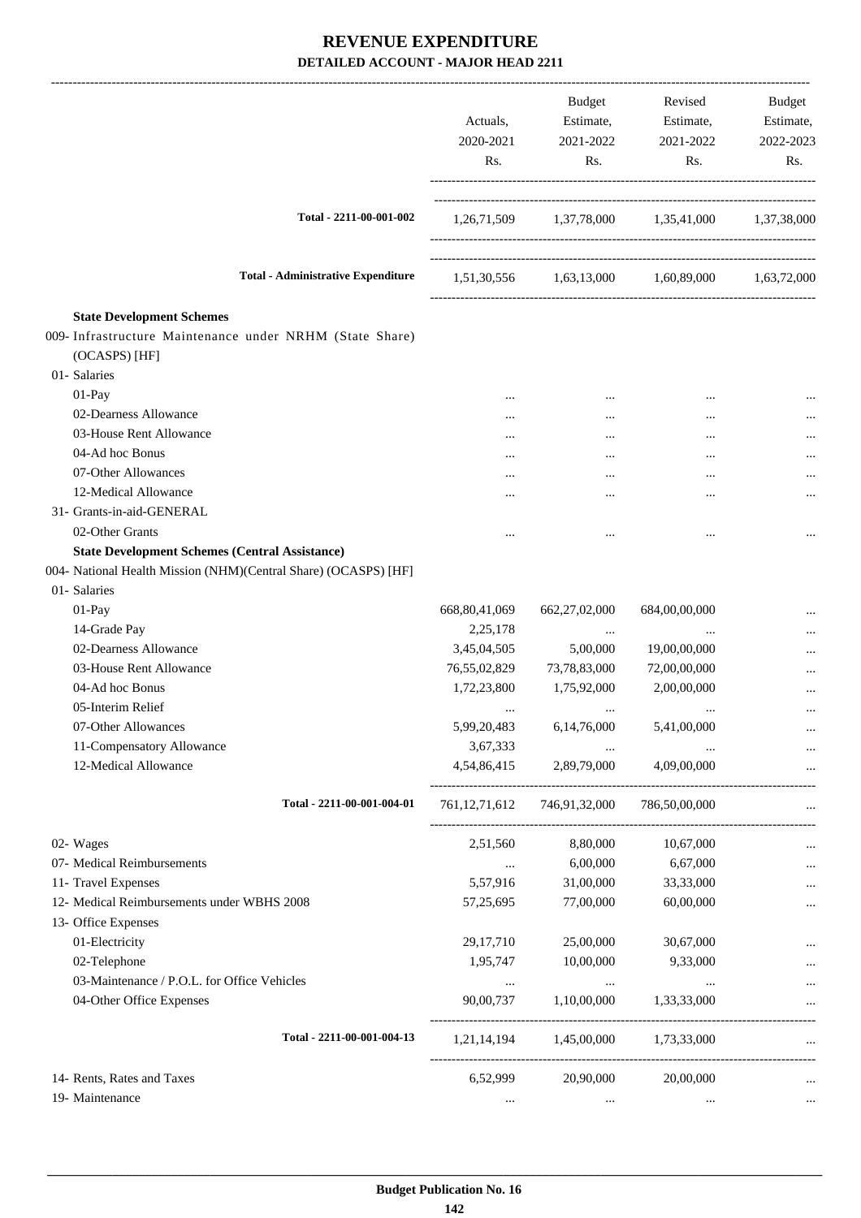# REVENUE EXPENDITURE

## DETAILED ACCOUNT - MAJOR HEAD 2211

| | Actuals, 2020-2021 Rs. | Budget Estimate, 2021-2022 Rs. | Revised Estimate, 2021-2022 Rs. | Budget Estimate, 2022-2023 Rs. |
|---|---|---|---|---|
| **Total - 2211-00-001-002** | 1,26,71,509 | 1,37,78,000 | 1,35,41,000 | 1,37,38,000 |
| **Total - Administrative Expenditure** | 1,51,30,556 | 1,63,13,000 | 1,60,89,000 | 1,63,72,000 |
| **State Development Schemes** | | | | |
| 009- Infrastructure Maintenance under NRHM (State Share) (OCASPS) [HF] | | | | |
| 01- Salaries | | | | |
| 01-Pay | ... | ... | ... | ... |
| 02-Dearness Allowance | ... | ... | ... | ... |
| 03-House Rent Allowance | ... | ... | ... | ... |
| 04-Ad hoc Bonus | ... | ... | ... | ... |
| 07-Other Allowances | ... | ... | ... | ... |
| 12-Medical Allowance | ... | ... | ... | ... |
| 31- Grants-in-aid-GENERAL | | | | |
| 02-Other Grants | ... | ... | ... | ... |
| **State Development Schemes (Central Assistance)** | | | | |
| 004- National Health Mission (NHM)(Central Share) (OCASPS) [HF] | | | | |
| 01- Salaries | | | | |
| 01-Pay | 668,80,41,069 | 662,27,02,000 | 684,00,00,000 | ... |
| 14-Grade Pay | 2,25,178 | ... | ... | ... |
| 02-Dearness Allowance | 3,45,04,505 | 5,00,000 | 19,00,00,000 | ... |
| 03-House Rent Allowance | 76,55,02,829 | 73,78,83,000 | 72,00,00,000 | ... |
| 04-Ad hoc Bonus | 1,72,23,800 | 1,75,92,000 | 2,00,00,000 | ... |
| 05-Interim Relief | ... | ... | ... | ... |
| 07-Other Allowances | 5,99,20,483 | 6,14,76,000 | 5,41,00,000 | ... |
| 11-Compensatory Allowance | 3,67,333 | ... | ... | ... |
| 12-Medical Allowance | 4,54,86,415 | 2,89,79,000 | 4,09,00,000 | ... |
| **Total - 2211-00-001-004-01** | 761,12,71,612 | 746,91,32,000 | 786,50,00,000 | ... |
| 02- Wages | 2,51,560 | 8,80,000 | 10,67,000 | ... |
| 07- Medical Reimbursements | ... | 6,00,000 | 6,67,000 | ... |
| 11- Travel Expenses | 5,57,916 | 31,00,000 | 33,33,000 | ... |
| 12- Medical Reimbursements under WBHS 2008 | 57,25,695 | 77,00,000 | 60,00,000 | ... |
| 13- Office Expenses | | | | |
| 01-Electricity | 29,17,710 | 25,00,000 | 30,67,000 | ... |
| 02-Telephone | 1,95,747 | 10,00,000 | 9,33,000 | ... |
| 03-Maintenance / P.O.L. for Office Vehicles | ... | ... | ... | ... |
| 04-Other Office Expenses | 90,00,737 | 1,10,00,000 | 1,33,33,000 | ... |
| **Total - 2211-00-001-004-13** | 1,21,14,194 | 1,45,00,000 | 1,73,33,000 | ... |
| 14- Rents, Rates and Taxes | 6,52,999 | 20,90,000 | 20,00,000 | ... |
| 19- Maintenance | ... | ... | ... | ... |

**Budget Publication No. 16**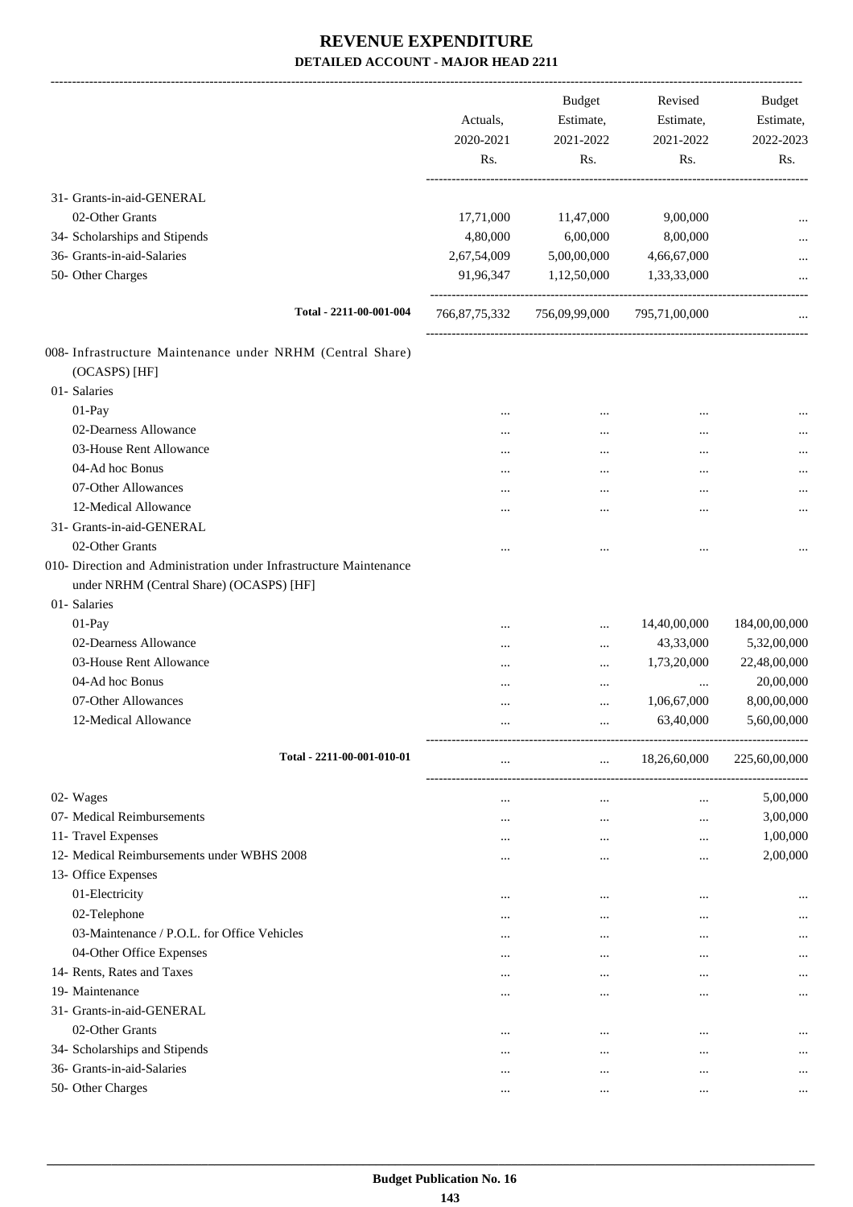# REVENUE EXPENDITURE

## DETAILED ACCOUNT - MAJOR HEAD 2211

| | Actuals, 2020-2021 Rs. | Budget Estimate, 2021-2022 Rs. | Revised Estimate, 2021-2022 Rs. | Budget Estimate, 2022-2023 Rs. |
|---|---|---|---|---|
| 31- Grants-in-aid-GENERAL | | | | |
| 02-Other Grants | 17,71,000 | 11,47,000 | 9,00,000 | ... |
| 34- Scholarships and Stipends | 4,80,000 | 6,00,000 | 8,00,000 | ... |
| 36- Grants-in-aid-Salaries | 2,67,54,009 | 5,00,00,000 | 4,66,67,000 | ... |
| 50- Other Charges | 91,96,347 | 1,12,50,000 | 1,33,33,000 | ... |
| Total - 2211-00-001-004 | 766,87,75,332 | 756,09,99,000 | 795,71,00,000 | ... |
| 008- Infrastructure Maintenance under NRHM (Central Share) (OCASPS) [HF] | | | | |
| 01- Salaries | | | | |
| 01-Pay | ... | ... | ... | ... |
| 02-Dearness Allowance | ... | ... | ... | ... |
| 03-House Rent Allowance | ... | ... | ... | ... |
| 04-Ad hoc Bonus | ... | ... | ... | ... |
| 07-Other Allowances | ... | ... | ... | ... |
| 12-Medical Allowance | ... | ... | ... | ... |
| 31- Grants-in-aid-GENERAL | | | | |
| 02-Other Grants | ... | ... | ... | ... |
| 010- Direction and Administration under Infrastructure Maintenance under NRHM (Central Share) (OCASPS) [HF] | | | | |
| 01- Salaries | | | | |
| 01-Pay | ... | ... | 14,40,00,000 | 184,00,00,000 |
| 02-Dearness Allowance | ... | ... | 43,33,000 | 5,32,00,000 |
| 03-House Rent Allowance | ... | ... | 1,73,20,000 | 22,48,00,000 |
| 04-Ad hoc Bonus | ... | ... | ... | 20,00,000 |
| 07-Other Allowances | ... | ... | 1,06,67,000 | 8,00,00,000 |
| 12-Medical Allowance | ... | ... | 63,40,000 | 5,60,00,000 |
| Total - 2211-00-001-010-01 | ... | ... | 18,26,60,000 | 225,60,00,000 |
| 02- Wages | ... | ... | ... | 5,00,000 |
| 07- Medical Reimbursements | ... | ... | ... | 3,00,000 |
| 11- Travel Expenses | ... | ... | ... | 1,00,000 |
| 12- Medical Reimbursements under WBHS 2008 | ... | ... | ... | 2,00,000 |
| 13- Office Expenses | | | | |
| 01-Electricity | ... | ... | ... | ... |
| 02-Telephone | ... | ... | ... | ... |
| 03-Maintenance / P.O.L. for Office Vehicles | ... | ... | ... | ... |
| 04-Other Office Expenses | ... | ... | ... | ... |
| 14- Rents, Rates and Taxes | ... | ... | ... | ... |
| 19- Maintenance | ... | ... | ... | ... |
| 31- Grants-in-aid-GENERAL | | | | |
| 02-Other Grants | ... | ... | ... | ... |
| 34- Scholarships and Stipends | ... | ... | ... | ... |
| 36- Grants-in-aid-Salaries | ... | ... | ... | ... |
| 50- Other Charges | ... | ... | ... | ... |

Budget Publication No. 16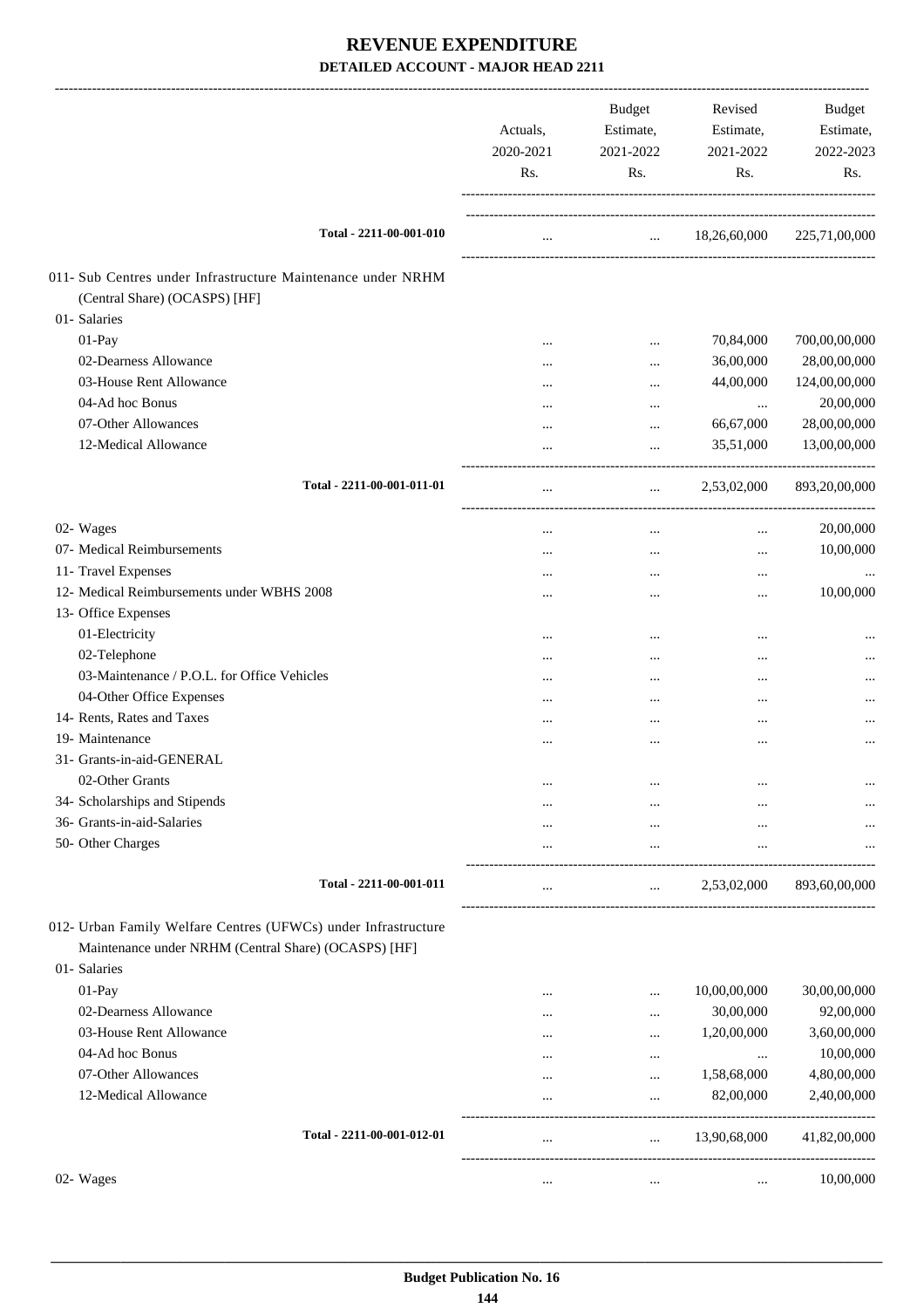# REVENUE EXPENDITURE

**DETAILED ACCOUNT - MAJOR HEAD 2211**

| | Actuals, 2020-2021 Rs. | Budget Estimate, 2021-2022 Rs. | Revised Estimate, 2021-2022 Rs. | Budget Estimate, 2022-2023 Rs. |
|---|---|---|---|---|
| **Total - 2211-00-001-010** | ... | ... | 18,26,60,000 | 225,71,00,000 |
| 011- Sub Centres under Infrastructure Maintenance under NRHM (Central Share) (OCASPS) [HF] | | | | |
| 01- Salaries | | | | |
| 01-Pay | ... | ... | 70,84,000 | 700,00,00,000 |
| 02-Dearness Allowance | ... | ... | 36,00,000 | 28,00,00,000 |
| 03-House Rent Allowance | ... | ... | 44,00,000 | 124,00,00,000 |
| 04-Ad hoc Bonus | ... | ... | ... | 20,00,000 |
| 07-Other Allowances | ... | ... | 66,67,000 | 28,00,00,000 |
| 12-Medical Allowance | ... | ... | 35,51,000 | 13,00,00,000 |
| **Total - 2211-00-001-011-01** | ... | ... | 2,53,02,000 | 893,20,00,000 |
| 02- Wages | ... | ... | ... | 20,00,000 |
| 07- Medical Reimbursements | ... | ... | ... | 10,00,000 |
| 11- Travel Expenses | ... | ... | ... | ... |
| 12- Medical Reimbursements under WBHS 2008 | ... | ... | ... | 10,00,000 |
| 13- Office Expenses | | | | |
| 01-Electricity | ... | ... | ... | ... |
| 02-Telephone | ... | ... | ... | ... |
| 03-Maintenance / P.O.L. for Office Vehicles | ... | ... | ... | ... |
| 04-Other Office Expenses | ... | ... | ... | ... |
| 14- Rents, Rates and Taxes | ... | ... | ... | ... |
| 19- Maintenance | ... | ... | ... | ... |
| 31- Grants-in-aid-GENERAL | | | | |
| 02-Other Grants | ... | ... | ... | ... |
| 34- Scholarships and Stipends | ... | ... | ... | ... |
| 36- Grants-in-aid-Salaries | ... | ... | ... | ... |
| 50- Other Charges | ... | ... | ... | ... |
| **Total - 2211-00-001-011** | ... | ... | 2,53,02,000 | 893,60,00,000 |
| 012- Urban Family Welfare Centres (UFWCs) under Infrastructure Maintenance under NRHM (Central Share) (OCASPS) [HF] | | | | |
| 01- Salaries | | | | |
| 01-Pay | ... | ... | 10,00,00,000 | 30,00,00,000 |
| 02-Dearness Allowance | ... | ... | 30,00,000 | 92,00,000 |
| 03-House Rent Allowance | ... | ... | 1,20,00,000 | 3,60,00,000 |
| 04-Ad hoc Bonus | ... | ... | ... | 10,00,000 |
| 07-Other Allowances | ... | ... | 1,58,68,000 | 4,80,00,000 |
| 12-Medical Allowance | ... | ... | 82,00,000 | 2,40,00,000 |
| **Total - 2211-00-001-012-01** | ... | ... | 13,90,68,000 | 41,82,00,000 |
| 02- Wages | ... | ... | ... | 10,00,000 |

Budget Publication No. 16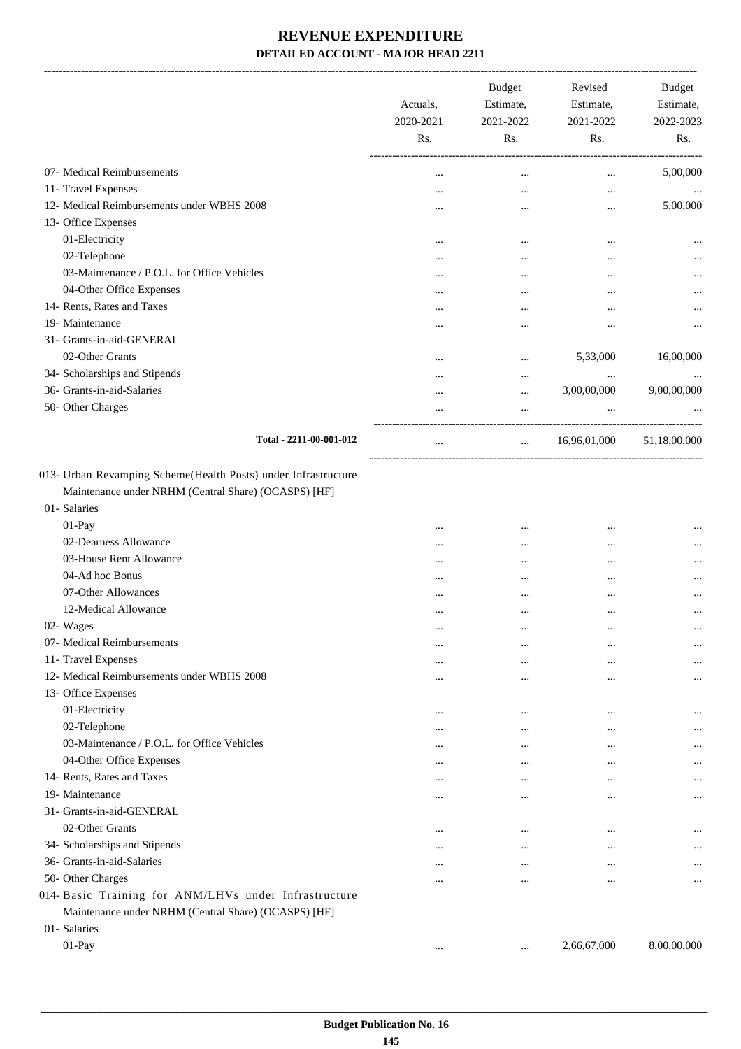# REVENUE EXPENDITURE

### DETAILED ACCOUNT - MAJOR HEAD 2211

| | Actuals, 2020-2021 Rs. | Budget Estimate, 2021-2022 Rs. | Revised Estimate, 2021-2022 Rs. | Budget Estimate, 2022-2023 Rs. |
|---|---|---|---|---|
| 07- Medical Reimbursements | ... | ... | ... | 5,00,000 |
| 11- Travel Expenses | ... | ... | ... | ... |
| 12- Medical Reimbursements under WBHS 2008 | ... | ... | ... | 5,00,000 |
| 13- Office Expenses | | | | |
| 01-Electricity | ... | ... | ... | ... |
| 02-Telephone | ... | ... | ... | ... |
| 03-Maintenance / P.O.L. for Office Vehicles | ... | ... | ... | ... |
| 04-Other Office Expenses | ... | ... | ... | ... |
| 14- Rents, Rates and Taxes | ... | ... | ... | ... |
| 19- Maintenance | ... | ... | ... | ... |
| 31- Grants-in-aid-GENERAL | | | | |
| 02-Other Grants | ... | ... | 5,33,000 | 16,00,000 |
| 34- Scholarships and Stipends | ... | ... | ... | ... |
| 36- Grants-in-aid-Salaries | ... | ... | 3,00,00,000 | 9,00,00,000 |
| 50- Other Charges | ... | ... | ... | ... |
| **Total - 2211-00-001-012** | ... | ... | 16,96,01,000 | 51,18,00,000 |
| 013- Urban Revamping Scheme(Health Posts) under Infrastructure Maintenance under NRHM (Central Share) (OCASPS) [HF] | | | | |
| 01- Salaries | | | | |
| 01-Pay | ... | ... | ... | ... |
| 02-Dearness Allowance | ... | ... | ... | ... |
| 03-House Rent Allowance | ... | ... | ... | ... |
| 04-Ad hoc Bonus | ... | ... | ... | ... |
| 07-Other Allowances | ... | ... | ... | ... |
| 12-Medical Allowance | ... | ... | ... | ... |
| 02- Wages | ... | ... | ... | ... |
| 07- Medical Reimbursements | ... | ... | ... | ... |
| 11- Travel Expenses | ... | ... | ... | ... |
| 12- Medical Reimbursements under WBHS 2008 | ... | ... | ... | ... |
| 13- Office Expenses | | | | |
| 01-Electricity | ... | ... | ... | ... |
| 02-Telephone | ... | ... | ... | ... |
| 03-Maintenance / P.O.L. for Office Vehicles | ... | ... | ... | ... |
| 04-Other Office Expenses | ... | ... | ... | ... |
| 14- Rents, Rates and Taxes | ... | ... | ... | ... |
| 19- Maintenance | ... | ... | ... | ... |
| 31- Grants-in-aid-GENERAL | | | | |
| 02-Other Grants | ... | ... | ... | ... |
| 34- Scholarships and Stipends | ... | ... | ... | ... |
| 36- Grants-in-aid-Salaries | ... | ... | ... | ... |
| 50- Other Charges | ... | ... | ... | ... |
| 014- Basic Training for ANM/LHVs under Infrastructure Maintenance under NRHM (Central Share) (OCASPS) [HF] | | | | |
| 01- Salaries | | | | |
| 01-Pay | ... | ... | 2,66,67,000 | 8,00,00,000 |

Budget Publication No. 16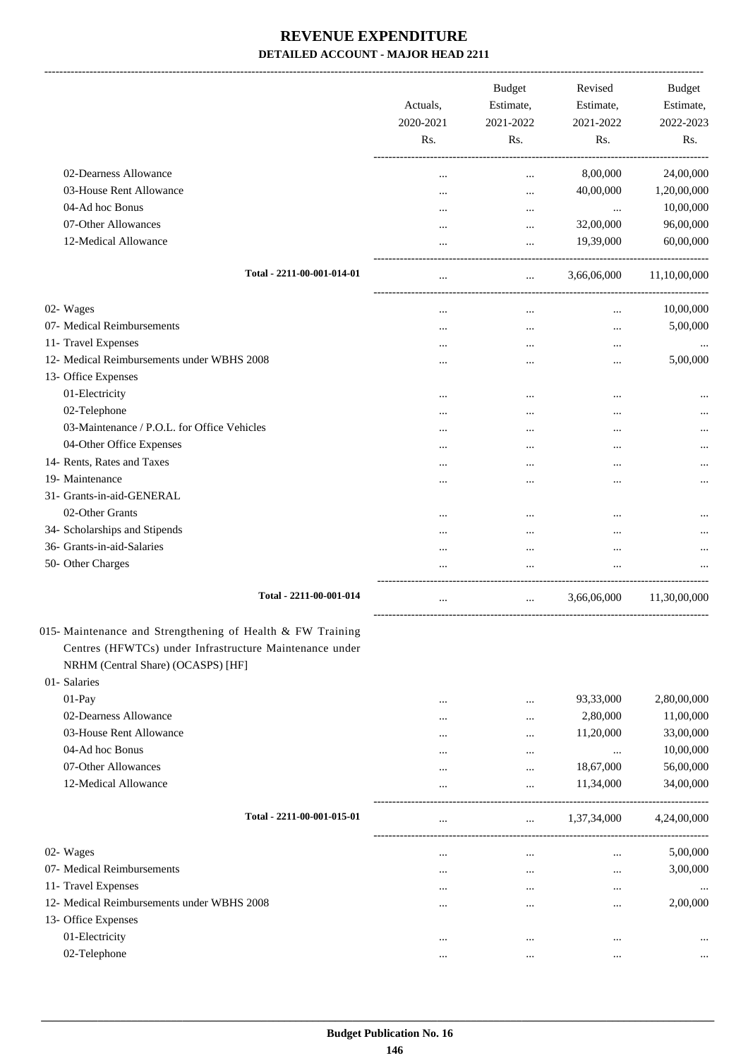# REVENUE EXPENDITURE

**DETAILED ACCOUNT - MAJOR HEAD 2211**

| | Actuals, 2020-2021 Rs. | Budget Estimate, 2021-2022 Rs. | Revised Estimate, 2021-2022 Rs. | Budget Estimate, 2022-2023 Rs. |
|---|---|---|---|---|
| 02-Dearness Allowance | ... | ... | 8,00,000 | 24,00,000 |
| 03-House Rent Allowance | ... | ... | 40,00,000 | 1,20,00,000 |
| 04-Ad hoc Bonus | ... | ... | ... | 10,00,000 |
| 07-Other Allowances | ... | ... | 32,00,000 | 96,00,000 |
| 12-Medical Allowance | ... | ... | 19,39,000 | 60,00,000 |
| **Total - 2211-00-001-014-01** | ... | ... | 3,66,06,000 | 11,10,00,000 |
| 02- Wages | ... | ... | ... | 10,00,000 |
| 07- Medical Reimbursements | ... | ... | ... | 5,00,000 |
| 11- Travel Expenses | ... | ... | ... | ... |
| 12- Medical Reimbursements under WBHS 2008 | ... | ... | ... | 5,00,000 |
| 13- Office Expenses | | | | |
| 01-Electricity | ... | ... | ... | ... |
| 02-Telephone | ... | ... | ... | ... |
| 03-Maintenance / P.O.L. for Office Vehicles | ... | ... | ... | ... |
| 04-Other Office Expenses | ... | ... | ... | ... |
| 14- Rents, Rates and Taxes | ... | ... | ... | ... |
| 19- Maintenance | ... | ... | ... | ... |
| 31- Grants-in-aid-GENERAL | | | | |
| 02-Other Grants | ... | ... | ... | ... |
| 34- Scholarships and Stipends | ... | ... | ... | ... |
| 36- Grants-in-aid-Salaries | ... | ... | ... | ... |
| 50- Other Charges | ... | ... | ... | ... |
| **Total - 2211-00-001-014** | ... | ... | 3,66,06,000 | 11,30,00,000 |
| 015- Maintenance and Strengthening of Health & FW Training Centres (HFWTCs) under Infrastructure Maintenance under NRHM (Central Share) (OCASPS) [HF] | | | | |
| 01- Salaries | | | | |
| 01-Pay | ... | ... | 93,33,000 | 2,80,00,000 |
| 02-Dearness Allowance | ... | ... | 2,80,000 | 11,00,000 |
| 03-House Rent Allowance | ... | ... | 11,20,000 | 33,00,000 |
| 04-Ad hoc Bonus | ... | ... | ... | 10,00,000 |
| 07-Other Allowances | ... | ... | 18,67,000 | 56,00,000 |
| 12-Medical Allowance | ... | ... | 11,34,000 | 34,00,000 |
| **Total - 2211-00-001-015-01** | ... | ... | 1,37,34,000 | 4,24,00,000 |
| 02- Wages | ... | ... | ... | 5,00,000 |
| 07- Medical Reimbursements | ... | ... | ... | 3,00,000 |
| 11- Travel Expenses | ... | ... | ... | ... |
| 12- Medical Reimbursements under WBHS 2008 | ... | ... | ... | 2,00,000 |
| 13- Office Expenses | | | | |
| 01-Electricity | ... | ... | ... | ... |
| 02-Telephone | ... | ... | ... | ... |

Budget Publication No. 16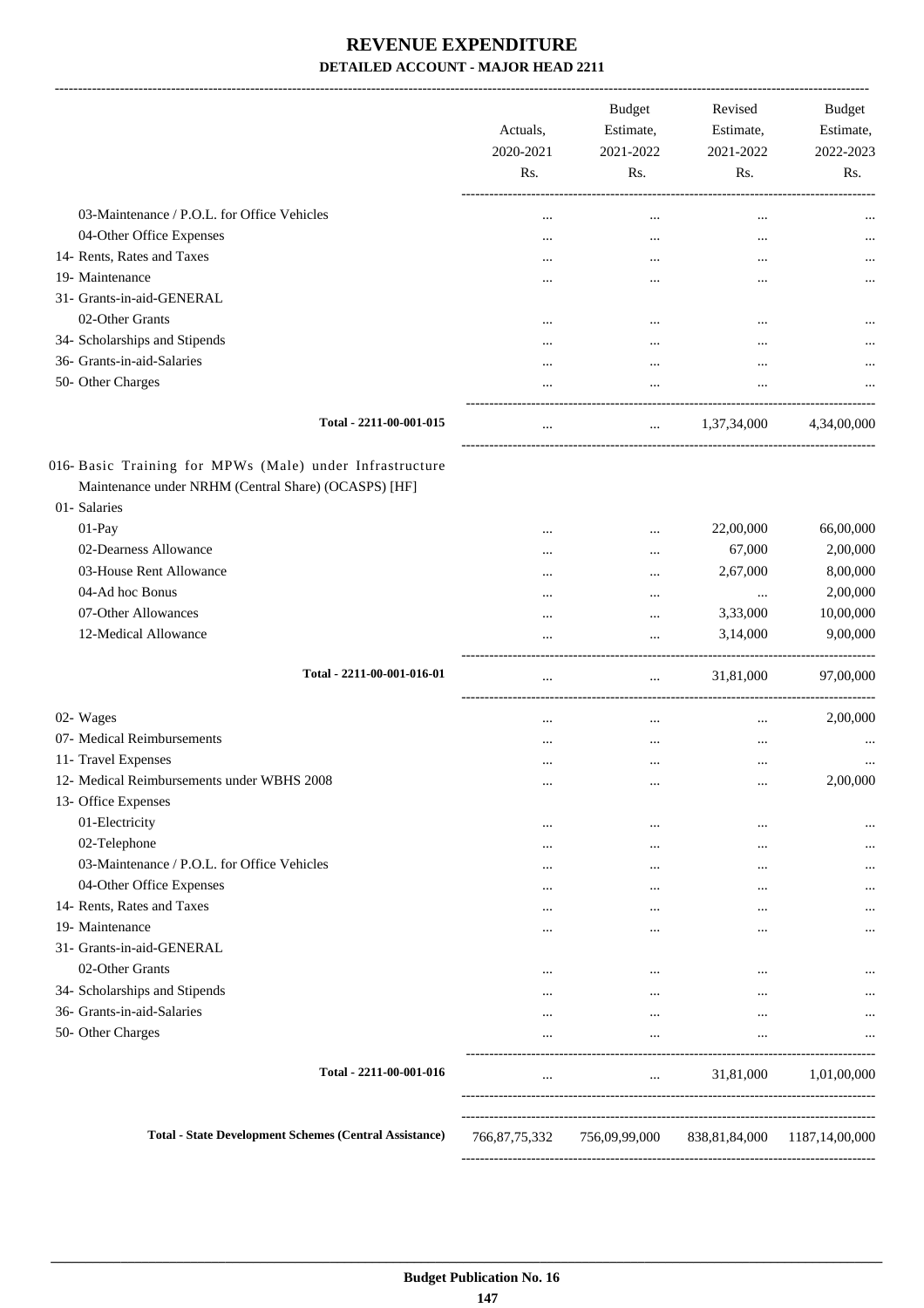# REVENUE EXPENDITURE

**DETAILED ACCOUNT - MAJOR HEAD 2211**

| | Actuals, 2020-2021 Rs. | Budget Estimate, 2021-2022 Rs. | Revised Estimate, 2021-2022 Rs. | Budget Estimate, 2022-2023 Rs. |
|---|---|---|---|---|
| 03-Maintenance / P.O.L. for Office Vehicles | ... | ... | ... | ... |
| 04-Other Office Expenses | ... | ... | ... | ... |
| 14- Rents, Rates and Taxes | ... | ... | ... | ... |
| 19- Maintenance | ... | ... | ... | ... |
| 31- Grants-in-aid-GENERAL | | | | |
| 02-Other Grants | ... | ... | ... | ... |
| 34- Scholarships and Stipends | ... | ... | ... | ... |
| 36- Grants-in-aid-Salaries | ... | ... | ... | ... |
| 50- Other Charges | ... | ... | ... | ... |
| **Total - 2211-00-001-015** | ... | ... | 1,37,34,000 | 4,34,00,000 |
| 016- Basic Training for MPWs (Male) under Infrastructure Maintenance under NRHM (Central Share) (OCASPS) [HF] | | | | |
| 01- Salaries | | | | |
| 01-Pay | ... | ... | 22,00,000 | 66,00,000 |
| 02-Dearness Allowance | ... | ... | 67,000 | 2,00,000 |
| 03-House Rent Allowance | ... | ... | 2,67,000 | 8,00,000 |
| 04-Ad hoc Bonus | ... | ... | ... | 2,00,000 |
| 07-Other Allowances | ... | ... | 3,33,000 | 10,00,000 |
| 12-Medical Allowance | ... | ... | 3,14,000 | 9,00,000 |
| **Total - 2211-00-001-016-01** | ... | ... | 31,81,000 | 97,00,000 |
| 02- Wages | ... | ... | ... | 2,00,000 |
| 07- Medical Reimbursements | ... | ... | ... | ... |
| 11- Travel Expenses | ... | ... | ... | ... |
| 12- Medical Reimbursements under WBHS 2008 | ... | ... | ... | 2,00,000 |
| 13- Office Expenses | | | | |
| 01-Electricity | ... | ... | ... | ... |
| 02-Telephone | ... | ... | ... | ... |
| 03-Maintenance / P.O.L. for Office Vehicles | ... | ... | ... | ... |
| 04-Other Office Expenses | ... | ... | ... | ... |
| 14- Rents, Rates and Taxes | ... | ... | ... | ... |
| 19- Maintenance | ... | ... | ... | ... |
| 31- Grants-in-aid-GENERAL | | | | |
| 02-Other Grants | ... | ... | ... | ... |
| 34- Scholarships and Stipends | ... | ... | ... | ... |
| 36- Grants-in-aid-Salaries | ... | ... | ... | ... |
| 50- Other Charges | ... | ... | ... | ... |
| **Total - 2211-00-001-016** | ... | ... | 31,81,000 | 1,01,00,000 |
| **Total - State Development Schemes (Central Assistance)** | 766,87,75,332 | 756,09,99,000 | 838,81,84,000 | 1187,14,00,000 |

**Budget Publication No. 16**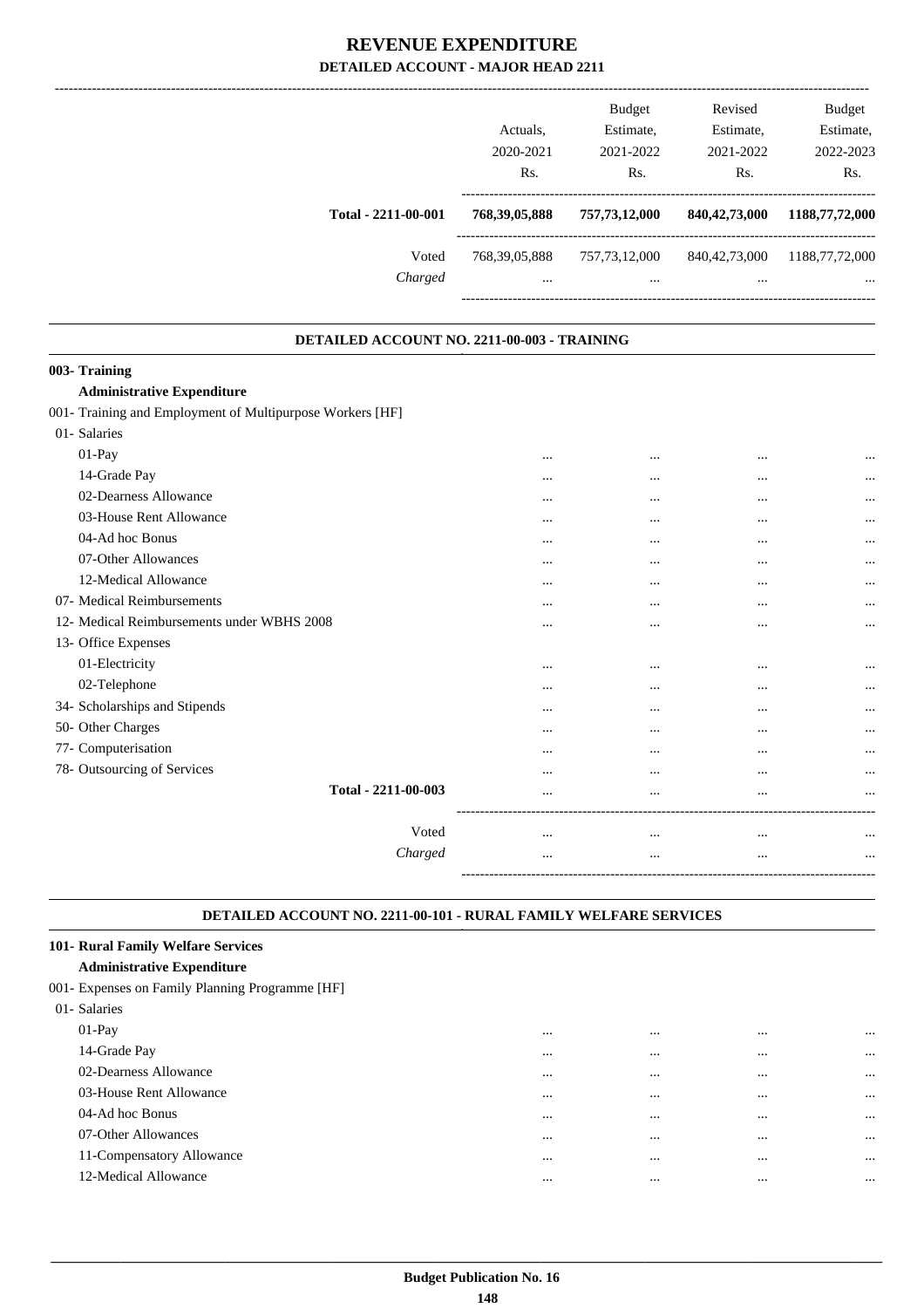# REVENUE EXPENDITURE

## DETAILED ACCOUNT - MAJOR HEAD 2211

| | Actuals, 2020-2021 Rs. | Budget Estimate, 2021-2022 Rs. | Revised Estimate, 2021-2022 Rs. | Budget Estimate, 2022-2023 Rs. |
|---|---|---|---|---|
| **Total - 2211-00-001** | **768,39,05,888** | **757,73,12,000** | **840,42,73,000** | **1188,77,72,000** |
| Voted | 768,39,05,888 | 757,73,12,000 | 840,42,73,000 | 1188,77,72,000 |
| *Charged* | ... | ... | ... | ... |

### DETAILED ACCOUNT NO. 2211-00-003 - TRAINING

| | | | | |
|---|---|---|---|---|
| **003- Training** | | | | |
| **Administrative Expenditure** | | | | |
| 001- Training and Employment of Multipurpose Workers [HF] | | | | |
| 01- Salaries | | | | |
| 01-Pay | ... | ... | ... | ... |
| 14-Grade Pay | ... | ... | ... | ... |
| 02-Dearness Allowance | ... | ... | ... | ... |
| 03-House Rent Allowance | ... | ... | ... | ... |
| 04-Ad hoc Bonus | ... | ... | ... | ... |
| 07-Other Allowances | ... | ... | ... | ... |
| 12-Medical Allowance | ... | ... | ... | ... |
| 07- Medical Reimbursements | ... | ... | ... | ... |
| 12- Medical Reimbursements under WBHS 2008 | ... | ... | ... | ... |
| 13- Office Expenses | | | | |
| 01-Electricity | ... | ... | ... | ... |
| 02-Telephone | ... | ... | ... | ... |
| 34- Scholarships and Stipends | ... | ... | ... | ... |
| 50- Other Charges | ... | ... | ... | ... |
| 77- Computerisation | ... | ... | ... | ... |
| 78- Outsourcing of Services | ... | ... | ... | ... |
| **Total - 2211-00-003** | ... | ... | ... | ... |
| Voted | ... | ... | ... | ... |
| *Charged* | ... | ... | ... | ... |

### DETAILED ACCOUNT NO. 2211-00-101 - RURAL FAMILY WELFARE SERVICES

| | | | | |
|---|---|---|---|---|
| **101- Rural Family Welfare Services** | | | | |
| **Administrative Expenditure** | | | | |
| 001- Expenses on Family Planning Programme [HF] | | | | |
| 01- Salaries | | | | |
| 01-Pay | ... | ... | ... | ... |
| 14-Grade Pay | ... | ... | ... | ... |
| 02-Dearness Allowance | ... | ... | ... | ... |
| 03-House Rent Allowance | ... | ... | ... | ... |
| 04-Ad hoc Bonus | ... | ... | ... | ... |
| 07-Other Allowances | ... | ... | ... | ... |
| 11-Compensatory Allowance | ... | ... | ... | ... |
| 12-Medical Allowance | ... | ... | ... | ... |

Budget Publication No. 16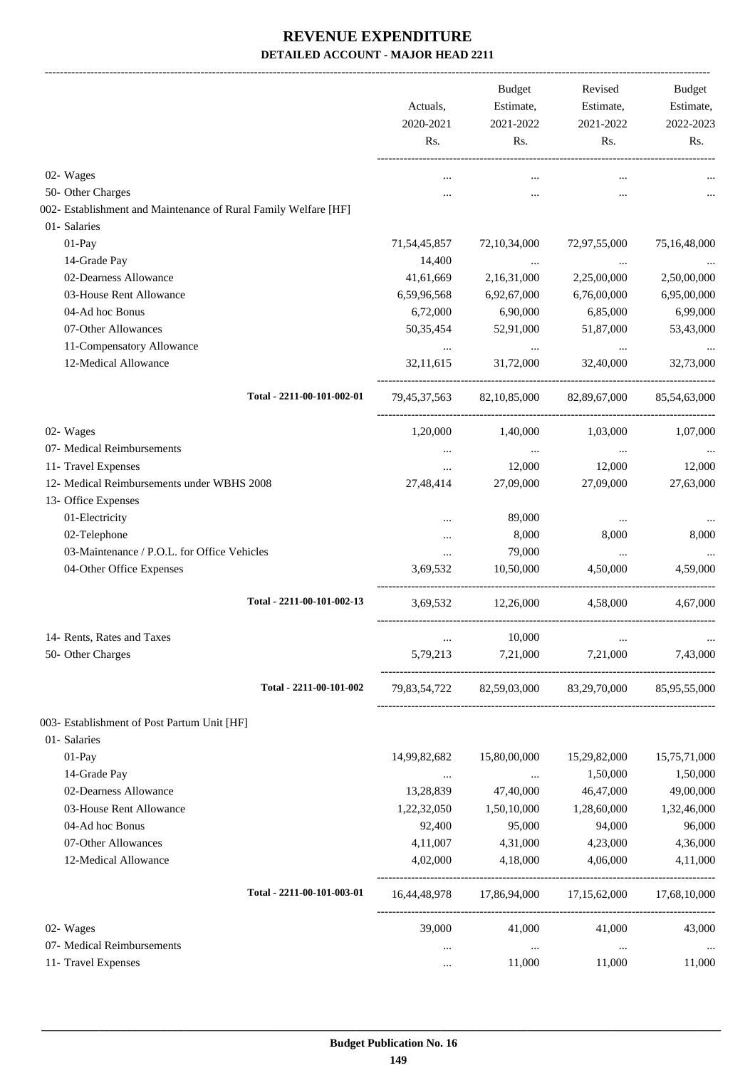# REVENUE EXPENDITURE

**DETAILED ACCOUNT - MAJOR HEAD 2211**

| | Actuals, 2020-2021 Rs. | Budget Estimate, 2021-2022 Rs. | Revised Estimate, 2021-2022 Rs. | Budget Estimate, 2022-2023 Rs. |
|---|---|---|---|---|
| 02- Wages | ... | ... | ... | ... |
| 50- Other Charges | ... | ... | ... | ... |
| 002- Establishment and Maintenance of Rural Family Welfare [HF] | | | | |
| 01- Salaries | | | | |
| 01-Pay | 71,54,45,857 | 72,10,34,000 | 72,97,55,000 | 75,16,48,000 |
| 14-Grade Pay | 14,400 | ... | ... | ... |
| 02-Dearness Allowance | 41,61,669 | 2,16,31,000 | 2,25,00,000 | 2,50,00,000 |
| 03-House Rent Allowance | 6,59,96,568 | 6,92,67,000 | 6,76,00,000 | 6,95,00,000 |
| 04-Ad hoc Bonus | 6,72,000 | 6,90,000 | 6,85,000 | 6,99,000 |
| 07-Other Allowances | 50,35,454 | 52,91,000 | 51,87,000 | 53,43,000 |
| 11-Compensatory Allowance | ... | ... | ... | ... |
| 12-Medical Allowance | 32,11,615 | 31,72,000 | 32,40,000 | 32,73,000 |
| **Total - 2211-00-101-002-01** | 79,45,37,563 | 82,10,85,000 | 82,89,67,000 | 85,54,63,000 |
| 02- Wages | 1,20,000 | 1,40,000 | 1,03,000 | 1,07,000 |
| 07- Medical Reimbursements | ... | ... | ... | ... |
| 11- Travel Expenses | ... | 12,000 | 12,000 | 12,000 |
| 12- Medical Reimbursements under WBHS 2008 | 27,48,414 | 27,09,000 | 27,09,000 | 27,63,000 |
| 13- Office Expenses | | | | |
| 01-Electricity | ... | 89,000 | ... | ... |
| 02-Telephone | ... | 8,000 | 8,000 | 8,000 |
| 03-Maintenance / P.O.L. for Office Vehicles | ... | 79,000 | ... | ... |
| 04-Other Office Expenses | 3,69,532 | 10,50,000 | 4,50,000 | 4,59,000 |
| **Total - 2211-00-101-002-13** | 3,69,532 | 12,26,000 | 4,58,000 | 4,67,000 |
| 14- Rents, Rates and Taxes | ... | 10,000 | ... | ... |
| 50- Other Charges | 5,79,213 | 7,21,000 | 7,21,000 | 7,43,000 |
| **Total - 2211-00-101-002** | 79,83,54,722 | 82,59,03,000 | 83,29,70,000 | 85,95,55,000 |
| 003- Establishment of Post Partum Unit [HF] | | | | |
| 01- Salaries | | | | |
| 01-Pay | 14,99,82,682 | 15,80,00,000 | 15,29,82,000 | 15,75,71,000 |
| 14-Grade Pay | ... | ... | 1,50,000 | 1,50,000 |
| 02-Dearness Allowance | 13,28,839 | 47,40,000 | 46,47,000 | 49,00,000 |
| 03-House Rent Allowance | 1,22,32,050 | 1,50,10,000 | 1,28,60,000 | 1,32,46,000 |
| 04-Ad hoc Bonus | 92,400 | 95,000 | 94,000 | 96,000 |
| 07-Other Allowances | 4,11,007 | 4,31,000 | 4,23,000 | 4,36,000 |
| 12-Medical Allowance | 4,02,000 | 4,18,000 | 4,06,000 | 4,11,000 |
| **Total - 2211-00-101-003-01** | 16,44,48,978 | 17,86,94,000 | 17,15,62,000 | 17,68,10,000 |
| 02- Wages | 39,000 | 41,000 | 41,000 | 43,000 |
| 07- Medical Reimbursements | ... | ... | ... | ... |
| 11- Travel Expenses | ... | 11,000 | 11,000 | 11,000 |

**Budget Publication No. 16**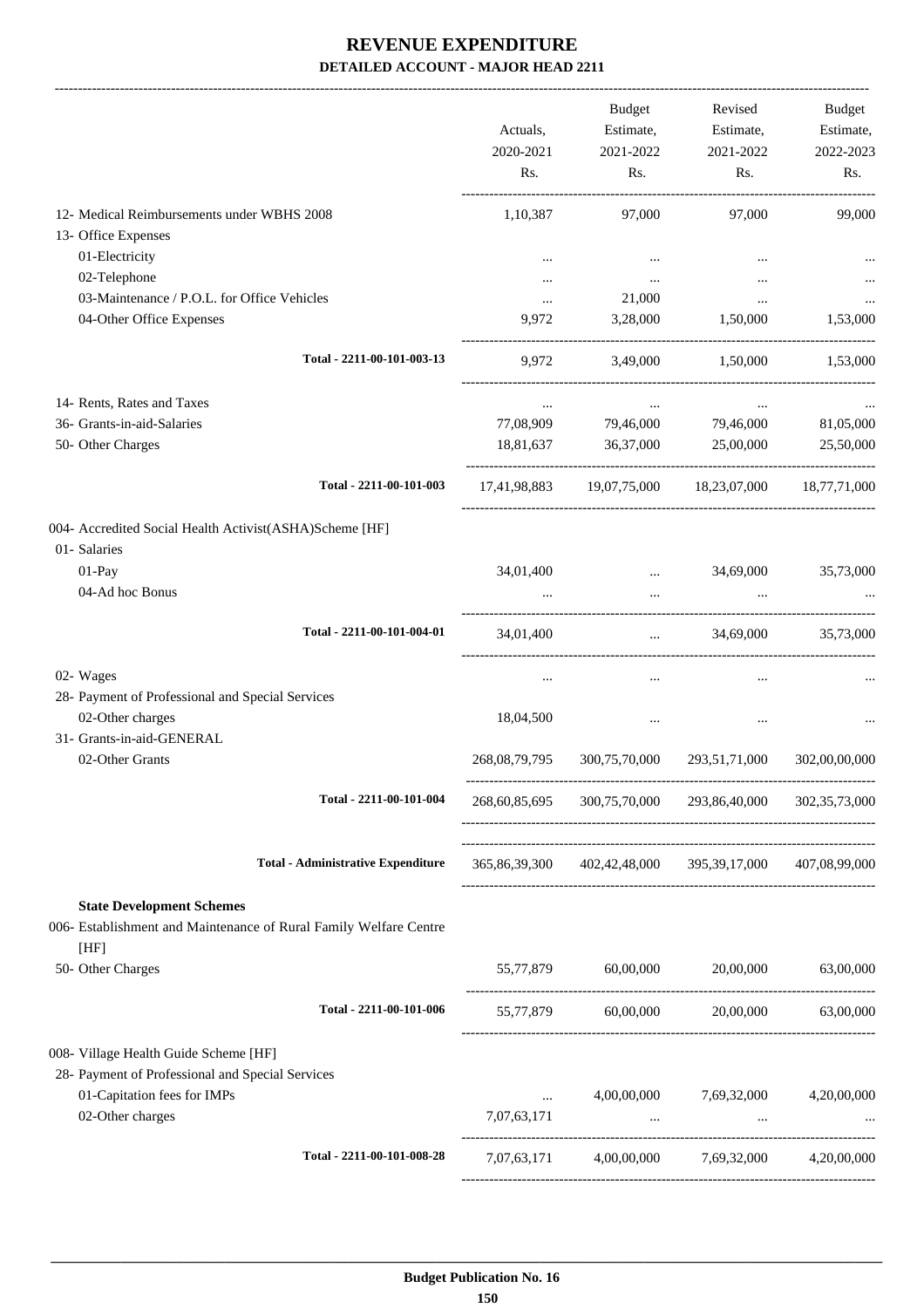# REVENUE EXPENDITURE

## DETAILED ACCOUNT - MAJOR HEAD 2211

| | Actuals, 2020-2021 Rs. | Budget Estimate, 2021-2022 Rs. | Revised Estimate, 2021-2022 Rs. | Budget Estimate, 2022-2023 Rs. |
|---|---|---|---|---|
| 12- Medical Reimbursements under WBHS 2008 | 1,10,387 | 97,000 | 97,000 | 99,000 |
| 13- Office Expenses | | | | |
| 01-Electricity | ... | ... | ... | ... |
| 02-Telephone | ... | ... | ... | ... |
| 03-Maintenance / P.O.L. for Office Vehicles | ... | 21,000 | ... | ... |
| 04-Other Office Expenses | 9,972 | 3,28,000 | 1,50,000 | 1,53,000 |
| **Total - 2211-00-101-003-13** | 9,972 | 3,49,000 | 1,50,000 | 1,53,000 |
| 14- Rents, Rates and Taxes | ... | ... | ... | ... |
| 36- Grants-in-aid-Salaries | 77,08,909 | 79,46,000 | 79,46,000 | 81,05,000 |
| 50- Other Charges | 18,81,637 | 36,37,000 | 25,00,000 | 25,50,000 |
| **Total - 2211-00-101-003** | 17,41,98,883 | 19,07,75,000 | 18,23,07,000 | 18,77,71,000 |
| 004- Accredited Social Health Activist(ASHA)Scheme [HF] | | | | |
| 01- Salaries | | | | |
| 01-Pay | 34,01,400 | ... | 34,69,000 | 35,73,000 |
| 04-Ad hoc Bonus | ... | ... | ... | ... |
| **Total - 2211-00-101-004-01** | 34,01,400 | ... | 34,69,000 | 35,73,000 |
| 02- Wages | ... | ... | ... | ... |
| 28- Payment of Professional and Special Services | | | | |
| 02-Other charges | 18,04,500 | ... | ... | ... |
| 31- Grants-in-aid-GENERAL | | | | |
| 02-Other Grants | 268,08,79,795 | 300,75,70,000 | 293,51,71,000 | 302,00,00,000 |
| **Total - 2211-00-101-004** | 268,60,85,695 | 300,75,70,000 | 293,86,40,000 | 302,35,73,000 |
| **Total - Administrative Expenditure** | 365,86,39,300 | 402,42,48,000 | 395,39,17,000 | 407,08,99,000 |
| **State Development Schemes** | | | | |
| 006- Establishment and Maintenance of Rural Family Welfare Centre [HF] | | | | |
| 50- Other Charges | 55,77,879 | 60,00,000 | 20,00,000 | 63,00,000 |
| **Total - 2211-00-101-006** | 55,77,879 | 60,00,000 | 20,00,000 | 63,00,000 |
| 008- Village Health Guide Scheme [HF] | | | | |
| 28- Payment of Professional and Special Services | | | | |
| 01-Capitation fees for IMPs | ... | 4,00,00,000 | 7,69,32,000 | 4,20,00,000 |
| 02-Other charges | 7,07,63,171 | ... | ... | ... |
| **Total - 2211-00-101-008-28** | 7,07,63,171 | 4,00,00,000 | 7,69,32,000 | 4,20,00,000 |

Budget Publication No. 16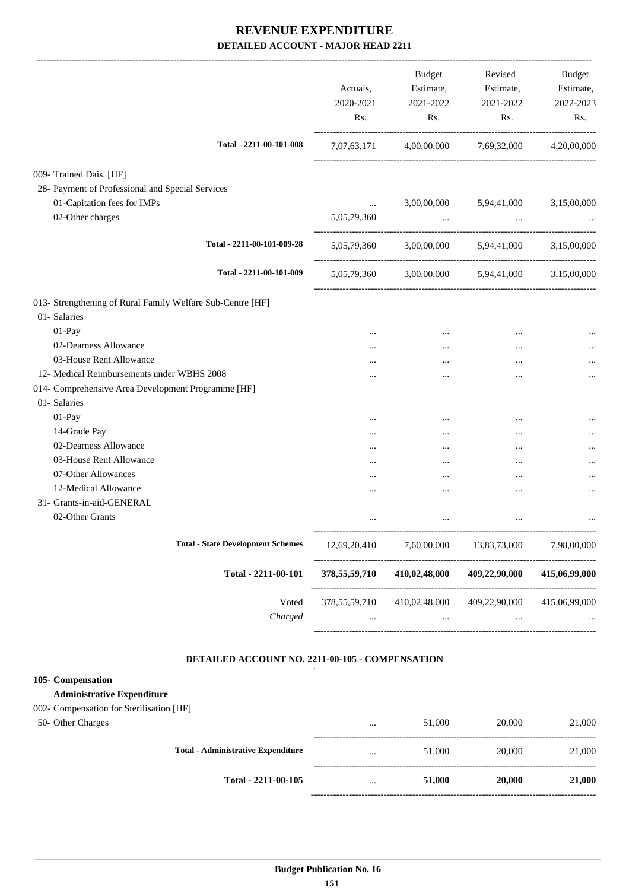# REVENUE EXPENDITURE

## DETAILED ACCOUNT - MAJOR HEAD 2211

| | Actuals, 2020-2021 Rs. | Budget Estimate, 2021-2022 Rs. | Revised Estimate, 2021-2022 Rs. | Budget Estimate, 2022-2023 Rs. |
|---|---|---|---|---|
| Total - 2211-00-101-008 | 7,07,63,171 | 4,00,00,000 | 7,69,32,000 | 4,20,00,000 |
| 009- Trained Dais. [HF] | | | | |
| 28- Payment of Professional and Special Services | | | | |
| 01-Capitation fees for IMPs | ... | 3,00,00,000 | 5,94,41,000 | 3,15,00,000 |
| 02-Other charges | 5,05,79,360 | ... | ... | ... |
| Total - 2211-00-101-009-28 | 5,05,79,360 | 3,00,00,000 | 5,94,41,000 | 3,15,00,000 |
| Total - 2211-00-101-009 | 5,05,79,360 | 3,00,00,000 | 5,94,41,000 | 3,15,00,000 |
| 013- Strengthening of Rural Family Welfare Sub-Centre [HF] | | | | |
| 01- Salaries | | | | |
| 01-Pay | ... | ... | ... | ... |
| 02-Dearness Allowance | ... | ... | ... | ... |
| 03-House Rent Allowance | ... | ... | ... | ... |
| 12- Medical Reimbursements under WBHS 2008 | ... | ... | ... | ... |
| 014- Comprehensive Area Development Programme [HF] | | | | |
| 01- Salaries | | | | |
| 01-Pay | ... | ... | ... | ... |
| 14-Grade Pay | ... | ... | ... | ... |
| 02-Dearness Allowance | ... | ... | ... | ... |
| 03-House Rent Allowance | ... | ... | ... | ... |
| 07-Other Allowances | ... | ... | ... | ... |
| 12-Medical Allowance | ... | ... | ... | ... |
| 31- Grants-in-aid-GENERAL | | | | |
| 02-Other Grants | ... | ... | ... | ... |
| Total - State Development Schemes | 12,69,20,410 | 7,60,00,000 | 13,83,73,000 | 7,98,00,000 |
| **Total - 2211-00-101** | **378,55,59,710** | **410,02,48,000** | **409,22,90,000** | **415,06,99,000** |
| Voted | 378,55,59,710 | 410,02,48,000 | 409,22,90,000 | 415,06,99,000 |
| *Charged* | ... | ... | ... | ... |

### DETAILED ACCOUNT NO. 2211-00-105 - COMPENSATION

| | Actuals, 2020-2021 Rs. | Budget Estimate, 2021-2022 Rs. | Revised Estimate, 2021-2022 Rs. | Budget Estimate, 2022-2023 Rs. |
|---|---|---|---|---|
| **105- Compensation** | | | | |
| **Administrative Expenditure** | | | | |
| 002- Compensation for Sterilisation [HF] | | | | |
| 50- Other Charges | ... | 51,000 | 20,000 | 21,000 |
| Total - Administrative Expenditure | ... | 51,000 | 20,000 | 21,000 |
| **Total - 2211-00-105** | ... | **51,000** | **20,000** | **21,000** |

Budget Publication No. 16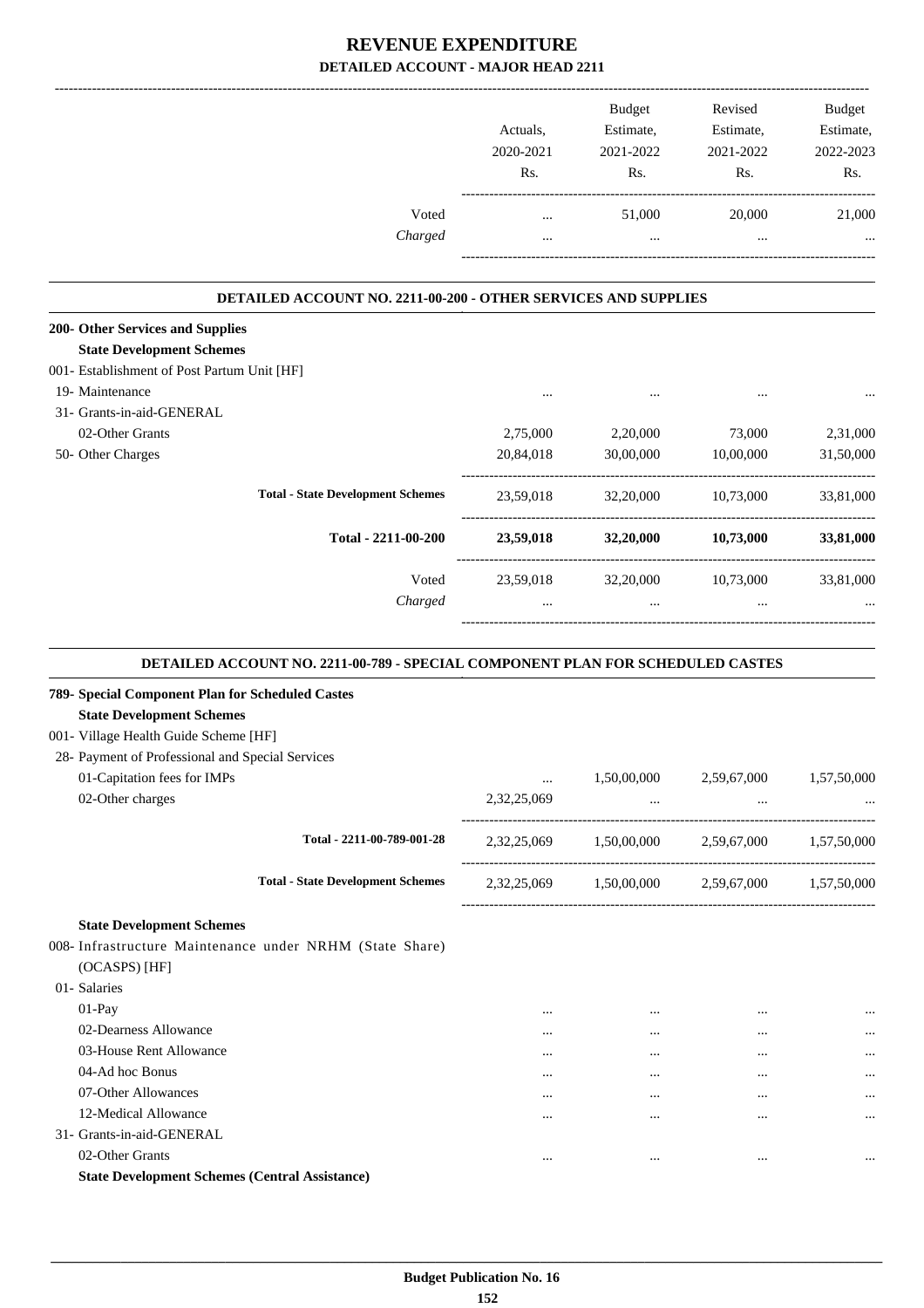# REVENUE EXPENDITURE

## DETAILED ACCOUNT - MAJOR HEAD 2211

| | Actuals, 2020-2021 Rs. | Budget Estimate, 2021-2022 Rs. | Revised Estimate, 2021-2022 Rs. | Budget Estimate, 2022-2023 Rs. |
|---|---|---|---|---|
| Voted | ... | 51,000 | 20,000 | 21,000 |
| *Charged* | ... | ... | ... | ... |

### DETAILED ACCOUNT NO. 2211-00-200 - OTHER SERVICES AND SUPPLIES

| | Actuals, 2020-2021 Rs. | Budget Estimate, 2021-2022 Rs. | Revised Estimate, 2021-2022 Rs. | Budget Estimate, 2022-2023 Rs. |
|---|---|---|---|---|
| **200- Other Services and Supplies** | | | | |
| **State Development Schemes** | | | | |
| 001- Establishment of Post Partum Unit [HF] | | | | |
| 19- Maintenance | ... | ... | ... | ... |
| 31- Grants-in-aid-GENERAL | | | | |
| 02-Other Grants | 2,75,000 | 2,20,000 | 73,000 | 2,31,000 |
| 50- Other Charges | 20,84,018 | 30,00,000 | 10,00,000 | 31,50,000 |
| **Total - State Development Schemes** | 23,59,018 | 32,20,000 | 10,73,000 | 33,81,000 |
| **Total - 2211-00-200** | **23,59,018** | **32,20,000** | **10,73,000** | **33,81,000** |
| Voted | 23,59,018 | 32,20,000 | 10,73,000 | 33,81,000 |
| *Charged* | ... | ... | ... | ... |

### DETAILED ACCOUNT NO. 2211-00-789 - SPECIAL COMPONENT PLAN FOR SCHEDULED CASTES

| | Actuals, 2020-2021 Rs. | Budget Estimate, 2021-2022 Rs. | Revised Estimate, 2021-2022 Rs. | Budget Estimate, 2022-2023 Rs. |
|---|---|---|---|---|
| **789- Special Component Plan for Scheduled Castes** | | | | |
| **State Development Schemes** | | | | |
| 001- Village Health Guide Scheme [HF] | | | | |
| 28- Payment of Professional and Special Services | | | | |
| 01-Capitation fees for IMPs | ... | 1,50,00,000 | 2,59,67,000 | 1,57,50,000 |
| 02-Other charges | 2,32,25,069 | ... | ... | ... |
| **Total - 2211-00-789-001-28** | 2,32,25,069 | 1,50,00,000 | 2,59,67,000 | 1,57,50,000 |
| **Total - State Development Schemes** | 2,32,25,069 | 1,50,00,000 | 2,59,67,000 | 1,57,50,000 |
| **State Development Schemes** | | | | |
| 008- Infrastructure Maintenance under NRHM (State Share) (OCASPS) [HF] | | | | |
| 01- Salaries | | | | |
| 01-Pay | ... | ... | ... | ... |
| 02-Dearness Allowance | ... | ... | ... | ... |
| 03-House Rent Allowance | ... | ... | ... | ... |
| 04-Ad hoc Bonus | ... | ... | ... | ... |
| 07-Other Allowances | ... | ... | ... | ... |
| 12-Medical Allowance | ... | ... | ... | ... |
| 31- Grants-in-aid-GENERAL | | | | |
| 02-Other Grants | ... | ... | ... | ... |
| **State Development Schemes (Central Assistance)** | | | | |

Budget Publication No. 16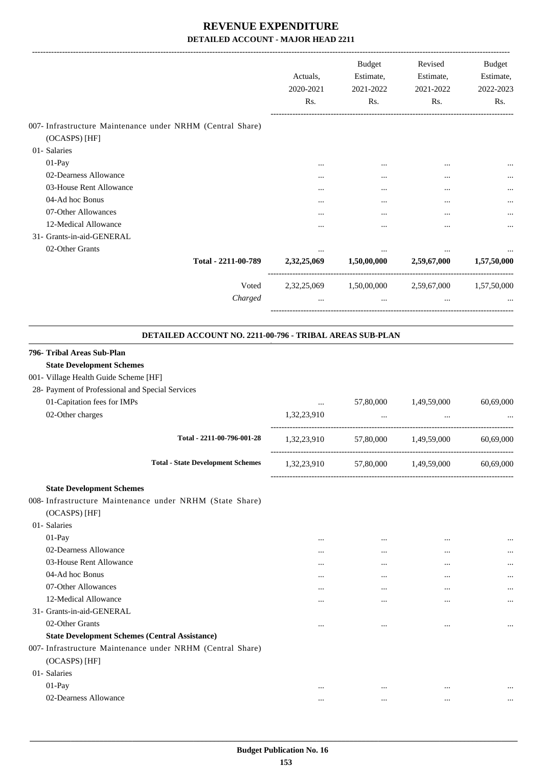# REVENUE EXPENDITURE

## DETAILED ACCOUNT - MAJOR HEAD 2211

| | Actuals, 2020-2021 Rs. | Budget Estimate, 2021-2022 Rs. | Revised Estimate, 2021-2022 Rs. | Budget Estimate, 2022-2023 Rs. |
|---|---|---|---|---|
| 007- Infrastructure Maintenance under NRHM (Central Share) (OCASPS) [HF] | | | | |
| 01- Salaries | | | | |
| 01-Pay | ... | ... | ... | ... |
| 02-Dearness Allowance | ... | ... | ... | ... |
| 03-House Rent Allowance | ... | ... | ... | ... |
| 04-Ad hoc Bonus | ... | ... | ... | ... |
| 07-Other Allowances | ... | ... | ... | ... |
| 12-Medical Allowance | ... | ... | ... | ... |
| 31- Grants-in-aid-GENERAL | | | | |
| 02-Other Grants | ... | ... | ... | ... |
| **Total - 2211-00-789** | **2,32,25,069** | **1,50,00,000** | **2,59,67,000** | **1,57,50,000** |
| Voted | 2,32,25,069 | 1,50,00,000 | 2,59,67,000 | 1,57,50,000 |
| *Charged* | ... | ... | ... | ... |

### DETAILED ACCOUNT NO. 2211-00-796 - TRIBAL AREAS SUB-PLAN

| | Actuals, 2020-2021 Rs. | Budget Estimate, 2021-2022 Rs. | Revised Estimate, 2021-2022 Rs. | Budget Estimate, 2022-2023 Rs. |
|---|---|---|---|---|
| **796- Tribal Areas Sub-Plan** | | | | |
| **State Development Schemes** | | | | |
| 001- Village Health Guide Scheme [HF] | | | | |
| 28- Payment of Professional and Special Services | | | | |
| 01-Capitation fees for IMPs | ... | 57,80,000 | 1,49,59,000 | 60,69,000 |
| 02-Other charges | 1,32,23,910 | ... | ... | ... |
| **Total - 2211-00-796-001-28** | 1,32,23,910 | 57,80,000 | 1,49,59,000 | 60,69,000 |
| **Total - State Development Schemes** | 1,32,23,910 | 57,80,000 | 1,49,59,000 | 60,69,000 |
| **State Development Schemes** | | | | |
| 008- Infrastructure Maintenance under NRHM (State Share) (OCASPS) [HF] | | | | |
| 01- Salaries | | | | |
| 01-Pay | ... | ... | ... | ... |
| 02-Dearness Allowance | ... | ... | ... | ... |
| 03-House Rent Allowance | ... | ... | ... | ... |
| 04-Ad hoc Bonus | ... | ... | ... | ... |
| 07-Other Allowances | ... | ... | ... | ... |
| 12-Medical Allowance | ... | ... | ... | ... |
| 31- Grants-in-aid-GENERAL | | | | |
| 02-Other Grants | ... | ... | ... | ... |
| **State Development Schemes (Central Assistance)** | | | | |
| 007- Infrastructure Maintenance under NRHM (Central Share) (OCASPS) [HF] | | | | |
| 01- Salaries | | | | |
| 01-Pay | ... | ... | ... | ... |
| 02-Dearness Allowance | ... | ... | ... | ... |

Budget Publication No. 16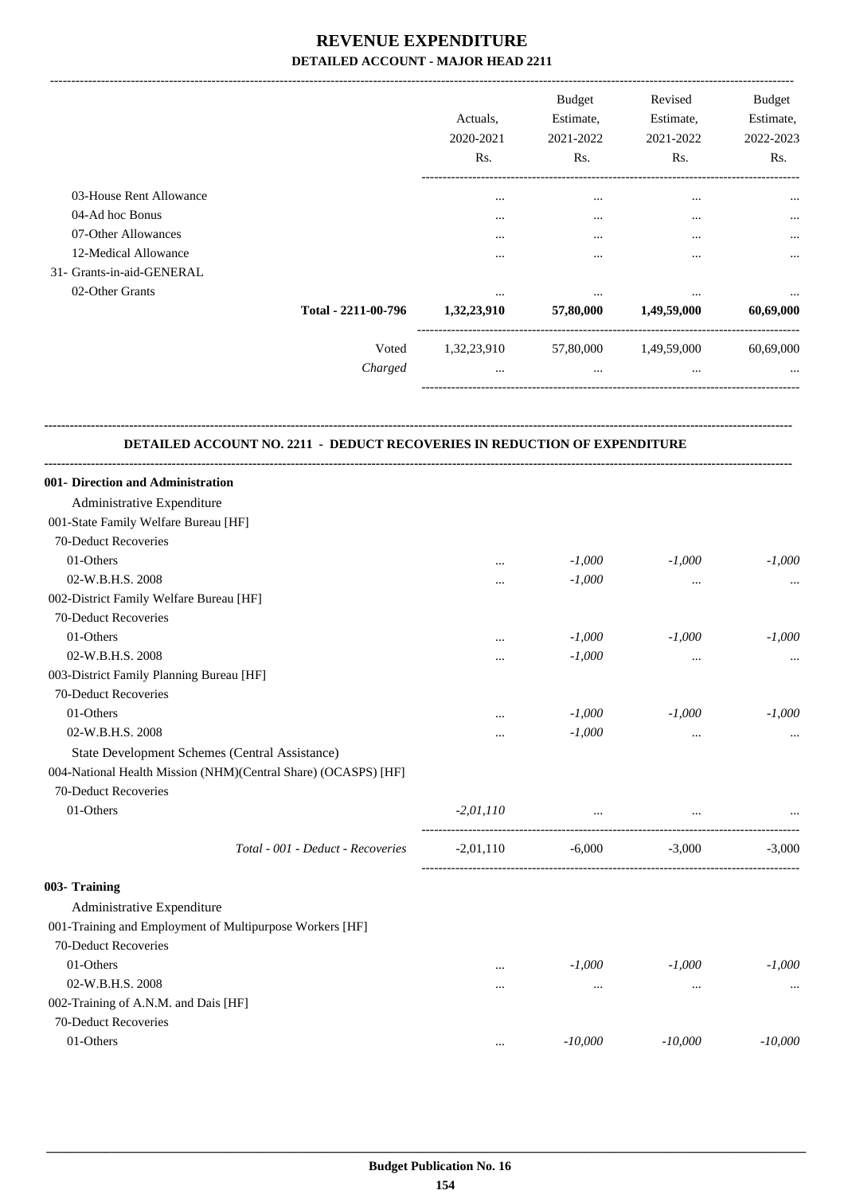# REVENUE EXPENDITURE

**DETAILED ACCOUNT - MAJOR HEAD 2211**

| | Actuals, 2020-2021 Rs. | Budget Estimate, 2021-2022 Rs. | Revised Estimate, 2021-2022 Rs. | Budget Estimate, 2022-2023 Rs. |
|---|---|---|---|---|
| 03-House Rent Allowance | ... | ... | ... | ... |
| 04-Ad hoc Bonus | ... | ... | ... | ... |
| 07-Other Allowances | ... | ... | ... | ... |
| 12-Medical Allowance | ... | ... | ... | ... |
| 31- Grants-in-aid-GENERAL | | | | |
| 02-Other Grants | ... | ... | ... | ... |
| **Total - 2211-00-796** | **1,32,23,910** | **57,80,000** | **1,49,59,000** | **60,69,000** |
| Voted | 1,32,23,910 | 57,80,000 | 1,49,59,000 | 60,69,000 |
| *Charged* | ... | ... | ... | ... |

**DETAILED ACCOUNT NO. 2211 - DEDUCT RECOVERIES IN REDUCTION OF EXPENDITURE**

| | Actuals, 2020-2021 Rs. | Budget Estimate, 2021-2022 Rs. | Revised Estimate, 2021-2022 Rs. | Budget Estimate, 2022-2023 Rs. |
|---|---|---|---|---|
| **001- Direction and Administration** | | | | |
| Administrative Expenditure | | | | |
| 001-State Family Welfare Bureau [HF] | | | | |
| 70-Deduct Recoveries | | | | |
| 01-Others | ... | *-1,000* | *-1,000* | *-1,000* |
| 02-W.B.H.S. 2008 | ... | *-1,000* | ... | ... |
| 002-District Family Welfare Bureau [HF] | | | | |
| 70-Deduct Recoveries | | | | |
| 01-Others | ... | *-1,000* | *-1,000* | *-1,000* |
| 02-W.B.H.S. 2008 | ... | *-1,000* | ... | ... |
| 003-District Family Planning Bureau [HF] | | | | |
| 70-Deduct Recoveries | | | | |
| 01-Others | ... | *-1,000* | *-1,000* | *-1,000* |
| 02-W.B.H.S. 2008 | ... | *-1,000* | ... | ... |
| State Development Schemes (Central Assistance) | | | | |
| 004-National Health Mission (NHM)(Central Share) (OCASPS) [HF] | | | | |
| 70-Deduct Recoveries | | | | |
| 01-Others | *-2,01,110* | ... | ... | ... |
| *Total - 001 - Deduct - Recoveries* | -2,01,110 | -6,000 | -3,000 | -3,000 |
| **003- Training** | | | | |
| Administrative Expenditure | | | | |
| 001-Training and Employment of Multipurpose Workers [HF] | | | | |
| 70-Deduct Recoveries | | | | |
| 01-Others | ... | *-1,000* | *-1,000* | *-1,000* |
| 02-W.B.H.S. 2008 | ... | ... | ... | ... |
| 002-Training of A.N.M. and Dais [HF] | | | | |
| 70-Deduct Recoveries | | | | |
| 01-Others | ... | *-10,000* | *-10,000* | *-10,000* |

**Budget Publication No. 16**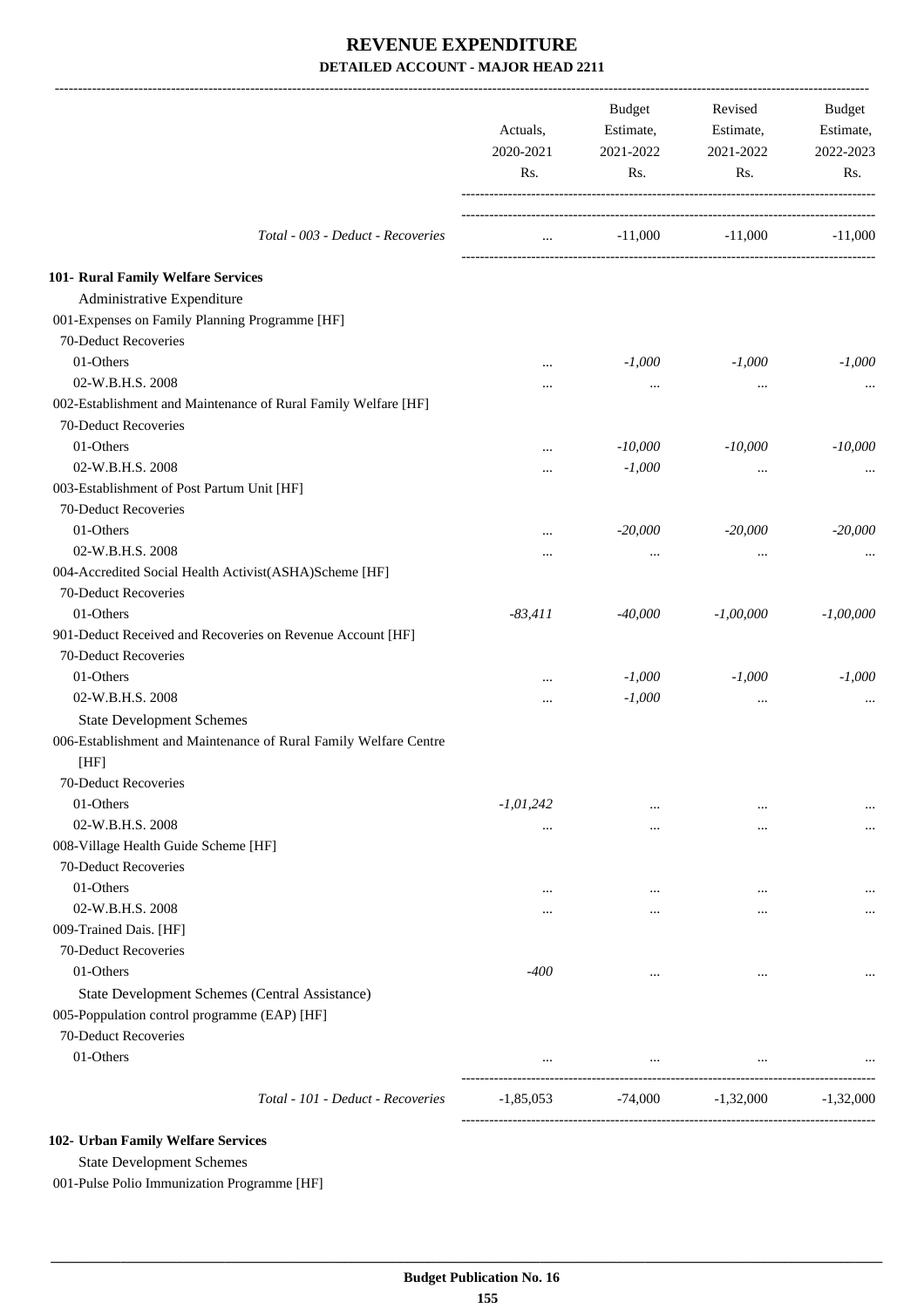# REVENUE EXPENDITURE

## DETAILED ACCOUNT - MAJOR HEAD 2211

| | Actuals, 2020-2021 Rs. | Budget Estimate, 2021-2022 Rs. | Revised Estimate, 2021-2022 Rs. | Budget Estimate, 2022-2023 Rs. |
|---|---|---|---|---|
| *Total - 003 - Deduct - Recoveries* | ... | -11,000 | -11,000 | -11,000 |
| **101- Rural Family Welfare Services** | | | | |
| Administrative Expenditure | | | | |
| 001-Expenses on Family Planning Programme [HF] | | | | |
| 70-Deduct Recoveries | | | | |
| 01-Others | ... | *-1,000* | *-1,000* | *-1,000* |
| 02-W.B.H.S. 2008 | ... | ... | ... | ... |
| 002-Establishment and Maintenance of Rural Family Welfare [HF] | | | | |
| 70-Deduct Recoveries | | | | |
| 01-Others | ... | *-10,000* | *-10,000* | *-10,000* |
| 02-W.B.H.S. 2008 | ... | *-1,000* | ... | ... |
| 003-Establishment of Post Partum Unit [HF] | | | | |
| 70-Deduct Recoveries | | | | |
| 01-Others | ... | *-20,000* | *-20,000* | *-20,000* |
| 02-W.B.H.S. 2008 | ... | ... | ... | ... |
| 004-Accredited Social Health Activist(ASHA)Scheme [HF] | | | | |
| 70-Deduct Recoveries | | | | |
| 01-Others | *-83,411* | *-40,000* | *-1,00,000* | *-1,00,000* |
| 901-Deduct Received and Recoveries on Revenue Account [HF] | | | | |
| 70-Deduct Recoveries | | | | |
| 01-Others | ... | *-1,000* | *-1,000* | *-1,000* |
| 02-W.B.H.S. 2008 | ... | *-1,000* | ... | ... |
| State Development Schemes | | | | |
| 006-Establishment and Maintenance of Rural Family Welfare Centre [HF] | | | | |
| 70-Deduct Recoveries | | | | |
| 01-Others | *-1,01,242* | ... | ... | ... |
| 02-W.B.H.S. 2008 | ... | ... | ... | ... |
| 008-Village Health Guide Scheme [HF] | | | | |
| 70-Deduct Recoveries | | | | |
| 01-Others | ... | ... | ... | ... |
| 02-W.B.H.S. 2008 | ... | ... | ... | ... |
| 009-Trained Dais. [HF] | | | | |
| 70-Deduct Recoveries | | | | |
| 01-Others | *-400* | ... | ... | ... |
| State Development Schemes (Central Assistance) | | | | |
| 005-Poppulation control programme (EAP) [HF] | | | | |
| 70-Deduct Recoveries | | | | |
| 01-Others | ... | ... | ... | ... |
| *Total - 101 - Deduct - Recoveries* | -1,85,053 | -74,000 | -1,32,000 | -1,32,000 |

**102- Urban Family Welfare Services**

State Development Schemes

001-Pulse Polio Immunization Programme [HF]

**Budget Publication No. 16**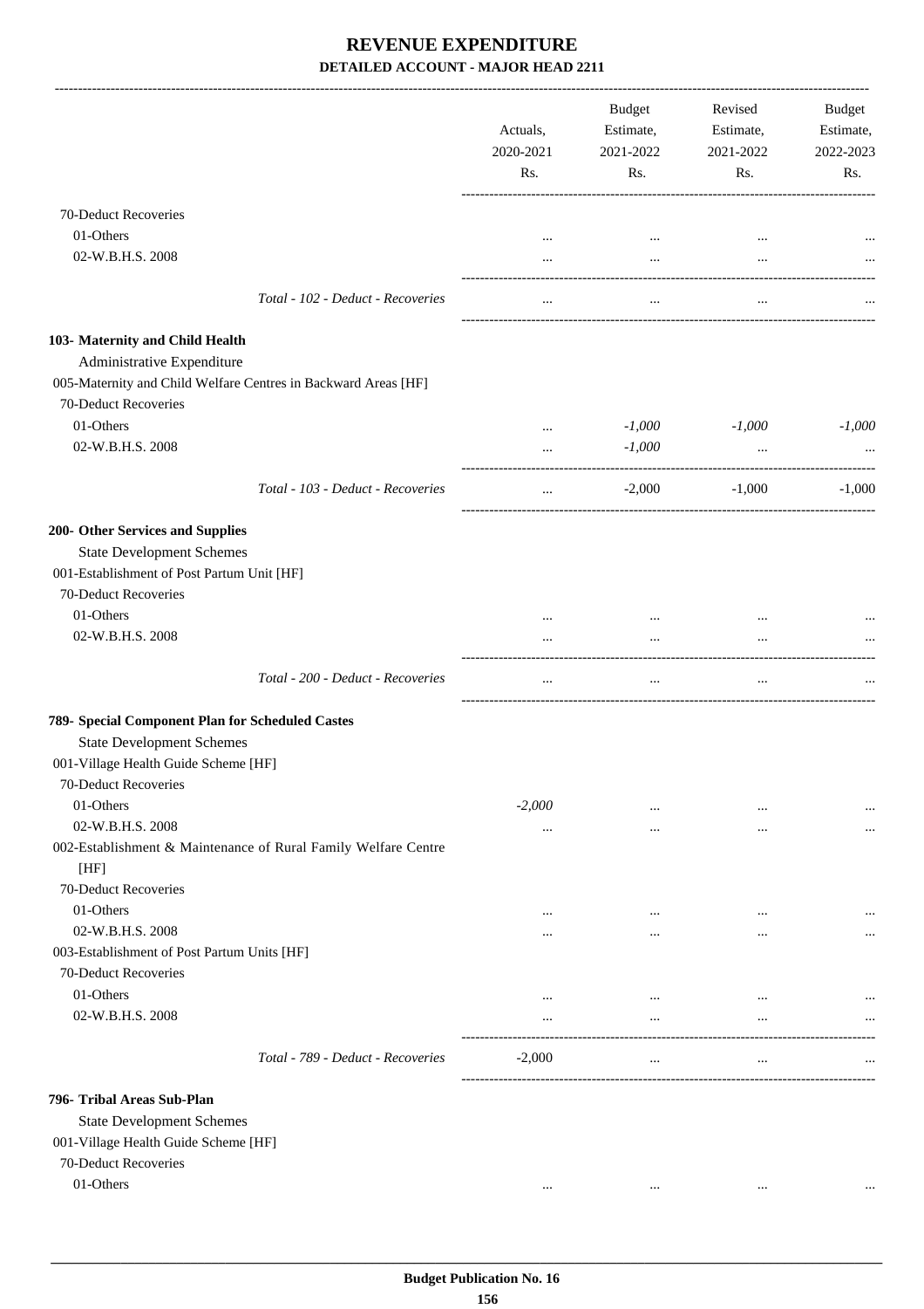# REVENUE EXPENDITURE

## DETAILED ACCOUNT - MAJOR HEAD 2211

| | Actuals, 2020-2021 Rs. | Budget Estimate, 2021-2022 Rs. | Revised Estimate, 2021-2022 Rs. | Budget Estimate, 2022-2023 Rs. |
|---|---|---|---|---|
| 70-Deduct Recoveries | | | | |
| 01-Others | ... | ... | ... | ... |
| 02-W.B.H.S. 2008 | ... | ... | ... | ... |
| Total - 102 - Deduct - Recoveries | ... | ... | ... | ... |
| **103- Maternity and Child Health** | | | | |
| Administrative Expenditure | | | | |
| 005-Maternity and Child Welfare Centres in Backward Areas [HF] | | | | |
| 70-Deduct Recoveries | | | | |
| 01-Others | ... | *-1,000* | *-1,000* | *-1,000* |
| 02-W.B.H.S. 2008 | ... | *-1,000* | ... | ... |
| Total - 103 - Deduct - Recoveries | ... | -2,000 | -1,000 | -1,000 |
| **200- Other Services and Supplies** | | | | |
| State Development Schemes | | | | |
| 001-Establishment of Post Partum Unit [HF] | | | | |
| 70-Deduct Recoveries | | | | |
| 01-Others | ... | ... | ... | ... |
| 02-W.B.H.S. 2008 | ... | ... | ... | ... |
| Total - 200 - Deduct - Recoveries | ... | ... | ... | ... |
| **789- Special Component Plan for Scheduled Castes** | | | | |
| State Development Schemes | | | | |
| 001-Village Health Guide Scheme [HF] | | | | |
| 70-Deduct Recoveries | | | | |
| 01-Others | *-2,000* | ... | ... | ... |
| 02-W.B.H.S. 2008 | ... | ... | ... | ... |
| 002-Establishment & Maintenance of Rural Family Welfare Centre [HF] | | | | |
| 70-Deduct Recoveries | | | | |
| 01-Others | ... | ... | ... | ... |
| 02-W.B.H.S. 2008 | ... | ... | ... | ... |
| 003-Establishment of Post Partum Units [HF] | | | | |
| 70-Deduct Recoveries | | | | |
| 01-Others | ... | ... | ... | ... |
| 02-W.B.H.S. 2008 | ... | ... | ... | ... |
| Total - 789 - Deduct - Recoveries | -2,000 | ... | ... | ... |
| **796- Tribal Areas Sub-Plan** | | | | |
| State Development Schemes | | | | |
| 001-Village Health Guide Scheme [HF] | | | | |
| 70-Deduct Recoveries | | | | |
| 01-Others | ... | ... | ... | ... |

Budget Publication No. 16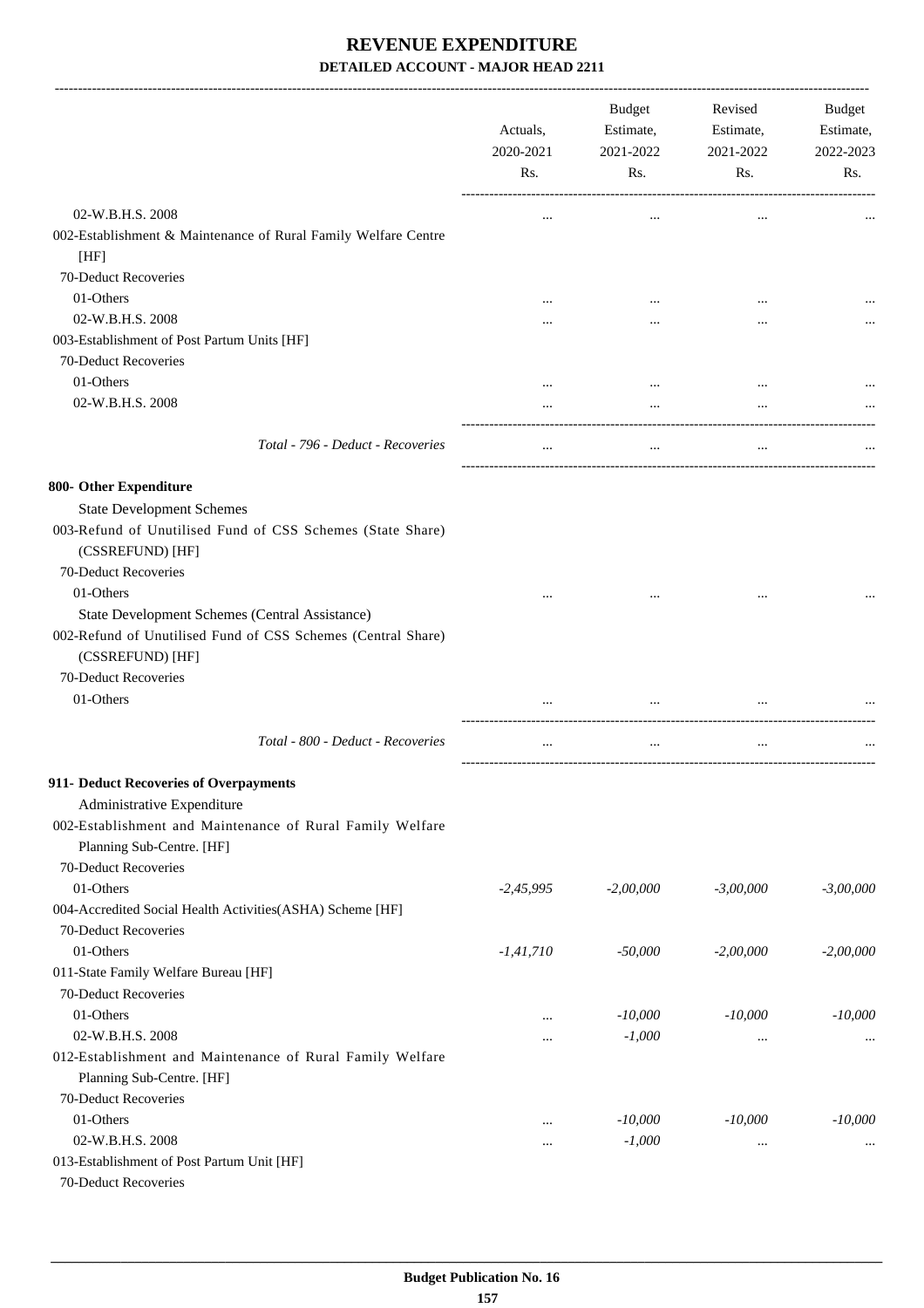# REVENUE EXPENDITURE

## DETAILED ACCOUNT - MAJOR HEAD 2211

| | Actuals, 2020-2021 Rs. | Budget Estimate, 2021-2022 Rs. | Revised Estimate, 2021-2022 Rs. | Budget Estimate, 2022-2023 Rs. |
|---|---|---|---|---|
| 02-W.B.H.S. 2008 | ... | ... | ... | ... |
| 002-Establishment & Maintenance of Rural Family Welfare Centre [HF] | | | | |
| 70-Deduct Recoveries | | | | |
| 01-Others | ... | ... | ... | ... |
| 02-W.B.H.S. 2008 | ... | ... | ... | ... |
| 003-Establishment of Post Partum Units [HF] | | | | |
| 70-Deduct Recoveries | | | | |
| 01-Others | ... | ... | ... | ... |
| 02-W.B.H.S. 2008 | ... | ... | ... | ... |
| *Total - 796 - Deduct - Recoveries* | ... | ... | ... | ... |
| **800- Other Expenditure** | | | | |
| State Development Schemes | | | | |
| 003-Refund of Unutilised Fund of CSS Schemes (State Share) (CSSREFUND) [HF] | | | | |
| 70-Deduct Recoveries | | | | |
| 01-Others | ... | ... | ... | ... |
| State Development Schemes (Central Assistance) | | | | |
| 002-Refund of Unutilised Fund of CSS Schemes (Central Share) (CSSREFUND) [HF] | | | | |
| 70-Deduct Recoveries | | | | |
| 01-Others | ... | ... | ... | ... |
| *Total - 800 - Deduct - Recoveries* | ... | ... | ... | ... |
| **911- Deduct Recoveries of Overpayments** | | | | |
| Administrative Expenditure | | | | |
| 002-Establishment and Maintenance of Rural Family Welfare Planning Sub-Centre. [HF] | | | | |
| 70-Deduct Recoveries | | | | |
| 01-Others | *-2,45,995* | *-2,00,000* | *-3,00,000* | *-3,00,000* |
| 004-Accredited Social Health Activities(ASHA) Scheme [HF] | | | | |
| 70-Deduct Recoveries | | | | |
| 01-Others | *-1,41,710* | *-50,000* | *-2,00,000* | *-2,00,000* |
| 011-State Family Welfare Bureau [HF] | | | | |
| 70-Deduct Recoveries | | | | |
| 01-Others | ... | *-10,000* | *-10,000* | *-10,000* |
| 02-W.B.H.S. 2008 | ... | *-1,000* | ... | ... |
| 012-Establishment and Maintenance of Rural Family Welfare Planning Sub-Centre. [HF] | | | | |
| 70-Deduct Recoveries | | | | |
| 01-Others | ... | *-10,000* | *-10,000* | *-10,000* |
| 02-W.B.H.S. 2008 | ... | *-1,000* | ... | ... |
| 013-Establishment of Post Partum Unit [HF] | | | | |
| 70-Deduct Recoveries | | | | |

**Budget Publication No. 16**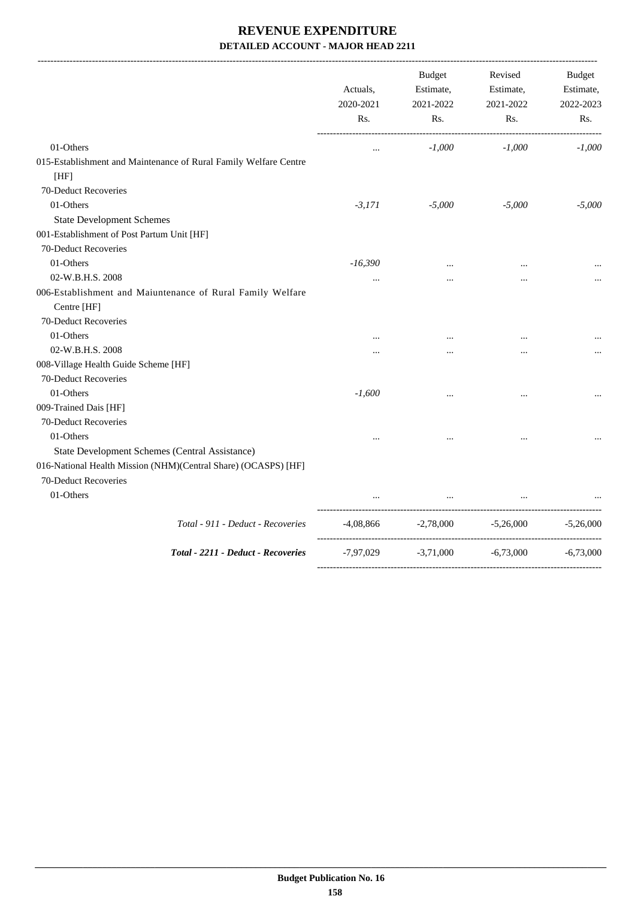# REVENUE EXPENDITURE

## DETAILED ACCOUNT - MAJOR HEAD 2211

| | Actuals, 2020-2021 Rs. | Budget Estimate, 2021-2022 Rs. | Revised Estimate, 2021-2022 Rs. | Budget Estimate, 2022-2023 Rs. |
|---|---|---|---|---|
| 01-Others | ... | *-1,000* | *-1,000* | *-1,000* |
| 015-Establishment and Maintenance of Rural Family Welfare Centre [HF] | | | | |
| 70-Deduct Recoveries | | | | |
| 01-Others | *-3,171* | *-5,000* | *-5,000* | *-5,000* |
| State Development Schemes | | | | |
| 001-Establishment of Post Partum Unit [HF] | | | | |
| 70-Deduct Recoveries | | | | |
| 01-Others | *-16,390* | ... | ... | ... |
| 02-W.B.H.S. 2008 | ... | ... | ... | ... |
| 006-Establishment and Maiuntenance of Rural Family Welfare Centre [HF] | | | | |
| 70-Deduct Recoveries | | | | |
| 01-Others | ... | ... | ... | ... |
| 02-W.B.H.S. 2008 | ... | ... | ... | ... |
| 008-Village Health Guide Scheme [HF] | | | | |
| 70-Deduct Recoveries | | | | |
| 01-Others | *-1,600* | ... | ... | ... |
| 009-Trained Dais [HF] | | | | |
| 70-Deduct Recoveries | | | | |
| 01-Others | ... | ... | ... | ... |
| State Development Schemes (Central Assistance) | | | | |
| 016-National Health Mission (NHM)(Central Share) (OCASPS) [HF] | | | | |
| 70-Deduct Recoveries | | | | |
| 01-Others | ... | ... | ... | ... |
| *Total - 911 - Deduct - Recoveries* | -4,08,866 | -2,78,000 | -5,26,000 | -5,26,000 |
| ***Total - 2211 - Deduct - Recoveries*** | -7,97,029 | -3,71,000 | -6,73,000 | -6,73,000 |

**Budget Publication No. 16**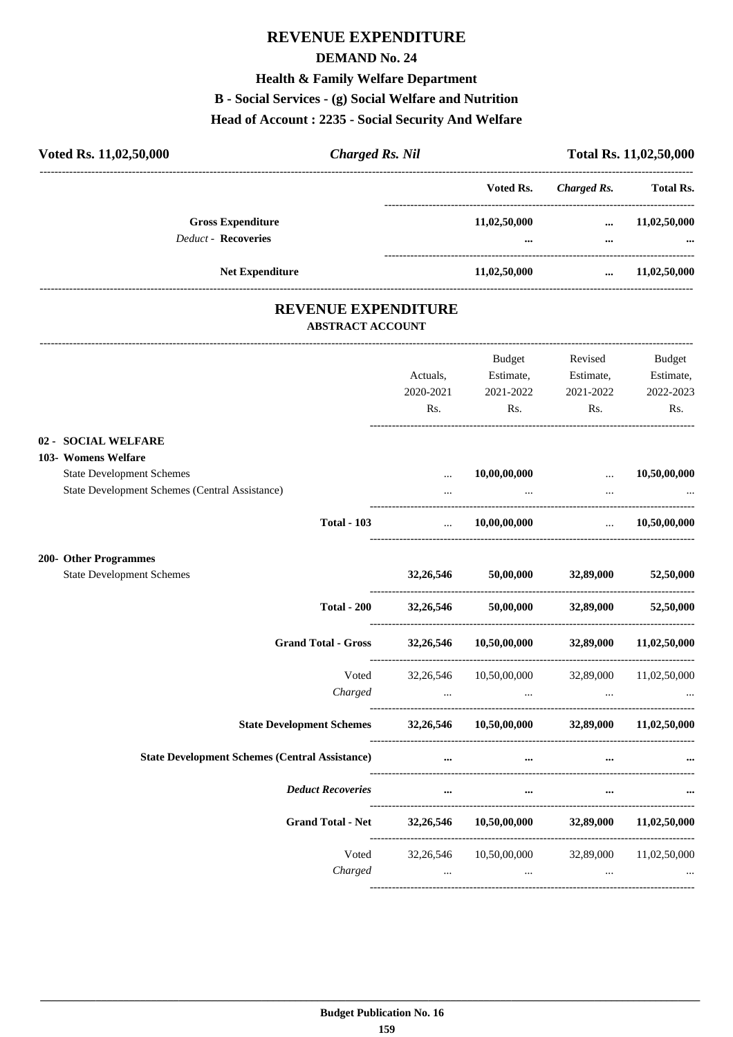# REVENUE EXPENDITURE

## DEMAND No. 24

### Health & Family Welfare Department

### B - Social Services - (g) Social Welfare and Nutrition

### Head of Account : 2235 - Social Security And Welfare

| Voted Rs. 11,02,50,000 | *Charged Rs. Nil* | Total Rs. 11,02,50,000 |
|---|---|---|

| | Voted Rs. | *Charged Rs.* | Total Rs. |
|---|---|---|---|
| **Gross Expenditure** | **11,02,50,000** | **...** | **11,02,50,000** |
| *Deduct* - **Recoveries** | **...** | **...** | **...** |
| **Net Expenditure** | **11,02,50,000** | **...** | **11,02,50,000** |

## REVENUE EXPENDITURE

**ABSTRACT ACCOUNT**

| | Actuals, 2020-2021 Rs. | Budget Estimate, 2021-2022 Rs. | Revised Estimate, 2021-2022 Rs. | Budget Estimate, 2022-2023 Rs. |
|---|---|---|---|---|
| **02 - SOCIAL WELFARE** | | | | |
| **103- Womens Welfare** | | | | |
| State Development Schemes | ... | **10,00,00,000** | ... | **10,50,00,000** |
| State Development Schemes (Central Assistance) | ... | ... | ... | ... |
| **Total - 103** | ... | **10,00,00,000** | ... | **10,50,00,000** |
| **200- Other Programmes** | | | | |
| State Development Schemes | **32,26,546** | **50,00,000** | **32,89,000** | **52,50,000** |
| **Total - 200** | **32,26,546** | **50,00,000** | **32,89,000** | **52,50,000** |
| **Grand Total - Gross** | **32,26,546** | **10,50,00,000** | **32,89,000** | **11,02,50,000** |
| Voted | 32,26,546 | 10,50,00,000 | 32,89,000 | 11,02,50,000 |
| *Charged* | ... | ... | ... | ... |
| **State Development Schemes** | **32,26,546** | **10,50,00,000** | **32,89,000** | **11,02,50,000** |
| **State Development Schemes (Central Assistance)** | **...** | **...** | **...** | **...** |
| ***Deduct Recoveries*** | **...** | **...** | **...** | **...** |
| **Grand Total - Net** | **32,26,546** | **10,50,00,000** | **32,89,000** | **11,02,50,000** |
| Voted | 32,26,546 | 10,50,00,000 | 32,89,000 | 11,02,50,000 |
| *Charged* | ... | ... | ... | ... |

**Budget Publication No. 16**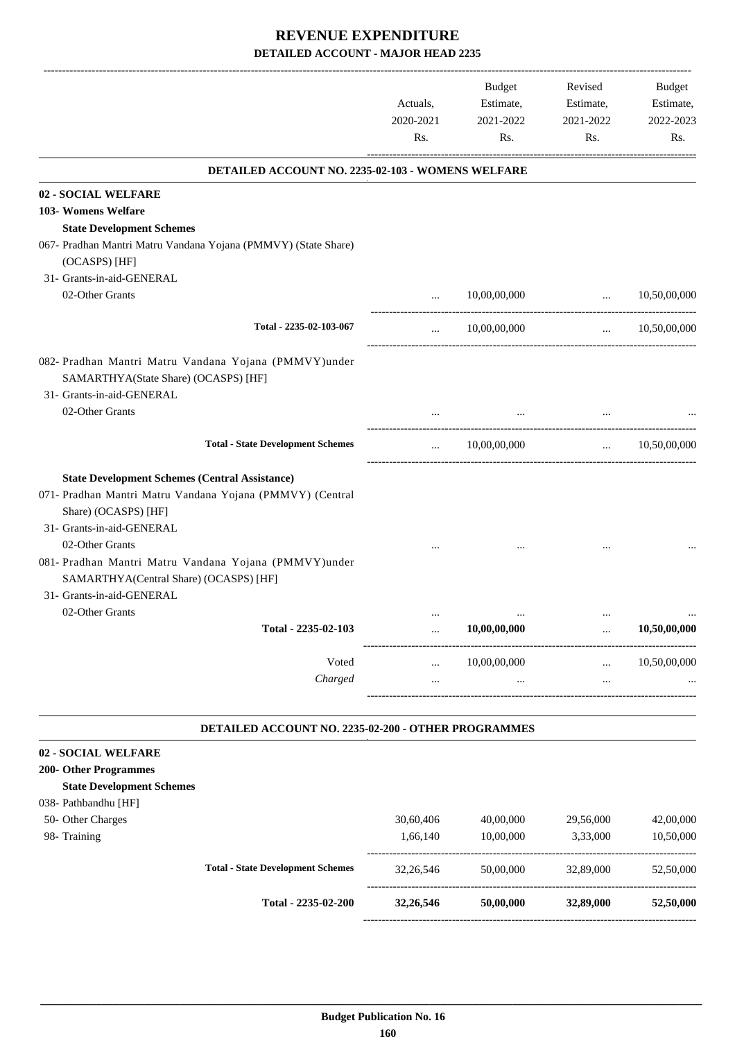# REVENUE EXPENDITURE

## DETAILED ACCOUNT - MAJOR HEAD 2235

| | Actuals, 2020-2021 Rs. | Budget Estimate, 2021-2022 Rs. | Revised Estimate, 2021-2022 Rs. | Budget Estimate, 2022-2023 Rs. |
|---|---|---|---|---|
| **DETAILED ACCOUNT NO. 2235-02-103 - WOMENS WELFARE** | | | | |
| **02 - SOCIAL WELFARE** | | | | |
| **103- Womens Welfare** | | | | |
| **State Development Schemes** | | | | |
| 067- Pradhan Mantri Matru Vandana Yojana (PMMVY) (State Share) (OCASPS) [HF] | | | | |
| 31- Grants-in-aid-GENERAL | | | | |
| 02-Other Grants | ... | 10,00,00,000 | ... | 10,50,00,000 |
| **Total - 2235-02-103-067** | ... | 10,00,00,000 | ... | 10,50,00,000 |
| 082- Pradhan Mantri Matru Vandana Yojana (PMMVY)under SAMARTHYA(State Share) (OCASPS) [HF] | | | | |
| 31- Grants-in-aid-GENERAL | | | | |
| 02-Other Grants | ... | ... | ... | ... |
| **Total - State Development Schemes** | ... | 10,00,00,000 | ... | 10,50,00,000 |
| **State Development Schemes (Central Assistance)** | | | | |
| 071- Pradhan Mantri Matru Vandana Yojana (PMMVY) (Central Share) (OCASPS) [HF] | | | | |
| 31- Grants-in-aid-GENERAL | | | | |
| 02-Other Grants | ... | ... | ... | ... |
| 081- Pradhan Mantri Matru Vandana Yojana (PMMVY)under SAMARTHYA(Central Share) (OCASPS) [HF] | | | | |
| 31- Grants-in-aid-GENERAL | | | | |
| 02-Other Grants | ... | ... | ... | ... |
| **Total - 2235-02-103** | ... | **10,00,00,000** | ... | **10,50,00,000** |
| Voted | ... | 10,00,00,000 | ... | 10,50,00,000 |
| *Charged* | ... | ... | ... | ... |

| | Actuals, 2020-2021 Rs. | Budget Estimate, 2021-2022 Rs. | Revised Estimate, 2021-2022 Rs. | Budget Estimate, 2022-2023 Rs. |
|---|---|---|---|---|
| **DETAILED ACCOUNT NO. 2235-02-200 - OTHER PROGRAMMES** | | | | |
| **02 - SOCIAL WELFARE** | | | | |
| **200- Other Programmes** | | | | |
| **State Development Schemes** | | | | |
| 038- Pathbandhu [HF] | | | | |
| 50- Other Charges | 30,60,406 | 40,00,000 | 29,56,000 | 42,00,000 |
| 98- Training | 1,66,140 | 10,00,000 | 3,33,000 | 10,50,000 |
| **Total - State Development Schemes** | 32,26,546 | 50,00,000 | 32,89,000 | 52,50,000 |
| **Total - 2235-02-200** | **32,26,546** | **50,00,000** | **32,89,000** | **52,50,000** |

**Budget Publication No. 16**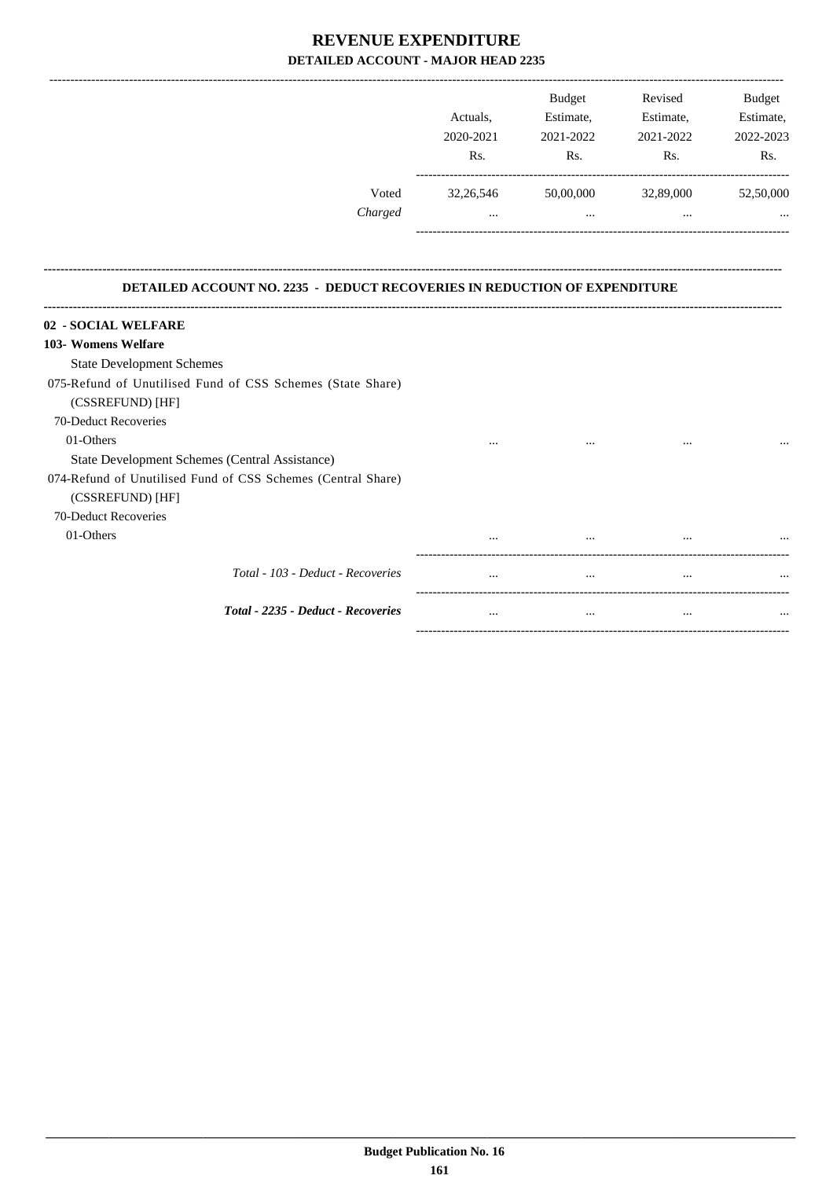# REVENUE EXPENDITURE

## DETAILED ACCOUNT - MAJOR HEAD 2235

| | Actuals, 2020-2021 Rs. | Budget Estimate, 2021-2022 Rs. | Revised Estimate, 2021-2022 Rs. | Budget Estimate, 2022-2023 Rs. |
|---|---|---|---|---|
| Voted | 32,26,546 | 50,00,000 | 32,89,000 | 52,50,000 |
| *Charged* | ... | ... | ... | ... |

### DETAILED ACCOUNT NO. 2235 - DEDUCT RECOVERIES IN REDUCTION OF EXPENDITURE

| | Actuals, 2020-2021 Rs. | Budget Estimate, 2021-2022 Rs. | Revised Estimate, 2021-2022 Rs. | Budget Estimate, 2022-2023 Rs. |
|---|---|---|---|---|
| **02 - SOCIAL WELFARE** | | | | |
| **103- Womens Welfare** | | | | |
| State Development Schemes | | | | |
| 075-Refund of Unutilised Fund of CSS Schemes (State Share) (CSSREFUND) [HF] | | | | |
| 70-Deduct Recoveries | | | | |
| 01-Others | ... | ... | ... | ... |
| State Development Schemes (Central Assistance) | | | | |
| 074-Refund of Unutilised Fund of CSS Schemes (Central Share) (CSSREFUND) [HF] | | | | |
| 70-Deduct Recoveries | | | | |
| 01-Others | ... | ... | ... | ... |
| *Total - 103 - Deduct - Recoveries* | ... | ... | ... | ... |
| ***Total - 2235 - Deduct - Recoveries*** | ... | ... | ... | ... |

**Budget Publication No. 16**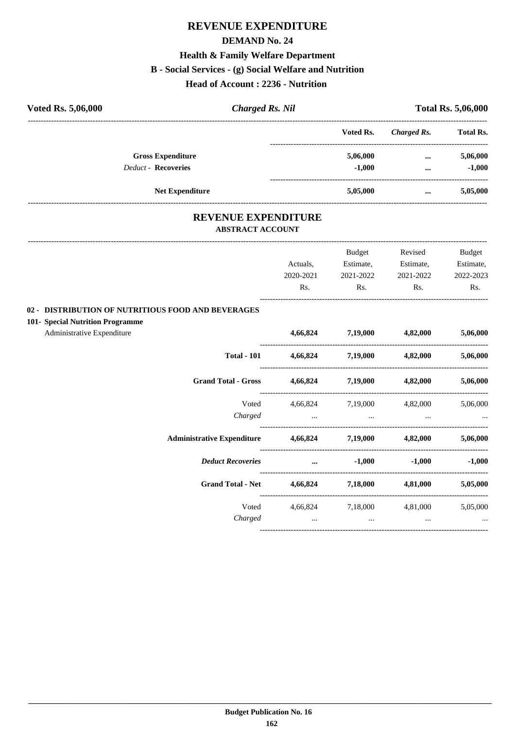# REVENUE EXPENDITURE

## DEMAND No. 24

### Health & Family Welfare Department

### B - Social Services - (g) Social Welfare and Nutrition

### Head of Account : 2236 - Nutrition

| **Voted Rs. 5,06,000** | ***Charged Rs. Nil*** | **Total Rs. 5,06,000** |
|---|---|---|

| | Voted Rs. | *Charged Rs.* | Total Rs. |
|---|---|---|---|
| **Gross Expenditure** | **5,06,000** | **...** | **5,06,000** |
| *Deduct* - **Recoveries** | **-1,000** | **...** | **-1,000** |
| **Net Expenditure** | **5,05,000** | **...** | **5,05,000** |

## REVENUE EXPENDITURE

### ABSTRACT ACCOUNT

| | Actuals, 2020-2021 Rs. | Budget Estimate, 2021-2022 Rs. | Revised Estimate, 2021-2022 Rs. | Budget Estimate, 2022-2023 Rs. |
|---|---|---|---|---|
| **02 - DISTRIBUTION OF NUTRITIOUS FOOD AND BEVERAGES** | | | | |
| **101- Special Nutrition Programme** | | | | |
| Administrative Expenditure | **4,66,824** | **7,19,000** | **4,82,000** | **5,06,000** |
| **Total - 101** | **4,66,824** | **7,19,000** | **4,82,000** | **5,06,000** |
| **Grand Total - Gross** | **4,66,824** | **7,19,000** | **4,82,000** | **5,06,000** |
| Voted | 4,66,824 | 7,19,000 | 4,82,000 | 5,06,000 |
| *Charged* | ... | ... | ... | ... |
| **Administrative Expenditure** | **4,66,824** | **7,19,000** | **4,82,000** | **5,06,000** |
| ***Deduct Recoveries*** | **...** | **-1,000** | **-1,000** | **-1,000** |
| **Grand Total - Net** | **4,66,824** | **7,18,000** | **4,81,000** | **5,05,000** |
| Voted | 4,66,824 | 7,18,000 | 4,81,000 | 5,05,000 |
| *Charged* | ... | ... | ... | ... |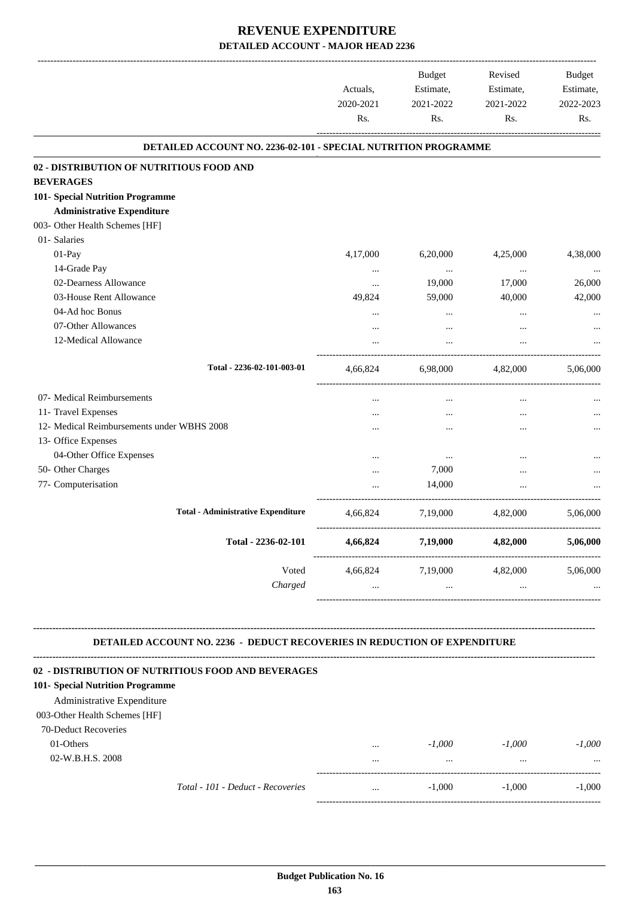# REVENUE EXPENDITURE

## DETAILED ACCOUNT - MAJOR HEAD 2236

| | Actuals, 2020-2021 Rs. | Budget Estimate, 2021-2022 Rs. | Revised Estimate, 2021-2022 Rs. | Budget Estimate, 2022-2023 Rs. |
|---|---|---|---|---|
| **DETAILED ACCOUNT NO. 2236-02-101 - SPECIAL NUTRITION PROGRAMME** | | | | |
| **02 - DISTRIBUTION OF NUTRITIOUS FOOD AND BEVERAGES** | | | | |
| **101- Special Nutrition Programme** | | | | |
| **Administrative Expenditure** | | | | |
| 003- Other Health Schemes [HF] | | | | |
| 01- Salaries | | | | |
| 01-Pay | 4,17,000 | 6,20,000 | 4,25,000 | 4,38,000 |
| 14-Grade Pay | ... | ... | ... | ... |
| 02-Dearness Allowance | ... | 19,000 | 17,000 | 26,000 |
| 03-House Rent Allowance | 49,824 | 59,000 | 40,000 | 42,000 |
| 04-Ad hoc Bonus | ... | ... | ... | ... |
| 07-Other Allowances | ... | ... | ... | ... |
| 12-Medical Allowance | ... | ... | ... | ... |
| **Total - 2236-02-101-003-01** | 4,66,824 | 6,98,000 | 4,82,000 | 5,06,000 |
| 07- Medical Reimbursements | ... | ... | ... | ... |
| 11- Travel Expenses | ... | ... | ... | ... |
| 12- Medical Reimbursements under WBHS 2008 | ... | ... | ... | ... |
| 13- Office Expenses | | | | |
| 04-Other Office Expenses | ... | ... | ... | ... |
| 50- Other Charges | ... | 7,000 | ... | ... |
| 77- Computerisation | ... | 14,000 | ... | ... |
| **Total - Administrative Expenditure** | 4,66,824 | 7,19,000 | 4,82,000 | 5,06,000 |
| **Total - 2236-02-101** | **4,66,824** | **7,19,000** | **4,82,000** | **5,06,000** |
| Voted | 4,66,824 | 7,19,000 | 4,82,000 | 5,06,000 |
| *Charged* | ... | ... | ... | ... |

**DETAILED ACCOUNT NO. 2236 - DEDUCT RECOVERIES IN REDUCTION OF EXPENDITURE**

| | | | | |
|---|---|---|---|---|
| **02 - DISTRIBUTION OF NUTRITIOUS FOOD AND BEVERAGES** | | | | |
| **101- Special Nutrition Programme** | | | | |
| Administrative Expenditure | | | | |
| 003-Other Health Schemes [HF] | | | | |
| 70-Deduct Recoveries | | | | |
| 01-Others | ... | *-1,000* | *-1,000* | *-1,000* |
| 02-W.B.H.S. 2008 | ... | ... | ... | ... |
| *Total - 101 - Deduct - Recoveries* | ... | -1,000 | -1,000 | -1,000 |

**Budget Publication No. 16**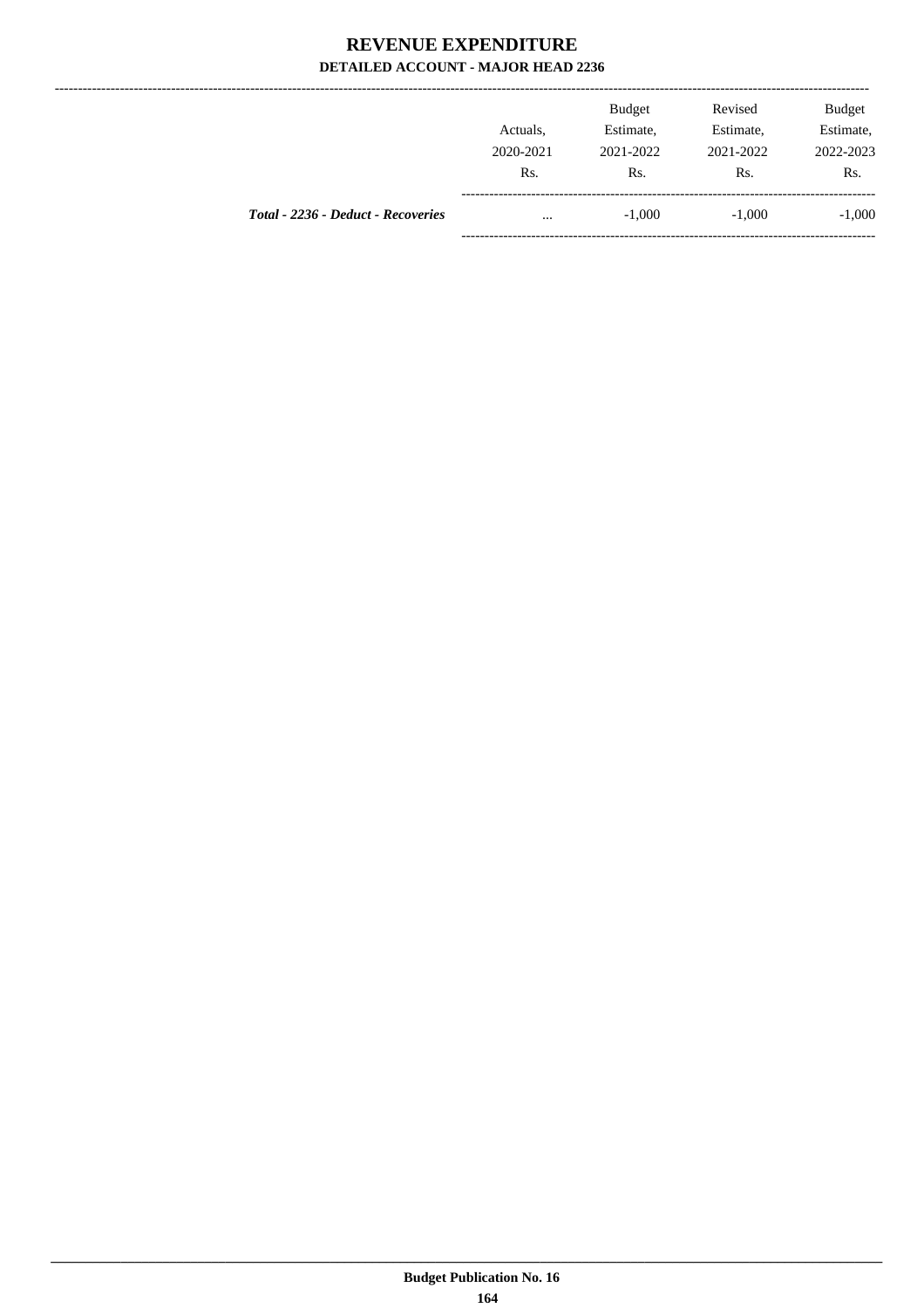# REVENUE EXPENDITURE

## DETAILED ACCOUNT - MAJOR HEAD 2236

| | Actuals, 2020-2021 Rs. | Budget Estimate, 2021-2022 Rs. | Revised Estimate, 2021-2022 Rs. | Budget Estimate, 2022-2023 Rs. |
|---|---|---|---|---|
| ***Total - 2236 - Deduct - Recoveries*** | ... | -1,000 | -1,000 | -1,000 |

**Budget Publication No. 16**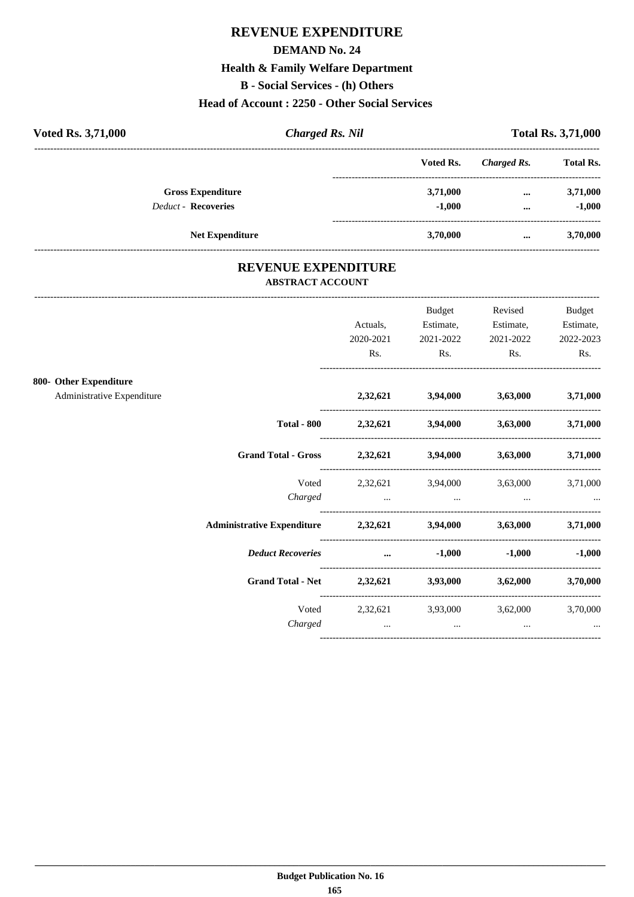# REVENUE EXPENDITURE

## DEMAND No. 24

### Health & Family Welfare Department

### B - Social Services - (h) Others

### Head of Account : 2250 - Other Social Services

**Voted Rs. 3,71,000** | ***Charged Rs. Nil*** | **Total Rs. 3,71,000**

| | Voted Rs. | *Charged Rs.* | Total Rs. |
|---|---|---|---|
| **Gross Expenditure** | 3,71,000 | ... | 3,71,000 |
| *Deduct* - **Recoveries** | -1,000 | ... | -1,000 |
| **Net Expenditure** | 3,70,000 | ... | 3,70,000 |

## REVENUE EXPENDITURE

### ABSTRACT ACCOUNT

| | Actuals, 2020-2021 Rs. | Budget Estimate, 2021-2022 Rs. | Revised Estimate, 2021-2022 Rs. | Budget Estimate, 2022-2023 Rs. |
|---|---|---|---|---|
| **800- Other Expenditure** | | | | |
| Administrative Expenditure | 2,32,621 | 3,94,000 | 3,63,000 | 3,71,000 |
| **Total - 800** | 2,32,621 | 3,94,000 | 3,63,000 | 3,71,000 |
| **Grand Total - Gross** | 2,32,621 | 3,94,000 | 3,63,000 | 3,71,000 |
| Voted | 2,32,621 | 3,94,000 | 3,63,000 | 3,71,000 |
| *Charged* | ... | ... | ... | ... |
| **Administrative Expenditure** | 2,32,621 | 3,94,000 | 3,63,000 | 3,71,000 |
| ***Deduct Recoveries*** | ... | -1,000 | -1,000 | -1,000 |
| **Grand Total - Net** | 2,32,621 | 3,93,000 | 3,62,000 | 3,70,000 |
| Voted | 2,32,621 | 3,93,000 | 3,62,000 | 3,70,000 |
| *Charged* | ... | ... | ... | ... |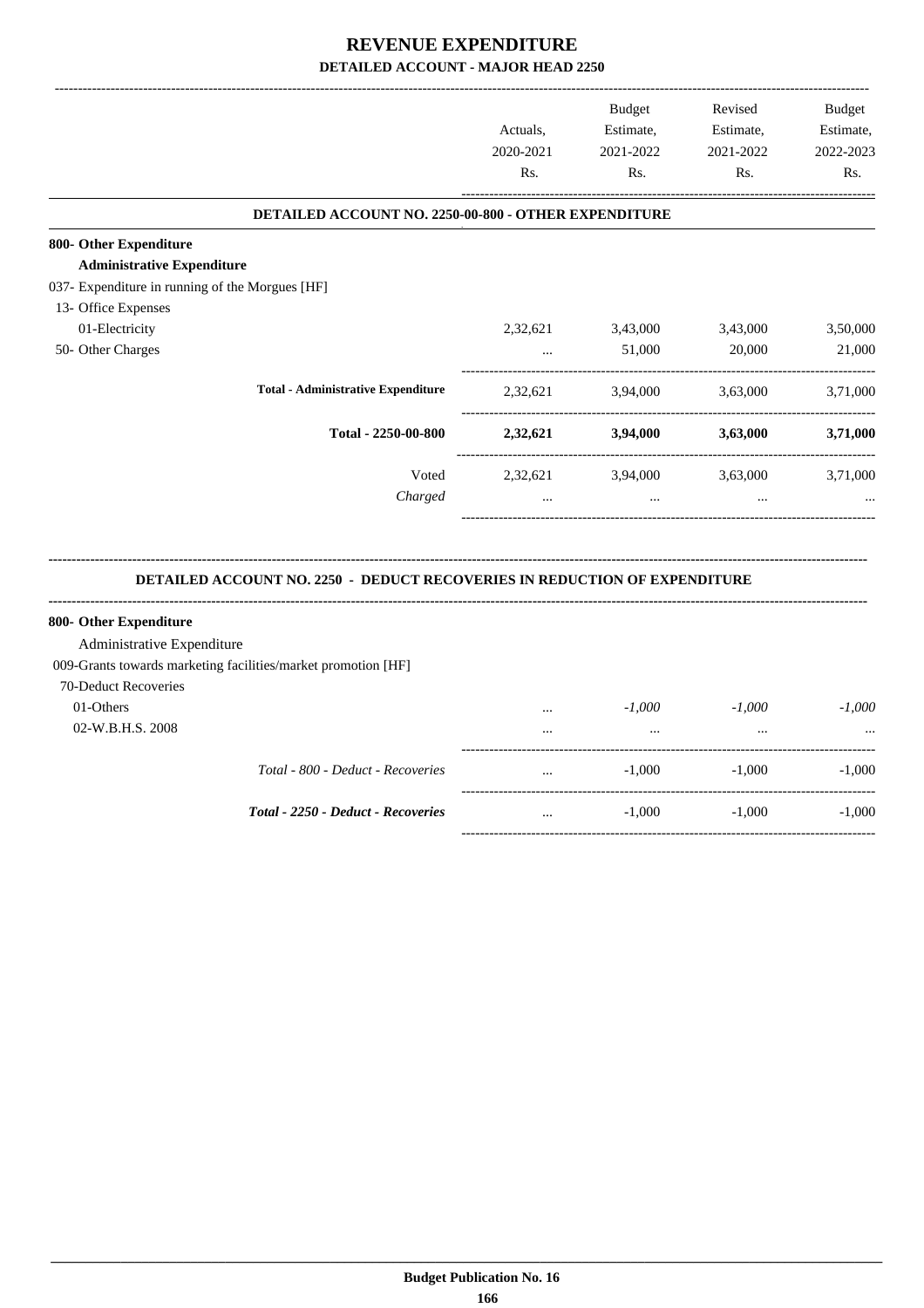# REVENUE EXPENDITURE

## DETAILED ACCOUNT - MAJOR HEAD 2250

| | Actuals, 2020-2021 Rs. | Budget Estimate, 2021-2022 Rs. | Revised Estimate, 2021-2022 Rs. | Budget Estimate, 2022-2023 Rs. |
|---|---|---|---|---|
| **DETAILED ACCOUNT NO. 2250-00-800 - OTHER EXPENDITURE** | | | | |
| **800- Other Expenditure** | | | | |
| **Administrative Expenditure** | | | | |
| 037- Expenditure in running of the Morgues [HF] | | | | |
| 13- Office Expenses | | | | |
| 01-Electricity | 2,32,621 | 3,43,000 | 3,43,000 | 3,50,000 |
| 50- Other Charges | ... | 51,000 | 20,000 | 21,000 |
| **Total - Administrative Expenditure** | 2,32,621 | 3,94,000 | 3,63,000 | 3,71,000 |
| **Total - 2250-00-800** | **2,32,621** | **3,94,000** | **3,63,000** | **3,71,000** |
| Voted | 2,32,621 | 3,94,000 | 3,63,000 | 3,71,000 |
| *Charged* | ... | ... | ... | ... |

**DETAILED ACCOUNT NO. 2250 - DEDUCT RECOVERIES IN REDUCTION OF EXPENDITURE**

| | Actuals, 2020-2021 Rs. | Budget Estimate, 2021-2022 Rs. | Revised Estimate, 2021-2022 Rs. | Budget Estimate, 2022-2023 Rs. |
|---|---|---|---|---|
| **800- Other Expenditure** | | | | |
| Administrative Expenditure | | | | |
| 009-Grants towards marketing facilities/market promotion [HF] | | | | |
| 70-Deduct Recoveries | | | | |
| 01-Others | ... | *-1,000* | *-1,000* | *-1,000* |
| 02-W.B.H.S. 2008 | ... | ... | ... | ... |
| *Total - 800 - Deduct - Recoveries* | ... | -1,000 | -1,000 | -1,000 |
| ***Total - 2250 - Deduct - Recoveries*** | ... | -1,000 | -1,000 | -1,000 |

**Budget Publication No. 16**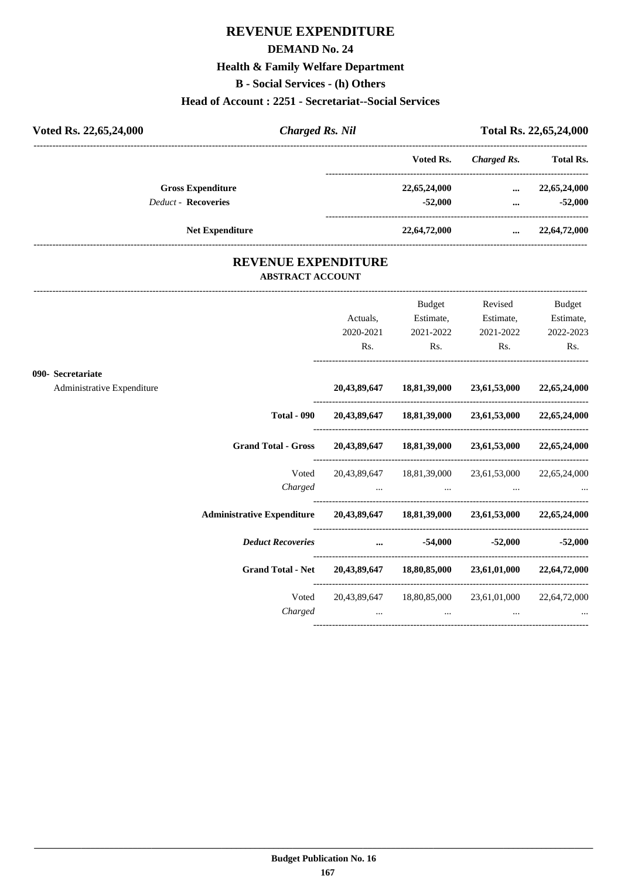# REVENUE EXPENDITURE

## DEMAND No. 24

### Health & Family Welfare Department

### B - Social Services - (h) Others

### Head of Account : 2251 - Secretariat--Social Services

| Voted Rs. 22,65,24,000 | *Charged Rs. Nil* | Total Rs. 22,65,24,000 |
|---|---|---|

| | Voted Rs. | *Charged Rs.* | Total Rs. |
|---|---|---|---|
| **Gross Expenditure** | 22,65,24,000 | ... | 22,65,24,000 |
| *Deduct -* **Recoveries** | -52,000 | ... | -52,000 |
| **Net Expenditure** | 22,64,72,000 | ... | 22,64,72,000 |

## REVENUE EXPENDITURE

### ABSTRACT ACCOUNT

| | Actuals, 2020-2021 Rs. | Budget Estimate, 2021-2022 Rs. | Revised Estimate, 2021-2022 Rs. | Budget Estimate, 2022-2023 Rs. |
|---|---|---|---|---|
| **090- Secretariat** | | | | |
| Administrative Expenditure | **20,43,89,647** | **18,81,39,000** | **23,61,53,000** | **22,65,24,000** |
| **Total - 090** | **20,43,89,647** | **18,81,39,000** | **23,61,53,000** | **22,65,24,000** |
| **Grand Total - Gross** | **20,43,89,647** | **18,81,39,000** | **23,61,53,000** | **22,65,24,000** |
| Voted | 20,43,89,647 | 18,81,39,000 | 23,61,53,000 | 22,65,24,000 |
| *Charged* | ... | ... | ... | ... |
| **Administrative Expenditure** | **20,43,89,647** | **18,81,39,000** | **23,61,53,000** | **22,65,24,000** |
| ***Deduct Recoveries*** | **...** | **-54,000** | **-52,000** | **-52,000** |
| **Grand Total - Net** | **20,43,89,647** | **18,80,85,000** | **23,61,01,000** | **22,64,72,000** |
| Voted | 20,43,89,647 | 18,80,85,000 | 23,61,01,000 | 22,64,72,000 |
| *Charged* | ... | ... | ... | ... |

**Budget Publication No. 16**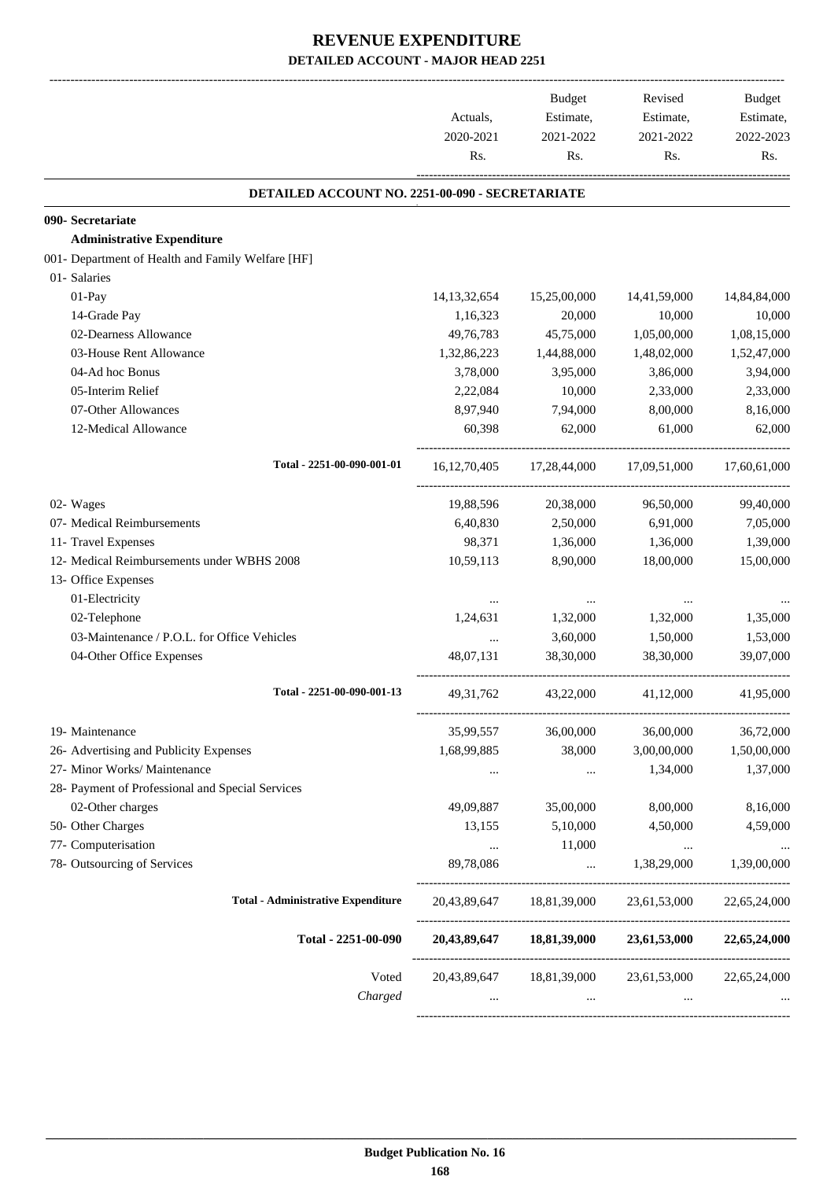# REVENUE EXPENDITURE

## DETAILED ACCOUNT - MAJOR HEAD 2251

| | Actuals, 2020-2021 Rs. | Budget Estimate, 2021-2022 Rs. | Revised Estimate, 2021-2022 Rs. | Budget Estimate, 2022-2023 Rs. |
|---|---|---|---|---|
| **DETAILED ACCOUNT NO. 2251-00-090 - SECRETARIAT** | | | | |
| **090- Secretariat** | | | | |
| **Administrative Expenditure** | | | | |
| 001- Department of Health and Family Welfare [HF] | | | | |
| 01- Salaries | | | | |
| 01-Pay | 14,13,32,654 | 15,25,00,000 | 14,41,59,000 | 14,84,84,000 |
| 14-Grade Pay | 1,16,323 | 20,000 | 10,000 | 10,000 |
| 02-Dearness Allowance | 49,76,783 | 45,75,000 | 1,05,00,000 | 1,08,15,000 |
| 03-House Rent Allowance | 1,32,86,223 | 1,44,88,000 | 1,48,02,000 | 1,52,47,000 |
| 04-Ad hoc Bonus | 3,78,000 | 3,95,000 | 3,86,000 | 3,94,000 |
| 05-Interim Relief | 2,22,084 | 10,000 | 2,33,000 | 2,33,000 |
| 07-Other Allowances | 8,97,940 | 7,94,000 | 8,00,000 | 8,16,000 |
| 12-Medical Allowance | 60,398 | 62,000 | 61,000 | 62,000 |
| Total - 2251-00-090-001-01 | 16,12,70,405 | 17,28,44,000 | 17,09,51,000 | 17,60,61,000 |
| 02- Wages | 19,88,596 | 20,38,000 | 96,50,000 | 99,40,000 |
| 07- Medical Reimbursements | 6,40,830 | 2,50,000 | 6,91,000 | 7,05,000 |
| 11- Travel Expenses | 98,371 | 1,36,000 | 1,36,000 | 1,39,000 |
| 12- Medical Reimbursements under WBHS 2008 | 10,59,113 | 8,90,000 | 18,00,000 | 15,00,000 |
| 13- Office Expenses | | | | |
| 01-Electricity | ... | ... | ... | ... |
| 02-Telephone | 1,24,631 | 1,32,000 | 1,32,000 | 1,35,000 |
| 03-Maintenance / P.O.L. for Office Vehicles | ... | 3,60,000 | 1,50,000 | 1,53,000 |
| 04-Other Office Expenses | 48,07,131 | 38,30,000 | 38,30,000 | 39,07,000 |
| Total - 2251-00-090-001-13 | 49,31,762 | 43,22,000 | 41,12,000 | 41,95,000 |
| 19- Maintenance | 35,99,557 | 36,00,000 | 36,00,000 | 36,72,000 |
| 26- Advertising and Publicity Expenses | 1,68,99,885 | 38,000 | 3,00,00,000 | 1,50,00,000 |
| 27- Minor Works/ Maintenance | ... | ... | 1,34,000 | 1,37,000 |
| 28- Payment of Professional and Special Services | | | | |
| 02-Other charges | 49,09,887 | 35,00,000 | 8,00,000 | 8,16,000 |
| 50- Other Charges | 13,155 | 5,10,000 | 4,50,000 | 4,59,000 |
| 77- Computerisation | ... | 11,000 | ... | ... |
| 78- Outsourcing of Services | 89,78,086 | ... | 1,38,29,000 | 1,39,00,000 |
| **Total - Administrative Expenditure** | 20,43,89,647 | 18,81,39,000 | 23,61,53,000 | 22,65,24,000 |
| **Total - 2251-00-090** | **20,43,89,647** | **18,81,39,000** | **23,61,53,000** | **22,65,24,000** |
| Voted | 20,43,89,647 | 18,81,39,000 | 23,61,53,000 | 22,65,24,000 |
| *Charged* | ... | ... | ... | ... |

**Budget Publication No. 16**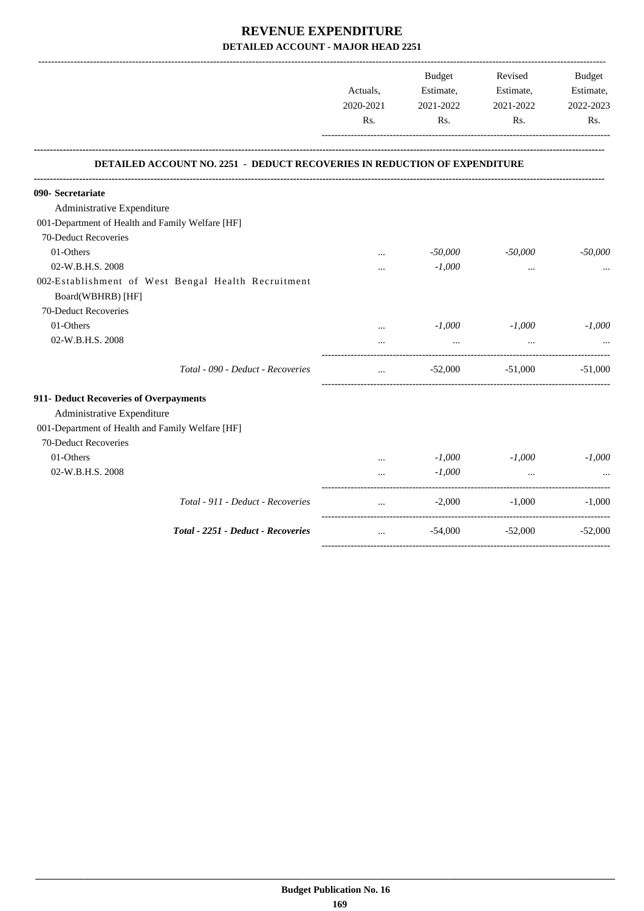# REVENUE EXPENDITURE

## DETAILED ACCOUNT - MAJOR HEAD 2251

| | Actuals, 2020-2021 Rs. | Budget Estimate, 2021-2022 Rs. | Revised Estimate, 2021-2022 Rs. | Budget Estimate, 2022-2023 Rs. |
|---|---|---|---|---|
| **DETAILED ACCOUNT NO. 2251 - DEDUCT RECOVERIES IN REDUCTION OF EXPENDITURE** | | | | |
| **090- Secretariate** | | | | |
| Administrative Expenditure | | | | |
| 001-Department of Health and Family Welfare [HF] | | | | |
| 70-Deduct Recoveries | | | | |
| 01-Others | ... | -50,000 | -50,000 | -50,000 |
| 02-W.B.H.S. 2008 | ... | -1,000 | ... | ... |
| 002-Establishment of West Bengal Health Recruitment Board(WBHRB) [HF] | | | | |
| 70-Deduct Recoveries | | | | |
| 01-Others | ... | -1,000 | -1,000 | -1,000 |
| 02-W.B.H.S. 2008 | ... | ... | ... | ... |
| *Total - 090 - Deduct - Recoveries* | ... | -52,000 | -51,000 | -51,000 |
| **911- Deduct Recoveries of Overpayments** | | | | |
| Administrative Expenditure | | | | |
| 001-Department of Health and Family Welfare [HF] | | | | |
| 70-Deduct Recoveries | | | | |
| 01-Others | ... | -1,000 | -1,000 | -1,000 |
| 02-W.B.H.S. 2008 | ... | -1,000 | ... | ... |
| *Total - 911 - Deduct - Recoveries* | ... | -2,000 | -1,000 | -1,000 |
| ***Total - 2251 - Deduct - Recoveries*** | ... | -54,000 | -52,000 | -52,000 |

**Budget Publication No. 16**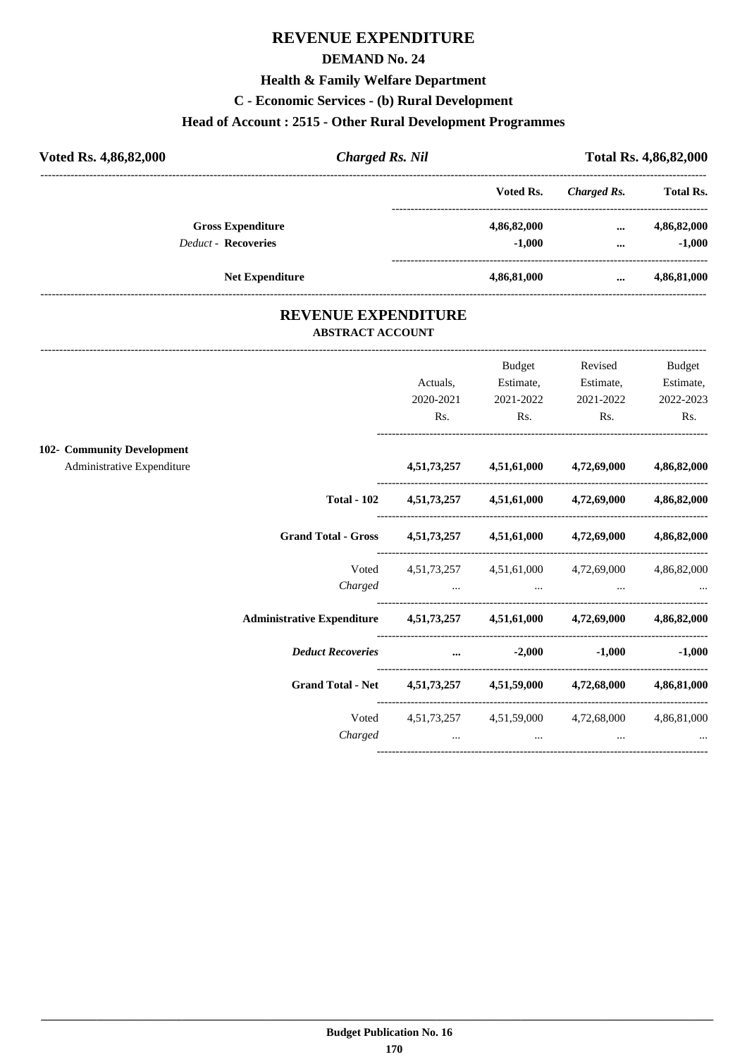# REVENUE EXPENDITURE

## DEMAND No. 24

### Health & Family Welfare Department

### C - Economic Services - (b) Rural Development

### Head of Account : 2515 - Other Rural Development Programmes

**Voted Rs. 4,86,82,000** | ***Charged Rs. Nil*** | **Total Rs. 4,86,82,000**

| | Voted Rs. | *Charged Rs.* | Total Rs. |
|---|---|---|---|
| **Gross Expenditure** | 4,86,82,000 | ... | 4,86,82,000 |
| *Deduct* - **Recoveries** | -1,000 | ... | -1,000 |
| **Net Expenditure** | 4,86,81,000 | ... | 4,86,81,000 |

## REVENUE EXPENDITURE

### ABSTRACT ACCOUNT

| | Actuals, 2020-2021 Rs. | Budget Estimate, 2021-2022 Rs. | Revised Estimate, 2021-2022 Rs. | Budget Estimate, 2022-2023 Rs. |
|---|---|---|---|---|
| **102- Community Development** | | | | |
| Administrative Expenditure | **4,51,73,257** | **4,51,61,000** | **4,72,69,000** | **4,86,82,000** |
| **Total - 102** | **4,51,73,257** | **4,51,61,000** | **4,72,69,000** | **4,86,82,000** |
| **Grand Total - Gross** | **4,51,73,257** | **4,51,61,000** | **4,72,69,000** | **4,86,82,000** |
| Voted | 4,51,73,257 | 4,51,61,000 | 4,72,69,000 | 4,86,82,000 |
| *Charged* | ... | ... | ... | ... |
| **Administrative Expenditure** | **4,51,73,257** | **4,51,61,000** | **4,72,69,000** | **4,86,82,000** |
| ***Deduct Recoveries*** | **...** | **-2,000** | **-1,000** | **-1,000** |
| **Grand Total - Net** | **4,51,73,257** | **4,51,59,000** | **4,72,68,000** | **4,86,81,000** |
| Voted | 4,51,73,257 | 4,51,59,000 | 4,72,68,000 | 4,86,81,000 |
| *Charged* | ... | ... | ... | ... |

**Budget Publication No. 16**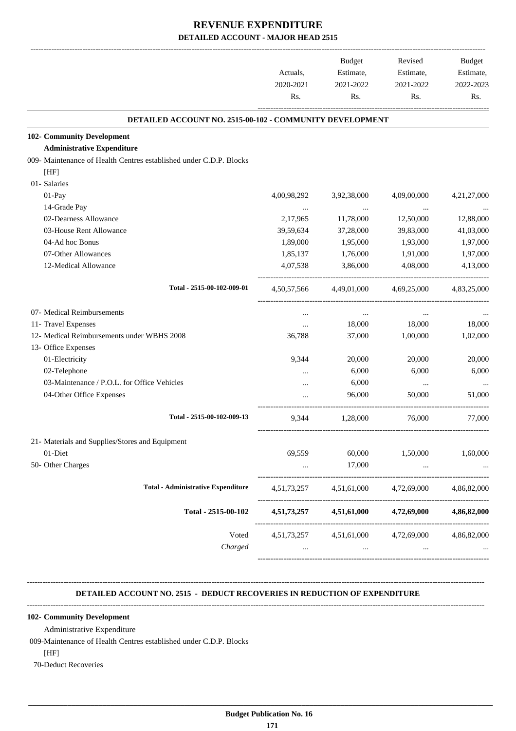# REVENUE EXPENDITURE

## DETAILED ACCOUNT - MAJOR HEAD 2515

| | Actuals, 2020-2021 Rs. | Budget Estimate, 2021-2022 Rs. | Revised Estimate, 2021-2022 Rs. | Budget Estimate, 2022-2023 Rs. |
|---|---|---|---|---|
| **DETAILED ACCOUNT NO. 2515-00-102 - COMMUNITY DEVELOPMENT** | | | | |
| **102- Community Development** | | | | |
| **Administrative Expenditure** | | | | |
| 009- Maintenance of Health Centres established under C.D.P. Blocks [HF] | | | | |
| 01- Salaries | | | | |
| 01-Pay | 4,00,98,292 | 3,92,38,000 | 4,09,00,000 | 4,21,27,000 |
| 14-Grade Pay | ... | ... | ... | ... |
| 02-Dearness Allowance | 2,17,965 | 11,78,000 | 12,50,000 | 12,88,000 |
| 03-House Rent Allowance | 39,59,634 | 37,28,000 | 39,83,000 | 41,03,000 |
| 04-Ad hoc Bonus | 1,89,000 | 1,95,000 | 1,93,000 | 1,97,000 |
| 07-Other Allowances | 1,85,137 | 1,76,000 | 1,91,000 | 1,97,000 |
| 12-Medical Allowance | 4,07,538 | 3,86,000 | 4,08,000 | 4,13,000 |
| Total - 2515-00-102-009-01 | 4,50,57,566 | 4,49,01,000 | 4,69,25,000 | 4,83,25,000 |
| 07- Medical Reimbursements | ... | ... | ... | ... |
| 11- Travel Expenses | ... | 18,000 | 18,000 | 18,000 |
| 12- Medical Reimbursements under WBHS 2008 | 36,788 | 37,000 | 1,00,000 | 1,02,000 |
| 13- Office Expenses | | | | |
| 01-Electricity | 9,344 | 20,000 | 20,000 | 20,000 |
| 02-Telephone | ... | 6,000 | 6,000 | 6,000 |
| 03-Maintenance / P.O.L. for Office Vehicles | ... | 6,000 | ... | ... |
| 04-Other Office Expenses | ... | 96,000 | 50,000 | 51,000 |
| Total - 2515-00-102-009-13 | 9,344 | 1,28,000 | 76,000 | 77,000 |
| 21- Materials and Supplies/Stores and Equipment | | | | |
| 01-Diet | 69,559 | 60,000 | 1,50,000 | 1,60,000 |
| 50- Other Charges | ... | 17,000 | ... | ... |
| **Total - Administrative Expenditure** | 4,51,73,257 | 4,51,61,000 | 4,72,69,000 | 4,86,82,000 |
| **Total - 2515-00-102** | **4,51,73,257** | **4,51,61,000** | **4,72,69,000** | **4,86,82,000** |
| Voted | 4,51,73,257 | 4,51,61,000 | 4,72,69,000 | 4,86,82,000 |
| *Charged* | ... | ... | ... | ... |

**DETAILED ACCOUNT NO. 2515 - DEDUCT RECOVERIES IN REDUCTION OF EXPENDITURE**

**102- Community Development**

Administrative Expenditure

009-Maintenance of Health Centres established under C.D.P. Blocks [HF]

70-Deduct Recoveries

**Budget Publication No. 16**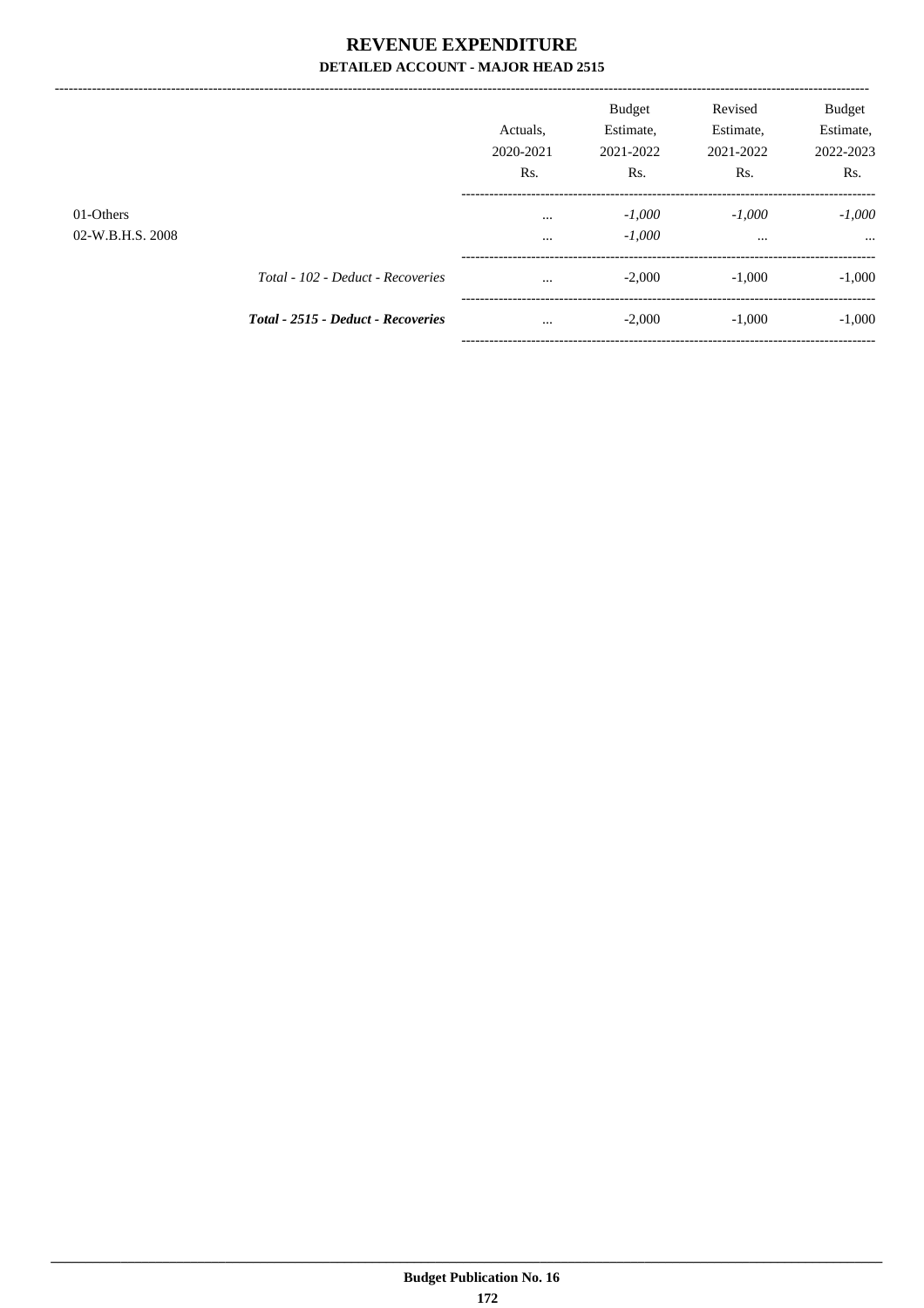# REVENUE EXPENDITURE

## DETAILED ACCOUNT - MAJOR HEAD 2515

| | | Actuals, 2020-2021 Rs. | Budget Estimate, 2021-2022 Rs. | Revised Estimate, 2021-2022 Rs. | Budget Estimate, 2022-2023 Rs. |
|---|---|---|---|---|---|
| 01-Others | | ... | *-1,000* | *-1,000* | *-1,000* |
| 02-W.B.H.S. 2008 | | ... | *-1,000* | ... | ... |
| | *Total - 102 - Deduct - Recoveries* | ... | -2,000 | -1,000 | -1,000 |
| | ***Total - 2515 - Deduct - Recoveries*** | ... | -2,000 | -1,000 | -1,000 |

**Budget Publication No. 16**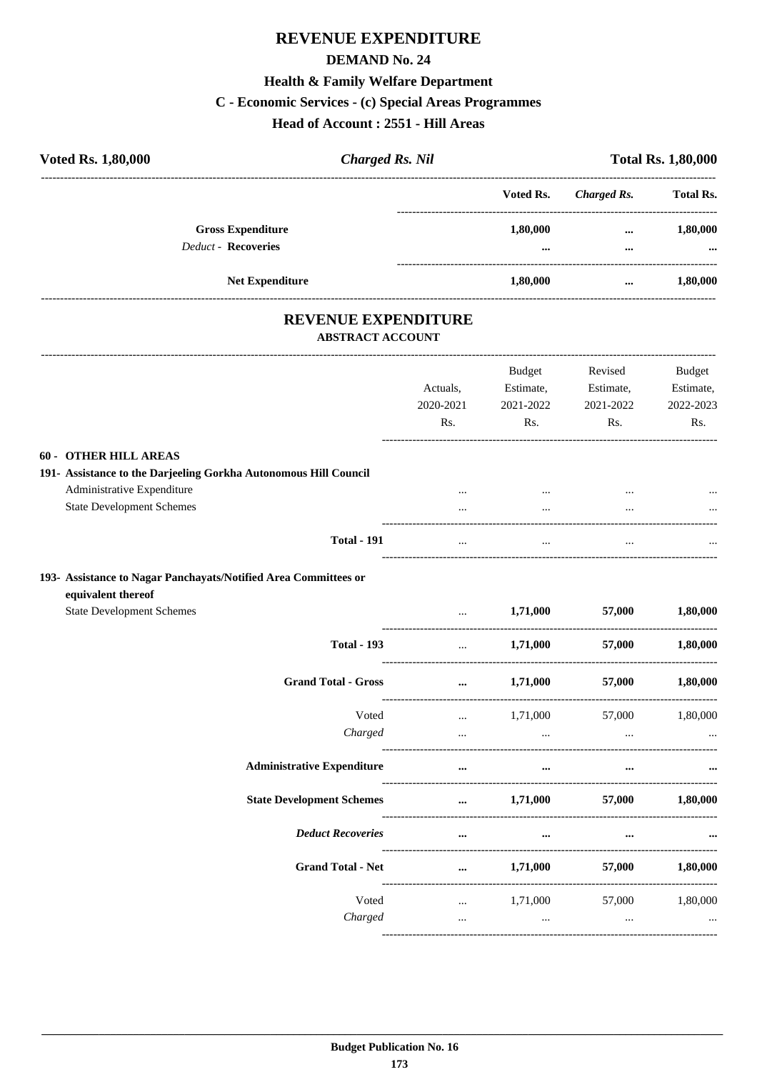# REVENUE EXPENDITURE

## DEMAND No. 24

### Health & Family Welfare Department

### C - Economic Services - (c) Special Areas Programmes

### Head of Account : 2551 - Hill Areas

**Voted Rs. 1,80,000** | ***Charged Rs. Nil*** | **Total Rs. 1,80,000**

| | Voted Rs. | *Charged Rs.* | Total Rs. |
|---|---|---|---|
| **Gross Expenditure** | **1,80,000** | **...** | **1,80,000** |
| *Deduct* - **Recoveries** | **...** | **...** | **...** |
| **Net Expenditure** | **1,80,000** | **...** | **1,80,000** |

## REVENUE EXPENDITURE

### ABSTRACT ACCOUNT

| | Actuals, 2020-2021 Rs. | Budget Estimate, 2021-2022 Rs. | Revised Estimate, 2021-2022 Rs. | Budget Estimate, 2022-2023 Rs. |
|---|---|---|---|---|
| **60 - OTHER HILL AREAS** | | | | |
| **191- Assistance to the Darjeeling Gorkha Autonomous Hill Council** | | | | |
| Administrative Expenditure | ... | ... | ... | ... |
| State Development Schemes | ... | ... | ... | ... |
| **Total - 191** | ... | ... | ... | ... |
| **193- Assistance to Nagar Panchayats/Notified Area Committees or equivalent thereof** | | | | |
| State Development Schemes | ... | **1,71,000** | **57,000** | **1,80,000** |
| **Total - 193** | ... | **1,71,000** | **57,000** | **1,80,000** |
| **Grand Total - Gross** | **...** | **1,71,000** | **57,000** | **1,80,000** |
| Voted | ... | 1,71,000 | 57,000 | 1,80,000 |
| *Charged* | ... | ... | ... | ... |
| **Administrative Expenditure** | **...** | **...** | **...** | **...** |
| **State Development Schemes** | **...** | **1,71,000** | **57,000** | **1,80,000** |
| ***Deduct Recoveries*** | **...** | **...** | **...** | **...** |
| **Grand Total - Net** | **...** | **1,71,000** | **57,000** | **1,80,000** |
| Voted | ... | 1,71,000 | 57,000 | 1,80,000 |
| *Charged* | ... | ... | ... | ... |

**Budget Publication No. 16**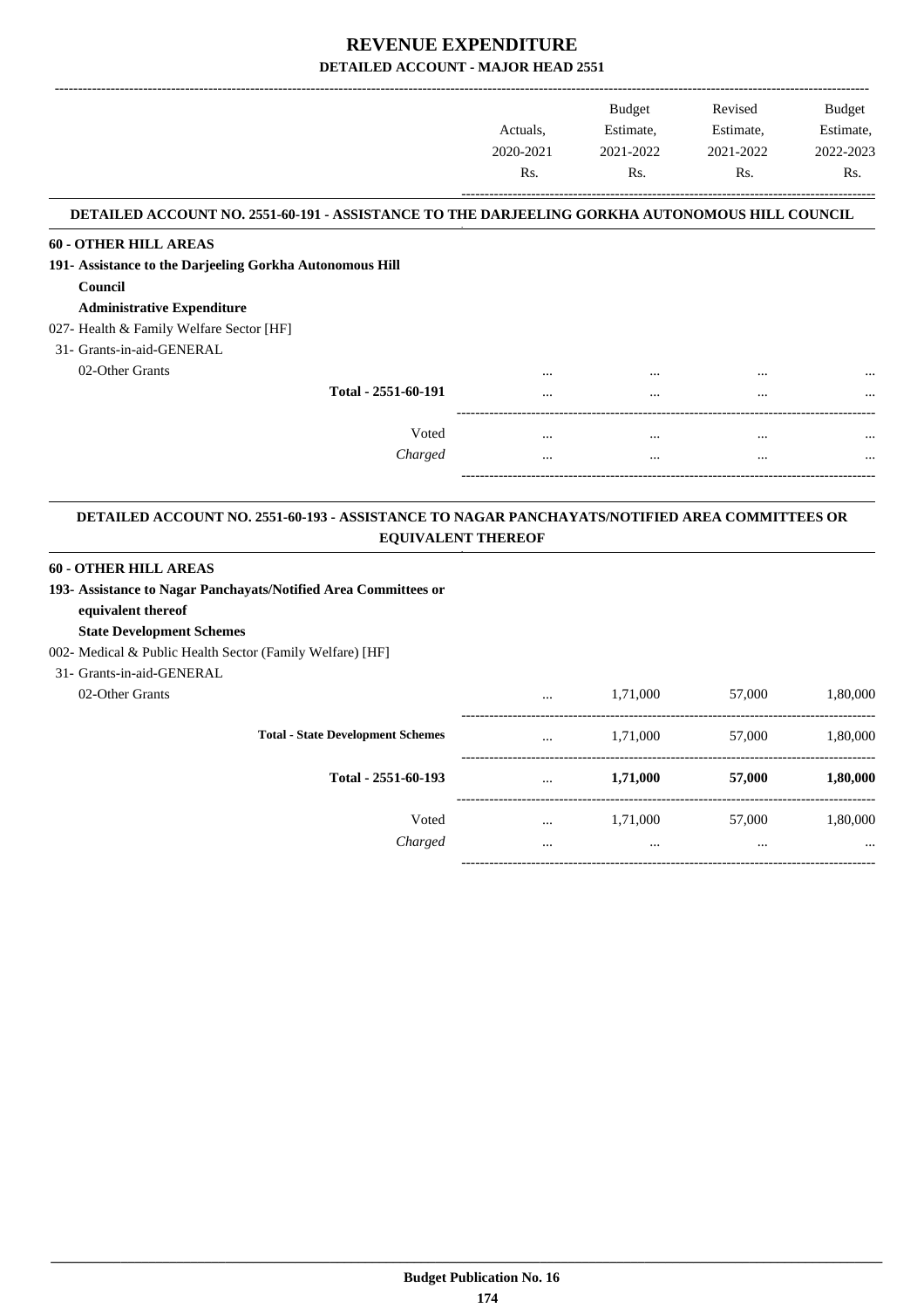# REVENUE EXPENDITURE

## DETAILED ACCOUNT - MAJOR HEAD 2551

| | Actuals, 2020-2021 Rs. | Budget Estimate, 2021-2022 Rs. | Revised Estimate, 2021-2022 Rs. | Budget Estimate, 2022-2023 Rs. |
|---|---|---|---|---|

### DETAILED ACCOUNT NO. 2551-60-191 - ASSISTANCE TO THE DARJEELING GORKHA AUTONOMOUS HILL COUNCIL

| | Actuals, 2020-2021 Rs. | Budget Estimate, 2021-2022 Rs. | Revised Estimate, 2021-2022 Rs. | Budget Estimate, 2022-2023 Rs. |
|---|---|---|---|---|
| **60 - OTHER HILL AREAS** | | | | |
| **191- Assistance to the Darjeeling Gorkha Autonomous Hill Council** | | | | |
| **Administrative Expenditure** | | | | |
| 027- Health & Family Welfare Sector [HF] | | | | |
| 31- Grants-in-aid-GENERAL | | | | |
| 02-Other Grants | ... | ... | ... | ... |
| **Total - 2551-60-191** | ... | ... | ... | ... |
| Voted | ... | ... | ... | ... |
| *Charged* | ... | ... | ... | ... |

### DETAILED ACCOUNT NO. 2551-60-193 - ASSISTANCE TO NAGAR PANCHAYATS/NOTIFIED AREA COMMITTEES OR EQUIVALENT THEREOF

| | Actuals, 2020-2021 Rs. | Budget Estimate, 2021-2022 Rs. | Revised Estimate, 2021-2022 Rs. | Budget Estimate, 2022-2023 Rs. |
|---|---|---|---|---|
| **60 - OTHER HILL AREAS** | | | | |
| **193- Assistance to Nagar Panchayats/Notified Area Committees or equivalent thereof** | | | | |
| **State Development Schemes** | | | | |
| 002- Medical & Public Health Sector (Family Welfare) [HF] | | | | |
| 31- Grants-in-aid-GENERAL | | | | |
| 02-Other Grants | ... | 1,71,000 | 57,000 | 1,80,000 |
| **Total - State Development Schemes** | ... | 1,71,000 | 57,000 | 1,80,000 |
| **Total - 2551-60-193** | ... | **1,71,000** | **57,000** | **1,80,000** |
| Voted | ... | 1,71,000 | 57,000 | 1,80,000 |
| *Charged* | ... | ... | ... | ... |

**Budget Publication No. 16**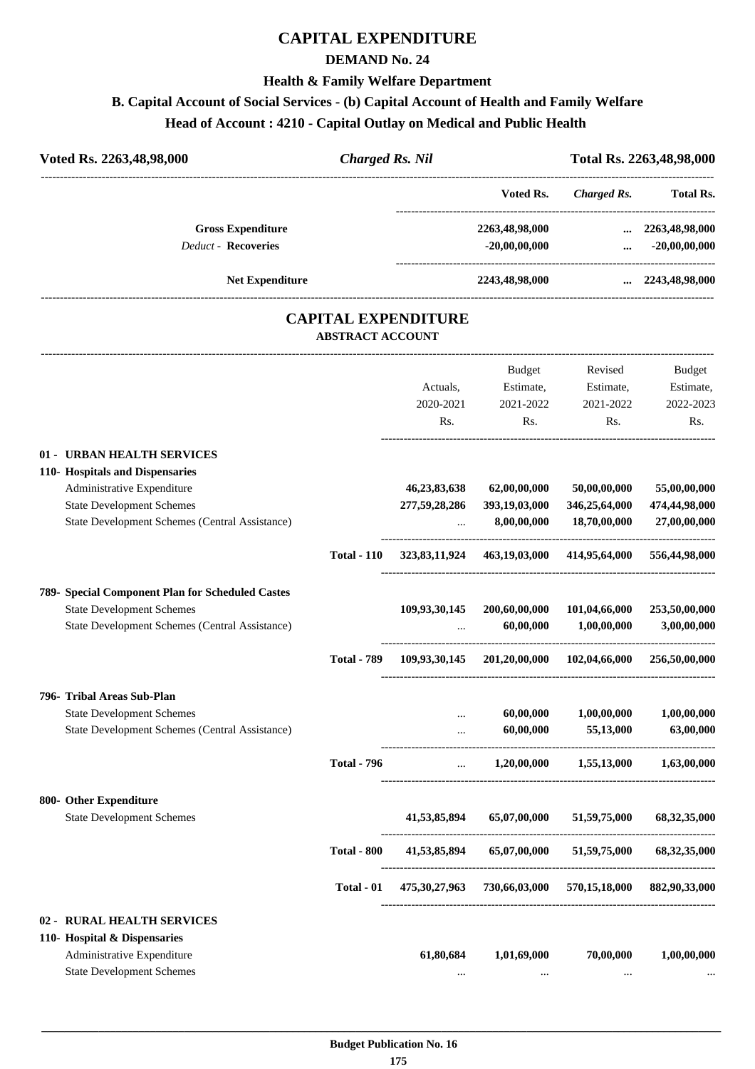# CAPITAL EXPENDITURE

## DEMAND No. 24

### Health & Family Welfare Department

### B. Capital Account of Social Services - (b) Capital Account of Health and Family Welfare

### Head of Account : 4210 - Capital Outlay on Medical and Public Health

| Voted Rs. 2263,48,98,000 | *Charged Rs. Nil* | Total Rs. 2263,48,98,000 |
|---|---|---|

| | Voted Rs. | *Charged Rs.* | Total Rs. |
|---|---|---|---|
| **Gross Expenditure** | 2263,48,98,000 | ... | 2263,48,98,000 |
| *Deduct* - **Recoveries** | -20,00,00,000 | ... | -20,00,00,000 |
| **Net Expenditure** | 2243,48,98,000 | ... | 2243,48,98,000 |

## CAPITAL EXPENDITURE

### ABSTRACT ACCOUNT

| | | Actuals, 2020-2021 Rs. | Budget Estimate, 2021-2022 Rs. | Revised Estimate, 2021-2022 Rs. | Budget Estimate, 2022-2023 Rs. |
|---|---|---|---|---|---|
| **01 - URBAN HEALTH SERVICES** | | | | | |
| **110- Hospitals and Dispensaries** | | | | | |
| Administrative Expenditure | | 46,23,83,638 | 62,00,00,000 | 50,00,00,000 | 55,00,00,000 |
| State Development Schemes | | 277,59,28,286 | 393,19,03,000 | 346,25,64,000 | 474,44,98,000 |
| State Development Schemes (Central Assistance) | | ... | 8,00,00,000 | 18,70,00,000 | 27,00,00,000 |
| | **Total - 110** | 323,83,11,924 | 463,19,03,000 | 414,95,64,000 | 556,44,98,000 |
| **789- Special Component Plan for Scheduled Castes** | | | | | |
| State Development Schemes | | 109,93,30,145 | 200,60,00,000 | 101,04,66,000 | 253,50,00,000 |
| State Development Schemes (Central Assistance) | | ... | 60,00,000 | 1,00,00,000 | 3,00,00,000 |
| | **Total - 789** | 109,93,30,145 | 201,20,00,000 | 102,04,66,000 | 256,50,00,000 |
| **796- Tribal Areas Sub-Plan** | | | | | |
| State Development Schemes | | ... | 60,00,000 | 1,00,00,000 | 1,00,00,000 |
| State Development Schemes (Central Assistance) | | ... | 60,00,000 | 55,13,000 | 63,00,000 |
| | **Total - 796** | ... | 1,20,00,000 | 1,55,13,000 | 1,63,00,000 |
| **800- Other Expenditure** | | | | | |
| State Development Schemes | | 41,53,85,894 | 65,07,00,000 | 51,59,75,000 | 68,32,35,000 |
| | **Total - 800** | 41,53,85,894 | 65,07,00,000 | 51,59,75,000 | 68,32,35,000 |
| | **Total - 01** | 475,30,27,963 | 730,66,03,000 | 570,15,18,000 | 882,90,33,000 |
| **02 - RURAL HEALTH SERVICES** | | | | | |
| **110- Hospital & Dispensaries** | | | | | |
| Administrative Expenditure | | 61,80,684 | 1,01,69,000 | 70,00,000 | 1,00,00,000 |
| State Development Schemes | | ... | ... | ... | ... |

**Budget Publication No. 16**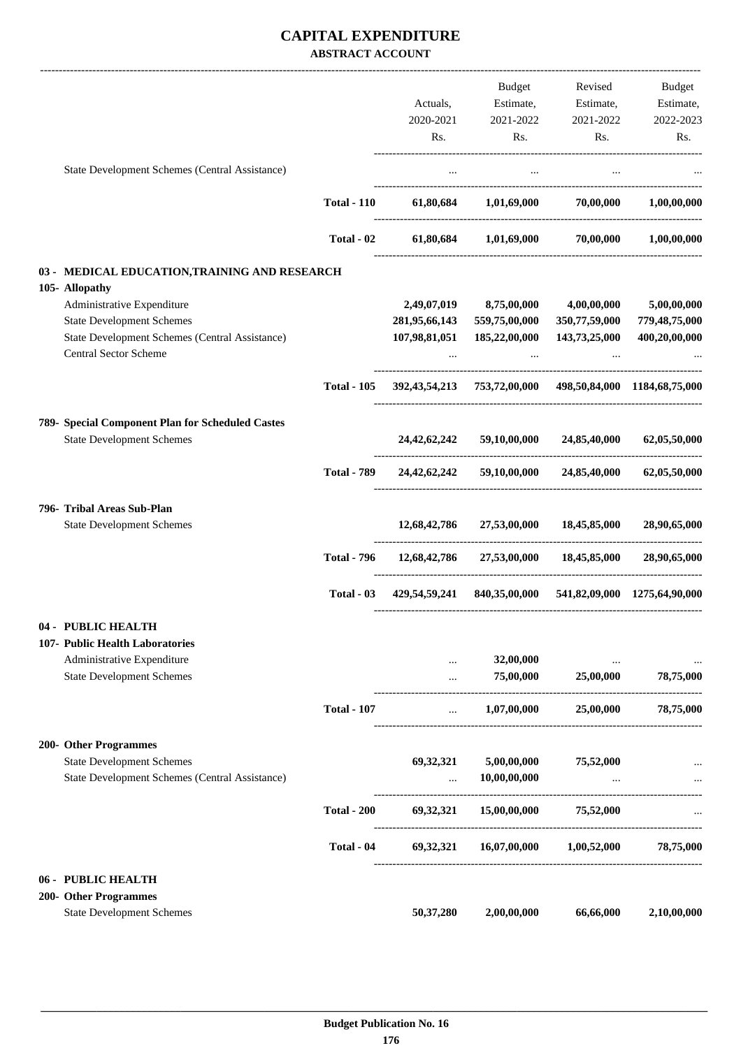# CAPITAL EXPENDITURE

## ABSTRACT ACCOUNT

| | | Actuals, 2020-2021 Rs. | Budget Estimate, 2021-2022 Rs. | Revised Estimate, 2021-2022 Rs. | Budget Estimate, 2022-2023 Rs. |
|---|---|---|---|---|---|
| State Development Schemes (Central Assistance) | | ... | ... | ... | ... |
| | **Total - 110** | **61,80,684** | **1,01,69,000** | **70,00,000** | **1,00,00,000** |
| | **Total - 02** | **61,80,684** | **1,01,69,000** | **70,00,000** | **1,00,00,000** |
| **03 - MEDICAL EDUCATION,TRAINING AND RESEARCH** | | | | | |
| **105- Allopathy** | | | | | |
| Administrative Expenditure | | **2,49,07,019** | **8,75,00,000** | **4,00,00,000** | **5,00,00,000** |
| State Development Schemes | | **281,95,66,143** | **559,75,00,000** | **350,77,59,000** | **779,48,75,000** |
| State Development Schemes (Central Assistance) | | **107,98,81,051** | **185,22,00,000** | **143,73,25,000** | **400,20,00,000** |
| Central Sector Scheme | | ... | ... | ... | ... |
| | **Total - 105** | **392,43,54,213** | **753,72,00,000** | **498,50,84,000** | **1184,68,75,000** |
| **789- Special Component Plan for Scheduled Castes** | | | | | |
| State Development Schemes | | **24,42,62,242** | **59,10,00,000** | **24,85,40,000** | **62,05,50,000** |
| | **Total - 789** | **24,42,62,242** | **59,10,00,000** | **24,85,40,000** | **62,05,50,000** |
| **796- Tribal Areas Sub-Plan** | | | | | |
| State Development Schemes | | **12,68,42,786** | **27,53,00,000** | **18,45,85,000** | **28,90,65,000** |
| | **Total - 796** | **12,68,42,786** | **27,53,00,000** | **18,45,85,000** | **28,90,65,000** |
| | **Total - 03** | **429,54,59,241** | **840,35,00,000** | **541,82,09,000** | **1275,64,90,000** |
| **04 - PUBLIC HEALTH** | | | | | |
| **107- Public Health Laboratories** | | | | | |
| Administrative Expenditure | | ... | **32,00,000** | ... | ... |
| State Development Schemes | | ... | **75,00,000** | **25,00,000** | **78,75,000** |
| | **Total - 107** | ... | **1,07,00,000** | **25,00,000** | **78,75,000** |
| **200- Other Programmes** | | | | | |
| State Development Schemes | | **69,32,321** | **5,00,00,000** | **75,52,000** | ... |
| State Development Schemes (Central Assistance) | | ... | **10,00,00,000** | ... | ... |
| | **Total - 200** | **69,32,321** | **15,00,00,000** | **75,52,000** | ... |
| | **Total - 04** | **69,32,321** | **16,07,00,000** | **1,00,52,000** | **78,75,000** |
| **06 - PUBLIC HEALTH** | | | | | |
| **200- Other Programmes** | | | | | |
| State Development Schemes | | **50,37,280** | **2,00,00,000** | **66,66,000** | **2,10,00,000** |

**Budget Publication No. 16**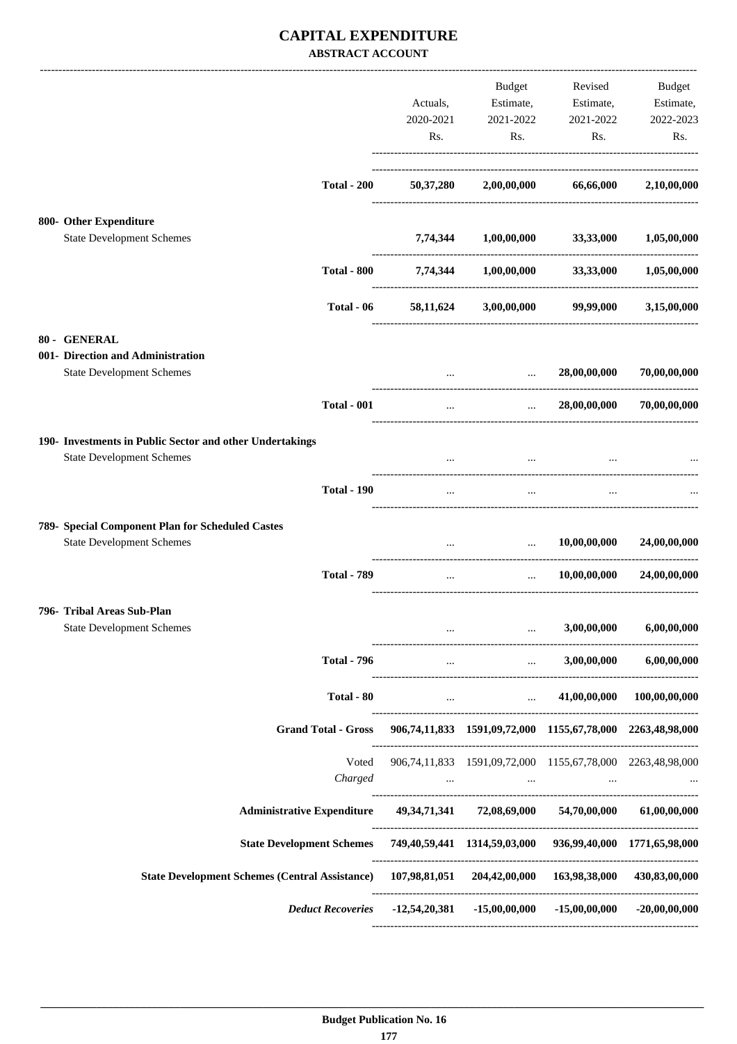# CAPITAL EXPENDITURE

**ABSTRACT ACCOUNT**

| | Actuals, 2020-2021 Rs. | Budget Estimate, 2021-2022 Rs. | Revised Estimate, 2021-2022 Rs. | Budget Estimate, 2022-2023 Rs. |
|---|---|---|---|---|
| **Total - 200** | **50,37,280** | **2,00,00,000** | **66,66,000** | **2,10,00,000** |
| **800- Other Expenditure** | | | | |
| State Development Schemes | **7,74,344** | **1,00,00,000** | **33,33,000** | **1,05,00,000** |
| **Total - 800** | **7,74,344** | **1,00,00,000** | **33,33,000** | **1,05,00,000** |
| **Total - 06** | **58,11,624** | **3,00,00,000** | **99,99,000** | **3,15,00,000** |
| **80 - GENERAL** | | | | |
| **001- Direction and Administration** | | | | |
| State Development Schemes | ... | ... | **28,00,00,000** | **70,00,00,000** |
| **Total - 001** | ... | ... | **28,00,00,000** | **70,00,00,000** |
| **190- Investments in Public Sector and other Undertakings** | | | | |
| State Development Schemes | ... | ... | ... | ... |
| **Total - 190** | ... | ... | ... | ... |
| **789- Special Component Plan for Scheduled Castes** | | | | |
| State Development Schemes | ... | ... | **10,00,00,000** | **24,00,00,000** |
| **Total - 789** | ... | ... | **10,00,00,000** | **24,00,00,000** |
| **796- Tribal Areas Sub-Plan** | | | | |
| State Development Schemes | ... | ... | **3,00,00,000** | **6,00,00,000** |
| **Total - 796** | ... | ... | **3,00,00,000** | **6,00,00,000** |
| **Total - 80** | ... | ... | **41,00,00,000** | **100,00,00,000** |
| **Grand Total - Gross** | **906,74,11,833** | **1591,09,72,000** | **1155,67,78,000** | **2263,48,98,000** |
| Voted | 906,74,11,833 | 1591,09,72,000 | 1155,67,78,000 | 2263,48,98,000 |
| *Charged* | ... | ... | ... | ... |
| **Administrative Expenditure** | **49,34,71,341** | **72,08,69,000** | **54,70,00,000** | **61,00,00,000** |
| **State Development Schemes** | **749,40,59,441** | **1314,59,03,000** | **936,99,40,000** | **1771,65,98,000** |
| **State Development Schemes (Central Assistance)** | **107,98,81,051** | **204,42,00,000** | **163,98,38,000** | **430,83,00,000** |
| ***Deduct Recoveries*** | **-12,54,20,381** | **-15,00,00,000** | **-15,00,00,000** | **-20,00,00,000** |

**Budget Publication No. 16**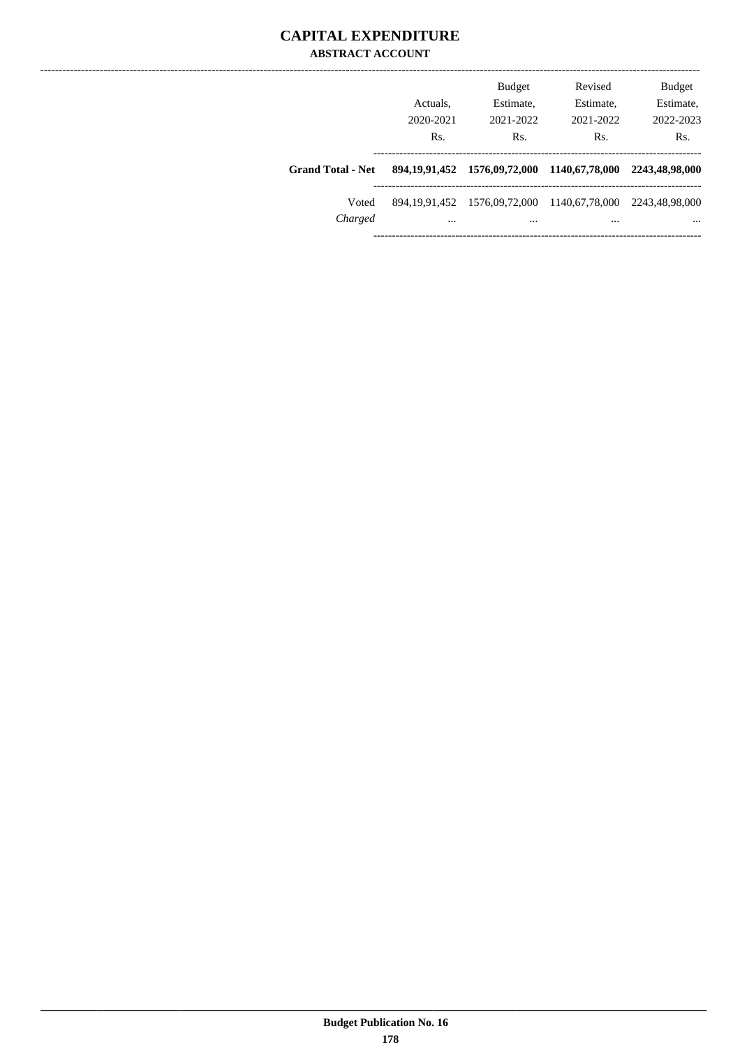# CAPITAL EXPENDITURE

## ABSTRACT ACCOUNT

| | Actuals, 2020-2021 Rs. | Budget Estimate, 2021-2022 Rs. | Revised Estimate, 2021-2022 Rs. | Budget Estimate, 2022-2023 Rs. |
|---|---|---|---|---|
| **Grand Total - Net** | **894,19,91,452** | **1576,09,72,000** | **1140,67,78,000** | **2243,48,98,000** |
| Voted | 894,19,91,452 | 1576,09,72,000 | 1140,67,78,000 | 2243,48,98,000 |
| *Charged* | ... | ... | ... | ... |

Budget Publication No. 16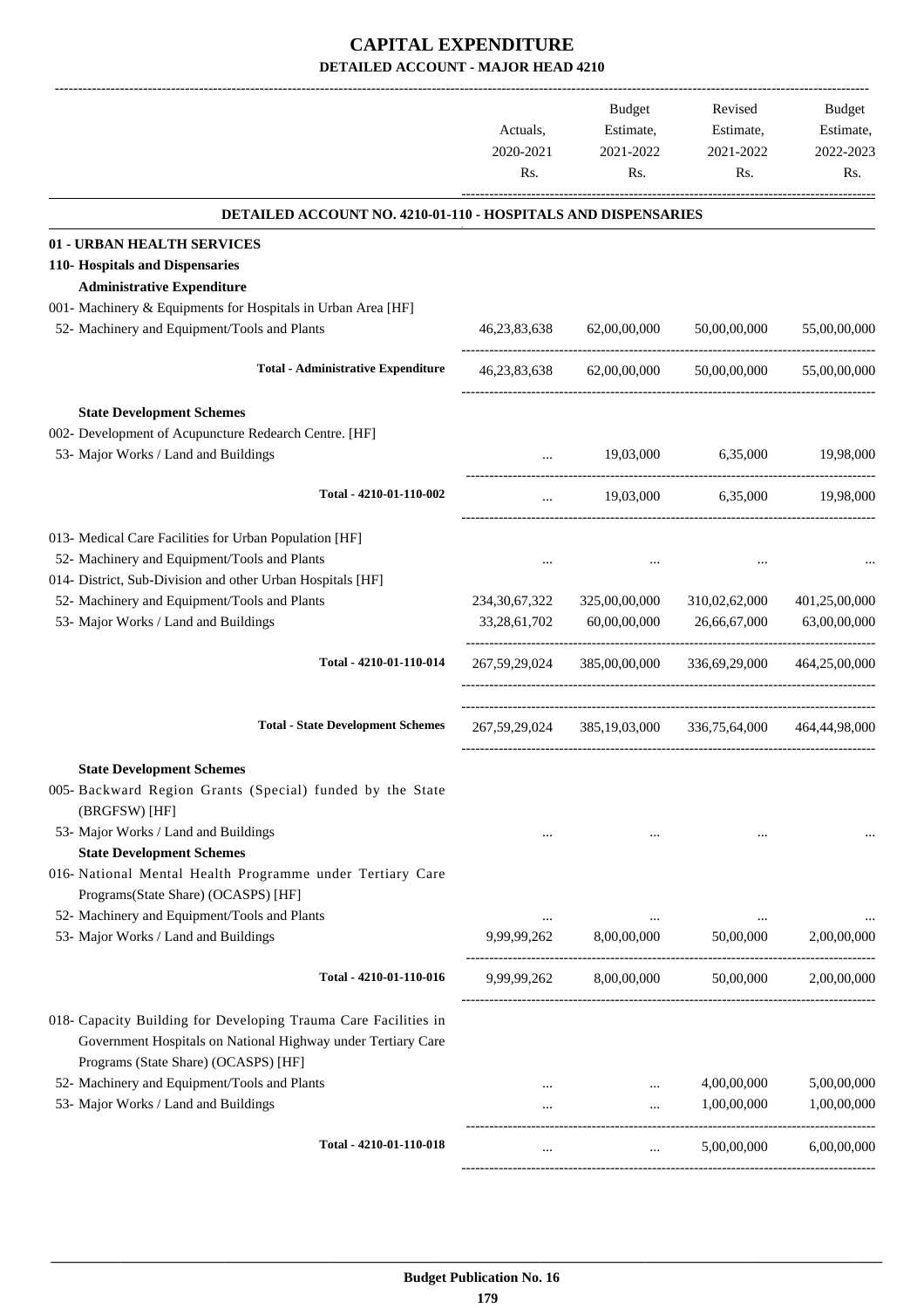# CAPITAL EXPENDITURE

## DETAILED ACCOUNT - MAJOR HEAD 4210

| | Actuals, 2020-2021 Rs. | Budget Estimate, 2021-2022 Rs. | Revised Estimate, 2021-2022 Rs. | Budget Estimate, 2022-2023 Rs. |
|---|---|---|---|---|
| **DETAILED ACCOUNT NO. 4210-01-110 - HOSPITALS AND DISPENSARIES** | | | | |
| **01 - URBAN HEALTH SERVICES** | | | | |
| **110- Hospitals and Dispensaries** | | | | |
| **Administrative Expenditure** | | | | |
| 001- Machinery & Equipments for Hospitals in Urban Area [HF] | | | | |
| 52- Machinery and Equipment/Tools and Plants | 46,23,83,638 | 62,00,00,000 | 50,00,00,000 | 55,00,00,000 |
| **Total - Administrative Expenditure** | 46,23,83,638 | 62,00,00,000 | 50,00,00,000 | 55,00,00,000 |
| **State Development Schemes** | | | | |
| 002- Development of Acupuncture Redearch Centre. [HF] | | | | |
| 53- Major Works / Land and Buildings | ... | 19,03,000 | 6,35,000 | 19,98,000 |
| **Total - 4210-01-110-002** | ... | 19,03,000 | 6,35,000 | 19,98,000 |
| 013- Medical Care Facilities for Urban Population [HF] | | | | |
| 52- Machinery and Equipment/Tools and Plants | ... | ... | ... | ... |
| 014- District, Sub-Division and other Urban Hospitals [HF] | | | | |
| 52- Machinery and Equipment/Tools and Plants | 234,30,67,322 | 325,00,00,000 | 310,02,62,000 | 401,25,00,000 |
| 53- Major Works / Land and Buildings | 33,28,61,702 | 60,00,00,000 | 26,66,67,000 | 63,00,00,000 |
| **Total - 4210-01-110-014** | 267,59,29,024 | 385,00,00,000 | 336,69,29,000 | 464,25,00,000 |
| **Total - State Development Schemes** | 267,59,29,024 | 385,19,03,000 | 336,75,64,000 | 464,44,98,000 |
| **State Development Schemes** | | | | |
| 005- Backward Region Grants (Special) funded by the State (BRGFSW) [HF] | | | | |
| 53- Major Works / Land and Buildings | ... | ... | ... | ... |
| **State Development Schemes** | | | | |
| 016- National Mental Health Programme under Tertiary Care Programs(State Share) (OCASPS) [HF] | | | | |
| 52- Machinery and Equipment/Tools and Plants | ... | ... | ... | ... |
| 53- Major Works / Land and Buildings | 9,99,99,262 | 8,00,00,000 | 50,00,000 | 2,00,00,000 |
| **Total - 4210-01-110-016** | 9,99,99,262 | 8,00,00,000 | 50,00,000 | 2,00,00,000 |
| 018- Capacity Building for Developing Trauma Care Facilities in Government Hospitals on National Highway under Tertiary Care Programs (State Share) (OCASPS) [HF] | | | | |
| 52- Machinery and Equipment/Tools and Plants | ... | ... | 4,00,00,000 | 5,00,00,000 |
| 53- Major Works / Land and Buildings | ... | ... | 1,00,00,000 | 1,00,00,000 |
| **Total - 4210-01-110-018** | ... | ... | 5,00,00,000 | 6,00,00,000 |

**Budget Publication No. 16**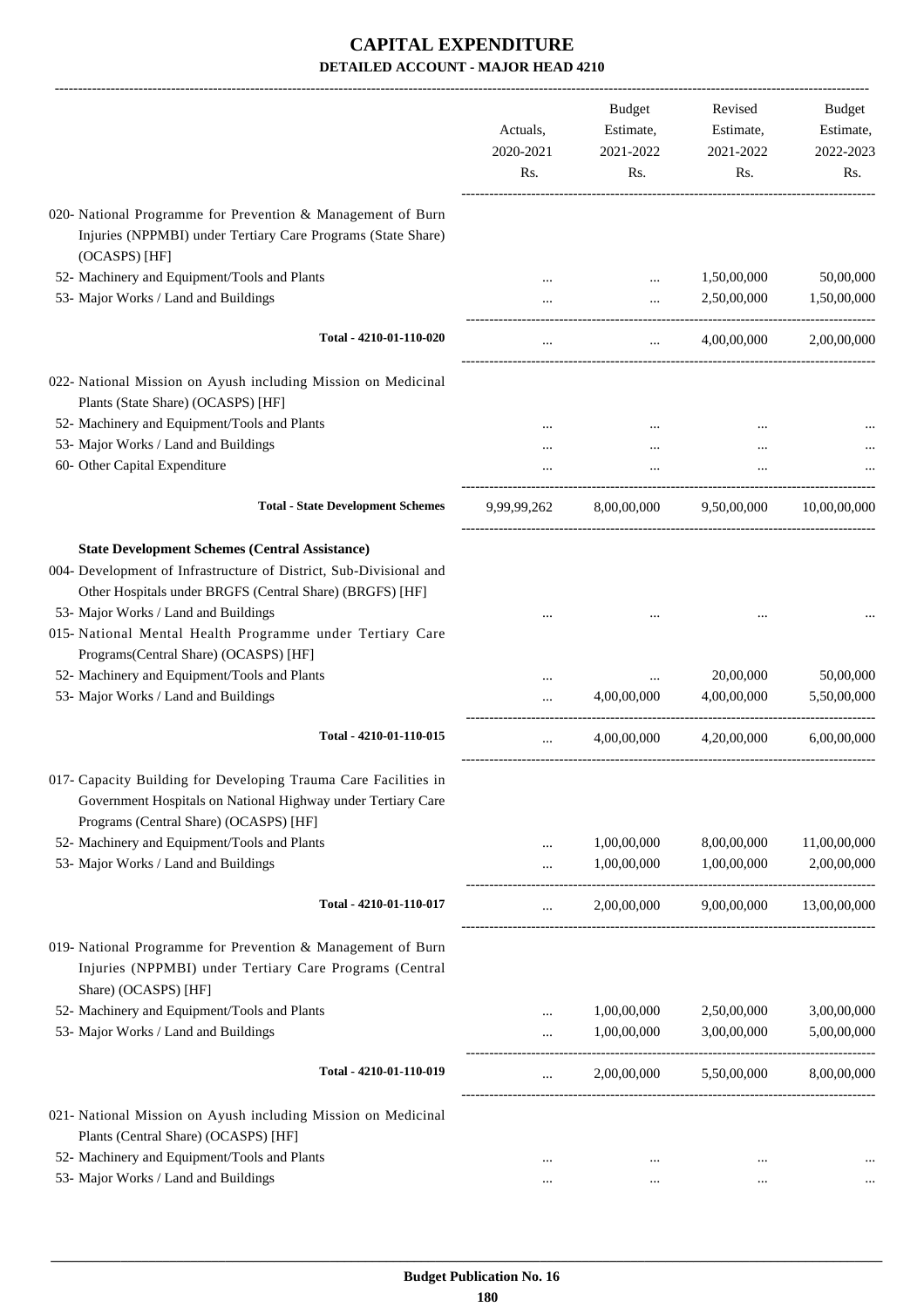# CAPITAL EXPENDITURE

## DETAILED ACCOUNT - MAJOR HEAD 4210

| | Actuals, 2020-2021 Rs. | Budget Estimate, 2021-2022 Rs. | Revised Estimate, 2021-2022 Rs. | Budget Estimate, 2022-2023 Rs. |
|---|---|---|---|---|
| 020- National Programme for Prevention & Management of Burn Injuries (NPPMBI) under Tertiary Care Programs (State Share) (OCASPS) [HF] | | | | |
| 52- Machinery and Equipment/Tools and Plants | ... | ... | 1,50,00,000 | 50,00,000 |
| 53- Major Works / Land and Buildings | ... | ... | 2,50,00,000 | 1,50,00,000 |
| **Total - 4210-01-110-020** | ... | ... | 4,00,00,000 | 2,00,00,000 |
| 022- National Mission on Ayush including Mission on Medicinal Plants (State Share) (OCASPS) [HF] | | | | |
| 52- Machinery and Equipment/Tools and Plants | ... | ... | ... | ... |
| 53- Major Works / Land and Buildings | ... | ... | ... | ... |
| 60- Other Capital Expenditure | ... | ... | ... | ... |
| **Total - State Development Schemes** | 9,99,99,262 | 8,00,00,000 | 9,50,00,000 | 10,00,00,000 |
| **State Development Schemes (Central Assistance)** | | | | |
| 004- Development of Infrastructure of District, Sub-Divisional and Other Hospitals under BRGFS (Central Share) (BRGFS) [HF] | | | | |
| 53- Major Works / Land and Buildings | ... | ... | ... | ... |
| 015- National Mental Health Programme under Tertiary Care Programs(Central Share) (OCASPS) [HF] | | | | |
| 52- Machinery and Equipment/Tools and Plants | ... | ... | 20,00,000 | 50,00,000 |
| 53- Major Works / Land and Buildings | ... | 4,00,00,000 | 4,00,00,000 | 5,50,00,000 |
| **Total - 4210-01-110-015** | ... | 4,00,00,000 | 4,20,00,000 | 6,00,00,000 |
| 017- Capacity Building for Developing Trauma Care Facilities in Government Hospitals on National Highway under Tertiary Care Programs (Central Share) (OCASPS) [HF] | | | | |
| 52- Machinery and Equipment/Tools and Plants | ... | 1,00,00,000 | 8,00,00,000 | 11,00,00,000 |
| 53- Major Works / Land and Buildings | ... | 1,00,00,000 | 1,00,00,000 | 2,00,00,000 |
| **Total - 4210-01-110-017** | ... | 2,00,00,000 | 9,00,00,000 | 13,00,00,000 |
| 019- National Programme for Prevention & Management of Burn Injuries (NPPMBI) under Tertiary Care Programs (Central Share) (OCASPS) [HF] | | | | |
| 52- Machinery and Equipment/Tools and Plants | ... | 1,00,00,000 | 2,50,00,000 | 3,00,00,000 |
| 53- Major Works / Land and Buildings | ... | 1,00,00,000 | 3,00,00,000 | 5,00,00,000 |
| **Total - 4210-01-110-019** | ... | 2,00,00,000 | 5,50,00,000 | 8,00,00,000 |
| 021- National Mission on Ayush including Mission on Medicinal Plants (Central Share) (OCASPS) [HF] | | | | |
| 52- Machinery and Equipment/Tools and Plants | ... | ... | ... | ... |
| 53- Major Works / Land and Buildings | ... | ... | ... | ... |

Budget Publication No. 16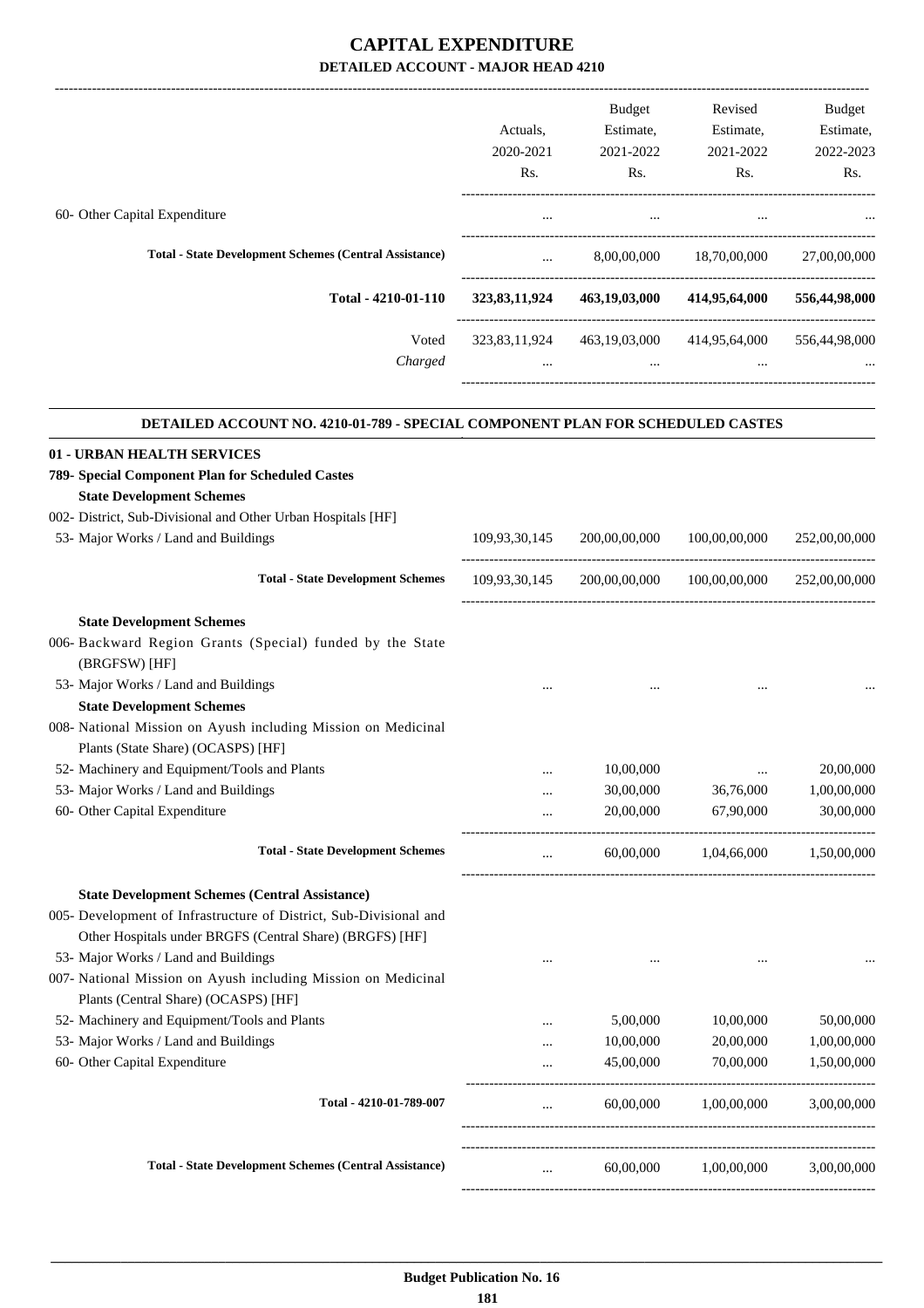# CAPITAL EXPENDITURE

## DETAILED ACCOUNT - MAJOR HEAD 4210

| | Actuals, 2020-2021 Rs. | Budget Estimate, 2021-2022 Rs. | Revised Estimate, 2021-2022 Rs. | Budget Estimate, 2022-2023 Rs. |
|---|---|---|---|---|
| 60- Other Capital Expenditure | ... | ... | ... | ... |
| **Total - State Development Schemes (Central Assistance)** | ... | 8,00,00,000 | 18,70,00,000 | 27,00,00,000 |
| **Total - 4210-01-110** | **323,83,11,924** | **463,19,03,000** | **414,95,64,000** | **556,44,98,000** |
| Voted | 323,83,11,924 | 463,19,03,000 | 414,95,64,000 | 556,44,98,000 |
| *Charged* | ... | ... | ... | ... |

### DETAILED ACCOUNT NO. 4210-01-789 - SPECIAL COMPONENT PLAN FOR SCHEDULED CASTES

| | Actuals, 2020-2021 Rs. | Budget Estimate, 2021-2022 Rs. | Revised Estimate, 2021-2022 Rs. | Budget Estimate, 2022-2023 Rs. |
|---|---|---|---|---|
| **01 - URBAN HEALTH SERVICES** | | | | |
| **789- Special Component Plan for Scheduled Castes** | | | | |
| **State Development Schemes** | | | | |
| 002- District, Sub-Divisional and Other Urban Hospitals [HF] | | | | |
| 53- Major Works / Land and Buildings | 109,93,30,145 | 200,00,00,000 | 100,00,00,000 | 252,00,00,000 |
| **Total - State Development Schemes** | 109,93,30,145 | 200,00,00,000 | 100,00,00,000 | 252,00,00,000 |
| **State Development Schemes** | | | | |
| 006- Backward Region Grants (Special) funded by the State (BRGFSW) [HF] | | | | |
| 53- Major Works / Land and Buildings | ... | ... | ... | ... |
| **State Development Schemes** | | | | |
| 008- National Mission on Ayush including Mission on Medicinal Plants (State Share) (OCASPS) [HF] | | | | |
| 52- Machinery and Equipment/Tools and Plants | ... | 10,00,000 | ... | 20,00,000 |
| 53- Major Works / Land and Buildings | ... | 30,00,000 | 36,76,000 | 1,00,00,000 |
| 60- Other Capital Expenditure | ... | 20,00,000 | 67,90,000 | 30,00,000 |
| **Total - State Development Schemes** | ... | 60,00,000 | 1,04,66,000 | 1,50,00,000 |
| **State Development Schemes (Central Assistance)** | | | | |
| 005- Development of Infrastructure of District, Sub-Divisional and Other Hospitals under BRGFS (Central Share) (BRGFS) [HF] | | | | |
| 53- Major Works / Land and Buildings | ... | ... | ... | ... |
| 007- National Mission on Ayush including Mission on Medicinal Plants (Central Share) (OCASPS) [HF] | | | | |
| 52- Machinery and Equipment/Tools and Plants | ... | 5,00,000 | 10,00,000 | 50,00,000 |
| 53- Major Works / Land and Buildings | ... | 10,00,000 | 20,00,000 | 1,00,00,000 |
| 60- Other Capital Expenditure | ... | 45,00,000 | 70,00,000 | 1,50,00,000 |
| **Total - 4210-01-789-007** | ... | 60,00,000 | 1,00,00,000 | 3,00,00,000 |
| **Total - State Development Schemes (Central Assistance)** | ... | 60,00,000 | 1,00,00,000 | 3,00,00,000 |

**Budget Publication No. 16**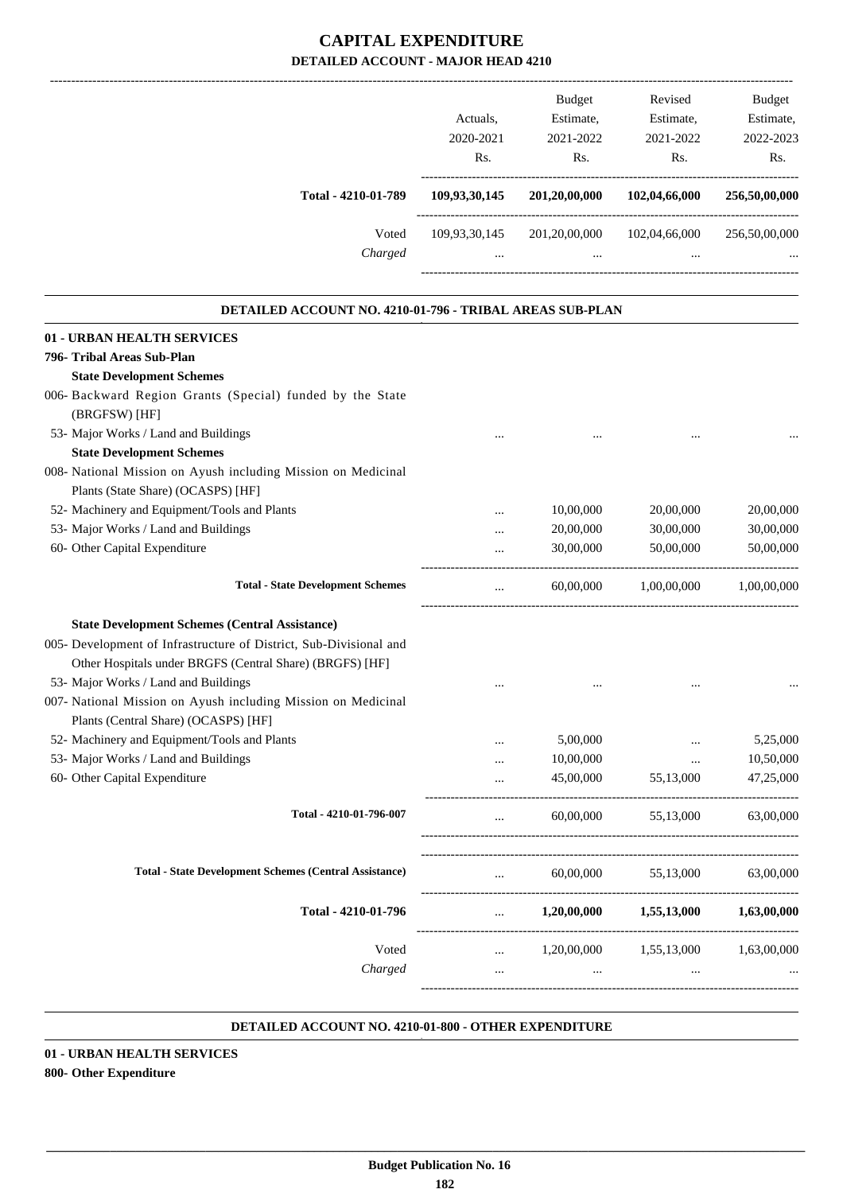# CAPITAL EXPENDITURE
## DETAILED ACCOUNT - MAJOR HEAD 4210

| | Actuals, 2020-2021 Rs. | Budget Estimate, 2021-2022 Rs. | Revised Estimate, 2021-2022 Rs. | Budget Estimate, 2022-2023 Rs. |
|---|---|---|---|---|
| **Total - 4210-01-789** | **109,93,30,145** | **201,20,00,000** | **102,04,66,000** | **256,50,00,000** |
| Voted | 109,93,30,145 | 201,20,00,000 | 102,04,66,000 | 256,50,00,000 |
| *Charged* | ... | ... | ... | ... |

### DETAILED ACCOUNT NO. 4210-01-796 - TRIBAL AREAS SUB-PLAN

| | Actuals, 2020-2021 Rs. | Budget Estimate, 2021-2022 Rs. | Revised Estimate, 2021-2022 Rs. | Budget Estimate, 2022-2023 Rs. |
|---|---|---|---|---|
| **01 - URBAN HEALTH SERVICES** | | | | |
| **796- Tribal Areas Sub-Plan** | | | | |
| **State Development Schemes** | | | | |
| 006- Backward Region Grants (Special) funded by the State (BRGFSW) [HF] | | | | |
| 53- Major Works / Land and Buildings | ... | ... | ... | ... |
| **State Development Schemes** | | | | |
| 008- National Mission on Ayush including Mission on Medicinal Plants (State Share) (OCASPS) [HF] | | | | |
| 52- Machinery and Equipment/Tools and Plants | ... | 10,00,000 | 20,00,000 | 20,00,000 |
| 53- Major Works / Land and Buildings | ... | 20,00,000 | 30,00,000 | 30,00,000 |
| 60- Other Capital Expenditure | ... | 30,00,000 | 50,00,000 | 50,00,000 |
| **Total - State Development Schemes** | ... | 60,00,000 | 1,00,00,000 | 1,00,00,000 |
| **State Development Schemes (Central Assistance)** | | | | |
| 005- Development of Infrastructure of District, Sub-Divisional and Other Hospitals under BRGFS (Central Share) (BRGFS) [HF] | | | | |
| 53- Major Works / Land and Buildings | ... | ... | ... | ... |
| 007- National Mission on Ayush including Mission on Medicinal Plants (Central Share) (OCASPS) [HF] | | | | |
| 52- Machinery and Equipment/Tools and Plants | ... | 5,00,000 | ... | 5,25,000 |
| 53- Major Works / Land and Buildings | ... | 10,00,000 | ... | 10,50,000 |
| 60- Other Capital Expenditure | ... | 45,00,000 | 55,13,000 | 47,25,000 |
| **Total - 4210-01-796-007** | ... | 60,00,000 | 55,13,000 | 63,00,000 |
| **Total - State Development Schemes (Central Assistance)** | ... | 60,00,000 | 55,13,000 | 63,00,000 |
| **Total - 4210-01-796** | ... | **1,20,00,000** | **1,55,13,000** | **1,63,00,000** |
| Voted | ... | 1,20,00,000 | 1,55,13,000 | 1,63,00,000 |
| *Charged* | ... | ... | ... | ... |

### DETAILED ACCOUNT NO. 4210-01-800 - OTHER EXPENDITURE

**01 - URBAN HEALTH SERVICES**

**800- Other Expenditure**

**Budget Publication No. 16**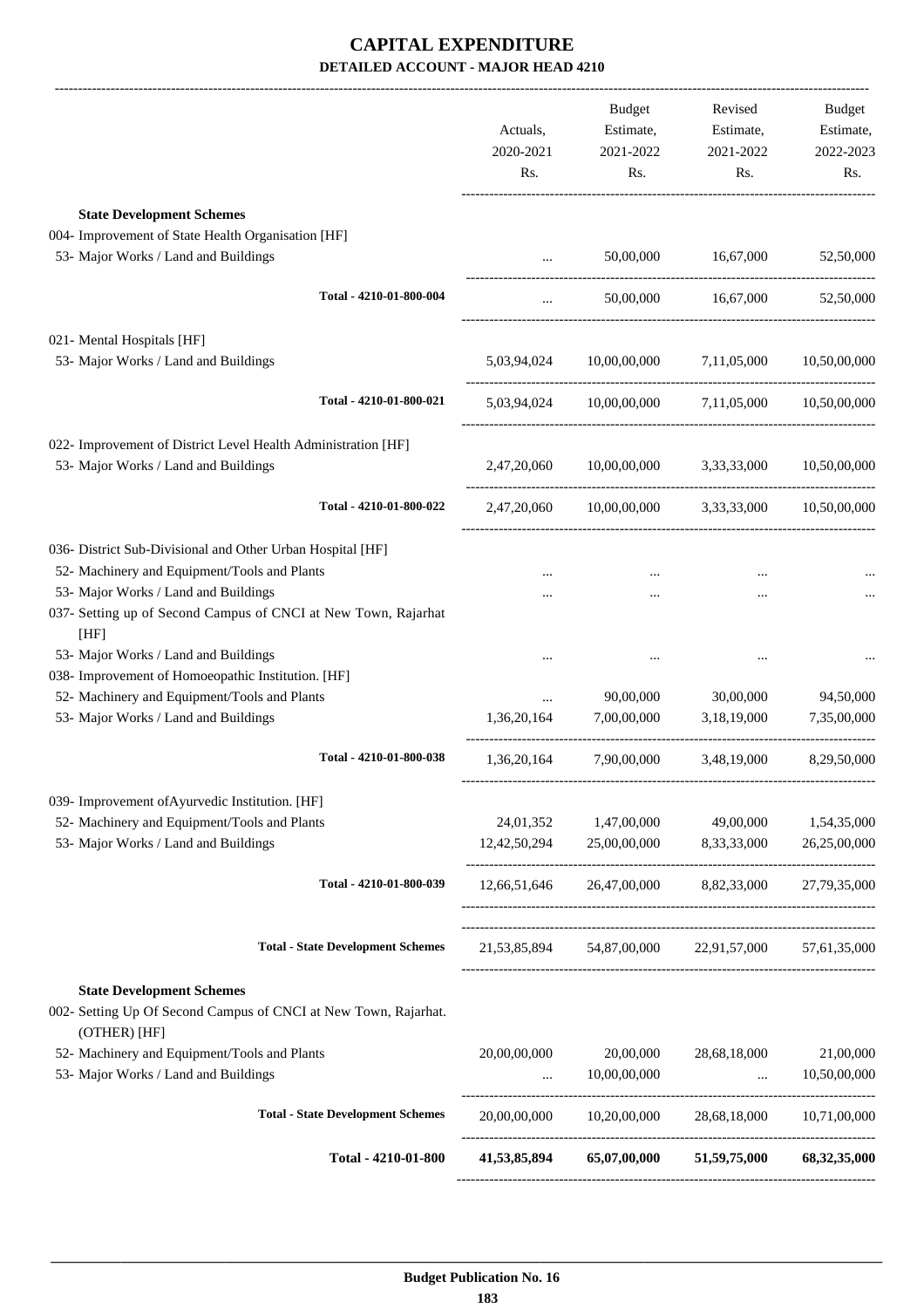# CAPITAL EXPENDITURE

**DETAILED ACCOUNT - MAJOR HEAD 4210**

| | Actuals, 2020-2021 Rs. | Budget Estimate, 2021-2022 Rs. | Revised Estimate, 2021-2022 Rs. | Budget Estimate, 2022-2023 Rs. |
|---|---|---|---|---|
| **State Development Schemes** | | | | |
| 004- Improvement of State Health Organisation [HF] | | | | |
| 53- Major Works / Land and Buildings | ... | 50,00,000 | 16,67,000 | 52,50,000 |
| Total - 4210-01-800-004 | ... | 50,00,000 | 16,67,000 | 52,50,000 |
| 021- Mental Hospitals [HF] | | | | |
| 53- Major Works / Land and Buildings | 5,03,94,024 | 10,00,00,000 | 7,11,05,000 | 10,50,00,000 |
| Total - 4210-01-800-021 | 5,03,94,024 | 10,00,00,000 | 7,11,05,000 | 10,50,00,000 |
| 022- Improvement of District Level Health Administration [HF] | | | | |
| 53- Major Works / Land and Buildings | 2,47,20,060 | 10,00,00,000 | 3,33,33,000 | 10,50,00,000 |
| Total - 4210-01-800-022 | 2,47,20,060 | 10,00,00,000 | 3,33,33,000 | 10,50,00,000 |
| 036- District Sub-Divisional and Other Urban Hospital [HF] | | | | |
| 52- Machinery and Equipment/Tools and Plants | ... | ... | ... | ... |
| 53- Major Works / Land and Buildings | ... | ... | ... | ... |
| 037- Setting up of Second Campus of CNCI at New Town, Rajarhat [HF] | | | | |
| 53- Major Works / Land and Buildings | ... | ... | ... | ... |
| 038- Improvement of Homoeopathic Institution. [HF] | | | | |
| 52- Machinery and Equipment/Tools and Plants | ... | 90,00,000 | 30,00,000 | 94,50,000 |
| 53- Major Works / Land and Buildings | 1,36,20,164 | 7,00,00,000 | 3,18,19,000 | 7,35,00,000 |
| Total - 4210-01-800-038 | 1,36,20,164 | 7,90,00,000 | 3,48,19,000 | 8,29,50,000 |
| 039- Improvement ofAyurvedic Institution. [HF] | | | | |
| 52- Machinery and Equipment/Tools and Plants | 24,01,352 | 1,47,00,000 | 49,00,000 | 1,54,35,000 |
| 53- Major Works / Land and Buildings | 12,42,50,294 | 25,00,00,000 | 8,33,33,000 | 26,25,00,000 |
| Total - 4210-01-800-039 | 12,66,51,646 | 26,47,00,000 | 8,82,33,000 | 27,79,35,000 |
| Total - State Development Schemes | 21,53,85,894 | 54,87,00,000 | 22,91,57,000 | 57,61,35,000 |
| **State Development Schemes** | | | | |
| 002- Setting Up Of Second Campus of CNCI at New Town, Rajarhat. (OTHER) [HF] | | | | |
| 52- Machinery and Equipment/Tools and Plants | 20,00,00,000 | 20,00,000 | 28,68,18,000 | 21,00,000 |
| 53- Major Works / Land and Buildings | ... | 10,00,00,000 | ... | 10,50,00,000 |
| Total - State Development Schemes | 20,00,00,000 | 10,20,00,000 | 28,68,18,000 | 10,71,00,000 |
| **Total - 4210-01-800** | **41,53,85,894** | **65,07,00,000** | **51,59,75,000** | **68,32,35,000** |

**Budget Publication No. 16**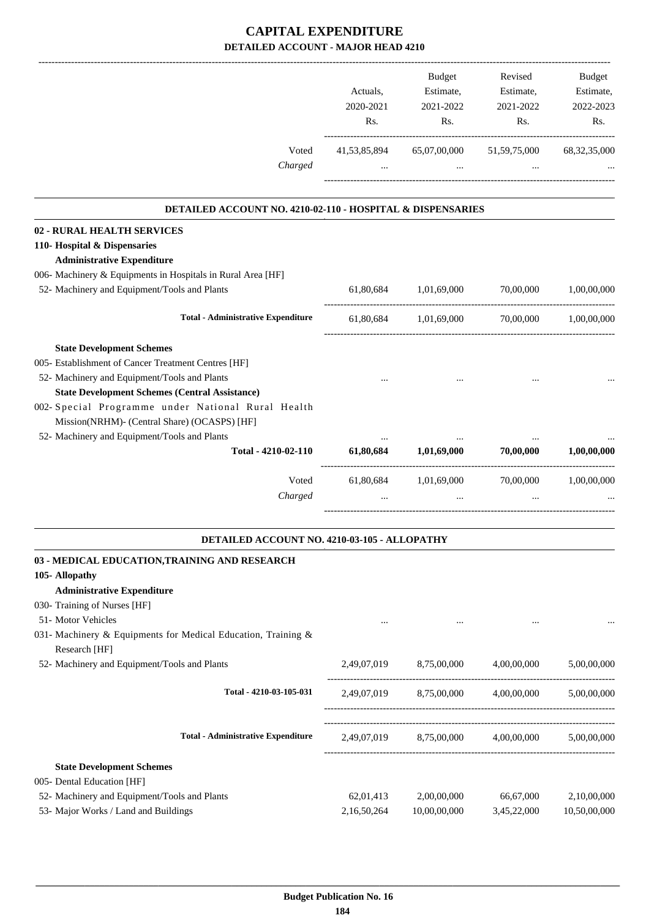# CAPITAL EXPENDITURE

## DETAILED ACCOUNT - MAJOR HEAD 4210

| | Actuals, 2020-2021 Rs. | Budget Estimate, 2021-2022 Rs. | Revised Estimate, 2021-2022 Rs. | Budget Estimate, 2022-2023 Rs. |
|---|---|---|---|---|
| Voted | 41,53,85,894 | 65,07,00,000 | 51,59,75,000 | 68,32,35,000 |
| *Charged* | ... | ... | ... | ... |

### DETAILED ACCOUNT NO. 4210-02-110 - HOSPITAL & DISPENSARIES

| | Actuals, 2020-2021 Rs. | Budget Estimate, 2021-2022 Rs. | Revised Estimate, 2021-2022 Rs. | Budget Estimate, 2022-2023 Rs. |
|---|---|---|---|---|
| **02 - RURAL HEALTH SERVICES** | | | | |
| **110- Hospital & Dispensaries** | | | | |
| **Administrative Expenditure** | | | | |
| 006- Machinery & Equipments in Hospitals in Rural Area [HF] | | | | |
| 52- Machinery and Equipment/Tools and Plants | 61,80,684 | 1,01,69,000 | 70,00,000 | 1,00,00,000 |
| **Total - Administrative Expenditure** | 61,80,684 | 1,01,69,000 | 70,00,000 | 1,00,00,000 |
| **State Development Schemes** | | | | |
| 005- Establishment of Cancer Treatment Centres [HF] | | | | |
| 52- Machinery and Equipment/Tools and Plants | ... | ... | ... | ... |
| **State Development Schemes (Central Assistance)** | | | | |
| 002- Special Programme under National Rural Health Mission(NRHM)- (Central Share) (OCASPS) [HF] | | | | |
| 52- Machinery and Equipment/Tools and Plants | ... | ... | ... | ... |
| **Total - 4210-02-110** | **61,80,684** | **1,01,69,000** | **70,00,000** | **1,00,00,000** |
| Voted | 61,80,684 | 1,01,69,000 | 70,00,000 | 1,00,00,000 |
| *Charged* | ... | ... | ... | ... |

### DETAILED ACCOUNT NO. 4210-03-105 - ALLOPATHY

| | Actuals, 2020-2021 Rs. | Budget Estimate, 2021-2022 Rs. | Revised Estimate, 2021-2022 Rs. | Budget Estimate, 2022-2023 Rs. |
|---|---|---|---|---|
| **03 - MEDICAL EDUCATION,TRAINING AND RESEARCH** | | | | |
| **105- Allopathy** | | | | |
| **Administrative Expenditure** | | | | |
| 030- Training of Nurses [HF] | | | | |
| 51- Motor Vehicles | ... | ... | ... | ... |
| 031- Machinery & Equipments for Medical Education, Training & Research [HF] | | | | |
| 52- Machinery and Equipment/Tools and Plants | 2,49,07,019 | 8,75,00,000 | 4,00,00,000 | 5,00,00,000 |
| **Total - 4210-03-105-031** | 2,49,07,019 | 8,75,00,000 | 4,00,00,000 | 5,00,00,000 |
| **Total - Administrative Expenditure** | 2,49,07,019 | 8,75,00,000 | 4,00,00,000 | 5,00,00,000 |
| **State Development Schemes** | | | | |
| 005- Dental Education [HF] | | | | |
| 52- Machinery and Equipment/Tools and Plants | 62,01,413 | 2,00,00,000 | 66,67,000 | 2,10,00,000 |
| 53- Major Works / Land and Buildings | 2,16,50,264 | 10,00,00,000 | 3,45,22,000 | 10,50,00,000 |

**Budget Publication No. 16**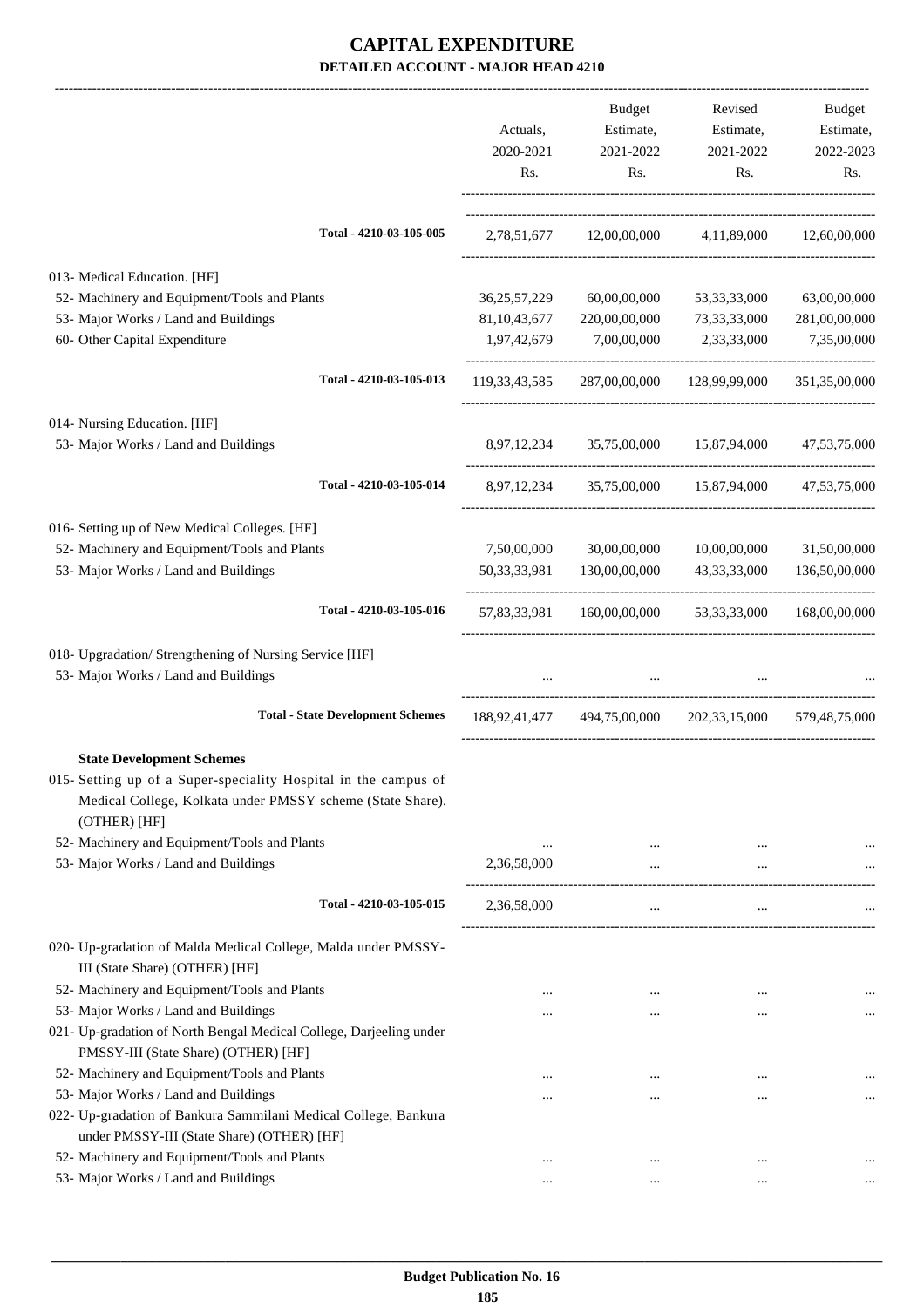# CAPITAL EXPENDITURE
## DETAILED ACCOUNT - MAJOR HEAD 4210

| | Actuals, 2020-2021 Rs. | Budget Estimate, 2021-2022 Rs. | Revised Estimate, 2021-2022 Rs. | Budget Estimate, 2022-2023 Rs. |
|---|---|---|---|---|
| **Total - 4210-03-105-005** | 2,78,51,677 | 12,00,00,000 | 4,11,89,000 | 12,60,00,000 |
| 013- Medical Education. [HF] | | | | |
| 52- Machinery and Equipment/Tools and Plants | 36,25,57,229 | 60,00,00,000 | 53,33,33,000 | 63,00,00,000 |
| 53- Major Works / Land and Buildings | 81,10,43,677 | 220,00,00,000 | 73,33,33,000 | 281,00,00,000 |
| 60- Other Capital Expenditure | 1,97,42,679 | 7,00,00,000 | 2,33,33,000 | 7,35,00,000 |
| **Total - 4210-03-105-013** | 119,33,43,585 | 287,00,00,000 | 128,99,99,000 | 351,35,00,000 |
| 014- Nursing Education. [HF] | | | | |
| 53- Major Works / Land and Buildings | 8,97,12,234 | 35,75,00,000 | 15,87,94,000 | 47,53,75,000 |
| **Total - 4210-03-105-014** | 8,97,12,234 | 35,75,00,000 | 15,87,94,000 | 47,53,75,000 |
| 016- Setting up of New Medical Colleges. [HF] | | | | |
| 52- Machinery and Equipment/Tools and Plants | 7,50,00,000 | 30,00,00,000 | 10,00,00,000 | 31,50,00,000 |
| 53- Major Works / Land and Buildings | 50,33,33,981 | 130,00,00,000 | 43,33,33,000 | 136,50,00,000 |
| **Total - 4210-03-105-016** | 57,83,33,981 | 160,00,00,000 | 53,33,33,000 | 168,00,00,000 |
| 018- Upgradation/ Strengthening of Nursing Service [HF] | | | | |
| 53- Major Works / Land and Buildings | ... | ... | ... | ... |
| **Total - State Development Schemes** | 188,92,41,477 | 494,75,00,000 | 202,33,15,000 | 579,48,75,000 |
| **State Development Schemes** | | | | |
| 015- Setting up of a Super-speciality Hospital in the campus of Medical College, Kolkata under PMSSY scheme (State Share). (OTHER) [HF] | | | | |
| 52- Machinery and Equipment/Tools and Plants | ... | ... | ... | ... |
| 53- Major Works / Land and Buildings | 2,36,58,000 | ... | ... | ... |
| **Total - 4210-03-105-015** | 2,36,58,000 | ... | ... | ... |
| 020- Up-gradation of Malda Medical College, Malda under PMSSY-III (State Share) (OTHER) [HF] | | | | |
| 52- Machinery and Equipment/Tools and Plants | ... | ... | ... | ... |
| 53- Major Works / Land and Buildings | ... | ... | ... | ... |
| 021- Up-gradation of North Bengal Medical College, Darjeeling under PMSSY-III (State Share) (OTHER) [HF] | | | | |
| 52- Machinery and Equipment/Tools and Plants | ... | ... | ... | ... |
| 53- Major Works / Land and Buildings | ... | ... | ... | ... |
| 022- Up-gradation of Bankura Sammilani Medical College, Bankura under PMSSY-III (State Share) (OTHER) [HF] | | | | |
| 52- Machinery and Equipment/Tools and Plants | ... | ... | ... | ... |
| 53- Major Works / Land and Buildings | ... | ... | ... | ... |

**Budget Publication No. 16**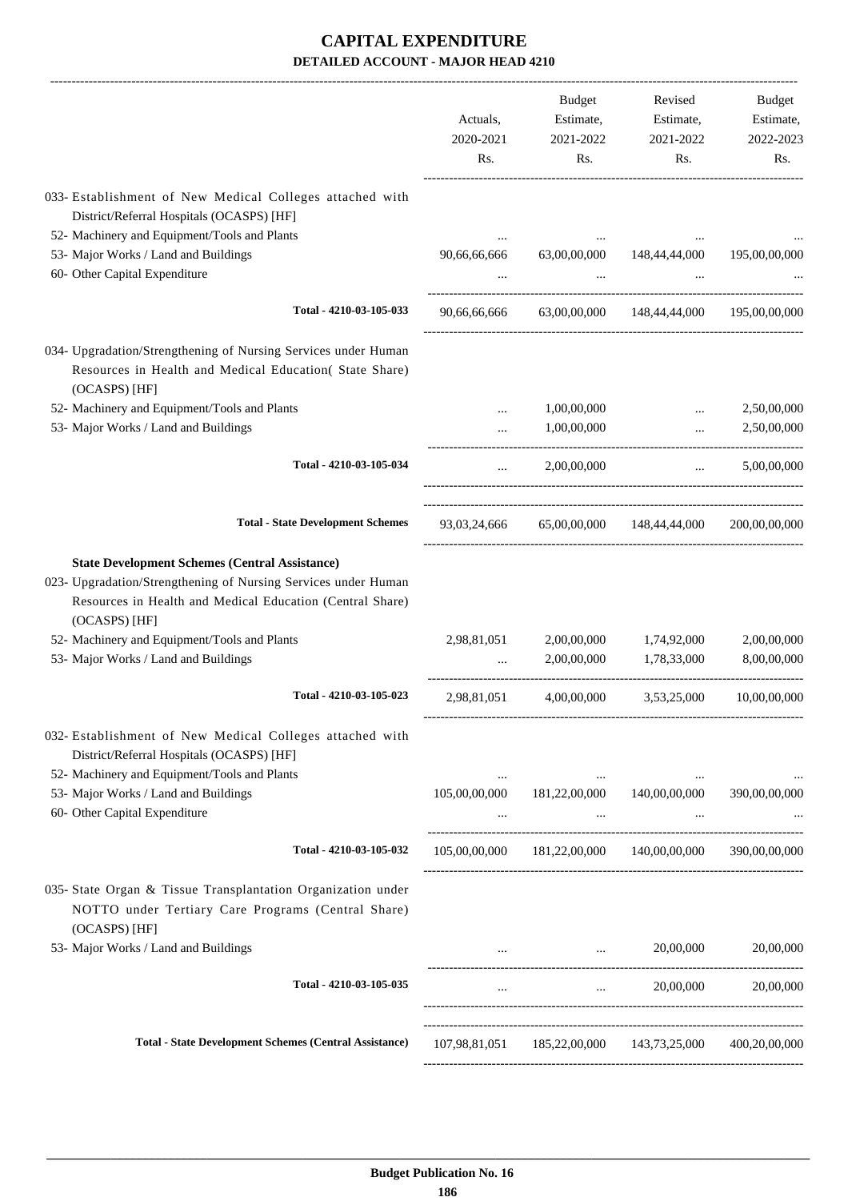# CAPITAL EXPENDITURE

**DETAILED ACCOUNT - MAJOR HEAD 4210**

| | Actuals, 2020-2021 Rs. | Budget Estimate, 2021-2022 Rs. | Revised Estimate, 2021-2022 Rs. | Budget Estimate, 2022-2023 Rs. |
|---|---|---|---|---|
| 033- Establishment of New Medical Colleges attached with District/Referral Hospitals (OCASPS) [HF] | | | | |
| 52- Machinery and Equipment/Tools and Plants | ... | ... | ... | ... |
| 53- Major Works / Land and Buildings | 90,66,66,666 | 63,00,00,000 | 148,44,44,000 | 195,00,00,000 |
| 60- Other Capital Expenditure | ... | ... | ... | ... |
| **Total - 4210-03-105-033** | 90,66,66,666 | 63,00,00,000 | 148,44,44,000 | 195,00,00,000 |
| 034- Upgradation/Strengthening of Nursing Services under Human Resources in Health and Medical Education( State Share) (OCASPS) [HF] | | | | |
| 52- Machinery and Equipment/Tools and Plants | ... | 1,00,00,000 | ... | 2,50,00,000 |
| 53- Major Works / Land and Buildings | ... | 1,00,00,000 | ... | 2,50,00,000 |
| **Total - 4210-03-105-034** | ... | 2,00,00,000 | ... | 5,00,00,000 |
| **Total - State Development Schemes** | 93,03,24,666 | 65,00,00,000 | 148,44,44,000 | 200,00,00,000 |
| **State Development Schemes (Central Assistance)** | | | | |
| 023- Upgradation/Strengthening of Nursing Services under Human Resources in Health and Medical Education (Central Share) (OCASPS) [HF] | | | | |
| 52- Machinery and Equipment/Tools and Plants | 2,98,81,051 | 2,00,00,000 | 1,74,92,000 | 2,00,00,000 |
| 53- Major Works / Land and Buildings | ... | 2,00,00,000 | 1,78,33,000 | 8,00,00,000 |
| **Total - 4210-03-105-023** | 2,98,81,051 | 4,00,00,000 | 3,53,25,000 | 10,00,00,000 |
| 032- Establishment of New Medical Colleges attached with District/Referral Hospitals (OCASPS) [HF] | | | | |
| 52- Machinery and Equipment/Tools and Plants | ... | ... | ... | ... |
| 53- Major Works / Land and Buildings | 105,00,00,000 | 181,22,00,000 | 140,00,00,000 | 390,00,00,000 |
| 60- Other Capital Expenditure | ... | ... | ... | ... |
| **Total - 4210-03-105-032** | 105,00,00,000 | 181,22,00,000 | 140,00,00,000 | 390,00,00,000 |
| 035- State Organ & Tissue Transplantation Organization under NOTTO under Tertiary Care Programs (Central Share) (OCASPS) [HF] | | | | |
| 53- Major Works / Land and Buildings | ... | ... | 20,00,000 | 20,00,000 |
| **Total - 4210-03-105-035** | ... | ... | 20,00,000 | 20,00,000 |
| **Total - State Development Schemes (Central Assistance)** | 107,98,81,051 | 185,22,00,000 | 143,73,25,000 | 400,20,00,000 |

**Budget Publication No. 16**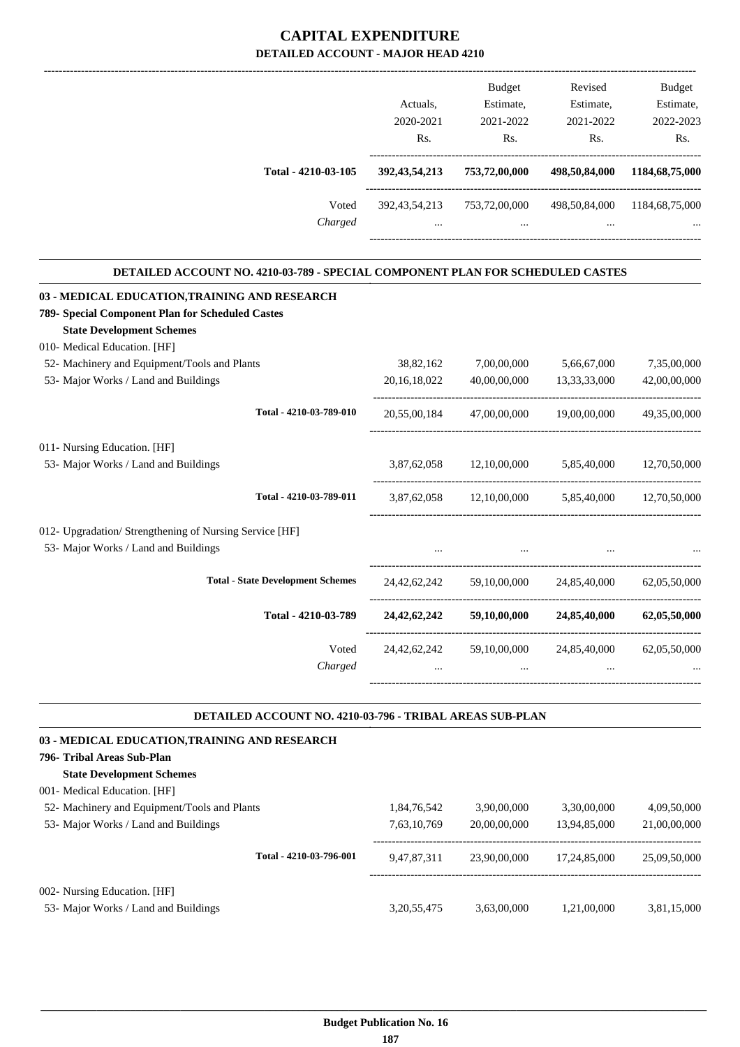# CAPITAL EXPENDITURE

## DETAILED ACCOUNT - MAJOR HEAD 4210

| | Actuals, 2020-2021 Rs. | Budget Estimate, 2021-2022 Rs. | Revised Estimate, 2021-2022 Rs. | Budget Estimate, 2022-2023 Rs. |
|---|---|---|---|---|
| **Total - 4210-03-105** | **392,43,54,213** | **753,72,00,000** | **498,50,84,000** | **1184,68,75,000** |
| Voted | 392,43,54,213 | 753,72,00,000 | 498,50,84,000 | 1184,68,75,000 |
| *Charged* | ... | ... | ... | ... |

### DETAILED ACCOUNT NO. 4210-03-789 - SPECIAL COMPONENT PLAN FOR SCHEDULED CASTES

| | Actuals, 2020-2021 Rs. | Budget Estimate, 2021-2022 Rs. | Revised Estimate, 2021-2022 Rs. | Budget Estimate, 2022-2023 Rs. |
|---|---|---|---|---|
| **03 - MEDICAL EDUCATION,TRAINING AND RESEARCH** | | | | |
| **789- Special Component Plan for Scheduled Castes** | | | | |
| **State Development Schemes** | | | | |
| 010- Medical Education. [HF] | | | | |
| 52- Machinery and Equipment/Tools and Plants | 38,82,162 | 7,00,00,000 | 5,66,67,000 | 7,35,00,000 |
| 53- Major Works / Land and Buildings | 20,16,18,022 | 40,00,00,000 | 13,33,33,000 | 42,00,00,000 |
| **Total - 4210-03-789-010** | 20,55,00,184 | 47,00,00,000 | 19,00,00,000 | 49,35,00,000 |
| 011- Nursing Education. [HF] | | | | |
| 53- Major Works / Land and Buildings | 3,87,62,058 | 12,10,00,000 | 5,85,40,000 | 12,70,50,000 |
| **Total - 4210-03-789-011** | 3,87,62,058 | 12,10,00,000 | 5,85,40,000 | 12,70,50,000 |
| 012- Upgradation/ Strengthening of Nursing Service [HF] | | | | |
| 53- Major Works / Land and Buildings | ... | ... | ... | ... |
| **Total - State Development Schemes** | 24,42,62,242 | 59,10,00,000 | 24,85,40,000 | 62,05,50,000 |
| **Total - 4210-03-789** | **24,42,62,242** | **59,10,00,000** | **24,85,40,000** | **62,05,50,000** |
| Voted | 24,42,62,242 | 59,10,00,000 | 24,85,40,000 | 62,05,50,000 |
| *Charged* | ... | ... | ... | ... |

### DETAILED ACCOUNT NO. 4210-03-796 - TRIBAL AREAS SUB-PLAN

| | Actuals, 2020-2021 Rs. | Budget Estimate, 2021-2022 Rs. | Revised Estimate, 2021-2022 Rs. | Budget Estimate, 2022-2023 Rs. |
|---|---|---|---|---|
| **03 - MEDICAL EDUCATION,TRAINING AND RESEARCH** | | | | |
| **796- Tribal Areas Sub-Plan** | | | | |
| **State Development Schemes** | | | | |
| 001- Medical Education. [HF] | | | | |
| 52- Machinery and Equipment/Tools and Plants | 1,84,76,542 | 3,90,00,000 | 3,30,00,000 | 4,09,50,000 |
| 53- Major Works / Land and Buildings | 7,63,10,769 | 20,00,00,000 | 13,94,85,000 | 21,00,00,000 |
| **Total - 4210-03-796-001** | 9,47,87,311 | 23,90,00,000 | 17,24,85,000 | 25,09,50,000 |
| 002- Nursing Education. [HF] | | | | |
| 53- Major Works / Land and Buildings | 3,20,55,475 | 3,63,00,000 | 1,21,00,000 | 3,81,15,000 |

**Budget Publication No. 16**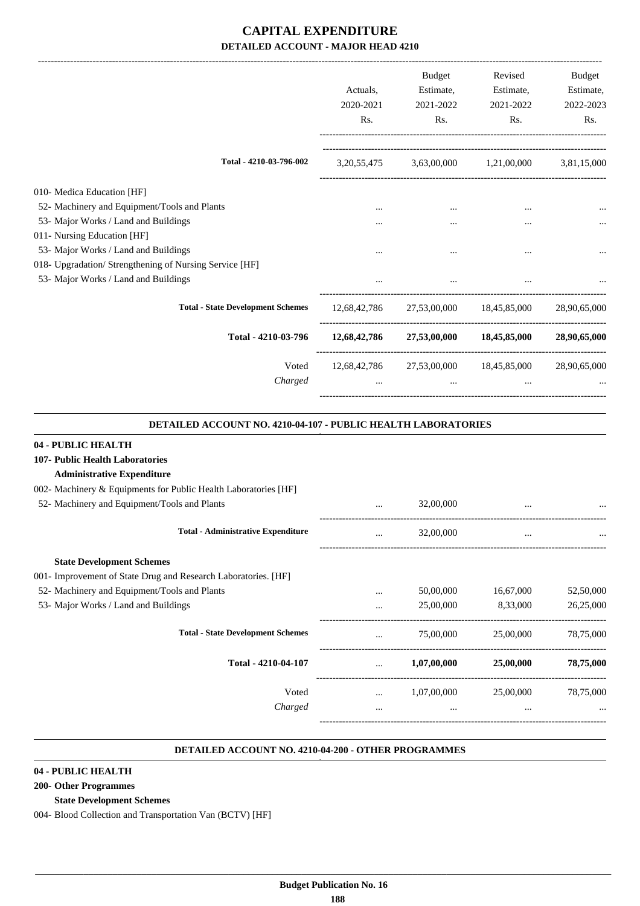# CAPITAL EXPENDITURE

## DETAILED ACCOUNT - MAJOR HEAD 4210

| | Actuals, 2020-2021 Rs. | Budget Estimate, 2021-2022 Rs. | Revised Estimate, 2021-2022 Rs. | Budget Estimate, 2022-2023 Rs. |
|---|---|---|---|---|
| **Total - 4210-03-796-002** | 3,20,55,475 | 3,63,00,000 | 1,21,00,000 | 3,81,15,000 |
| 010- Medica Education [HF] | | | | |
| 52- Machinery and Equipment/Tools and Plants | ... | ... | ... | ... |
| 53- Major Works / Land and Buildings | ... | ... | ... | ... |
| 011- Nursing Education [HF] | | | | |
| 53- Major Works / Land and Buildings | ... | ... | ... | ... |
| 018- Upgradation/ Strengthening of Nursing Service [HF] | | | | |
| 53- Major Works / Land and Buildings | ... | ... | ... | ... |
| **Total - State Development Schemes** | 12,68,42,786 | 27,53,00,000 | 18,45,85,000 | 28,90,65,000 |
| **Total - 4210-03-796** | **12,68,42,786** | **27,53,00,000** | **18,45,85,000** | **28,90,65,000** |
| Voted | 12,68,42,786 | 27,53,00,000 | 18,45,85,000 | 28,90,65,000 |
| *Charged* | ... | ... | ... | ... |

### DETAILED ACCOUNT NO. 4210-04-107 - PUBLIC HEALTH LABORATORIES

**04 - PUBLIC HEALTH**

**107- Public Health Laboratories**

| | Actuals, 2020-2021 Rs. | Budget Estimate, 2021-2022 Rs. | Revised Estimate, 2021-2022 Rs. | Budget Estimate, 2022-2023 Rs. |
|---|---|---|---|---|
| **Administrative Expenditure** | | | | |
| 002- Machinery & Equipments for Public Health Laboratories [HF] | | | | |
| 52- Machinery and Equipment/Tools and Plants | ... | 32,00,000 | ... | ... |
| **Total - Administrative Expenditure** | ... | 32,00,000 | ... | ... |
| **State Development Schemes** | | | | |
| 001- Improvement of State Drug and Research Laboratories. [HF] | | | | |
| 52- Machinery and Equipment/Tools and Plants | ... | 50,00,000 | 16,67,000 | 52,50,000 |
| 53- Major Works / Land and Buildings | ... | 25,00,000 | 8,33,000 | 26,25,000 |
| **Total - State Development Schemes** | ... | 75,00,000 | 25,00,000 | 78,75,000 |
| **Total - 4210-04-107** | ... | **1,07,00,000** | **25,00,000** | **78,75,000** |
| Voted | ... | 1,07,00,000 | 25,00,000 | 78,75,000 |
| *Charged* | ... | ... | ... | ... |

### DETAILED ACCOUNT NO. 4210-04-200 - OTHER PROGRAMMES

**04 - PUBLIC HEALTH**

**200- Other Programmes**

**State Development Schemes**

004- Blood Collection and Transportation Van (BCTV) [HF]

Budget Publication No. 16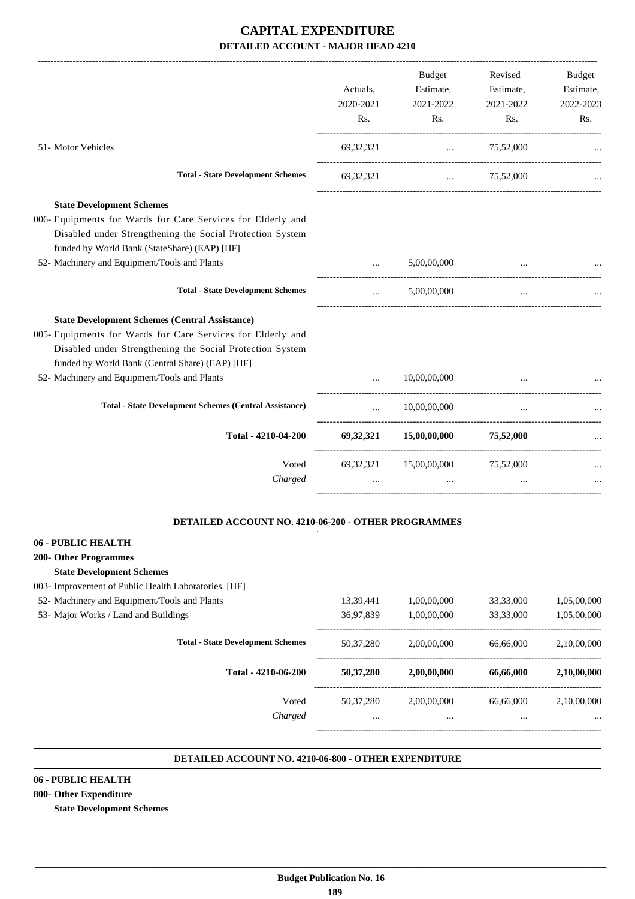# CAPITAL EXPENDITURE

## DETAILED ACCOUNT - MAJOR HEAD 4210

| | Actuals, 2020-2021 Rs. | Budget Estimate, 2021-2022 Rs. | Revised Estimate, 2021-2022 Rs. | Budget Estimate, 2022-2023 Rs. |
|---|---|---|---|---|
| 51- Motor Vehicles | 69,32,321 | ... | 75,52,000 | ... |
| **Total - State Development Schemes** | 69,32,321 | ... | 75,52,000 | ... |
| **State Development Schemes** | | | | |
| 006- Equipments for Wards for Care Services for Elderly and Disabled under Strengthening the Social Protection System funded by World Bank (StateShare) (EAP) [HF] | | | | |
| 52- Machinery and Equipment/Tools and Plants | ... | 5,00,00,000 | ... | ... |
| **Total - State Development Schemes** | ... | 5,00,00,000 | ... | ... |
| **State Development Schemes (Central Assistance)** | | | | |
| 005- Equipments for Wards for Care Services for Elderly and Disabled under Strengthening the Social Protection System funded by World Bank (Central Share) (EAP) [HF] | | | | |
| 52- Machinery and Equipment/Tools and Plants | ... | 10,00,00,000 | ... | ... |
| **Total - State Development Schemes (Central Assistance)** | ... | 10,00,00,000 | ... | ... |
| **Total - 4210-04-200** | **69,32,321** | **15,00,00,000** | **75,52,000** | ... |
| Voted | 69,32,321 | 15,00,00,000 | 75,52,000 | ... |
| *Charged* | ... | ... | ... | ... |

### DETAILED ACCOUNT NO. 4210-06-200 - OTHER PROGRAMMES

**06 - PUBLIC HEALTH**

**200- Other Programmes**

| | Actuals, 2020-2021 Rs. | Budget Estimate, 2021-2022 Rs. | Revised Estimate, 2021-2022 Rs. | Budget Estimate, 2022-2023 Rs. |
|---|---|---|---|---|
| **State Development Schemes** | | | | |
| 003- Improvement of Public Health Laboratories. [HF] | | | | |
| 52- Machinery and Equipment/Tools and Plants | 13,39,441 | 1,00,00,000 | 33,33,000 | 1,05,00,000 |
| 53- Major Works / Land and Buildings | 36,97,839 | 1,00,00,000 | 33,33,000 | 1,05,00,000 |
| **Total - State Development Schemes** | 50,37,280 | 2,00,00,000 | 66,66,000 | 2,10,00,000 |
| **Total - 4210-06-200** | **50,37,280** | **2,00,00,000** | **66,66,000** | **2,10,00,000** |
| Voted | 50,37,280 | 2,00,00,000 | 66,66,000 | 2,10,00,000 |
| *Charged* | ... | ... | ... | ... |

### DETAILED ACCOUNT NO. 4210-06-800 - OTHER EXPENDITURE

**06 - PUBLIC HEALTH**

**800- Other Expenditure**

**State Development Schemes**

**Budget Publication No. 16**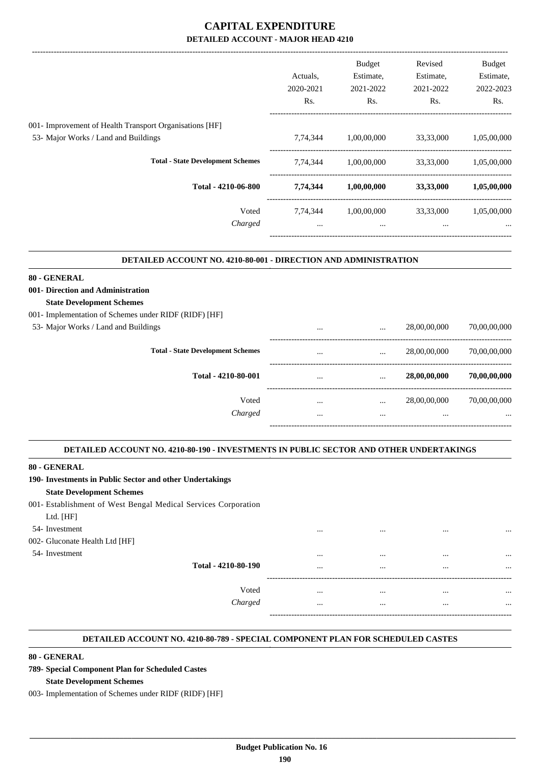# CAPITAL EXPENDITURE

## DETAILED ACCOUNT - MAJOR HEAD 4210

| | Actuals, 2020-2021 Rs. | Budget Estimate, 2021-2022 Rs. | Revised Estimate, 2021-2022 Rs. | Budget Estimate, 2022-2023 Rs. |
|---|---|---|---|---|
| 001- Improvement of Health Transport Organisations [HF] | | | | |
| 53- Major Works / Land and Buildings | 7,74,344 | 1,00,00,000 | 33,33,000 | 1,05,00,000 |
| **Total - State Development Schemes** | 7,74,344 | 1,00,00,000 | 33,33,000 | 1,05,00,000 |
| **Total - 4210-06-800** | **7,74,344** | **1,00,00,000** | **33,33,000** | **1,05,00,000** |
| Voted | 7,74,344 | 1,00,00,000 | 33,33,000 | 1,05,00,000 |
| *Charged* | ... | ... | ... | ... |

### DETAILED ACCOUNT NO. 4210-80-001 - DIRECTION AND ADMINISTRATION

| | | | | |
|---|---|---|---|---|
| **80 - GENERAL** | | | | |
| **001- Direction and Administration** | | | | |
| **State Development Schemes** | | | | |
| 001- Implementation of Schemes under RIDF (RIDF) [HF] | | | | |
| 53- Major Works / Land and Buildings | ... | ... | 28,00,00,000 | 70,00,00,000 |
| **Total - State Development Schemes** | ... | ... | 28,00,00,000 | 70,00,00,000 |
| **Total - 4210-80-001** | ... | ... | **28,00,00,000** | **70,00,00,000** |
| Voted | ... | ... | 28,00,00,000 | 70,00,00,000 |
| *Charged* | ... | ... | ... | ... |

### DETAILED ACCOUNT NO. 4210-80-190 - INVESTMENTS IN PUBLIC SECTOR AND OTHER UNDERTAKINGS

| | | | | |
|---|---|---|---|---|
| **80 - GENERAL** | | | | |
| **190- Investments in Public Sector and other Undertakings** | | | | |
| **State Development Schemes** | | | | |
| 001- Establishment of West Bengal Medical Services Corporation Ltd. [HF] | | | | |
| 54- Investment | ... | ... | ... | ... |
| 002- Gluconate Health Ltd [HF] | | | | |
| 54- Investment | ... | ... | ... | ... |
| **Total - 4210-80-190** | ... | ... | ... | ... |
| Voted | ... | ... | ... | ... |
| *Charged* | ... | ... | ... | ... |

### DETAILED ACCOUNT NO. 4210-80-789 - SPECIAL COMPONENT PLAN FOR SCHEDULED CASTES

**80 - GENERAL**

**789- Special Component Plan for Scheduled Castes**

**State Development Schemes**

003- Implementation of Schemes under RIDF (RIDF) [HF]

Budget Publication No. 16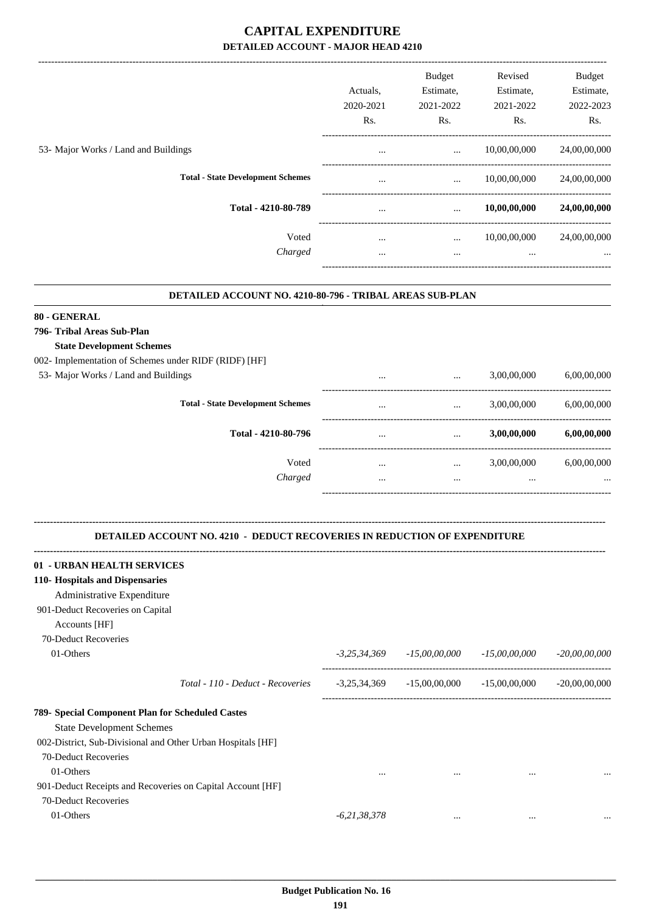# CAPITAL EXPENDITURE

## DETAILED ACCOUNT - MAJOR HEAD 4210

| | Actuals, 2020-2021 Rs. | Budget Estimate, 2021-2022 Rs. | Revised Estimate, 2021-2022 Rs. | Budget Estimate, 2022-2023 Rs. |
|---|---|---|---|---|
| 53- Major Works / Land and Buildings | ... | ... | 10,00,00,000 | 24,00,00,000 |
| **Total - State Development Schemes** | ... | ... | 10,00,00,000 | 24,00,00,000 |
| **Total - 4210-80-789** | ... | ... | **10,00,00,000** | **24,00,00,000** |
| Voted | ... | ... | 10,00,00,000 | 24,00,00,000 |
| *Charged* | ... | ... | ... | ... |

### DETAILED ACCOUNT NO. 4210-80-796 - TRIBAL AREAS SUB-PLAN

| | Actuals, 2020-2021 Rs. | Budget Estimate, 2021-2022 Rs. | Revised Estimate, 2021-2022 Rs. | Budget Estimate, 2022-2023 Rs. |
|---|---|---|---|---|
| **80 - GENERAL** | | | | |
| **796- Tribal Areas Sub-Plan** | | | | |
| **State Development Schemes** | | | | |
| 002- Implementation of Schemes under RIDF (RIDF) [HF] | | | | |
| 53- Major Works / Land and Buildings | ... | ... | 3,00,00,000 | 6,00,00,000 |
| **Total - State Development Schemes** | ... | ... | 3,00,00,000 | 6,00,00,000 |
| **Total - 4210-80-796** | ... | ... | **3,00,00,000** | **6,00,00,000** |
| Voted | ... | ... | 3,00,00,000 | 6,00,00,000 |
| *Charged* | ... | ... | ... | ... |

### DETAILED ACCOUNT NO. 4210 - DEDUCT RECOVERIES IN REDUCTION OF EXPENDITURE

| | Actuals, 2020-2021 Rs. | Budget Estimate, 2021-2022 Rs. | Revised Estimate, 2021-2022 Rs. | Budget Estimate, 2022-2023 Rs. |
|---|---|---|---|---|
| **01 - URBAN HEALTH SERVICES** | | | | |
| **110- Hospitals and Dispensaries** | | | | |
| Administrative Expenditure | | | | |
| 901-Deduct Recoveries on Capital Accounts [HF] | | | | |
| 70-Deduct Recoveries | | | | |
| 01-Others | *-3,25,34,369* | *-15,00,00,000* | *-15,00,00,000* | *-20,00,00,000* |
| *Total - 110 - Deduct - Recoveries* | -3,25,34,369 | -15,00,00,000 | -15,00,00,000 | -20,00,00,000 |
| **789- Special Component Plan for Scheduled Castes** | | | | |
| State Development Schemes | | | | |
| 002-District, Sub-Divisional and Other Urban Hospitals [HF] | | | | |
| 70-Deduct Recoveries | | | | |
| 01-Others | ... | ... | ... | ... |
| 901-Deduct Receipts and Recoveries on Capital Account [HF] | | | | |
| 70-Deduct Recoveries | | | | |
| 01-Others | *-6,21,38,378* | ... | ... | ... |

Budget Publication No. 16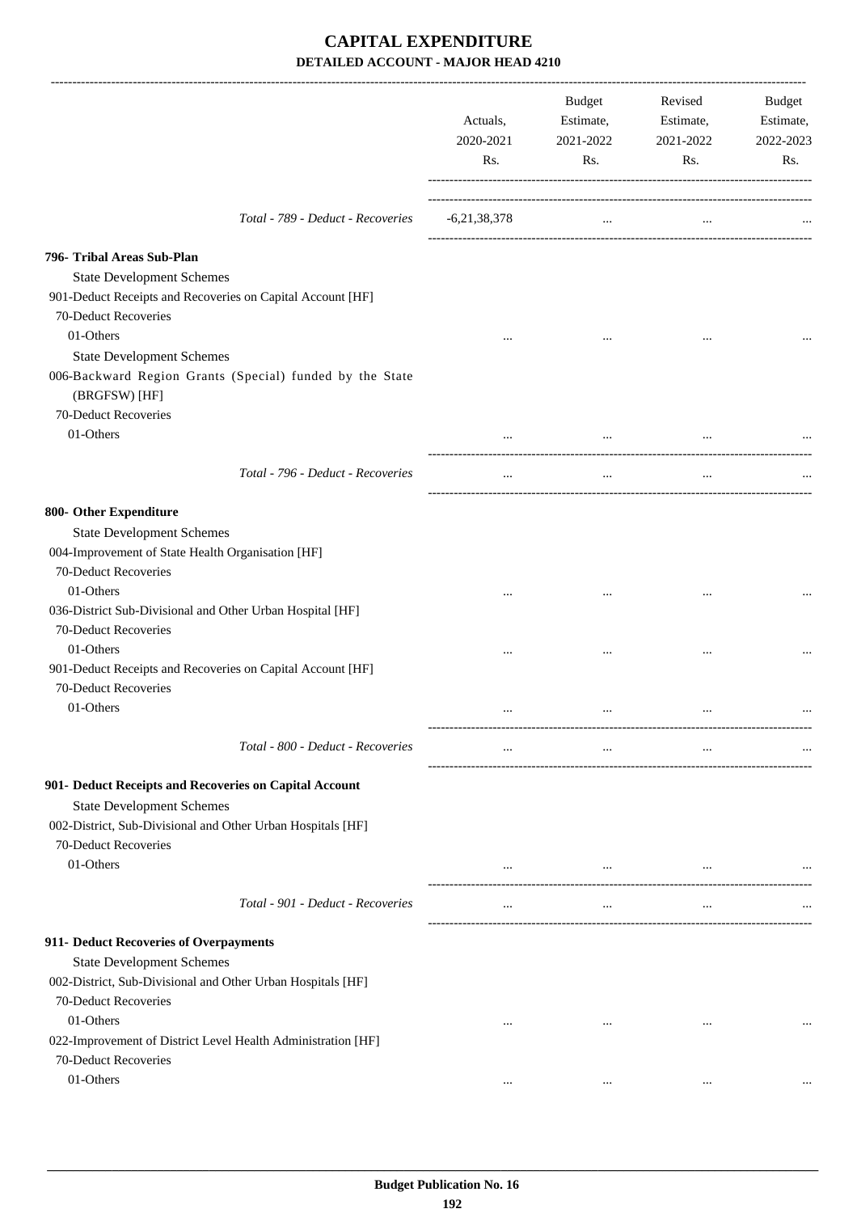# CAPITAL EXPENDITURE
## DETAILED ACCOUNT - MAJOR HEAD 4210

| | Actuals, 2020-2021 Rs. | Budget Estimate, 2021-2022 Rs. | Revised Estimate, 2021-2022 Rs. | Budget Estimate, 2022-2023 Rs. |
|---|---|---|---|---|
| *Total - 789 - Deduct - Recoveries* | -6,21,38,378 | ... | ... | ... |
| **796- Tribal Areas Sub-Plan** | | | | |
| State Development Schemes | | | | |
| 901-Deduct Receipts and Recoveries on Capital Account [HF] | | | | |
| 70-Deduct Recoveries | | | | |
| 01-Others | ... | ... | ... | ... |
| State Development Schemes | | | | |
| 006-Backward Region Grants (Special) funded by the State (BRGFSW) [HF] | | | | |
| 70-Deduct Recoveries | | | | |
| 01-Others | ... | ... | ... | ... |
| *Total - 796 - Deduct - Recoveries* | ... | ... | ... | ... |
| **800- Other Expenditure** | | | | |
| State Development Schemes | | | | |
| 004-Improvement of State Health Organisation [HF] | | | | |
| 70-Deduct Recoveries | | | | |
| 01-Others | ... | ... | ... | ... |
| 036-District Sub-Divisional and Other Urban Hospital [HF] | | | | |
| 70-Deduct Recoveries | | | | |
| 01-Others | ... | ... | ... | ... |
| 901-Deduct Receipts and Recoveries on Capital Account [HF] | | | | |
| 70-Deduct Recoveries | | | | |
| 01-Others | ... | ... | ... | ... |
| *Total - 800 - Deduct - Recoveries* | ... | ... | ... | ... |
| **901- Deduct Receipts and Recoveries on Capital Account** | | | | |
| State Development Schemes | | | | |
| 002-District, Sub-Divisional and Other Urban Hospitals [HF] | | | | |
| 70-Deduct Recoveries | | | | |
| 01-Others | ... | ... | ... | ... |
| *Total - 901 - Deduct - Recoveries* | ... | ... | ... | ... |
| **911- Deduct Recoveries of Overpayments** | | | | |
| State Development Schemes | | | | |
| 002-District, Sub-Divisional and Other Urban Hospitals [HF] | | | | |
| 70-Deduct Recoveries | | | | |
| 01-Others | ... | ... | ... | ... |
| 022-Improvement of District Level Health Administration [HF] | | | | |
| 70-Deduct Recoveries | | | | |
| 01-Others | ... | ... | ... | ... |

Budget Publication No. 16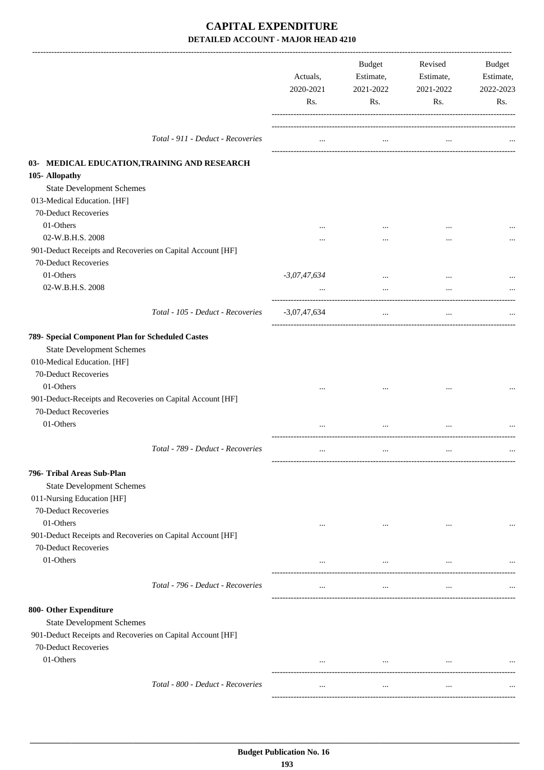# CAPITAL EXPENDITURE

## DETAILED ACCOUNT - MAJOR HEAD 4210

| | Actuals, 2020-2021 Rs. | Budget Estimate, 2021-2022 Rs. | Revised Estimate, 2021-2022 Rs. | Budget Estimate, 2022-2023 Rs. |
|---|---|---|---|---|
| *Total - 911 - Deduct - Recoveries* | ... | ... | ... | ... |
| **03- MEDICAL EDUCATION,TRAINING AND RESEARCH** | | | | |
| **105- Allopathy** | | | | |
| State Development Schemes | | | | |
| 013-Medical Education. [HF] | | | | |
| 70-Deduct Recoveries | | | | |
| 01-Others | ... | ... | ... | ... |
| 02-W.B.H.S. 2008 | ... | ... | ... | ... |
| 901-Deduct Receipts and Recoveries on Capital Account [HF] | | | | |
| 70-Deduct Recoveries | | | | |
| 01-Others | -3,07,47,634 | ... | ... | ... |
| 02-W.B.H.S. 2008 | ... | ... | ... | ... |
| *Total - 105 - Deduct - Recoveries* | -3,07,47,634 | ... | ... | ... |
| **789- Special Component Plan for Scheduled Castes** | | | | |
| State Development Schemes | | | | |
| 010-Medical Education. [HF] | | | | |
| 70-Deduct Recoveries | | | | |
| 01-Others | ... | ... | ... | ... |
| 901-Deduct-Receipts and Recoveries on Capital Account [HF] | | | | |
| 70-Deduct Recoveries | | | | |
| 01-Others | ... | ... | ... | ... |
| *Total - 789 - Deduct - Recoveries* | ... | ... | ... | ... |
| **796- Tribal Areas Sub-Plan** | | | | |
| State Development Schemes | | | | |
| 011-Nursing Education [HF] | | | | |
| 70-Deduct Recoveries | | | | |
| 01-Others | ... | ... | ... | ... |
| 901-Deduct Receipts and Recoveries on Capital Account [HF] | | | | |
| 70-Deduct Recoveries | | | | |
| 01-Others | ... | ... | ... | ... |
| *Total - 796 - Deduct - Recoveries* | ... | ... | ... | ... |
| **800- Other Expenditure** | | | | |
| State Development Schemes | | | | |
| 901-Deduct Receipts and Recoveries on Capital Account [HF] | | | | |
| 70-Deduct Recoveries | | | | |
| 01-Others | ... | ... | ... | ... |
| *Total - 800 - Deduct - Recoveries* | ... | ... | ... | ... |

**Budget Publication No. 16**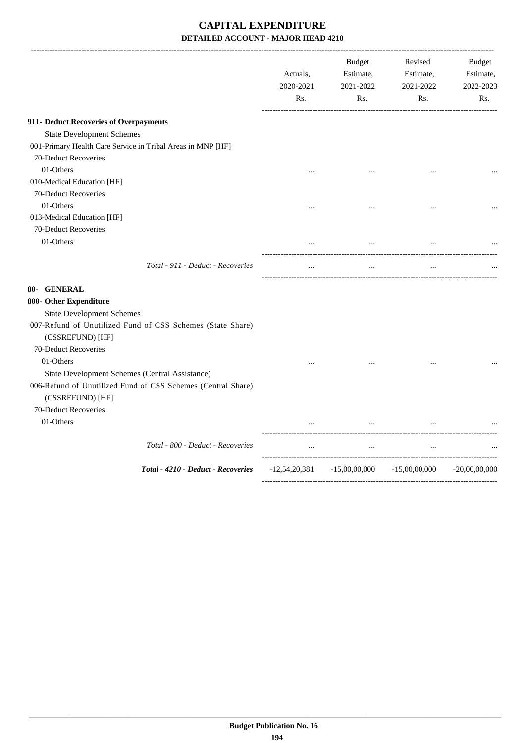# CAPITAL EXPENDITURE

### DETAILED ACCOUNT - MAJOR HEAD 4210

| | Actuals, 2020-2021 Rs. | Budget Estimate, 2021-2022 Rs. | Revised Estimate, 2021-2022 Rs. | Budget Estimate, 2022-2023 Rs. |
|---|---|---|---|---|
| **911- Deduct Recoveries of Overpayments** | | | | |
| State Development Schemes | | | | |
| 001-Primary Health Care Service in Tribal Areas in MNP [HF] | | | | |
| 70-Deduct Recoveries | | | | |
| 01-Others | ... | ... | ... | ... |
| 010-Medical Education [HF] | | | | |
| 70-Deduct Recoveries | | | | |
| 01-Others | ... | ... | ... | ... |
| 013-Medical Education [HF] | | | | |
| 70-Deduct Recoveries | | | | |
| 01-Others | ... | ... | ... | ... |
| *Total - 911 - Deduct - Recoveries* | ... | ... | ... | ... |
| **80- GENERAL** | | | | |
| **800- Other Expenditure** | | | | |
| State Development Schemes | | | | |
| 007-Refund of Unutilized Fund of CSS Schemes (State Share) (CSSREFUND) [HF] | | | | |
| 70-Deduct Recoveries | | | | |
| 01-Others | ... | ... | ... | ... |
| State Development Schemes (Central Assistance) | | | | |
| 006-Refund of Unutilized Fund of CSS Schemes (Central Share) (CSSREFUND) [HF] | | | | |
| 70-Deduct Recoveries | | | | |
| 01-Others | ... | ... | ... | ... |
| *Total - 800 - Deduct - Recoveries* | ... | ... | ... | ... |
| ***Total - 4210 - Deduct - Recoveries*** | -12,54,20,381 | -15,00,00,000 | -15,00,00,000 | -20,00,00,000 |

**Budget Publication No. 16**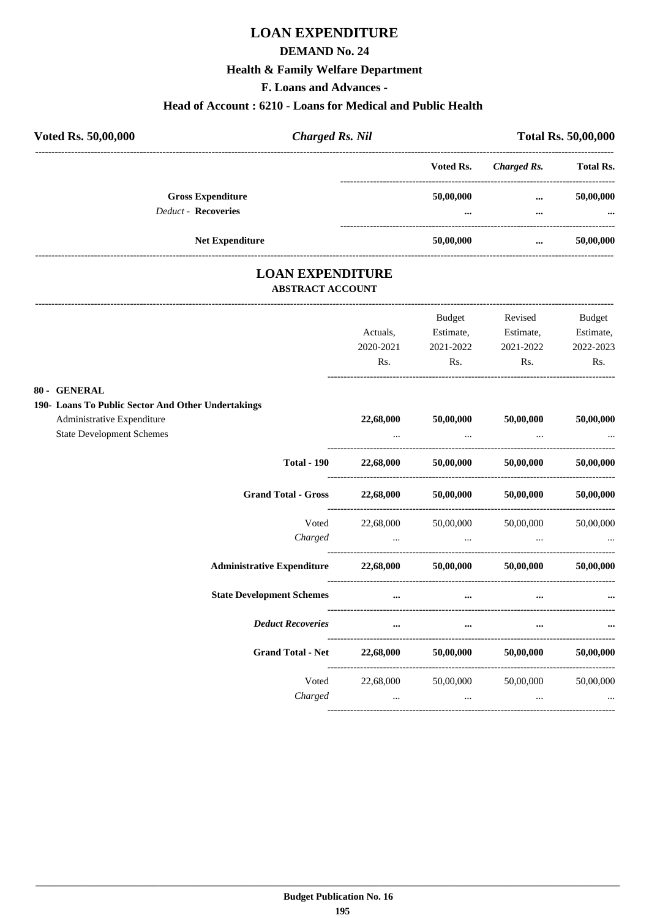# LOAN EXPENDITURE

## DEMAND No. 24

### Health & Family Welfare Department

### F. Loans and Advances -

### Head of Account : 6210 - Loans for Medical and Public Health

| **Voted Rs. 50,00,000** | ***Charged Rs. Nil*** | **Total Rs. 50,00,000** |
|---|---|---|

| | **Voted Rs.** | ***Charged Rs.*** | **Total Rs.** |
|---|---|---|---|
| **Gross Expenditure** | **50,00,000** | **...** | **50,00,000** |
| *Deduct* - **Recoveries** | **...** | **...** | **...** |
| **Net Expenditure** | **50,00,000** | **...** | **50,00,000** |

# LOAN EXPENDITURE

## ABSTRACT ACCOUNT

| | Actuals, 2020-2021 Rs. | Budget Estimate, 2021-2022 Rs. | Revised Estimate, 2021-2022 Rs. | Budget Estimate, 2022-2023 Rs. |
|---|---|---|---|---|
| **80 - GENERAL** | | | | |
| **190- Loans To Public Sector And Other Undertakings** | | | | |
| Administrative Expenditure | **22,68,000** | **50,00,000** | **50,00,000** | **50,00,000** |
| State Development Schemes | ... | ... | ... | ... |
| **Total - 190** | **22,68,000** | **50,00,000** | **50,00,000** | **50,00,000** |
| **Grand Total - Gross** | **22,68,000** | **50,00,000** | **50,00,000** | **50,00,000** |
| Voted | 22,68,000 | 50,00,000 | 50,00,000 | 50,00,000 |
| *Charged* | ... | ... | ... | ... |
| **Administrative Expenditure** | **22,68,000** | **50,00,000** | **50,00,000** | **50,00,000** |
| **State Development Schemes** | **...** | **...** | **...** | **...** |
| ***Deduct Recoveries*** | **...** | **...** | **...** | **...** |
| **Grand Total - Net** | **22,68,000** | **50,00,000** | **50,00,000** | **50,00,000** |
| Voted | 22,68,000 | 50,00,000 | 50,00,000 | 50,00,000 |
| *Charged* | ... | ... | ... | ... |

**Budget Publication No. 16**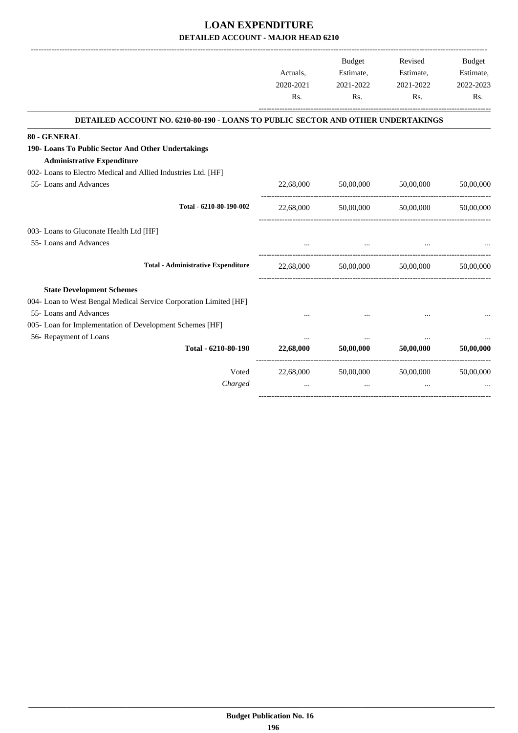# LOAN EXPENDITURE

## DETAILED ACCOUNT - MAJOR HEAD 6210

| | Actuals, 2020-2021 Rs. | Budget Estimate, 2021-2022 Rs. | Revised Estimate, 2021-2022 Rs. | Budget Estimate, 2022-2023 Rs. |
|---|---|---|---|---|
| **DETAILED ACCOUNT NO. 6210-80-190 - LOANS TO PUBLIC SECTOR AND OTHER UNDERTAKINGS** | | | | |
| **80 - GENERAL** | | | | |
| **190- Loans To Public Sector And Other Undertakings** | | | | |
| **Administrative Expenditure** | | | | |
| 002- Loans to Electro Medical and Allied Industries Ltd. [HF] | | | | |
| 55- Loans and Advances | 22,68,000 | 50,00,000 | 50,00,000 | 50,00,000 |
| Total - 6210-80-190-002 | 22,68,000 | 50,00,000 | 50,00,000 | 50,00,000 |
| 003- Loans to Gluconate Health Ltd [HF] | | | | |
| 55- Loans and Advances | ... | ... | ... | ... |
| Total - Administrative Expenditure | 22,68,000 | 50,00,000 | 50,00,000 | 50,00,000 |
| **State Development Schemes** | | | | |
| 004- Loan to West Bengal Medical Service Corporation Limited [HF] | | | | |
| 55- Loans and Advances | ... | ... | ... | ... |
| 005- Loan for Implementation of Development Schemes [HF] | | | | |
| 56- Repayment of Loans | ... | ... | ... | ... |
| **Total - 6210-80-190** | **22,68,000** | **50,00,000** | **50,00,000** | **50,00,000** |
| Voted | 22,68,000 | 50,00,000 | 50,00,000 | 50,00,000 |
| *Charged* | ... | ... | ... | ... |

**Budget Publication No. 16**